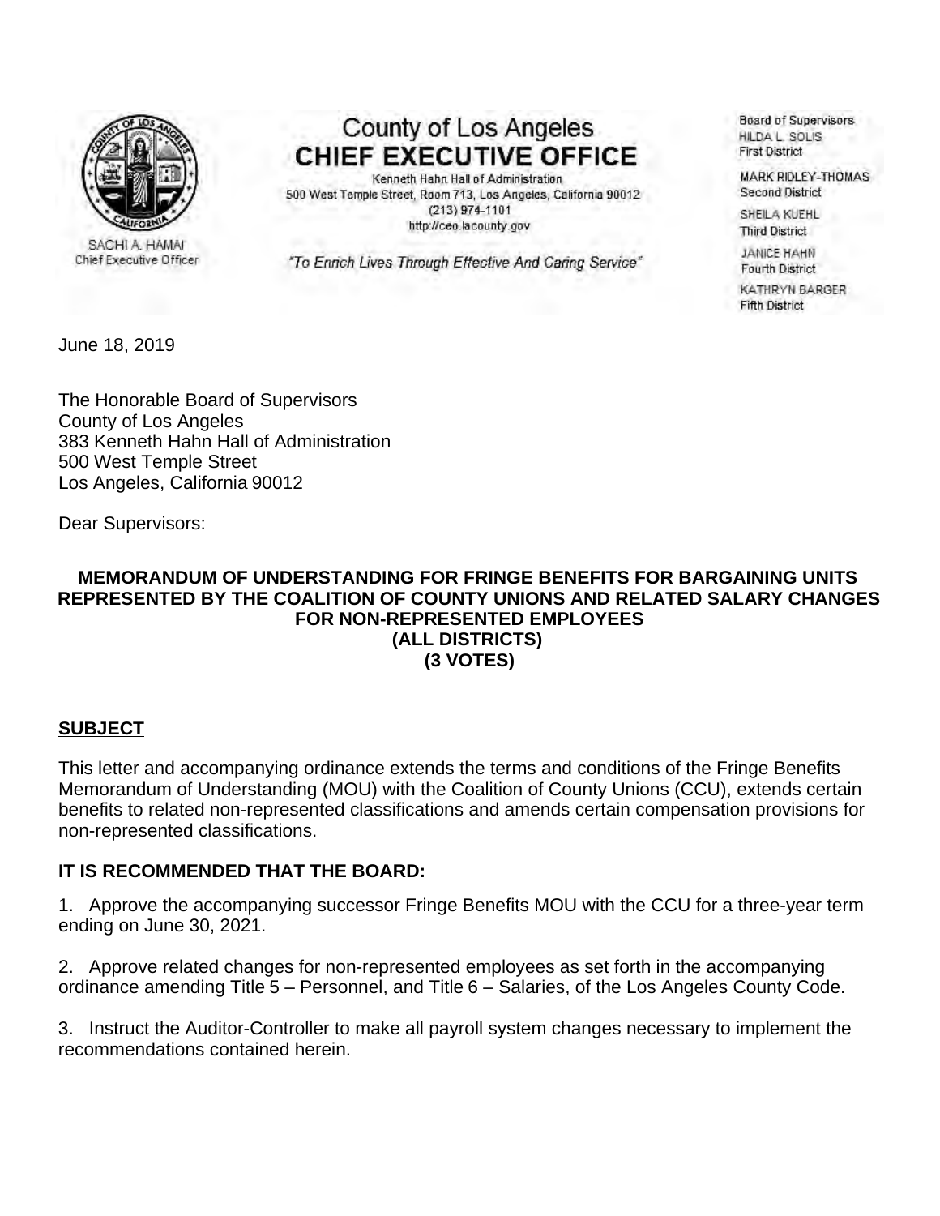County of Los Angeles
**CHIEF EXECUTIVE OFFICE**

Kenneth Hahn Hall of Administration
500 West Temple Street, Room 713, Los Angeles, California 90012
(213) 974-1101
http://ceo.lacounty.gov

*"To Enrich Lives Through Effective And Caring Service"*

SACHI A. HAMAI
Chief Executive Officer

Board of Supervisors
HILDA L. SOLIS
First District

MARK RIDLEY-THOMAS
Second District

SHEILA KUEHL
Third District

JANICE HAHN
Fourth District

KATHRYN BARGER
Fifth District

June 18, 2019

The Honorable Board of Supervisors
County of Los Angeles
383 Kenneth Hahn Hall of Administration
500 West Temple Street
Los Angeles, California 90012

Dear Supervisors:

**MEMORANDUM OF UNDERSTANDING FOR FRINGE BENEFITS FOR BARGAINING UNITS REPRESENTED BY THE COALITION OF COUNTY UNIONS AND RELATED SALARY CHANGES FOR NON-REPRESENTED EMPLOYEES**
**(ALL DISTRICTS)**
**(3 VOTES)**

## SUBJECT

This letter and accompanying ordinance extends the terms and conditions of the Fringe Benefits Memorandum of Understanding (MOU) with the Coalition of County Unions (CCU), extends certain benefits to related non-represented classifications and amends certain compensation provisions for non-represented classifications.

## IT IS RECOMMENDED THAT THE BOARD:

1. Approve the accompanying successor Fringe Benefits MOU with the CCU for a three-year term ending on June 30, 2021.

2. Approve related changes for non-represented employees as set forth in the accompanying ordinance amending Title 5 – Personnel, and Title 6 – Salaries, of the Los Angeles County Code.

3. Instruct the Auditor-Controller to make all payroll system changes necessary to implement the recommendations contained herein.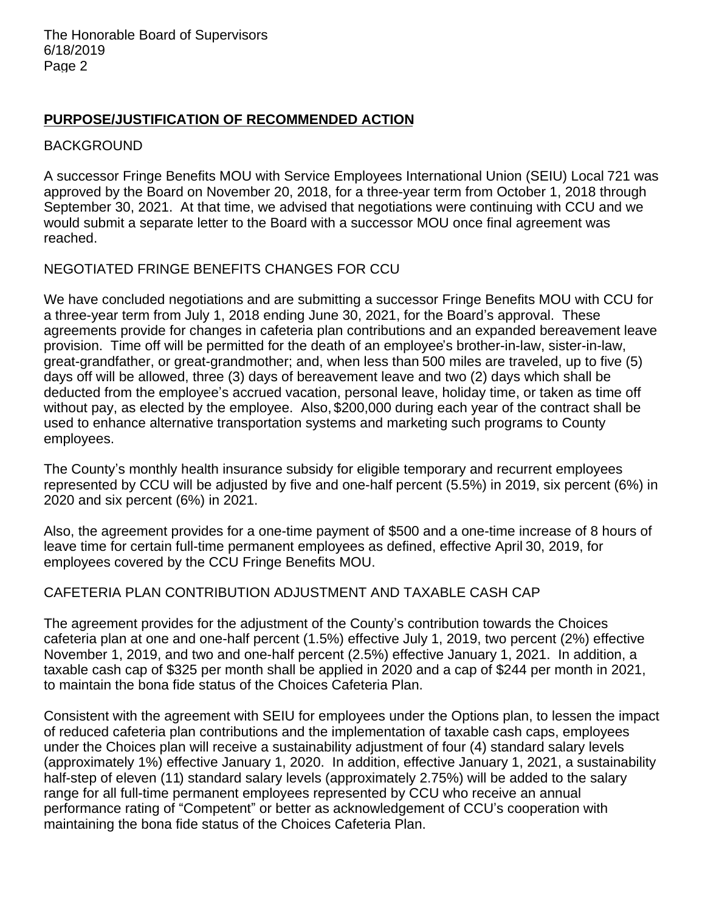## **PURPOSE/JUSTIFICATION OF RECOMMENDED ACTION**

BACKGROUND

A successor Fringe Benefits MOU with Service Employees International Union (SEIU) Local 721 was approved by the Board on November 20, 2018, for a three-year term from October 1, 2018 through September 30, 2021. At that time, we advised that negotiations were continuing with CCU and we would submit a separate letter to the Board with a successor MOU once final agreement was reached.

NEGOTIATED FRINGE BENEFITS CHANGES FOR CCU

We have concluded negotiations and are submitting a successor Fringe Benefits MOU with CCU for a three-year term from July 1, 2018 ending June 30, 2021, for the Board's approval. These agreements provide for changes in cafeteria plan contributions and an expanded bereavement leave provision. Time off will be permitted for the death of an employee's brother-in-law, sister-in-law, great-grandfather, or great-grandmother; and, when less than 500 miles are traveled, up to five (5) days off will be allowed, three (3) days of bereavement leave and two (2) days which shall be deducted from the employee's accrued vacation, personal leave, holiday time, or taken as time off without pay, as elected by the employee. Also, $200,000 during each year of the contract shall be used to enhance alternative transportation systems and marketing such programs to County employees.

The County's monthly health insurance subsidy for eligible temporary and recurrent employees represented by CCU will be adjusted by five and one-half percent (5.5%) in 2019, six percent (6%) in 2020 and six percent (6%) in 2021.

Also, the agreement provides for a one-time payment of $500 and a one-time increase of 8 hours of leave time for certain full-time permanent employees as defined, effective April 30, 2019, for employees covered by the CCU Fringe Benefits MOU.

CAFETERIA PLAN CONTRIBUTION ADJUSTMENT AND TAXABLE CASH CAP

The agreement provides for the adjustment of the County's contribution towards the Choices cafeteria plan at one and one-half percent (1.5%) effective July 1, 2019, two percent (2%) effective November 1, 2019, and two and one-half percent (2.5%) effective January 1, 2021. In addition, a taxable cash cap of $325 per month shall be applied in 2020 and a cap of $244 per month in 2021, to maintain the bona fide status of the Choices Cafeteria Plan.

Consistent with the agreement with SEIU for employees under the Options plan, to lessen the impact of reduced cafeteria plan contributions and the implementation of taxable cash caps, employees under the Choices plan will receive a sustainability adjustment of four (4) standard salary levels (approximately 1%) effective January 1, 2020. In addition, effective January 1, 2021, a sustainability half-step of eleven (11) standard salary levels (approximately 2.75%) will be added to the salary range for all full-time permanent employees represented by CCU who receive an annual performance rating of "Competent" or better as acknowledgement of CCU's cooperation with maintaining the bona fide status of the Choices Cafeteria Plan.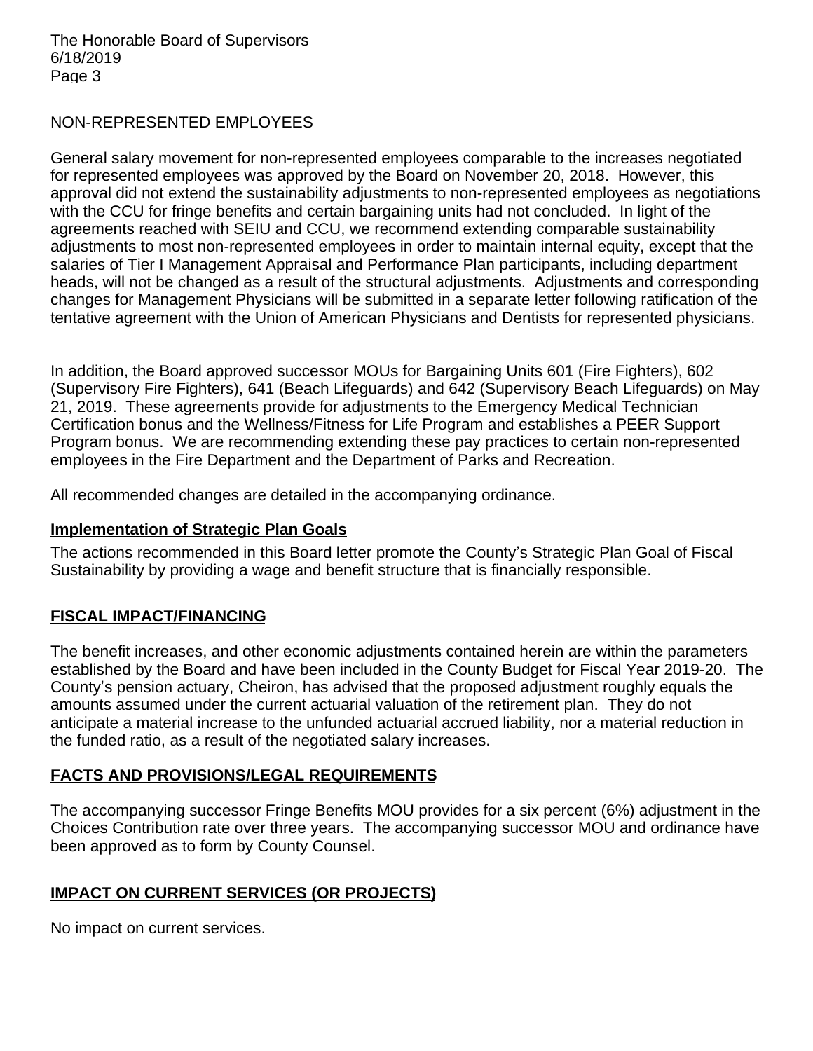NON-REPRESENTED EMPLOYEES

General salary movement for non-represented employees comparable to the increases negotiated for represented employees was approved by the Board on November 20, 2018. However, this approval did not extend the sustainability adjustments to non-represented employees as negotiations with the CCU for fringe benefits and certain bargaining units had not concluded. In light of the agreements reached with SEIU and CCU, we recommend extending comparable sustainability adjustments to most non-represented employees in order to maintain internal equity, except that the salaries of Tier I Management Appraisal and Performance Plan participants, including department heads, will not be changed as a result of the structural adjustments. Adjustments and corresponding changes for Management Physicians will be submitted in a separate letter following ratification of the tentative agreement with the Union of American Physicians and Dentists for represented physicians.

In addition, the Board approved successor MOUs for Bargaining Units 601 (Fire Fighters), 602 (Supervisory Fire Fighters), 641 (Beach Lifeguards) and 642 (Supervisory Beach Lifeguards) on May 21, 2019. These agreements provide for adjustments to the Emergency Medical Technician Certification bonus and the Wellness/Fitness for Life Program and establishes a PEER Support Program bonus. We are recommending extending these pay practices to certain non-represented employees in the Fire Department and the Department of Parks and Recreation.

All recommended changes are detailed in the accompanying ordinance.

**Implementation of Strategic Plan Goals**

The actions recommended in this Board letter promote the County's Strategic Plan Goal of Fiscal Sustainability by providing a wage and benefit structure that is financially responsible.

## FISCAL IMPACT/FINANCING

The benefit increases, and other economic adjustments contained herein are within the parameters established by the Board and have been included in the County Budget for Fiscal Year 2019-20. The County's pension actuary, Cheiron, has advised that the proposed adjustment roughly equals the amounts assumed under the current actuarial valuation of the retirement plan. They do not anticipate a material increase to the unfunded actuarial accrued liability, nor a material reduction in the funded ratio, as a result of the negotiated salary increases.

## FACTS AND PROVISIONS/LEGAL REQUIREMENTS

The accompanying successor Fringe Benefits MOU provides for a six percent (6%) adjustment in the Choices Contribution rate over three years. The accompanying successor MOU and ordinance have been approved as to form by County Counsel.

## IMPACT ON CURRENT SERVICES (OR PROJECTS)

No impact on current services.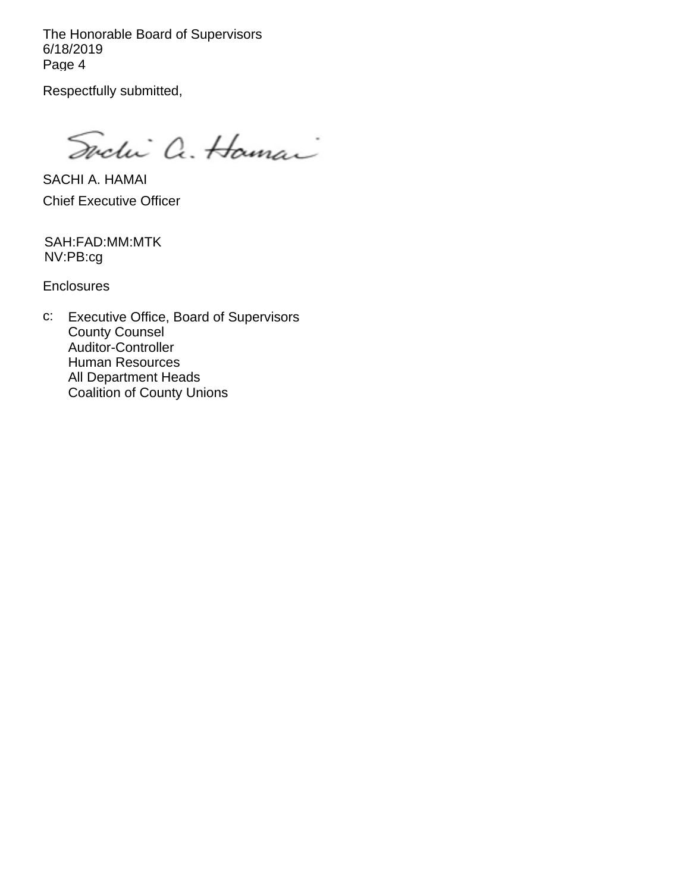Respectfully submitted,

SACHI A. HAMAI
Chief Executive Officer

SAH:FAD:MM:MTK
NV:PB:cg

Enclosures

c: Executive Office, Board of Supervisors
County Counsel
Auditor-Controller
Human Resources
All Department Heads
Coalition of County Unions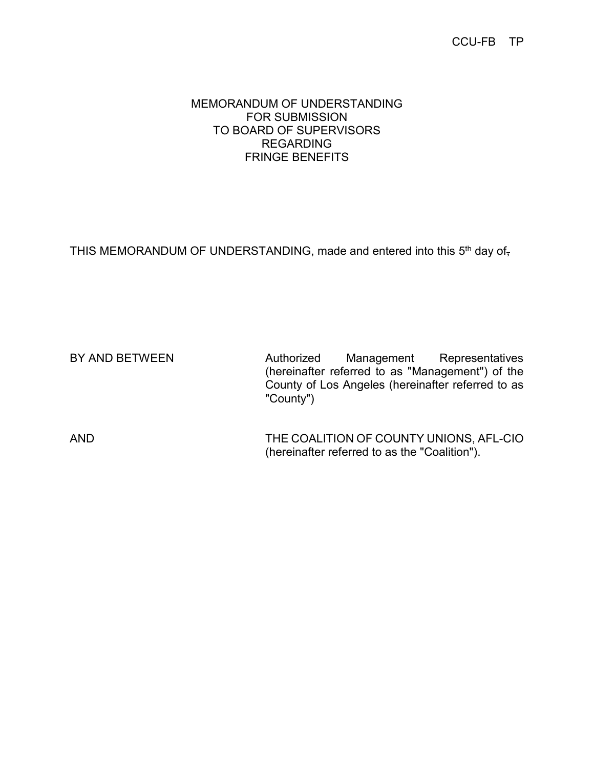CCU-FB TP

MEMORANDUM OF UNDERSTANDING
FOR SUBMISSION
TO BOARD OF SUPERVISORS
REGARDING
FRINGE BENEFITS

THIS MEMORANDUM OF UNDERSTANDING, made and entered into this 5th day of,

| | |
|---|---|
| BY AND BETWEEN | Authorized Management Representatives (hereinafter referred to as "Management") of the County of Los Angeles (hereinafter referred to as "County") |
| AND | THE COALITION OF COUNTY UNIONS, AFL-CIO (hereinafter referred to as the "Coalition"). |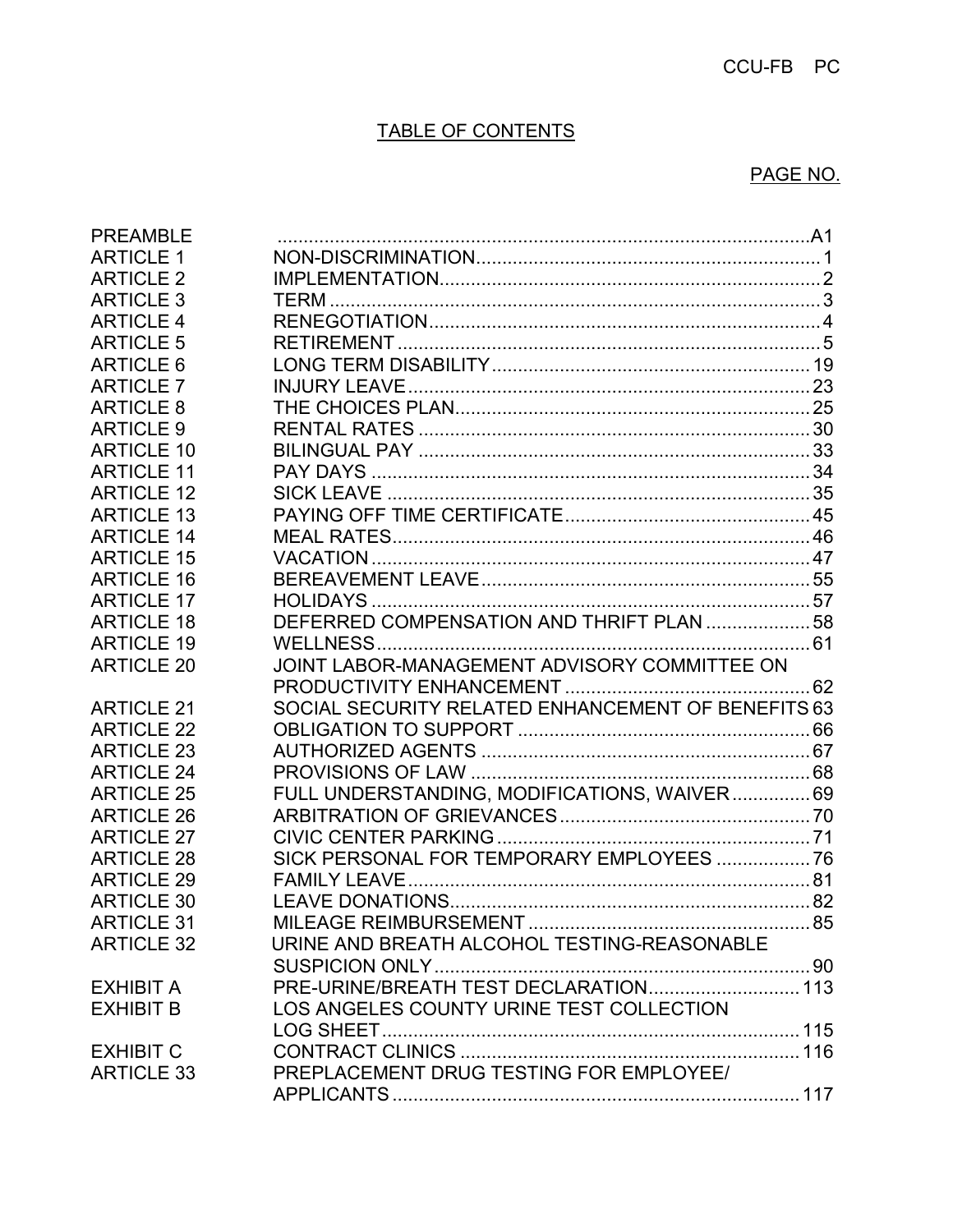# TABLE OF CONTENTS

| | | PAGE NO. |
|---|---|---|
| PREAMBLE | | A1 |
| ARTICLE 1 | NON-DISCRIMINATION | 1 |
| ARTICLE 2 | IMPLEMENTATION | 2 |
| ARTICLE 3 | TERM | 3 |
| ARTICLE 4 | RENEGOTIATION | 4 |
| ARTICLE 5 | RETIREMENT | 5 |
| ARTICLE 6 | LONG TERM DISABILITY | 19 |
| ARTICLE 7 | INJURY LEAVE | 23 |
| ARTICLE 8 | THE CHOICES PLAN | 25 |
| ARTICLE 9 | RENTAL RATES | 30 |
| ARTICLE 10 | BILINGUAL PAY | 33 |
| ARTICLE 11 | PAY DAYS | 34 |
| ARTICLE 12 | SICK LEAVE | 35 |
| ARTICLE 13 | PAYING OFF TIME CERTIFICATE | 45 |
| ARTICLE 14 | MEAL RATES | 46 |
| ARTICLE 15 | VACATION | 47 |
| ARTICLE 16 | BEREAVEMENT LEAVE | 55 |
| ARTICLE 17 | HOLIDAYS | 57 |
| ARTICLE 18 | DEFERRED COMPENSATION AND THRIFT PLAN | 58 |
| ARTICLE 19 | WELLNESS | 61 |
| ARTICLE 20 | JOINT LABOR-MANAGEMENT ADVISORY COMMITTEE ON PRODUCTIVITY ENHANCEMENT | 62 |
| ARTICLE 21 | SOCIAL SECURITY RELATED ENHANCEMENT OF BENEFITS | 63 |
| ARTICLE 22 | OBLIGATION TO SUPPORT | 66 |
| ARTICLE 23 | AUTHORIZED AGENTS | 67 |
| ARTICLE 24 | PROVISIONS OF LAW | 68 |
| ARTICLE 25 | FULL UNDERSTANDING, MODIFICATIONS, WAIVER | 69 |
| ARTICLE 26 | ARBITRATION OF GRIEVANCES | 70 |
| ARTICLE 27 | CIVIC CENTER PARKING | 71 |
| ARTICLE 28 | SICK PERSONAL FOR TEMPORARY EMPLOYEES | 76 |
| ARTICLE 29 | FAMILY LEAVE | 81 |
| ARTICLE 30 | LEAVE DONATIONS | 82 |
| ARTICLE 31 | MILEAGE REIMBURSEMENT | 85 |
| ARTICLE 32 | URINE AND BREATH ALCOHOL TESTING-REASONABLE SUSPICION ONLY | 90 |
| EXHIBIT A | PRE-URINE/BREATH TEST DECLARATION | 113 |
| EXHIBIT B | LOS ANGELES COUNTY URINE TEST COLLECTION LOG SHEET | 115 |
| EXHIBIT C | CONTRACT CLINICS | 116 |
| ARTICLE 33 | PREPLACEMENT DRUG TESTING FOR EMPLOYEE/ APPLICANTS | 117 |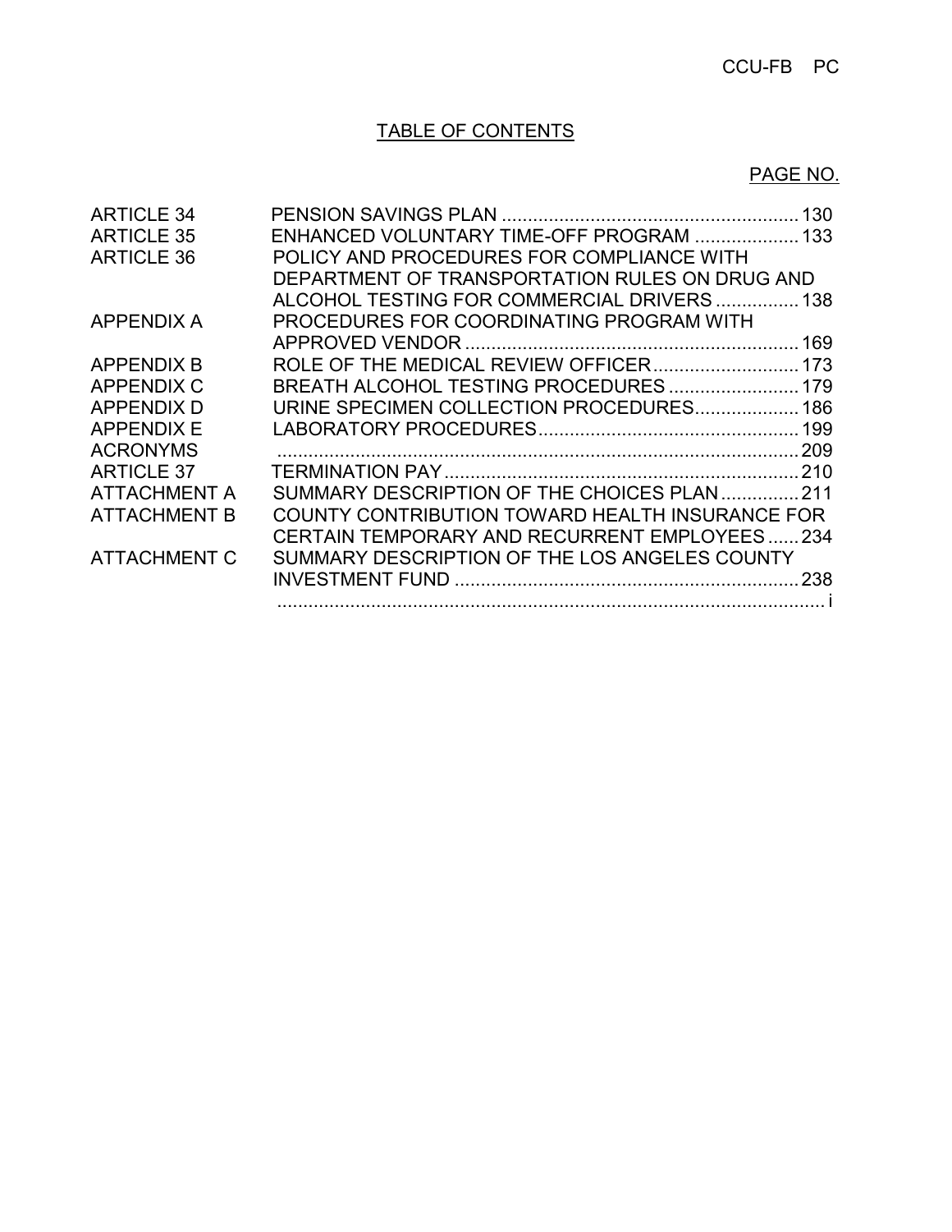## TABLE OF CONTENTS

| | | PAGE NO. |
|---|---|---|
| ARTICLE 34 | PENSION SAVINGS PLAN | 130 |
| ARTICLE 35 | ENHANCED VOLUNTARY TIME-OFF PROGRAM | 133 |
| ARTICLE 36 | POLICY AND PROCEDURES FOR COMPLIANCE WITH DEPARTMENT OF TRANSPORTATION RULES ON DRUG AND ALCOHOL TESTING FOR COMMERCIAL DRIVERS | 138 |
| APPENDIX A | PROCEDURES FOR COORDINATING PROGRAM WITH APPROVED VENDOR | 169 |
| APPENDIX B | ROLE OF THE MEDICAL REVIEW OFFICER | 173 |
| APPENDIX C | BREATH ALCOHOL TESTING PROCEDURES | 179 |
| APPENDIX D | URINE SPECIMEN COLLECTION PROCEDURES | 186 |
| APPENDIX E | LABORATORY PROCEDURES | 199 |
| ACRONYMS | | 209 |
| ARTICLE 37 | TERMINATION PAY | 210 |
| ATTACHMENT A | SUMMARY DESCRIPTION OF THE CHOICES PLAN | 211 |
| ATTACHMENT B | COUNTY CONTRIBUTION TOWARD HEALTH INSURANCE FOR CERTAIN TEMPORARY AND RECURRENT EMPLOYEES | 234 |
| ATTACHMENT C | SUMMARY DESCRIPTION OF THE LOS ANGELES COUNTY INVESTMENT FUND | 238 |
| | | i |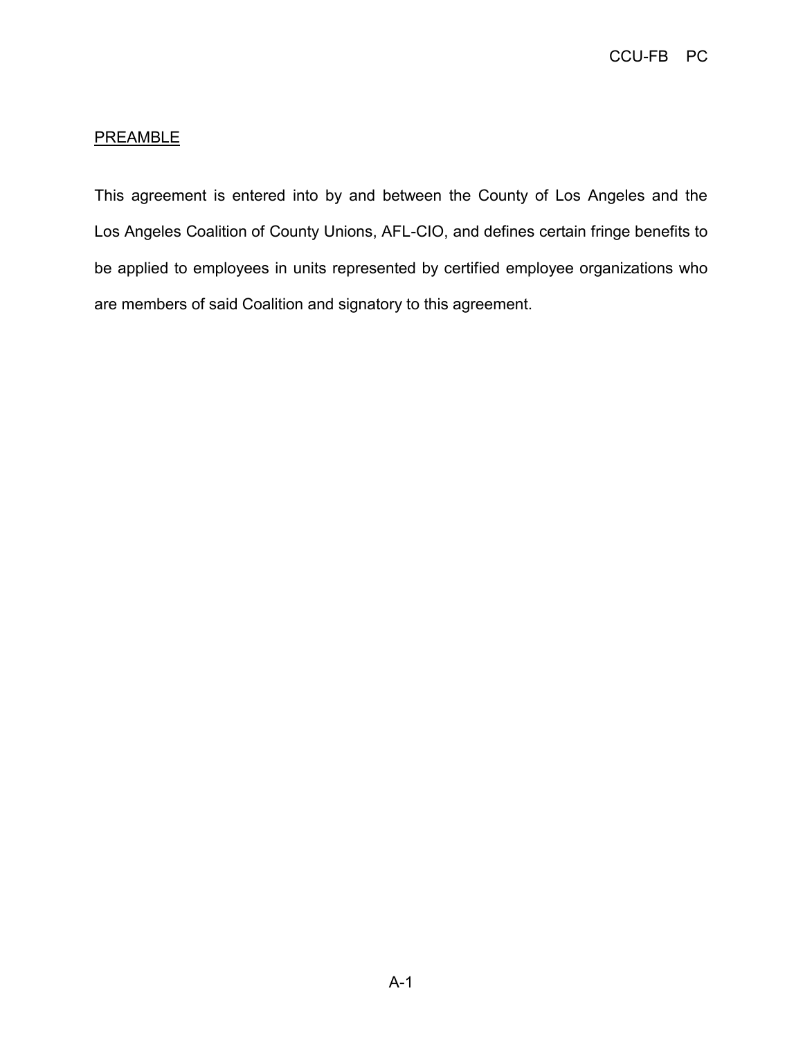## PREAMBLE

This agreement is entered into by and between the County of Los Angeles and the Los Angeles Coalition of County Unions, AFL-CIO, and defines certain fringe benefits to be applied to employees in units represented by certified employee organizations who are members of said Coalition and signatory to this agreement.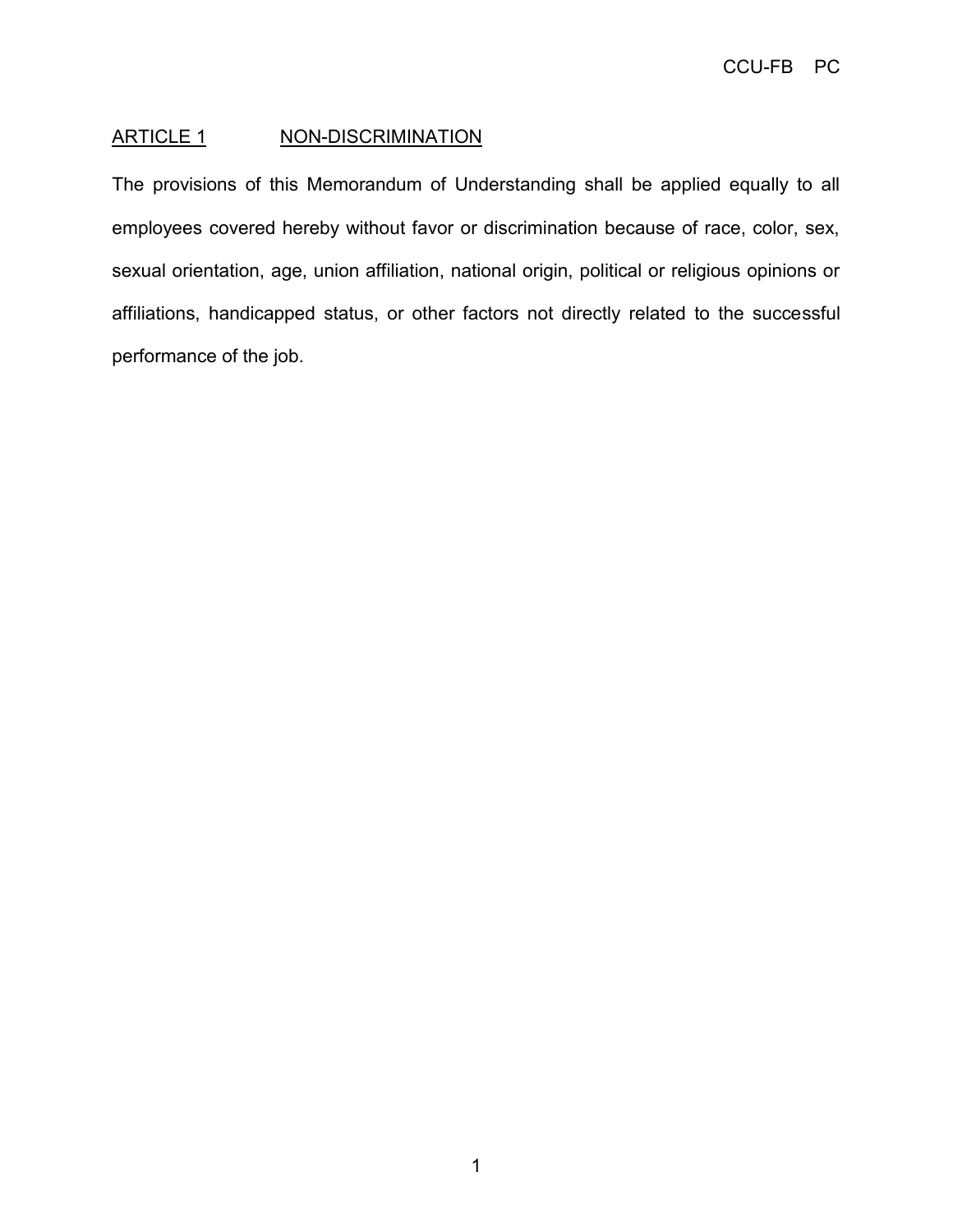## ARTICLE 1 NON-DISCRIMINATION

The provisions of this Memorandum of Understanding shall be applied equally to all employees covered hereby without favor or discrimination because of race, color, sex, sexual orientation, age, union affiliation, national origin, political or religious opinions or affiliations, handicapped status, or other factors not directly related to the successful performance of the job.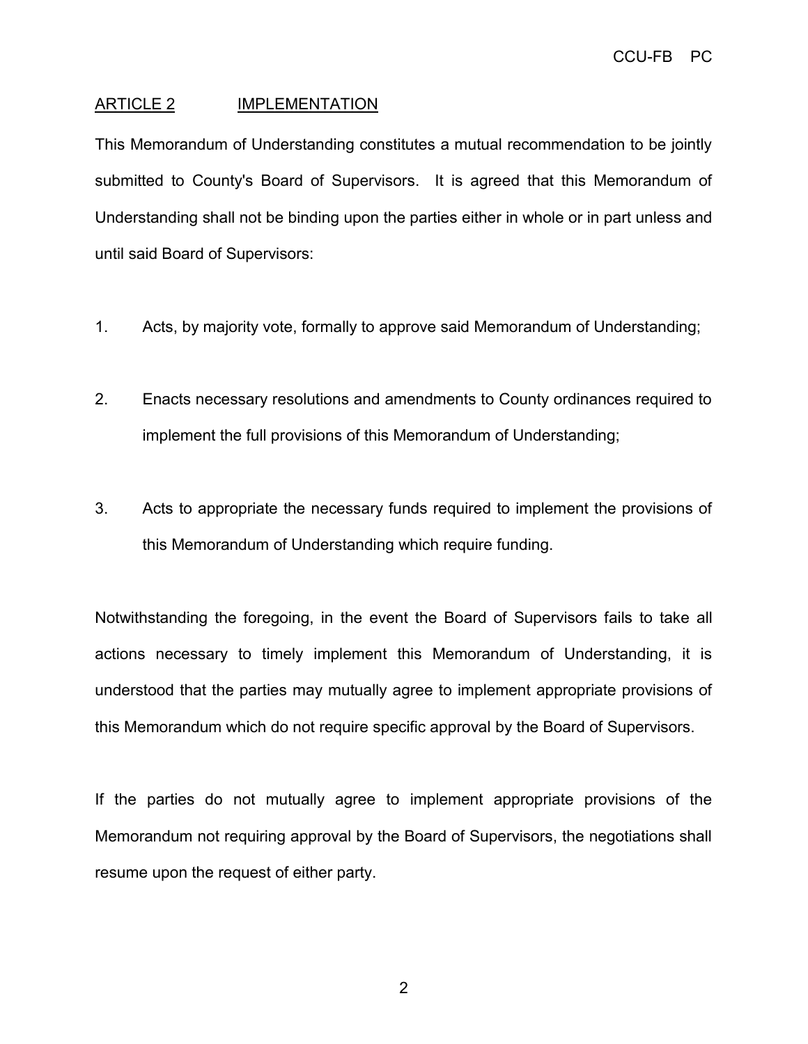## ARTICLE 2 IMPLEMENTATION

This Memorandum of Understanding constitutes a mutual recommendation to be jointly submitted to County's Board of Supervisors. It is agreed that this Memorandum of Understanding shall not be binding upon the parties either in whole or in part unless and until said Board of Supervisors:

1. Acts, by majority vote, formally to approve said Memorandum of Understanding;

2. Enacts necessary resolutions and amendments to County ordinances required to implement the full provisions of this Memorandum of Understanding;

3. Acts to appropriate the necessary funds required to implement the provisions of this Memorandum of Understanding which require funding.

Notwithstanding the foregoing, in the event the Board of Supervisors fails to take all actions necessary to timely implement this Memorandum of Understanding, it is understood that the parties may mutually agree to implement appropriate provisions of this Memorandum which do not require specific approval by the Board of Supervisors.

If the parties do not mutually agree to implement appropriate provisions of the Memorandum not requiring approval by the Board of Supervisors, the negotiations shall resume upon the request of either party.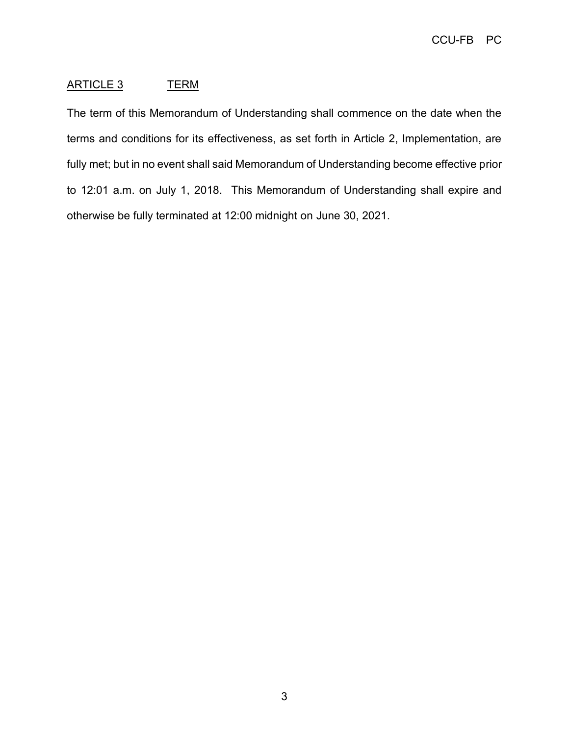## ARTICLE 3 TERM

The term of this Memorandum of Understanding shall commence on the date when the terms and conditions for its effectiveness, as set forth in Article 2, Implementation, are fully met; but in no event shall said Memorandum of Understanding become effective prior to 12:01 a.m. on July 1, 2018. This Memorandum of Understanding shall expire and otherwise be fully terminated at 12:00 midnight on June 30, 2021.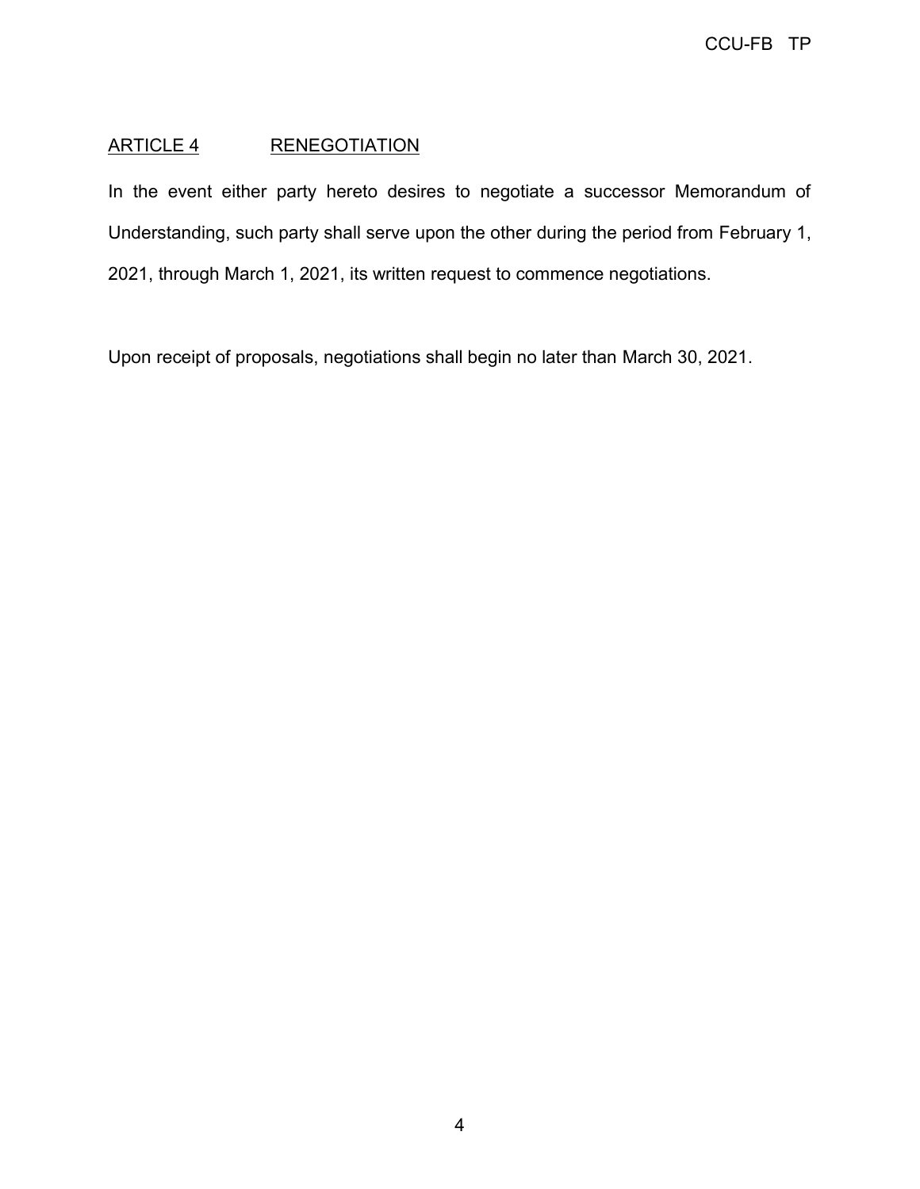## ARTICLE 4 RENEGOTIATION

In the event either party hereto desires to negotiate a successor Memorandum of Understanding, such party shall serve upon the other during the period from February 1, 2021, through March 1, 2021, its written request to commence negotiations.

Upon receipt of proposals, negotiations shall begin no later than March 30, 2021.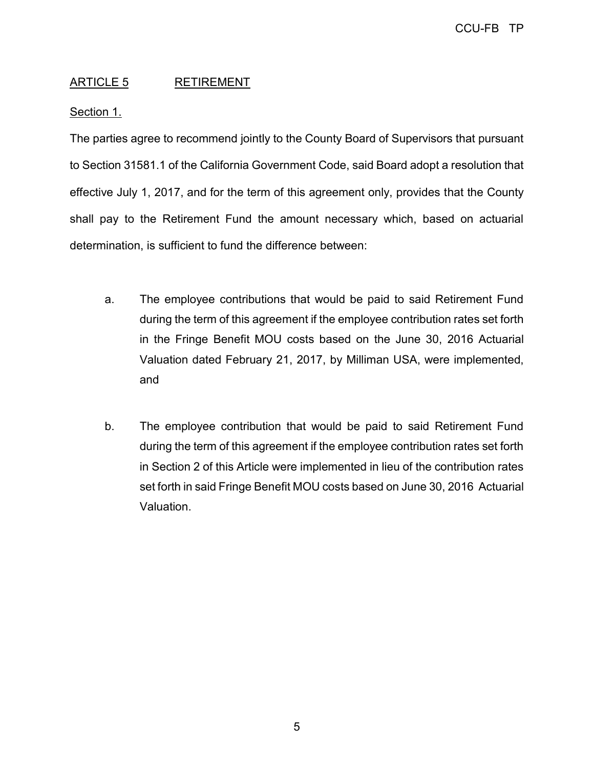## ARTICLE 5 RETIREMENT

Section 1.

The parties agree to recommend jointly to the County Board of Supervisors that pursuant to Section 31581.1 of the California Government Code, said Board adopt a resolution that effective July 1, 2017, and for the term of this agreement only, provides that the County shall pay to the Retirement Fund the amount necessary which, based on actuarial determination, is sufficient to fund the difference between:

a. The employee contributions that would be paid to said Retirement Fund during the term of this agreement if the employee contribution rates set forth in the Fringe Benefit MOU costs based on the June 30, 2016 Actuarial Valuation dated February 21, 2017, by Milliman USA, were implemented, and

b. The employee contribution that would be paid to said Retirement Fund during the term of this agreement if the employee contribution rates set forth in Section 2 of this Article were implemented in lieu of the contribution rates set forth in said Fringe Benefit MOU costs based on June 30, 2016 Actuarial Valuation.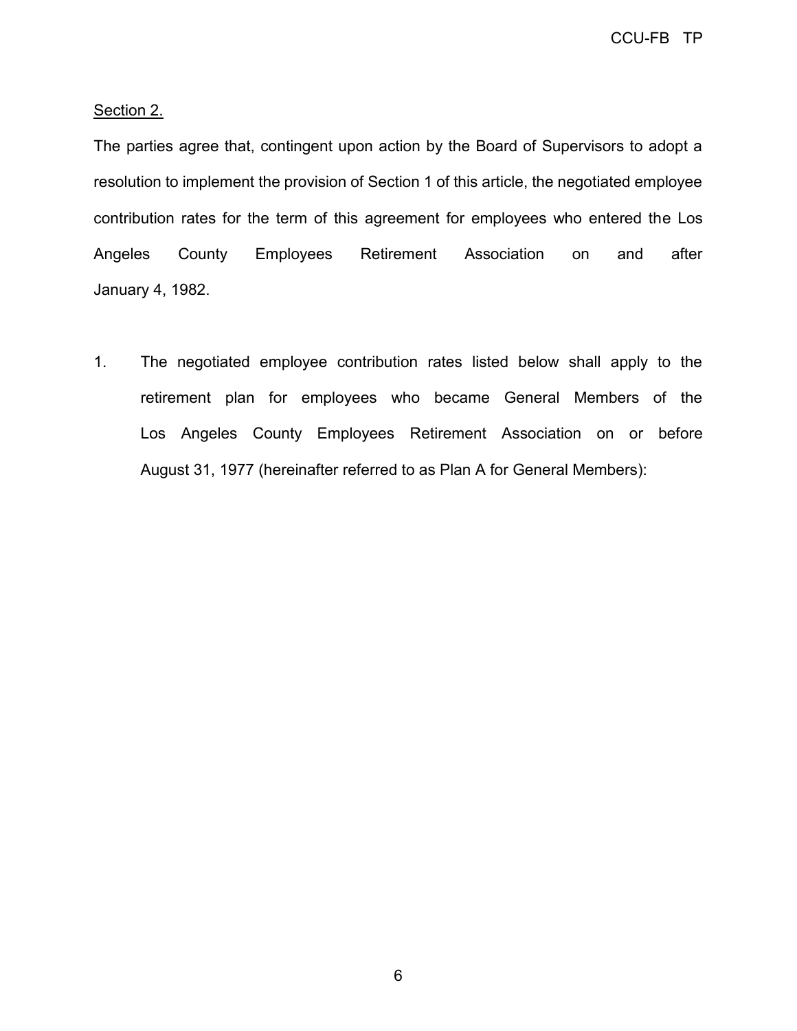Section 2.

The parties agree that, contingent upon action by the Board of Supervisors to adopt a resolution to implement the provision of Section 1 of this article, the negotiated employee contribution rates for the term of this agreement for employees who entered the Los Angeles County Employees Retirement Association on and after January 4, 1982.

1. The negotiated employee contribution rates listed below shall apply to the retirement plan for employees who became General Members of the Los Angeles County Employees Retirement Association on or before August 31, 1977 (hereinafter referred to as Plan A for General Members):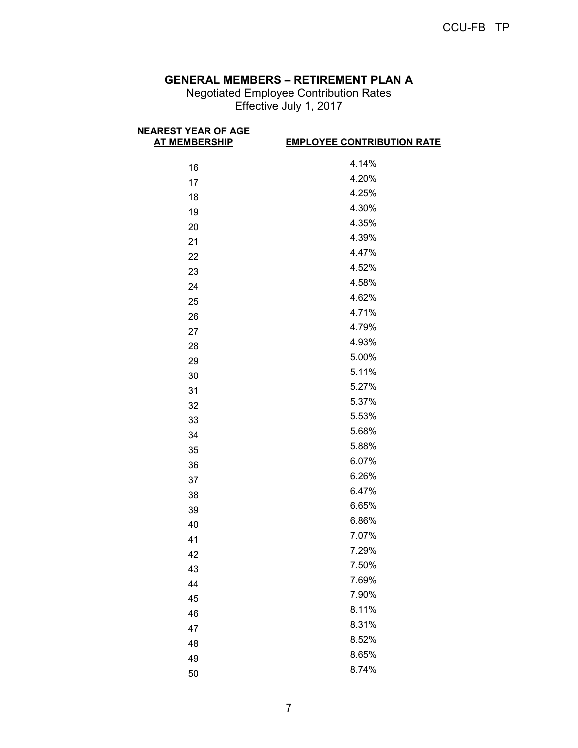**GENERAL MEMBERS – RETIREMENT PLAN A**

Negotiated Employee Contribution Rates
Effective July 1, 2017

| NEAREST YEAR OF AGE AT MEMBERSHIP | EMPLOYEE CONTRIBUTION RATE |
|---|---|
| 16 | 4.14% |
| 17 | 4.20% |
| 18 | 4.25% |
| 19 | 4.30% |
| 20 | 4.35% |
| 21 | 4.39% |
| 22 | 4.47% |
| 23 | 4.52% |
| 24 | 4.58% |
| 25 | 4.62% |
| 26 | 4.71% |
| 27 | 4.79% |
| 28 | 4.93% |
| 29 | 5.00% |
| 30 | 5.11% |
| 31 | 5.27% |
| 32 | 5.37% |
| 33 | 5.53% |
| 34 | 5.68% |
| 35 | 5.88% |
| 36 | 6.07% |
| 37 | 6.26% |
| 38 | 6.47% |
| 39 | 6.65% |
| 40 | 6.86% |
| 41 | 7.07% |
| 42 | 7.29% |
| 43 | 7.50% |
| 44 | 7.69% |
| 45 | 7.90% |
| 46 | 8.11% |
| 47 | 8.31% |
| 48 | 8.52% |
| 49 | 8.65% |
| 50 | 8.74% |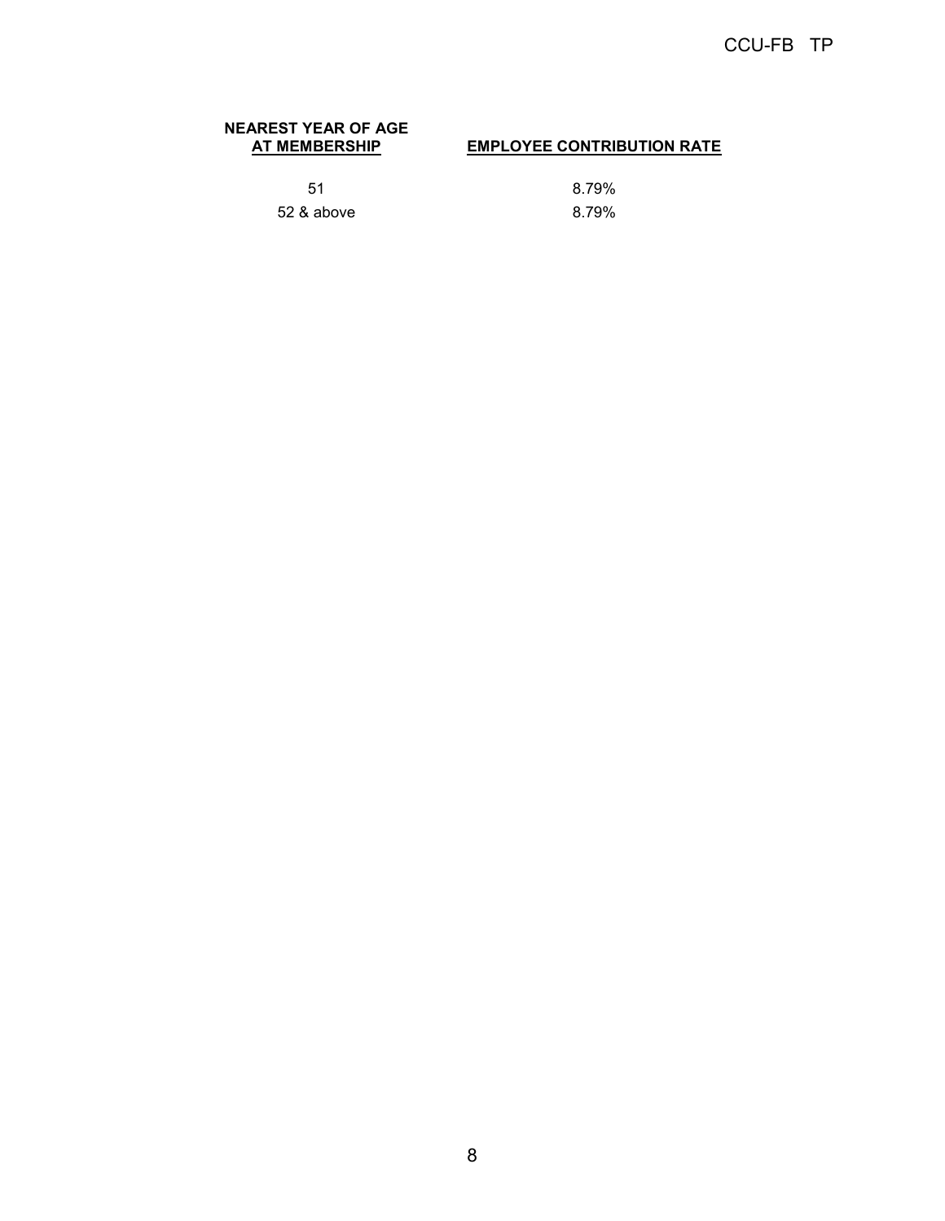| NEAREST YEAR OF AGE AT MEMBERSHIP | EMPLOYEE CONTRIBUTION RATE |
|---|---|
| 51 | 8.79% |
| 52 & above | 8.79% |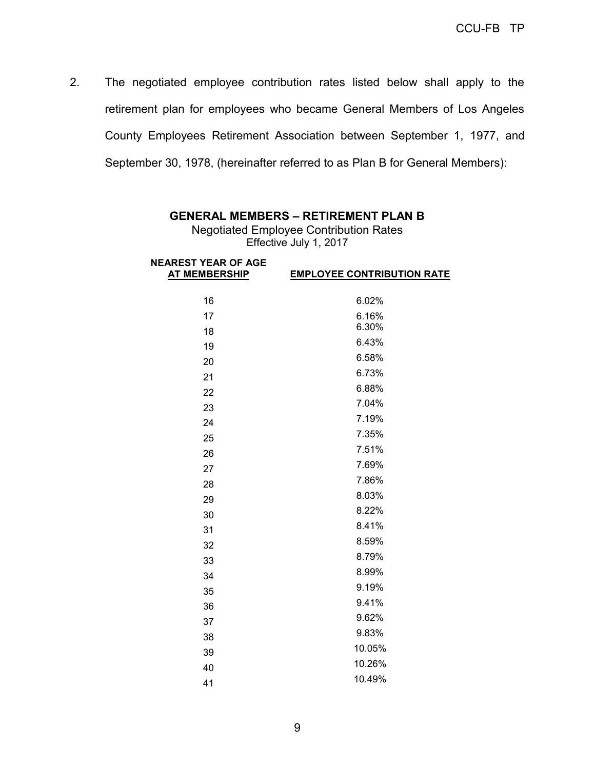2. The negotiated employee contribution rates listed below shall apply to the retirement plan for employees who became General Members of Los Angeles County Employees Retirement Association between September 1, 1977, and September 30, 1978, (hereinafter referred to as Plan B for General Members):

**GENERAL MEMBERS – RETIREMENT PLAN B**
Negotiated Employee Contribution Rates
Effective July 1, 2017

| NEAREST YEAR OF AGE AT MEMBERSHIP | EMPLOYEE CONTRIBUTION RATE |
|---|---|
| 16 | 6.02% |
| 17 | 6.16% |
| 18 | 6.30% |
| 19 | 6.43% |
| 20 | 6.58% |
| 21 | 6.73% |
| 22 | 6.88% |
| 23 | 7.04% |
| 24 | 7.19% |
| 25 | 7.35% |
| 26 | 7.51% |
| 27 | 7.69% |
| 28 | 7.86% |
| 29 | 8.03% |
| 30 | 8.22% |
| 31 | 8.41% |
| 32 | 8.59% |
| 33 | 8.79% |
| 34 | 8.99% |
| 35 | 9.19% |
| 36 | 9.41% |
| 37 | 9.62% |
| 38 | 9.83% |
| 39 | 10.05% |
| 40 | 10.26% |
| 41 | 10.49% |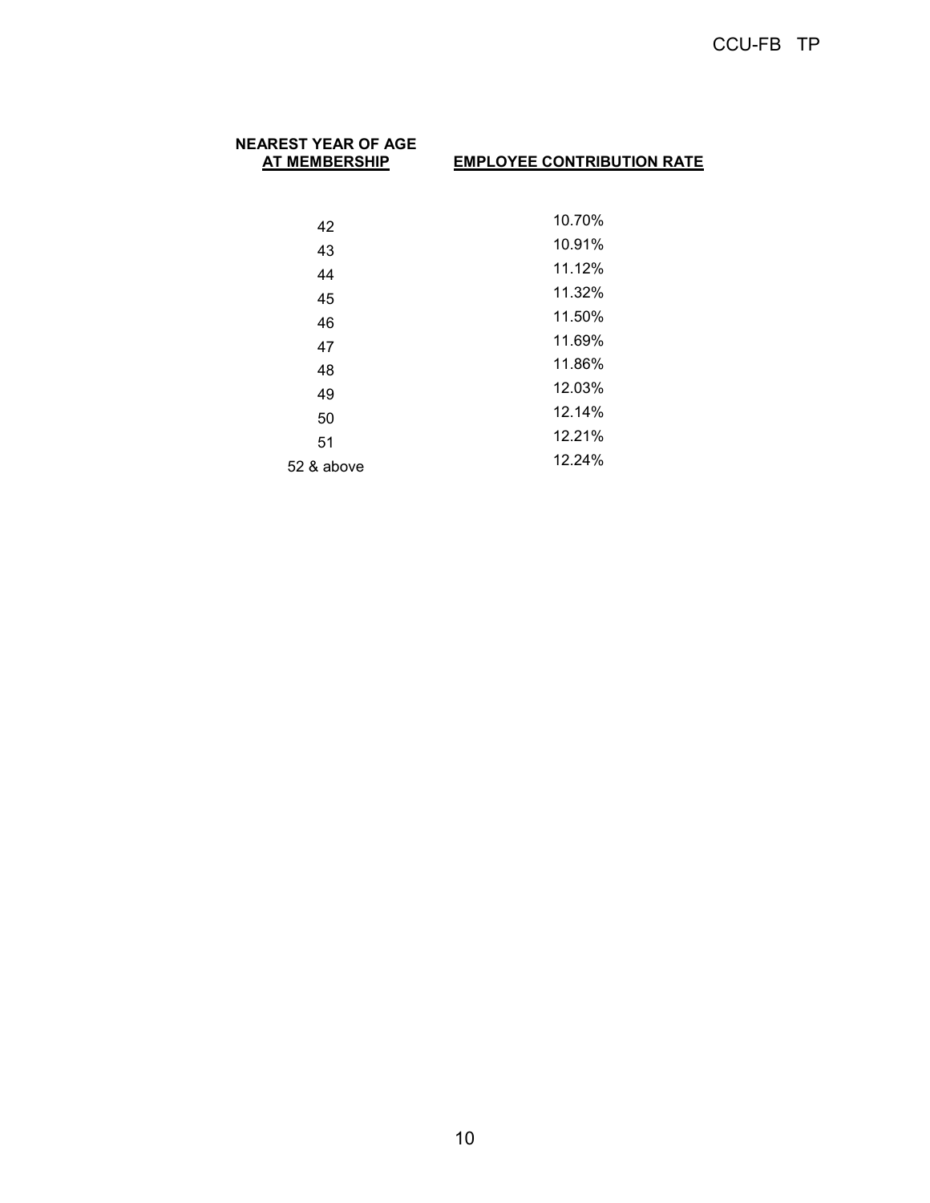| NEAREST YEAR OF AGE AT MEMBERSHIP | EMPLOYEE CONTRIBUTION RATE |
|---|---|
| 42 | 10.70% |
| 43 | 10.91% |
| 44 | 11.12% |
| 45 | 11.32% |
| 46 | 11.50% |
| 47 | 11.69% |
| 48 | 11.86% |
| 49 | 12.03% |
| 50 | 12.14% |
| 51 | 12.21% |
| 52 & above | 12.24% |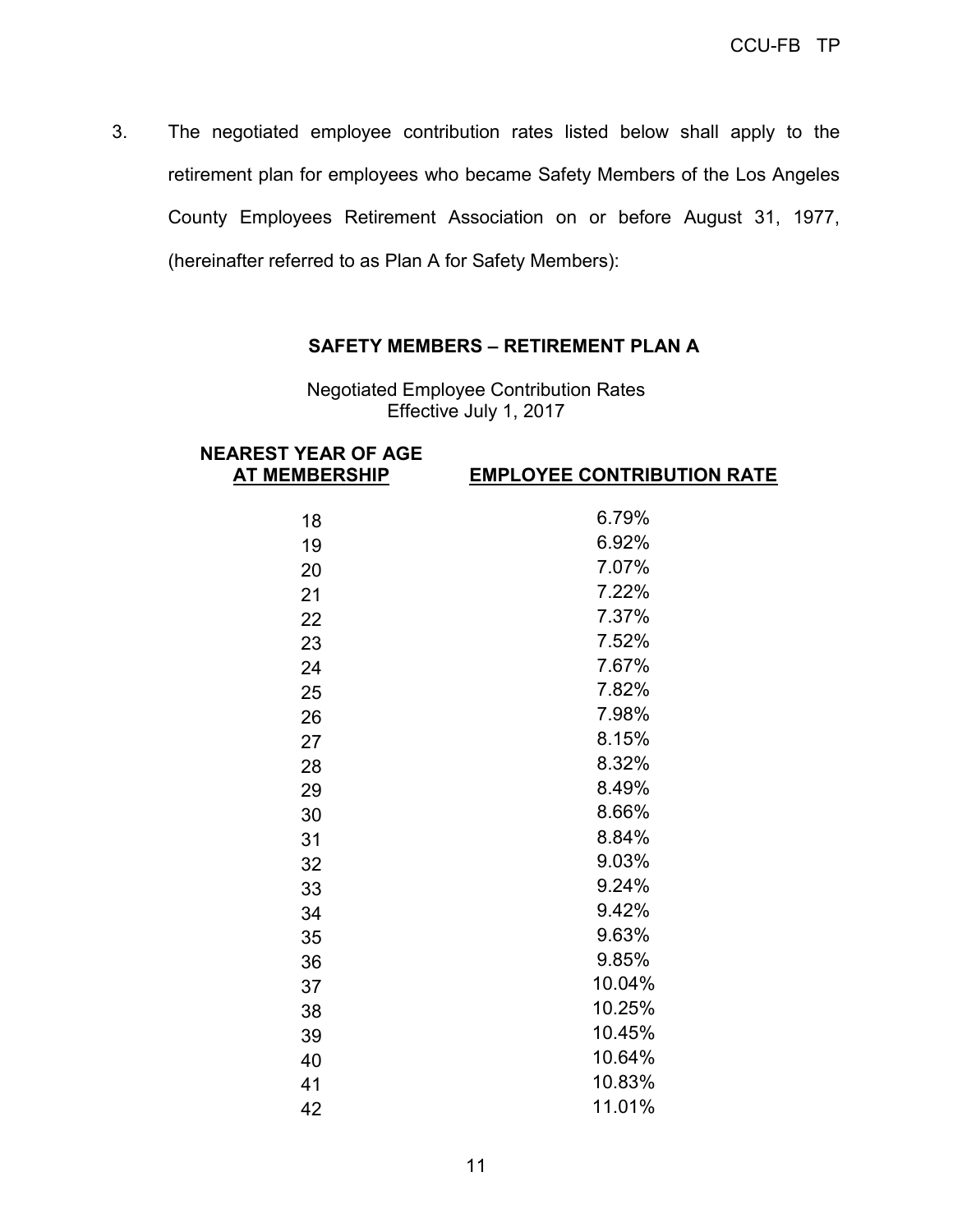3. The negotiated employee contribution rates listed below shall apply to the retirement plan for employees who became Safety Members of the Los Angeles County Employees Retirement Association on or before August 31, 1977, (hereinafter referred to as Plan A for Safety Members):

**SAFETY MEMBERS – RETIREMENT PLAN A**

Negotiated Employee Contribution Rates
Effective July 1, 2017

| NEAREST YEAR OF AGE AT MEMBERSHIP | EMPLOYEE CONTRIBUTION RATE |
|---|---|
| 18 | 6.79% |
| 19 | 6.92% |
| 20 | 7.07% |
| 21 | 7.22% |
| 22 | 7.37% |
| 23 | 7.52% |
| 24 | 7.67% |
| 25 | 7.82% |
| 26 | 7.98% |
| 27 | 8.15% |
| 28 | 8.32% |
| 29 | 8.49% |
| 30 | 8.66% |
| 31 | 8.84% |
| 32 | 9.03% |
| 33 | 9.24% |
| 34 | 9.42% |
| 35 | 9.63% |
| 36 | 9.85% |
| 37 | 10.04% |
| 38 | 10.25% |
| 39 | 10.45% |
| 40 | 10.64% |
| 41 | 10.83% |
| 42 | 11.01% |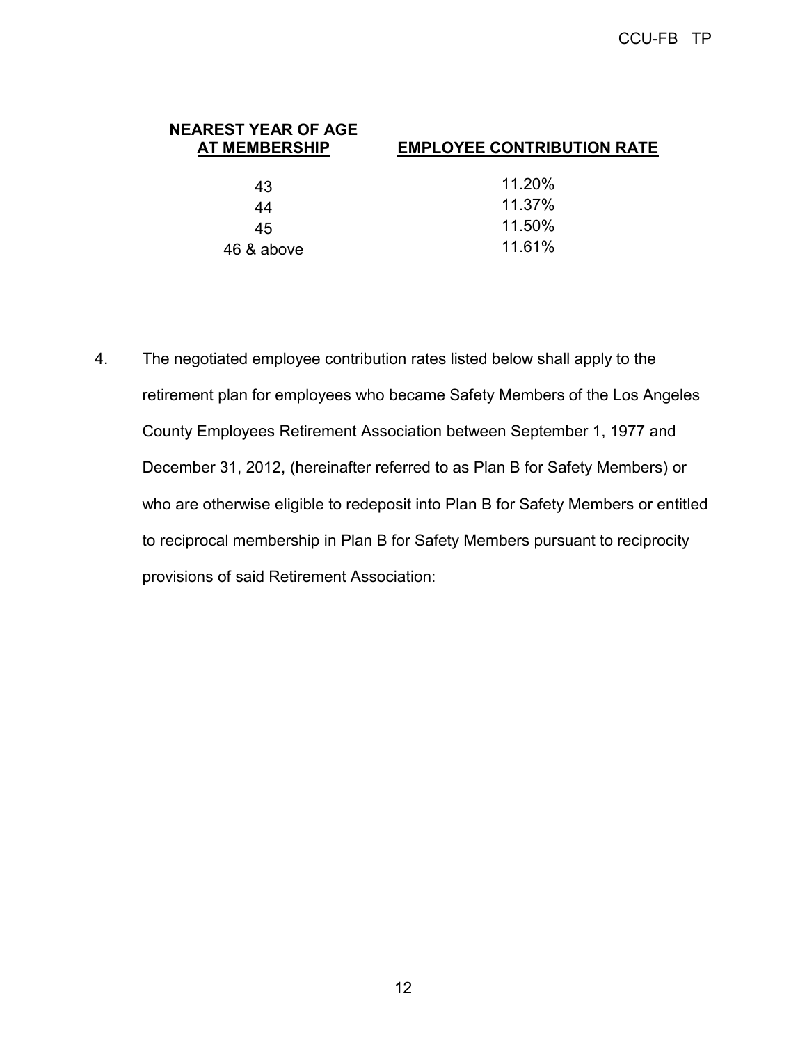| NEAREST YEAR OF AGE AT MEMBERSHIP | EMPLOYEE CONTRIBUTION RATE |
|---|---|
| 43 | 11.20% |
| 44 | 11.37% |
| 45 | 11.50% |
| 46 & above | 11.61% |

4. The negotiated employee contribution rates listed below shall apply to the retirement plan for employees who became Safety Members of the Los Angeles County Employees Retirement Association between September 1, 1977 and December 31, 2012, (hereinafter referred to as Plan B for Safety Members) or who are otherwise eligible to redeposit into Plan B for Safety Members or entitled to reciprocal membership in Plan B for Safety Members pursuant to reciprocity provisions of said Retirement Association: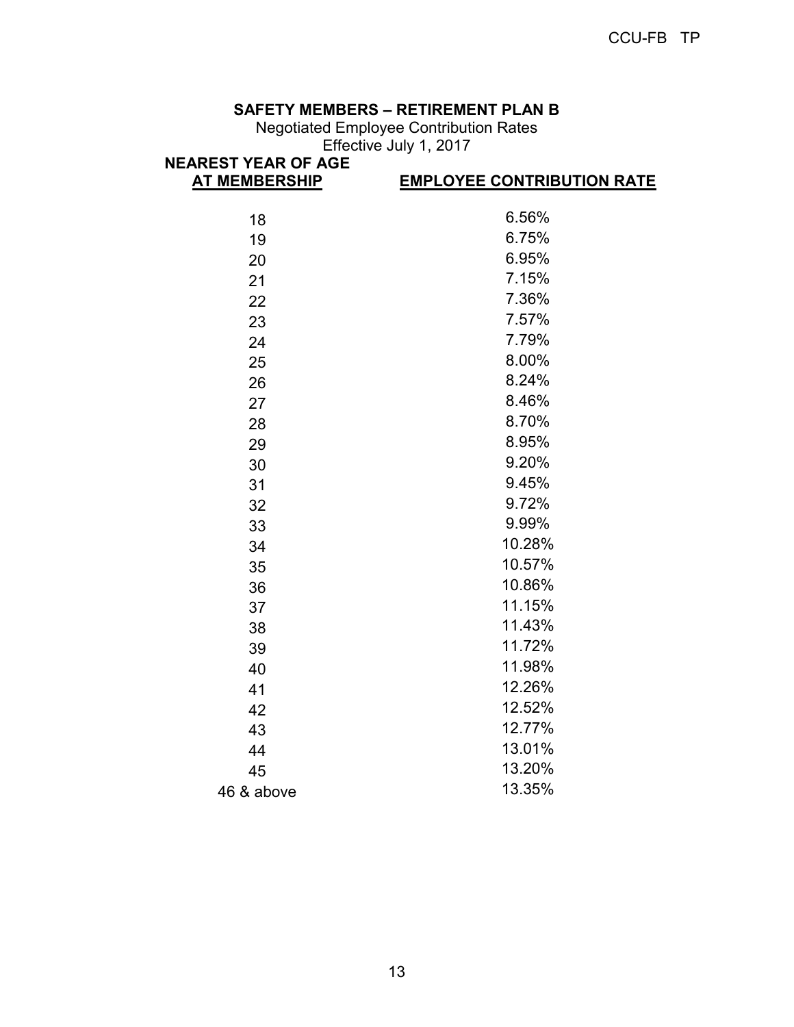## SAFETY MEMBERS – RETIREMENT PLAN B

Negotiated Employee Contribution Rates

Effective July 1, 2017

| NEAREST YEAR OF AGE AT MEMBERSHIP | EMPLOYEE CONTRIBUTION RATE |
|---|---|
| 18 | 6.56% |
| 19 | 6.75% |
| 20 | 6.95% |
| 21 | 7.15% |
| 22 | 7.36% |
| 23 | 7.57% |
| 24 | 7.79% |
| 25 | 8.00% |
| 26 | 8.24% |
| 27 | 8.46% |
| 28 | 8.70% |
| 29 | 8.95% |
| 30 | 9.20% |
| 31 | 9.45% |
| 32 | 9.72% |
| 33 | 9.99% |
| 34 | 10.28% |
| 35 | 10.57% |
| 36 | 10.86% |
| 37 | 11.15% |
| 38 | 11.43% |
| 39 | 11.72% |
| 40 | 11.98% |
| 41 | 12.26% |
| 42 | 12.52% |
| 43 | 12.77% |
| 44 | 13.01% |
| 45 | 13.20% |
| 46 & above | 13.35% |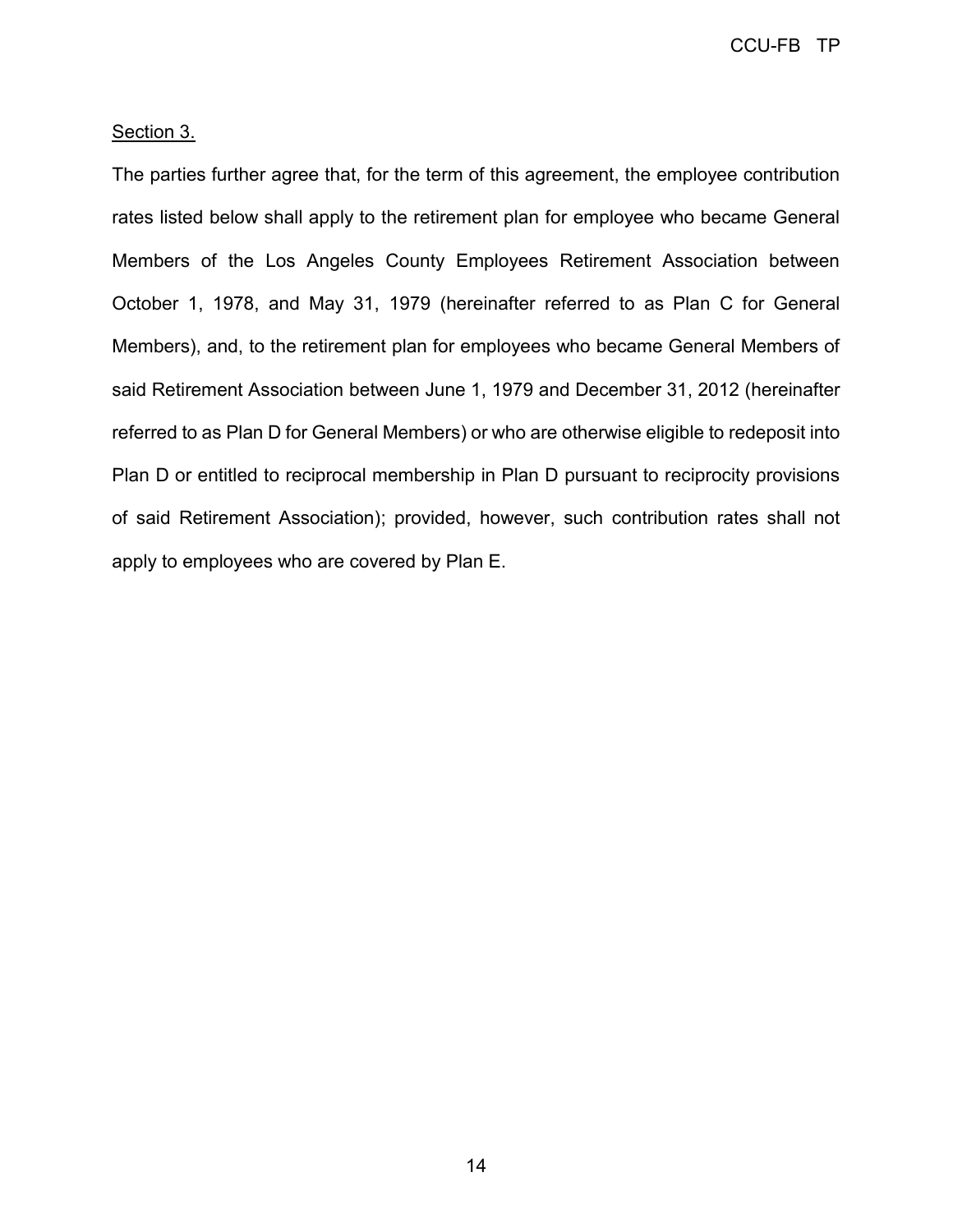Section 3.

The parties further agree that, for the term of this agreement, the employee contribution rates listed below shall apply to the retirement plan for employee who became General Members of the Los Angeles County Employees Retirement Association between October 1, 1978, and May 31, 1979 (hereinafter referred to as Plan C for General Members), and, to the retirement plan for employees who became General Members of said Retirement Association between June 1, 1979 and December 31, 2012 (hereinafter referred to as Plan D for General Members) or who are otherwise eligible to redeposit into Plan D or entitled to reciprocal membership in Plan D pursuant to reciprocity provisions of said Retirement Association); provided, however, such contribution rates shall not apply to employees who are covered by Plan E.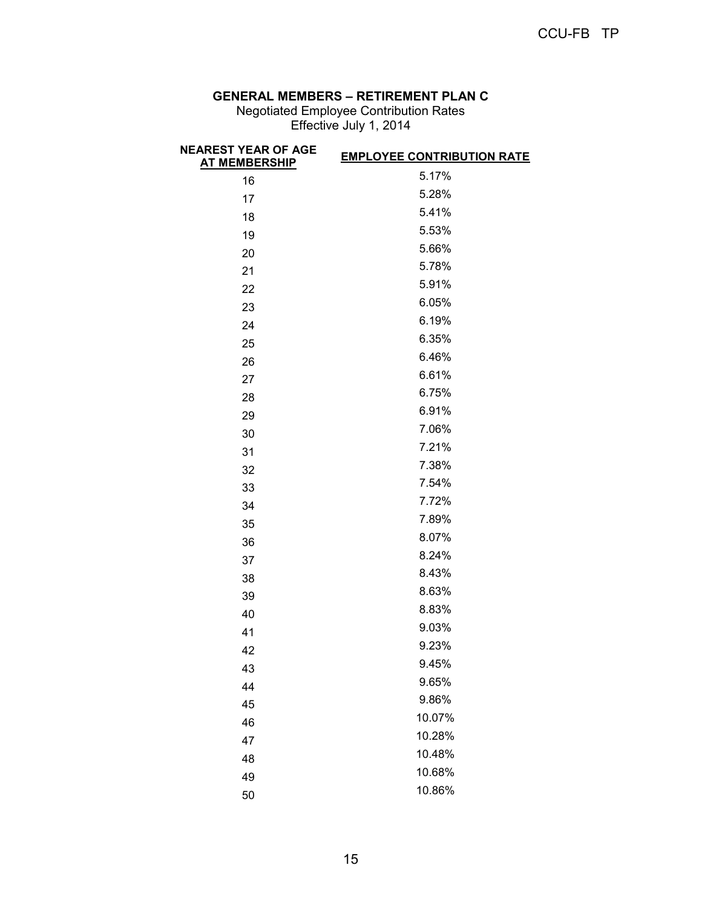**GENERAL MEMBERS – RETIREMENT PLAN C**

Negotiated Employee Contribution Rates
Effective July 1, 2014

| NEAREST YEAR OF AGE AT MEMBERSHIP | EMPLOYEE CONTRIBUTION RATE |
|---|---|
| 16 | 5.17% |
| 17 | 5.28% |
| 18 | 5.41% |
| 19 | 5.53% |
| 20 | 5.66% |
| 21 | 5.78% |
| 22 | 5.91% |
| 23 | 6.05% |
| 24 | 6.19% |
| 25 | 6.35% |
| 26 | 6.46% |
| 27 | 6.61% |
| 28 | 6.75% |
| 29 | 6.91% |
| 30 | 7.06% |
| 31 | 7.21% |
| 32 | 7.38% |
| 33 | 7.54% |
| 34 | 7.72% |
| 35 | 7.89% |
| 36 | 8.07% |
| 37 | 8.24% |
| 38 | 8.43% |
| 39 | 8.63% |
| 40 | 8.83% |
| 41 | 9.03% |
| 42 | 9.23% |
| 43 | 9.45% |
| 44 | 9.65% |
| 45 | 9.86% |
| 46 | 10.07% |
| 47 | 10.28% |
| 48 | 10.48% |
| 49 | 10.68% |
| 50 | 10.86% |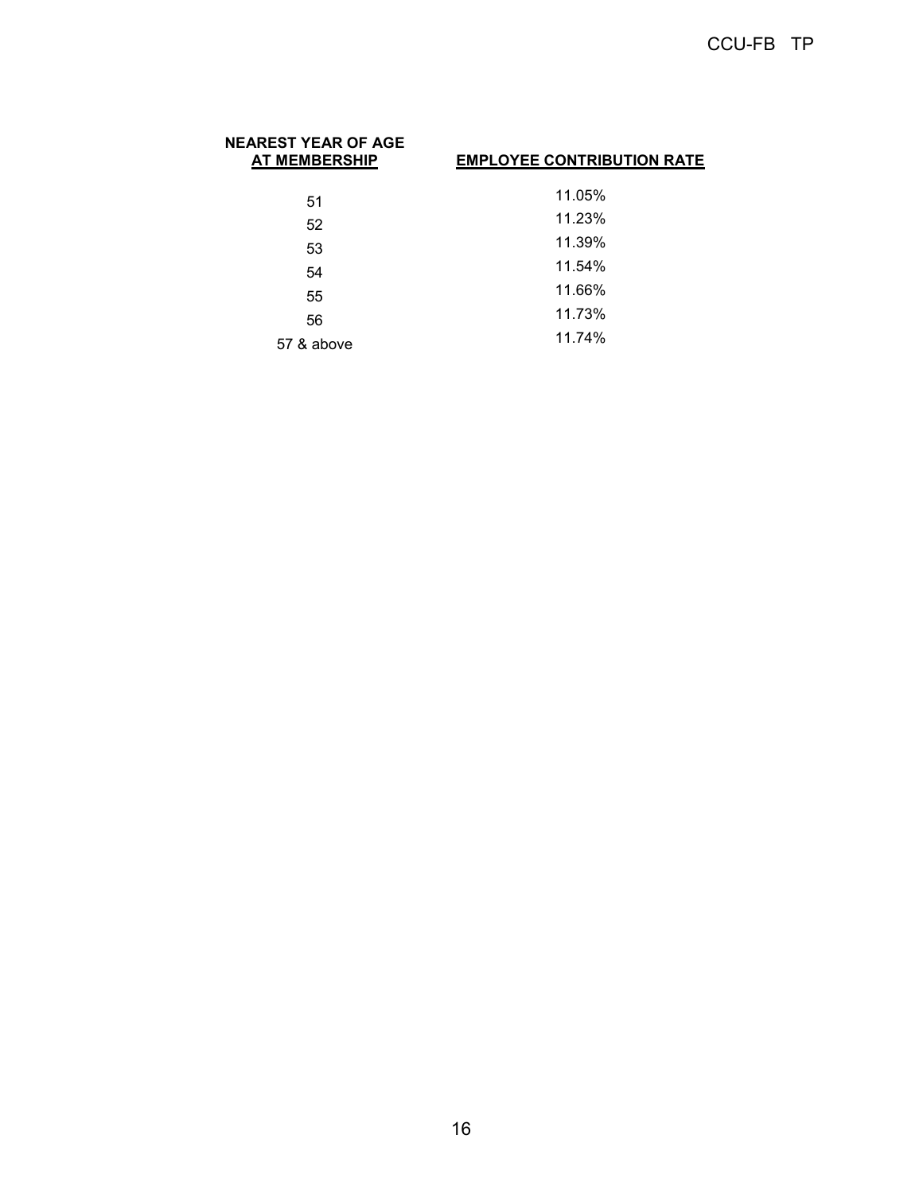| NEAREST YEAR OF AGE AT MEMBERSHIP | EMPLOYEE CONTRIBUTION RATE |
| --- | --- |
| 51 | 11.05% |
| 52 | 11.23% |
| 53 | 11.39% |
| 54 | 11.54% |
| 55 | 11.66% |
| 56 | 11.73% |
| 57 & above | 11.74% |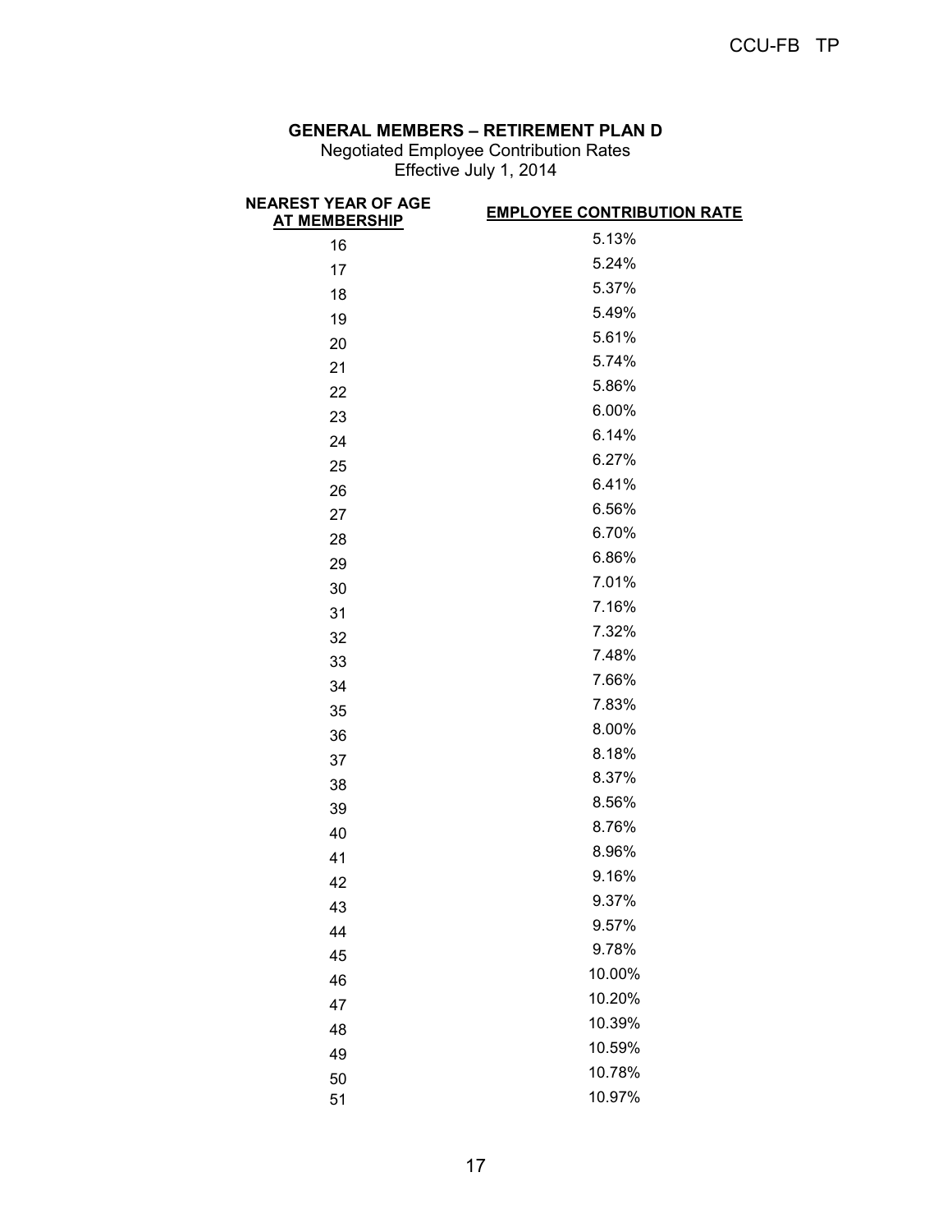**GENERAL MEMBERS – RETIREMENT PLAN D**

Negotiated Employee Contribution Rates
Effective July 1, 2014

| NEAREST YEAR OF AGE AT MEMBERSHIP | EMPLOYEE CONTRIBUTION RATE |
|---|---|
| 16 | 5.13% |
| 17 | 5.24% |
| 18 | 5.37% |
| 19 | 5.49% |
| 20 | 5.61% |
| 21 | 5.74% |
| 22 | 5.86% |
| 23 | 6.00% |
| 24 | 6.14% |
| 25 | 6.27% |
| 26 | 6.41% |
| 27 | 6.56% |
| 28 | 6.70% |
| 29 | 6.86% |
| 30 | 7.01% |
| 31 | 7.16% |
| 32 | 7.32% |
| 33 | 7.48% |
| 34 | 7.66% |
| 35 | 7.83% |
| 36 | 8.00% |
| 37 | 8.18% |
| 38 | 8.37% |
| 39 | 8.56% |
| 40 | 8.76% |
| 41 | 8.96% |
| 42 | 9.16% |
| 43 | 9.37% |
| 44 | 9.57% |
| 45 | 9.78% |
| 46 | 10.00% |
| 47 | 10.20% |
| 48 | 10.39% |
| 49 | 10.59% |
| 50 | 10.78% |
| 51 | 10.97% |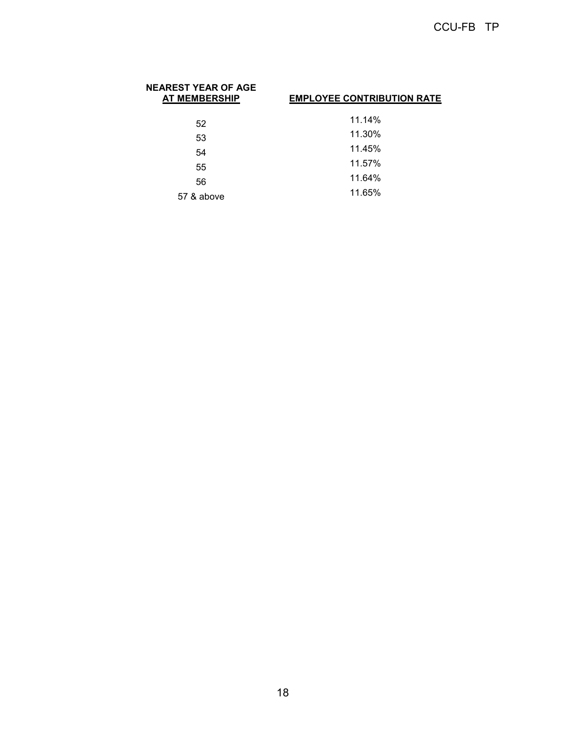| NEAREST YEAR OF AGE AT MEMBERSHIP | EMPLOYEE CONTRIBUTION RATE |
|---|---|
| 52 | 11.14% |
| 53 | 11.30% |
| 54 | 11.45% |
| 55 | 11.57% |
| 56 | 11.64% |
| 57 & above | 11.65% |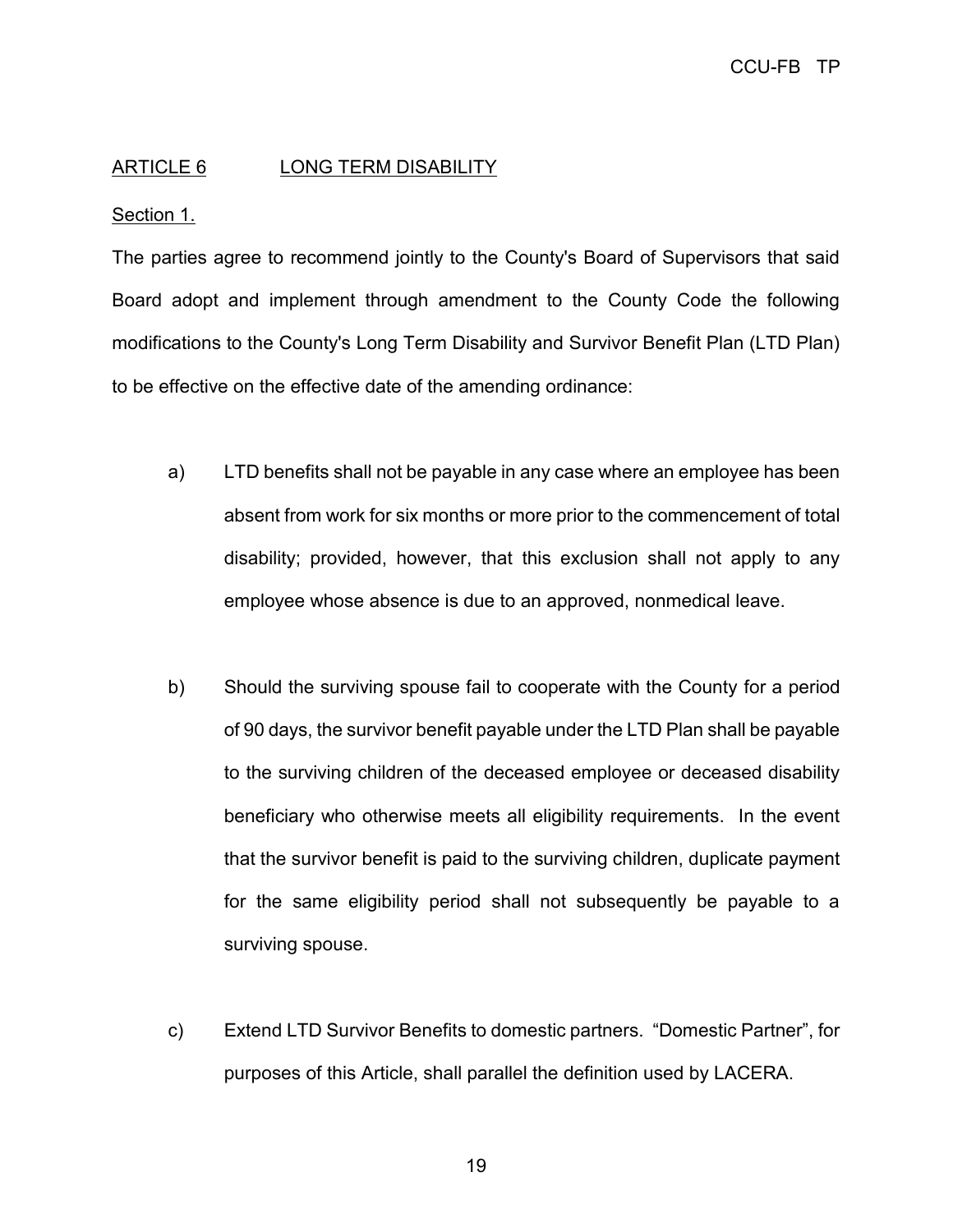## ARTICLE 6 LONG TERM DISABILITY

Section 1.

The parties agree to recommend jointly to the County's Board of Supervisors that said Board adopt and implement through amendment to the County Code the following modifications to the County's Long Term Disability and Survivor Benefit Plan (LTD Plan) to be effective on the effective date of the amending ordinance:

a) LTD benefits shall not be payable in any case where an employee has been absent from work for six months or more prior to the commencement of total disability; provided, however, that this exclusion shall not apply to any employee whose absence is due to an approved, nonmedical leave.

b) Should the surviving spouse fail to cooperate with the County for a period of 90 days, the survivor benefit payable under the LTD Plan shall be payable to the surviving children of the deceased employee or deceased disability beneficiary who otherwise meets all eligibility requirements. In the event that the survivor benefit is paid to the surviving children, duplicate payment for the same eligibility period shall not subsequently be payable to a surviving spouse.

c) Extend LTD Survivor Benefits to domestic partners. "Domestic Partner", for purposes of this Article, shall parallel the definition used by LACERA.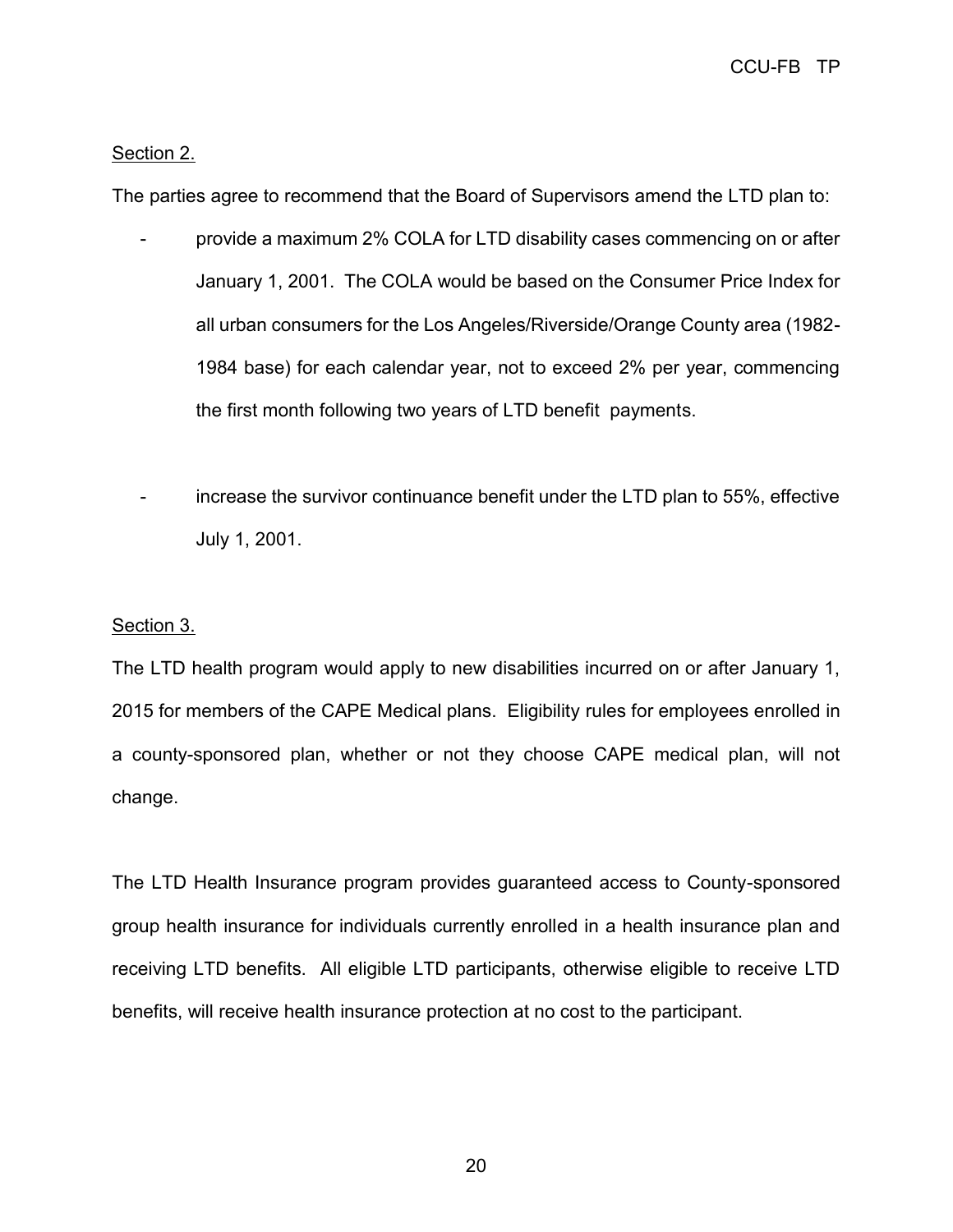Section 2.

The parties agree to recommend that the Board of Supervisors amend the LTD plan to:

- provide a maximum 2% COLA for LTD disability cases commencing on or after January 1, 2001. The COLA would be based on the Consumer Price Index for all urban consumers for the Los Angeles/Riverside/Orange County area (1982-1984 base) for each calendar year, not to exceed 2% per year, commencing the first month following two years of LTD benefit payments.

- increase the survivor continuance benefit under the LTD plan to 55%, effective July 1, 2001.

Section 3.

The LTD health program would apply to new disabilities incurred on or after January 1, 2015 for members of the CAPE Medical plans. Eligibility rules for employees enrolled in a county-sponsored plan, whether or not they choose CAPE medical plan, will not change.

The LTD Health Insurance program provides guaranteed access to County-sponsored group health insurance for individuals currently enrolled in a health insurance plan and receiving LTD benefits. All eligible LTD participants, otherwise eligible to receive LTD benefits, will receive health insurance protection at no cost to the participant.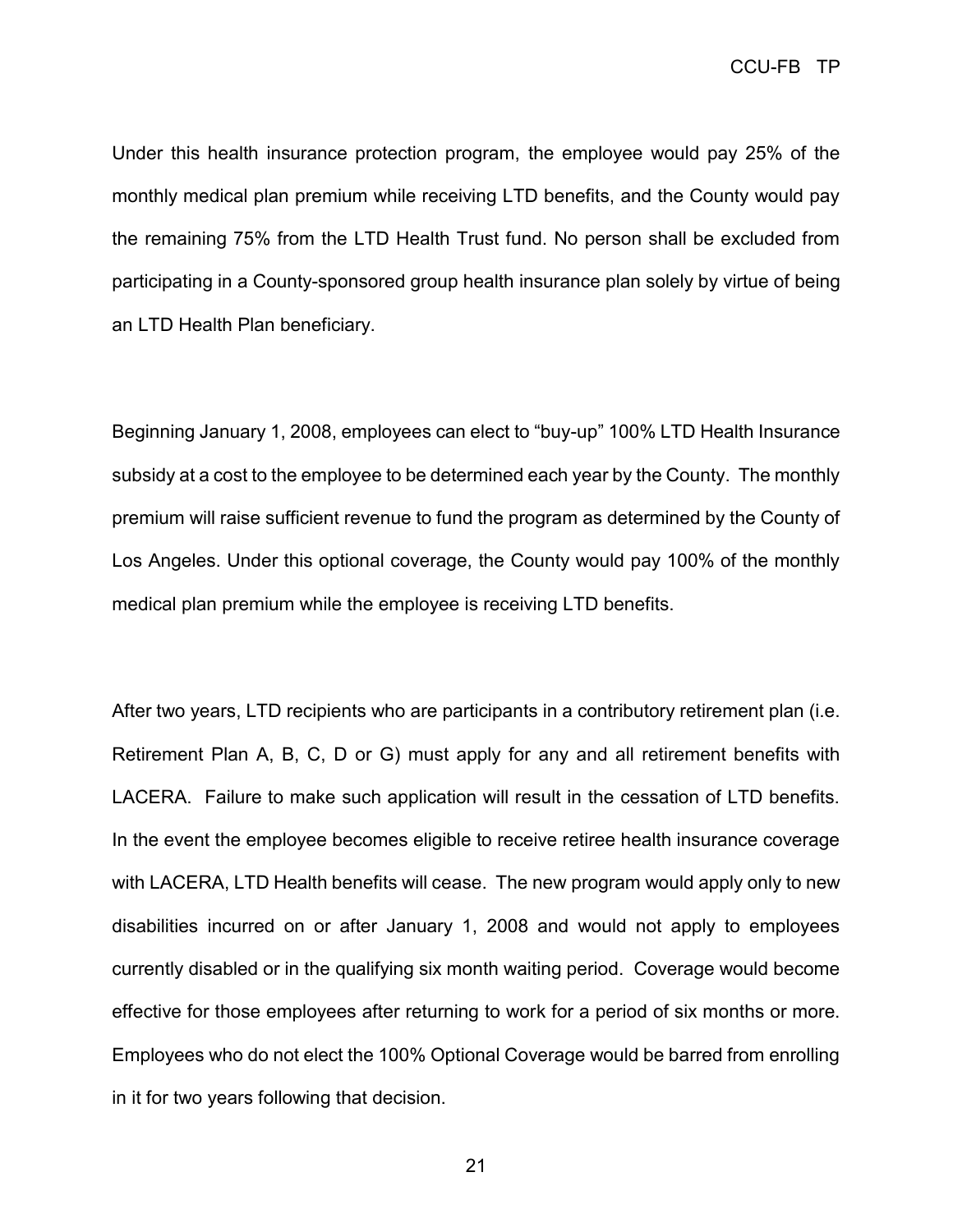Under this health insurance protection program, the employee would pay 25% of the monthly medical plan premium while receiving LTD benefits, and the County would pay the remaining 75% from the LTD Health Trust fund. No person shall be excluded from participating in a County-sponsored group health insurance plan solely by virtue of being an LTD Health Plan beneficiary.

Beginning January 1, 2008, employees can elect to "buy-up" 100% LTD Health Insurance subsidy at a cost to the employee to be determined each year by the County. The monthly premium will raise sufficient revenue to fund the program as determined by the County of Los Angeles. Under this optional coverage, the County would pay 100% of the monthly medical plan premium while the employee is receiving LTD benefits.

After two years, LTD recipients who are participants in a contributory retirement plan (i.e. Retirement Plan A, B, C, D or G) must apply for any and all retirement benefits with LACERA. Failure to make such application will result in the cessation of LTD benefits. In the event the employee becomes eligible to receive retiree health insurance coverage with LACERA, LTD Health benefits will cease. The new program would apply only to new disabilities incurred on or after January 1, 2008 and would not apply to employees currently disabled or in the qualifying six month waiting period. Coverage would become effective for those employees after returning to work for a period of six months or more. Employees who do not elect the 100% Optional Coverage would be barred from enrolling in it for two years following that decision.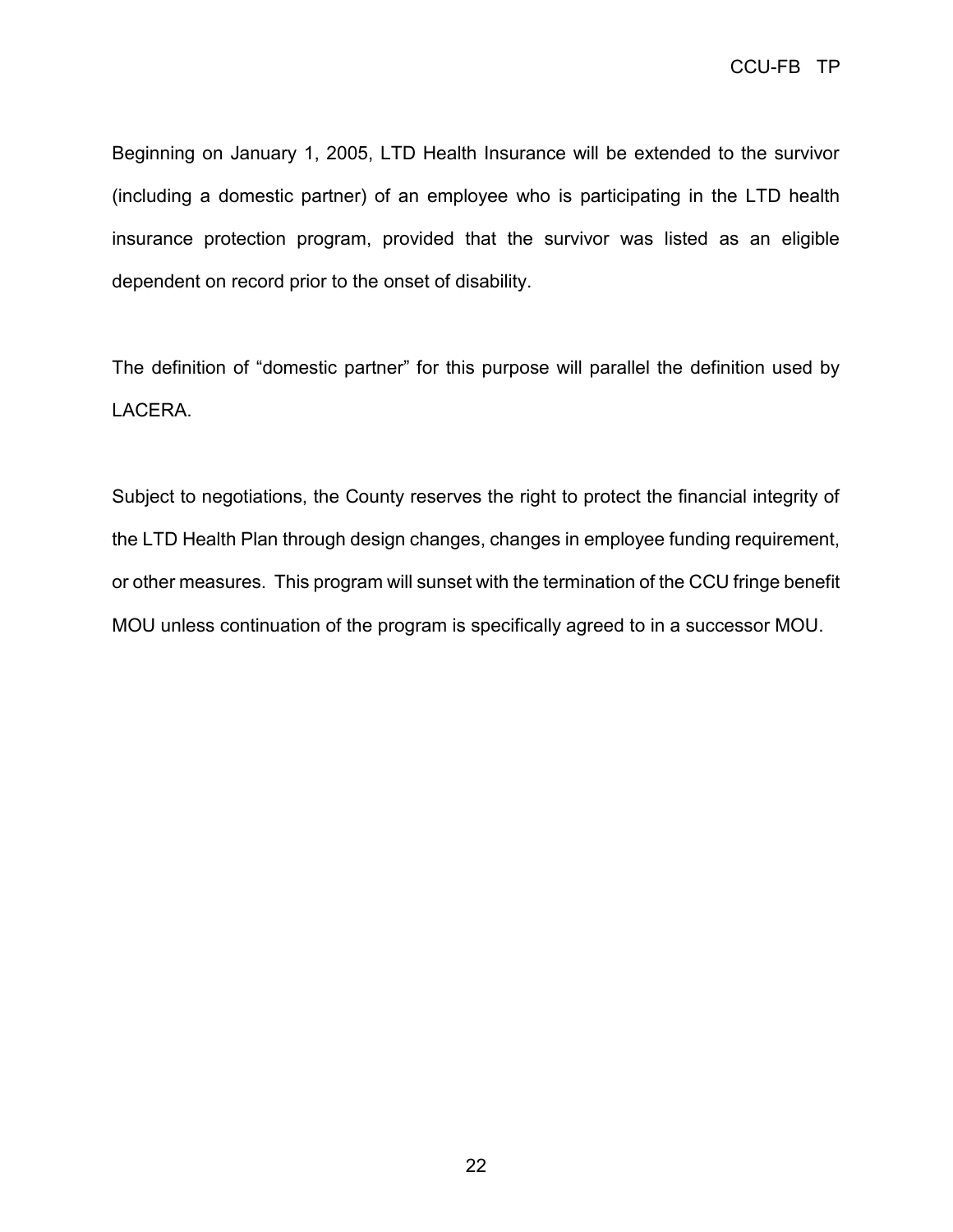Beginning on January 1, 2005, LTD Health Insurance will be extended to the survivor (including a domestic partner) of an employee who is participating in the LTD health insurance protection program, provided that the survivor was listed as an eligible dependent on record prior to the onset of disability.

The definition of "domestic partner" for this purpose will parallel the definition used by LACERA.

Subject to negotiations, the County reserves the right to protect the financial integrity of the LTD Health Plan through design changes, changes in employee funding requirement, or other measures. This program will sunset with the termination of the CCU fringe benefit MOU unless continuation of the program is specifically agreed to in a successor MOU.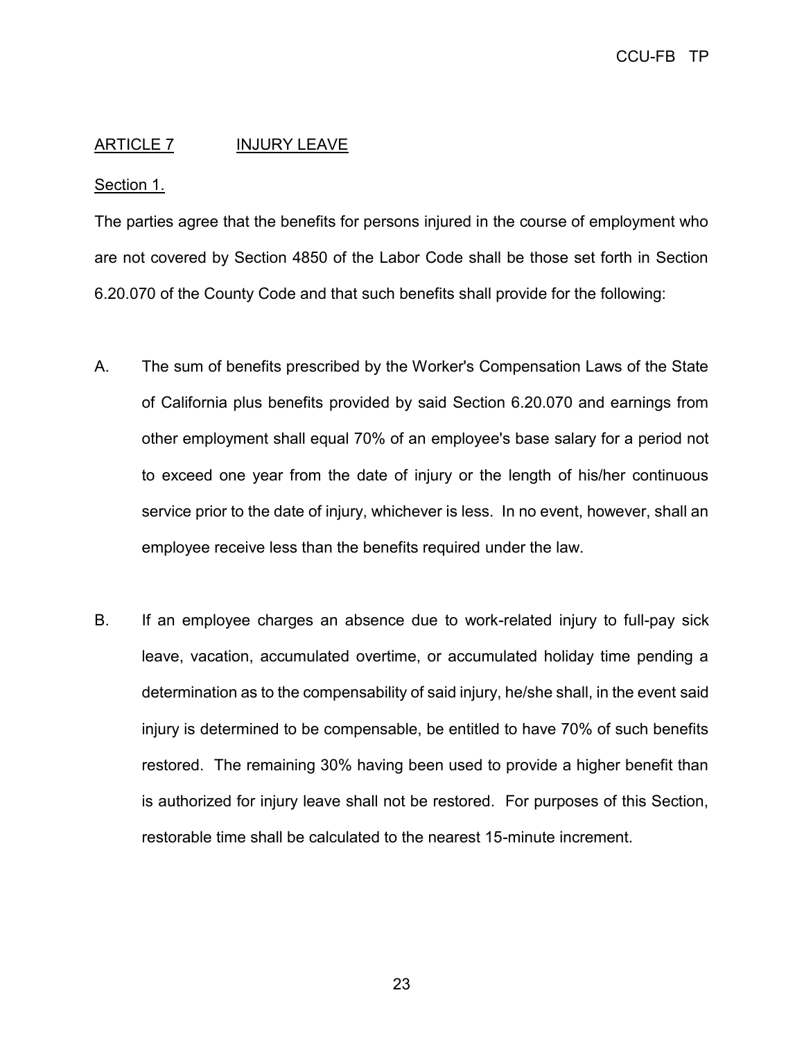## ARTICLE 7 INJURY LEAVE

Section 1.

The parties agree that the benefits for persons injured in the course of employment who are not covered by Section 4850 of the Labor Code shall be those set forth in Section 6.20.070 of the County Code and that such benefits shall provide for the following:

A. The sum of benefits prescribed by the Worker's Compensation Laws of the State of California plus benefits provided by said Section 6.20.070 and earnings from other employment shall equal 70% of an employee's base salary for a period not to exceed one year from the date of injury or the length of his/her continuous service prior to the date of injury, whichever is less. In no event, however, shall an employee receive less than the benefits required under the law.

B. If an employee charges an absence due to work-related injury to full-pay sick leave, vacation, accumulated overtime, or accumulated holiday time pending a determination as to the compensability of said injury, he/she shall, in the event said injury is determined to be compensable, be entitled to have 70% of such benefits restored. The remaining 30% having been used to provide a higher benefit than is authorized for injury leave shall not be restored. For purposes of this Section, restorable time shall be calculated to the nearest 15-minute increment.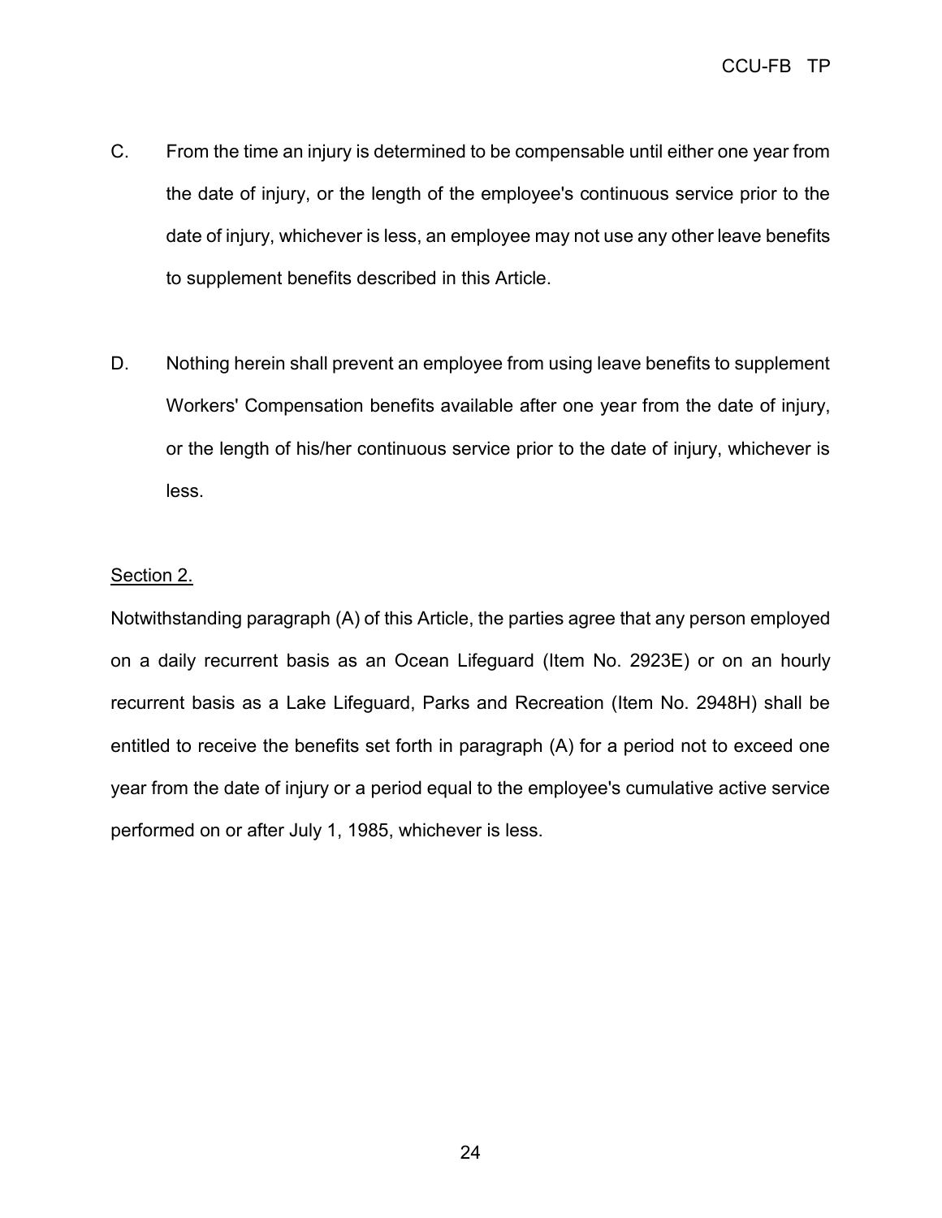C. From the time an injury is determined to be compensable until either one year from the date of injury, or the length of the employee's continuous service prior to the date of injury, whichever is less, an employee may not use any other leave benefits to supplement benefits described in this Article.

D. Nothing herein shall prevent an employee from using leave benefits to supplement Workers' Compensation benefits available after one year from the date of injury, or the length of his/her continuous service prior to the date of injury, whichever is less.

Section 2.

Notwithstanding paragraph (A) of this Article, the parties agree that any person employed on a daily recurrent basis as an Ocean Lifeguard (Item No. 2923E) or on an hourly recurrent basis as a Lake Lifeguard, Parks and Recreation (Item No. 2948H) shall be entitled to receive the benefits set forth in paragraph (A) for a period not to exceed one year from the date of injury or a period equal to the employee's cumulative active service performed on or after July 1, 1985, whichever is less.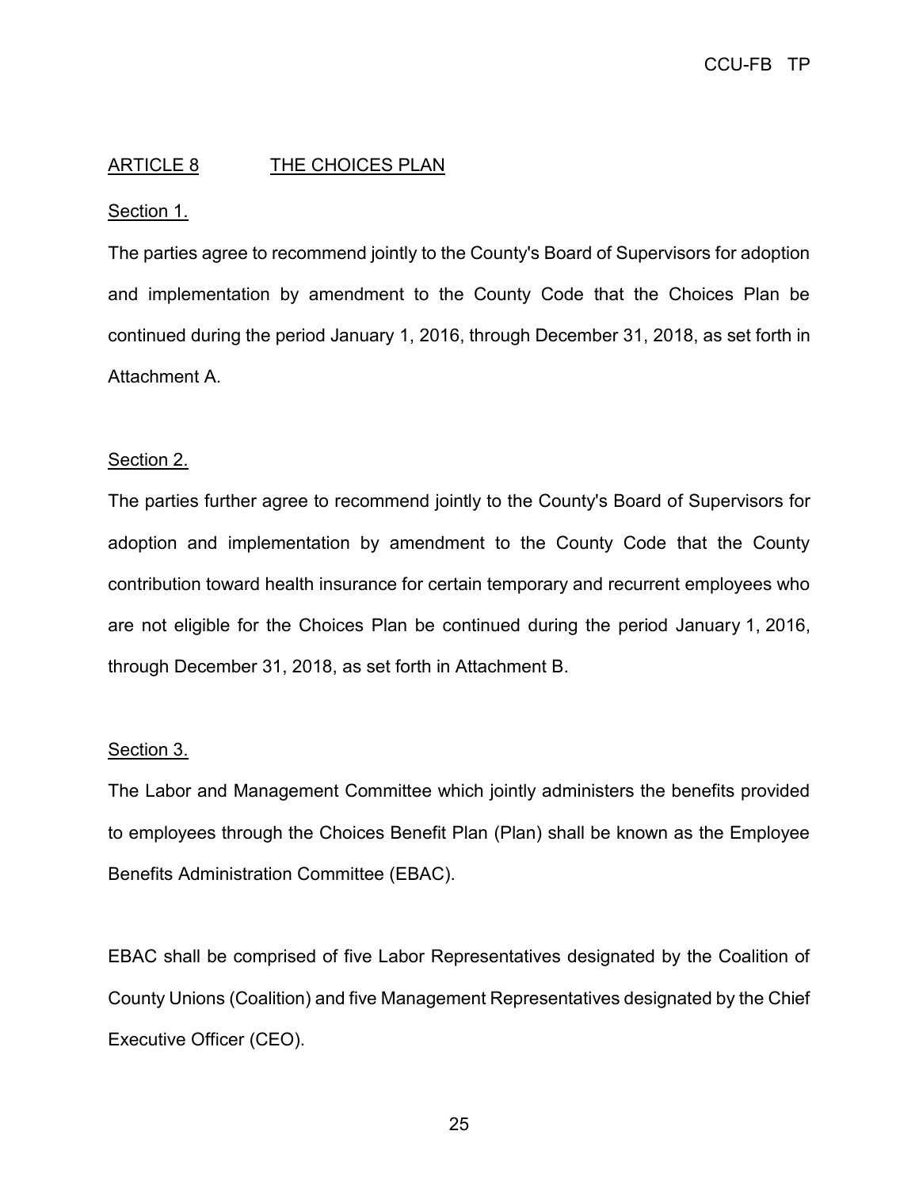## ARTICLE 8 THE CHOICES PLAN

Section 1.

The parties agree to recommend jointly to the County's Board of Supervisors for adoption and implementation by amendment to the County Code that the Choices Plan be continued during the period January 1, 2016, through December 31, 2018, as set forth in Attachment A.

Section 2.

The parties further agree to recommend jointly to the County's Board of Supervisors for adoption and implementation by amendment to the County Code that the County contribution toward health insurance for certain temporary and recurrent employees who are not eligible for the Choices Plan be continued during the period January 1, 2016, through December 31, 2018, as set forth in Attachment B.

Section 3.

The Labor and Management Committee which jointly administers the benefits provided to employees through the Choices Benefit Plan (Plan) shall be known as the Employee Benefits Administration Committee (EBAC).

EBAC shall be comprised of five Labor Representatives designated by the Coalition of County Unions (Coalition) and five Management Representatives designated by the Chief Executive Officer (CEO).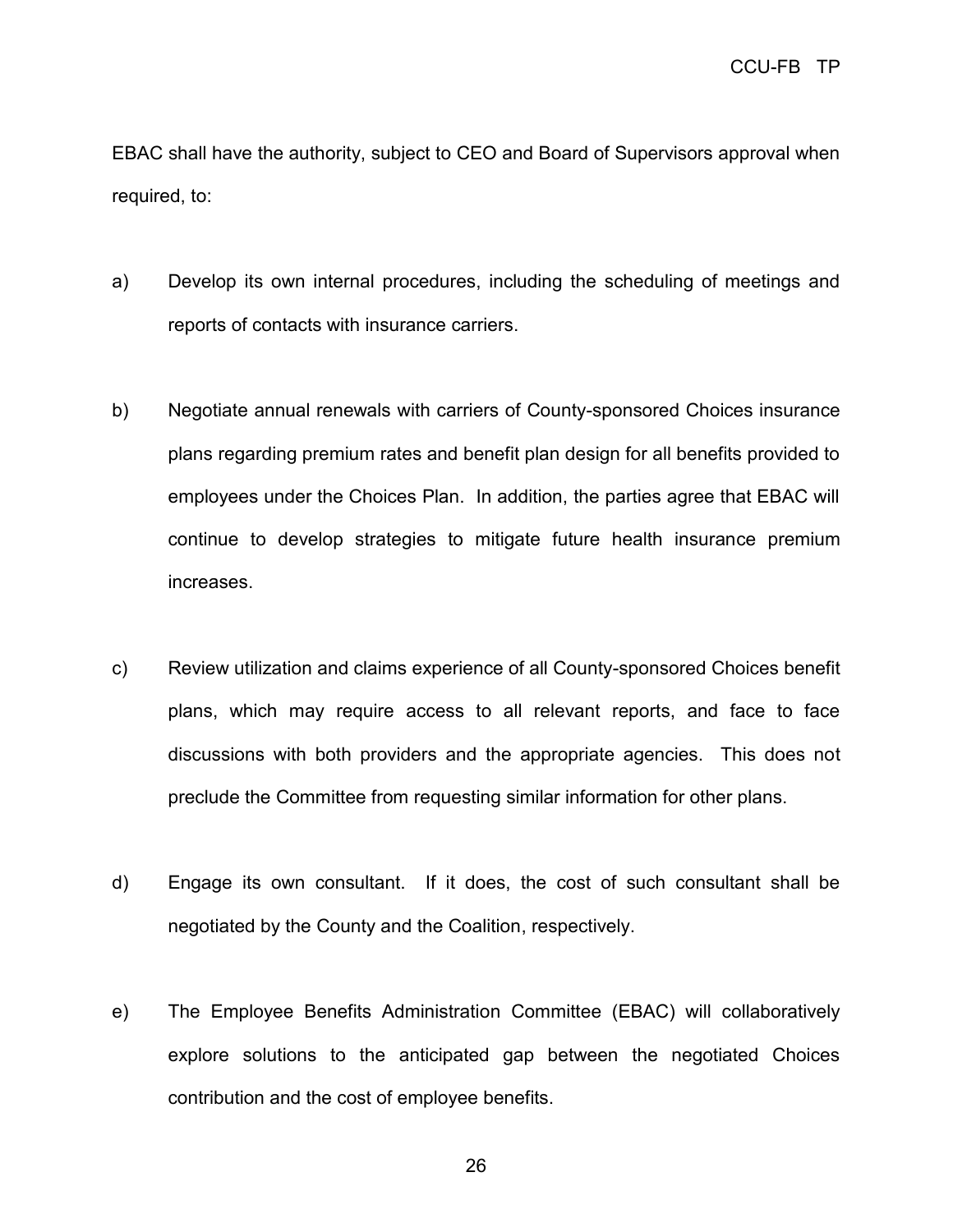EBAC shall have the authority, subject to CEO and Board of Supervisors approval when required, to:

a) Develop its own internal procedures, including the scheduling of meetings and reports of contacts with insurance carriers.

b) Negotiate annual renewals with carriers of County-sponsored Choices insurance plans regarding premium rates and benefit plan design for all benefits provided to employees under the Choices Plan. In addition, the parties agree that EBAC will continue to develop strategies to mitigate future health insurance premium increases.

c) Review utilization and claims experience of all County-sponsored Choices benefit plans, which may require access to all relevant reports, and face to face discussions with both providers and the appropriate agencies. This does not preclude the Committee from requesting similar information for other plans.

d) Engage its own consultant. If it does, the cost of such consultant shall be negotiated by the County and the Coalition, respectively.

e) The Employee Benefits Administration Committee (EBAC) will collaboratively explore solutions to the anticipated gap between the negotiated Choices contribution and the cost of employee benefits.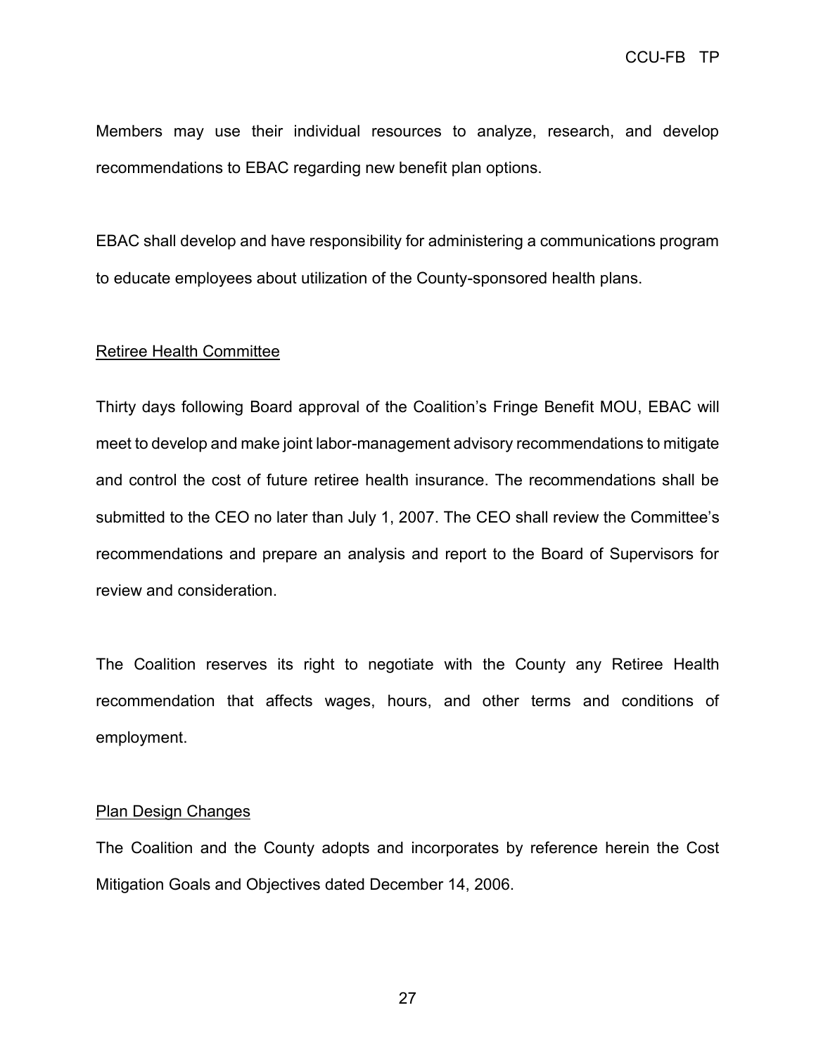Members may use their individual resources to analyze, research, and develop recommendations to EBAC regarding new benefit plan options.

EBAC shall develop and have responsibility for administering a communications program to educate employees about utilization of the County-sponsored health plans.

<u>Retiree Health Committee</u>

Thirty days following Board approval of the Coalition's Fringe Benefit MOU, EBAC will meet to develop and make joint labor-management advisory recommendations to mitigate and control the cost of future retiree health insurance. The recommendations shall be submitted to the CEO no later than July 1, 2007. The CEO shall review the Committee's recommendations and prepare an analysis and report to the Board of Supervisors for review and consideration.

The Coalition reserves its right to negotiate with the County any Retiree Health recommendation that affects wages, hours, and other terms and conditions of employment.

<u>Plan Design Changes</u>

The Coalition and the County adopts and incorporates by reference herein the Cost Mitigation Goals and Objectives dated December 14, 2006.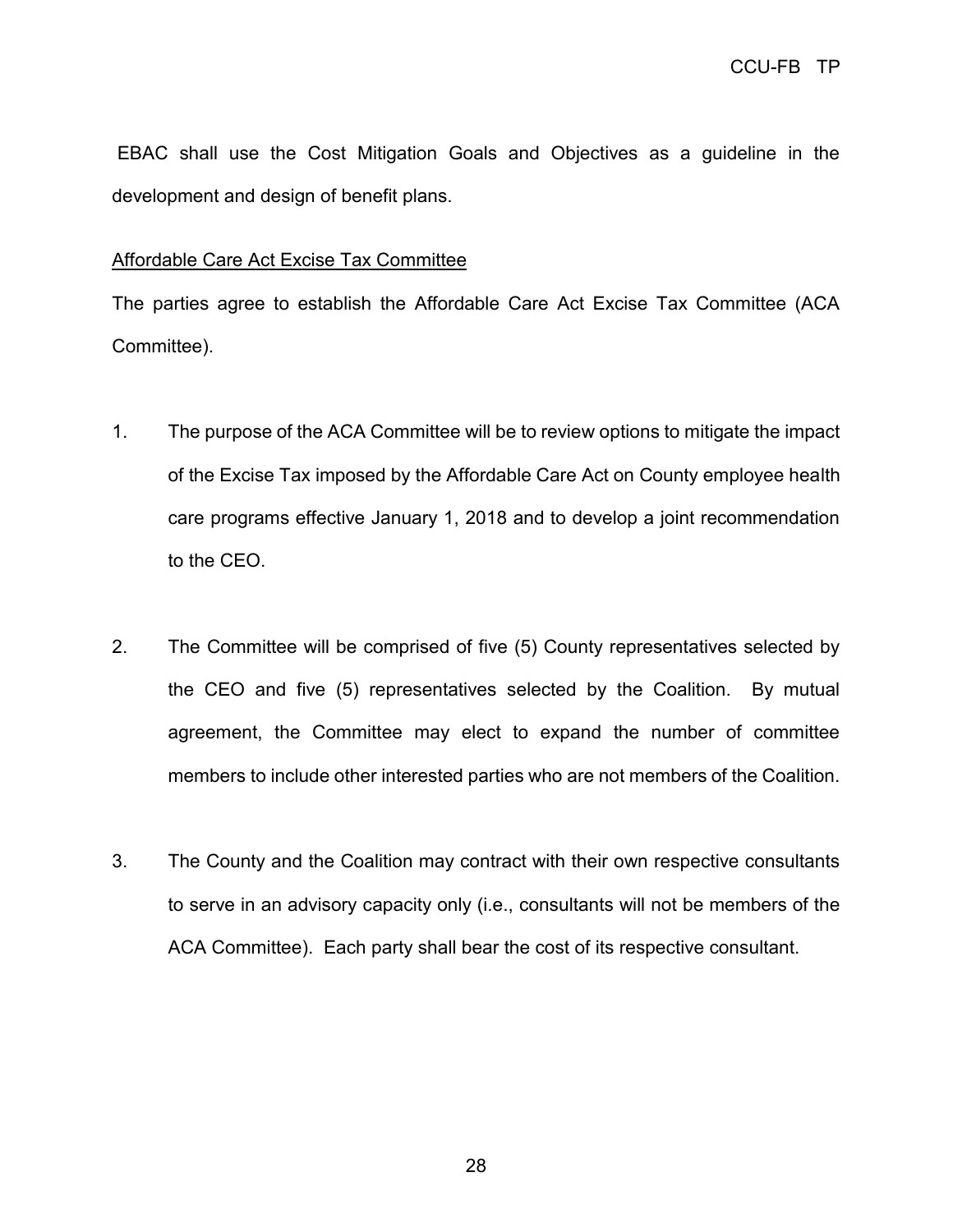EBAC shall use the Cost Mitigation Goals and Objectives as a guideline in the development and design of benefit plans.

Affordable Care Act Excise Tax Committee

The parties agree to establish the Affordable Care Act Excise Tax Committee (ACA Committee).

1. The purpose of the ACA Committee will be to review options to mitigate the impact of the Excise Tax imposed by the Affordable Care Act on County employee health care programs effective January 1, 2018 and to develop a joint recommendation to the CEO.

2. The Committee will be comprised of five (5) County representatives selected by the CEO and five (5) representatives selected by the Coalition. By mutual agreement, the Committee may elect to expand the number of committee members to include other interested parties who are not members of the Coalition.

3. The County and the Coalition may contract with their own respective consultants to serve in an advisory capacity only (i.e., consultants will not be members of the ACA Committee). Each party shall bear the cost of its respective consultant.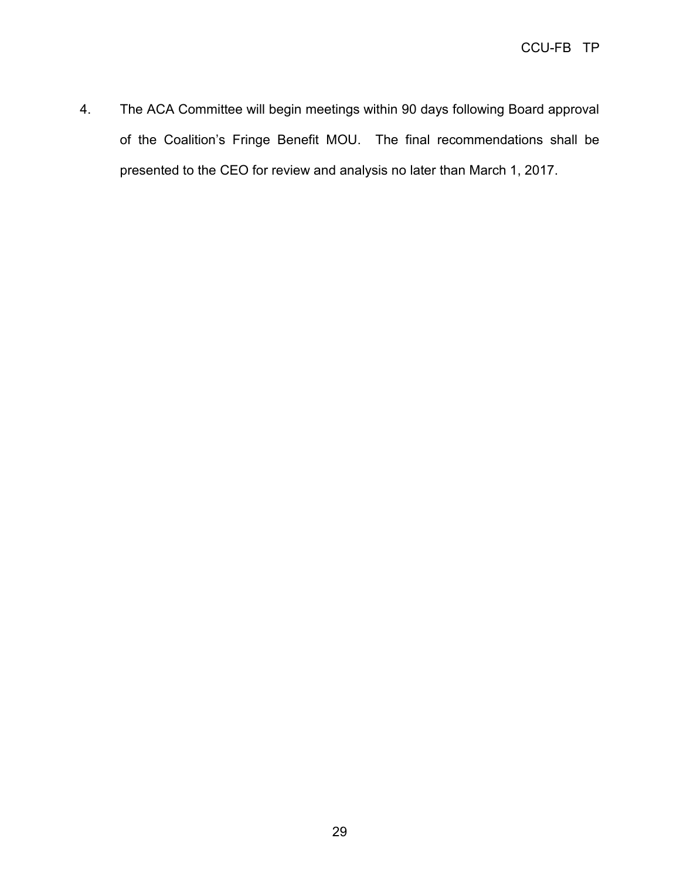4. The ACA Committee will begin meetings within 90 days following Board approval of the Coalition's Fringe Benefit MOU. The final recommendations shall be presented to the CEO for review and analysis no later than March 1, 2017.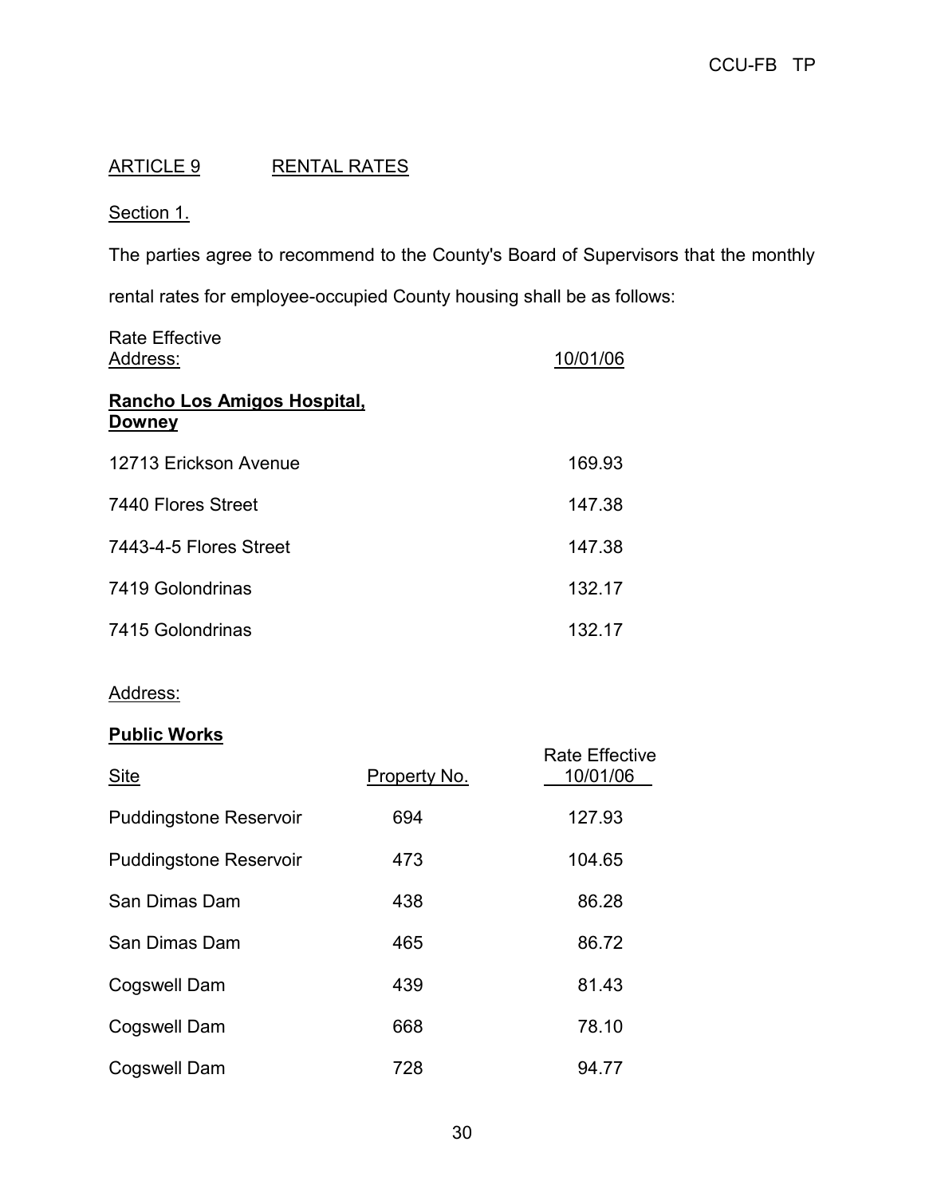ARTICLE 9 RENTAL RATES

Section 1.

The parties agree to recommend to the County's Board of Supervisors that the monthly rental rates for employee-occupied County housing shall be as follows:

| Address: | Rate Effective 10/01/06 |
|---|---|
| **Rancho Los Amigos Hospital, Downey** | |
| 12713 Erickson Avenue | 169.93 |
| 7440 Flores Street | 147.38 |
| 7443-4-5 Flores Street | 147.38 |
| 7419 Golondrinas | 132.17 |
| 7415 Golondrinas | 132.17 |

Address:

**Public Works**

| Site | Property No. | Rate Effective 10/01/06 |
|---|---|---|
| Puddingstone Reservoir | 694 | 127.93 |
| Puddingstone Reservoir | 473 | 104.65 |
| San Dimas Dam | 438 | 86.28 |
| San Dimas Dam | 465 | 86.72 |
| Cogswell Dam | 439 | 81.43 |
| Cogswell Dam | 668 | 78.10 |
| Cogswell Dam | 728 | 94.77 |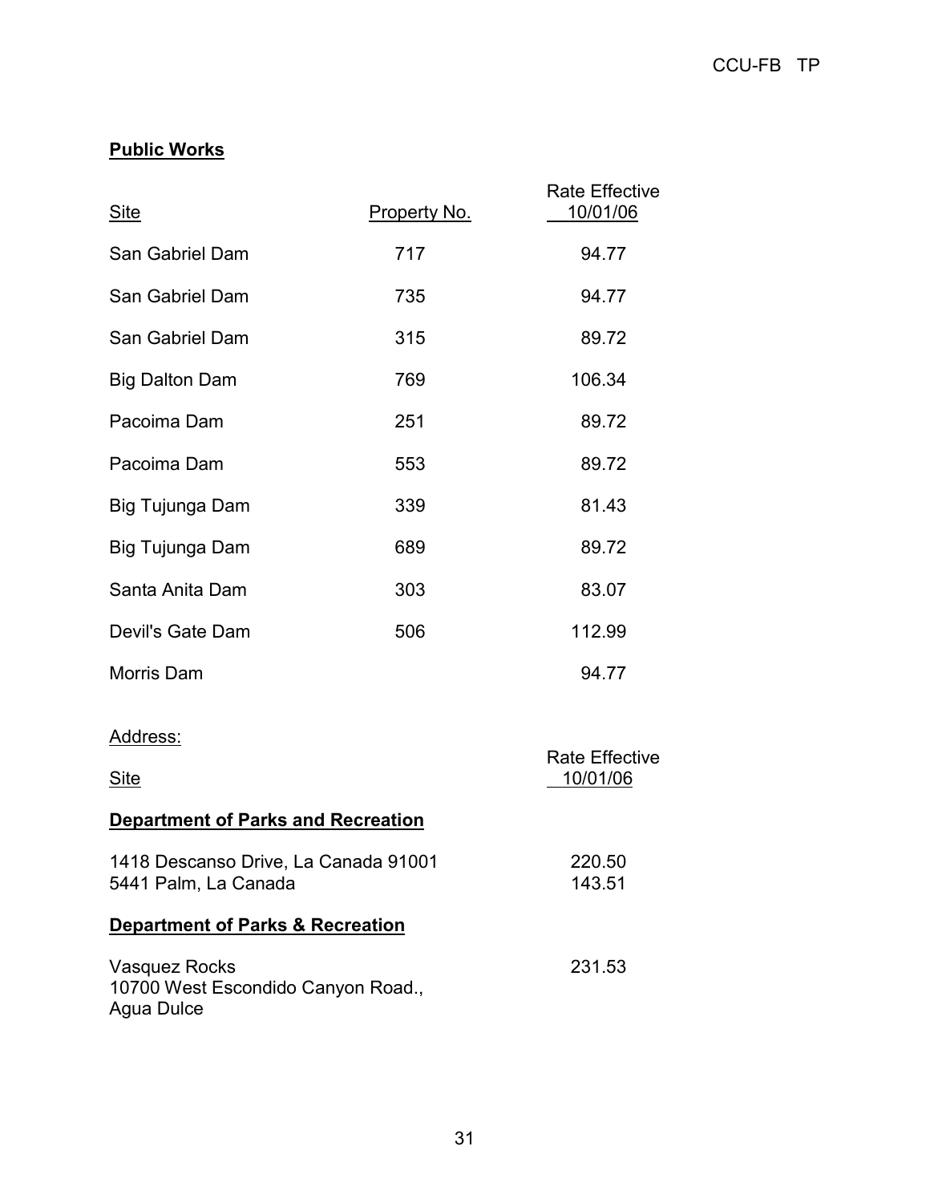**Public Works**

| Site | Property No. | Rate Effective 10/01/06 |
| --- | --- | --- |
| San Gabriel Dam | 717 | 94.77 |
| San Gabriel Dam | 735 | 94.77 |
| San Gabriel Dam | 315 | 89.72 |
| Big Dalton Dam | 769 | 106.34 |
| Pacoima Dam | 251 | 89.72 |
| Pacoima Dam | 553 | 89.72 |
| Big Tujunga Dam | 339 | 81.43 |
| Big Tujunga Dam | 689 | 89.72 |
| Santa Anita Dam | 303 | 83.07 |
| Devil's Gate Dam | 506 | 112.99 |
| Morris Dam | | 94.77 |

| Address: Site | Rate Effective 10/01/06 |
| --- | --- |
| **Department of Parks and Recreation** | |
| 1418 Descanso Drive, La Canada 91001 | 220.50 |
| 5441 Palm, La Canada | 143.51 |
| **Department of Parks & Recreation** | |
| Vasquez Rocks 10700 West Escondido Canyon Road., Agua Dulce | 231.53 |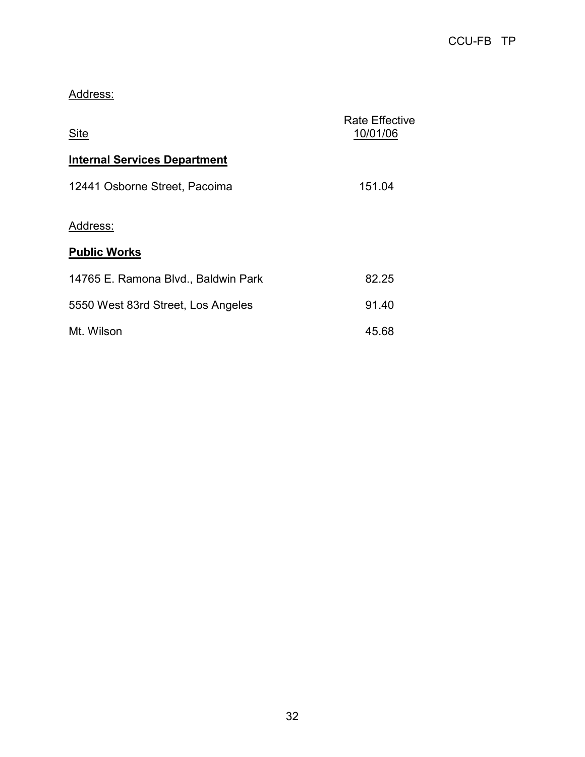Address:

| Site | Rate Effective 10/01/06 |
|---|---|
| **Internal Services Department** | |
| 12441 Osborne Street, Pacoima | 151.04 |

Address:

| | |
|---|---|
| **Public Works** | |
| 14765 E. Ramona Blvd., Baldwin Park | 82.25 |
| 5550 West 83rd Street, Los Angeles | 91.40 |
| Mt. Wilson | 45.68 |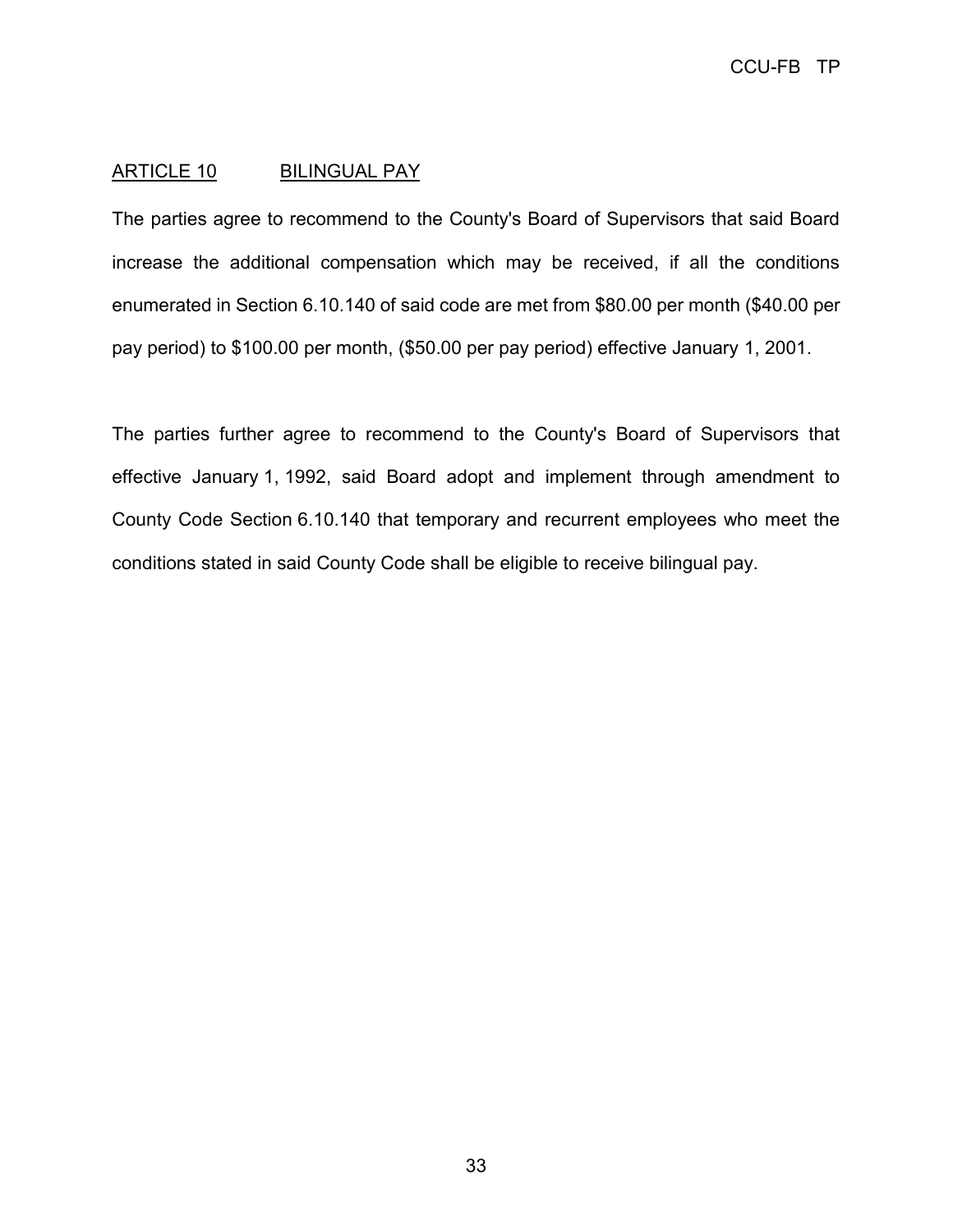## ARTICLE 10 BILINGUAL PAY

The parties agree to recommend to the County's Board of Supervisors that said Board increase the additional compensation which may be received, if all the conditions enumerated in Section 6.10.140 of said code are met from $80.00 per month ($40.00 per pay period) to $100.00 per month, ($50.00 per pay period) effective January 1, 2001.

The parties further agree to recommend to the County's Board of Supervisors that effective January 1, 1992, said Board adopt and implement through amendment to County Code Section 6.10.140 that temporary and recurrent employees who meet the conditions stated in said County Code shall be eligible to receive bilingual pay.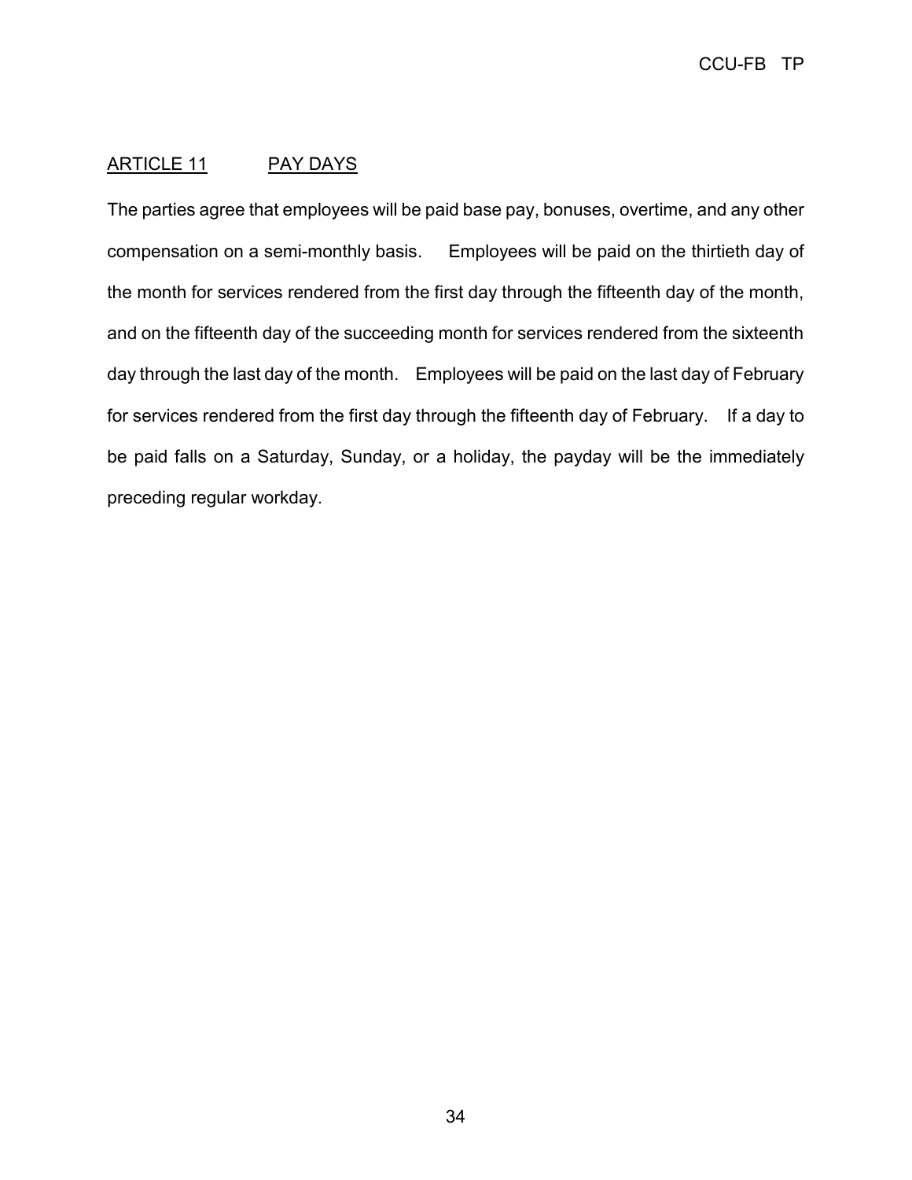## ARTICLE 11 PAY DAYS

The parties agree that employees will be paid base pay, bonuses, overtime, and any other compensation on a semi-monthly basis. Employees will be paid on the thirtieth day of the month for services rendered from the first day through the fifteenth day of the month, and on the fifteenth day of the succeeding month for services rendered from the sixteenth day through the last day of the month. Employees will be paid on the last day of February for services rendered from the first day through the fifteenth day of February. If a day to be paid falls on a Saturday, Sunday, or a holiday, the payday will be the immediately preceding regular workday.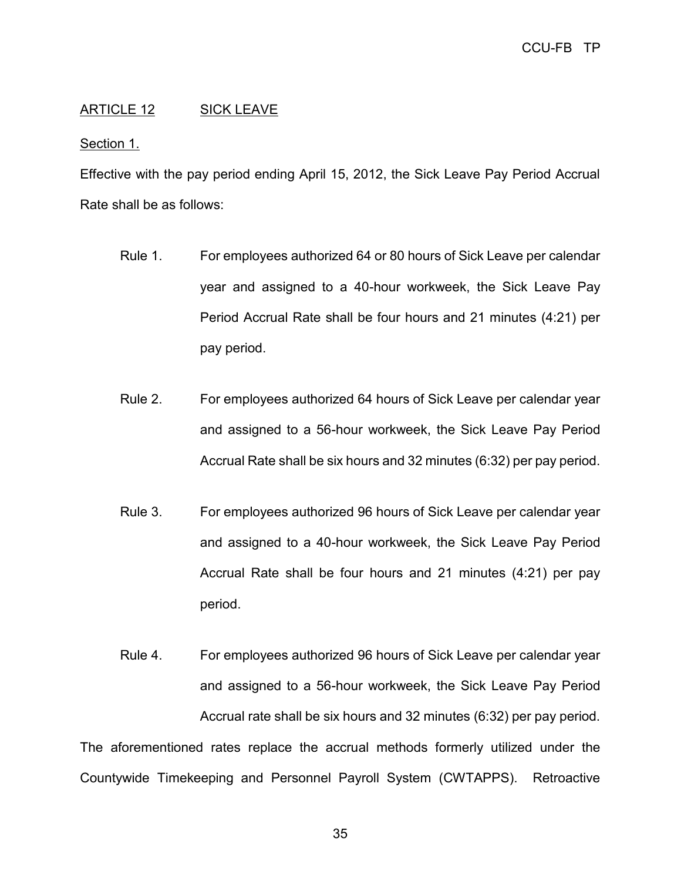## ARTICLE 12 SICK LEAVE

Section 1.

Effective with the pay period ending April 15, 2012, the Sick Leave Pay Period Accrual Rate shall be as follows:

Rule 1. For employees authorized 64 or 80 hours of Sick Leave per calendar year and assigned to a 40-hour workweek, the Sick Leave Pay Period Accrual Rate shall be four hours and 21 minutes (4:21) per pay period.

Rule 2. For employees authorized 64 hours of Sick Leave per calendar year and assigned to a 56-hour workweek, the Sick Leave Pay Period Accrual Rate shall be six hours and 32 minutes (6:32) per pay period.

Rule 3. For employees authorized 96 hours of Sick Leave per calendar year and assigned to a 40-hour workweek, the Sick Leave Pay Period Accrual Rate shall be four hours and 21 minutes (4:21) per pay period.

Rule 4. For employees authorized 96 hours of Sick Leave per calendar year and assigned to a 56-hour workweek, the Sick Leave Pay Period Accrual rate shall be six hours and 32 minutes (6:32) per pay period.

The aforementioned rates replace the accrual methods formerly utilized under the Countywide Timekeeping and Personnel Payroll System (CWTAPPS). Retroactive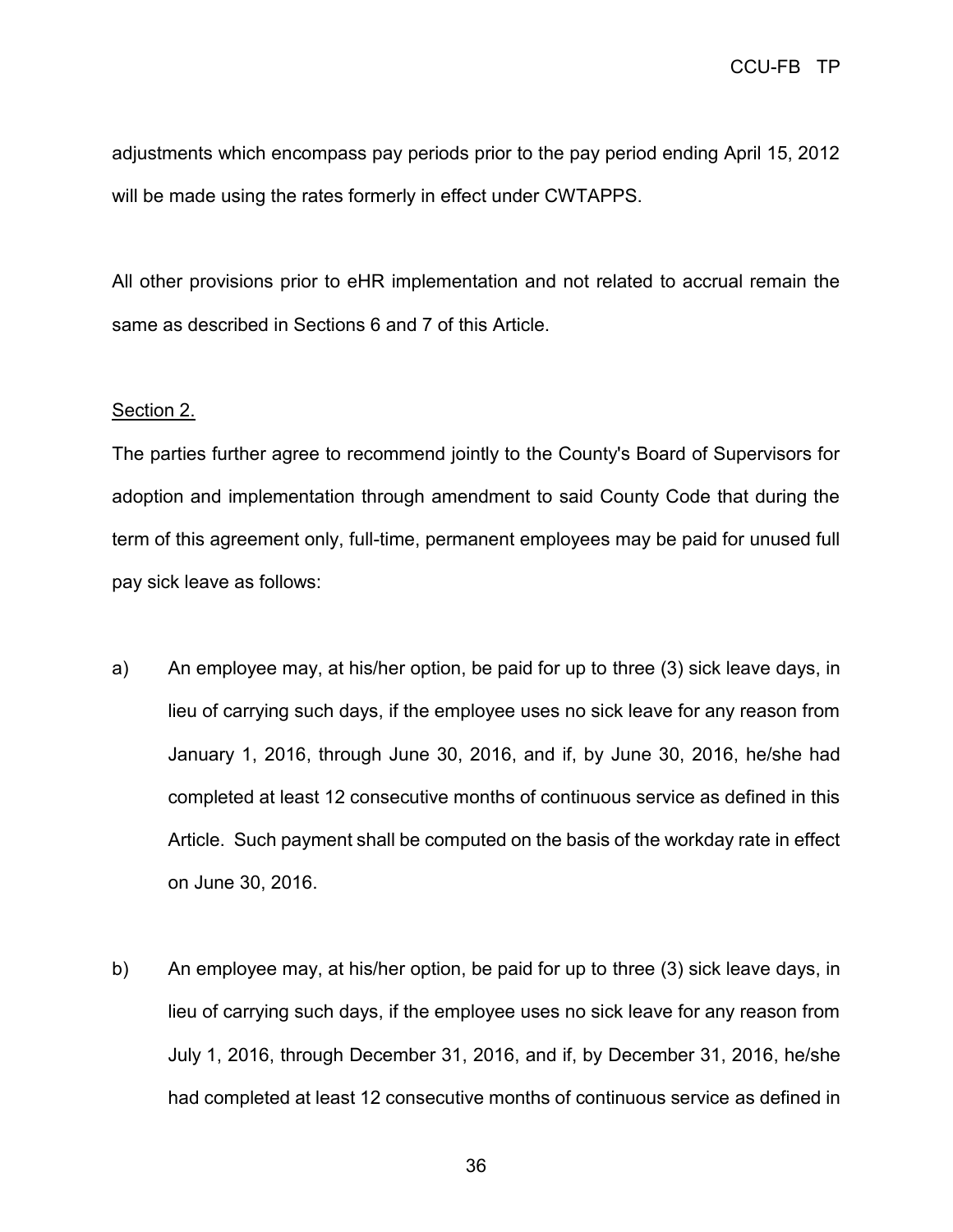adjustments which encompass pay periods prior to the pay period ending April 15, 2012 will be made using the rates formerly in effect under CWTAPPS.

All other provisions prior to eHR implementation and not related to accrual remain the same as described in Sections 6 and 7 of this Article.

Section 2.

The parties further agree to recommend jointly to the County's Board of Supervisors for adoption and implementation through amendment to said County Code that during the term of this agreement only, full-time, permanent employees may be paid for unused full pay sick leave as follows:

a) An employee may, at his/her option, be paid for up to three (3) sick leave days, in lieu of carrying such days, if the employee uses no sick leave for any reason from January 1, 2016, through June 30, 2016, and if, by June 30, 2016, he/she had completed at least 12 consecutive months of continuous service as defined in this Article. Such payment shall be computed on the basis of the workday rate in effect on June 30, 2016.

b) An employee may, at his/her option, be paid for up to three (3) sick leave days, in lieu of carrying such days, if the employee uses no sick leave for any reason from July 1, 2016, through December 31, 2016, and if, by December 31, 2016, he/she had completed at least 12 consecutive months of continuous service as defined in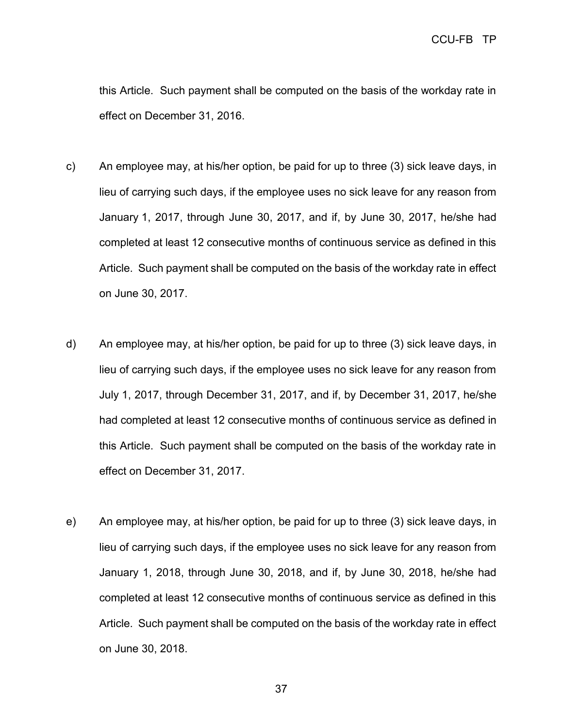this Article. Such payment shall be computed on the basis of the workday rate in effect on December 31, 2016.

c) An employee may, at his/her option, be paid for up to three (3) sick leave days, in lieu of carrying such days, if the employee uses no sick leave for any reason from January 1, 2017, through June 30, 2017, and if, by June 30, 2017, he/she had completed at least 12 consecutive months of continuous service as defined in this Article. Such payment shall be computed on the basis of the workday rate in effect on June 30, 2017.

d) An employee may, at his/her option, be paid for up to three (3) sick leave days, in lieu of carrying such days, if the employee uses no sick leave for any reason from July 1, 2017, through December 31, 2017, and if, by December 31, 2017, he/she had completed at least 12 consecutive months of continuous service as defined in this Article. Such payment shall be computed on the basis of the workday rate in effect on December 31, 2017.

e) An employee may, at his/her option, be paid for up to three (3) sick leave days, in lieu of carrying such days, if the employee uses no sick leave for any reason from January 1, 2018, through June 30, 2018, and if, by June 30, 2018, he/she had completed at least 12 consecutive months of continuous service as defined in this Article. Such payment shall be computed on the basis of the workday rate in effect on June 30, 2018.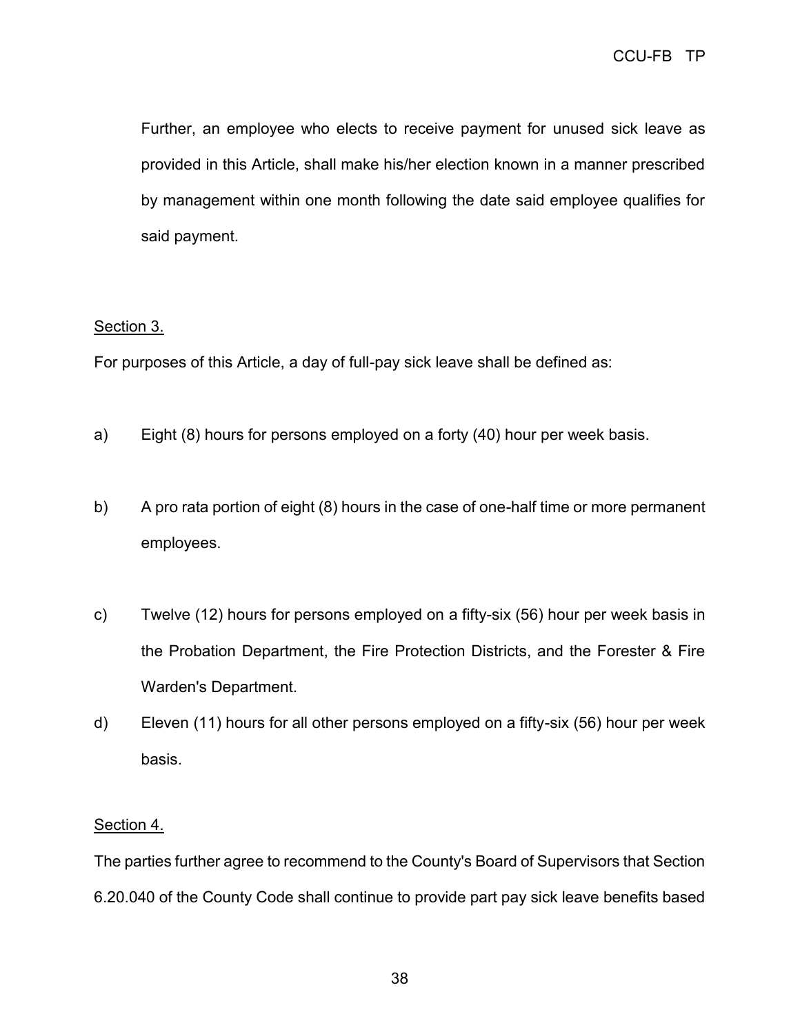Further, an employee who elects to receive payment for unused sick leave as provided in this Article, shall make his/her election known in a manner prescribed by management within one month following the date said employee qualifies for said payment.

Section 3.

For purposes of this Article, a day of full-pay sick leave shall be defined as:

a) Eight (8) hours for persons employed on a forty (40) hour per week basis.

b) A pro rata portion of eight (8) hours in the case of one-half time or more permanent employees.

c) Twelve (12) hours for persons employed on a fifty-six (56) hour per week basis in the Probation Department, the Fire Protection Districts, and the Forester & Fire Warden's Department.

d) Eleven (11) hours for all other persons employed on a fifty-six (56) hour per week basis.

Section 4.

The parties further agree to recommend to the County's Board of Supervisors that Section 6.20.040 of the County Code shall continue to provide part pay sick leave benefits based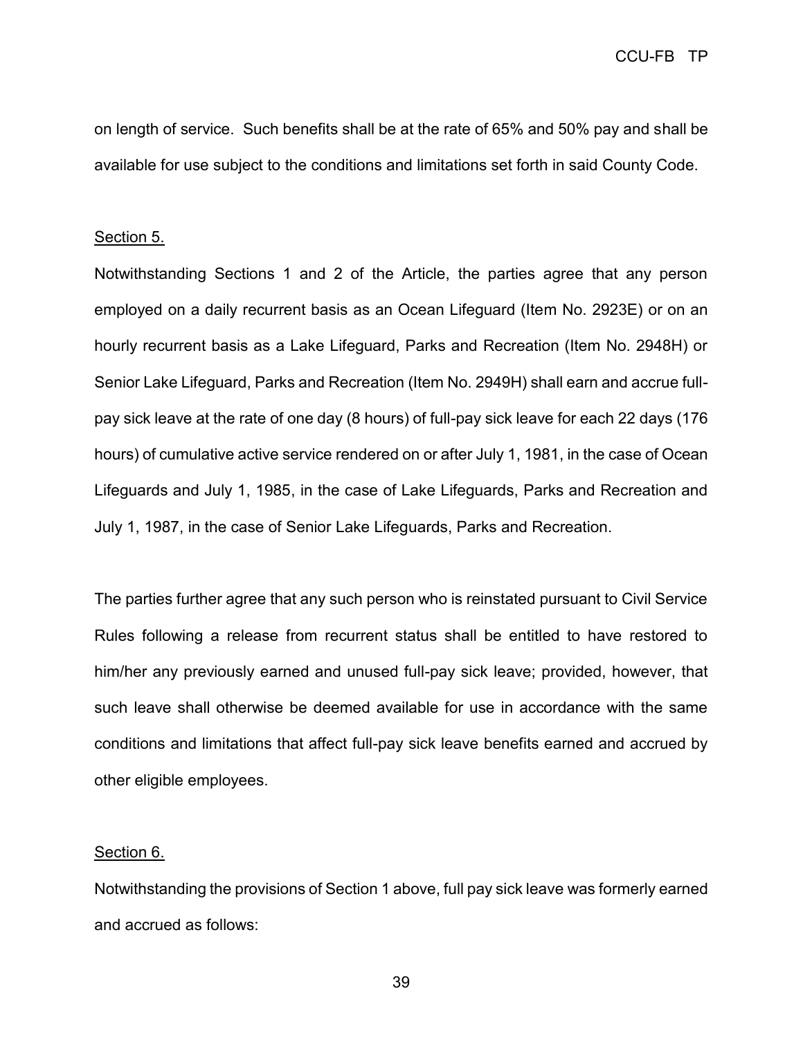on length of service. Such benefits shall be at the rate of 65% and 50% pay and shall be available for use subject to the conditions and limitations set forth in said County Code.

Section 5.

Notwithstanding Sections 1 and 2 of the Article, the parties agree that any person employed on a daily recurrent basis as an Ocean Lifeguard (Item No. 2923E) or on an hourly recurrent basis as a Lake Lifeguard, Parks and Recreation (Item No. 2948H) or Senior Lake Lifeguard, Parks and Recreation (Item No. 2949H) shall earn and accrue full-pay sick leave at the rate of one day (8 hours) of full-pay sick leave for each 22 days (176 hours) of cumulative active service rendered on or after July 1, 1981, in the case of Ocean Lifeguards and July 1, 1985, in the case of Lake Lifeguards, Parks and Recreation and July 1, 1987, in the case of Senior Lake Lifeguards, Parks and Recreation.

The parties further agree that any such person who is reinstated pursuant to Civil Service Rules following a release from recurrent status shall be entitled to have restored to him/her any previously earned and unused full-pay sick leave; provided, however, that such leave shall otherwise be deemed available for use in accordance with the same conditions and limitations that affect full-pay sick leave benefits earned and accrued by other eligible employees.

Section 6.

Notwithstanding the provisions of Section 1 above, full pay sick leave was formerly earned and accrued as follows: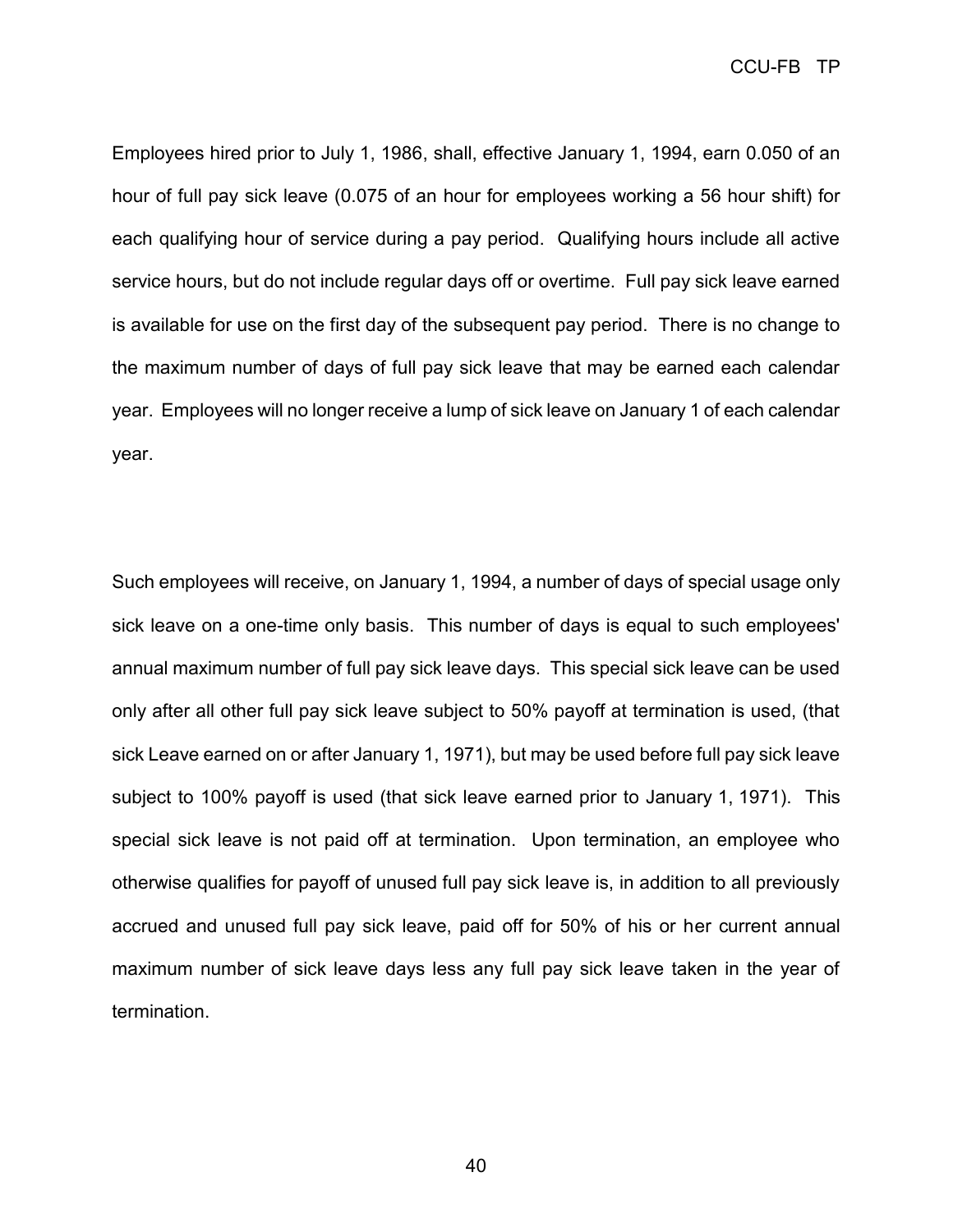Employees hired prior to July 1, 1986, shall, effective January 1, 1994, earn 0.050 of an hour of full pay sick leave (0.075 of an hour for employees working a 56 hour shift) for each qualifying hour of service during a pay period. Qualifying hours include all active service hours, but do not include regular days off or overtime. Full pay sick leave earned is available for use on the first day of the subsequent pay period. There is no change to the maximum number of days of full pay sick leave that may be earned each calendar year. Employees will no longer receive a lump of sick leave on January 1 of each calendar year.

Such employees will receive, on January 1, 1994, a number of days of special usage only sick leave on a one-time only basis. This number of days is equal to such employees' annual maximum number of full pay sick leave days. This special sick leave can be used only after all other full pay sick leave subject to 50% payoff at termination is used, (that sick Leave earned on or after January 1, 1971), but may be used before full pay sick leave subject to 100% payoff is used (that sick leave earned prior to January 1, 1971). This special sick leave is not paid off at termination. Upon termination, an employee who otherwise qualifies for payoff of unused full pay sick leave is, in addition to all previously accrued and unused full pay sick leave, paid off for 50% of his or her current annual maximum number of sick leave days less any full pay sick leave taken in the year of termination.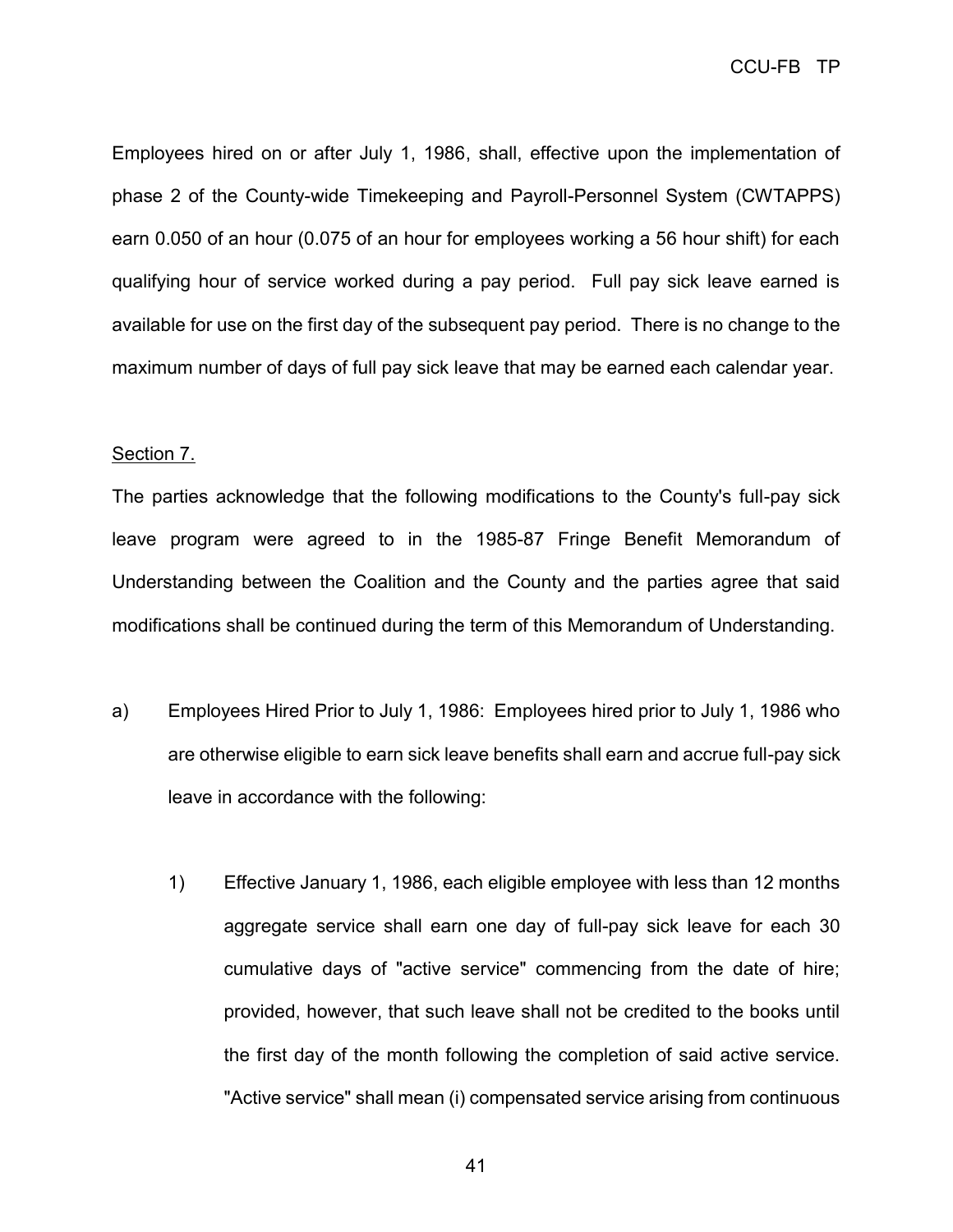Employees hired on or after July 1, 1986, shall, effective upon the implementation of phase 2 of the County-wide Timekeeping and Payroll-Personnel System (CWTAPPS) earn 0.050 of an hour (0.075 of an hour for employees working a 56 hour shift) for each qualifying hour of service worked during a pay period. Full pay sick leave earned is available for use on the first day of the subsequent pay period. There is no change to the maximum number of days of full pay sick leave that may be earned each calendar year.

Section 7.

The parties acknowledge that the following modifications to the County's full-pay sick leave program were agreed to in the 1985-87 Fringe Benefit Memorandum of Understanding between the Coalition and the County and the parties agree that said modifications shall be continued during the term of this Memorandum of Understanding.

a) Employees Hired Prior to July 1, 1986: Employees hired prior to July 1, 1986 who are otherwise eligible to earn sick leave benefits shall earn and accrue full-pay sick leave in accordance with the following:

   1) Effective January 1, 1986, each eligible employee with less than 12 months aggregate service shall earn one day of full-pay sick leave for each 30 cumulative days of "active service" commencing from the date of hire; provided, however, that such leave shall not be credited to the books until the first day of the month following the completion of said active service. "Active service" shall mean (i) compensated service arising from continuous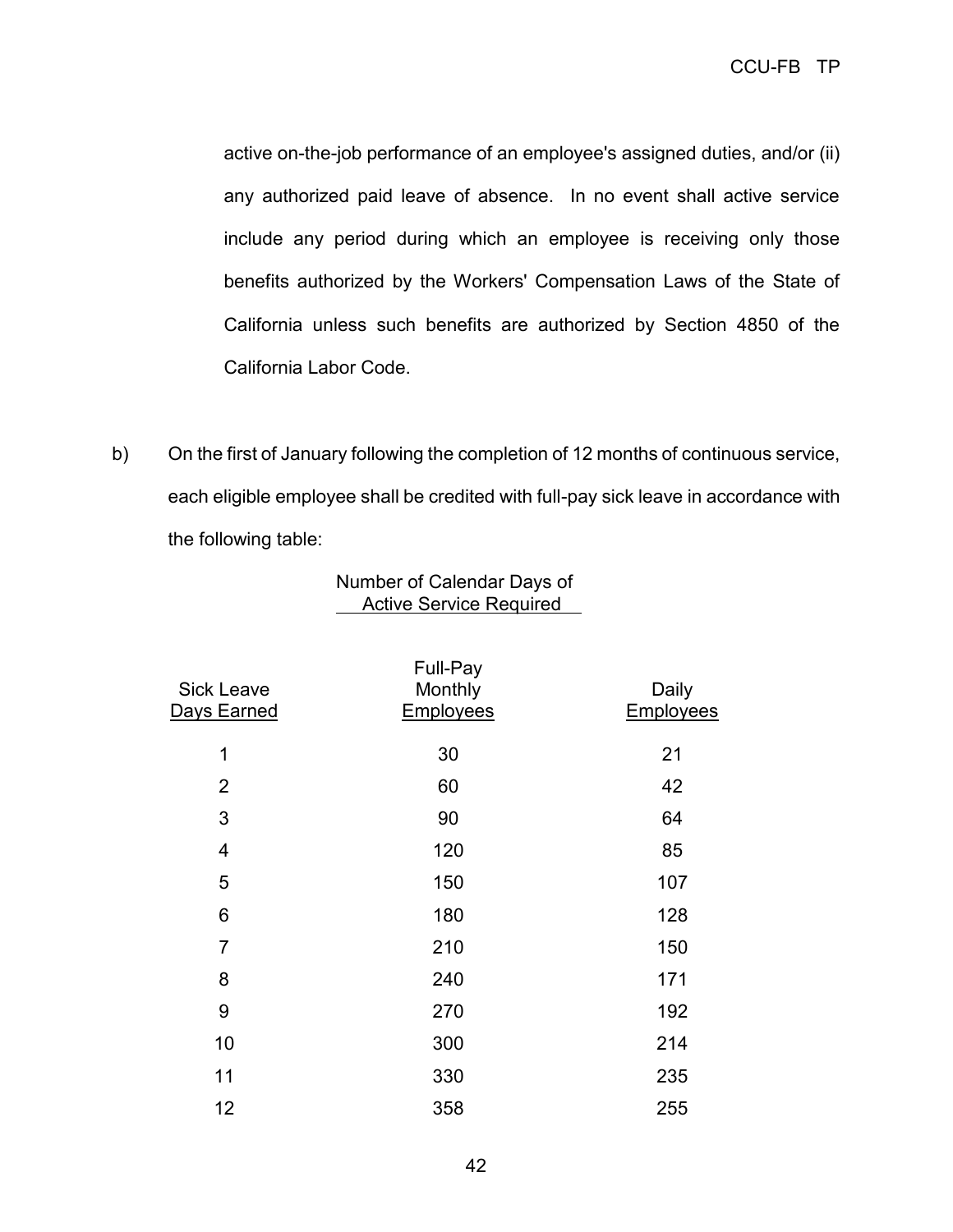active on-the-job performance of an employee's assigned duties, and/or (ii) any authorized paid leave of absence. In no event shall active service include any period during which an employee is receiving only those benefits authorized by the Workers' Compensation Laws of the State of California unless such benefits are authorized by Section 4850 of the California Labor Code.

b) On the first of January following the completion of 12 months of continuous service, each eligible employee shall be credited with full-pay sick leave in accordance with the following table:

| | Number of Calendar Days of Active Service Required | |
|---|---|---|
| Sick Leave Days Earned | Full-Pay Monthly Employees | Daily Employees |
| 1 | 30 | 21 |
| 2 | 60 | 42 |
| 3 | 90 | 64 |
| 4 | 120 | 85 |
| 5 | 150 | 107 |
| 6 | 180 | 128 |
| 7 | 210 | 150 |
| 8 | 240 | 171 |
| 9 | 270 | 192 |
| 10 | 300 | 214 |
| 11 | 330 | 235 |
| 12 | 358 | 255 |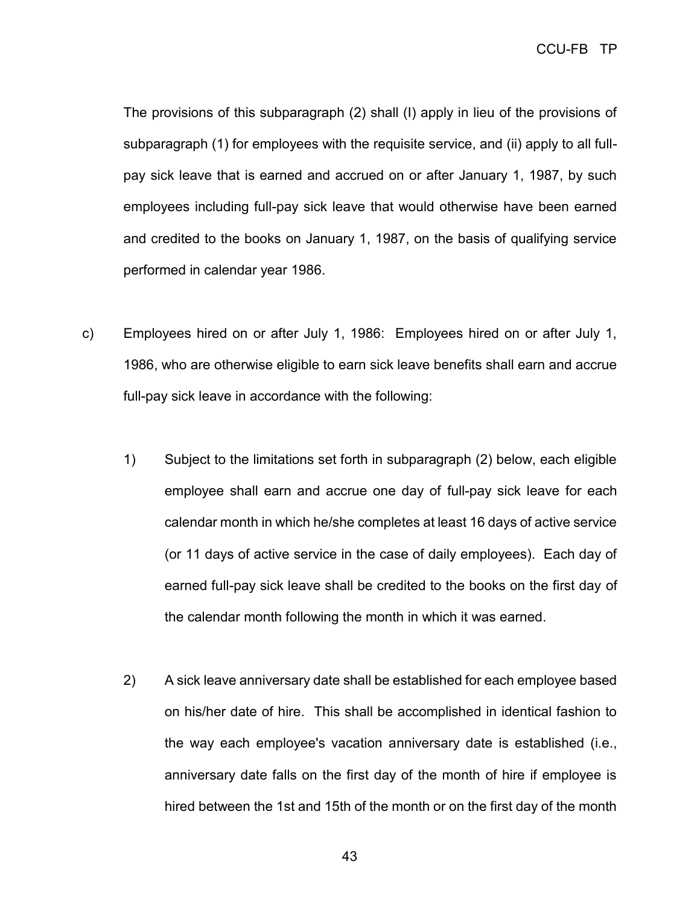The provisions of this subparagraph (2) shall (I) apply in lieu of the provisions of subparagraph (1) for employees with the requisite service, and (ii) apply to all full-pay sick leave that is earned and accrued on or after January 1, 1987, by such employees including full-pay sick leave that would otherwise have been earned and credited to the books on January 1, 1987, on the basis of qualifying service performed in calendar year 1986.

c) Employees hired on or after July 1, 1986: Employees hired on or after July 1, 1986, who are otherwise eligible to earn sick leave benefits shall earn and accrue full-pay sick leave in accordance with the following:

1) Subject to the limitations set forth in subparagraph (2) below, each eligible employee shall earn and accrue one day of full-pay sick leave for each calendar month in which he/she completes at least 16 days of active service (or 11 days of active service in the case of daily employees). Each day of earned full-pay sick leave shall be credited to the books on the first day of the calendar month following the month in which it was earned.

2) A sick leave anniversary date shall be established for each employee based on his/her date of hire. This shall be accomplished in identical fashion to the way each employee's vacation anniversary date is established (i.e., anniversary date falls on the first day of the month of hire if employee is hired between the 1st and 15th of the month or on the first day of the month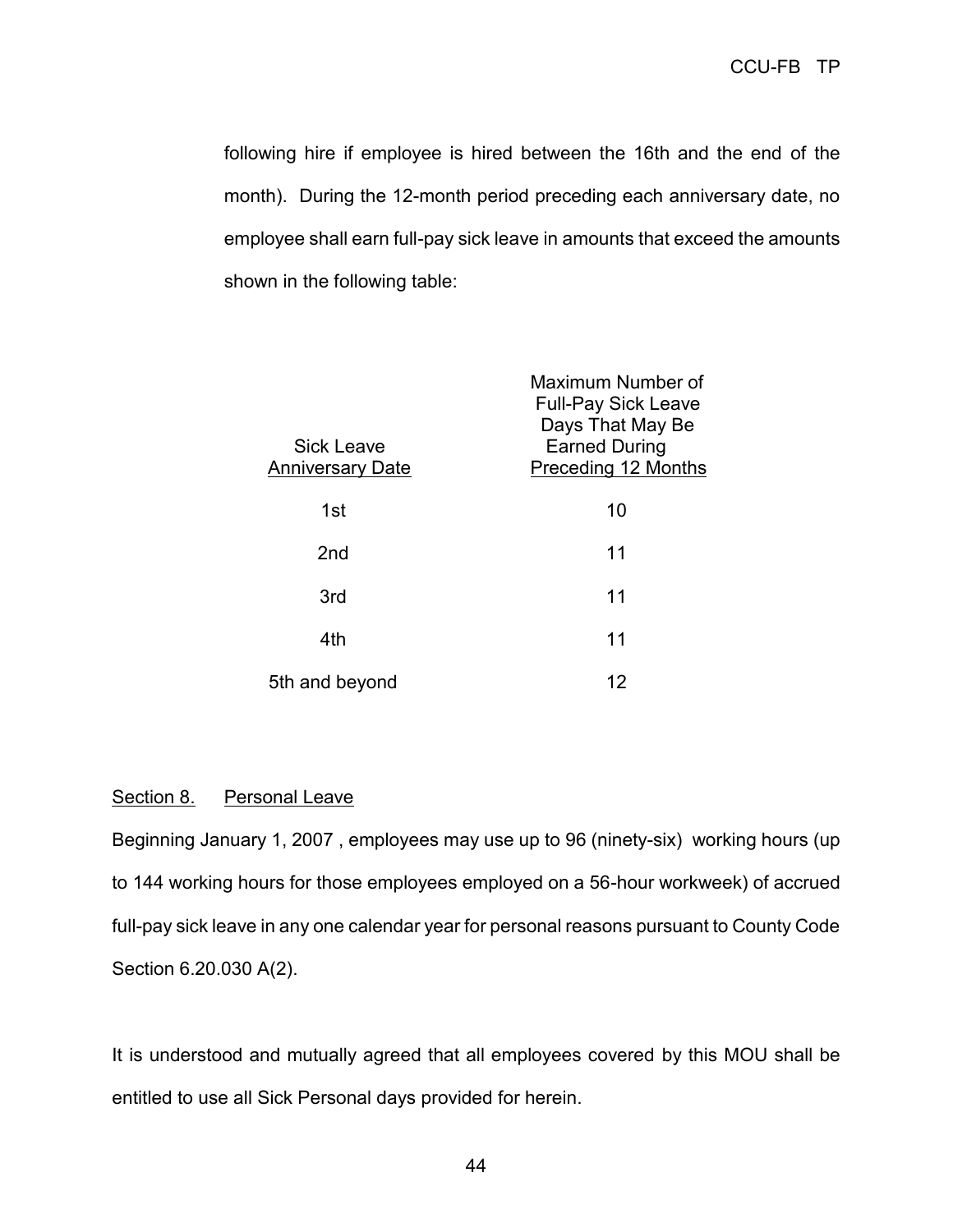following hire if employee is hired between the 16th and the end of the month). During the 12-month period preceding each anniversary date, no employee shall earn full-pay sick leave in amounts that exceed the amounts shown in the following table:

| Sick Leave Anniversary Date | Maximum Number of Full-Pay Sick Leave Days That May Be Earned During Preceding 12 Months |
|---|---|
| 1st | 10 |
| 2nd | 11 |
| 3rd | 11 |
| 4th | 11 |
| 5th and beyond | 12 |

Section 8. Personal Leave

Beginning January 1, 2007 , employees may use up to 96 (ninety-six) working hours (up to 144 working hours for those employees employed on a 56-hour workweek) of accrued full-pay sick leave in any one calendar year for personal reasons pursuant to County Code Section 6.20.030 A(2).

It is understood and mutually agreed that all employees covered by this MOU shall be entitled to use all Sick Personal days provided for herein.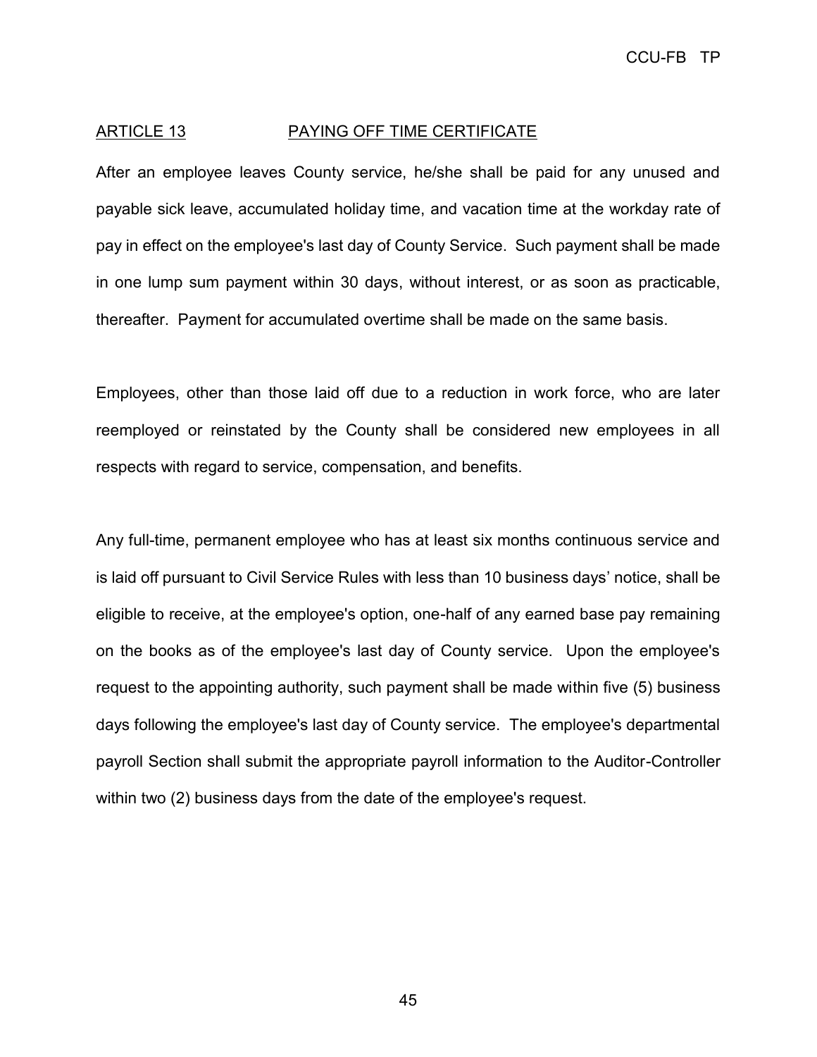## ARTICLE 13 PAYING OFF TIME CERTIFICATE

After an employee leaves County service, he/she shall be paid for any unused and payable sick leave, accumulated holiday time, and vacation time at the workday rate of pay in effect on the employee's last day of County Service. Such payment shall be made in one lump sum payment within 30 days, without interest, or as soon as practicable, thereafter. Payment for accumulated overtime shall be made on the same basis.

Employees, other than those laid off due to a reduction in work force, who are later reemployed or reinstated by the County shall be considered new employees in all respects with regard to service, compensation, and benefits.

Any full-time, permanent employee who has at least six months continuous service and is laid off pursuant to Civil Service Rules with less than 10 business days' notice, shall be eligible to receive, at the employee's option, one-half of any earned base pay remaining on the books as of the employee's last day of County service. Upon the employee's request to the appointing authority, such payment shall be made within five (5) business days following the employee's last day of County service. The employee's departmental payroll Section shall submit the appropriate payroll information to the Auditor-Controller within two (2) business days from the date of the employee's request.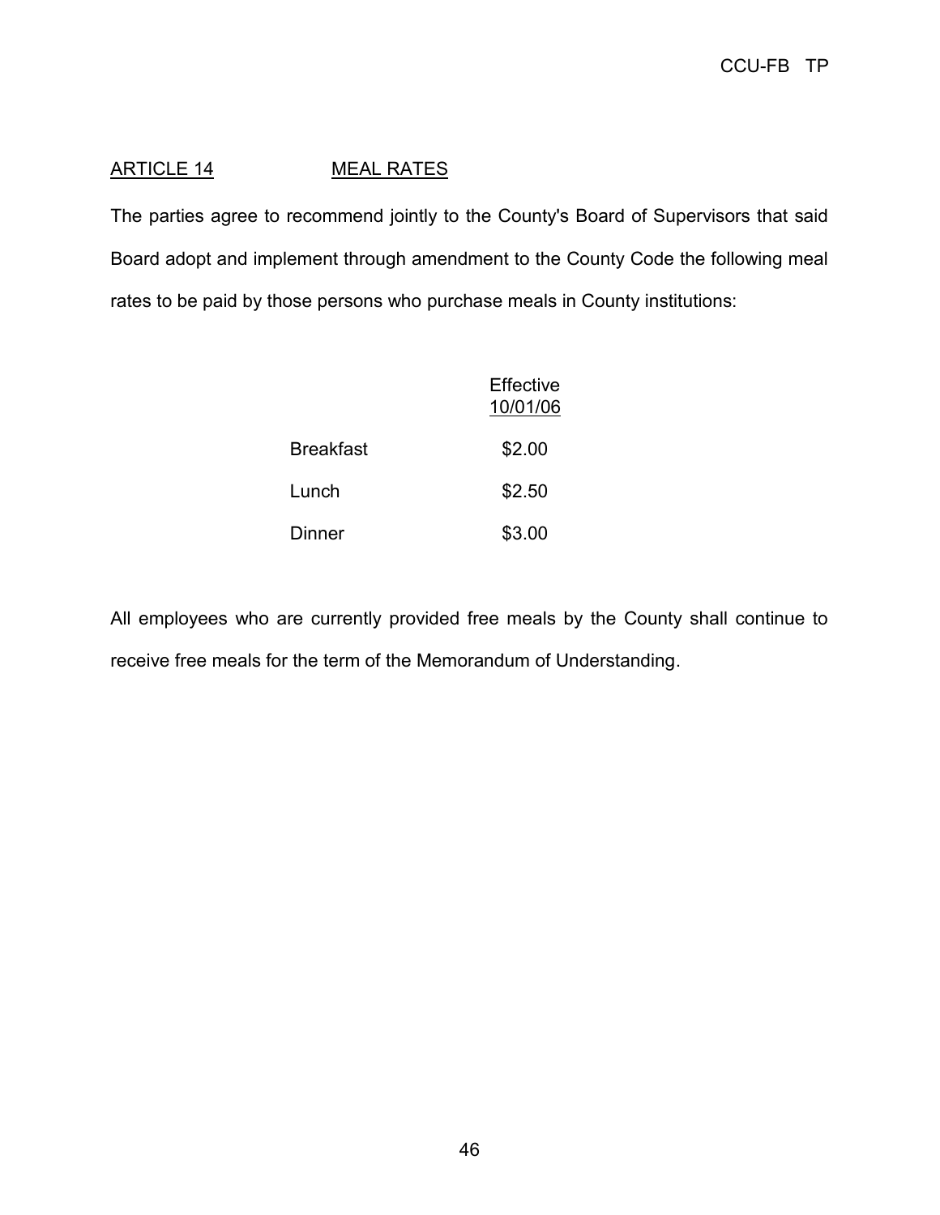## ARTICLE 14 MEAL RATES

The parties agree to recommend jointly to the County's Board of Supervisors that said Board adopt and implement through amendment to the County Code the following meal rates to be paid by those persons who purchase meals in County institutions:

| | Effective 10/01/06 |
| --- | --- |
| Breakfast | $2.00 |
| Lunch | $2.50 |
| Dinner | $3.00 |

All employees who are currently provided free meals by the County shall continue to receive free meals for the term of the Memorandum of Understanding.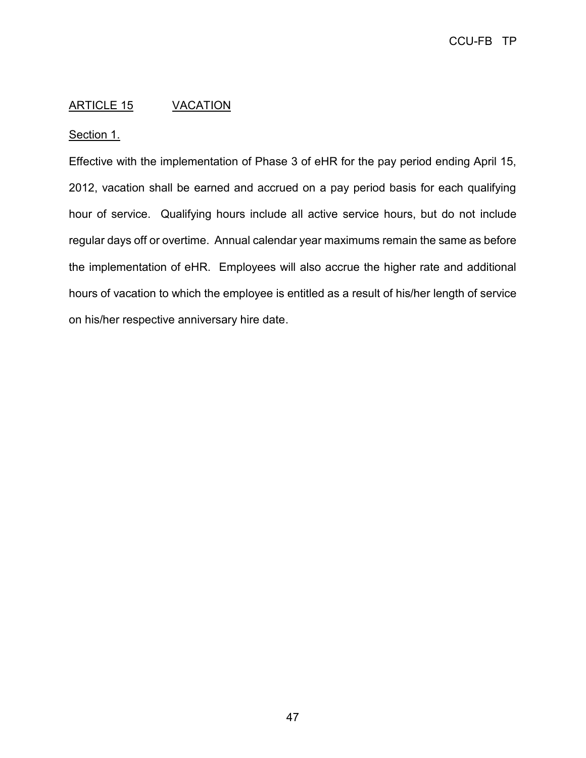## ARTICLE 15 VACATION

### Section 1.

Effective with the implementation of Phase 3 of eHR for the pay period ending April 15, 2012, vacation shall be earned and accrued on a pay period basis for each qualifying hour of service. Qualifying hours include all active service hours, but do not include regular days off or overtime. Annual calendar year maximums remain the same as before the implementation of eHR. Employees will also accrue the higher rate and additional hours of vacation to which the employee is entitled as a result of his/her length of service on his/her respective anniversary hire date.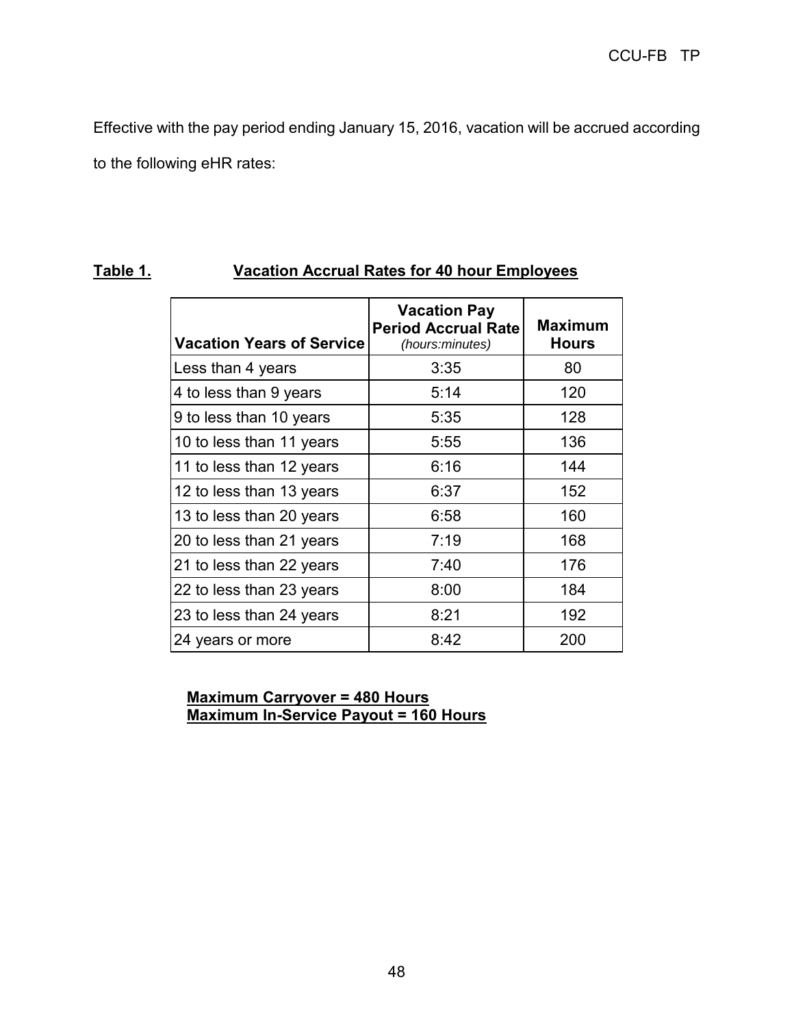Effective with the pay period ending January 15, 2016, vacation will be accrued according to the following eHR rates:

**Table 1.** **Vacation Accrual Rates for 40 hour Employees**

| Vacation Years of Service | Vacation Pay Period Accrual Rate *(hours:minutes)* | Maximum Hours |
|---|---|---|
| Less than 4 years | 3:35 | 80 |
| 4 to less than 9 years | 5:14 | 120 |
| 9 to less than 10 years | 5:35 | 128 |
| 10 to less than 11 years | 5:55 | 136 |
| 11 to less than 12 years | 6:16 | 144 |
| 12 to less than 13 years | 6:37 | 152 |
| 13 to less than 20 years | 6:58 | 160 |
| 20 to less than 21 years | 7:19 | 168 |
| 21 to less than 22 years | 7:40 | 176 |
| 22 to less than 23 years | 8:00 | 184 |
| 23 to less than 24 years | 8:21 | 192 |
| 24 years or more | 8:42 | 200 |

**Maximum Carryover = 480 Hours**
**Maximum In-Service Payout = 160 Hours**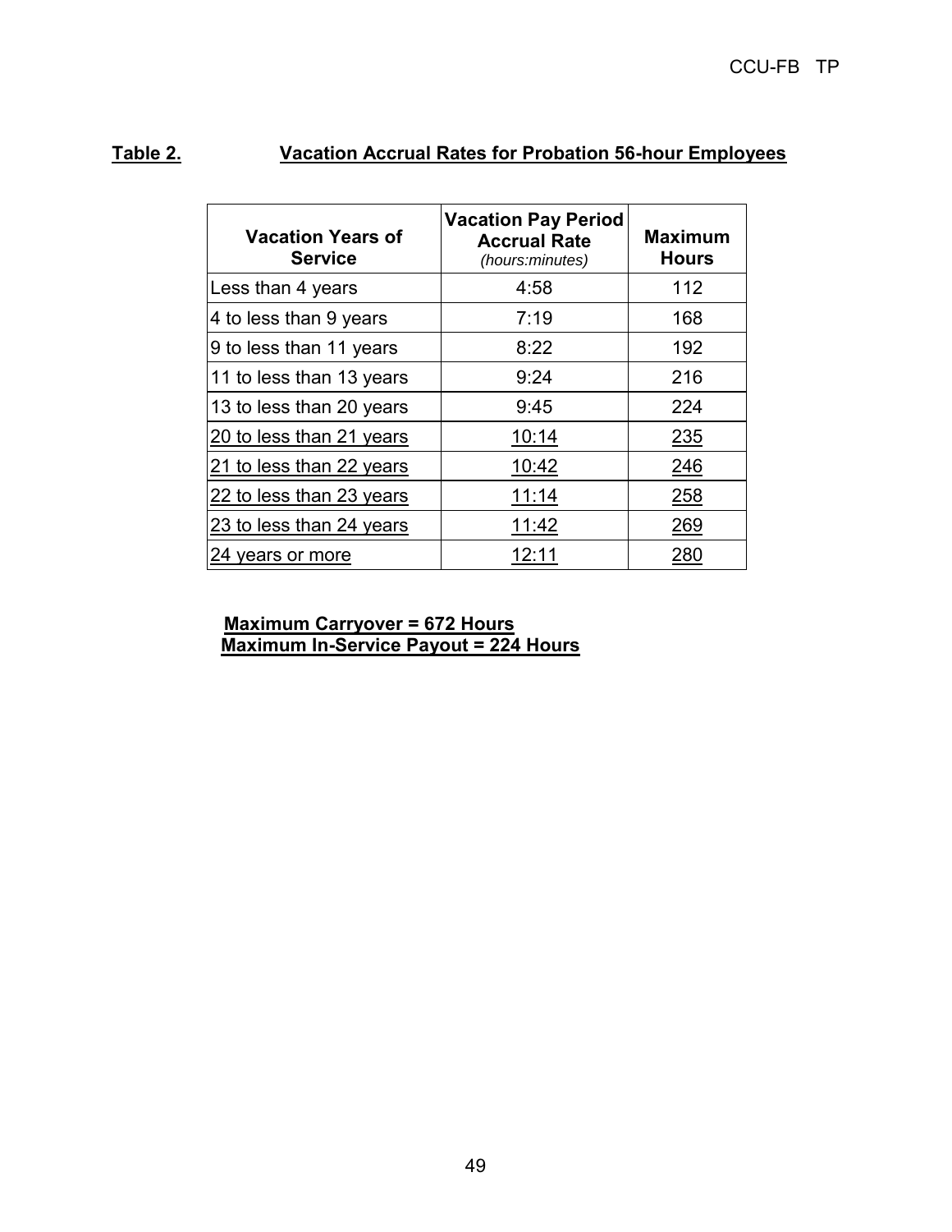**Table 2. Vacation Accrual Rates for Probation 56-hour Employees**

| Vacation Years of Service | Vacation Pay Period Accrual Rate *(hours:minutes)* | Maximum Hours |
|---|---|---|
| Less than 4 years | 4:58 | 112 |
| 4 to less than 9 years | 7:19 | 168 |
| 9 to less than 11 years | 8:22 | 192 |
| 11 to less than 13 years | 9:24 | 216 |
| 13 to less than 20 years | 9:45 | 224 |
| 20 to less than 21 years | 10:14 | 235 |
| 21 to less than 22 years | 10:42 | 246 |
| 22 to less than 23 years | 11:14 | 258 |
| 23 to less than 24 years | 11:42 | 269 |
| 24 years or more | 12:11 | 280 |

**Maximum Carryover = 672 Hours**
**Maximum In-Service Payout = 224 Hours**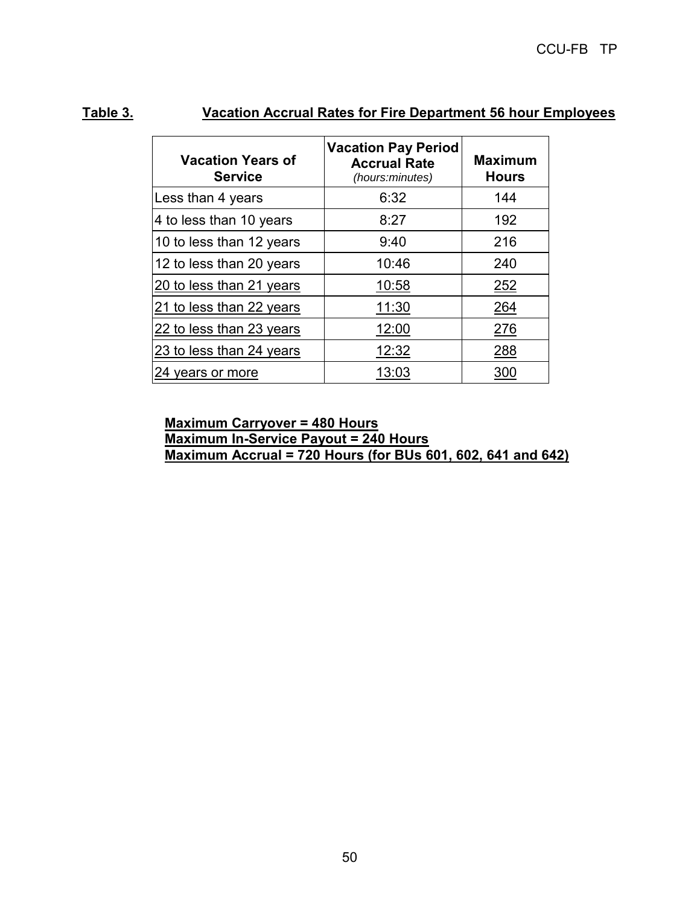**Table 3. Vacation Accrual Rates for Fire Department 56 hour Employees**

| Vacation Years of Service | Vacation Pay Period Accrual Rate *(hours:minutes)* | Maximum Hours |
|---|---|---|
| Less than 4 years | 6:32 | 144 |
| 4 to less than 10 years | 8:27 | 192 |
| 10 to less than 12 years | 9:40 | 216 |
| 12 to less than 20 years | 10:46 | 240 |
| 20 to less than 21 years | 10:58 | 252 |
| 21 to less than 22 years | 11:30 | 264 |
| 22 to less than 23 years | 12:00 | 276 |
| 23 to less than 24 years | 12:32 | 288 |
| 24 years or more | 13:03 | 300 |

**Maximum Carryover = 480 Hours**
**Maximum In-Service Payout = 240 Hours**
**Maximum Accrual = 720 Hours (for BUs 601, 602, 641 and 642)**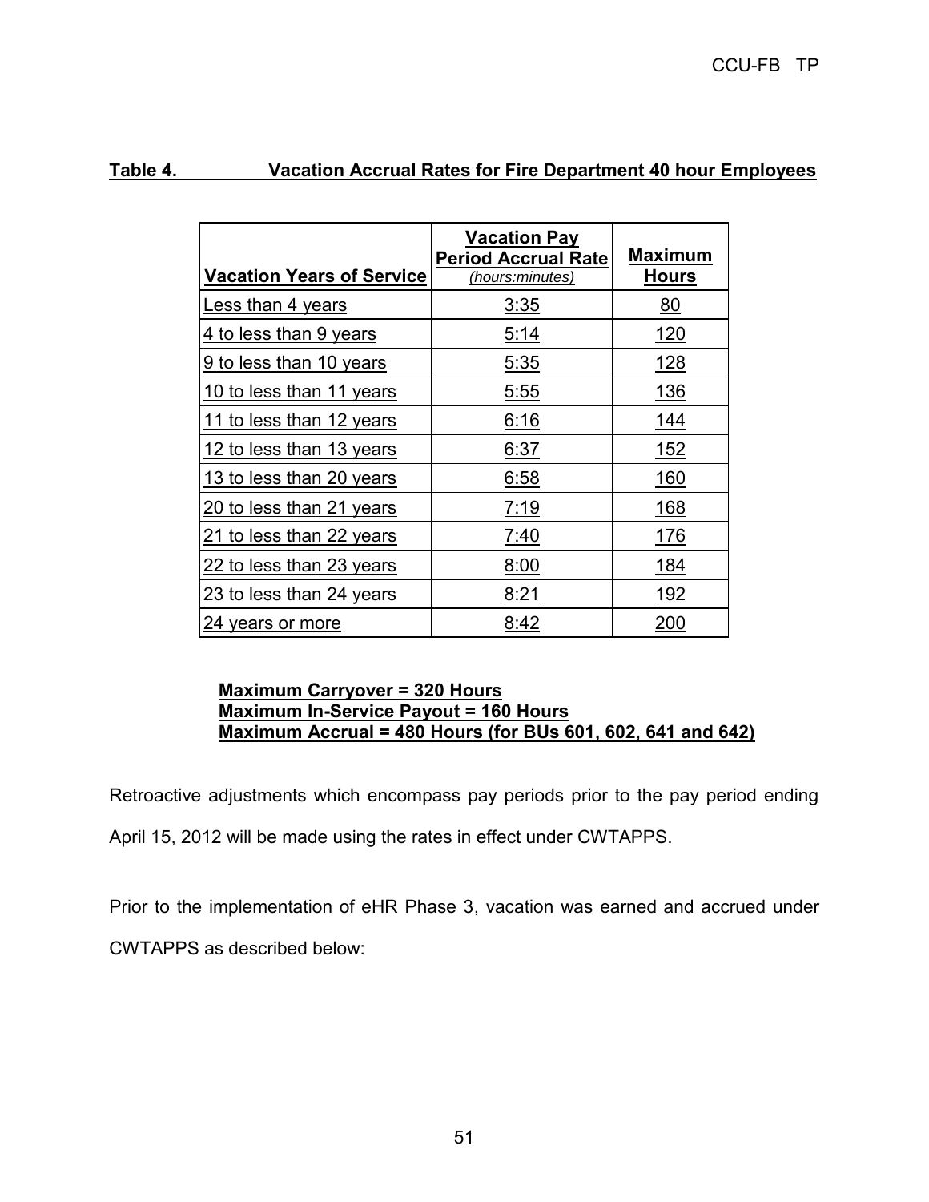**Table 4. Vacation Accrual Rates for Fire Department 40 hour Employees**

| Vacation Years of Service | Vacation Pay Period Accrual Rate *(hours:minutes)* | Maximum Hours |
|---|---|---|
| Less than 4 years | 3:35 | 80 |
| 4 to less than 9 years | 5:14 | 120 |
| 9 to less than 10 years | 5:35 | 128 |
| 10 to less than 11 years | 5:55 | 136 |
| 11 to less than 12 years | 6:16 | 144 |
| 12 to less than 13 years | 6:37 | 152 |
| 13 to less than 20 years | 6:58 | 160 |
| 20 to less than 21 years | 7:19 | 168 |
| 21 to less than 22 years | 7:40 | 176 |
| 22 to less than 23 years | 8:00 | 184 |
| 23 to less than 24 years | 8:21 | 192 |
| 24 years or more | 8:42 | 200 |

**Maximum Carryover = 320 Hours**
**Maximum In-Service Payout = 160 Hours**
**Maximum Accrual = 480 Hours (for BUs 601, 602, 641 and 642)**

Retroactive adjustments which encompass pay periods prior to the pay period ending April 15, 2012 will be made using the rates in effect under CWTAPPS.

Prior to the implementation of eHR Phase 3, vacation was earned and accrued under CWTAPPS as described below: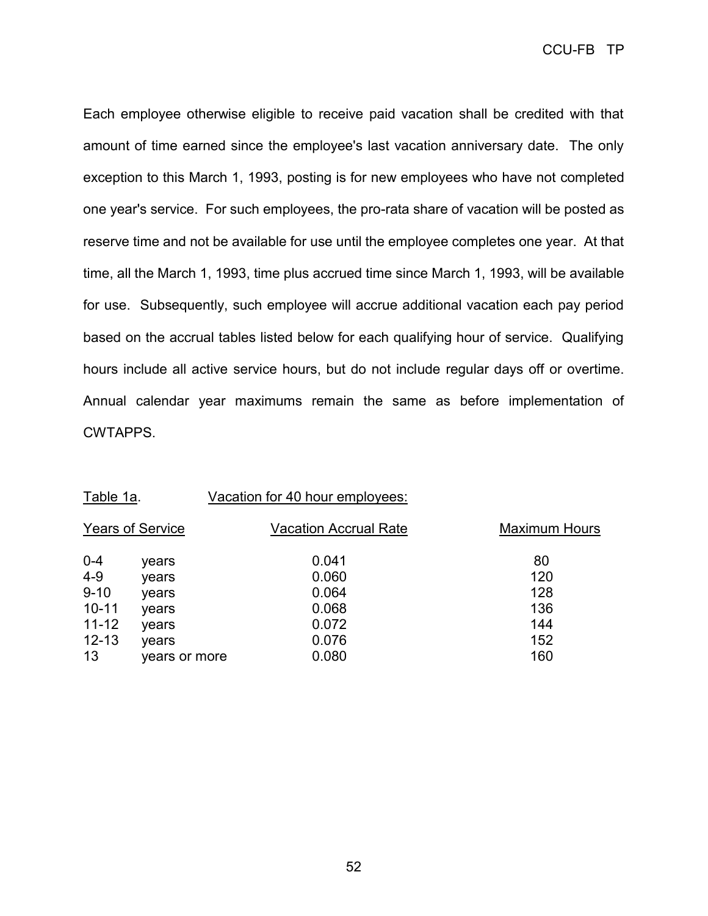Each employee otherwise eligible to receive paid vacation shall be credited with that amount of time earned since the employee's last vacation anniversary date. The only exception to this March 1, 1993, posting is for new employees who have not completed one year's service. For such employees, the pro-rata share of vacation will be posted as reserve time and not be available for use until the employee completes one year. At that time, all the March 1, 1993, time plus accrued time since March 1, 1993, will be available for use. Subsequently, such employee will accrue additional vacation each pay period based on the accrual tables listed below for each qualifying hour of service. Qualifying hours include all active service hours, but do not include regular days off or overtime. Annual calendar year maximums remain the same as before implementation of CWTAPPS.

Table 1a. Vacation for 40 hour employees:

| Years of Service | | Vacation Accrual Rate | Maximum Hours |
|---|---|---|---|
| 0-4 | years | 0.041 | 80 |
| 4-9 | years | 0.060 | 120 |
| 9-10 | years | 0.064 | 128 |
| 10-11 | years | 0.068 | 136 |
| 11-12 | years | 0.072 | 144 |
| 12-13 | years | 0.076 | 152 |
| 13 | years or more | 0.080 | 160 |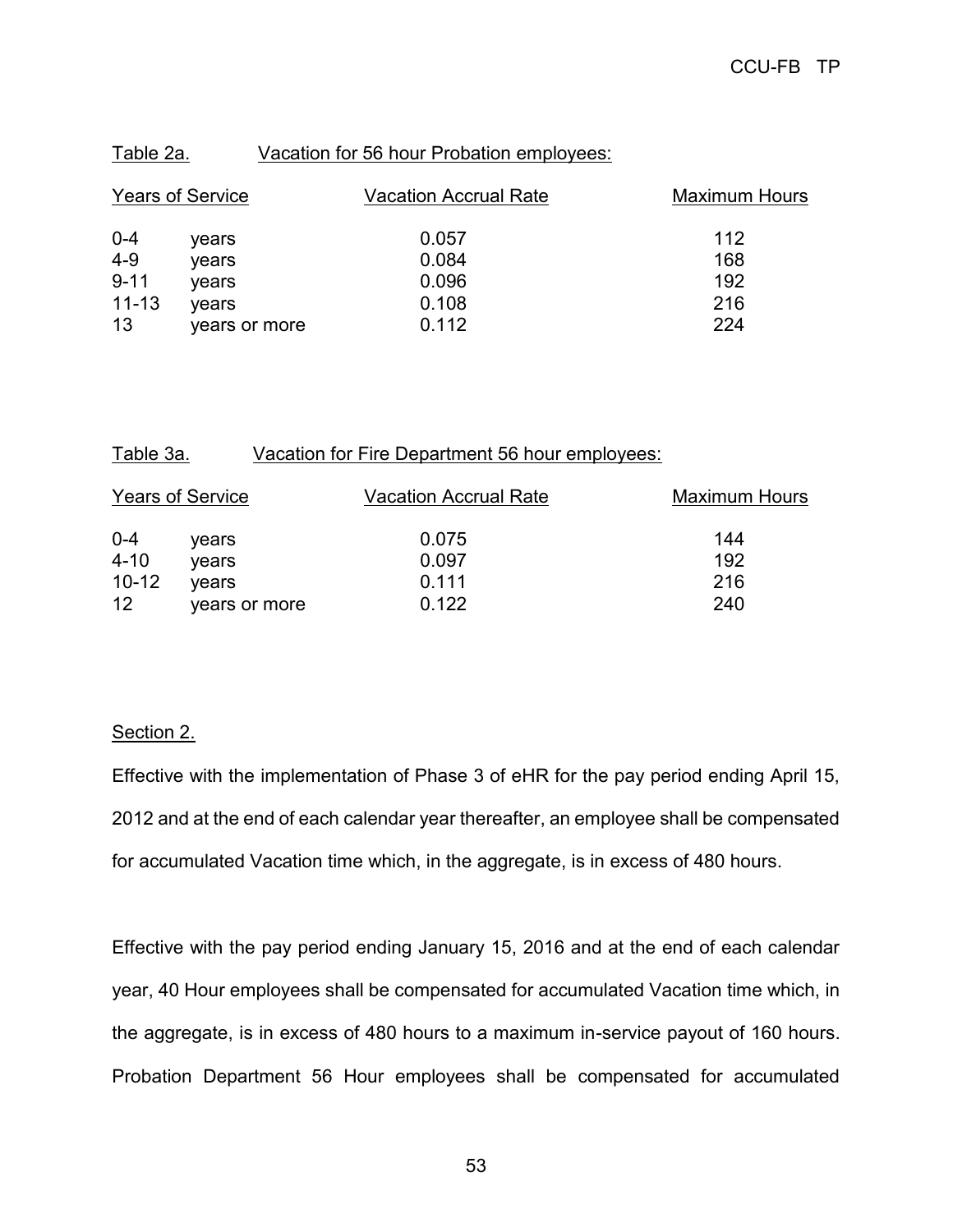Table 2a. Vacation for 56 hour Probation employees:

| Years of Service | | Vacation Accrual Rate | Maximum Hours |
|---|---|---|---|
| 0-4 | years | 0.057 | 112 |
| 4-9 | years | 0.084 | 168 |
| 9-11 | years | 0.096 | 192 |
| 11-13 | years | 0.108 | 216 |
| 13 | years or more | 0.112 | 224 |

Table 3a. Vacation for Fire Department 56 hour employees:

| Years of Service | | Vacation Accrual Rate | Maximum Hours |
|---|---|---|---|
| 0-4 | years | 0.075 | 144 |
| 4-10 | years | 0.097 | 192 |
| 10-12 | years | 0.111 | 216 |
| 12 | years or more | 0.122 | 240 |

Section 2.

Effective with the implementation of Phase 3 of eHR for the pay period ending April 15, 2012 and at the end of each calendar year thereafter, an employee shall be compensated for accumulated Vacation time which, in the aggregate, is in excess of 480 hours.

Effective with the pay period ending January 15, 2016 and at the end of each calendar year, 40 Hour employees shall be compensated for accumulated Vacation time which, in the aggregate, is in excess of 480 hours to a maximum in-service payout of 160 hours. Probation Department 56 Hour employees shall be compensated for accumulated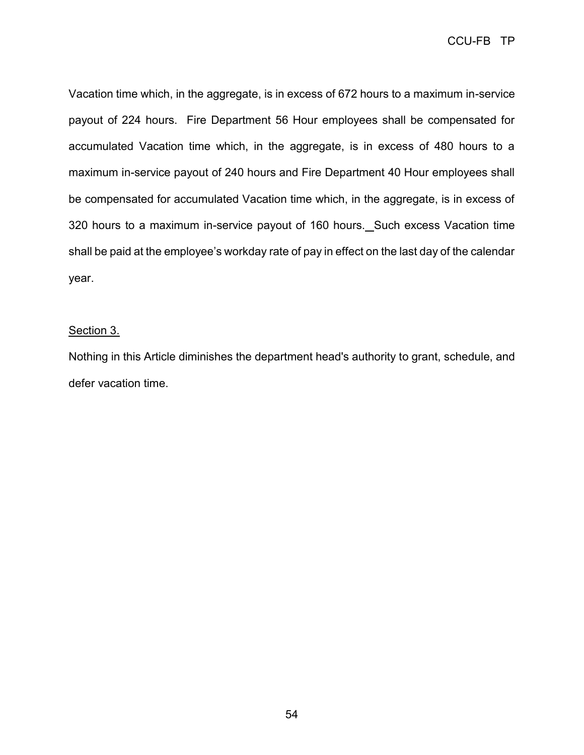Vacation time which, in the aggregate, is in excess of 672 hours to a maximum in-service payout of 224 hours. Fire Department 56 Hour employees shall be compensated for accumulated Vacation time which, in the aggregate, is in excess of 480 hours to a maximum in-service payout of 240 hours and Fire Department 40 Hour employees shall be compensated for accumulated Vacation time which, in the aggregate, is in excess of 320 hours to a maximum in-service payout of 160 hours. Such excess Vacation time shall be paid at the employee's workday rate of pay in effect on the last day of the calendar year.

Section 3.

Nothing in this Article diminishes the department head's authority to grant, schedule, and defer vacation time.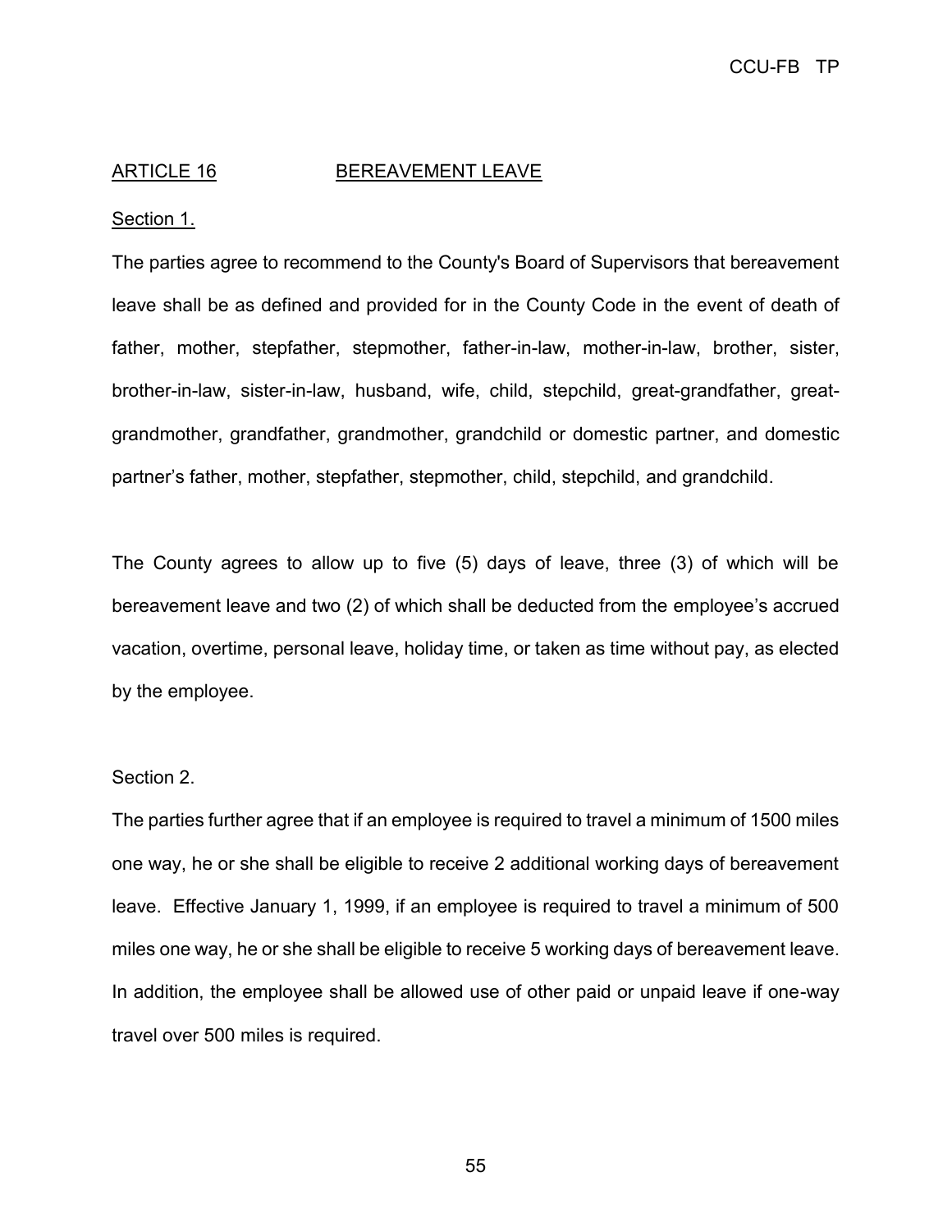## ARTICLE 16 BEREAVEMENT LEAVE

Section 1.

The parties agree to recommend to the County's Board of Supervisors that bereavement leave shall be as defined and provided for in the County Code in the event of death of father, mother, stepfather, stepmother, father-in-law, mother-in-law, brother, sister, brother-in-law, sister-in-law, husband, wife, child, stepchild, great-grandfather, great-grandmother, grandfather, grandmother, grandchild or domestic partner, and domestic partner's father, mother, stepfather, stepmother, child, stepchild, and grandchild.

The County agrees to allow up to five (5) days of leave, three (3) of which will be bereavement leave and two (2) of which shall be deducted from the employee's accrued vacation, overtime, personal leave, holiday time, or taken as time without pay, as elected by the employee.

Section 2.

The parties further agree that if an employee is required to travel a minimum of 1500 miles one way, he or she shall be eligible to receive 2 additional working days of bereavement leave. Effective January 1, 1999, if an employee is required to travel a minimum of 500 miles one way, he or she shall be eligible to receive 5 working days of bereavement leave. In addition, the employee shall be allowed use of other paid or unpaid leave if one-way travel over 500 miles is required.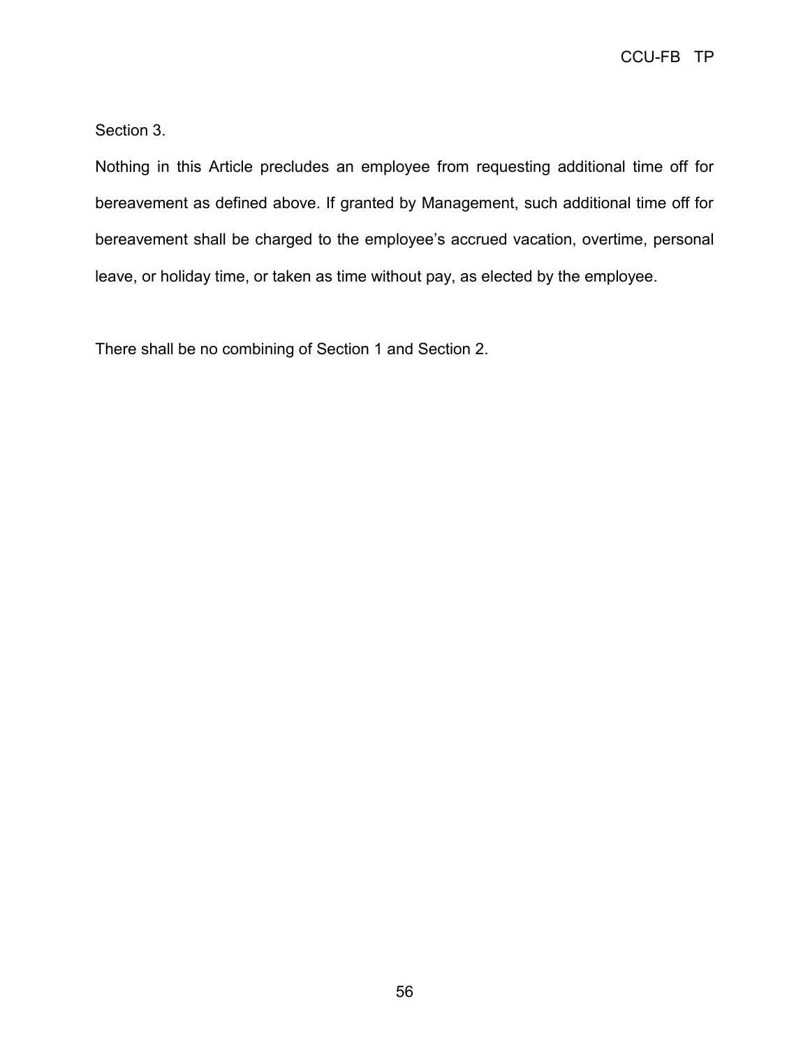Section 3.

Nothing in this Article precludes an employee from requesting additional time off for bereavement as defined above. If granted by Management, such additional time off for bereavement shall be charged to the employee's accrued vacation, overtime, personal leave, or holiday time, or taken as time without pay, as elected by the employee.

There shall be no combining of Section 1 and Section 2.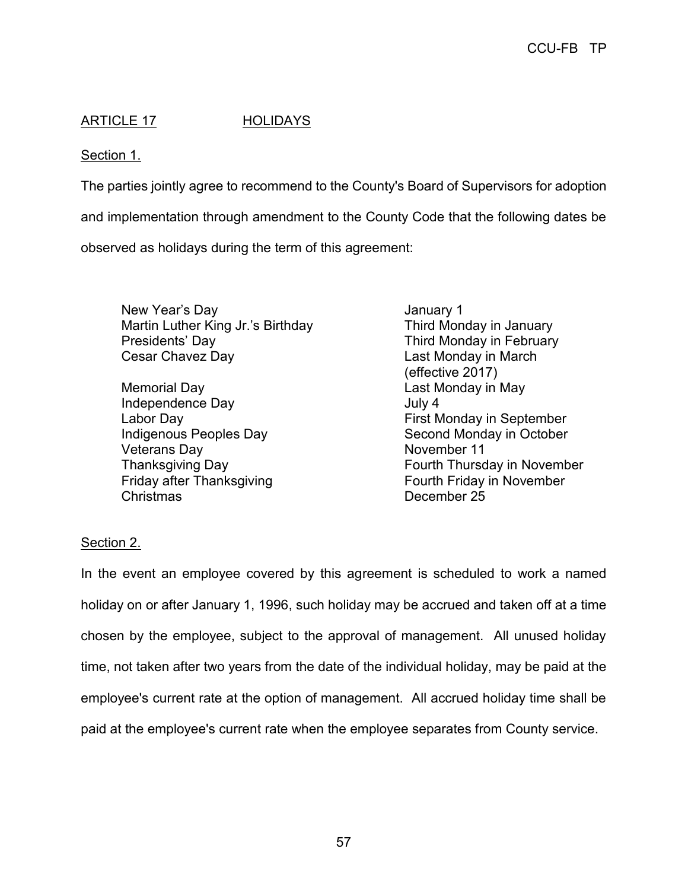## ARTICLE 17 HOLIDAYS

Section 1.

The parties jointly agree to recommend to the County's Board of Supervisors for adoption and implementation through amendment to the County Code that the following dates be observed as holidays during the term of this agreement:

| | |
|---|---|
| New Year's Day | January 1 |
| Martin Luther King Jr.'s Birthday | Third Monday in January |
| Presidents' Day | Third Monday in February |
| Cesar Chavez Day | Last Monday in March (effective 2017) |
| Memorial Day | Last Monday in May |
| Independence Day | July 4 |
| Labor Day | First Monday in September |
| Indigenous Peoples Day | Second Monday in October |
| Veterans Day | November 11 |
| Thanksgiving Day | Fourth Thursday in November |
| Friday after Thanksgiving | Fourth Friday in November |
| Christmas | December 25 |

Section 2.

In the event an employee covered by this agreement is scheduled to work a named holiday on or after January 1, 1996, such holiday may be accrued and taken off at a time chosen by the employee, subject to the approval of management. All unused holiday time, not taken after two years from the date of the individual holiday, may be paid at the employee's current rate at the option of management. All accrued holiday time shall be paid at the employee's current rate when the employee separates from County service.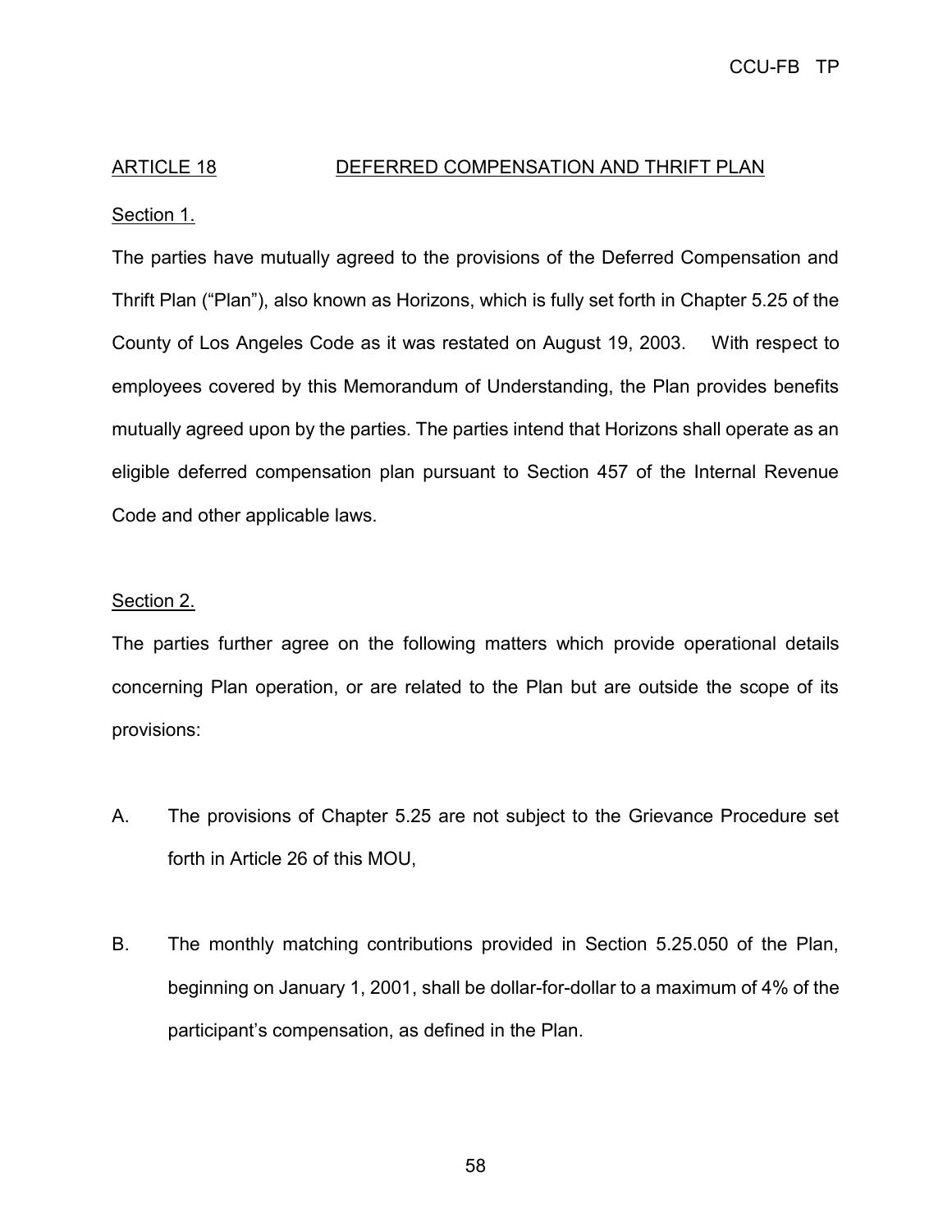## ARTICLE 18 DEFERRED COMPENSATION AND THRIFT PLAN

Section 1.

The parties have mutually agreed to the provisions of the Deferred Compensation and Thrift Plan ("Plan"), also known as Horizons, which is fully set forth in Chapter 5.25 of the County of Los Angeles Code as it was restated on August 19, 2003. With respect to employees covered by this Memorandum of Understanding, the Plan provides benefits mutually agreed upon by the parties. The parties intend that Horizons shall operate as an eligible deferred compensation plan pursuant to Section 457 of the Internal Revenue Code and other applicable laws.

Section 2.

The parties further agree on the following matters which provide operational details concerning Plan operation, or are related to the Plan but are outside the scope of its provisions:

A. The provisions of Chapter 5.25 are not subject to the Grievance Procedure set forth in Article 26 of this MOU,

B. The monthly matching contributions provided in Section 5.25.050 of the Plan, beginning on January 1, 2001, shall be dollar-for-dollar to a maximum of 4% of the participant's compensation, as defined in the Plan.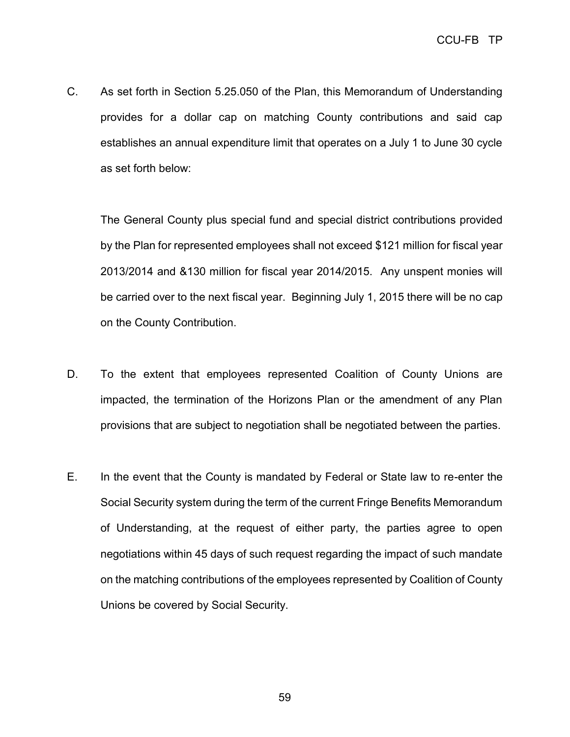C. As set forth in Section 5.25.050 of the Plan, this Memorandum of Understanding provides for a dollar cap on matching County contributions and said cap establishes an annual expenditure limit that operates on a July 1 to June 30 cycle as set forth below:

The General County plus special fund and special district contributions provided by the Plan for represented employees shall not exceed $121 million for fiscal year 2013/2014 and &130 million for fiscal year 2014/2015. Any unspent monies will be carried over to the next fiscal year. Beginning July 1, 2015 there will be no cap on the County Contribution.

D. To the extent that employees represented Coalition of County Unions are impacted, the termination of the Horizons Plan or the amendment of any Plan provisions that are subject to negotiation shall be negotiated between the parties.

E. In the event that the County is mandated by Federal or State law to re-enter the Social Security system during the term of the current Fringe Benefits Memorandum of Understanding, at the request of either party, the parties agree to open negotiations within 45 days of such request regarding the impact of such mandate on the matching contributions of the employees represented by Coalition of County Unions be covered by Social Security.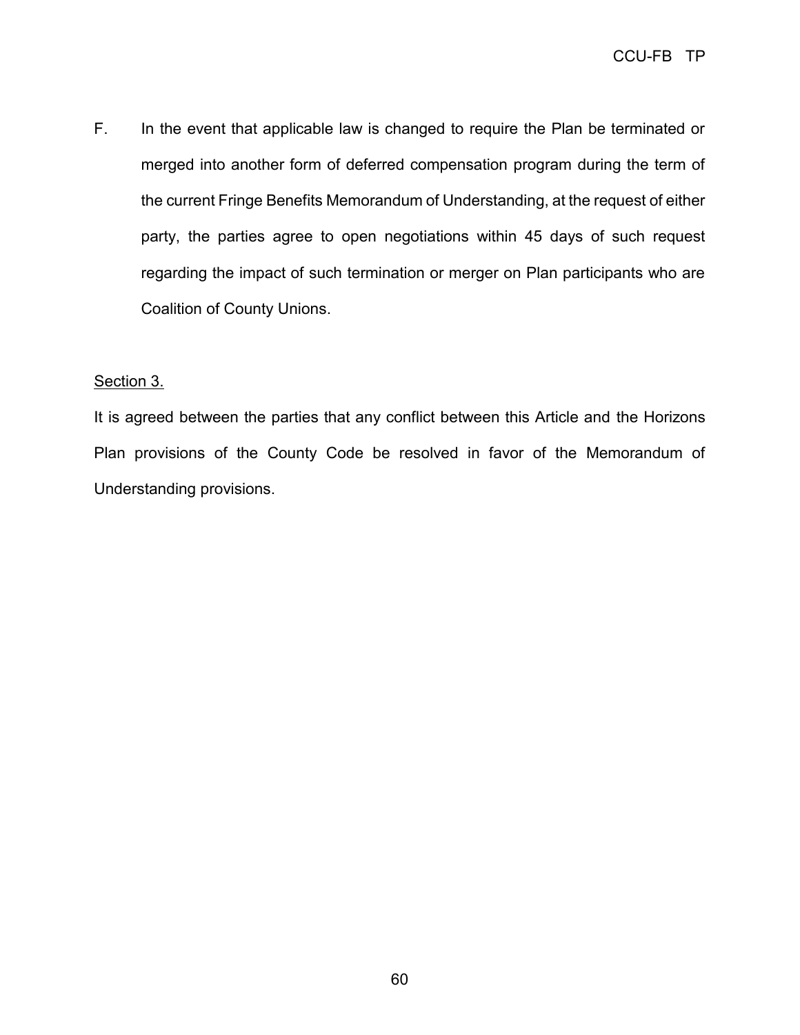F. In the event that applicable law is changed to require the Plan be terminated or merged into another form of deferred compensation program during the term of the current Fringe Benefits Memorandum of Understanding, at the request of either party, the parties agree to open negotiations within 45 days of such request regarding the impact of such termination or merger on Plan participants who are Coalition of County Unions.

<u>Section 3.</u>

It is agreed between the parties that any conflict between this Article and the Horizons Plan provisions of the County Code be resolved in favor of the Memorandum of Understanding provisions.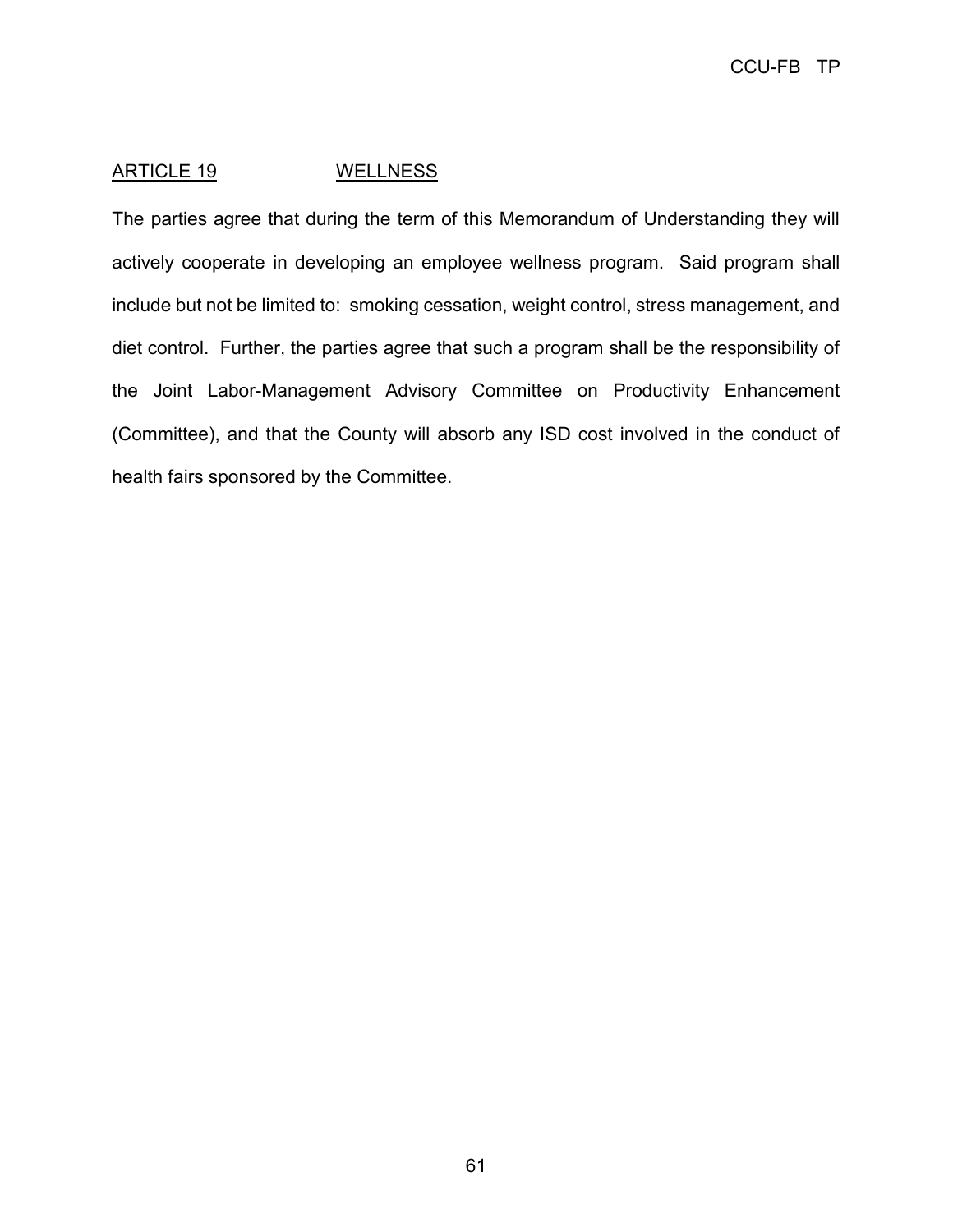## ARTICLE 19 WELLNESS

The parties agree that during the term of this Memorandum of Understanding they will actively cooperate in developing an employee wellness program. Said program shall include but not be limited to: smoking cessation, weight control, stress management, and diet control. Further, the parties agree that such a program shall be the responsibility of the Joint Labor-Management Advisory Committee on Productivity Enhancement (Committee), and that the County will absorb any ISD cost involved in the conduct of health fairs sponsored by the Committee.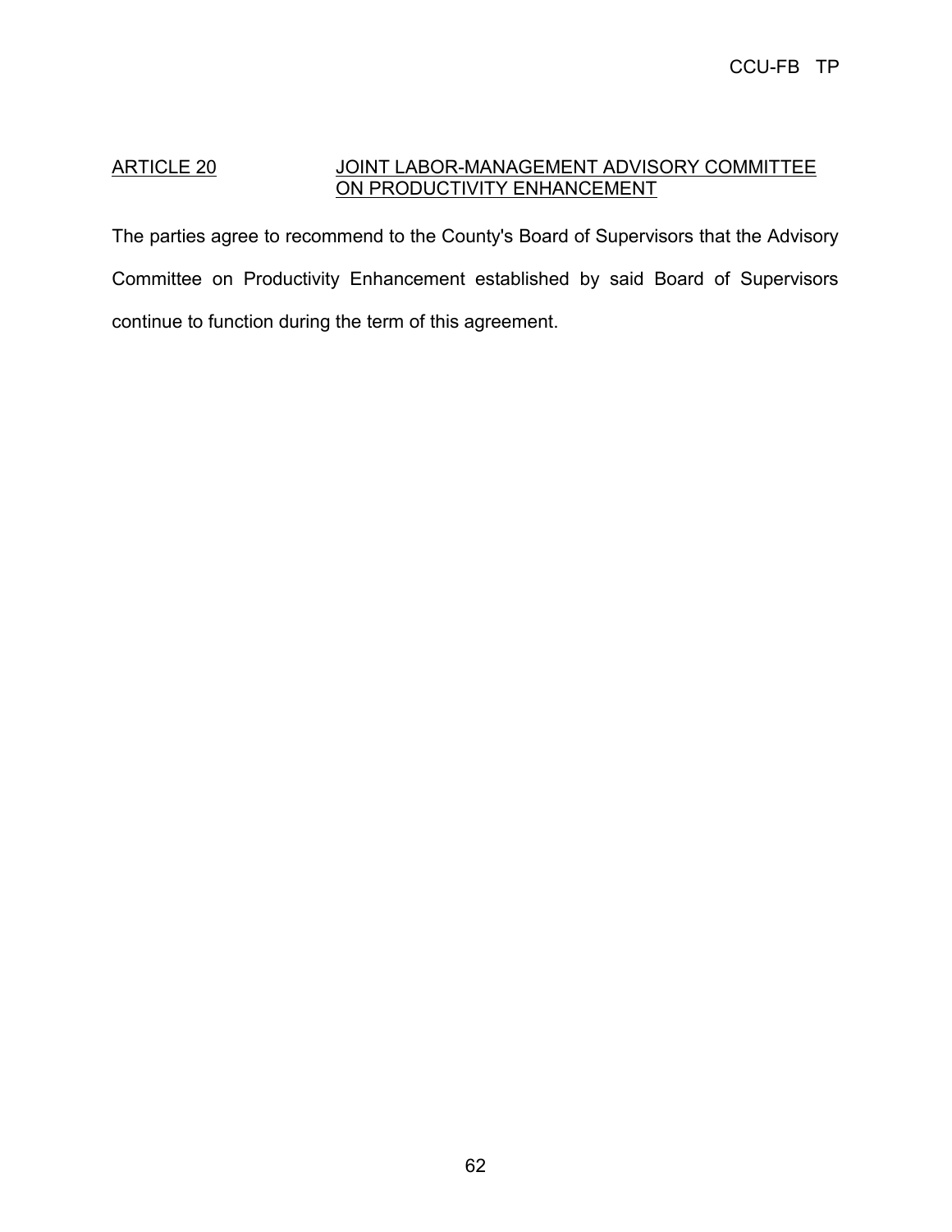## ARTICLE 20 JOINT LABOR-MANAGEMENT ADVISORY COMMITTEE ON PRODUCTIVITY ENHANCEMENT

The parties agree to recommend to the County's Board of Supervisors that the Advisory Committee on Productivity Enhancement established by said Board of Supervisors continue to function during the term of this agreement.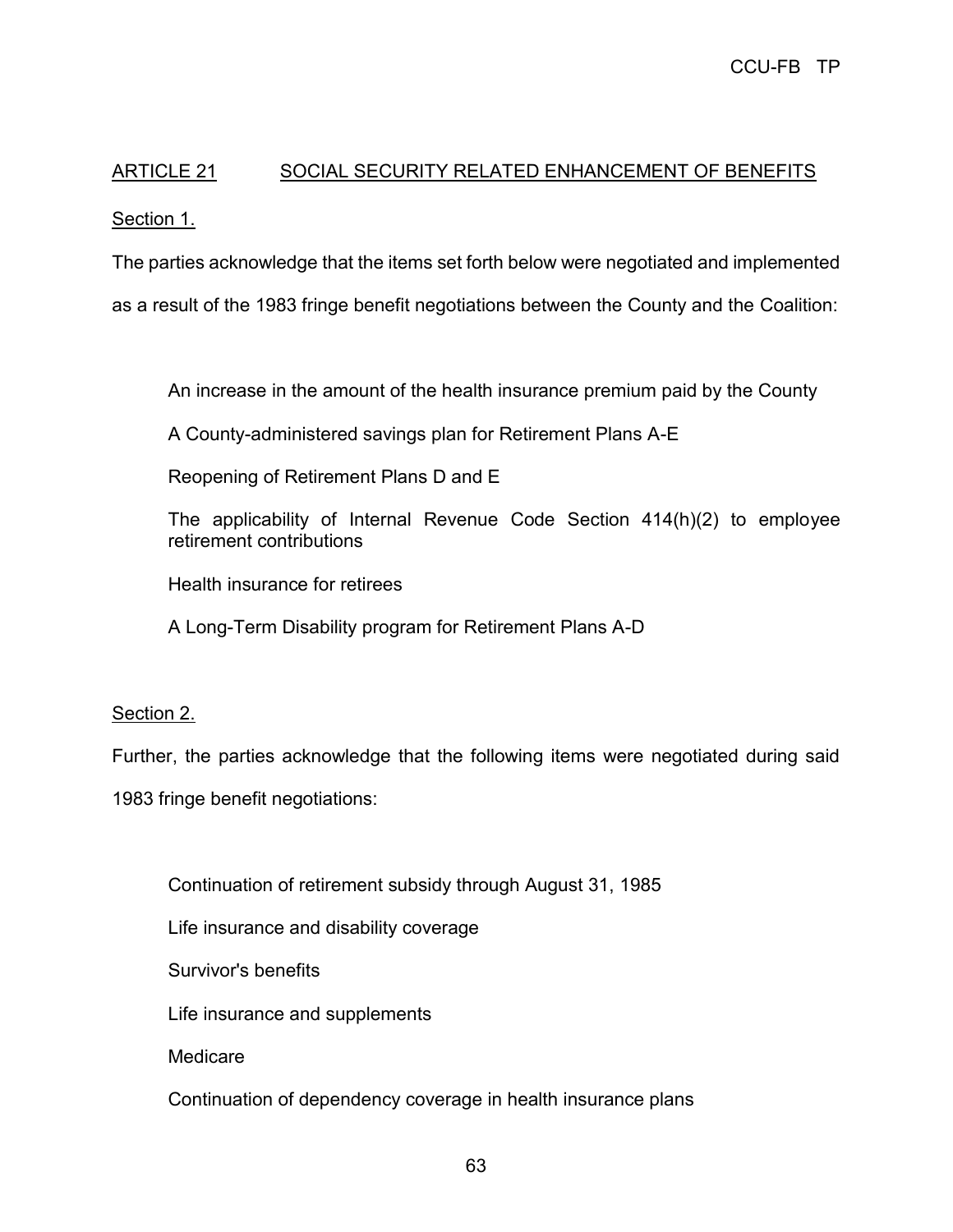## ARTICLE 21 SOCIAL SECURITY RELATED ENHANCEMENT OF BENEFITS

Section 1.

The parties acknowledge that the items set forth below were negotiated and implemented as a result of the 1983 fringe benefit negotiations between the County and the Coalition:

An increase in the amount of the health insurance premium paid by the County

A County-administered savings plan for Retirement Plans A-E

Reopening of Retirement Plans D and E

The applicability of Internal Revenue Code Section 414(h)(2) to employee retirement contributions

Health insurance for retirees

A Long-Term Disability program for Retirement Plans A-D

Section 2.

Further, the parties acknowledge that the following items were negotiated during said 1983 fringe benefit negotiations:

Continuation of retirement subsidy through August 31, 1985

Life insurance and disability coverage

Survivor's benefits

Life insurance and supplements

Medicare

Continuation of dependency coverage in health insurance plans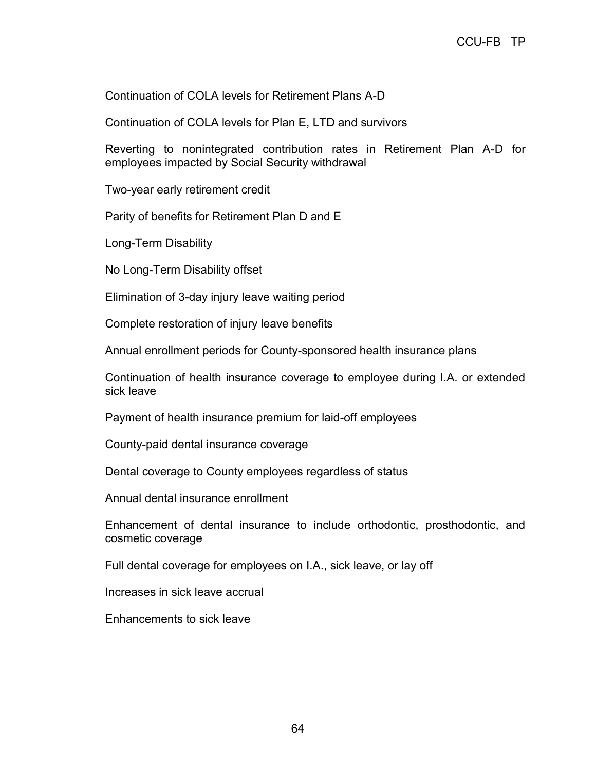Continuation of COLA levels for Retirement Plans A-D

Continuation of COLA levels for Plan E, LTD and survivors

Reverting to nonintegrated contribution rates in Retirement Plan A-D for employees impacted by Social Security withdrawal

Two-year early retirement credit

Parity of benefits for Retirement Plan D and E

Long-Term Disability

No Long-Term Disability offset

Elimination of 3-day injury leave waiting period

Complete restoration of injury leave benefits

Annual enrollment periods for County-sponsored health insurance plans

Continuation of health insurance coverage to employee during I.A. or extended sick leave

Payment of health insurance premium for laid-off employees

County-paid dental insurance coverage

Dental coverage to County employees regardless of status

Annual dental insurance enrollment

Enhancement of dental insurance to include orthodontic, prosthodontic, and cosmetic coverage

Full dental coverage for employees on I.A., sick leave, or lay off

Increases in sick leave accrual

Enhancements to sick leave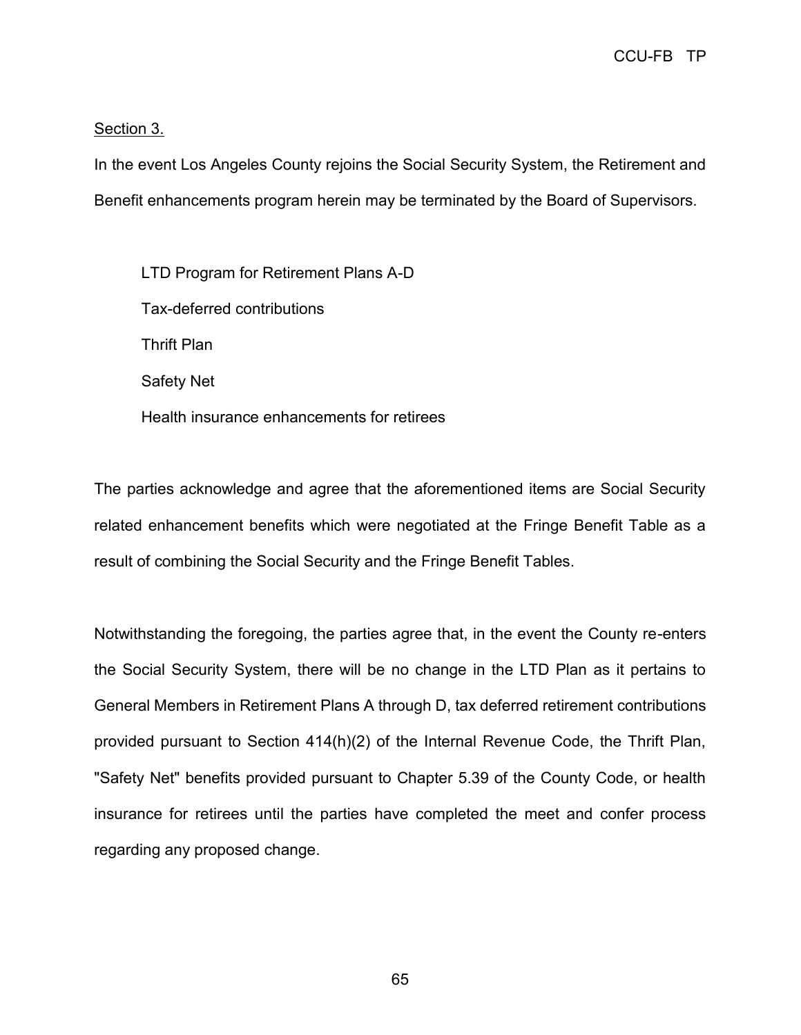Section 3.

In the event Los Angeles County rejoins the Social Security System, the Retirement and Benefit enhancements program herein may be terminated by the Board of Supervisors.

LTD Program for Retirement Plans A-D

Tax-deferred contributions

Thrift Plan

Safety Net

Health insurance enhancements for retirees

The parties acknowledge and agree that the aforementioned items are Social Security related enhancement benefits which were negotiated at the Fringe Benefit Table as a result of combining the Social Security and the Fringe Benefit Tables.

Notwithstanding the foregoing, the parties agree that, in the event the County re-enters the Social Security System, there will be no change in the LTD Plan as it pertains to General Members in Retirement Plans A through D, tax deferred retirement contributions provided pursuant to Section 414(h)(2) of the Internal Revenue Code, the Thrift Plan, "Safety Net" benefits provided pursuant to Chapter 5.39 of the County Code, or health insurance for retirees until the parties have completed the meet and confer process regarding any proposed change.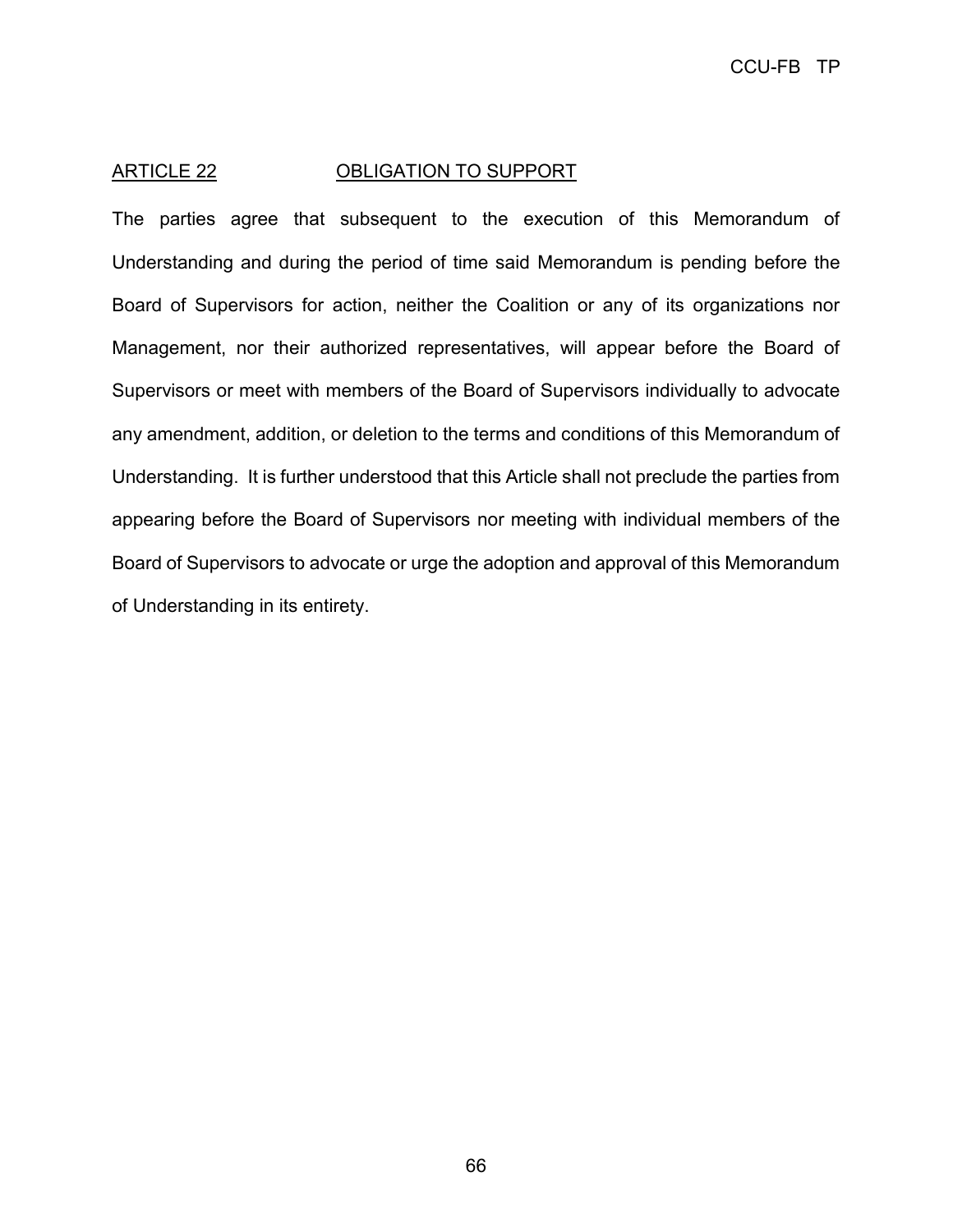## ARTICLE 22 OBLIGATION TO SUPPORT

The parties agree that subsequent to the execution of this Memorandum of Understanding and during the period of time said Memorandum is pending before the Board of Supervisors for action, neither the Coalition or any of its organizations nor Management, nor their authorized representatives, will appear before the Board of Supervisors or meet with members of the Board of Supervisors individually to advocate any amendment, addition, or deletion to the terms and conditions of this Memorandum of Understanding. It is further understood that this Article shall not preclude the parties from appearing before the Board of Supervisors nor meeting with individual members of the Board of Supervisors to advocate or urge the adoption and approval of this Memorandum of Understanding in its entirety.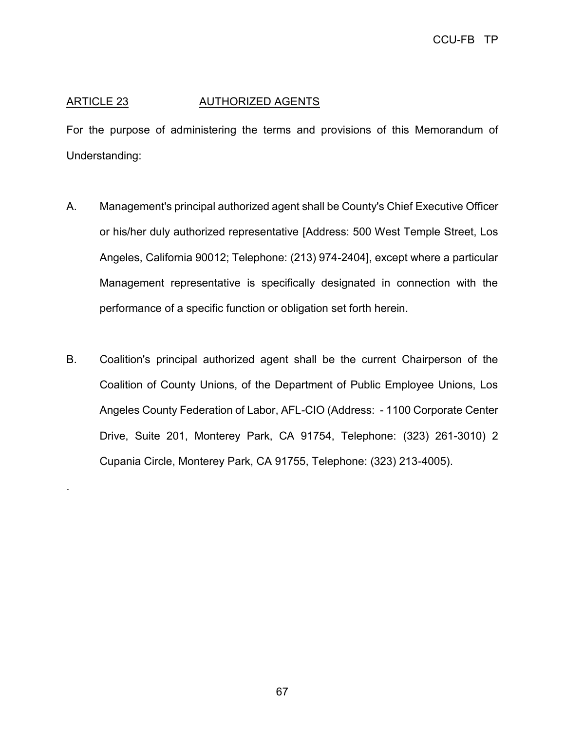## ARTICLE 23 AUTHORIZED AGENTS

For the purpose of administering the terms and provisions of this Memorandum of Understanding:

A. Management's principal authorized agent shall be County's Chief Executive Officer or his/her duly authorized representative [Address: 500 West Temple Street, Los Angeles, California 90012; Telephone: (213) 974-2404], except where a particular Management representative is specifically designated in connection with the performance of a specific function or obligation set forth herein.

B. Coalition's principal authorized agent shall be the current Chairperson of the Coalition of County Unions, of the Department of Public Employee Unions, Los Angeles County Federation of Labor, AFL-CIO (Address: - 1100 Corporate Center Drive, Suite 201, Monterey Park, CA 91754, Telephone: (323) 261-3010) 2 Cupania Circle, Monterey Park, CA 91755, Telephone: (323) 213-4005).

.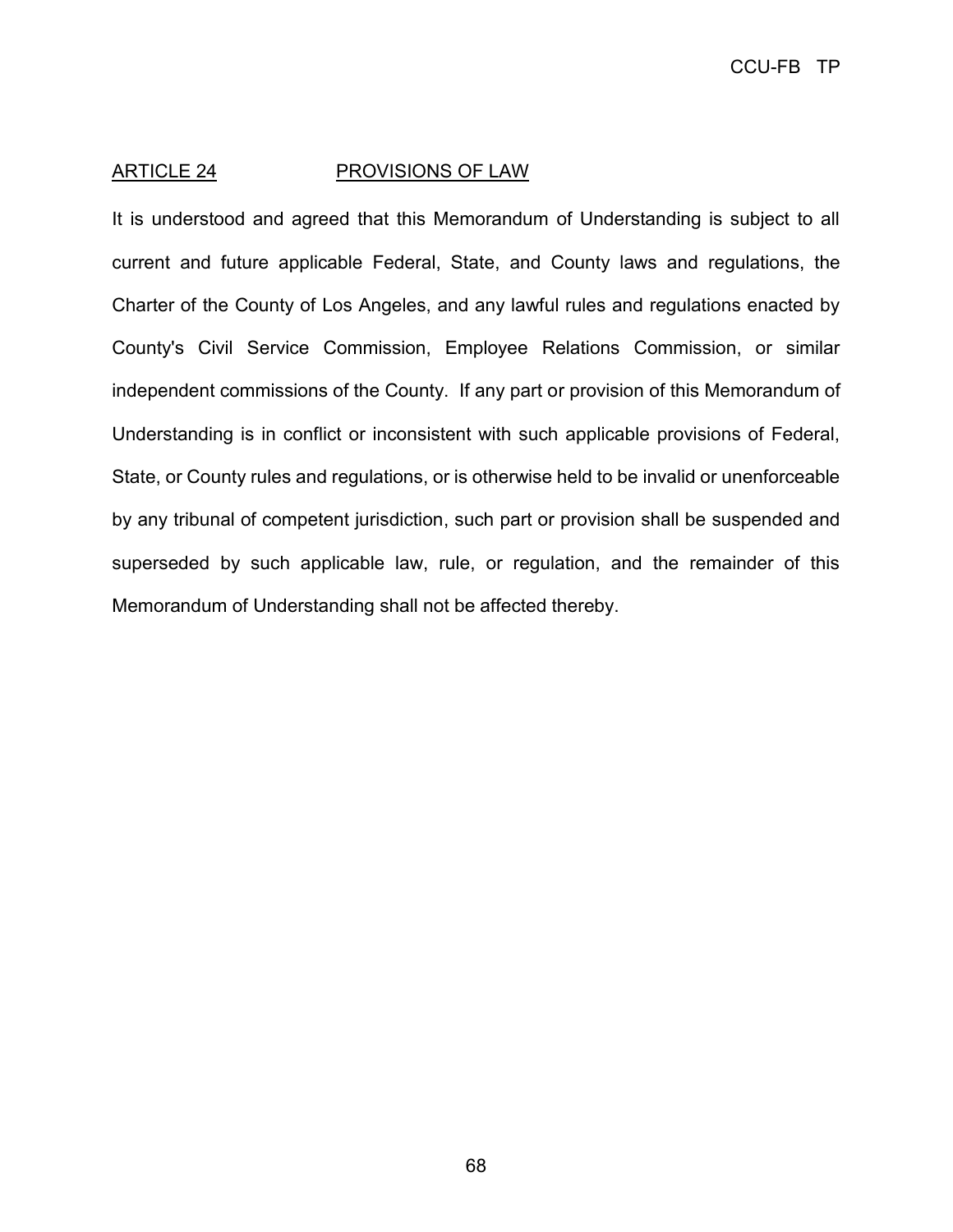## ARTICLE 24 PROVISIONS OF LAW

It is understood and agreed that this Memorandum of Understanding is subject to all current and future applicable Federal, State, and County laws and regulations, the Charter of the County of Los Angeles, and any lawful rules and regulations enacted by County's Civil Service Commission, Employee Relations Commission, or similar independent commissions of the County. If any part or provision of this Memorandum of Understanding is in conflict or inconsistent with such applicable provisions of Federal, State, or County rules and regulations, or is otherwise held to be invalid or unenforceable by any tribunal of competent jurisdiction, such part or provision shall be suspended and superseded by such applicable law, rule, or regulation, and the remainder of this Memorandum of Understanding shall not be affected thereby.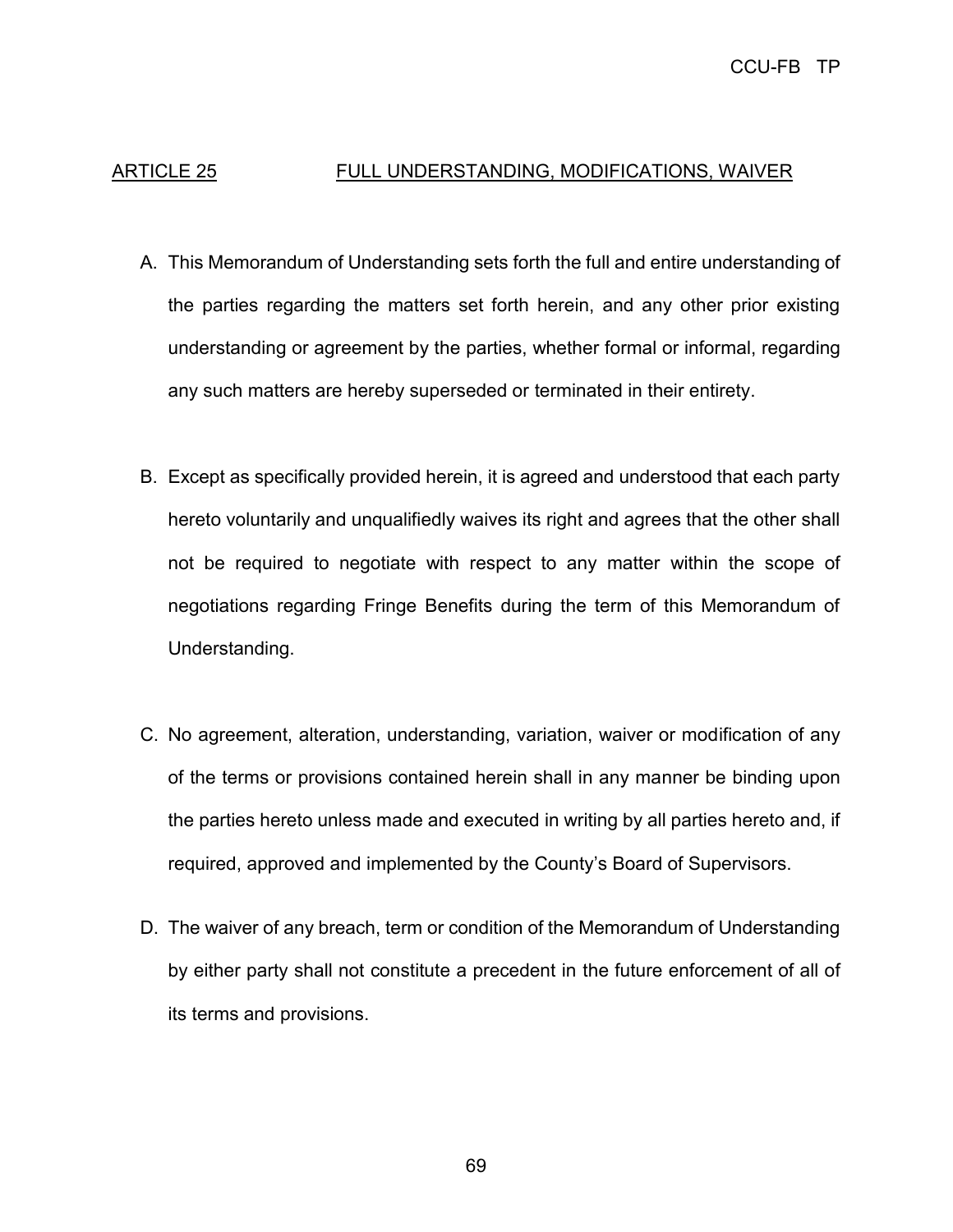## ARTICLE 25 FULL UNDERSTANDING, MODIFICATIONS, WAIVER

A. This Memorandum of Understanding sets forth the full and entire understanding of the parties regarding the matters set forth herein, and any other prior existing understanding or agreement by the parties, whether formal or informal, regarding any such matters are hereby superseded or terminated in their entirety.

B. Except as specifically provided herein, it is agreed and understood that each party hereto voluntarily and unqualifiedly waives its right and agrees that the other shall not be required to negotiate with respect to any matter within the scope of negotiations regarding Fringe Benefits during the term of this Memorandum of Understanding.

C. No agreement, alteration, understanding, variation, waiver or modification of any of the terms or provisions contained herein shall in any manner be binding upon the parties hereto unless made and executed in writing by all parties hereto and, if required, approved and implemented by the County's Board of Supervisors.

D. The waiver of any breach, term or condition of the Memorandum of Understanding by either party shall not constitute a precedent in the future enforcement of all of its terms and provisions.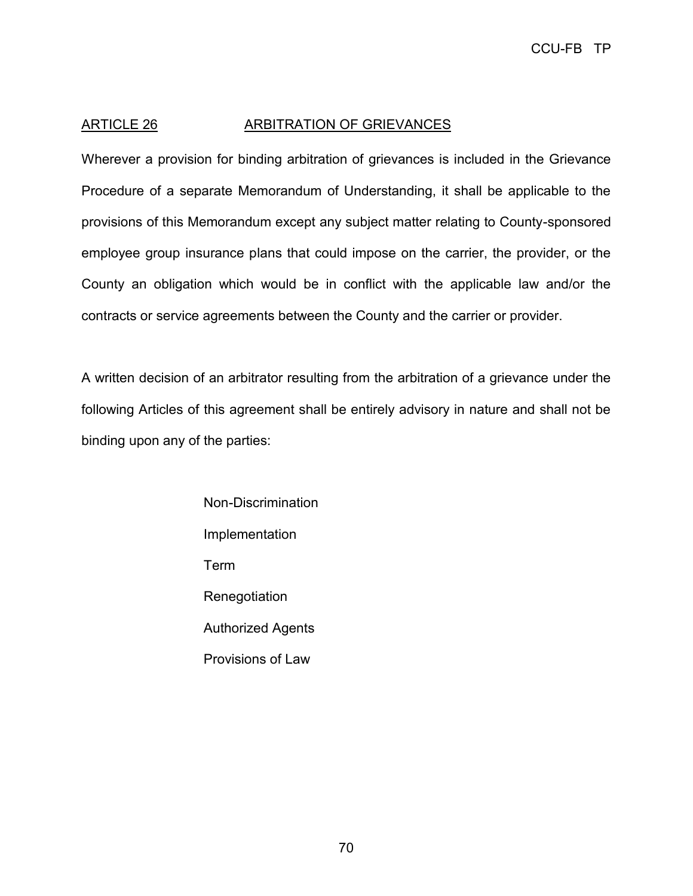## ARTICLE 26 ARBITRATION OF GRIEVANCES

Wherever a provision for binding arbitration of grievances is included in the Grievance Procedure of a separate Memorandum of Understanding, it shall be applicable to the provisions of this Memorandum except any subject matter relating to County-sponsored employee group insurance plans that could impose on the carrier, the provider, or the County an obligation which would be in conflict with the applicable law and/or the contracts or service agreements between the County and the carrier or provider.

A written decision of an arbitrator resulting from the arbitration of a grievance under the following Articles of this agreement shall be entirely advisory in nature and shall not be binding upon any of the parties:

Non-Discrimination

Implementation

Term

Renegotiation

Authorized Agents

Provisions of Law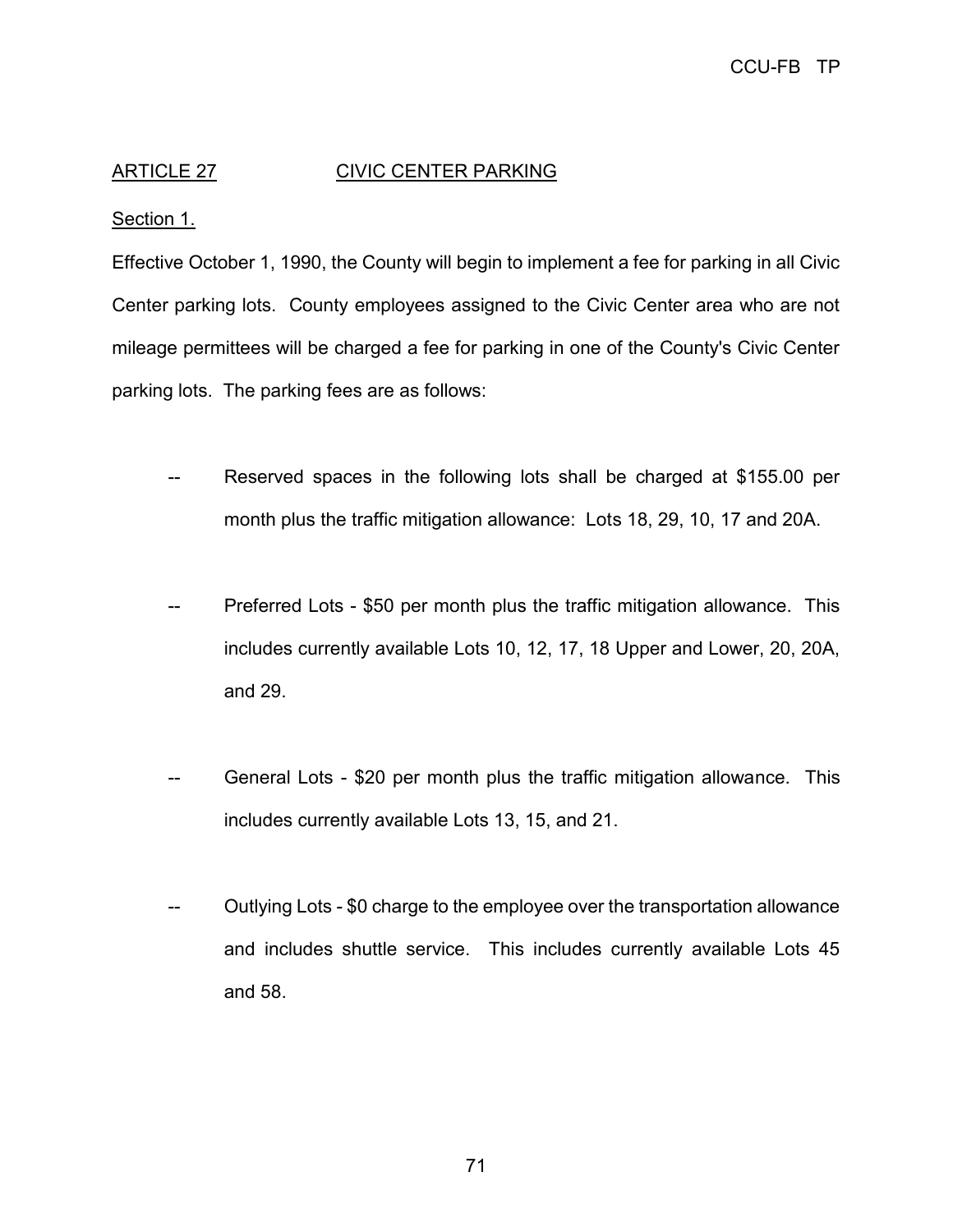## ARTICLE 27 CIVIC CENTER PARKING

Section 1.

Effective October 1, 1990, the County will begin to implement a fee for parking in all Civic Center parking lots. County employees assigned to the Civic Center area who are not mileage permittees will be charged a fee for parking in one of the County's Civic Center parking lots. The parking fees are as follows:

-- Reserved spaces in the following lots shall be charged at $155.00 per month plus the traffic mitigation allowance: Lots 18, 29, 10, 17 and 20A.

-- Preferred Lots - $50 per month plus the traffic mitigation allowance. This includes currently available Lots 10, 12, 17, 18 Upper and Lower, 20, 20A, and 29.

-- General Lots - $20 per month plus the traffic mitigation allowance. This includes currently available Lots 13, 15, and 21.

-- Outlying Lots - $0 charge to the employee over the transportation allowance and includes shuttle service. This includes currently available Lots 45 and 58.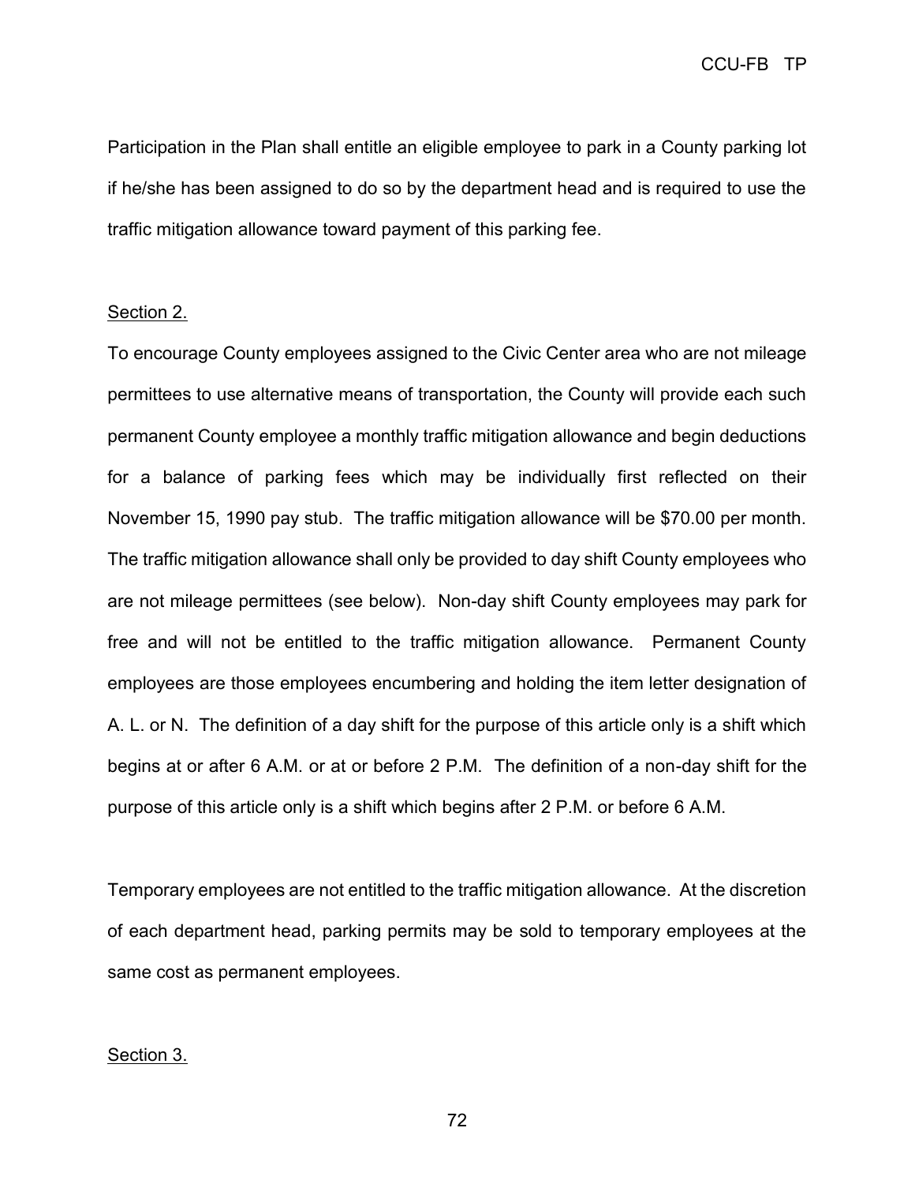Participation in the Plan shall entitle an eligible employee to park in a County parking lot if he/she has been assigned to do so by the department head and is required to use the traffic mitigation allowance toward payment of this parking fee.

Section 2.

To encourage County employees assigned to the Civic Center area who are not mileage permittees to use alternative means of transportation, the County will provide each such permanent County employee a monthly traffic mitigation allowance and begin deductions for a balance of parking fees which may be individually first reflected on their November 15, 1990 pay stub. The traffic mitigation allowance will be $70.00 per month. The traffic mitigation allowance shall only be provided to day shift County employees who are not mileage permittees (see below). Non-day shift County employees may park for free and will not be entitled to the traffic mitigation allowance. Permanent County employees are those employees encumbering and holding the item letter designation of A. L. or N. The definition of a day shift for the purpose of this article only is a shift which begins at or after 6 A.M. or at or before 2 P.M. The definition of a non-day shift for the purpose of this article only is a shift which begins after 2 P.M. or before 6 A.M.

Temporary employees are not entitled to the traffic mitigation allowance. At the discretion of each department head, parking permits may be sold to temporary employees at the same cost as permanent employees.

Section 3.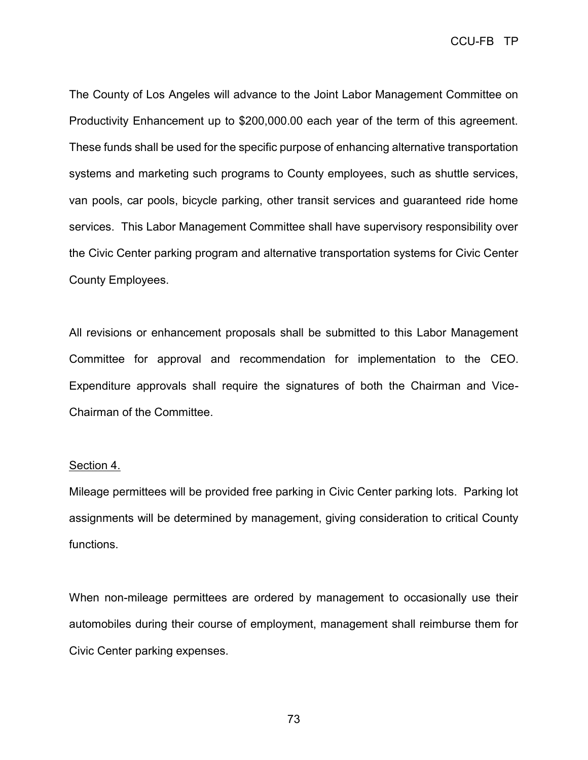The County of Los Angeles will advance to the Joint Labor Management Committee on Productivity Enhancement up to $200,000.00 each year of the term of this agreement. These funds shall be used for the specific purpose of enhancing alternative transportation systems and marketing such programs to County employees, such as shuttle services, van pools, car pools, bicycle parking, other transit services and guaranteed ride home services. This Labor Management Committee shall have supervisory responsibility over the Civic Center parking program and alternative transportation systems for Civic Center County Employees.

All revisions or enhancement proposals shall be submitted to this Labor Management Committee for approval and recommendation for implementation to the CEO. Expenditure approvals shall require the signatures of both the Chairman and Vice-Chairman of the Committee.

Section 4.

Mileage permittees will be provided free parking in Civic Center parking lots. Parking lot assignments will be determined by management, giving consideration to critical County functions.

When non-mileage permittees are ordered by management to occasionally use their automobiles during their course of employment, management shall reimburse them for Civic Center parking expenses.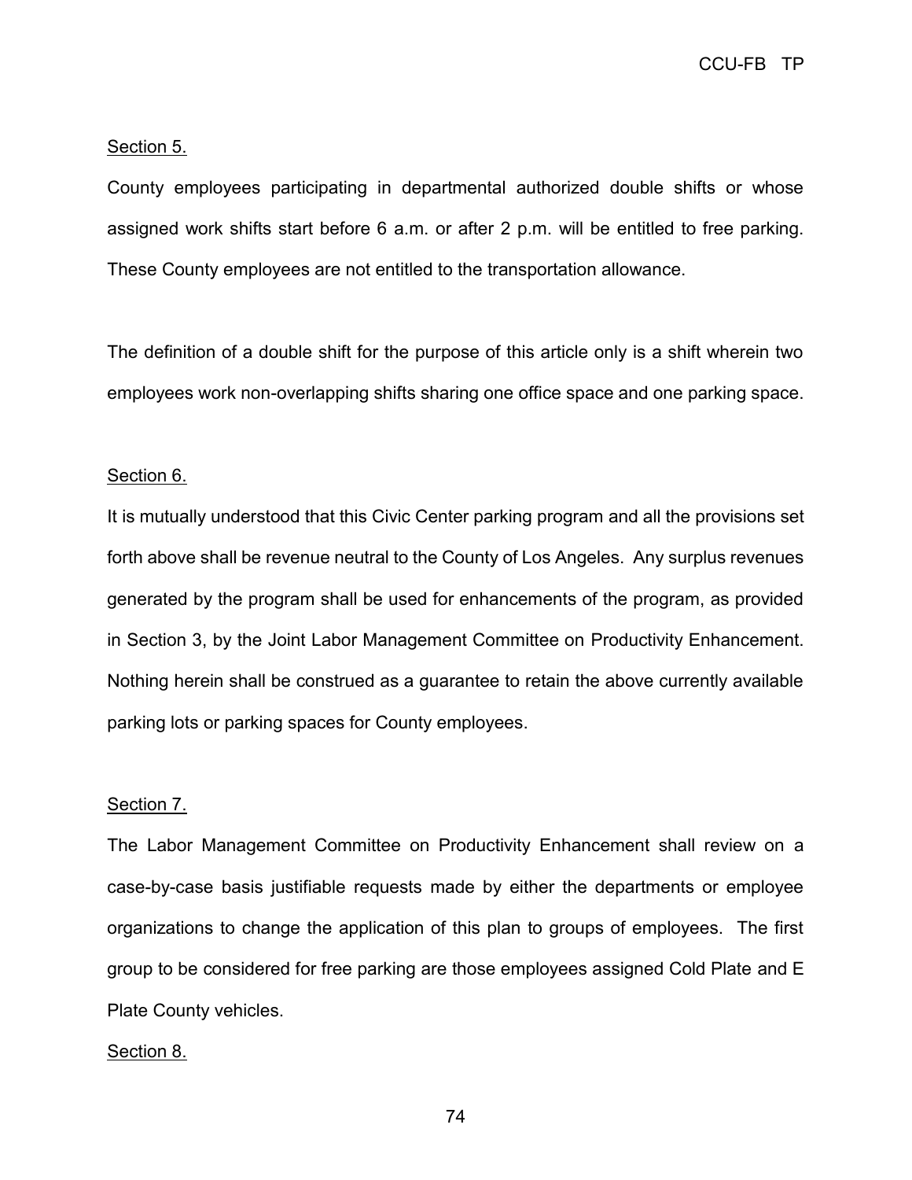Section 5.

County employees participating in departmental authorized double shifts or whose assigned work shifts start before 6 a.m. or after 2 p.m. will be entitled to free parking. These County employees are not entitled to the transportation allowance.

The definition of a double shift for the purpose of this article only is a shift wherein two employees work non-overlapping shifts sharing one office space and one parking space.

Section 6.

It is mutually understood that this Civic Center parking program and all the provisions set forth above shall be revenue neutral to the County of Los Angeles. Any surplus revenues generated by the program shall be used for enhancements of the program, as provided in Section 3, by the Joint Labor Management Committee on Productivity Enhancement. Nothing herein shall be construed as a guarantee to retain the above currently available parking lots or parking spaces for County employees.

Section 7.

The Labor Management Committee on Productivity Enhancement shall review on a case-by-case basis justifiable requests made by either the departments or employee organizations to change the application of this plan to groups of employees. The first group to be considered for free parking are those employees assigned Cold Plate and E Plate County vehicles.

Section 8.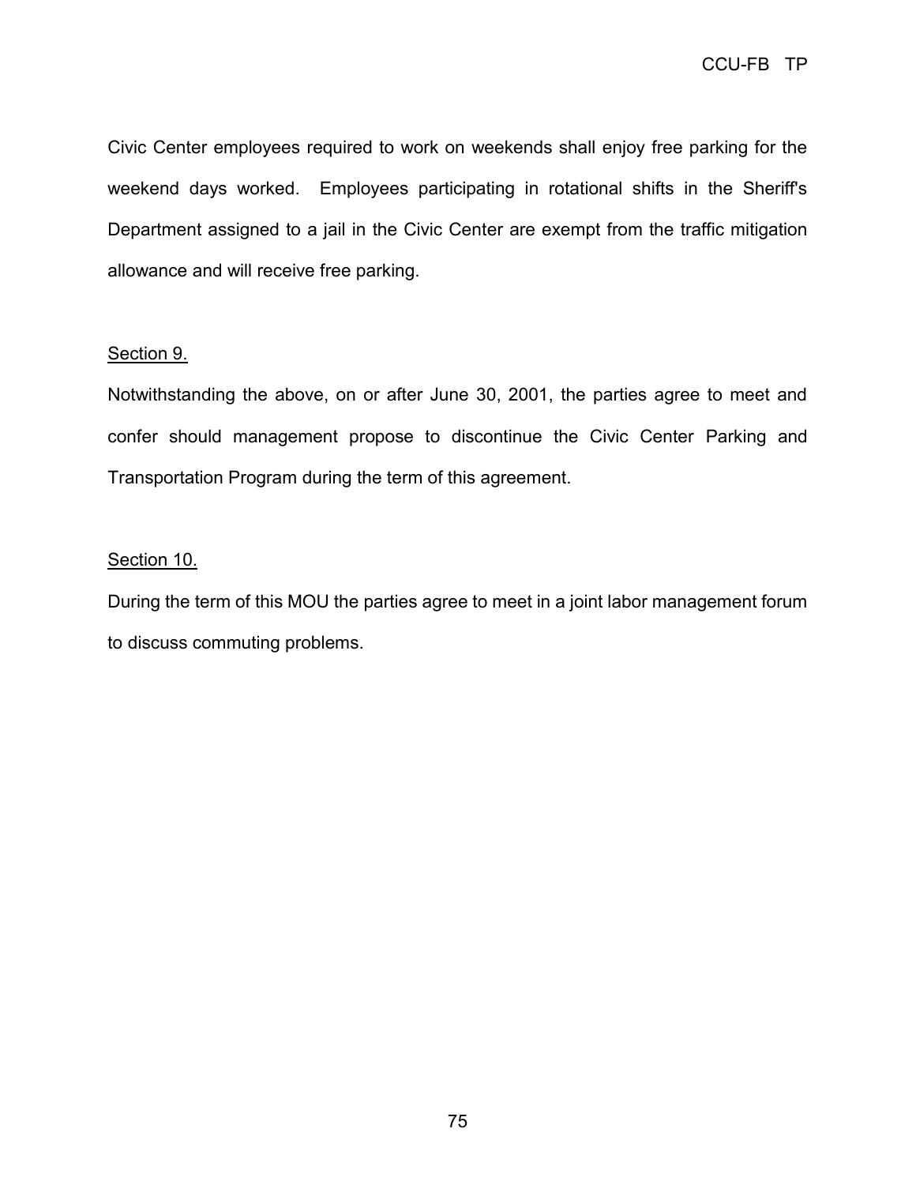Civic Center employees required to work on weekends shall enjoy free parking for the weekend days worked. Employees participating in rotational shifts in the Sheriff's Department assigned to a jail in the Civic Center are exempt from the traffic mitigation allowance and will receive free parking.

Section 9.

Notwithstanding the above, on or after June 30, 2001, the parties agree to meet and confer should management propose to discontinue the Civic Center Parking and Transportation Program during the term of this agreement.

Section 10.

During the term of this MOU the parties agree to meet in a joint labor management forum to discuss commuting problems.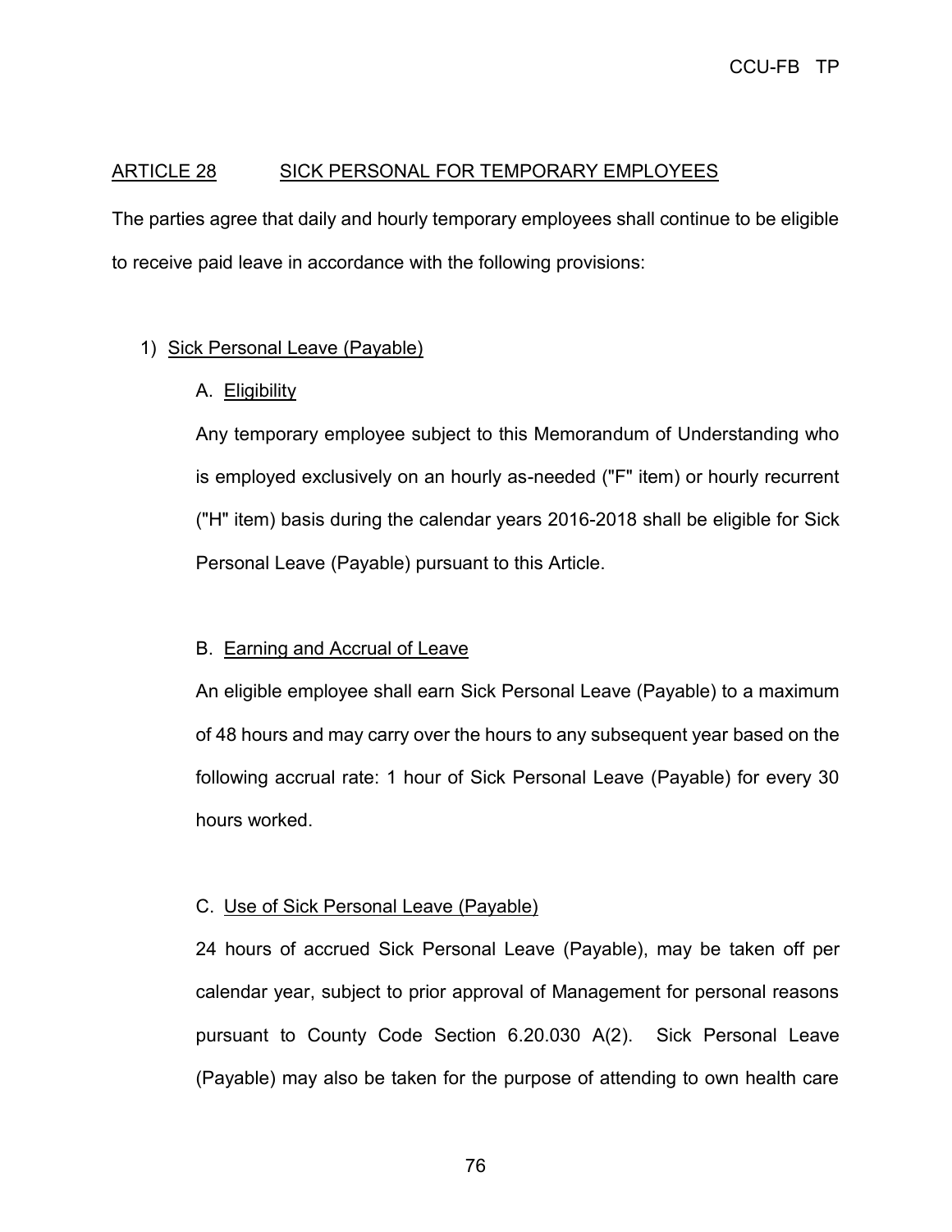## ARTICLE 28 SICK PERSONAL FOR TEMPORARY EMPLOYEES

The parties agree that daily and hourly temporary employees shall continue to be eligible to receive paid leave in accordance with the following provisions:

1) Sick Personal Leave (Payable)

   A. Eligibility

   Any temporary employee subject to this Memorandum of Understanding who is employed exclusively on an hourly as-needed ("F" item) or hourly recurrent ("H" item) basis during the calendar years 2016-2018 shall be eligible for Sick Personal Leave (Payable) pursuant to this Article.

   B. Earning and Accrual of Leave

   An eligible employee shall earn Sick Personal Leave (Payable) to a maximum of 48 hours and may carry over the hours to any subsequent year based on the following accrual rate: 1 hour of Sick Personal Leave (Payable) for every 30 hours worked.

   C. Use of Sick Personal Leave (Payable)

   24 hours of accrued Sick Personal Leave (Payable), may be taken off per calendar year, subject to prior approval of Management for personal reasons pursuant to County Code Section 6.20.030 A(2). Sick Personal Leave (Payable) may also be taken for the purpose of attending to own health care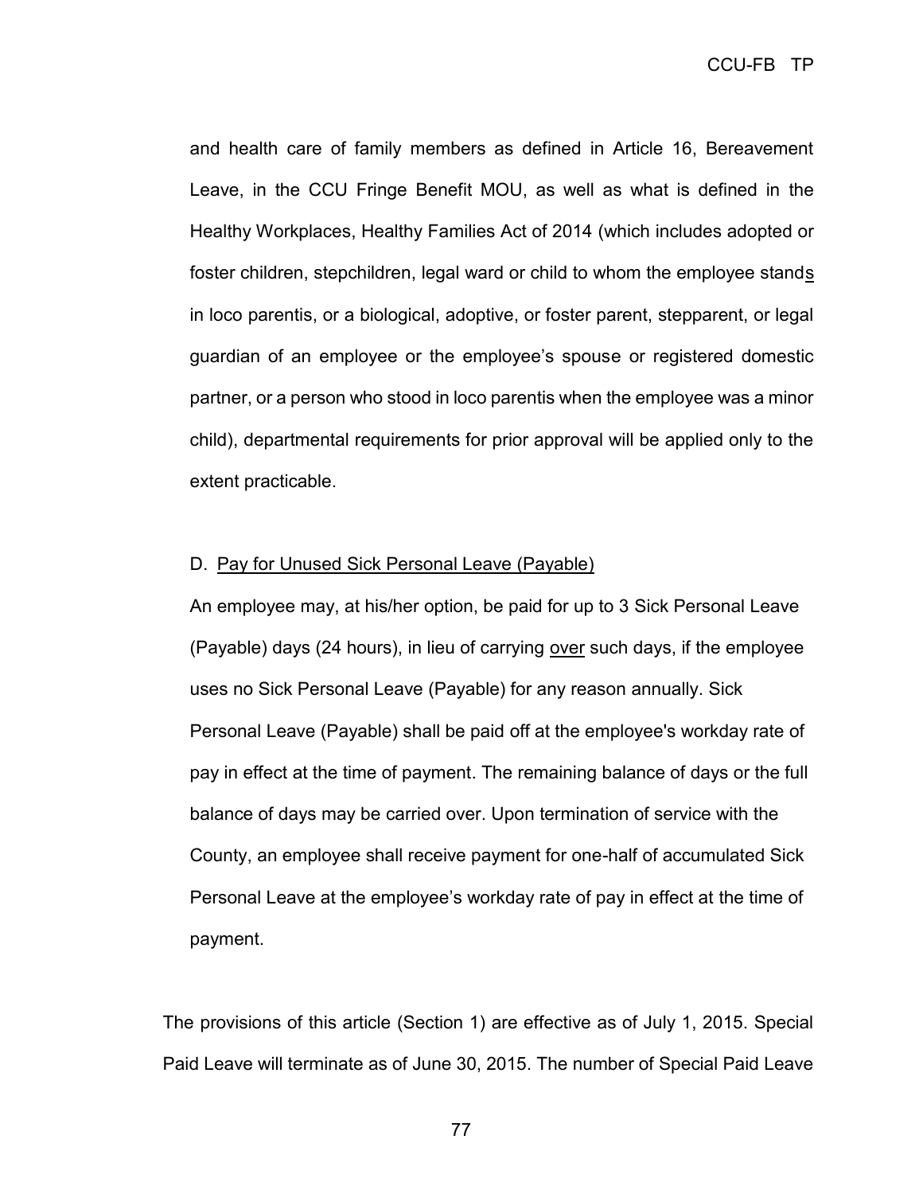and health care of family members as defined in Article 16, Bereavement Leave, in the CCU Fringe Benefit MOU, as well as what is defined in the Healthy Workplaces, Healthy Families Act of 2014 (which includes adopted or foster children, stepchildren, legal ward or child to whom the employee stands in loco parentis, or a biological, adoptive, or foster parent, stepparent, or legal guardian of an employee or the employee's spouse or registered domestic partner, or a person who stood in loco parentis when the employee was a minor child), departmental requirements for prior approval will be applied only to the extent practicable.

D. Pay for Unused Sick Personal Leave (Payable)

An employee may, at his/her option, be paid for up to 3 Sick Personal Leave (Payable) days (24 hours), in lieu of carrying over such days, if the employee uses no Sick Personal Leave (Payable) for any reason annually. Sick Personal Leave (Payable) shall be paid off at the employee's workday rate of pay in effect at the time of payment. The remaining balance of days or the full balance of days may be carried over. Upon termination of service with the County, an employee shall receive payment for one-half of accumulated Sick Personal Leave at the employee's workday rate of pay in effect at the time of payment.

The provisions of this article (Section 1) are effective as of July 1, 2015. Special Paid Leave will terminate as of June 30, 2015. The number of Special Paid Leave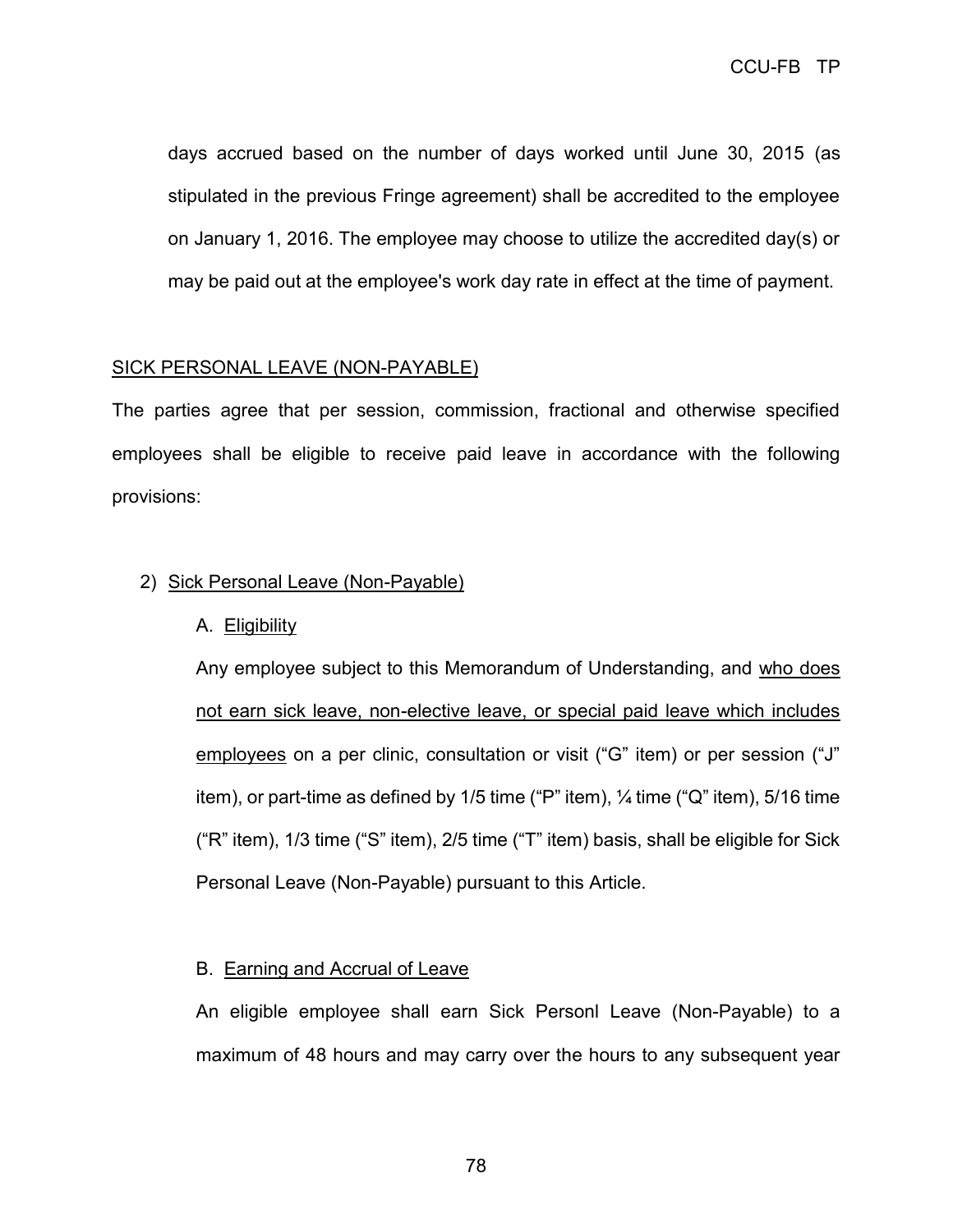days accrued based on the number of days worked until June 30, 2015 (as stipulated in the previous Fringe agreement) shall be accredited to the employee on January 1, 2016. The employee may choose to utilize the accredited day(s) or may be paid out at the employee's work day rate in effect at the time of payment.

SICK PERSONAL LEAVE (NON-PAYABLE)

The parties agree that per session, commission, fractional and otherwise specified employees shall be eligible to receive paid leave in accordance with the following provisions:

2) Sick Personal Leave (Non-Payable)

A. Eligibility

Any employee subject to this Memorandum of Understanding, and who does not earn sick leave, non-elective leave, or special paid leave which includes employees on a per clinic, consultation or visit ("G" item) or per session ("J" item), or part-time as defined by 1/5 time ("P" item), ¼ time ("Q" item), 5/16 time ("R" item), 1/3 time ("S" item), 2/5 time ("T" item) basis, shall be eligible for Sick Personal Leave (Non-Payable) pursuant to this Article.

B. Earning and Accrual of Leave

An eligible employee shall earn Sick Personl Leave (Non-Payable) to a maximum of 48 hours and may carry over the hours to any subsequent year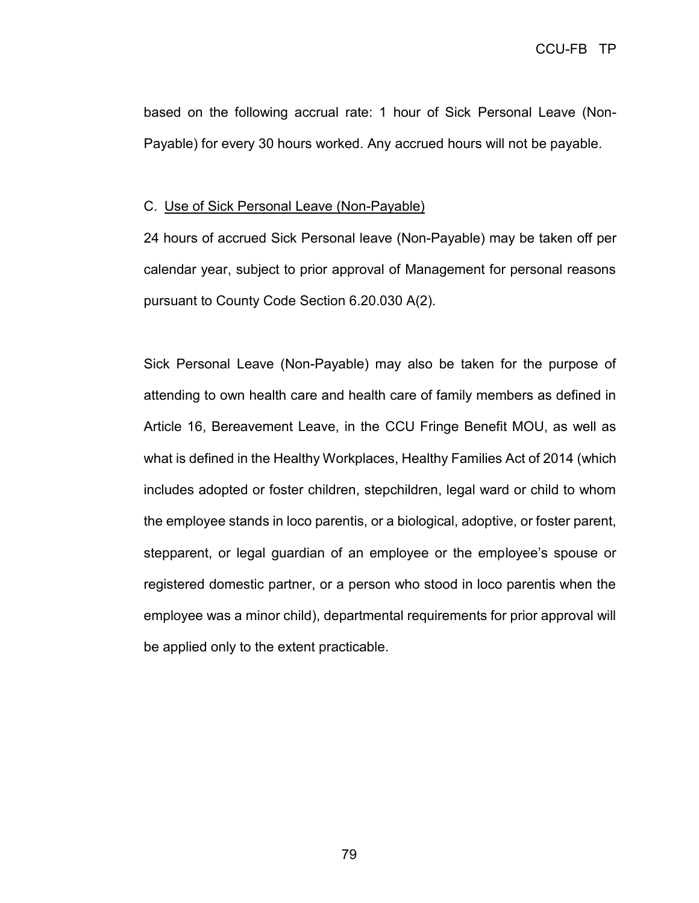based on the following accrual rate: 1 hour of Sick Personal Leave (Non-Payable) for every 30 hours worked. Any accrued hours will not be payable.

C. Use of Sick Personal Leave (Non-Payable)

24 hours of accrued Sick Personal leave (Non-Payable) may be taken off per calendar year, subject to prior approval of Management for personal reasons pursuant to County Code Section 6.20.030 A(2).

Sick Personal Leave (Non-Payable) may also be taken for the purpose of attending to own health care and health care of family members as defined in Article 16, Bereavement Leave, in the CCU Fringe Benefit MOU, as well as what is defined in the Healthy Workplaces, Healthy Families Act of 2014 (which includes adopted or foster children, stepchildren, legal ward or child to whom the employee stands in loco parentis, or a biological, adoptive, or foster parent, stepparent, or legal guardian of an employee or the employee's spouse or registered domestic partner, or a person who stood in loco parentis when the employee was a minor child), departmental requirements for prior approval will be applied only to the extent practicable.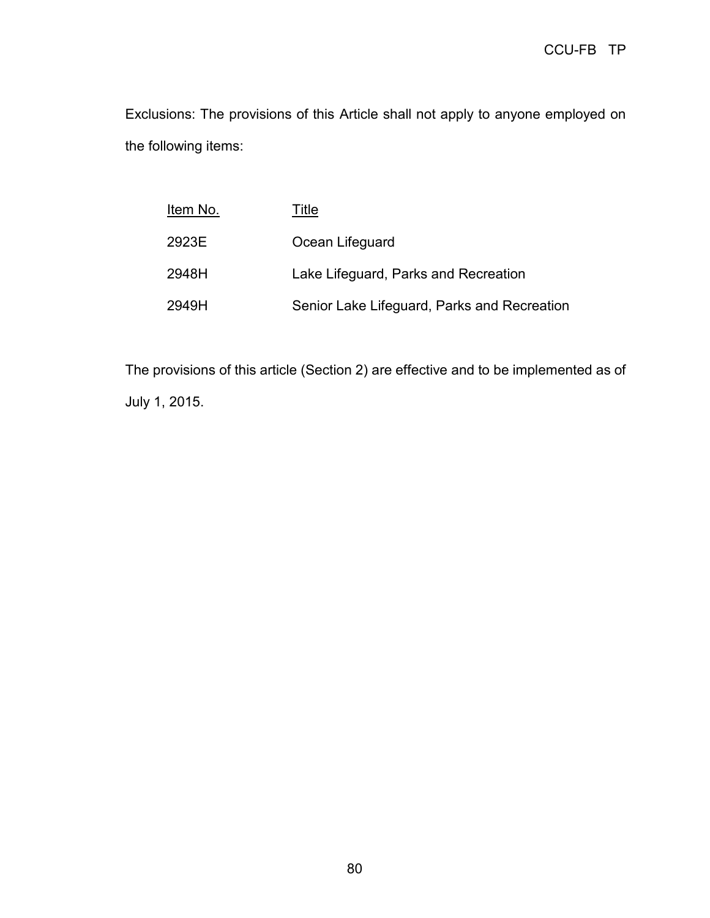Exclusions: The provisions of this Article shall not apply to anyone employed on the following items:

| Item No. | Title |
| --- | --- |
| 2923E | Ocean Lifeguard |
| 2948H | Lake Lifeguard, Parks and Recreation |
| 2949H | Senior Lake Lifeguard, Parks and Recreation |

The provisions of this article (Section 2) are effective and to be implemented as of July 1, 2015.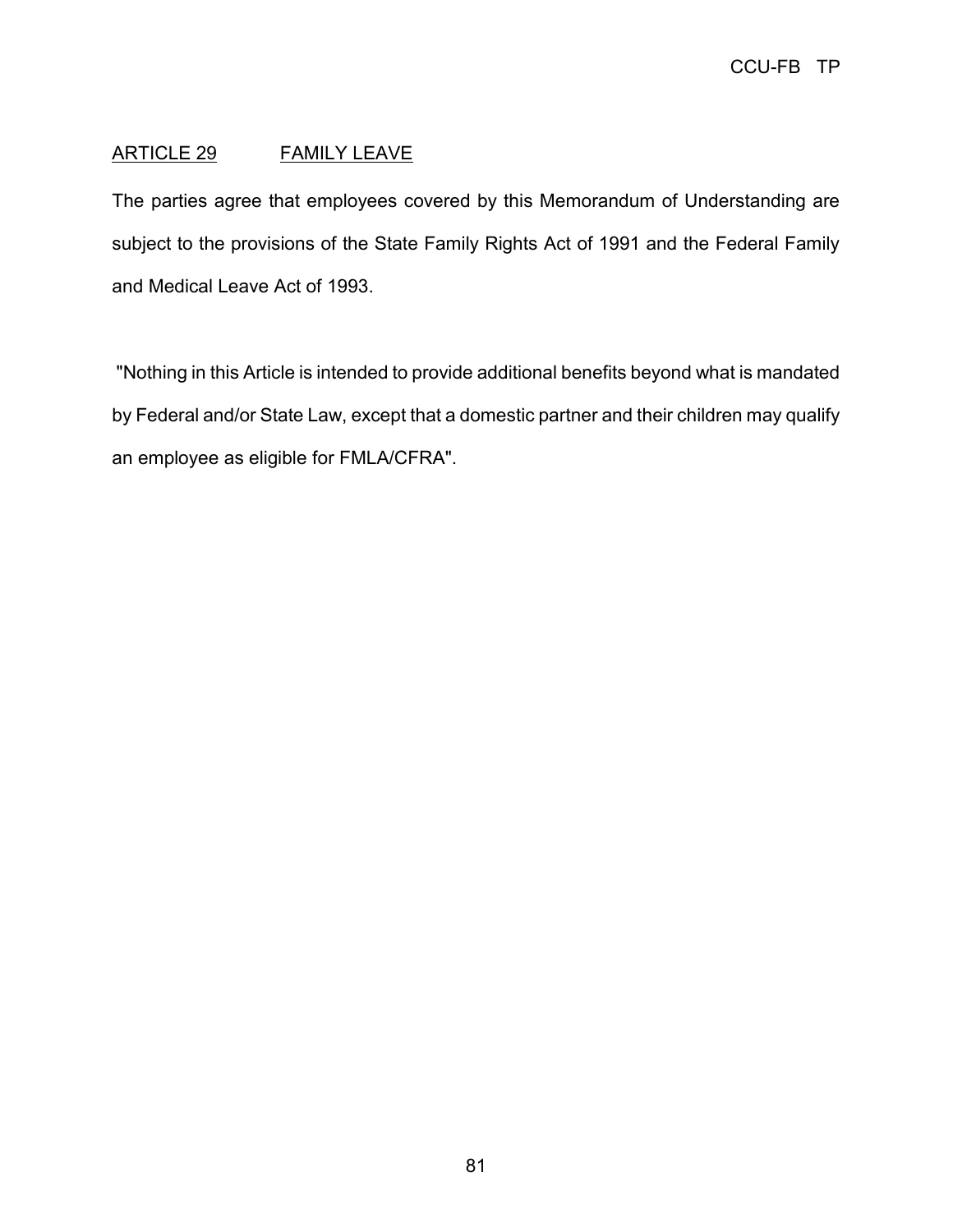## ARTICLE 29 FAMILY LEAVE

The parties agree that employees covered by this Memorandum of Understanding are subject to the provisions of the State Family Rights Act of 1991 and the Federal Family and Medical Leave Act of 1993.

"Nothing in this Article is intended to provide additional benefits beyond what is mandated by Federal and/or State Law, except that a domestic partner and their children may qualify an employee as eligible for FMLA/CFRA".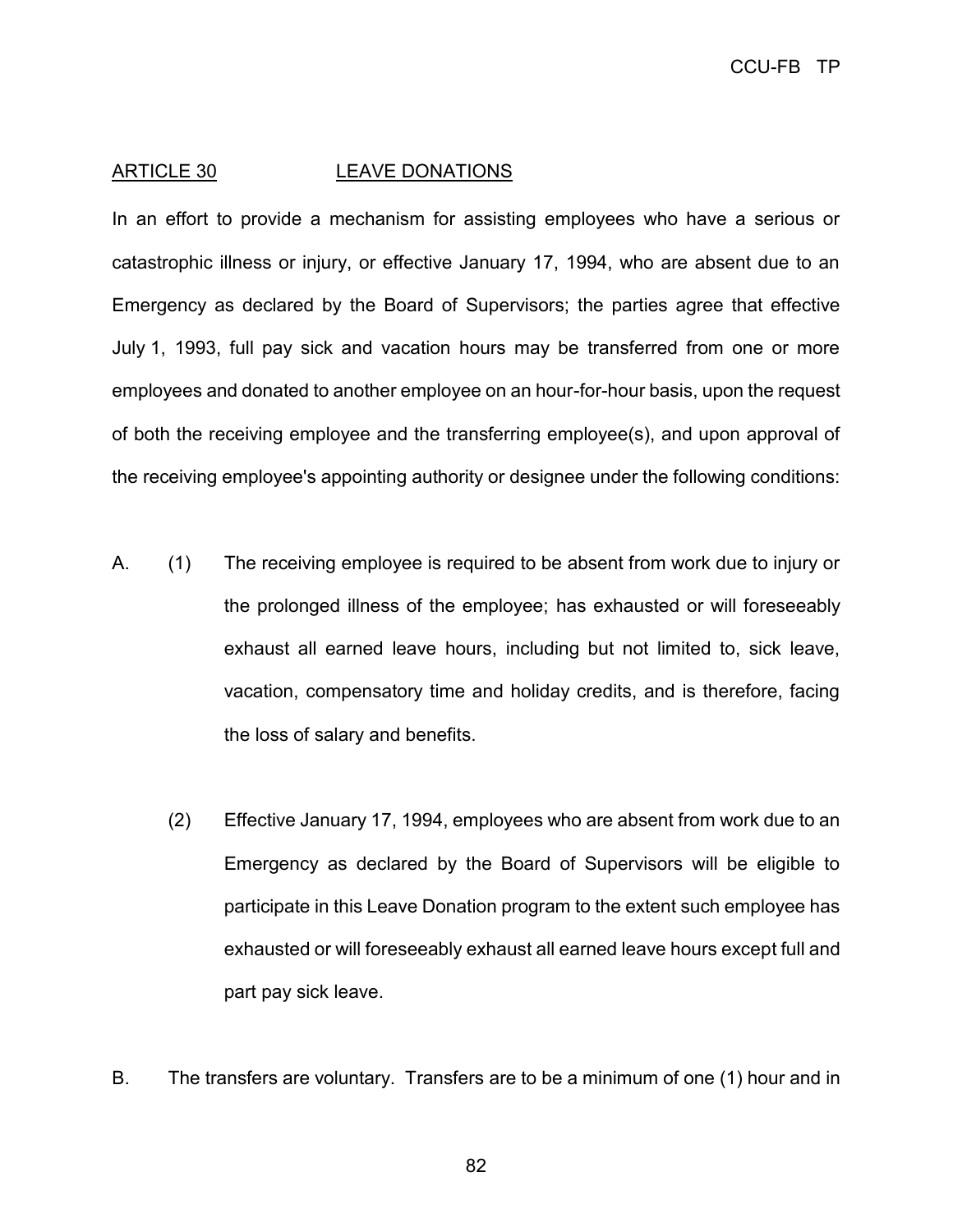## ARTICLE 30 LEAVE DONATIONS

In an effort to provide a mechanism for assisting employees who have a serious or catastrophic illness or injury, or effective January 17, 1994, who are absent due to an Emergency as declared by the Board of Supervisors; the parties agree that effective July 1, 1993, full pay sick and vacation hours may be transferred from one or more employees and donated to another employee on an hour-for-hour basis, upon the request of both the receiving employee and the transferring employee(s), and upon approval of the receiving employee's appointing authority or designee under the following conditions:

A. (1) The receiving employee is required to be absent from work due to injury or the prolonged illness of the employee; has exhausted or will foreseeably exhaust all earned leave hours, including but not limited to, sick leave, vacation, compensatory time and holiday credits, and is therefore, facing the loss of salary and benefits.

(2) Effective January 17, 1994, employees who are absent from work due to an Emergency as declared by the Board of Supervisors will be eligible to participate in this Leave Donation program to the extent such employee has exhausted or will foreseeably exhaust all earned leave hours except full and part pay sick leave.

B. The transfers are voluntary. Transfers are to be a minimum of one (1) hour and in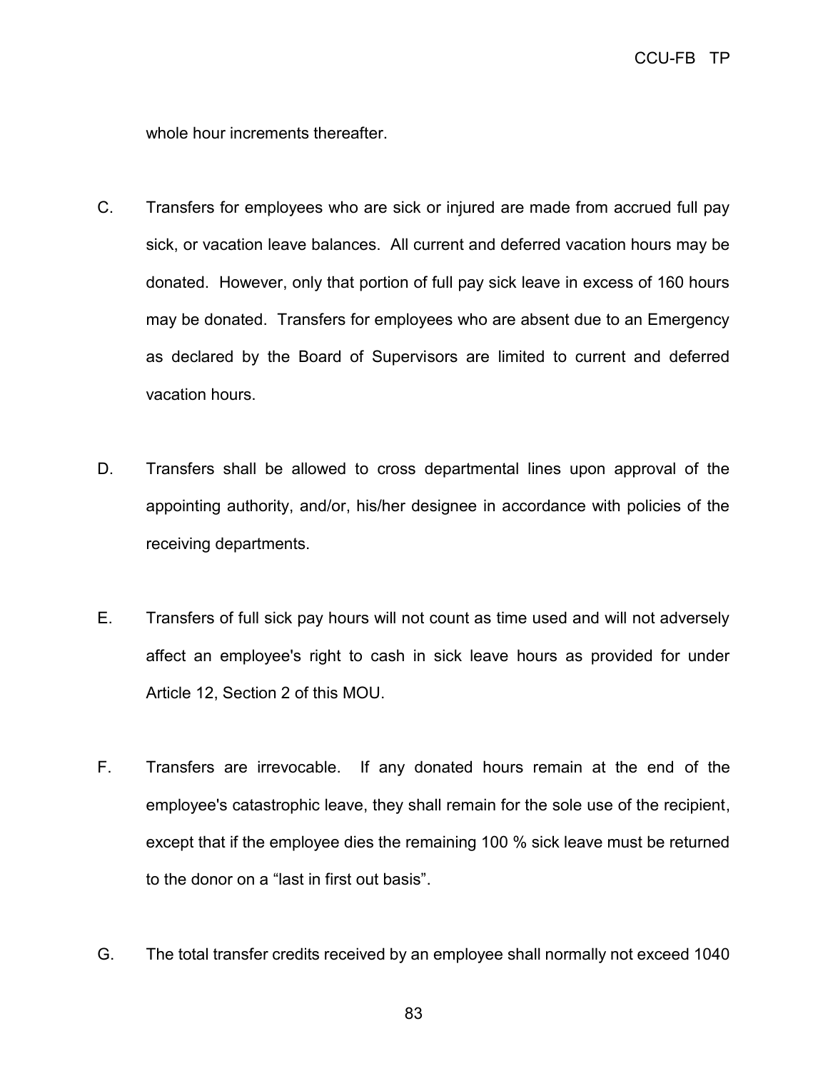whole hour increments thereafter.

C. Transfers for employees who are sick or injured are made from accrued full pay sick, or vacation leave balances. All current and deferred vacation hours may be donated. However, only that portion of full pay sick leave in excess of 160 hours may be donated. Transfers for employees who are absent due to an Emergency as declared by the Board of Supervisors are limited to current and deferred vacation hours.

D. Transfers shall be allowed to cross departmental lines upon approval of the appointing authority, and/or, his/her designee in accordance with policies of the receiving departments.

E. Transfers of full sick pay hours will not count as time used and will not adversely affect an employee's right to cash in sick leave hours as provided for under Article 12, Section 2 of this MOU.

F. Transfers are irrevocable. If any donated hours remain at the end of the employee's catastrophic leave, they shall remain for the sole use of the recipient, except that if the employee dies the remaining 100 % sick leave must be returned to the donor on a “last in first out basis”.

G. The total transfer credits received by an employee shall normally not exceed 1040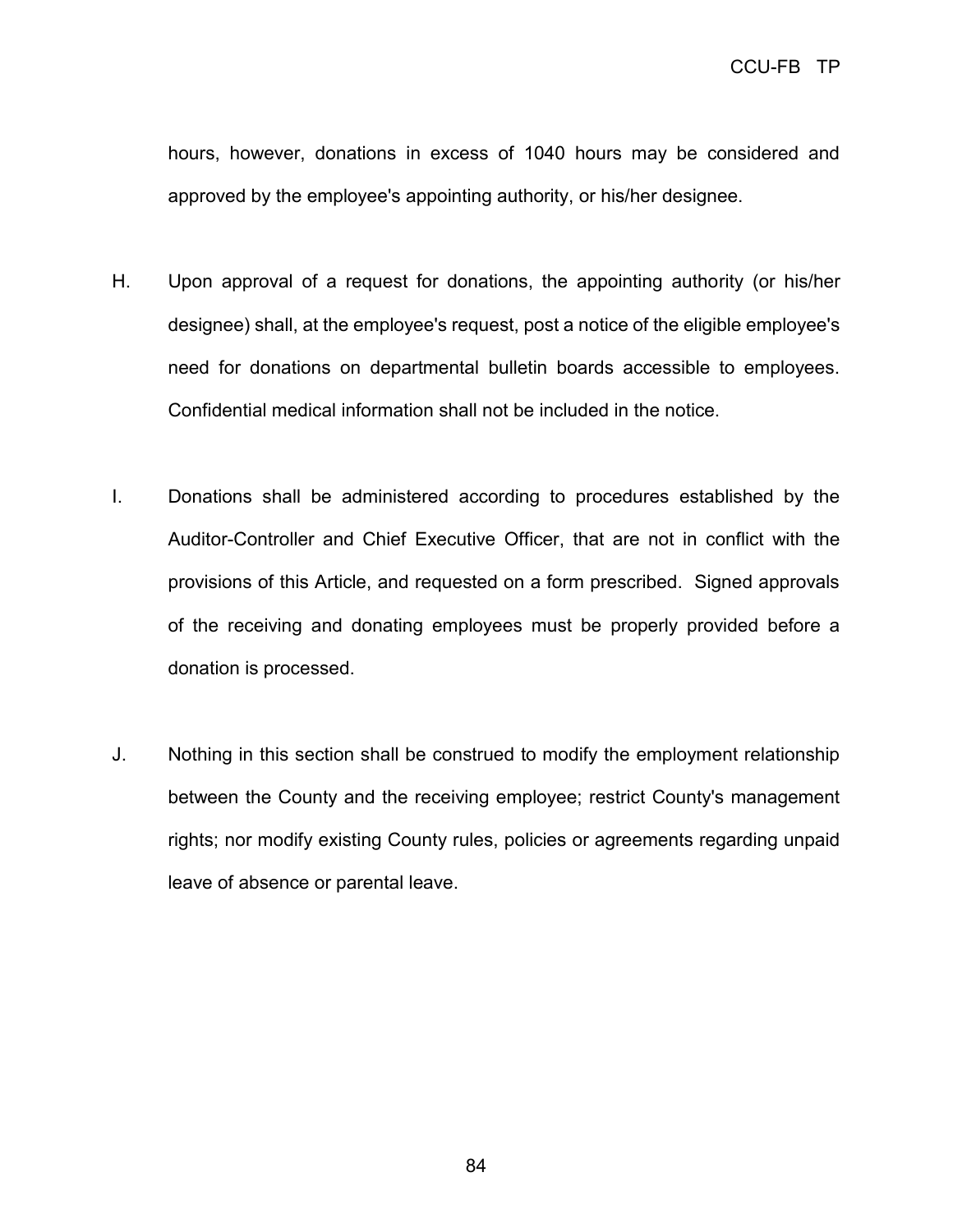hours, however, donations in excess of 1040 hours may be considered and approved by the employee's appointing authority, or his/her designee.

H. Upon approval of a request for donations, the appointing authority (or his/her designee) shall, at the employee's request, post a notice of the eligible employee's need for donations on departmental bulletin boards accessible to employees. Confidential medical information shall not be included in the notice.

I. Donations shall be administered according to procedures established by the Auditor-Controller and Chief Executive Officer, that are not in conflict with the provisions of this Article, and requested on a form prescribed. Signed approvals of the receiving and donating employees must be properly provided before a donation is processed.

J. Nothing in this section shall be construed to modify the employment relationship between the County and the receiving employee; restrict County's management rights; nor modify existing County rules, policies or agreements regarding unpaid leave of absence or parental leave.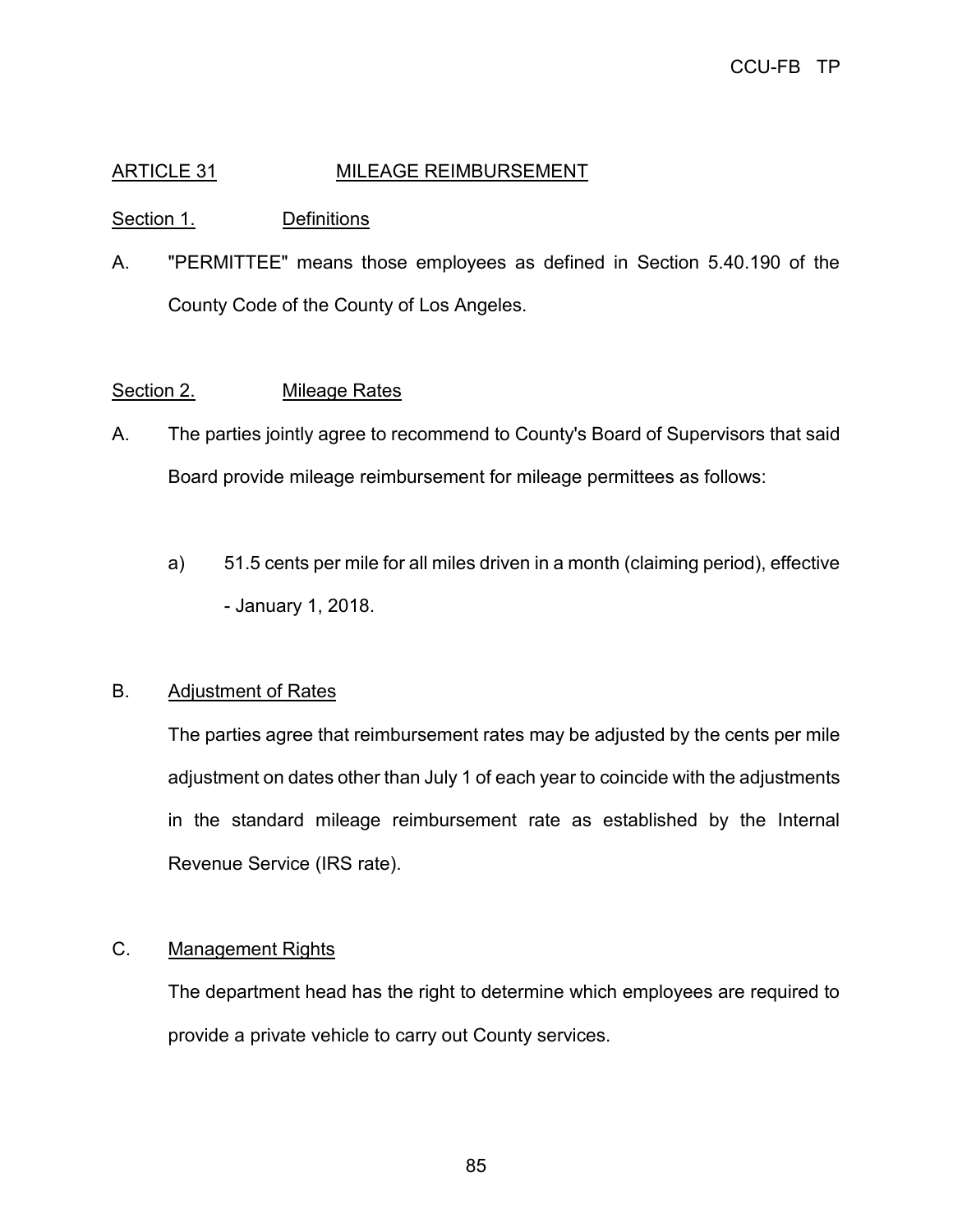## ARTICLE 31 MILEAGE REIMBURSEMENT

### Section 1. Definitions

A. "PERMITTEE" means those employees as defined in Section 5.40.190 of the County Code of the County of Los Angeles.

### Section 2. Mileage Rates

A. The parties jointly agree to recommend to County's Board of Supervisors that said Board provide mileage reimbursement for mileage permittees as follows:

   a) 51.5 cents per mile for all miles driven in a month (claiming period), effective - January 1, 2018.

B. Adjustment of Rates

   The parties agree that reimbursement rates may be adjusted by the cents per mile adjustment on dates other than July 1 of each year to coincide with the adjustments in the standard mileage reimbursement rate as established by the Internal Revenue Service (IRS rate).

C. Management Rights

   The department head has the right to determine which employees are required to provide a private vehicle to carry out County services.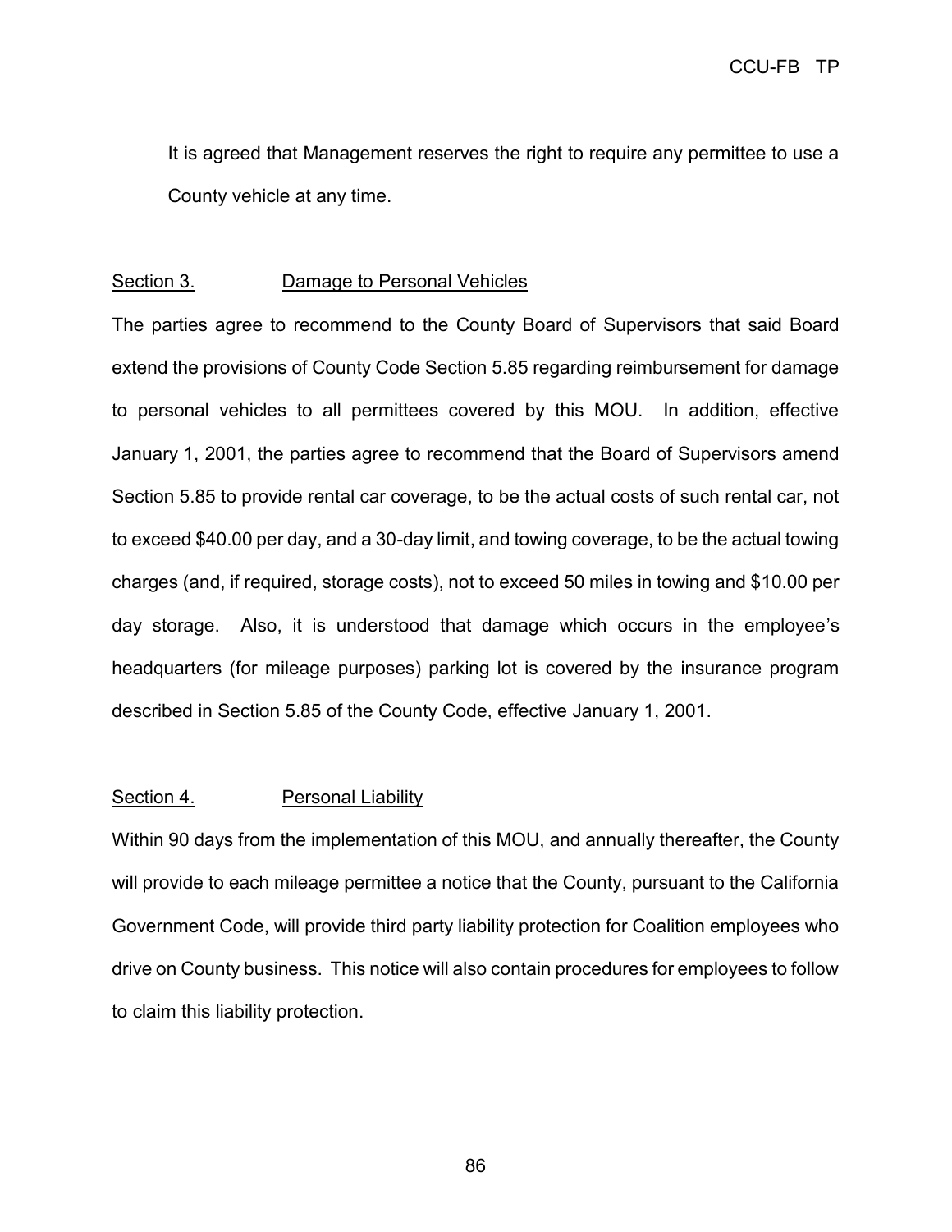It is agreed that Management reserves the right to require any permittee to use a County vehicle at any time.

Section 3. Damage to Personal Vehicles

The parties agree to recommend to the County Board of Supervisors that said Board extend the provisions of County Code Section 5.85 regarding reimbursement for damage to personal vehicles to all permittees covered by this MOU. In addition, effective January 1, 2001, the parties agree to recommend that the Board of Supervisors amend Section 5.85 to provide rental car coverage, to be the actual costs of such rental car, not to exceed $40.00 per day, and a 30-day limit, and towing coverage, to be the actual towing charges (and, if required, storage costs), not to exceed 50 miles in towing and $10.00 per day storage. Also, it is understood that damage which occurs in the employee's headquarters (for mileage purposes) parking lot is covered by the insurance program described in Section 5.85 of the County Code, effective January 1, 2001.

Section 4. Personal Liability

Within 90 days from the implementation of this MOU, and annually thereafter, the County will provide to each mileage permittee a notice that the County, pursuant to the California Government Code, will provide third party liability protection for Coalition employees who drive on County business. This notice will also contain procedures for employees to follow to claim this liability protection.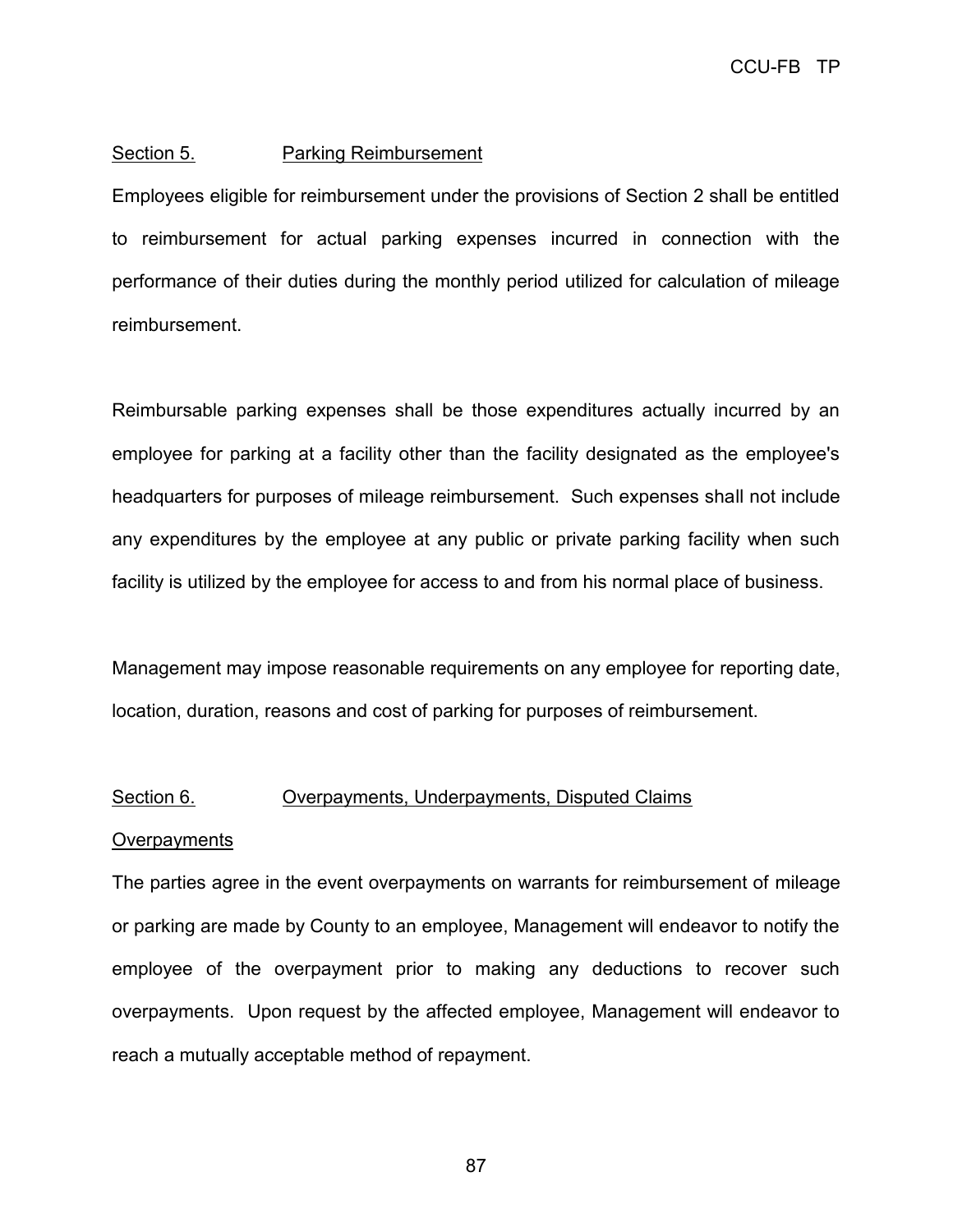Section 5. Parking Reimbursement

Employees eligible for reimbursement under the provisions of Section 2 shall be entitled to reimbursement for actual parking expenses incurred in connection with the performance of their duties during the monthly period utilized for calculation of mileage reimbursement.

Reimbursable parking expenses shall be those expenditures actually incurred by an employee for parking at a facility other than the facility designated as the employee's headquarters for purposes of mileage reimbursement. Such expenses shall not include any expenditures by the employee at any public or private parking facility when such facility is utilized by the employee for access to and from his normal place of business.

Management may impose reasonable requirements on any employee for reporting date, location, duration, reasons and cost of parking for purposes of reimbursement.

Section 6. Overpayments, Underpayments, Disputed Claims

Overpayments

The parties agree in the event overpayments on warrants for reimbursement of mileage or parking are made by County to an employee, Management will endeavor to notify the employee of the overpayment prior to making any deductions to recover such overpayments. Upon request by the affected employee, Management will endeavor to reach a mutually acceptable method of repayment.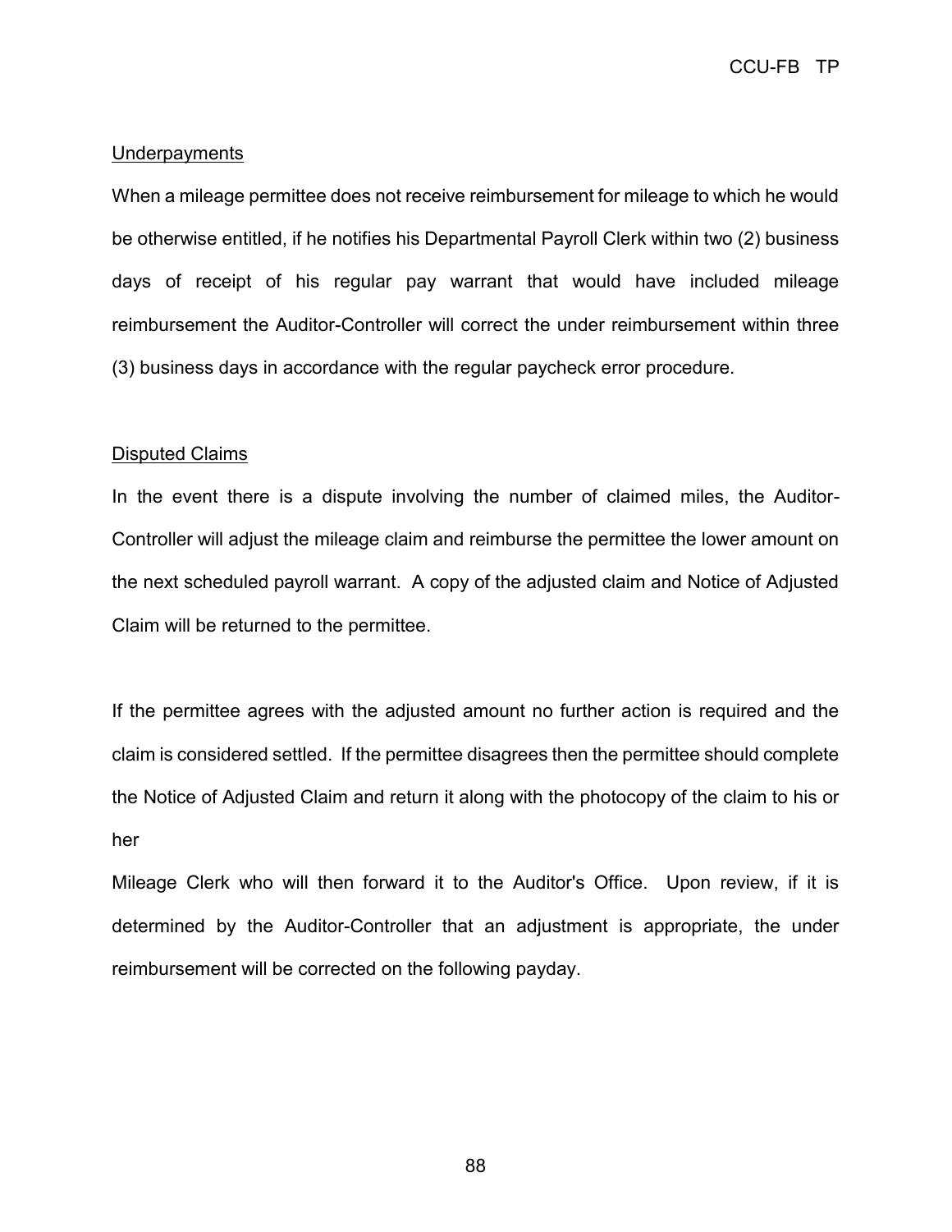Underpayments

When a mileage permittee does not receive reimbursement for mileage to which he would be otherwise entitled, if he notifies his Departmental Payroll Clerk within two (2) business days of receipt of his regular pay warrant that would have included mileage reimbursement the Auditor-Controller will correct the under reimbursement within three (3) business days in accordance with the regular paycheck error procedure.

Disputed Claims

In the event there is a dispute involving the number of claimed miles, the Auditor-Controller will adjust the mileage claim and reimburse the permittee the lower amount on the next scheduled payroll warrant. A copy of the adjusted claim and Notice of Adjusted Claim will be returned to the permittee.

If the permittee agrees with the adjusted amount no further action is required and the claim is considered settled. If the permittee disagrees then the permittee should complete the Notice of Adjusted Claim and return it along with the photocopy of the claim to his or her Mileage Clerk who will then forward it to the Auditor's Office. Upon review, if it is determined by the Auditor-Controller that an adjustment is appropriate, the under reimbursement will be corrected on the following payday.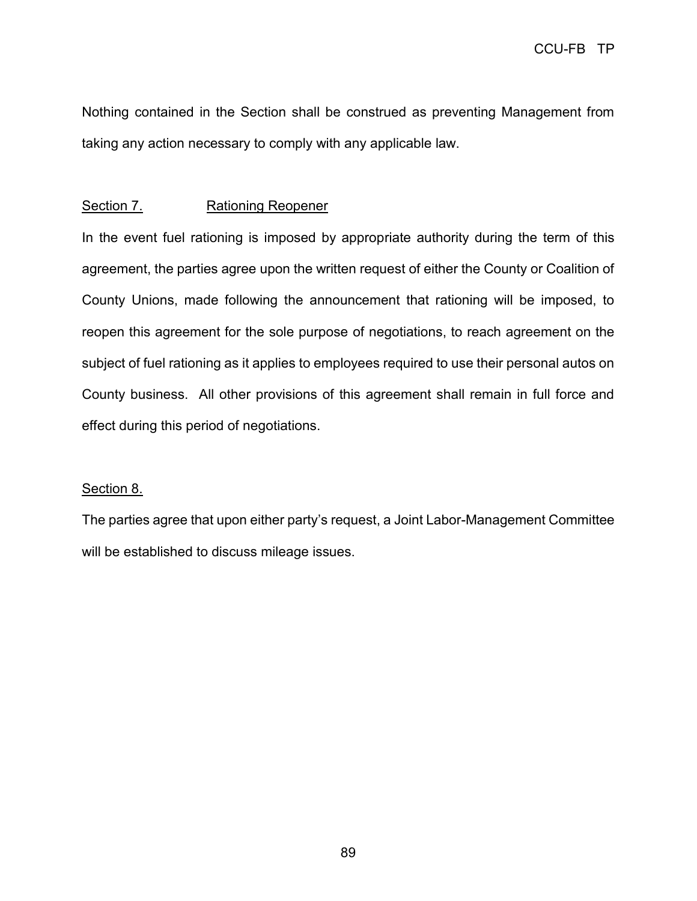Nothing contained in the Section shall be construed as preventing Management from taking any action necessary to comply with any applicable law.

Section 7. Rationing Reopener

In the event fuel rationing is imposed by appropriate authority during the term of this agreement, the parties agree upon the written request of either the County or Coalition of County Unions, made following the announcement that rationing will be imposed, to reopen this agreement for the sole purpose of negotiations, to reach agreement on the subject of fuel rationing as it applies to employees required to use their personal autos on County business. All other provisions of this agreement shall remain in full force and effect during this period of negotiations.

Section 8.

The parties agree that upon either party's request, a Joint Labor-Management Committee will be established to discuss mileage issues.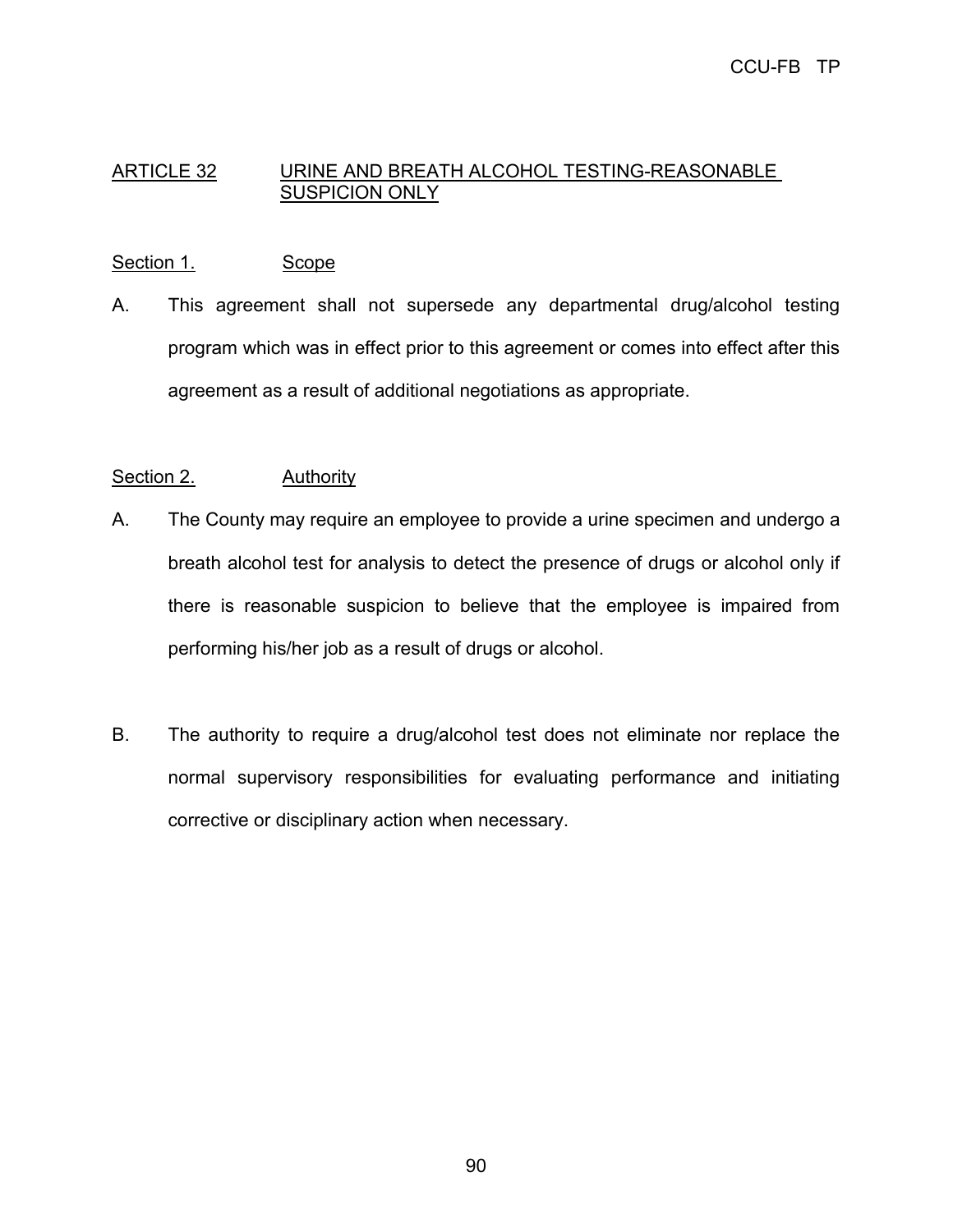## ARTICLE 32 URINE AND BREATH ALCOHOL TESTING-REASONABLE SUSPICION ONLY

### Section 1. Scope

A. This agreement shall not supersede any departmental drug/alcohol testing program which was in effect prior to this agreement or comes into effect after this agreement as a result of additional negotiations as appropriate.

### Section 2. Authority

A. The County may require an employee to provide a urine specimen and undergo a breath alcohol test for analysis to detect the presence of drugs or alcohol only if there is reasonable suspicion to believe that the employee is impaired from performing his/her job as a result of drugs or alcohol.

B. The authority to require a drug/alcohol test does not eliminate nor replace the normal supervisory responsibilities for evaluating performance and initiating corrective or disciplinary action when necessary.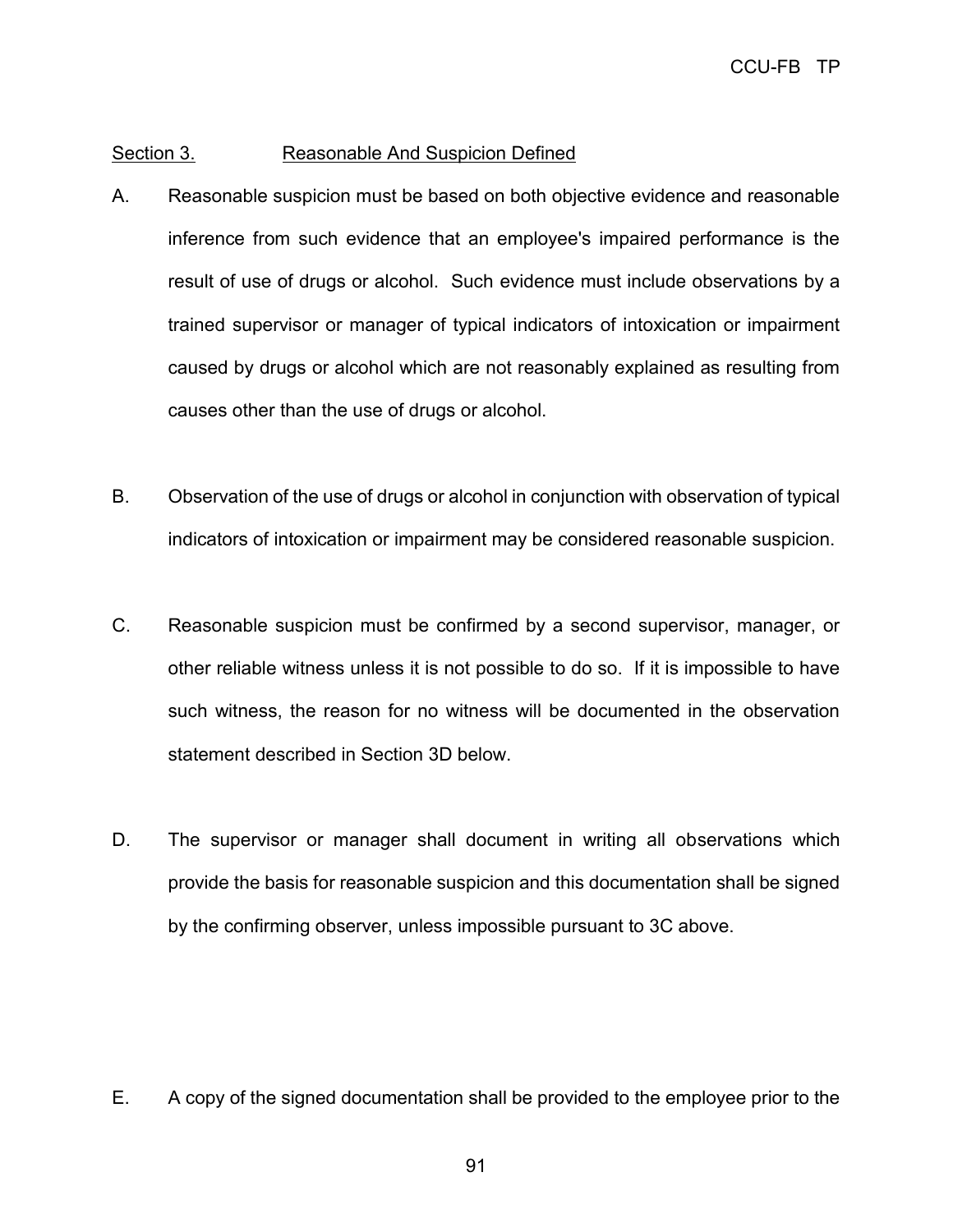Section 3. Reasonable And Suspicion Defined

A. Reasonable suspicion must be based on both objective evidence and reasonable inference from such evidence that an employee's impaired performance is the result of use of drugs or alcohol. Such evidence must include observations by a trained supervisor or manager of typical indicators of intoxication or impairment caused by drugs or alcohol which are not reasonably explained as resulting from causes other than the use of drugs or alcohol.

B. Observation of the use of drugs or alcohol in conjunction with observation of typical indicators of intoxication or impairment may be considered reasonable suspicion.

C. Reasonable suspicion must be confirmed by a second supervisor, manager, or other reliable witness unless it is not possible to do so. If it is impossible to have such witness, the reason for no witness will be documented in the observation statement described in Section 3D below.

D. The supervisor or manager shall document in writing all observations which provide the basis for reasonable suspicion and this documentation shall be signed by the confirming observer, unless impossible pursuant to 3C above.

E. A copy of the signed documentation shall be provided to the employee prior to the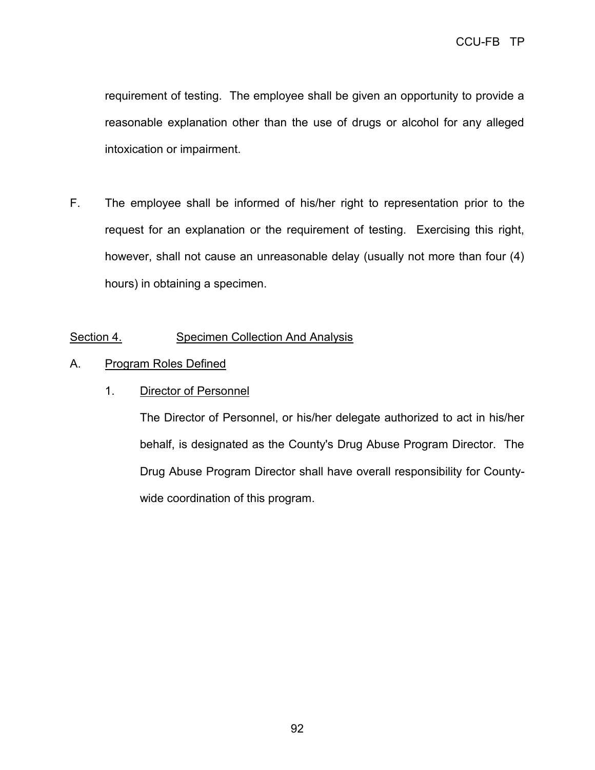requirement of testing. The employee shall be given an opportunity to provide a reasonable explanation other than the use of drugs or alcohol for any alleged intoxication or impairment.

F. The employee shall be informed of his/her right to representation prior to the request for an explanation or the requirement of testing. Exercising this right, however, shall not cause an unreasonable delay (usually not more than four (4) hours) in obtaining a specimen.

Section 4. Specimen Collection And Analysis

A. Program Roles Defined

1. Director of Personnel

The Director of Personnel, or his/her delegate authorized to act in his/her behalf, is designated as the County's Drug Abuse Program Director. The Drug Abuse Program Director shall have overall responsibility for County-wide coordination of this program.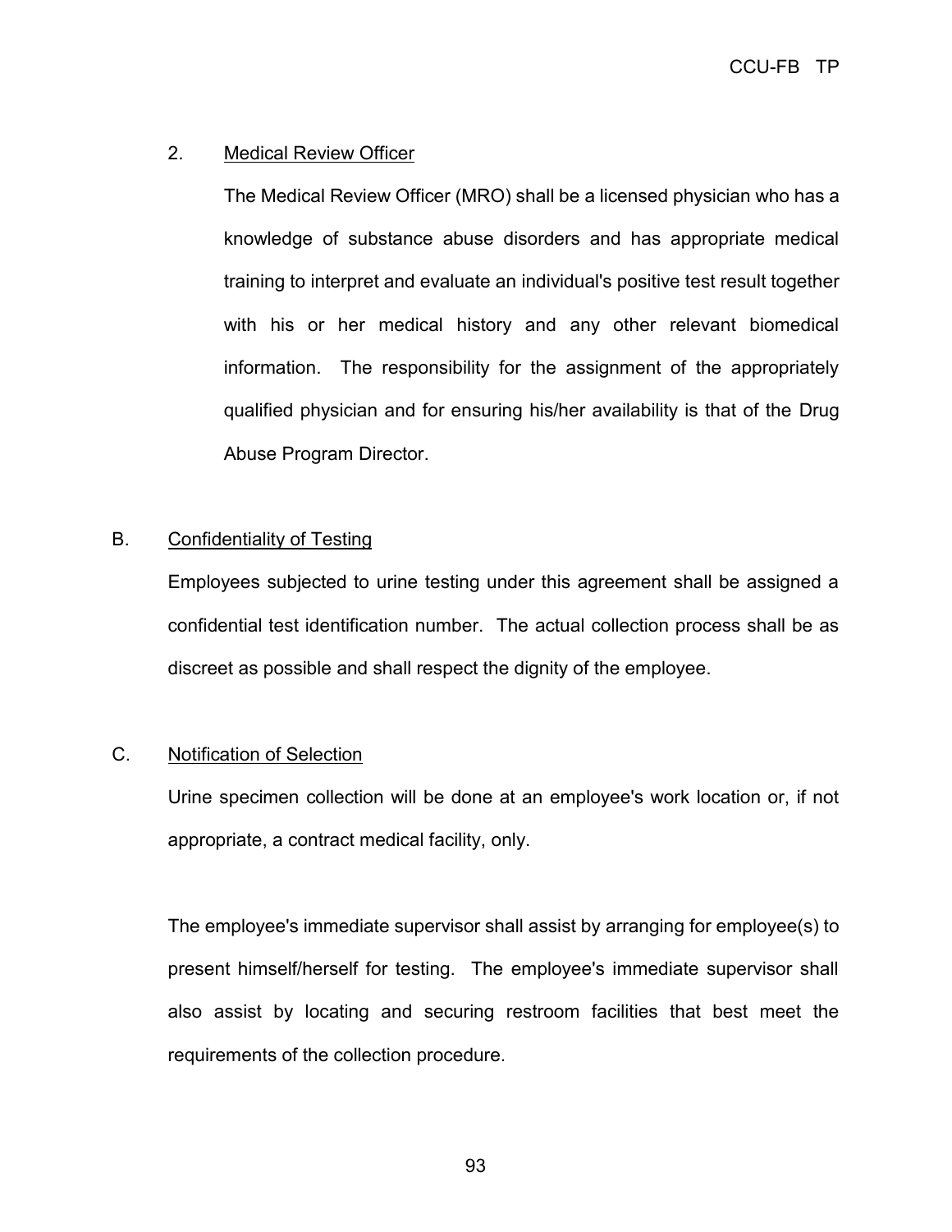2. Medical Review Officer

The Medical Review Officer (MRO) shall be a licensed physician who has a knowledge of substance abuse disorders and has appropriate medical training to interpret and evaluate an individual's positive test result together with his or her medical history and any other relevant biomedical information. The responsibility for the assignment of the appropriately qualified physician and for ensuring his/her availability is that of the Drug Abuse Program Director.

B. Confidentiality of Testing

Employees subjected to urine testing under this agreement shall be assigned a confidential test identification number. The actual collection process shall be as discreet as possible and shall respect the dignity of the employee.

C. Notification of Selection

Urine specimen collection will be done at an employee's work location or, if not appropriate, a contract medical facility, only.

The employee's immediate supervisor shall assist by arranging for employee(s) to present himself/herself for testing. The employee's immediate supervisor shall also assist by locating and securing restroom facilities that best meet the requirements of the collection procedure.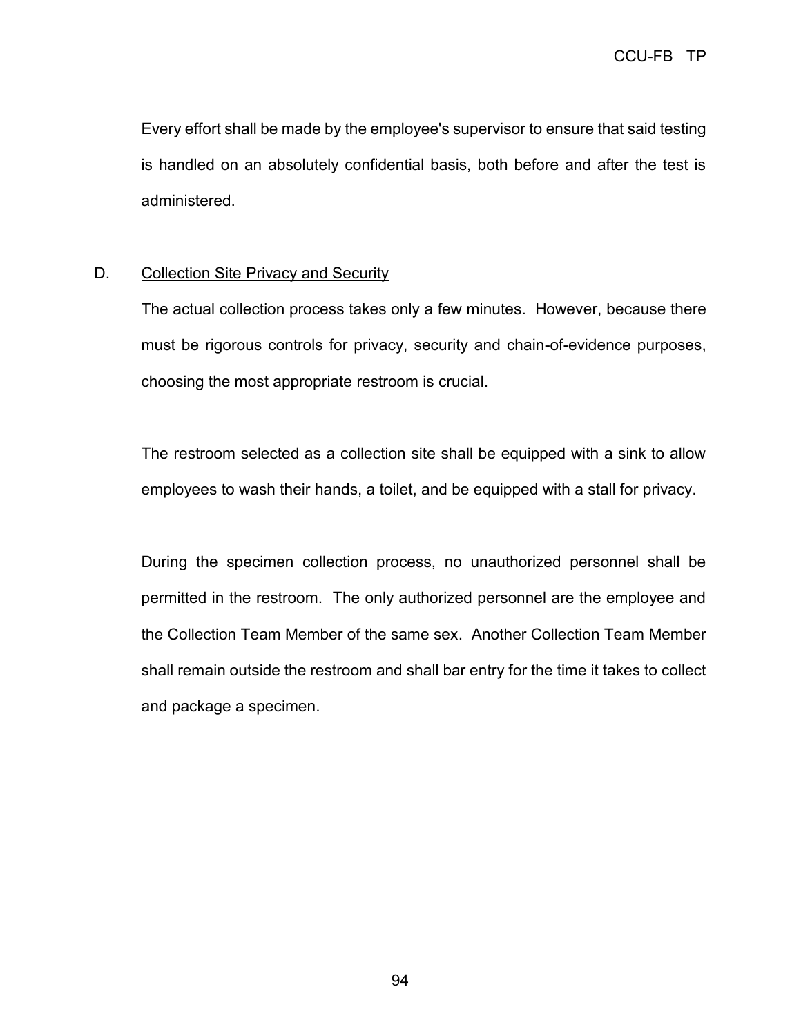Every effort shall be made by the employee's supervisor to ensure that said testing is handled on an absolutely confidential basis, both before and after the test is administered.

D. Collection Site Privacy and Security

The actual collection process takes only a few minutes. However, because there must be rigorous controls for privacy, security and chain-of-evidence purposes, choosing the most appropriate restroom is crucial.

The restroom selected as a collection site shall be equipped with a sink to allow employees to wash their hands, a toilet, and be equipped with a stall for privacy.

During the specimen collection process, no unauthorized personnel shall be permitted in the restroom. The only authorized personnel are the employee and the Collection Team Member of the same sex. Another Collection Team Member shall remain outside the restroom and shall bar entry for the time it takes to collect and package a specimen.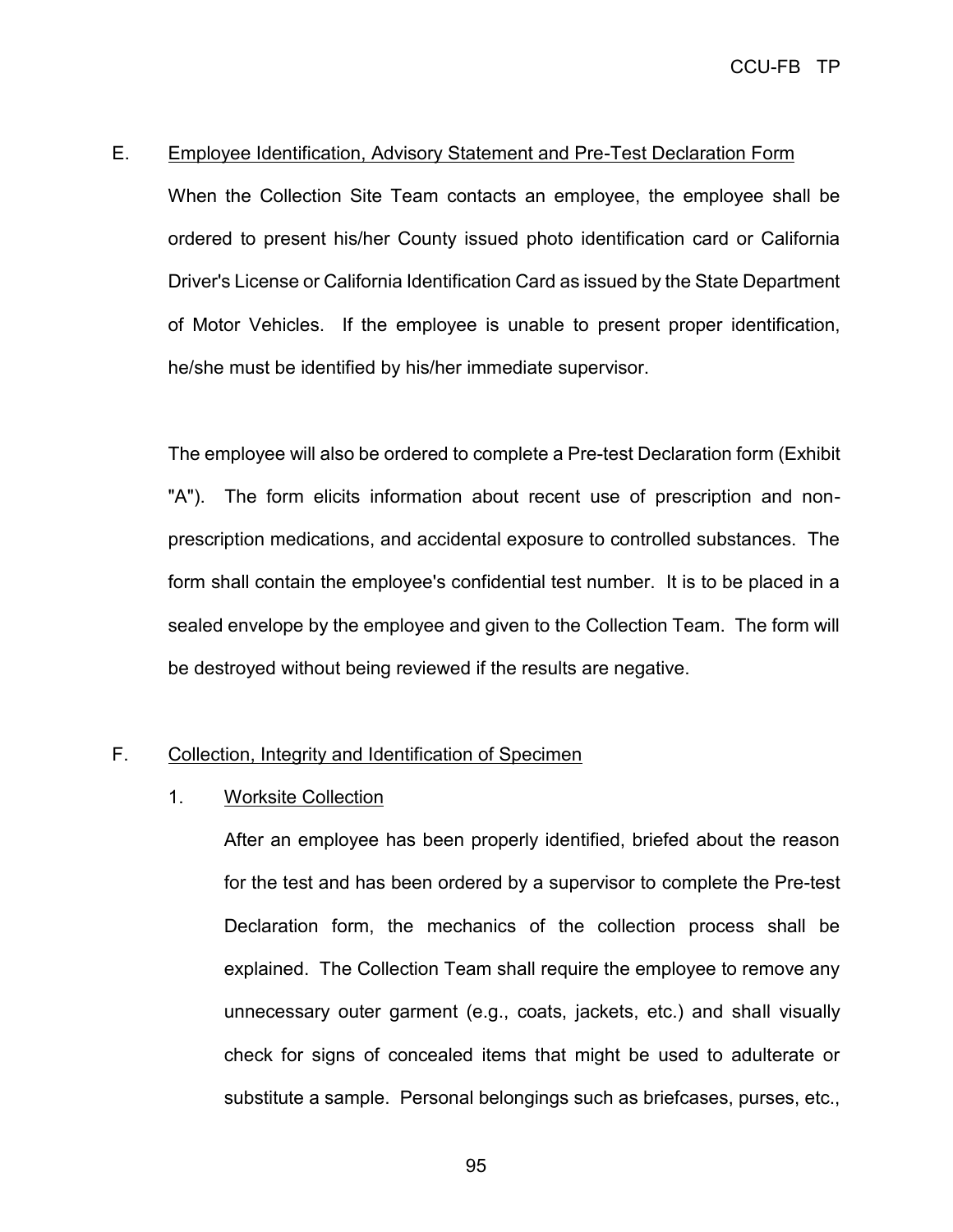E. Employee Identification, Advisory Statement and Pre-Test Declaration Form

When the Collection Site Team contacts an employee, the employee shall be ordered to present his/her County issued photo identification card or California Driver's License or California Identification Card as issued by the State Department of Motor Vehicles. If the employee is unable to present proper identification, he/she must be identified by his/her immediate supervisor.

The employee will also be ordered to complete a Pre-test Declaration form (Exhibit "A"). The form elicits information about recent use of prescription and non-prescription medications, and accidental exposure to controlled substances. The form shall contain the employee's confidential test number. It is to be placed in a sealed envelope by the employee and given to the Collection Team. The form will be destroyed without being reviewed if the results are negative.

F. Collection, Integrity and Identification of Specimen

1. Worksite Collection

After an employee has been properly identified, briefed about the reason for the test and has been ordered by a supervisor to complete the Pre-test Declaration form, the mechanics of the collection process shall be explained. The Collection Team shall require the employee to remove any unnecessary outer garment (e.g., coats, jackets, etc.) and shall visually check for signs of concealed items that might be used to adulterate or substitute a sample. Personal belongings such as briefcases, purses, etc.,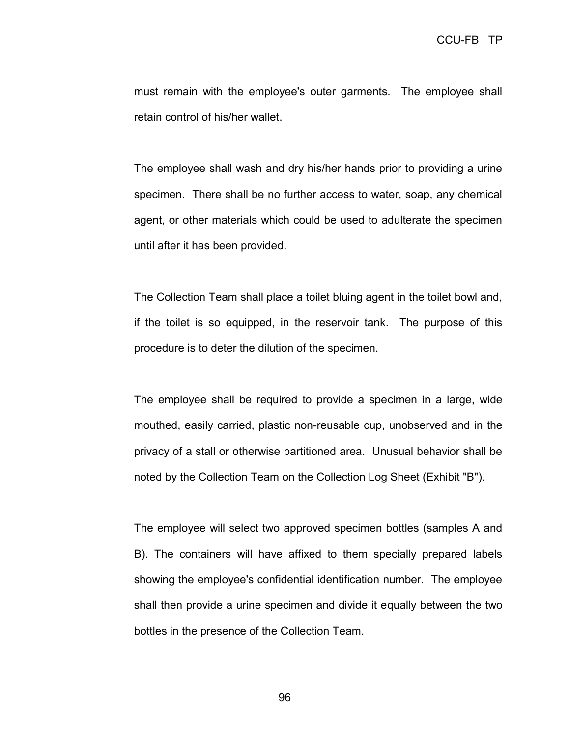must remain with the employee's outer garments. The employee shall retain control of his/her wallet.

The employee shall wash and dry his/her hands prior to providing a urine specimen. There shall be no further access to water, soap, any chemical agent, or other materials which could be used to adulterate the specimen until after it has been provided.

The Collection Team shall place a toilet bluing agent in the toilet bowl and, if the toilet is so equipped, in the reservoir tank. The purpose of this procedure is to deter the dilution of the specimen.

The employee shall be required to provide a specimen in a large, wide mouthed, easily carried, plastic non-reusable cup, unobserved and in the privacy of a stall or otherwise partitioned area. Unusual behavior shall be noted by the Collection Team on the Collection Log Sheet (Exhibit "B").

The employee will select two approved specimen bottles (samples A and B). The containers will have affixed to them specially prepared labels showing the employee's confidential identification number. The employee shall then provide a urine specimen and divide it equally between the two bottles in the presence of the Collection Team.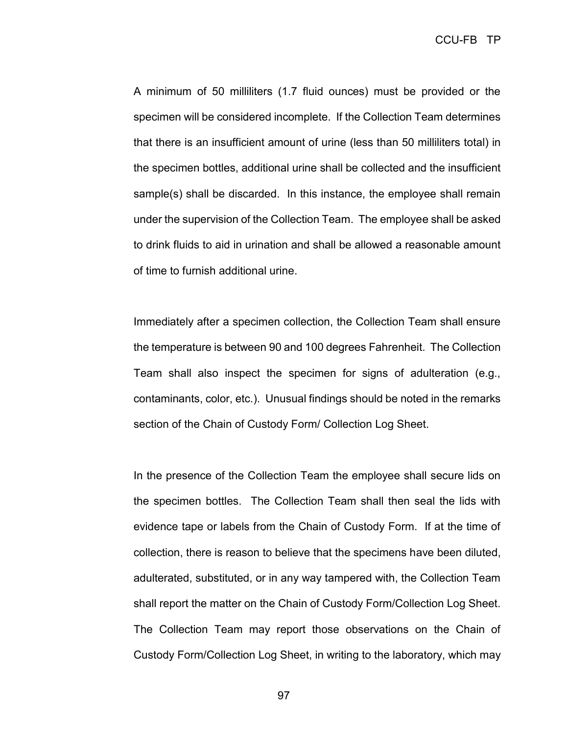A minimum of 50 milliliters (1.7 fluid ounces) must be provided or the specimen will be considered incomplete. If the Collection Team determines that there is an insufficient amount of urine (less than 50 milliliters total) in the specimen bottles, additional urine shall be collected and the insufficient sample(s) shall be discarded. In this instance, the employee shall remain under the supervision of the Collection Team. The employee shall be asked to drink fluids to aid in urination and shall be allowed a reasonable amount of time to furnish additional urine.

Immediately after a specimen collection, the Collection Team shall ensure the temperature is between 90 and 100 degrees Fahrenheit. The Collection Team shall also inspect the specimen for signs of adulteration (e.g., contaminants, color, etc.). Unusual findings should be noted in the remarks section of the Chain of Custody Form/ Collection Log Sheet.

In the presence of the Collection Team the employee shall secure lids on the specimen bottles. The Collection Team shall then seal the lids with evidence tape or labels from the Chain of Custody Form. If at the time of collection, there is reason to believe that the specimens have been diluted, adulterated, substituted, or in any way tampered with, the Collection Team shall report the matter on the Chain of Custody Form/Collection Log Sheet. The Collection Team may report those observations on the Chain of Custody Form/Collection Log Sheet, in writing to the laboratory, which may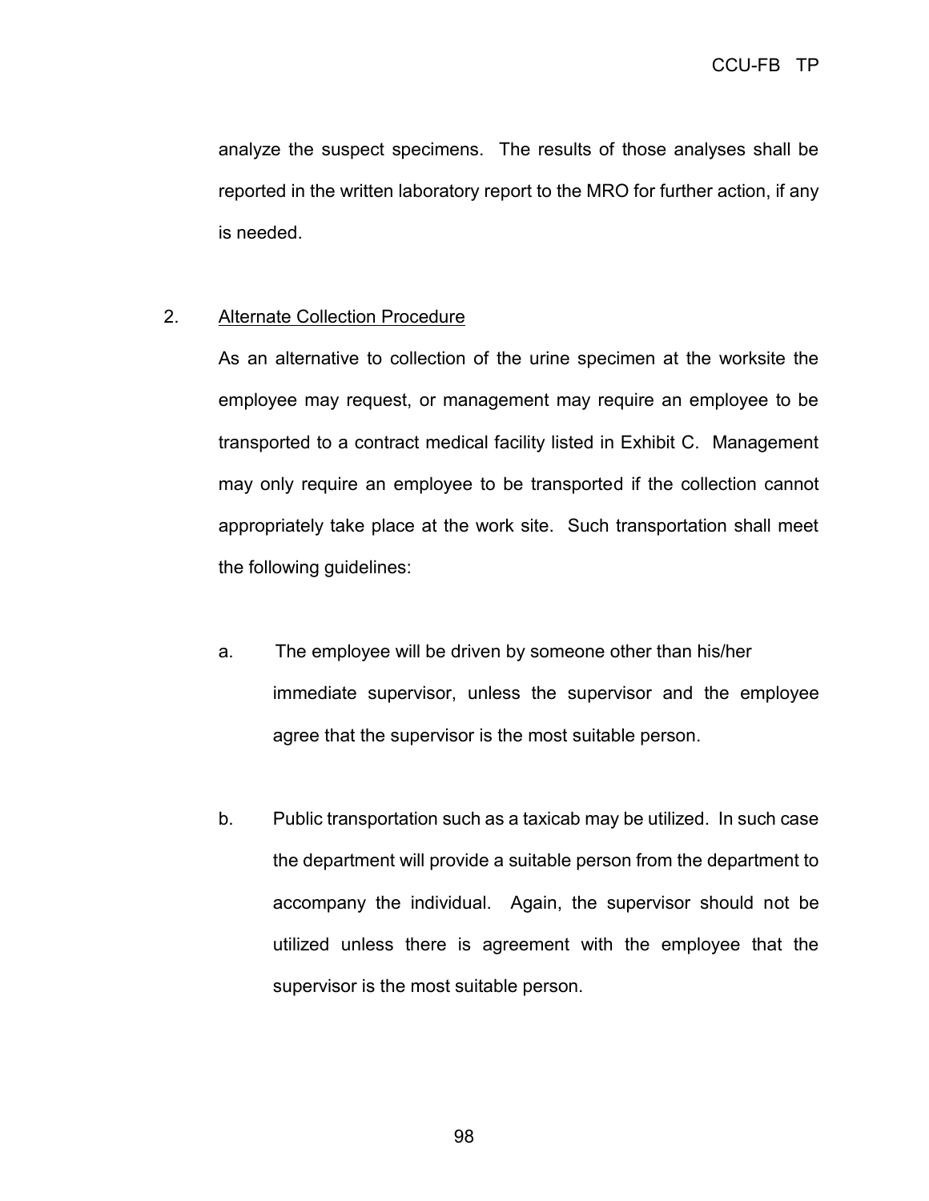analyze the suspect specimens. The results of those analyses shall be reported in the written laboratory report to the MRO for further action, if any is needed.

2. <u>Alternate Collection Procedure</u>

As an alternative to collection of the urine specimen at the worksite the employee may request, or management may require an employee to be transported to a contract medical facility listed in Exhibit C. Management may only require an employee to be transported if the collection cannot appropriately take place at the work site. Such transportation shall meet the following guidelines:

a. The employee will be driven by someone other than his/her immediate supervisor, unless the supervisor and the employee agree that the supervisor is the most suitable person.

b. Public transportation such as a taxicab may be utilized. In such case the department will provide a suitable person from the department to accompany the individual. Again, the supervisor should not be utilized unless there is agreement with the employee that the supervisor is the most suitable person.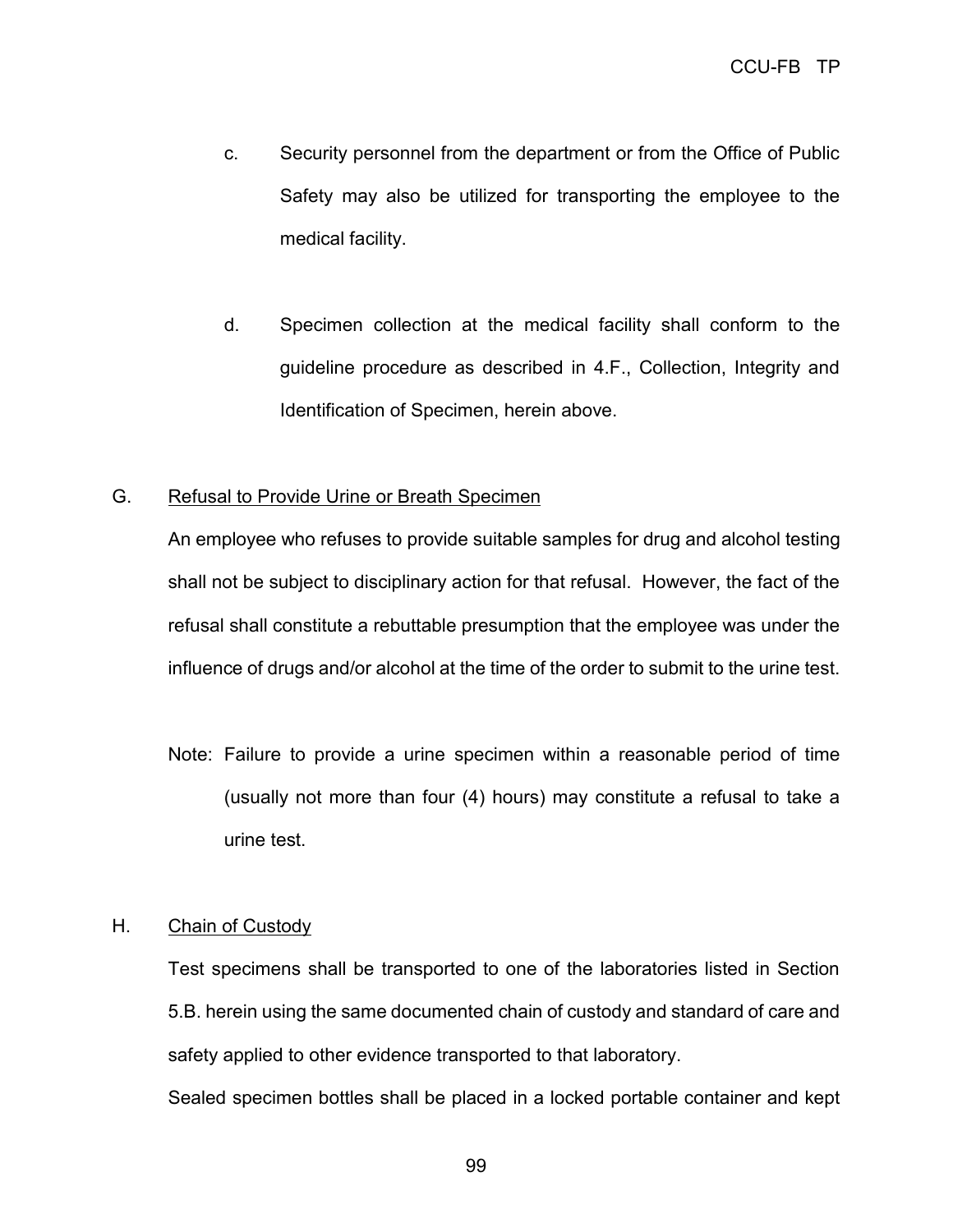c. Security personnel from the department or from the Office of Public Safety may also be utilized for transporting the employee to the medical facility.

d. Specimen collection at the medical facility shall conform to the guideline procedure as described in 4.F., Collection, Integrity and Identification of Specimen, herein above.

G. <u>Refusal to Provide Urine or Breath Specimen</u>

An employee who refuses to provide suitable samples for drug and alcohol testing shall not be subject to disciplinary action for that refusal. However, the fact of the refusal shall constitute a rebuttable presumption that the employee was under the influence of drugs and/or alcohol at the time of the order to submit to the urine test.

Note: Failure to provide a urine specimen within a reasonable period of time (usually not more than four (4) hours) may constitute a refusal to take a urine test.

H. <u>Chain of Custody</u>

Test specimens shall be transported to one of the laboratories listed in Section 5.B. herein using the same documented chain of custody and standard of care and safety applied to other evidence transported to that laboratory.

Sealed specimen bottles shall be placed in a locked portable container and kept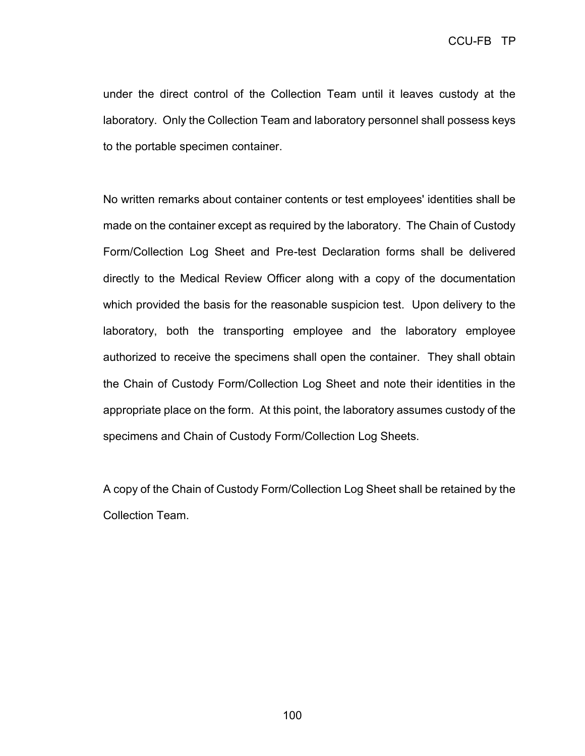under the direct control of the Collection Team until it leaves custody at the laboratory. Only the Collection Team and laboratory personnel shall possess keys to the portable specimen container.

No written remarks about container contents or test employees' identities shall be made on the container except as required by the laboratory. The Chain of Custody Form/Collection Log Sheet and Pre-test Declaration forms shall be delivered directly to the Medical Review Officer along with a copy of the documentation which provided the basis for the reasonable suspicion test. Upon delivery to the laboratory, both the transporting employee and the laboratory employee authorized to receive the specimens shall open the container. They shall obtain the Chain of Custody Form/Collection Log Sheet and note their identities in the appropriate place on the form. At this point, the laboratory assumes custody of the specimens and Chain of Custody Form/Collection Log Sheets.

A copy of the Chain of Custody Form/Collection Log Sheet shall be retained by the Collection Team.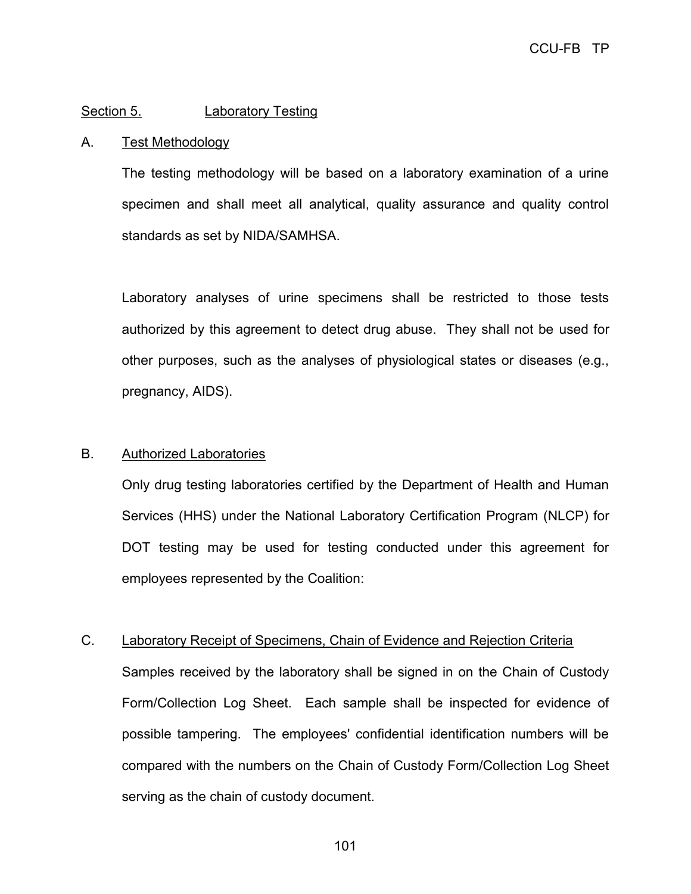## Section 5. Laboratory Testing

### A. Test Methodology

The testing methodology will be based on a laboratory examination of a urine specimen and shall meet all analytical, quality assurance and quality control standards as set by NIDA/SAMHSA.

Laboratory analyses of urine specimens shall be restricted to those tests authorized by this agreement to detect drug abuse. They shall not be used for other purposes, such as the analyses of physiological states or diseases (e.g., pregnancy, AIDS).

### B. Authorized Laboratories

Only drug testing laboratories certified by the Department of Health and Human Services (HHS) under the National Laboratory Certification Program (NLCP) for DOT testing may be used for testing conducted under this agreement for employees represented by the Coalition:

### C. Laboratory Receipt of Specimens, Chain of Evidence and Rejection Criteria

Samples received by the laboratory shall be signed in on the Chain of Custody Form/Collection Log Sheet. Each sample shall be inspected for evidence of possible tampering. The employees' confidential identification numbers will be compared with the numbers on the Chain of Custody Form/Collection Log Sheet serving as the chain of custody document.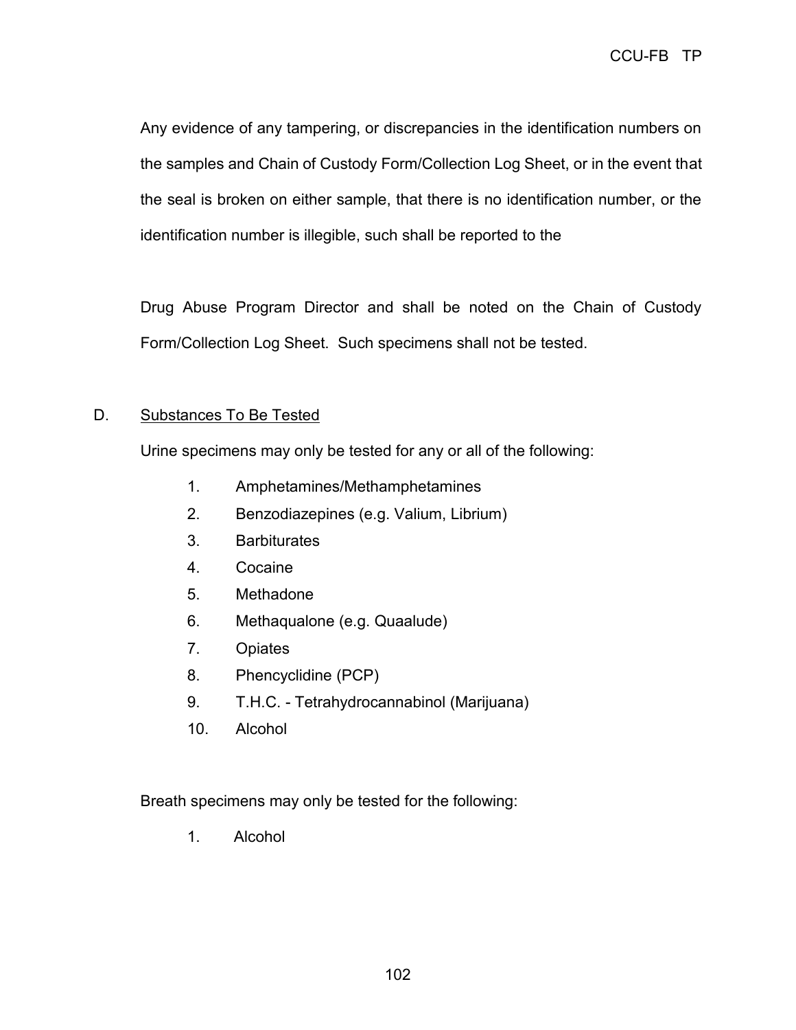Any evidence of any tampering, or discrepancies in the identification numbers on the samples and Chain of Custody Form/Collection Log Sheet, or in the event that the seal is broken on either sample, that there is no identification number, or the identification number is illegible, such shall be reported to the

Drug Abuse Program Director and shall be noted on the Chain of Custody Form/Collection Log Sheet. Such specimens shall not be tested.

D. Substances To Be Tested

Urine specimens may only be tested for any or all of the following:

1. Amphetamines/Methamphetamines
2. Benzodiazepines (e.g. Valium, Librium)
3. Barbiturates
4. Cocaine
5. Methadone
6. Methaqualone (e.g. Quaalude)
7. Opiates
8. Phencyclidine (PCP)
9. T.H.C. - Tetrahydrocannabinol (Marijuana)
10. Alcohol

Breath specimens may only be tested for the following:

1. Alcohol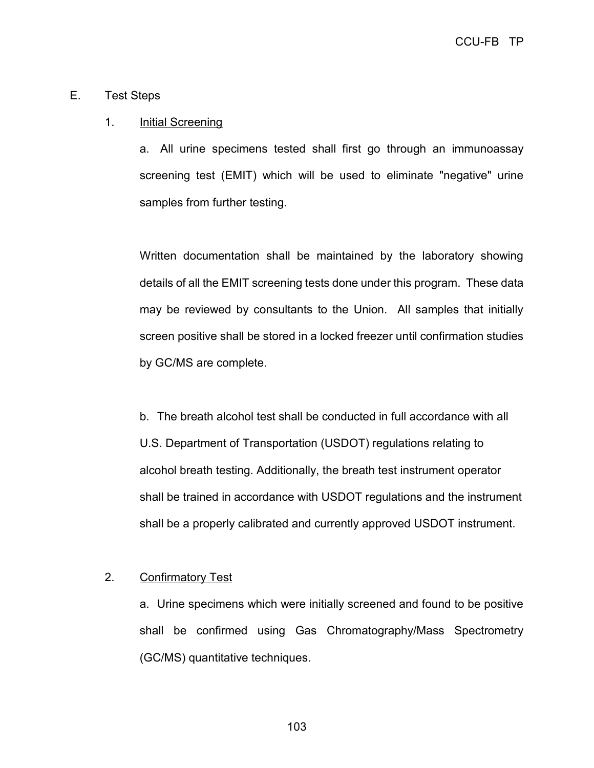E. Test Steps

1. Initial Screening

a. All urine specimens tested shall first go through an immunoassay screening test (EMIT) which will be used to eliminate "negative" urine samples from further testing.

Written documentation shall be maintained by the laboratory showing details of all the EMIT screening tests done under this program. These data may be reviewed by consultants to the Union. All samples that initially screen positive shall be stored in a locked freezer until confirmation studies by GC/MS are complete.

b. The breath alcohol test shall be conducted in full accordance with all U.S. Department of Transportation (USDOT) regulations relating to alcohol breath testing. Additionally, the breath test instrument operator shall be trained in accordance with USDOT regulations and the instrument shall be a properly calibrated and currently approved USDOT instrument.

2. Confirmatory Test

a. Urine specimens which were initially screened and found to be positive shall be confirmed using Gas Chromatography/Mass Spectrometry (GC/MS) quantitative techniques.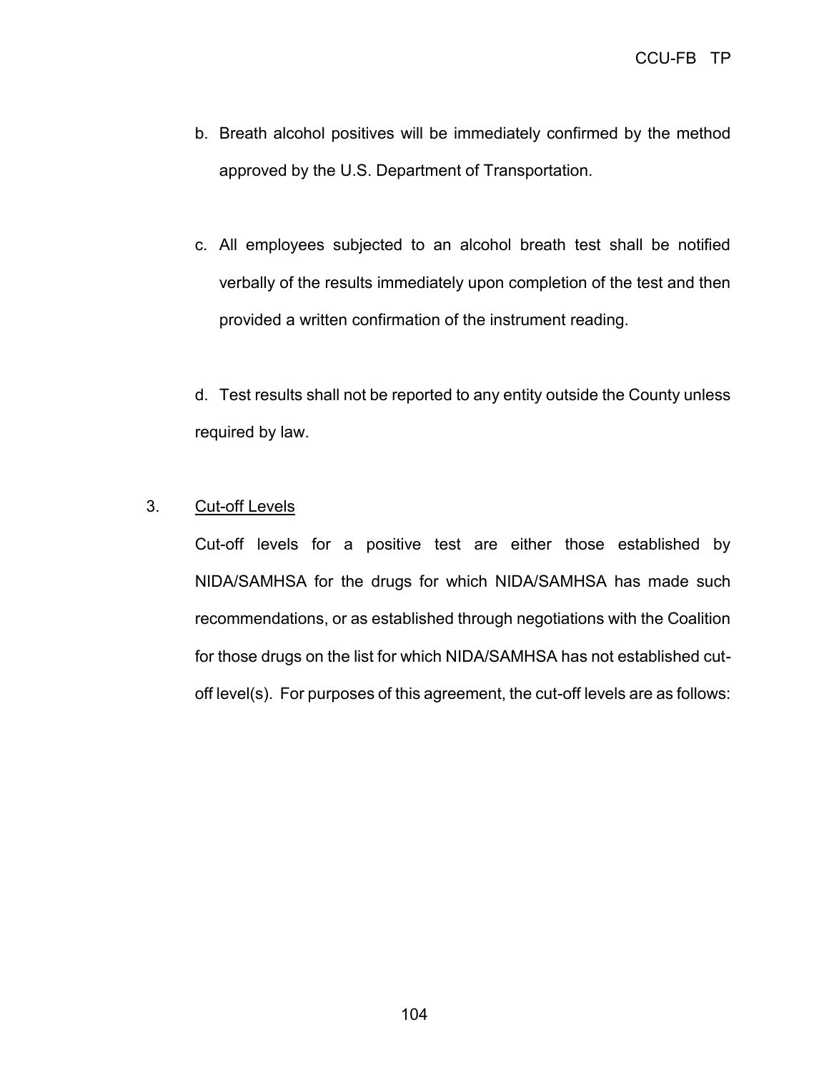b. Breath alcohol positives will be immediately confirmed by the method approved by the U.S. Department of Transportation.

c. All employees subjected to an alcohol breath test shall be notified verbally of the results immediately upon completion of the test and then provided a written confirmation of the instrument reading.

d. Test results shall not be reported to any entity outside the County unless required by law.

3. <u>Cut-off Levels</u>

Cut-off levels for a positive test are either those established by NIDA/SAMHSA for the drugs for which NIDA/SAMHSA has made such recommendations, or as established through negotiations with the Coalition for those drugs on the list for which NIDA/SAMHSA has not established cut-off level(s). For purposes of this agreement, the cut-off levels are as follows: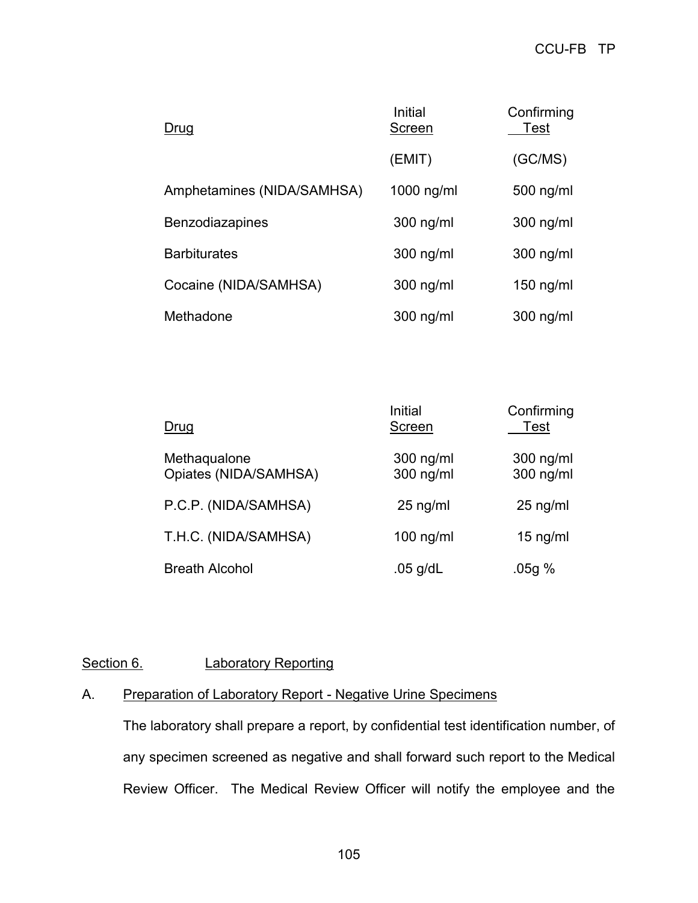| Drug | Initial Screen | Confirming Test |
| --- | --- | --- |
| | (EMIT) | (GC/MS) |
| Amphetamines (NIDA/SAMHSA) | 1000 ng/ml | 500 ng/ml |
| Benzodiazapines | 300 ng/ml | 300 ng/ml |
| Barbiturates | 300 ng/ml | 300 ng/ml |
| Cocaine (NIDA/SAMHSA) | 300 ng/ml | 150 ng/ml |
| Methadone | 300 ng/ml | 300 ng/ml |

| Drug | Initial Screen | Confirming Test |
| --- | --- | --- |
| Methaqualone | 300 ng/ml | 300 ng/ml |
| Opiates (NIDA/SAMHSA) | 300 ng/ml | 300 ng/ml |
| P.C.P. (NIDA/SAMHSA) | 25 ng/ml | 25 ng/ml |
| T.H.C. (NIDA/SAMHSA) | 100 ng/ml | 15 ng/ml |
| Breath Alcohol | .05 g/dL | .05g % |

## Section 6. Laboratory Reporting

A. Preparation of Laboratory Report - Negative Urine Specimens

The laboratory shall prepare a report, by confidential test identification number, of any specimen screened as negative and shall forward such report to the Medical Review Officer. The Medical Review Officer will notify the employee and the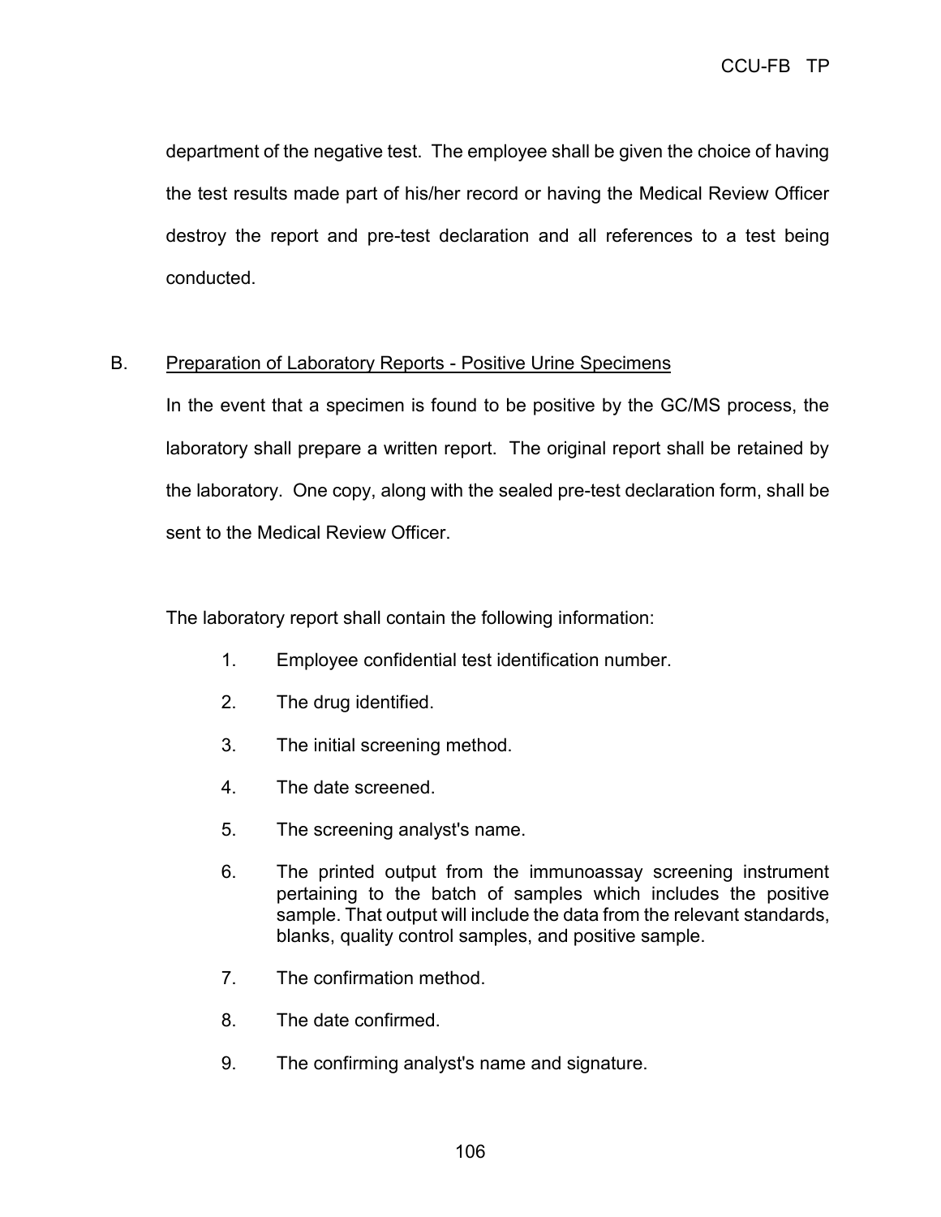department of the negative test. The employee shall be given the choice of having the test results made part of his/her record or having the Medical Review Officer destroy the report and pre-test declaration and all references to a test being conducted.

B. Preparation of Laboratory Reports - Positive Urine Specimens

In the event that a specimen is found to be positive by the GC/MS process, the laboratory shall prepare a written report. The original report shall be retained by the laboratory. One copy, along with the sealed pre-test declaration form, shall be sent to the Medical Review Officer.

The laboratory report shall contain the following information:

1. Employee confidential test identification number.
2. The drug identified.
3. The initial screening method.
4. The date screened.
5. The screening analyst's name.
6. The printed output from the immunoassay screening instrument pertaining to the batch of samples which includes the positive sample. That output will include the data from the relevant standards, blanks, quality control samples, and positive sample.
7. The confirmation method.
8. The date confirmed.
9. The confirming analyst's name and signature.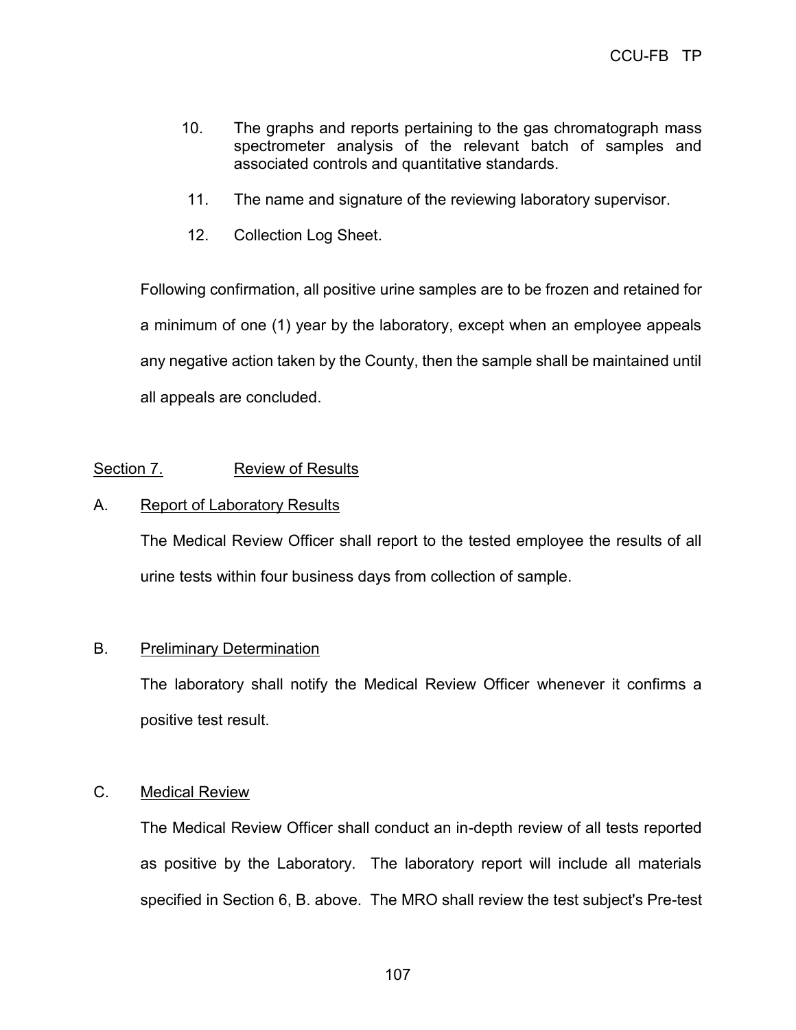10. The graphs and reports pertaining to the gas chromatograph mass spectrometer analysis of the relevant batch of samples and associated controls and quantitative standards.

11. The name and signature of the reviewing laboratory supervisor.

12. Collection Log Sheet.

Following confirmation, all positive urine samples are to be frozen and retained for a minimum of one (1) year by the laboratory, except when an employee appeals any negative action taken by the County, then the sample shall be maintained until all appeals are concluded.

Section 7. Review of Results

A. Report of Laboratory Results

The Medical Review Officer shall report to the tested employee the results of all urine tests within four business days from collection of sample.

B. Preliminary Determination

The laboratory shall notify the Medical Review Officer whenever it confirms a positive test result.

C. Medical Review

The Medical Review Officer shall conduct an in-depth review of all tests reported as positive by the Laboratory. The laboratory report will include all materials specified in Section 6, B. above. The MRO shall review the test subject's Pre-test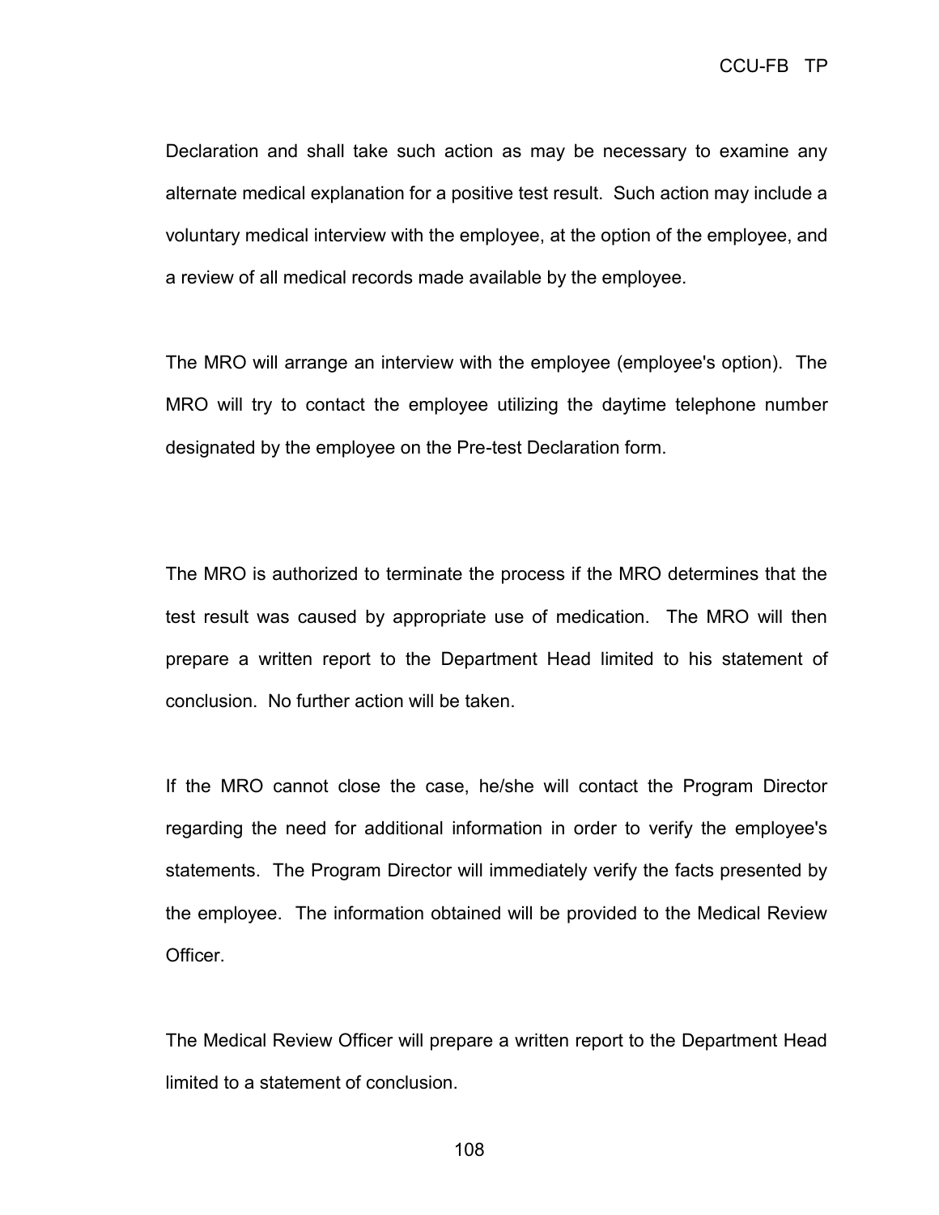Declaration and shall take such action as may be necessary to examine any alternate medical explanation for a positive test result. Such action may include a voluntary medical interview with the employee, at the option of the employee, and a review of all medical records made available by the employee.

The MRO will arrange an interview with the employee (employee's option). The MRO will try to contact the employee utilizing the daytime telephone number designated by the employee on the Pre-test Declaration form.

The MRO is authorized to terminate the process if the MRO determines that the test result was caused by appropriate use of medication. The MRO will then prepare a written report to the Department Head limited to his statement of conclusion. No further action will be taken.

If the MRO cannot close the case, he/she will contact the Program Director regarding the need for additional information in order to verify the employee's statements. The Program Director will immediately verify the facts presented by the employee. The information obtained will be provided to the Medical Review Officer.

The Medical Review Officer will prepare a written report to the Department Head limited to a statement of conclusion.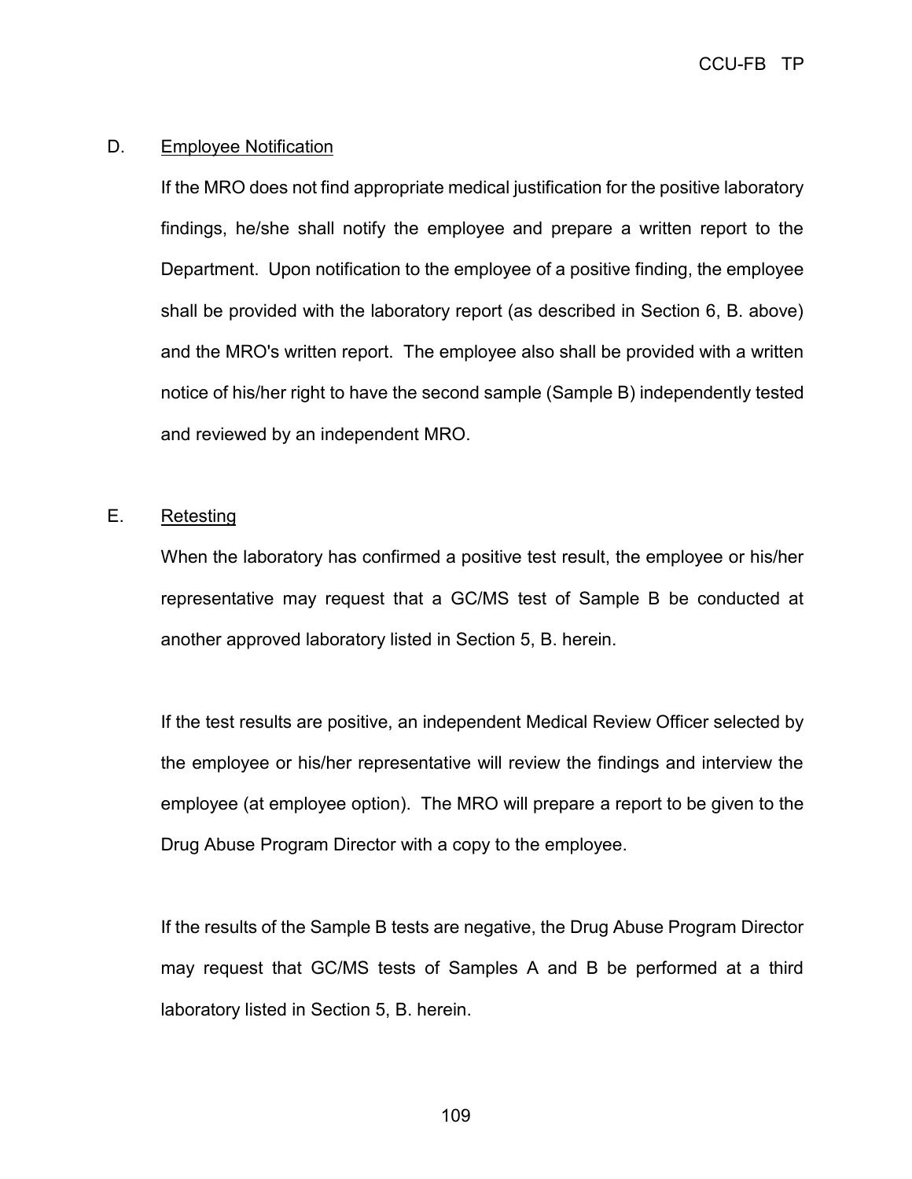D. <u>Employee Notification</u>

If the MRO does not find appropriate medical justification for the positive laboratory findings, he/she shall notify the employee and prepare a written report to the Department. Upon notification to the employee of a positive finding, the employee shall be provided with the laboratory report (as described in Section 6, B. above) and the MRO's written report. The employee also shall be provided with a written notice of his/her right to have the second sample (Sample B) independently tested and reviewed by an independent MRO.

E. <u>Retesting</u>

When the laboratory has confirmed a positive test result, the employee or his/her representative may request that a GC/MS test of Sample B be conducted at another approved laboratory listed in Section 5, B. herein.

If the test results are positive, an independent Medical Review Officer selected by the employee or his/her representative will review the findings and interview the employee (at employee option). The MRO will prepare a report to be given to the Drug Abuse Program Director with a copy to the employee.

If the results of the Sample B tests are negative, the Drug Abuse Program Director may request that GC/MS tests of Samples A and B be performed at a third laboratory listed in Section 5, B. herein.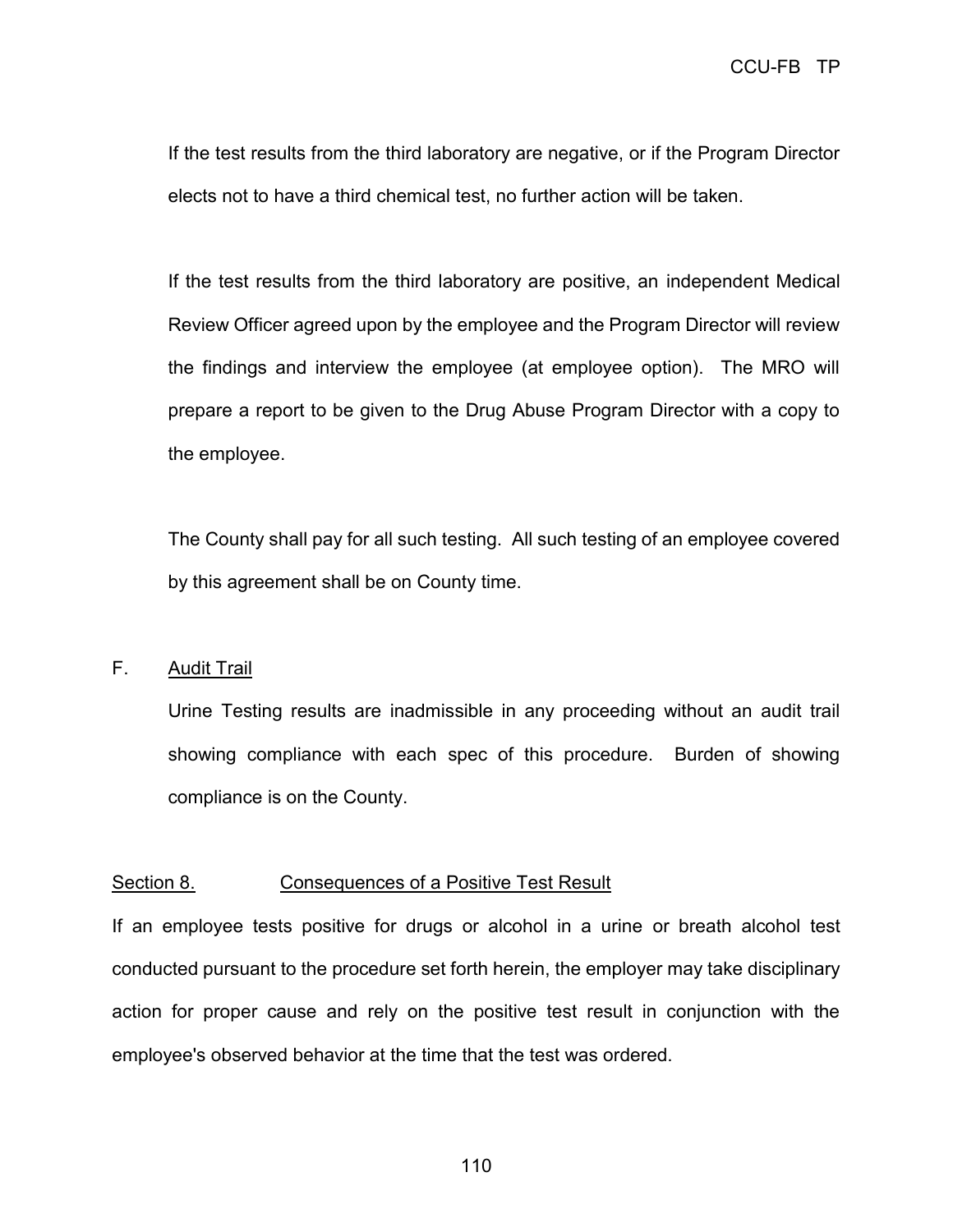If the test results from the third laboratory are negative, or if the Program Director elects not to have a third chemical test, no further action will be taken.

If the test results from the third laboratory are positive, an independent Medical Review Officer agreed upon by the employee and the Program Director will review the findings and interview the employee (at employee option). The MRO will prepare a report to be given to the Drug Abuse Program Director with a copy to the employee.

The County shall pay for all such testing. All such testing of an employee covered by this agreement shall be on County time.

F. Audit Trail

Urine Testing results are inadmissible in any proceeding without an audit trail showing compliance with each spec of this procedure. Burden of showing compliance is on the County.

Section 8. Consequences of a Positive Test Result

If an employee tests positive for drugs or alcohol in a urine or breath alcohol test conducted pursuant to the procedure set forth herein, the employer may take disciplinary action for proper cause and rely on the positive test result in conjunction with the employee's observed behavior at the time that the test was ordered.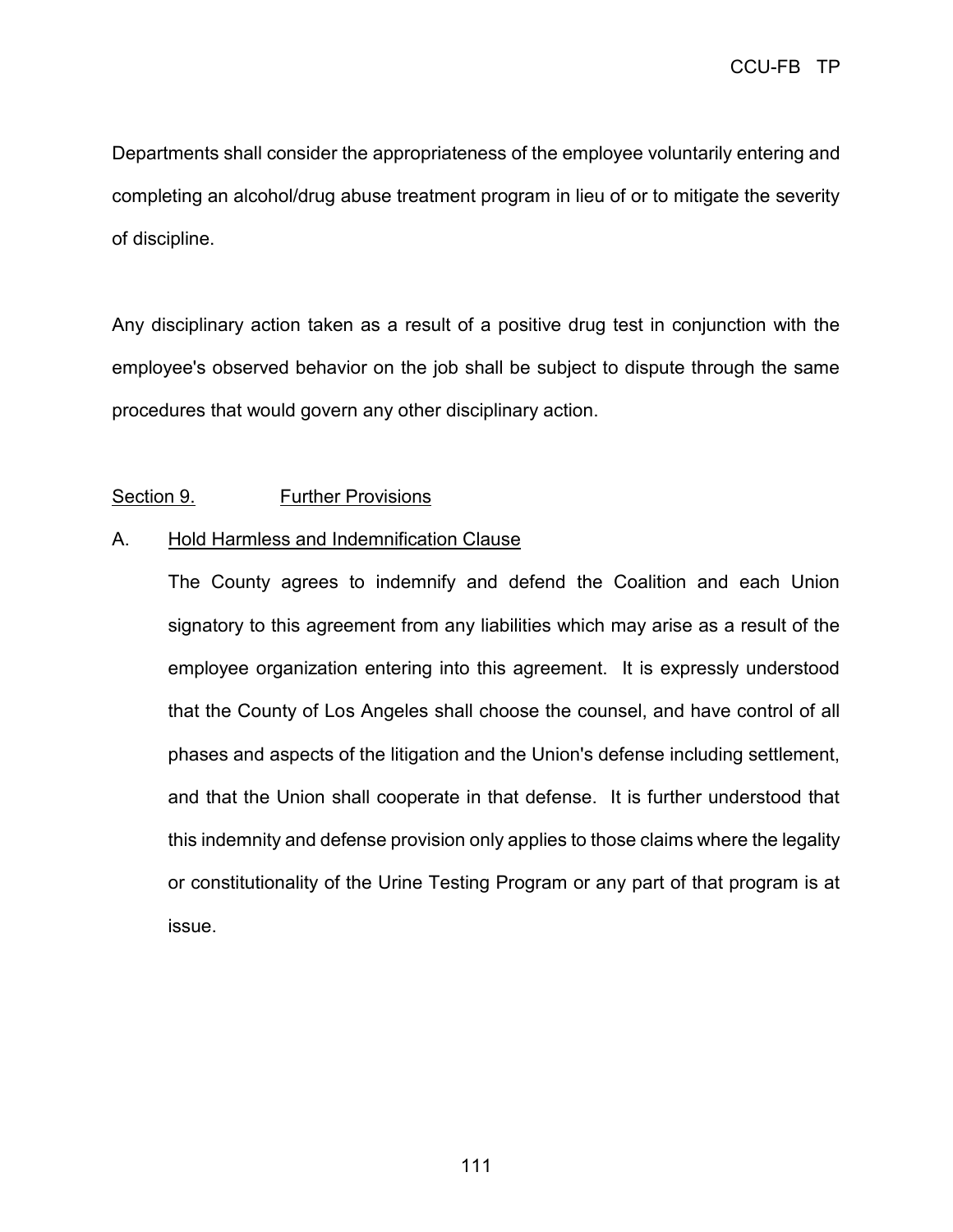Departments shall consider the appropriateness of the employee voluntarily entering and completing an alcohol/drug abuse treatment program in lieu of or to mitigate the severity of discipline.

Any disciplinary action taken as a result of a positive drug test in conjunction with the employee's observed behavior on the job shall be subject to dispute through the same procedures that would govern any other disciplinary action.

Section 9. Further Provisions

A. Hold Harmless and Indemnification Clause

The County agrees to indemnify and defend the Coalition and each Union signatory to this agreement from any liabilities which may arise as a result of the employee organization entering into this agreement. It is expressly understood that the County of Los Angeles shall choose the counsel, and have control of all phases and aspects of the litigation and the Union's defense including settlement, and that the Union shall cooperate in that defense. It is further understood that this indemnity and defense provision only applies to those claims where the legality or constitutionality of the Urine Testing Program or any part of that program is at issue.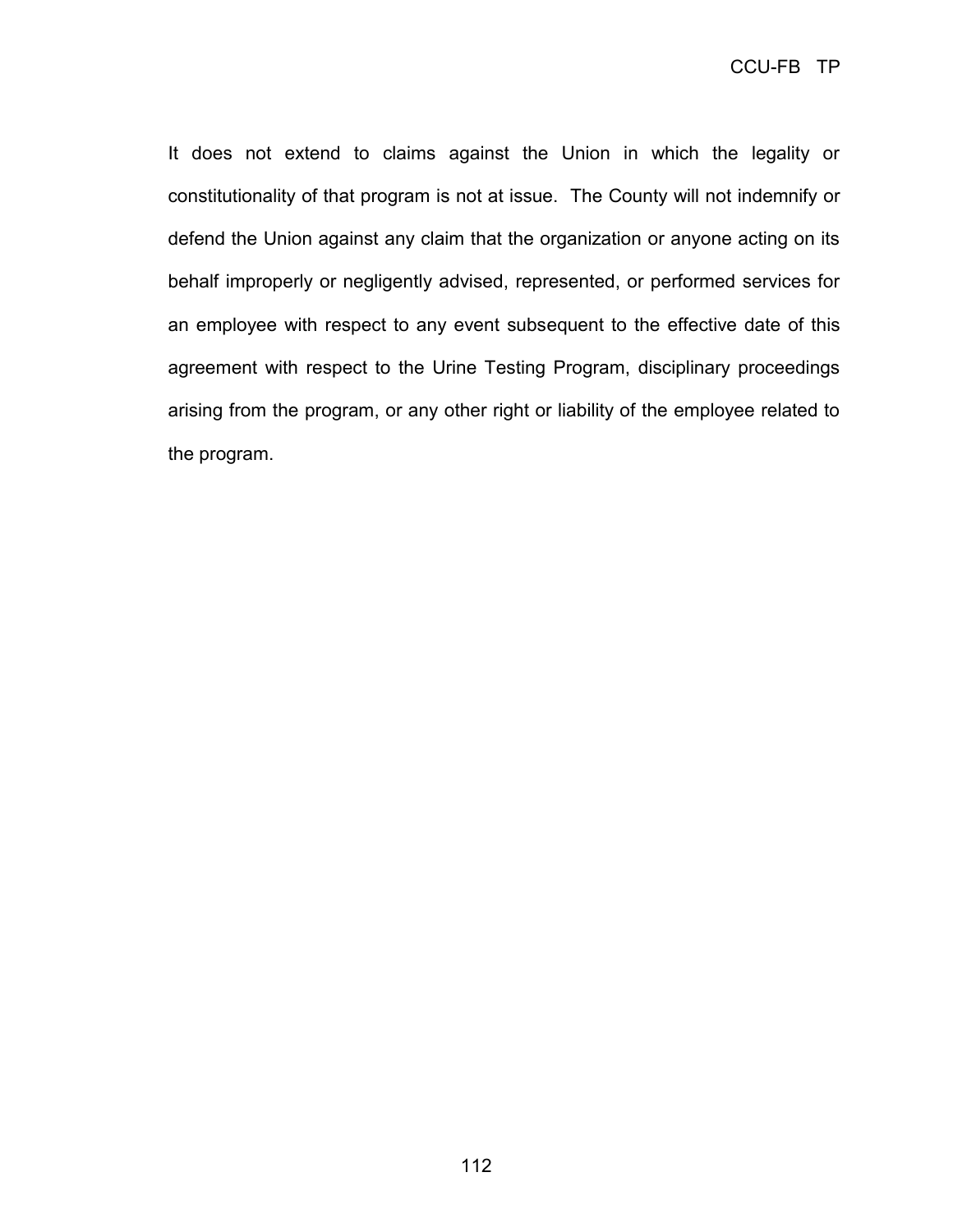It does not extend to claims against the Union in which the legality or constitutionality of that program is not at issue. The County will not indemnify or defend the Union against any claim that the organization or anyone acting on its behalf improperly or negligently advised, represented, or performed services for an employee with respect to any event subsequent to the effective date of this agreement with respect to the Urine Testing Program, disciplinary proceedings arising from the program, or any other right or liability of the employee related to the program.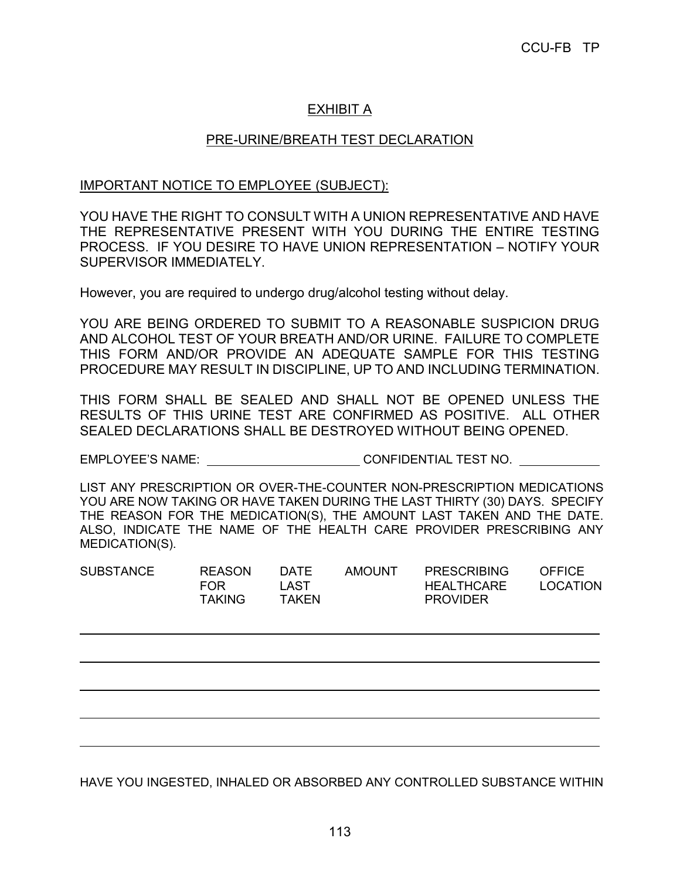## EXHIBIT A

## PRE-URINE/BREATH TEST DECLARATION

IMPORTANT NOTICE TO EMPLOYEE (SUBJECT):

YOU HAVE THE RIGHT TO CONSULT WITH A UNION REPRESENTATIVE AND HAVE THE REPRESENTATIVE PRESENT WITH YOU DURING THE ENTIRE TESTING PROCESS. IF YOU DESIRE TO HAVE UNION REPRESENTATION – NOTIFY YOUR SUPERVISOR IMMEDIATELY.

However, you are required to undergo drug/alcohol testing without delay.

YOU ARE BEING ORDERED TO SUBMIT TO A REASONABLE SUSPICION DRUG AND ALCOHOL TEST OF YOUR BREATH AND/OR URINE. FAILURE TO COMPLETE THIS FORM AND/OR PROVIDE AN ADEQUATE SAMPLE FOR THIS TESTING PROCEDURE MAY RESULT IN DISCIPLINE, UP TO AND INCLUDING TERMINATION.

THIS FORM SHALL BE SEALED AND SHALL NOT BE OPENED UNLESS THE RESULTS OF THIS URINE TEST ARE CONFIRMED AS POSITIVE. ALL OTHER SEALED DECLARATIONS SHALL BE DESTROYED WITHOUT BEING OPENED.

EMPLOYEE'S NAME: ______________________ CONFIDENTIAL TEST NO. ____________

LIST ANY PRESCRIPTION OR OVER-THE-COUNTER NON-PRESCRIPTION MEDICATIONS YOU ARE NOW TAKING OR HAVE TAKEN DURING THE LAST THIRTY (30) DAYS. SPECIFY THE REASON FOR THE MEDICATION(S), THE AMOUNT LAST TAKEN AND THE DATE. ALSO, INDICATE THE NAME OF THE HEALTH CARE PROVIDER PRESCRIBING ANY MEDICATION(S).

| SUBSTANCE | REASON FOR TAKING | DATE LAST TAKEN | AMOUNT | PRESCRIBING HEALTHCARE PROVIDER | OFFICE LOCATION |
|---|---|---|---|---|---|
| | | | | | |
| | | | | | |
| | | | | | |
| | | | | | |
| | | | | | |

HAVE YOU INGESTED, INHALED OR ABSORBED ANY CONTROLLED SUBSTANCE WITHIN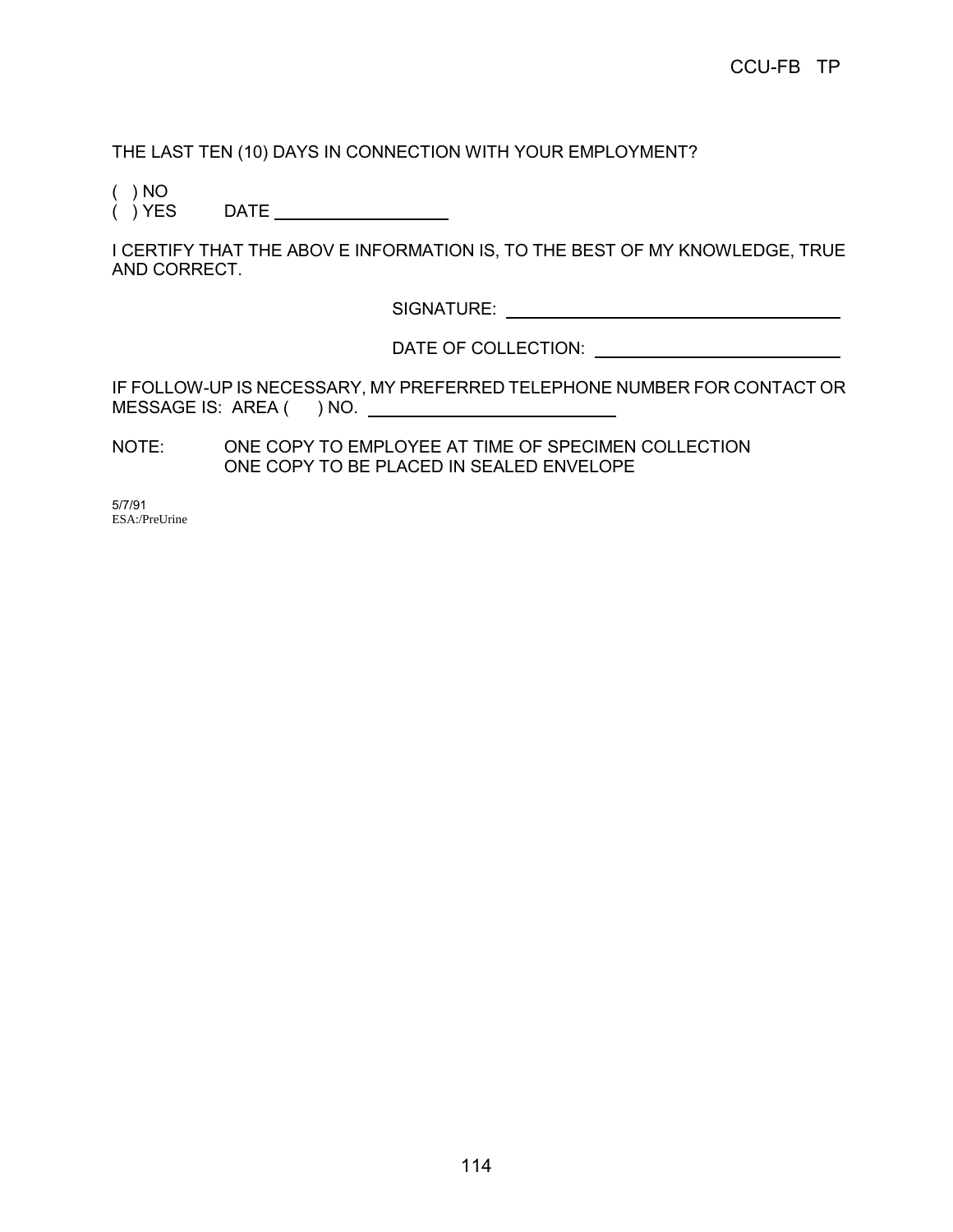THE LAST TEN (10) DAYS IN CONNECTION WITH YOUR EMPLOYMENT?

( ) NO
( ) YES DATE ___________________

I CERTIFY THAT THE ABOV E INFORMATION IS, TO THE BEST OF MY KNOWLEDGE, TRUE AND CORRECT.

SIGNATURE: ____________________________________

DATE OF COLLECTION: __________________________

IF FOLLOW-UP IS NECESSARY, MY PREFERRED TELEPHONE NUMBER FOR CONTACT OR MESSAGE IS: AREA ( ) NO. __________________________

NOTE: ONE COPY TO EMPLOYEE AT TIME OF SPECIMEN COLLECTION
ONE COPY TO BE PLACED IN SEALED ENVELOPE

5/7/91
ESA:/PreUrine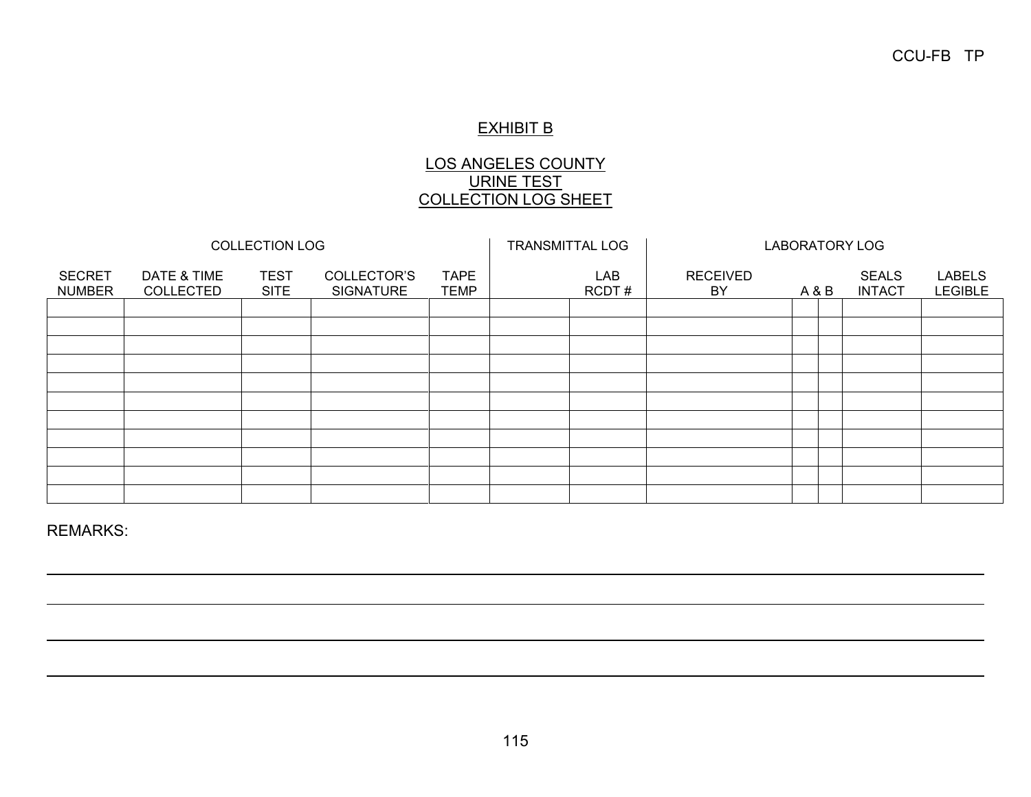## EXHIBIT B

## LOS ANGELES COUNTY
## URINE TEST
## COLLECTION LOG SHEET

| COLLECTION LOG | | | | | TRANSMITTAL LOG | | LABORATORY LOG | | | | |
|---|---|---|---|---|---|---|---|---|---|---|---|
| SECRET NUMBER | DATE & TIME COLLECTED | TEST SITE | COLLECTOR'S SIGNATURE | TAPE TEMP | | LAB RCDT # | RECEIVED BY | A & B | | SEALS INTACT | LABELS LEGIBLE |
| | | | | | | | | | | | |
| | | | | | | | | | | | |
| | | | | | | | | | | | |
| | | | | | | | | | | | |
| | | | | | | | | | | | |
| | | | | | | | | | | | |
| | | | | | | | | | | | |
| | | | | | | | | | | | |
| | | | | | | | | | | | |
| | | | | | | | | | | | |
| | | | | | | | | | | | |

REMARKS:

_______________________________________________________________________________

_______________________________________________________________________________

_______________________________________________________________________________

_______________________________________________________________________________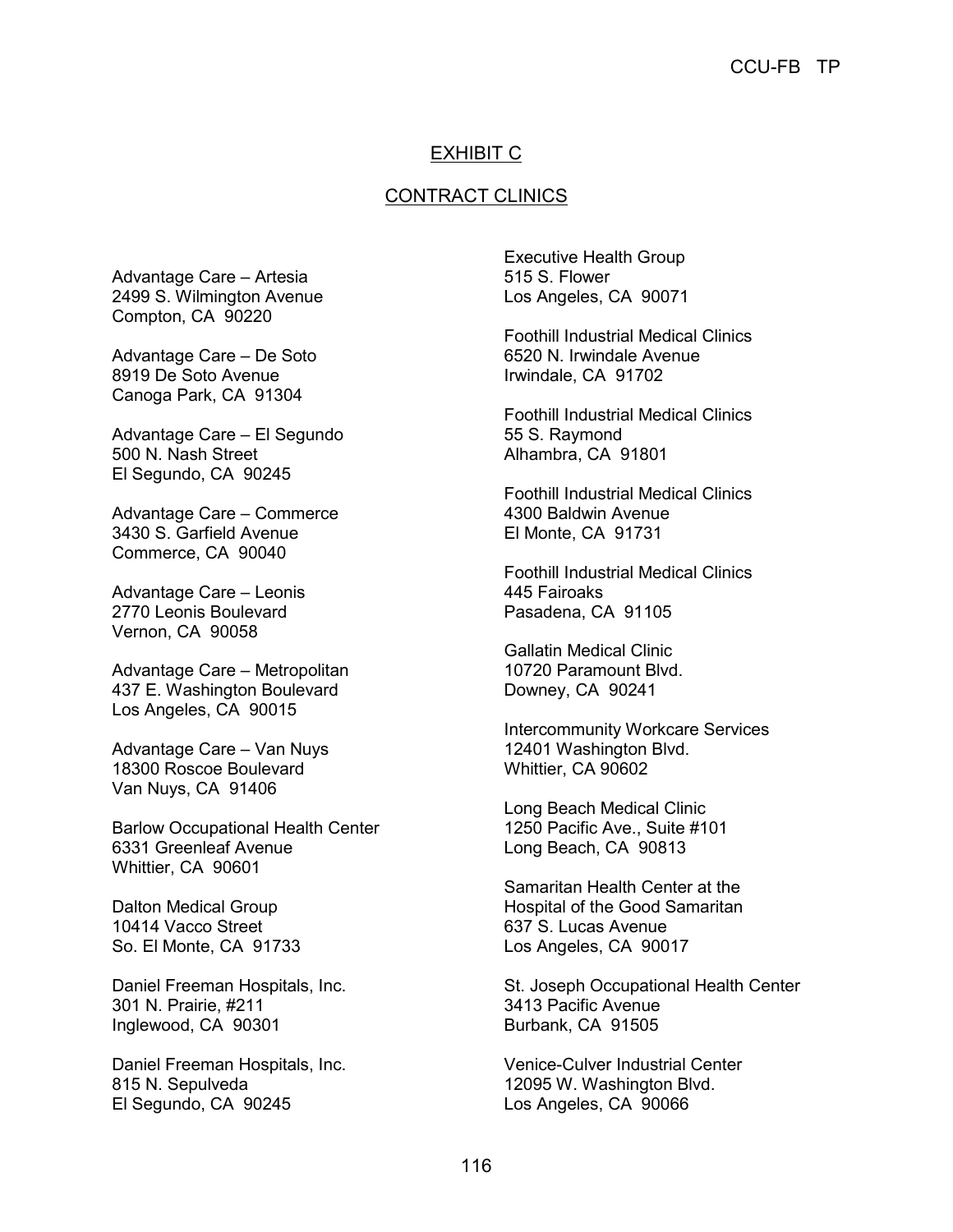## EXHIBIT C

## CONTRACT CLINICS

Advantage Care – Artesia
2499 S. Wilmington Avenue
Compton, CA 90220

Advantage Care – De Soto
8919 De Soto Avenue
Canoga Park, CA 91304

Advantage Care – El Segundo
500 N. Nash Street
El Segundo, CA 90245

Advantage Care – Commerce
3430 S. Garfield Avenue
Commerce, CA 90040

Advantage Care – Leonis
2770 Leonis Boulevard
Vernon, CA 90058

Advantage Care – Metropolitan
437 E. Washington Boulevard
Los Angeles, CA 90015

Advantage Care – Van Nuys
18300 Roscoe Boulevard
Van Nuys, CA 91406

Barlow Occupational Health Center
6331 Greenleaf Avenue
Whittier, CA 90601

Dalton Medical Group
10414 Vacco Street
So. El Monte, CA 91733

Daniel Freeman Hospitals, Inc.
301 N. Prairie, #211
Inglewood, CA 90301

Daniel Freeman Hospitals, Inc.
815 N. Sepulveda
El Segundo, CA 90245

Executive Health Group
515 S. Flower
Los Angeles, CA 90071

Foothill Industrial Medical Clinics
6520 N. Irwindale Avenue
Irwindale, CA 91702

Foothill Industrial Medical Clinics
55 S. Raymond
Alhambra, CA 91801

Foothill Industrial Medical Clinics
4300 Baldwin Avenue
El Monte, CA 91731

Foothill Industrial Medical Clinics
445 Fairoaks
Pasadena, CA 91105

Gallatin Medical Clinic
10720 Paramount Blvd.
Downey, CA 90241

Intercommunity Workcare Services
12401 Washington Blvd.
Whittier, CA 90602

Long Beach Medical Clinic
1250 Pacific Ave., Suite #101
Long Beach, CA 90813

Samaritan Health Center at the
Hospital of the Good Samaritan
637 S. Lucas Avenue
Los Angeles, CA 90017

St. Joseph Occupational Health Center
3413 Pacific Avenue
Burbank, CA 91505

Venice-Culver Industrial Center
12095 W. Washington Blvd.
Los Angeles, CA 90066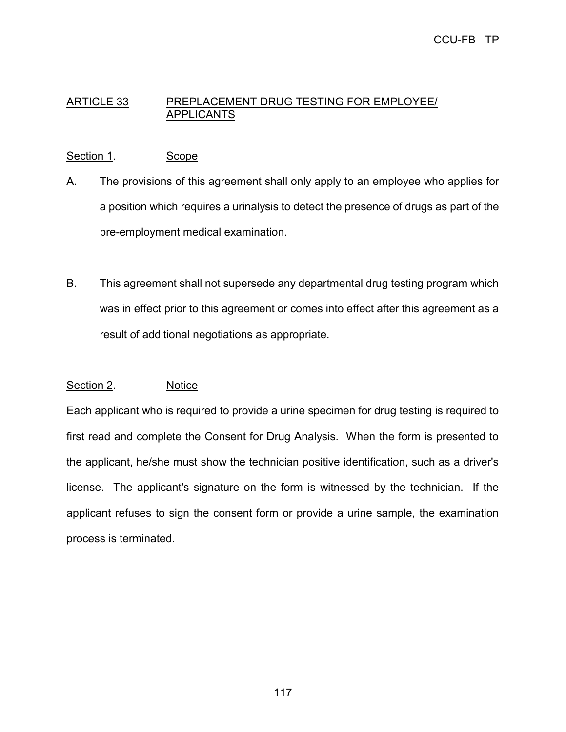## ARTICLE 33 PREPLACEMENT DRUG TESTING FOR EMPLOYEE/ APPLICANTS

### Section 1. Scope

A. The provisions of this agreement shall only apply to an employee who applies for a position which requires a urinalysis to detect the presence of drugs as part of the pre-employment medical examination.

B. This agreement shall not supersede any departmental drug testing program which was in effect prior to this agreement or comes into effect after this agreement as a result of additional negotiations as appropriate.

### Section 2. Notice

Each applicant who is required to provide a urine specimen for drug testing is required to first read and complete the Consent for Drug Analysis. When the form is presented to the applicant, he/she must show the technician positive identification, such as a driver's license. The applicant's signature on the form is witnessed by the technician. If the applicant refuses to sign the consent form or provide a urine sample, the examination process is terminated.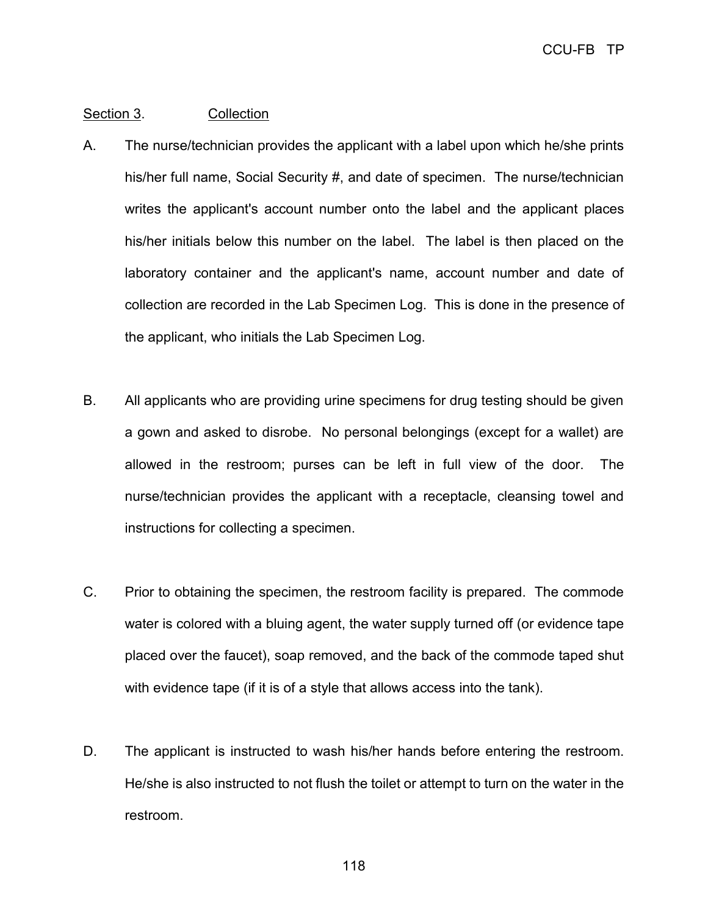Section 3. Collection

A. The nurse/technician provides the applicant with a label upon which he/she prints his/her full name, Social Security #, and date of specimen. The nurse/technician writes the applicant's account number onto the label and the applicant places his/her initials below this number on the label. The label is then placed on the laboratory container and the applicant's name, account number and date of collection are recorded in the Lab Specimen Log. This is done in the presence of the applicant, who initials the Lab Specimen Log.

B. All applicants who are providing urine specimens for drug testing should be given a gown and asked to disrobe. No personal belongings (except for a wallet) are allowed in the restroom; purses can be left in full view of the door. The nurse/technician provides the applicant with a receptacle, cleansing towel and instructions for collecting a specimen.

C. Prior to obtaining the specimen, the restroom facility is prepared. The commode water is colored with a bluing agent, the water supply turned off (or evidence tape placed over the faucet), soap removed, and the back of the commode taped shut with evidence tape (if it is of a style that allows access into the tank).

D. The applicant is instructed to wash his/her hands before entering the restroom. He/she is also instructed to not flush the toilet or attempt to turn on the water in the restroom.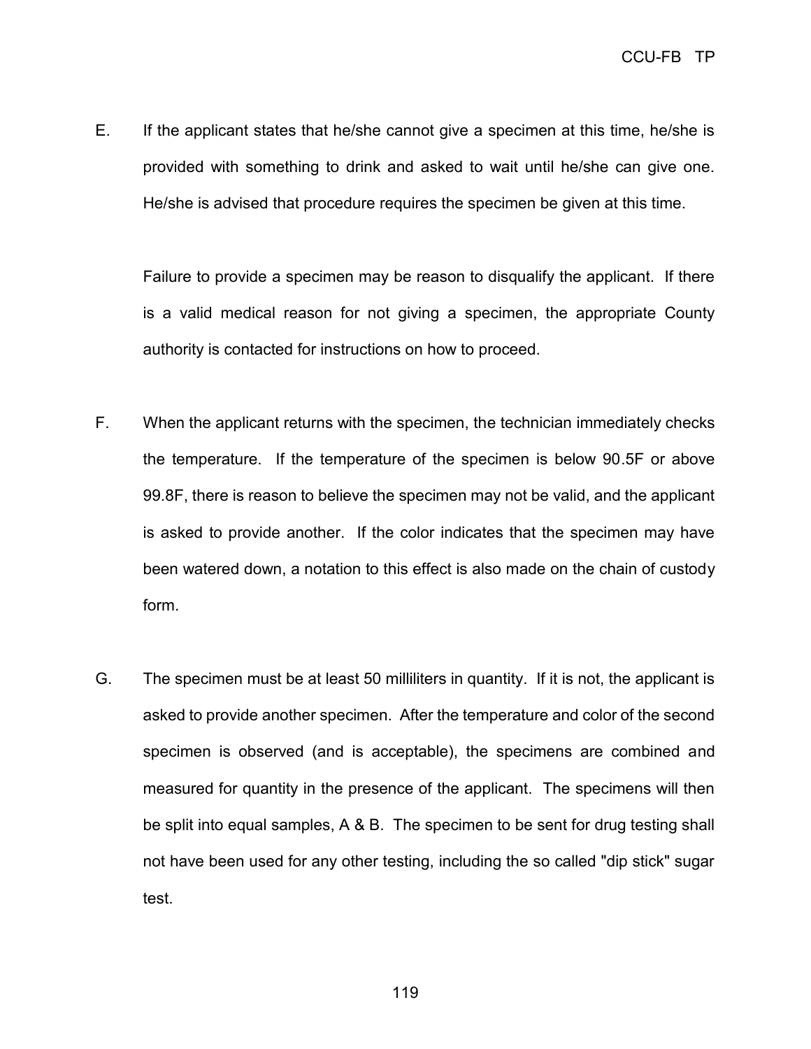E. If the applicant states that he/she cannot give a specimen at this time, he/she is provided with something to drink and asked to wait until he/she can give one. He/she is advised that procedure requires the specimen be given at this time.

   Failure to provide a specimen may be reason to disqualify the applicant. If there is a valid medical reason for not giving a specimen, the appropriate County authority is contacted for instructions on how to proceed.

F. When the applicant returns with the specimen, the technician immediately checks the temperature. If the temperature of the specimen is below 90.5F or above 99.8F, there is reason to believe the specimen may not be valid, and the applicant is asked to provide another. If the color indicates that the specimen may have been watered down, a notation to this effect is also made on the chain of custody form.

G. The specimen must be at least 50 milliliters in quantity. If it is not, the applicant is asked to provide another specimen. After the temperature and color of the second specimen is observed (and is acceptable), the specimens are combined and measured for quantity in the presence of the applicant. The specimens will then be split into equal samples, A & B. The specimen to be sent for drug testing shall not have been used for any other testing, including the so called "dip stick" sugar test.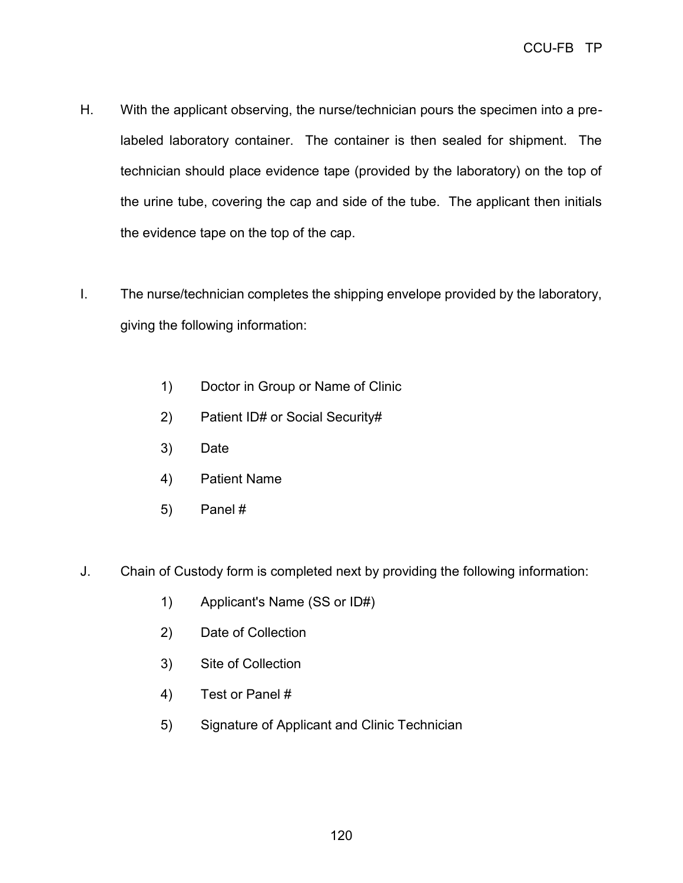H. With the applicant observing, the nurse/technician pours the specimen into a pre-labeled laboratory container. The container is then sealed for shipment. The technician should place evidence tape (provided by the laboratory) on the top of the urine tube, covering the cap and side of the tube. The applicant then initials the evidence tape on the top of the cap.

I. The nurse/technician completes the shipping envelope provided by the laboratory, giving the following information:

   1) Doctor in Group or Name of Clinic
   2) Patient ID# or Social Security#
   3) Date
   4) Patient Name
   5) Panel #

J. Chain of Custody form is completed next by providing the following information:

   1) Applicant's Name (SS or ID#)
   2) Date of Collection
   3) Site of Collection
   4) Test or Panel #
   5) Signature of Applicant and Clinic Technician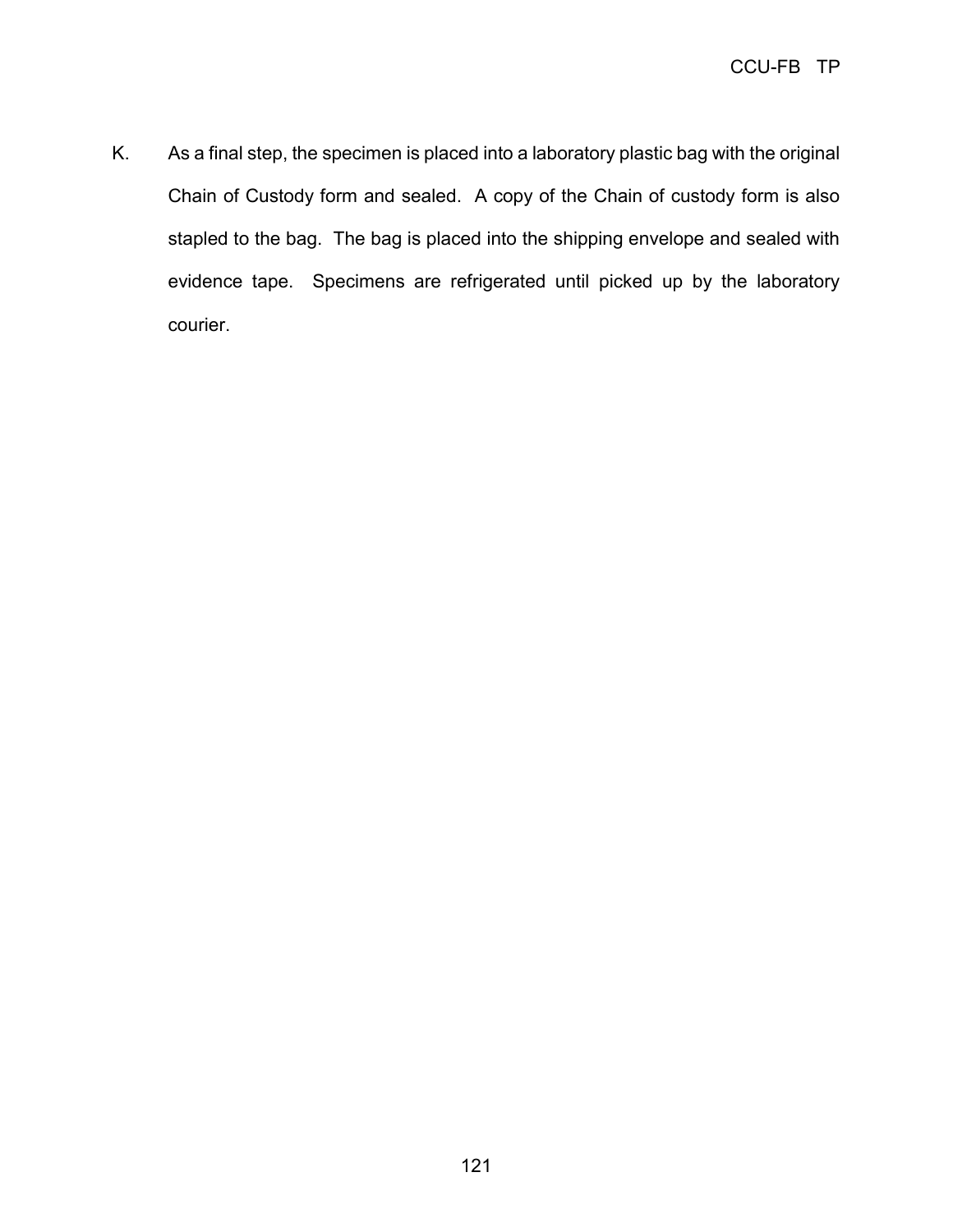K. As a final step, the specimen is placed into a laboratory plastic bag with the original Chain of Custody form and sealed. A copy of the Chain of custody form is also stapled to the bag. The bag is placed into the shipping envelope and sealed with evidence tape. Specimens are refrigerated until picked up by the laboratory courier.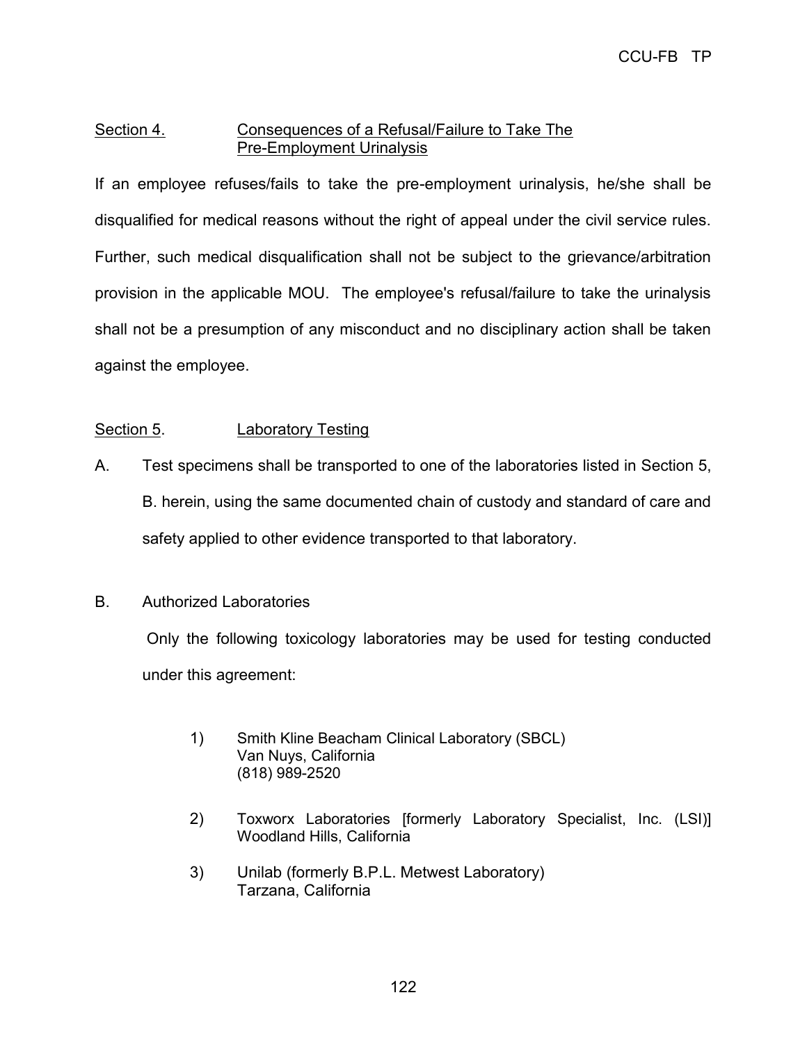## Section 4. Consequences of a Refusal/Failure to Take The Pre-Employment Urinalysis

If an employee refuses/fails to take the pre-employment urinalysis, he/she shall be disqualified for medical reasons without the right of appeal under the civil service rules. Further, such medical disqualification shall not be subject to the grievance/arbitration provision in the applicable MOU. The employee's refusal/failure to take the urinalysis shall not be a presumption of any misconduct and no disciplinary action shall be taken against the employee.

## Section 5. Laboratory Testing

A. Test specimens shall be transported to one of the laboratories listed in Section 5, B. herein, using the same documented chain of custody and standard of care and safety applied to other evidence transported to that laboratory.

B. Authorized Laboratories

Only the following toxicology laboratories may be used for testing conducted under this agreement:

1) Smith Kline Beacham Clinical Laboratory (SBCL)
Van Nuys, California
(818) 989-2520

2) Toxworx Laboratories [formerly Laboratory Specialist, Inc. (LSI)]
Woodland Hills, California

3) Unilab (formerly B.P.L. Metwest Laboratory)
Tarzana, California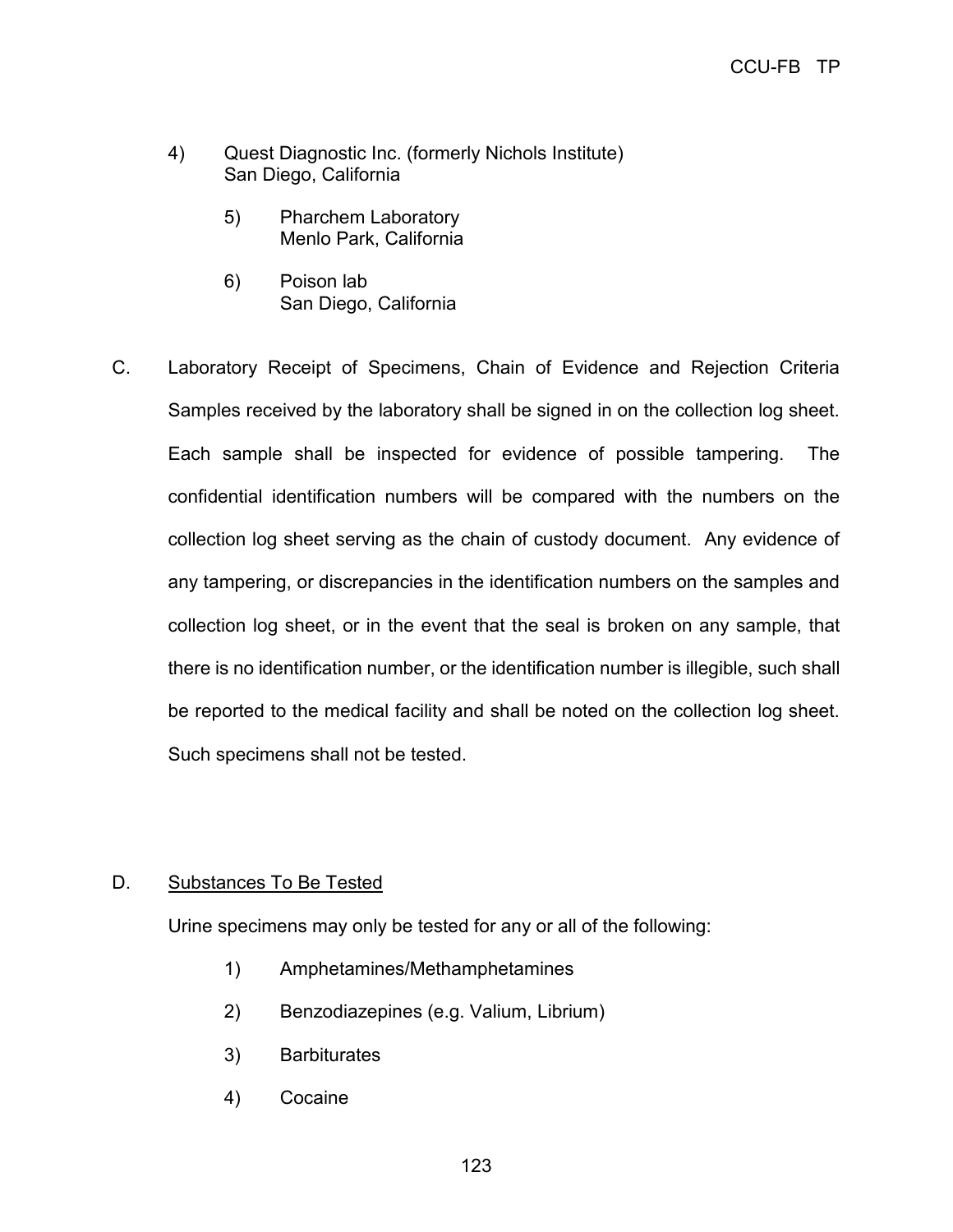4) Quest Diagnostic Inc. (formerly Nichols Institute)
   San Diego, California

   5) Pharchem Laboratory
      Menlo Park, California

   6) Poison lab
      San Diego, California

C. Laboratory Receipt of Specimens, Chain of Evidence and Rejection Criteria

   Samples received by the laboratory shall be signed in on the collection log sheet. Each sample shall be inspected for evidence of possible tampering. The confidential identification numbers will be compared with the numbers on the collection log sheet serving as the chain of custody document. Any evidence of any tampering, or discrepancies in the identification numbers on the samples and collection log sheet, or in the event that the seal is broken on any sample, that there is no identification number, or the identification number is illegible, such shall be reported to the medical facility and shall be noted on the collection log sheet. Such specimens shall not be tested.

D. Substances To Be Tested

   Urine specimens may only be tested for any or all of the following:

   1) Amphetamines/Methamphetamines
   2) Benzodiazepines (e.g. Valium, Librium)
   3) Barbiturates
   4) Cocaine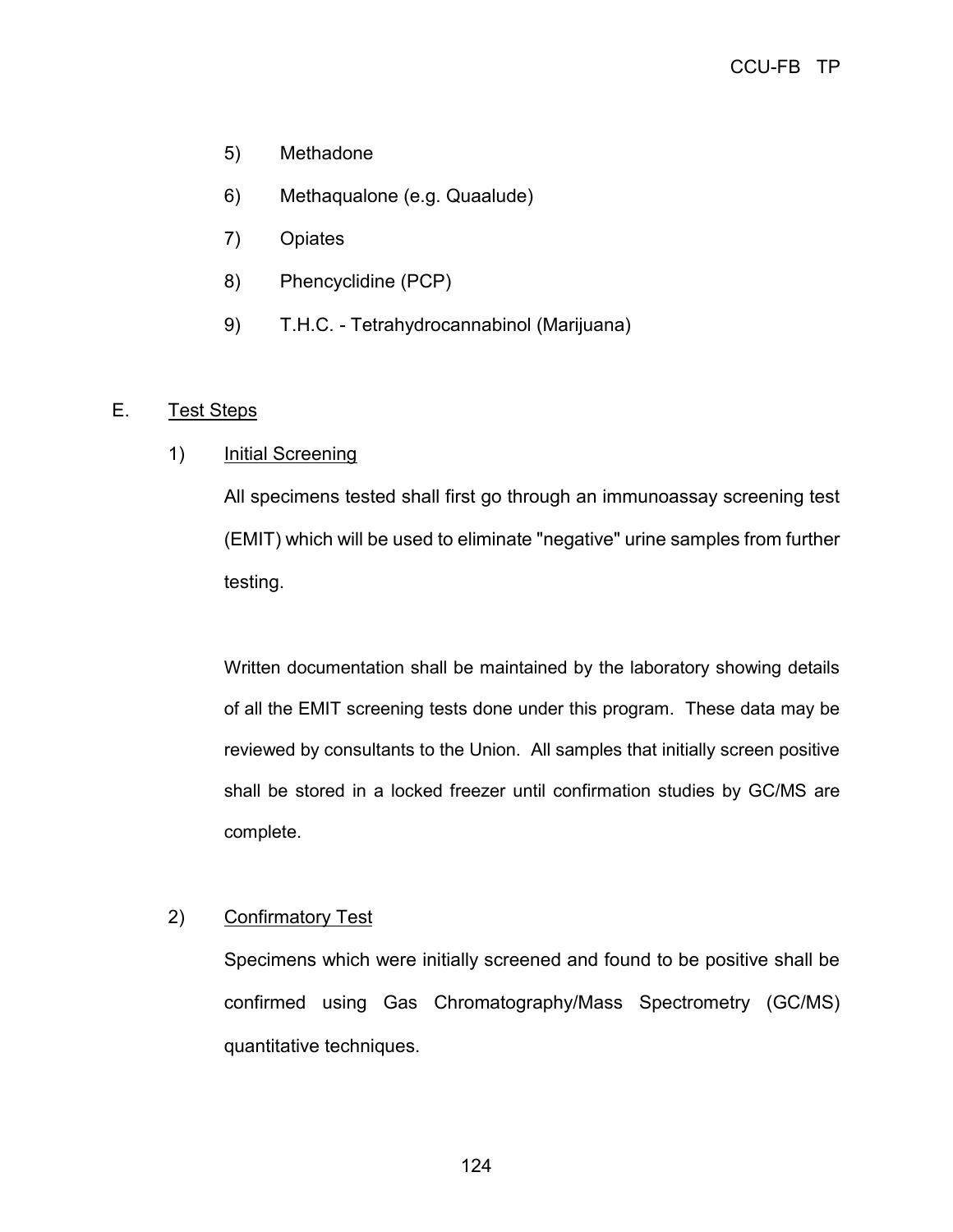5) Methadone

6) Methaqualone (e.g. Quaalude)

7) Opiates

8) Phencyclidine (PCP)

9) T.H.C. - Tetrahydrocannabinol (Marijuana)

E. Test Steps

1) Initial Screening

All specimens tested shall first go through an immunoassay screening test (EMIT) which will be used to eliminate "negative" urine samples from further testing.

Written documentation shall be maintained by the laboratory showing details of all the EMIT screening tests done under this program. These data may be reviewed by consultants to the Union. All samples that initially screen positive shall be stored in a locked freezer until confirmation studies by GC/MS are complete.

2) Confirmatory Test

Specimens which were initially screened and found to be positive shall be confirmed using Gas Chromatography/Mass Spectrometry (GC/MS) quantitative techniques.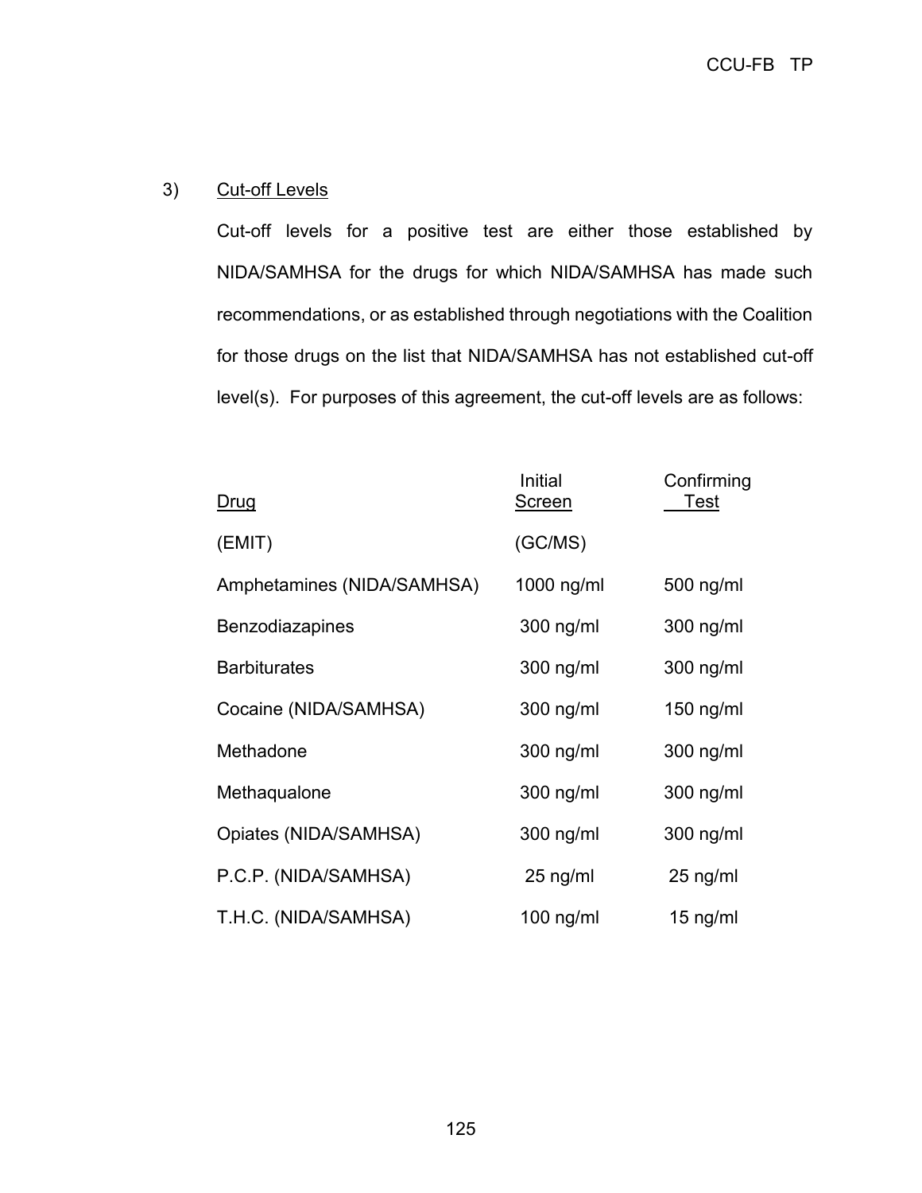3) Cut-off Levels

Cut-off levels for a positive test are either those established by NIDA/SAMHSA for the drugs for which NIDA/SAMHSA has made such recommendations, or as established through negotiations with the Coalition for those drugs on the list that NIDA/SAMHSA has not established cut-off level(s). For purposes of this agreement, the cut-off levels are as follows:

| Drug | Initial Screen | Confirming Test |
|---|---|---|
| (EMIT) | (GC/MS) | |
| Amphetamines (NIDA/SAMHSA) | 1000 ng/ml | 500 ng/ml |
| Benzodiazapines | 300 ng/ml | 300 ng/ml |
| Barbiturates | 300 ng/ml | 300 ng/ml |
| Cocaine (NIDA/SAMHSA) | 300 ng/ml | 150 ng/ml |
| Methadone | 300 ng/ml | 300 ng/ml |
| Methaqualone | 300 ng/ml | 300 ng/ml |
| Opiates (NIDA/SAMHSA) | 300 ng/ml | 300 ng/ml |
| P.C.P. (NIDA/SAMHSA) | 25 ng/ml | 25 ng/ml |
| T.H.C. (NIDA/SAMHSA) | 100 ng/ml | 15 ng/ml |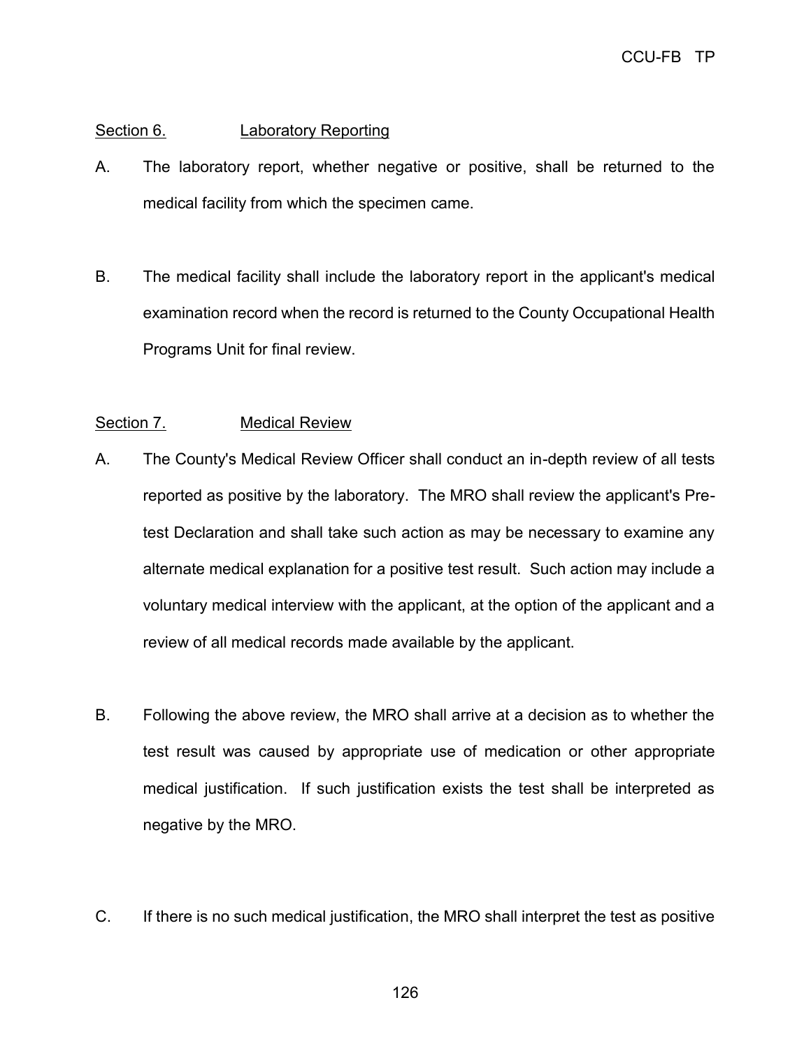Section 6. Laboratory Reporting

A. The laboratory report, whether negative or positive, shall be returned to the medical facility from which the specimen came.

B. The medical facility shall include the laboratory report in the applicant's medical examination record when the record is returned to the County Occupational Health Programs Unit for final review.

Section 7. Medical Review

A. The County's Medical Review Officer shall conduct an in-depth review of all tests reported as positive by the laboratory. The MRO shall review the applicant's Pre-test Declaration and shall take such action as may be necessary to examine any alternate medical explanation for a positive test result. Such action may include a voluntary medical interview with the applicant, at the option of the applicant and a review of all medical records made available by the applicant.

B. Following the above review, the MRO shall arrive at a decision as to whether the test result was caused by appropriate use of medication or other appropriate medical justification. If such justification exists the test shall be interpreted as negative by the MRO.

C. If there is no such medical justification, the MRO shall interpret the test as positive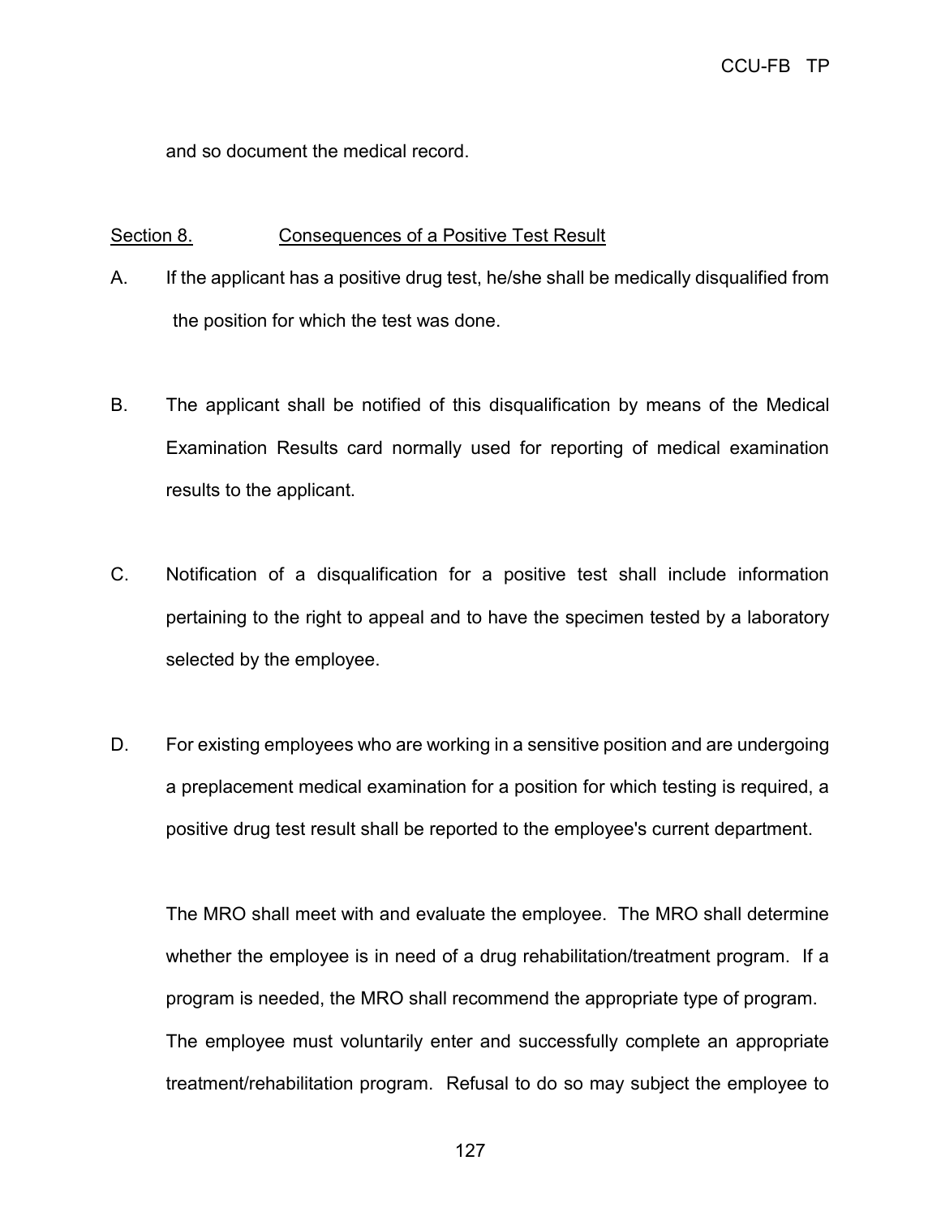and so document the medical record.

Section 8. Consequences of a Positive Test Result

A. If the applicant has a positive drug test, he/she shall be medically disqualified from the position for which the test was done.

B. The applicant shall be notified of this disqualification by means of the Medical Examination Results card normally used for reporting of medical examination results to the applicant.

C. Notification of a disqualification for a positive test shall include information pertaining to the right to appeal and to have the specimen tested by a laboratory selected by the employee.

D. For existing employees who are working in a sensitive position and are undergoing a preplacement medical examination for a position for which testing is required, a positive drug test result shall be reported to the employee's current department.

   The MRO shall meet with and evaluate the employee. The MRO shall determine whether the employee is in need of a drug rehabilitation/treatment program. If a program is needed, the MRO shall recommend the appropriate type of program. The employee must voluntarily enter and successfully complete an appropriate treatment/rehabilitation program. Refusal to do so may subject the employee to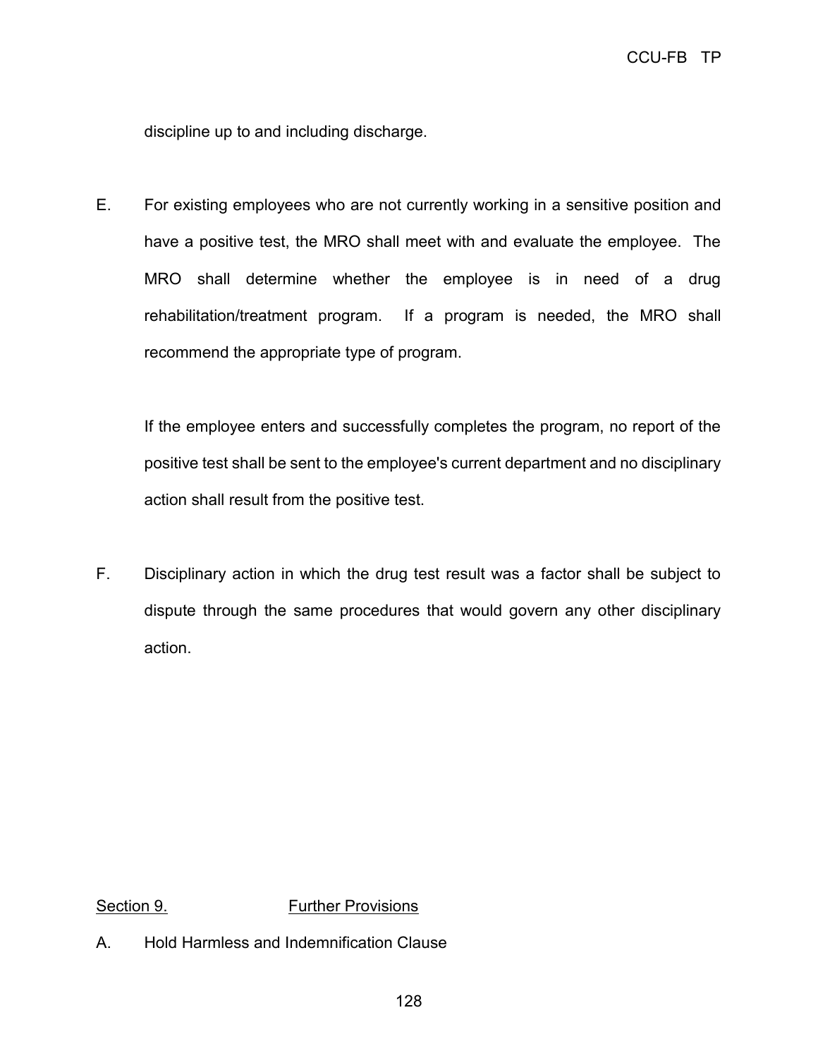discipline up to and including discharge.

E. For existing employees who are not currently working in a sensitive position and have a positive test, the MRO shall meet with and evaluate the employee. The MRO shall determine whether the employee is in need of a drug rehabilitation/treatment program. If a program is needed, the MRO shall recommend the appropriate type of program.

   If the employee enters and successfully completes the program, no report of the positive test shall be sent to the employee's current department and no disciplinary action shall result from the positive test.

F. Disciplinary action in which the drug test result was a factor shall be subject to dispute through the same procedures that would govern any other disciplinary action.

## Section 9. Further Provisions

A. Hold Harmless and Indemnification Clause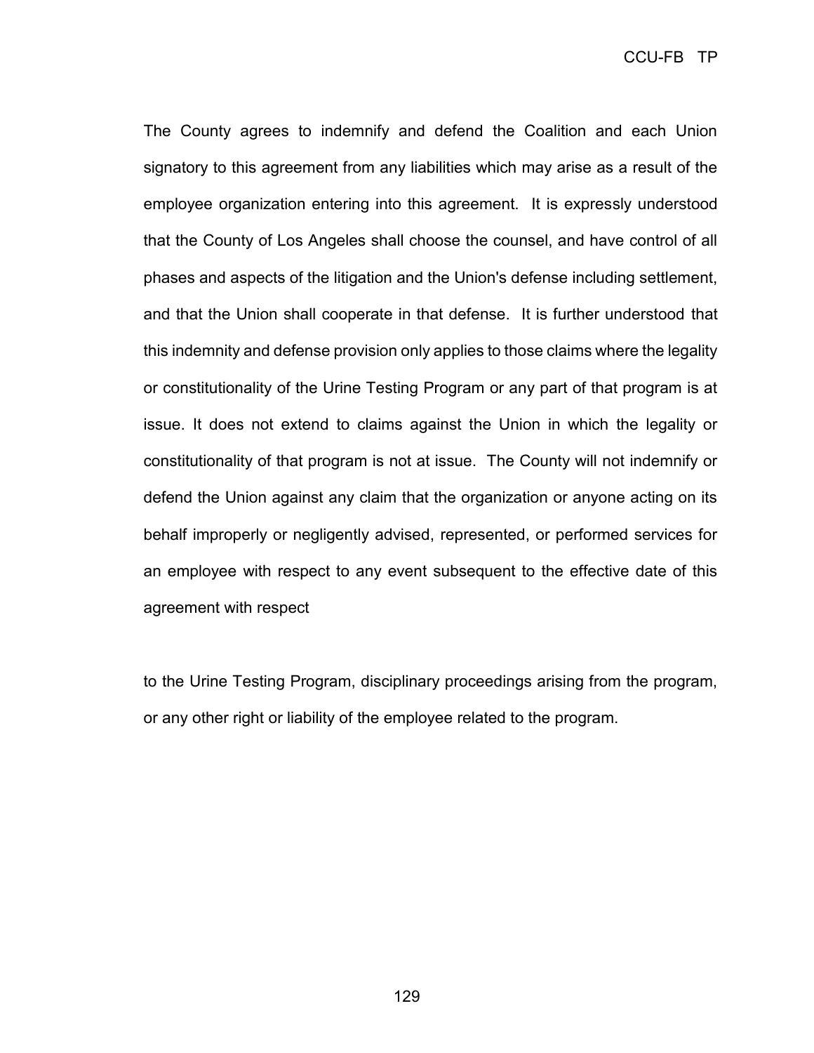The County agrees to indemnify and defend the Coalition and each Union signatory to this agreement from any liabilities which may arise as a result of the employee organization entering into this agreement. It is expressly understood that the County of Los Angeles shall choose the counsel, and have control of all phases and aspects of the litigation and the Union's defense including settlement, and that the Union shall cooperate in that defense. It is further understood that this indemnity and defense provision only applies to those claims where the legality or constitutionality of the Urine Testing Program or any part of that program is at issue. It does not extend to claims against the Union in which the legality or constitutionality of that program is not at issue. The County will not indemnify or defend the Union against any claim that the organization or anyone acting on its behalf improperly or negligently advised, represented, or performed services for an employee with respect to any event subsequent to the effective date of this agreement with respect

to the Urine Testing Program, disciplinary proceedings arising from the program, or any other right or liability of the employee related to the program.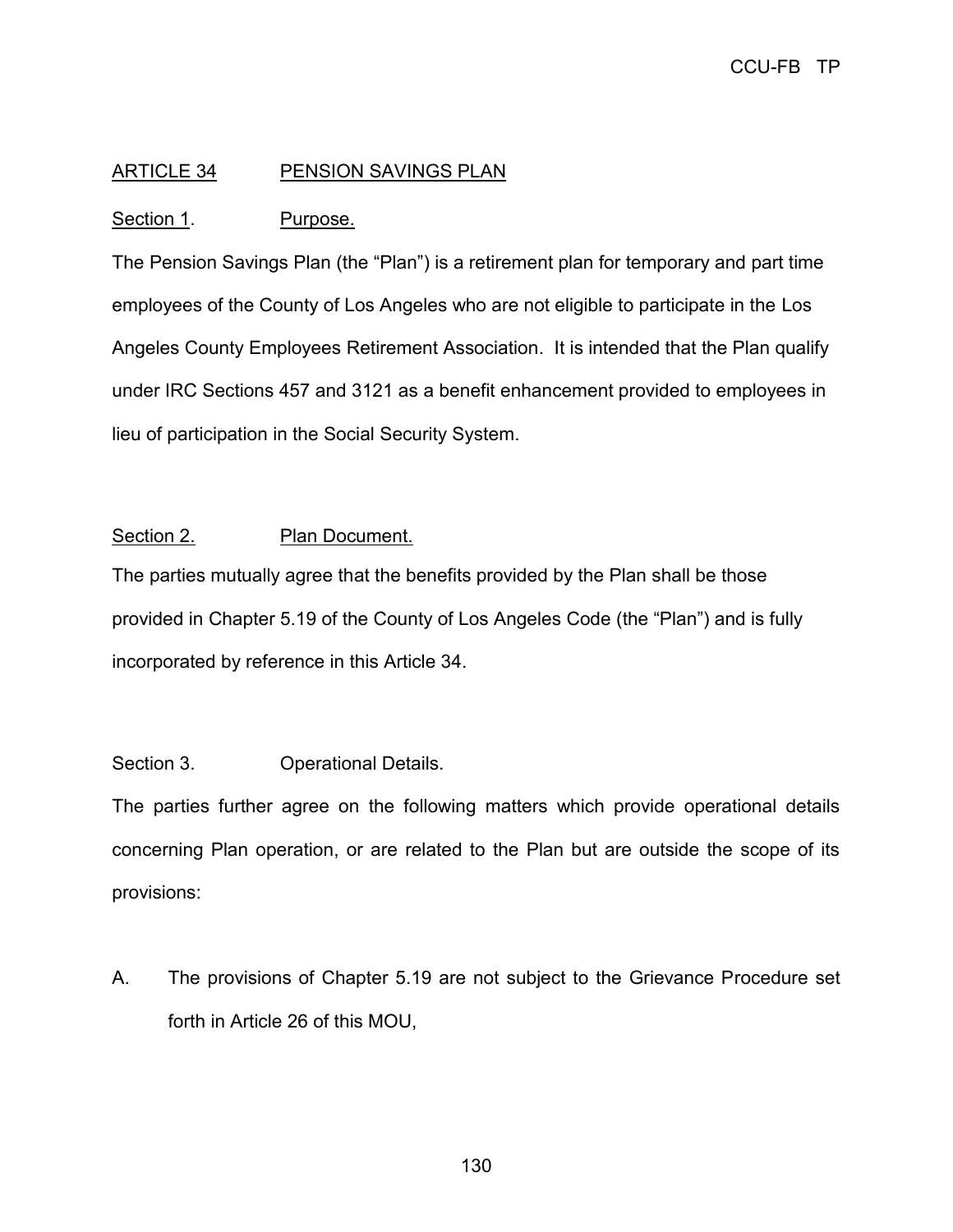## ARTICLE 34 PENSION SAVINGS PLAN

### Section 1. Purpose.

The Pension Savings Plan (the "Plan") is a retirement plan for temporary and part time employees of the County of Los Angeles who are not eligible to participate in the Los Angeles County Employees Retirement Association. It is intended that the Plan qualify under IRC Sections 457 and 3121 as a benefit enhancement provided to employees in lieu of participation in the Social Security System.

### Section 2. Plan Document.

The parties mutually agree that the benefits provided by the Plan shall be those provided in Chapter 5.19 of the County of Los Angeles Code (the "Plan") and is fully incorporated by reference in this Article 34.

### Section 3. Operational Details.

The parties further agree on the following matters which provide operational details concerning Plan operation, or are related to the Plan but are outside the scope of its provisions:

A. The provisions of Chapter 5.19 are not subject to the Grievance Procedure set forth in Article 26 of this MOU,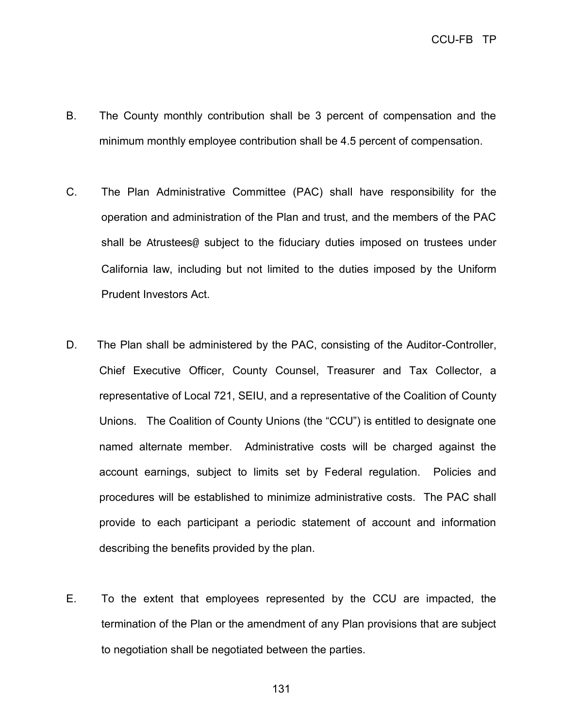B. The County monthly contribution shall be 3 percent of compensation and the minimum monthly employee contribution shall be 4.5 percent of compensation.

C. The Plan Administrative Committee (PAC) shall have responsibility for the operation and administration of the Plan and trust, and the members of the PAC shall be Atrustees@ subject to the fiduciary duties imposed on trustees under California law, including but not limited to the duties imposed by the Uniform Prudent Investors Act.

D. The Plan shall be administered by the PAC, consisting of the Auditor-Controller, Chief Executive Officer, County Counsel, Treasurer and Tax Collector, a representative of Local 721, SEIU, and a representative of the Coalition of County Unions. The Coalition of County Unions (the "CCU") is entitled to designate one named alternate member. Administrative costs will be charged against the account earnings, subject to limits set by Federal regulation. Policies and procedures will be established to minimize administrative costs. The PAC shall provide to each participant a periodic statement of account and information describing the benefits provided by the plan.

E. To the extent that employees represented by the CCU are impacted, the termination of the Plan or the amendment of any Plan provisions that are subject to negotiation shall be negotiated between the parties.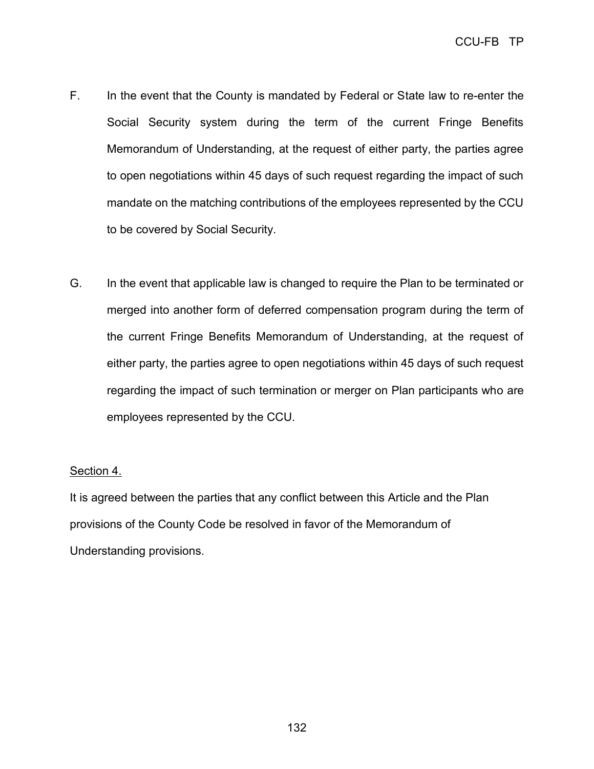F. In the event that the County is mandated by Federal or State law to re-enter the Social Security system during the term of the current Fringe Benefits Memorandum of Understanding, at the request of either party, the parties agree to open negotiations within 45 days of such request regarding the impact of such mandate on the matching contributions of the employees represented by the CCU to be covered by Social Security.

G. In the event that applicable law is changed to require the Plan to be terminated or merged into another form of deferred compensation program during the term of the current Fringe Benefits Memorandum of Understanding, at the request of either party, the parties agree to open negotiations within 45 days of such request regarding the impact of such termination or merger on Plan participants who are employees represented by the CCU.

Section 4.

It is agreed between the parties that any conflict between this Article and the Plan provisions of the County Code be resolved in favor of the Memorandum of Understanding provisions.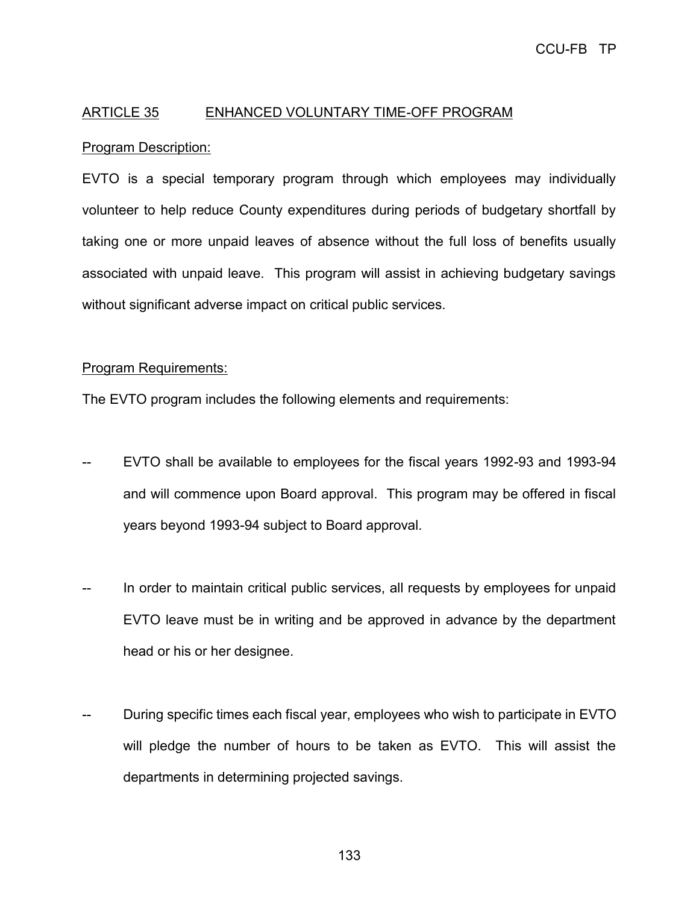## ARTICLE 35 ENHANCED VOLUNTARY TIME-OFF PROGRAM

Program Description:

EVTO is a special temporary program through which employees may individually volunteer to help reduce County expenditures during periods of budgetary shortfall by taking one or more unpaid leaves of absence without the full loss of benefits usually associated with unpaid leave. This program will assist in achieving budgetary savings without significant adverse impact on critical public services.

Program Requirements:

The EVTO program includes the following elements and requirements:

-- EVTO shall be available to employees for the fiscal years 1992-93 and 1993-94 and will commence upon Board approval. This program may be offered in fiscal years beyond 1993-94 subject to Board approval.

-- In order to maintain critical public services, all requests by employees for unpaid EVTO leave must be in writing and be approved in advance by the department head or his or her designee.

-- During specific times each fiscal year, employees who wish to participate in EVTO will pledge the number of hours to be taken as EVTO. This will assist the departments in determining projected savings.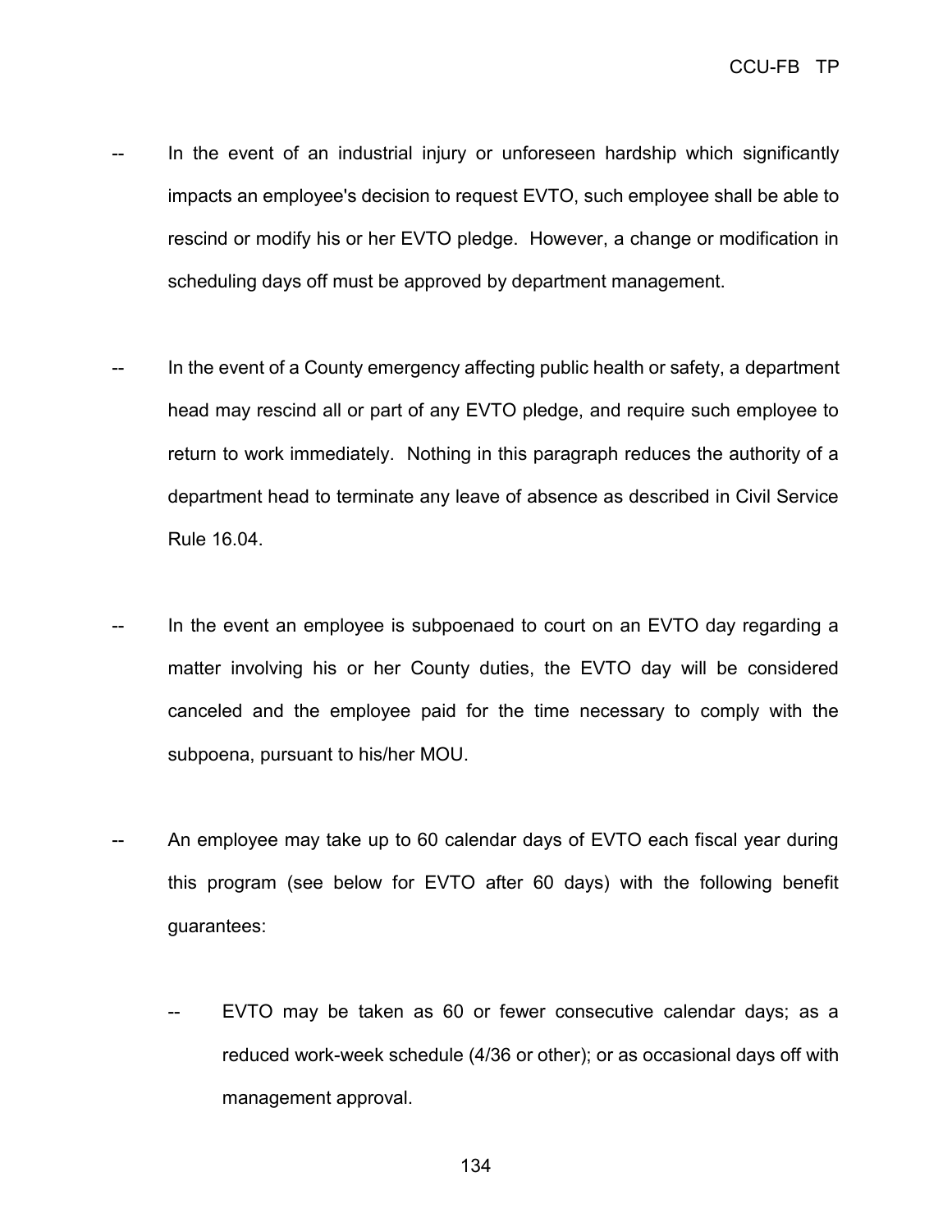-- In the event of an industrial injury or unforeseen hardship which significantly impacts an employee's decision to request EVTO, such employee shall be able to rescind or modify his or her EVTO pledge. However, a change or modification in scheduling days off must be approved by department management.

-- In the event of a County emergency affecting public health or safety, a department head may rescind all or part of any EVTO pledge, and require such employee to return to work immediately. Nothing in this paragraph reduces the authority of a department head to terminate any leave of absence as described in Civil Service Rule 16.04.

-- In the event an employee is subpoenaed to court on an EVTO day regarding a matter involving his or her County duties, the EVTO day will be considered canceled and the employee paid for the time necessary to comply with the subpoena, pursuant to his/her MOU.

-- An employee may take up to 60 calendar days of EVTO each fiscal year during this program (see below for EVTO after 60 days) with the following benefit guarantees:

    -- EVTO may be taken as 60 or fewer consecutive calendar days; as a reduced work-week schedule (4/36 or other); or as occasional days off with management approval.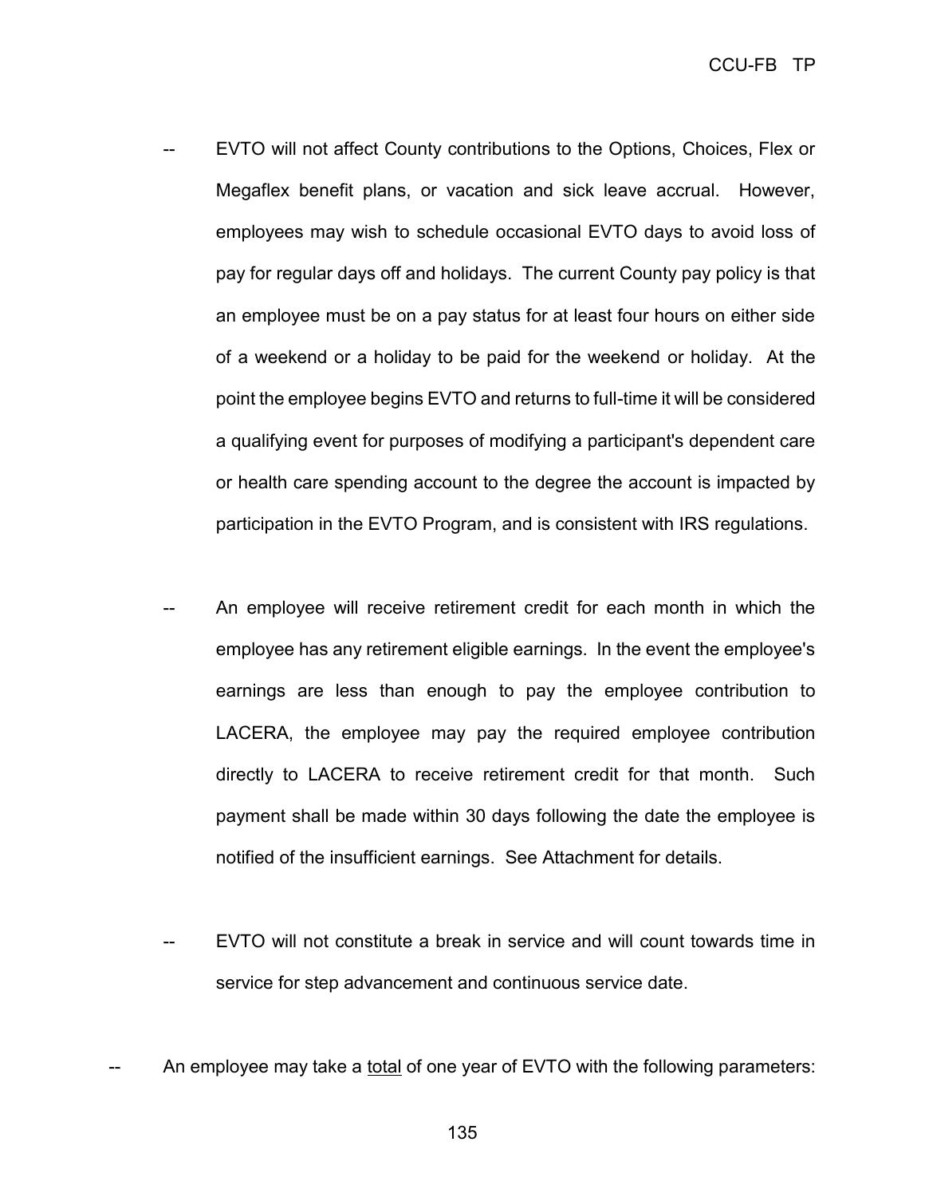- EVTO will not affect County contributions to the Options, Choices, Flex or Megaflex benefit plans, or vacation and sick leave accrual. However, employees may wish to schedule occasional EVTO days to avoid loss of pay for regular days off and holidays. The current County pay policy is that an employee must be on a pay status for at least four hours on either side of a weekend or a holiday to be paid for the weekend or holiday. At the point the employee begins EVTO and returns to full-time it will be considered a qualifying event for purposes of modifying a participant's dependent care or health care spending account to the degree the account is impacted by participation in the EVTO Program, and is consistent with IRS regulations.

- An employee will receive retirement credit for each month in which the employee has any retirement eligible earnings. In the event the employee's earnings are less than enough to pay the employee contribution to LACERA, the employee may pay the required employee contribution directly to LACERA to receive retirement credit for that month. Such payment shall be made within 30 days following the date the employee is notified of the insufficient earnings. See Attachment for details.

- EVTO will not constitute a break in service and will count towards time in service for step advancement and continuous service date.

-- An employee may take a <u>total</u> of one year of EVTO with the following parameters: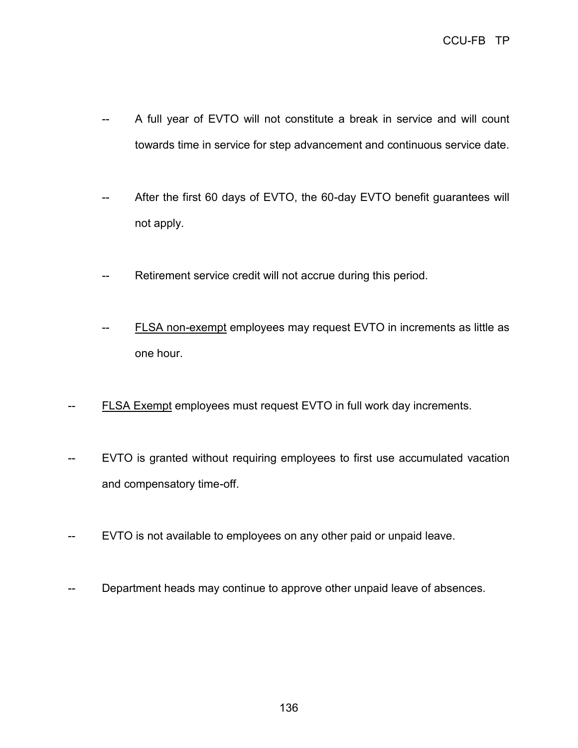- A full year of EVTO will not constitute a break in service and will count towards time in service for step advancement and continuous service date.

- After the first 60 days of EVTO, the 60-day EVTO benefit guarantees will not apply.

- Retirement service credit will not accrue during this period.

- <u>FLSA non-exempt</u> employees may request EVTO in increments as little as one hour.

-- <u>FLSA Exempt</u> employees must request EVTO in full work day increments.

-- EVTO is granted without requiring employees to first use accumulated vacation and compensatory time-off.

-- EVTO is not available to employees on any other paid or unpaid leave.

-- Department heads may continue to approve other unpaid leave of absences.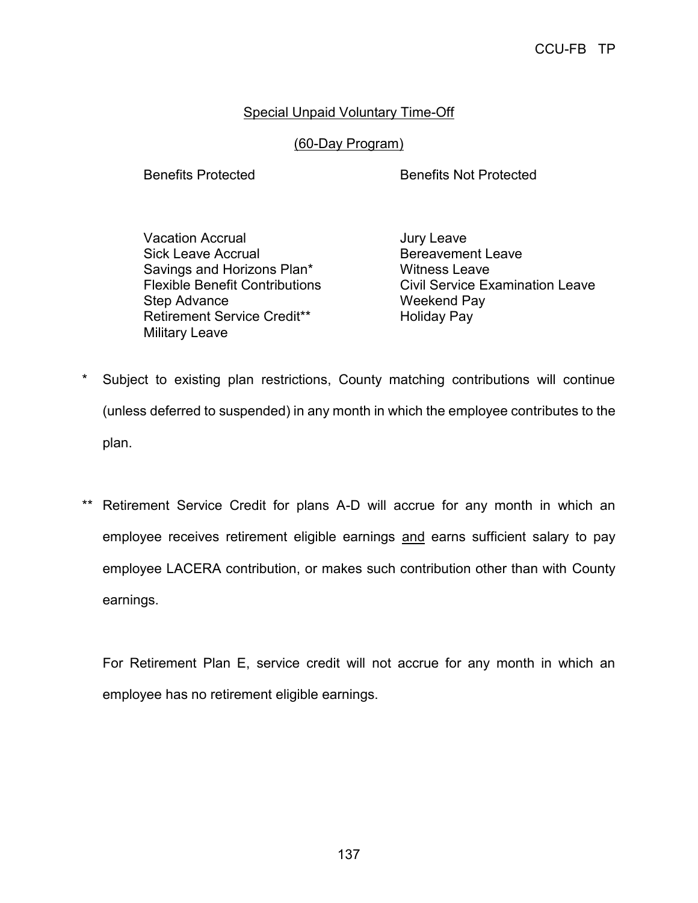## Special Unpaid Voluntary Time-Off

### (60-Day Program)

| Benefits Protected | Benefits Not Protected |
|---|---|
| Vacation Accrual | Jury Leave |
| Sick Leave Accrual | Bereavement Leave |
| Savings and Horizons Plan* | Witness Leave |
| Flexible Benefit Contributions | Civil Service Examination Leave |
| Step Advance | Weekend Pay |
| Retirement Service Credit** | Holiday Pay |
| Military Leave | |

\* Subject to existing plan restrictions, County matching contributions will continue (unless deferred to suspended) in any month in which the employee contributes to the plan.

\*\* Retirement Service Credit for plans A-D will accrue for any month in which an employee receives retirement eligible earnings <u>and</u> earns sufficient salary to pay employee LACERA contribution, or makes such contribution other than with County earnings.

For Retirement Plan E, service credit will not accrue for any month in which an employee has no retirement eligible earnings.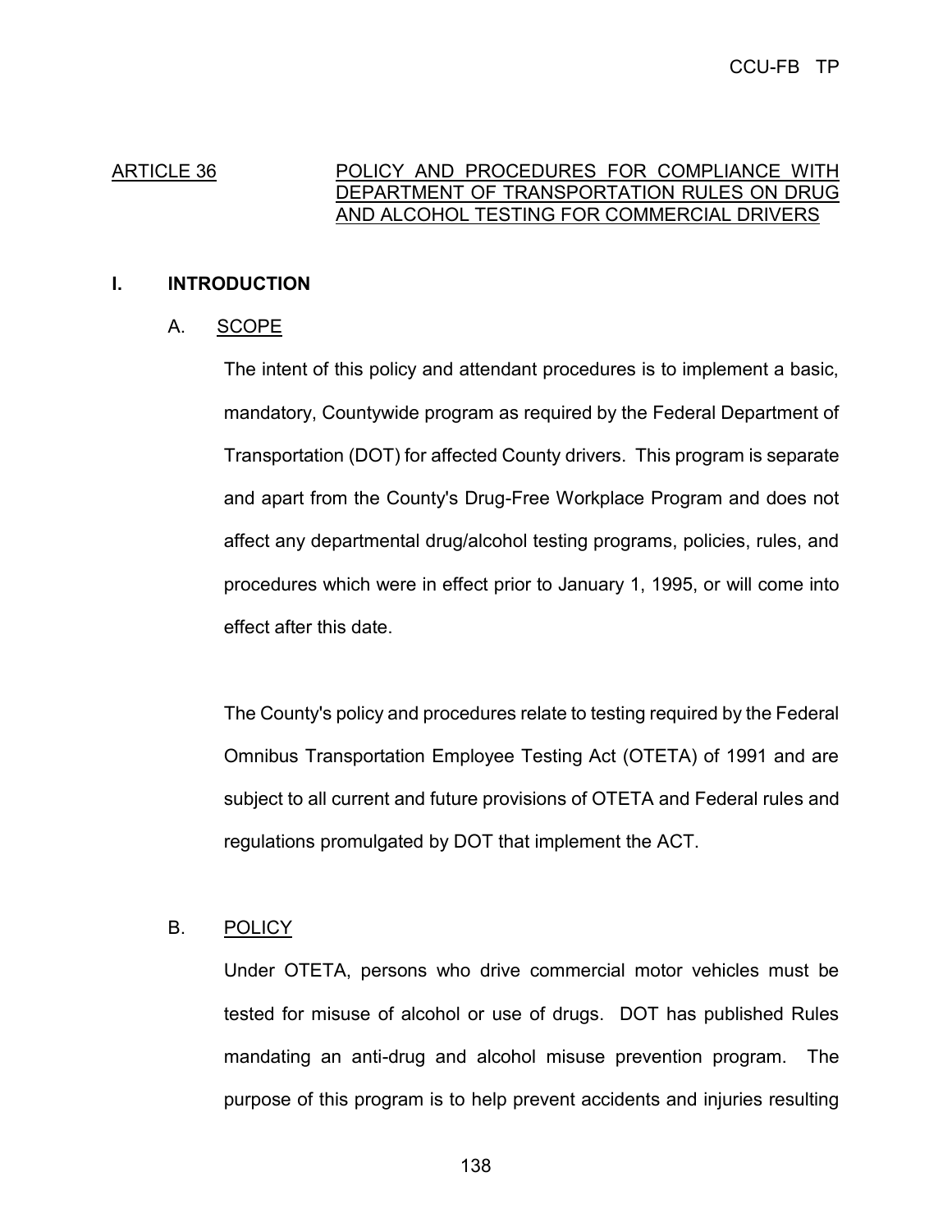## ARTICLE 36 POLICY AND PROCEDURES FOR COMPLIANCE WITH DEPARTMENT OF TRANSPORTATION RULES ON DRUG AND ALCOHOL TESTING FOR COMMERCIAL DRIVERS

### I. INTRODUCTION

#### A. SCOPE

The intent of this policy and attendant procedures is to implement a basic, mandatory, Countywide program as required by the Federal Department of Transportation (DOT) for affected County drivers. This program is separate and apart from the County's Drug-Free Workplace Program and does not affect any departmental drug/alcohol testing programs, policies, rules, and procedures which were in effect prior to January 1, 1995, or will come into effect after this date.

The County's policy and procedures relate to testing required by the Federal Omnibus Transportation Employee Testing Act (OTETA) of 1991 and are subject to all current and future provisions of OTETA and Federal rules and regulations promulgated by DOT that implement the ACT.

#### B. POLICY

Under OTETA, persons who drive commercial motor vehicles must be tested for misuse of alcohol or use of drugs. DOT has published Rules mandating an anti-drug and alcohol misuse prevention program. The purpose of this program is to help prevent accidents and injuries resulting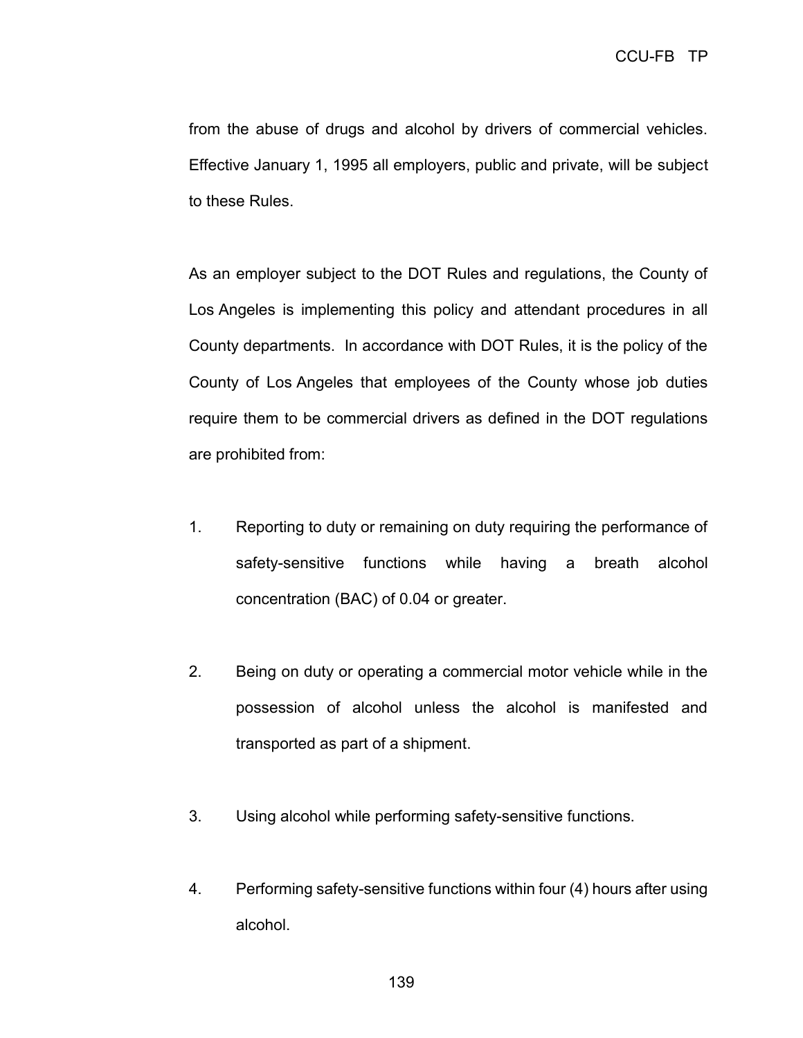from the abuse of drugs and alcohol by drivers of commercial vehicles. Effective January 1, 1995 all employers, public and private, will be subject to these Rules.

As an employer subject to the DOT Rules and regulations, the County of Los Angeles is implementing this policy and attendant procedures in all County departments. In accordance with DOT Rules, it is the policy of the County of Los Angeles that employees of the County whose job duties require them to be commercial drivers as defined in the DOT regulations are prohibited from:

1. Reporting to duty or remaining on duty requiring the performance of safety-sensitive functions while having a breath alcohol concentration (BAC) of 0.04 or greater.

2. Being on duty or operating a commercial motor vehicle while in the possession of alcohol unless the alcohol is manifested and transported as part of a shipment.

3. Using alcohol while performing safety-sensitive functions.

4. Performing safety-sensitive functions within four (4) hours after using alcohol.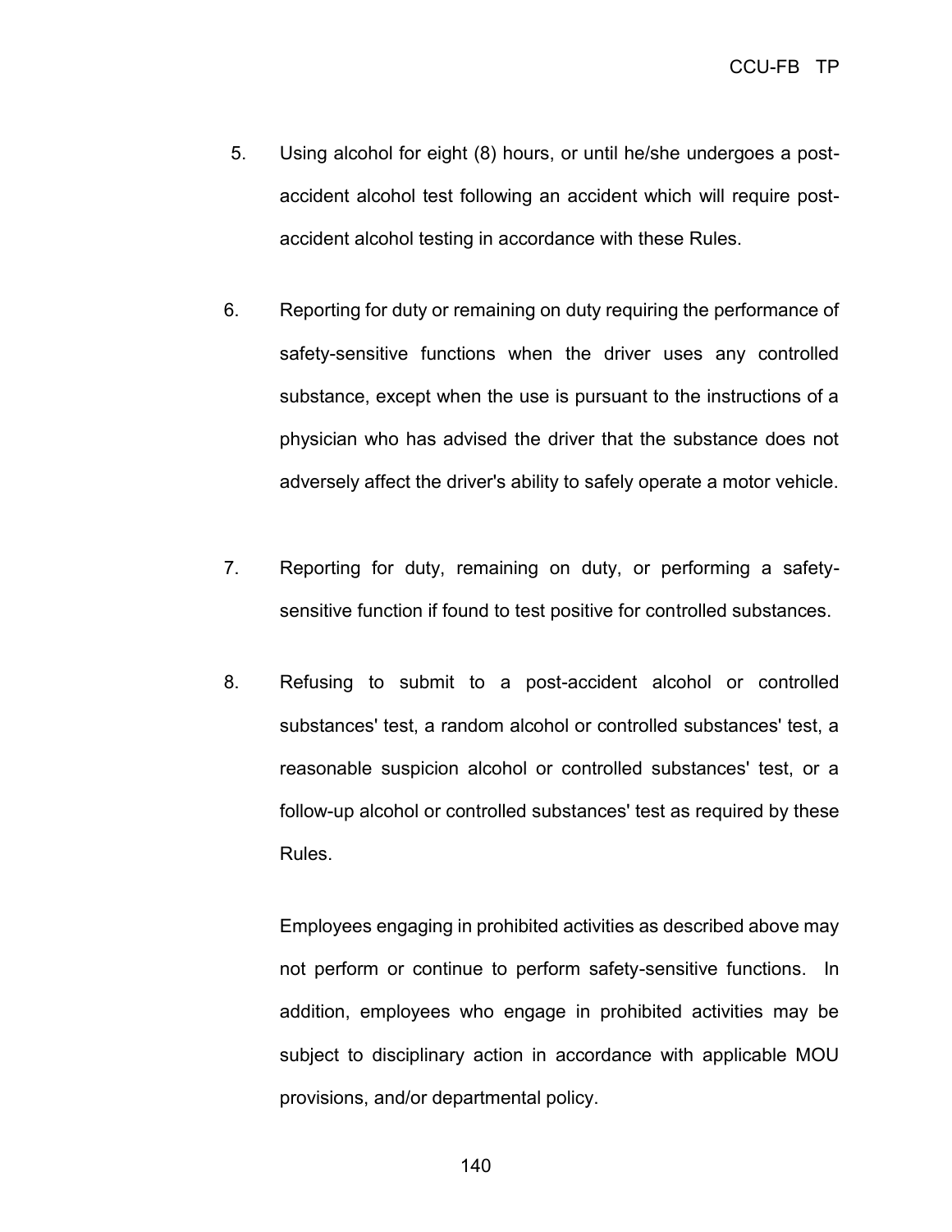5. Using alcohol for eight (8) hours, or until he/she undergoes a post-accident alcohol test following an accident which will require post-accident alcohol testing in accordance with these Rules.

6. Reporting for duty or remaining on duty requiring the performance of safety-sensitive functions when the driver uses any controlled substance, except when the use is pursuant to the instructions of a physician who has advised the driver that the substance does not adversely affect the driver's ability to safely operate a motor vehicle.

7. Reporting for duty, remaining on duty, or performing a safety-sensitive function if found to test positive for controlled substances.

8. Refusing to submit to a post-accident alcohol or controlled substances' test, a random alcohol or controlled substances' test, a reasonable suspicion alcohol or controlled substances' test, or a follow-up alcohol or controlled substances' test as required by these Rules.

Employees engaging in prohibited activities as described above may not perform or continue to perform safety-sensitive functions. In addition, employees who engage in prohibited activities may be subject to disciplinary action in accordance with applicable MOU provisions, and/or departmental policy.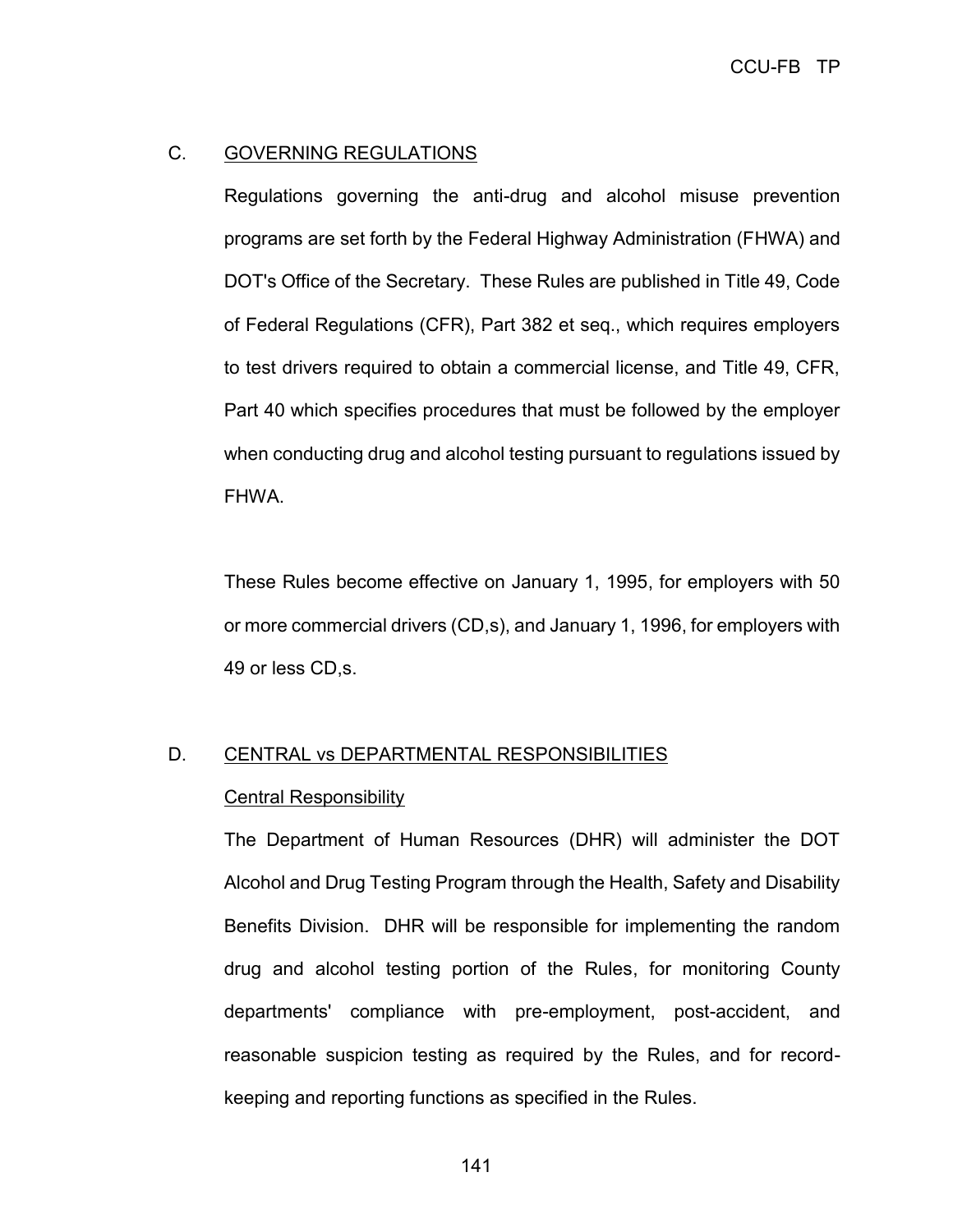## C. GOVERNING REGULATIONS

Regulations governing the anti-drug and alcohol misuse prevention programs are set forth by the Federal Highway Administration (FHWA) and DOT's Office of the Secretary. These Rules are published in Title 49, Code of Federal Regulations (CFR), Part 382 et seq., which requires employers to test drivers required to obtain a commercial license, and Title 49, CFR, Part 40 which specifies procedures that must be followed by the employer when conducting drug and alcohol testing pursuant to regulations issued by FHWA.

These Rules become effective on January 1, 1995, for employers with 50 or more commercial drivers (CD,s), and January 1, 1996, for employers with 49 or less CD,s.

## D. CENTRAL vs DEPARTMENTAL RESPONSIBILITIES

### Central Responsibility

The Department of Human Resources (DHR) will administer the DOT Alcohol and Drug Testing Program through the Health, Safety and Disability Benefits Division. DHR will be responsible for implementing the random drug and alcohol testing portion of the Rules, for monitoring County departments' compliance with pre-employment, post-accident, and reasonable suspicion testing as required by the Rules, and for record-keeping and reporting functions as specified in the Rules.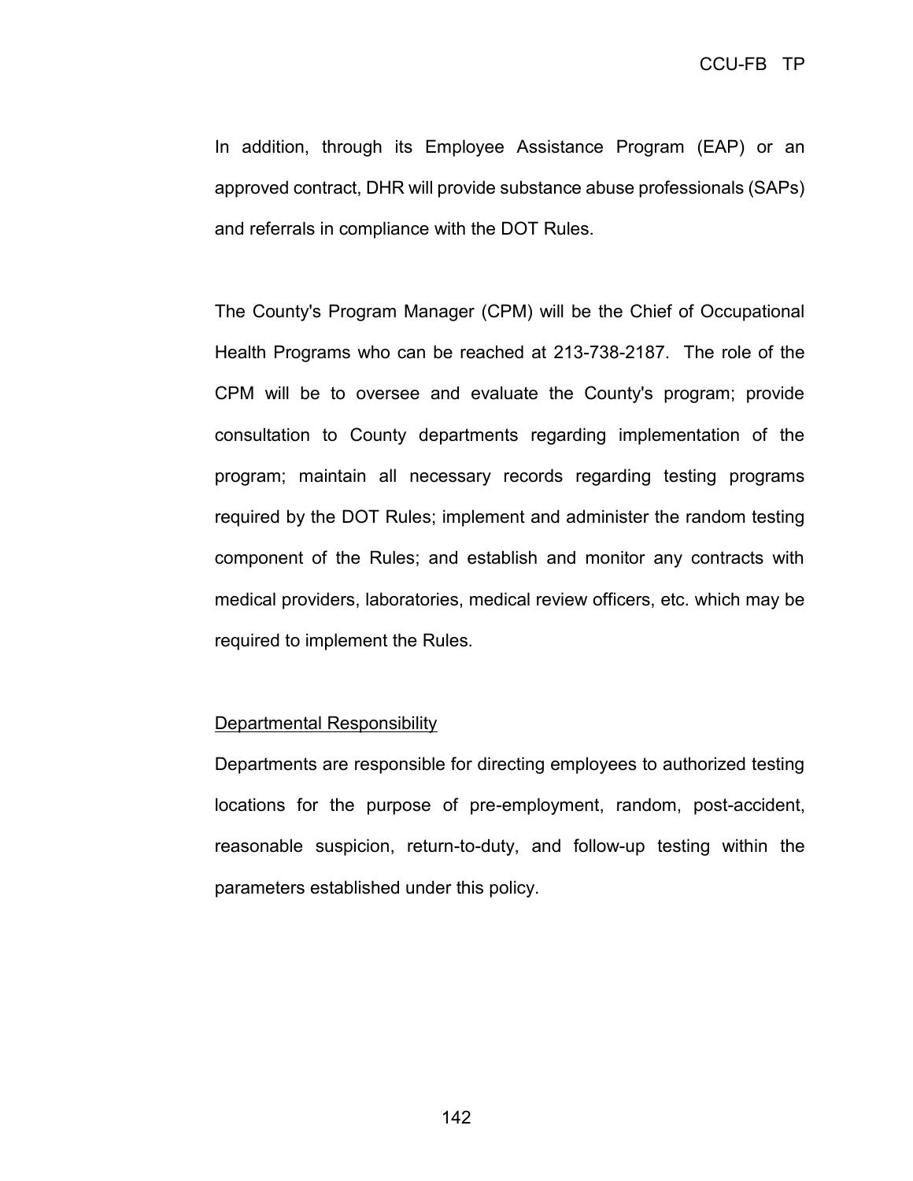In addition, through its Employee Assistance Program (EAP) or an approved contract, DHR will provide substance abuse professionals (SAPs) and referrals in compliance with the DOT Rules.

The County's Program Manager (CPM) will be the Chief of Occupational Health Programs who can be reached at 213-738-2187. The role of the CPM will be to oversee and evaluate the County's program; provide consultation to County departments regarding implementation of the program; maintain all necessary records regarding testing programs required by the DOT Rules; implement and administer the random testing component of the Rules; and establish and monitor any contracts with medical providers, laboratories, medical review officers, etc. which may be required to implement the Rules.

<u>Departmental Responsibility</u>

Departments are responsible for directing employees to authorized testing locations for the purpose of pre-employment, random, post-accident, reasonable suspicion, return-to-duty, and follow-up testing within the parameters established under this policy.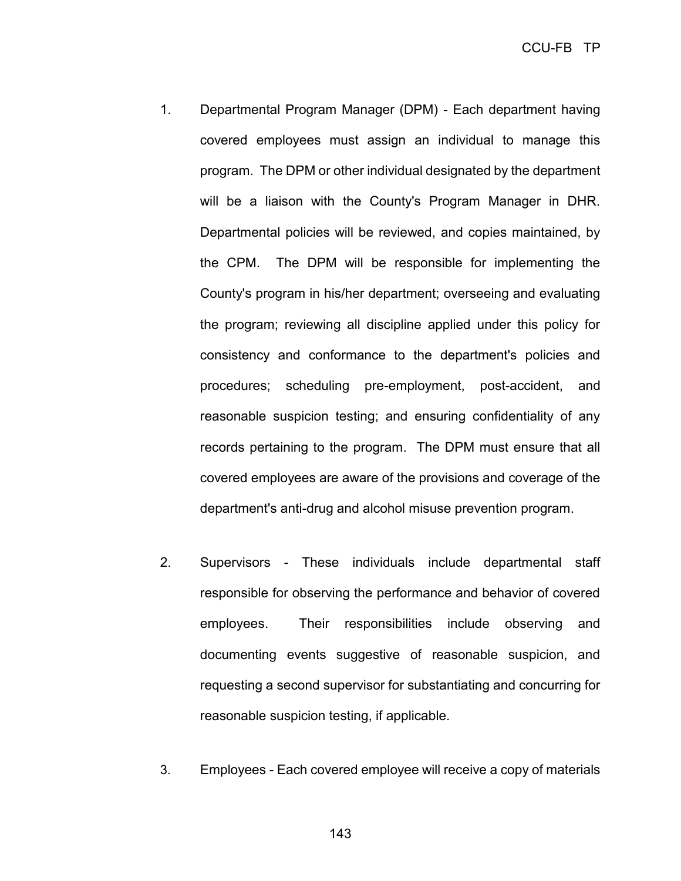1. Departmental Program Manager (DPM) - Each department having covered employees must assign an individual to manage this program. The DPM or other individual designated by the department will be a liaison with the County's Program Manager in DHR. Departmental policies will be reviewed, and copies maintained, by the CPM. The DPM will be responsible for implementing the County's program in his/her department; overseeing and evaluating the program; reviewing all discipline applied under this policy for consistency and conformance to the department's policies and procedures; scheduling pre-employment, post-accident, and reasonable suspicion testing; and ensuring confidentiality of any records pertaining to the program. The DPM must ensure that all covered employees are aware of the provisions and coverage of the department's anti-drug and alcohol misuse prevention program.

2. Supervisors - These individuals include departmental staff responsible for observing the performance and behavior of covered employees. Their responsibilities include observing and documenting events suggestive of reasonable suspicion, and requesting a second supervisor for substantiating and concurring for reasonable suspicion testing, if applicable.

3. Employees - Each covered employee will receive a copy of materials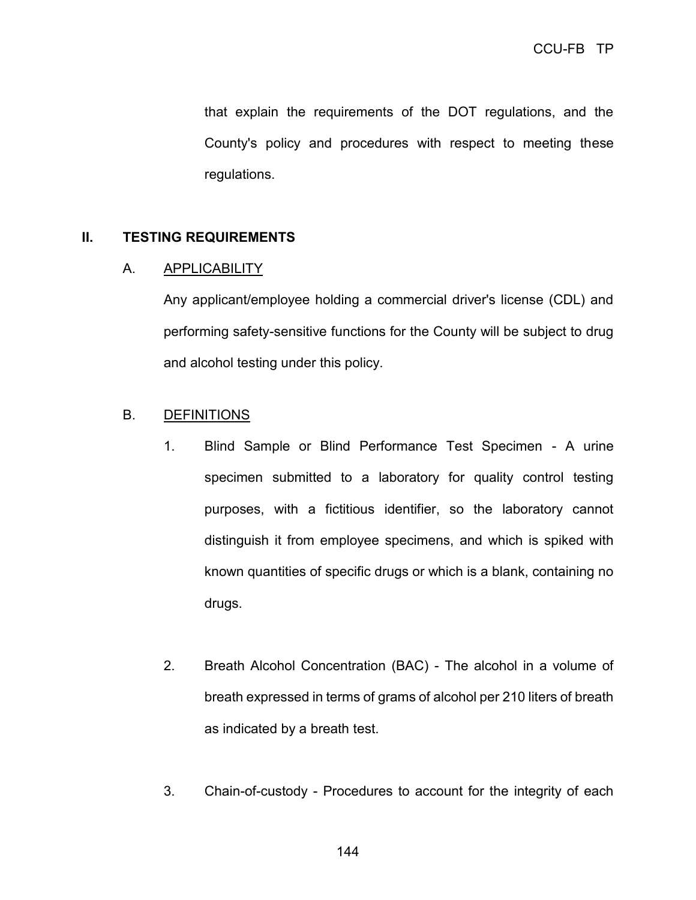that explain the requirements of the DOT regulations, and the County's policy and procedures with respect to meeting these regulations.

## II. TESTING REQUIREMENTS

### A. APPLICABILITY

Any applicant/employee holding a commercial driver's license (CDL) and performing safety-sensitive functions for the County will be subject to drug and alcohol testing under this policy.

### B. DEFINITIONS

1. Blind Sample or Blind Performance Test Specimen - A urine specimen submitted to a laboratory for quality control testing purposes, with a fictitious identifier, so the laboratory cannot distinguish it from employee specimens, and which is spiked with known quantities of specific drugs or which is a blank, containing no drugs.

2. Breath Alcohol Concentration (BAC) - The alcohol in a volume of breath expressed in terms of grams of alcohol per 210 liters of breath as indicated by a breath test.

3. Chain-of-custody - Procedures to account for the integrity of each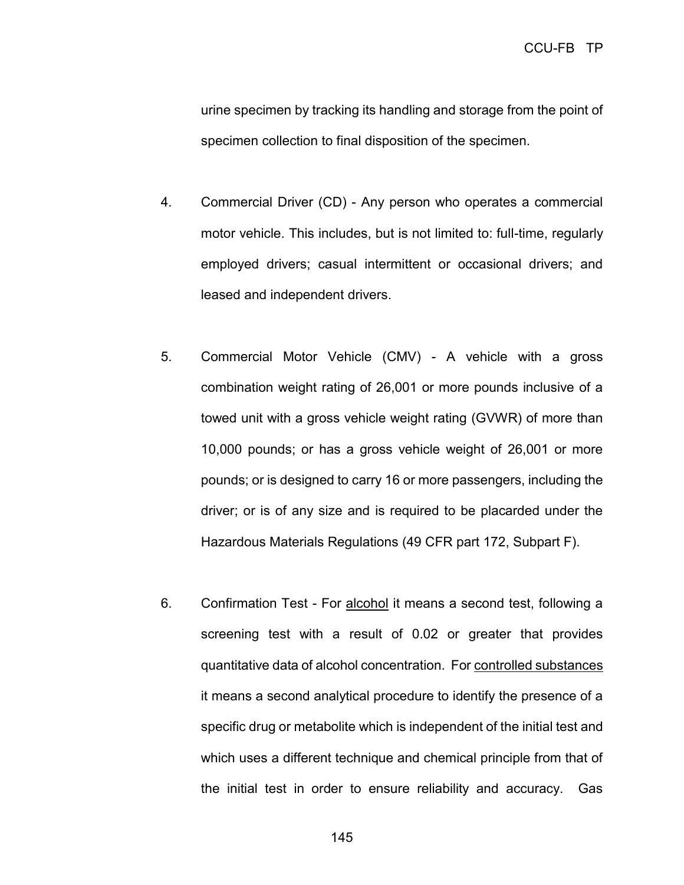urine specimen by tracking its handling and storage from the point of specimen collection to final disposition of the specimen.

4. Commercial Driver (CD) - Any person who operates a commercial motor vehicle. This includes, but is not limited to: full-time, regularly employed drivers; casual intermittent or occasional drivers; and leased and independent drivers.

5. Commercial Motor Vehicle (CMV) - A vehicle with a gross combination weight rating of 26,001 or more pounds inclusive of a towed unit with a gross vehicle weight rating (GVWR) of more than 10,000 pounds; or has a gross vehicle weight of 26,001 or more pounds; or is designed to carry 16 or more passengers, including the driver; or is of any size and is required to be placarded under the Hazardous Materials Regulations (49 CFR part 172, Subpart F).

6. Confirmation Test - For <u>alcohol</u> it means a second test, following a screening test with a result of 0.02 or greater that provides quantitative data of alcohol concentration. For <u>controlled substances</u> it means a second analytical procedure to identify the presence of a specific drug or metabolite which is independent of the initial test and which uses a different technique and chemical principle from that of the initial test in order to ensure reliability and accuracy. Gas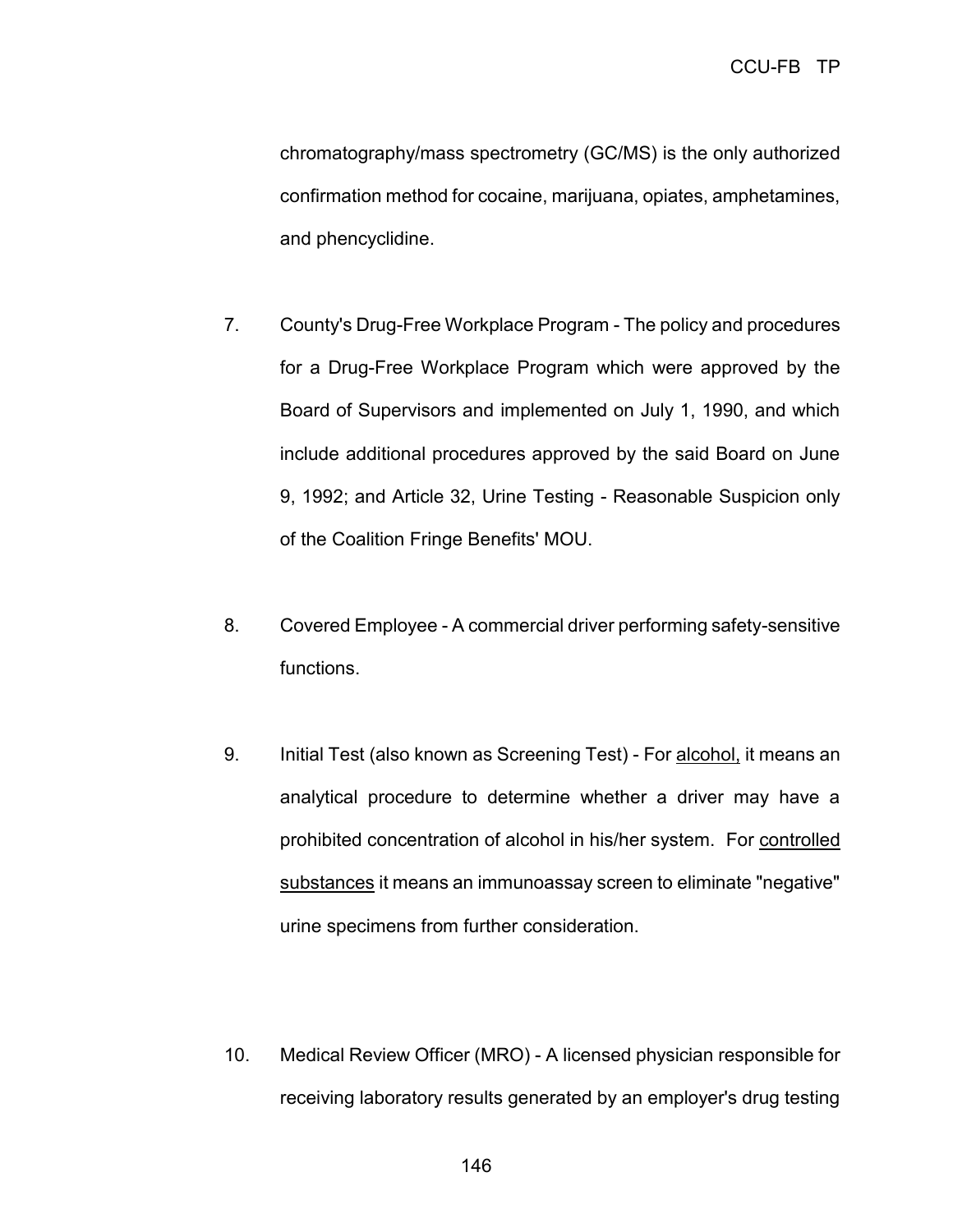chromatography/mass spectrometry (GC/MS) is the only authorized confirmation method for cocaine, marijuana, opiates, amphetamines, and phencyclidine.

7. County's Drug-Free Workplace Program - The policy and procedures for a Drug-Free Workplace Program which were approved by the Board of Supervisors and implemented on July 1, 1990, and which include additional procedures approved by the said Board on June 9, 1992; and Article 32, Urine Testing - Reasonable Suspicion only of the Coalition Fringe Benefits' MOU.

8. Covered Employee - A commercial driver performing safety-sensitive functions.

9. Initial Test (also known as Screening Test) - For <u>alcohol,</u> it means an analytical procedure to determine whether a driver may have a prohibited concentration of alcohol in his/her system. For <u>controlled substances</u> it means an immunoassay screen to eliminate "negative" urine specimens from further consideration.

10. Medical Review Officer (MRO) - A licensed physician responsible for receiving laboratory results generated by an employer's drug testing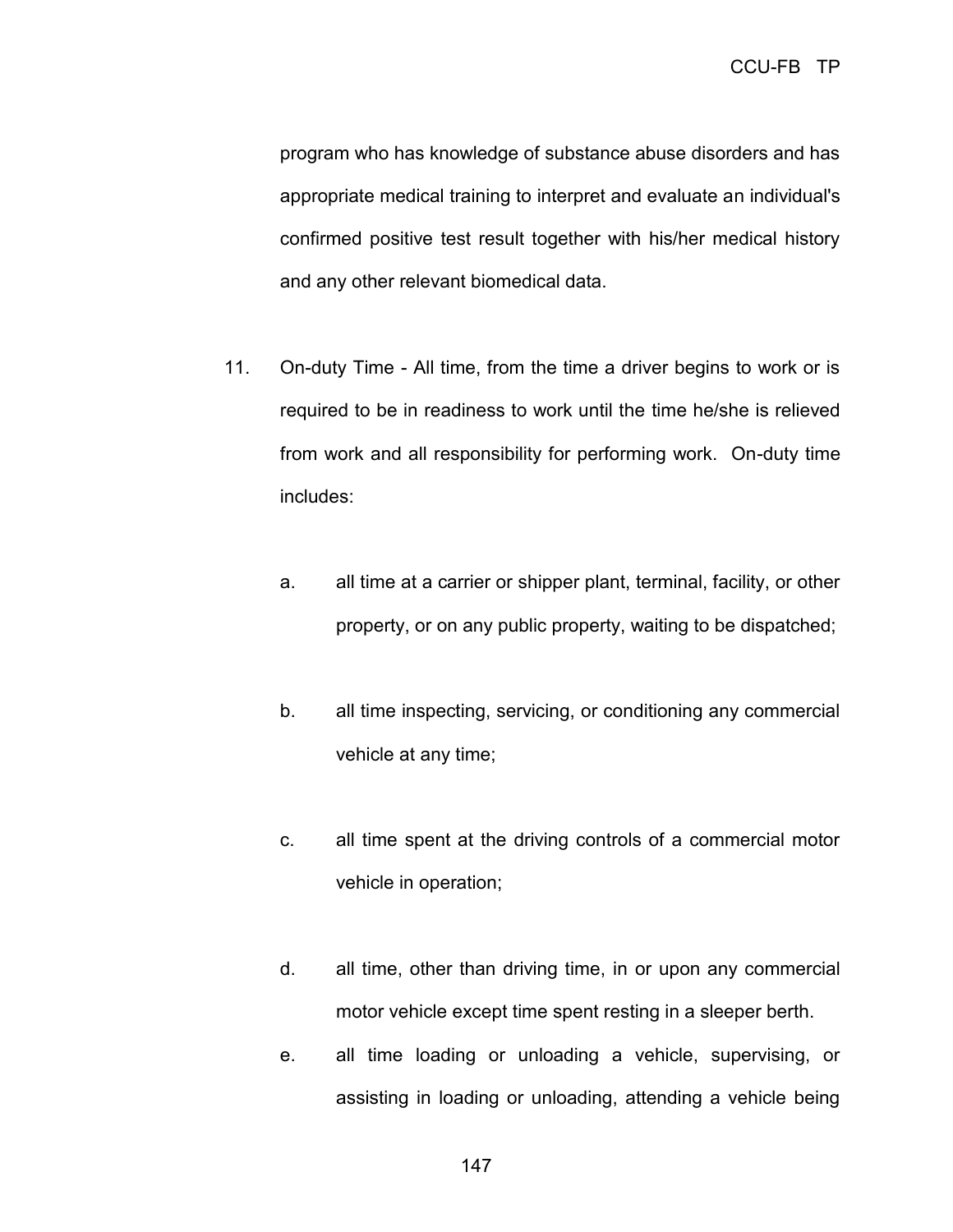program who has knowledge of substance abuse disorders and has appropriate medical training to interpret and evaluate an individual's confirmed positive test result together with his/her medical history and any other relevant biomedical data.

11. On-duty Time - All time, from the time a driver begins to work or is required to be in readiness to work until the time he/she is relieved from work and all responsibility for performing work. On-duty time includes:

    a. all time at a carrier or shipper plant, terminal, facility, or other property, or on any public property, waiting to be dispatched;

    b. all time inspecting, servicing, or conditioning any commercial vehicle at any time;

    c. all time spent at the driving controls of a commercial motor vehicle in operation;

    d. all time, other than driving time, in or upon any commercial motor vehicle except time spent resting in a sleeper berth.

    e. all time loading or unloading a vehicle, supervising, or assisting in loading or unloading, attending a vehicle being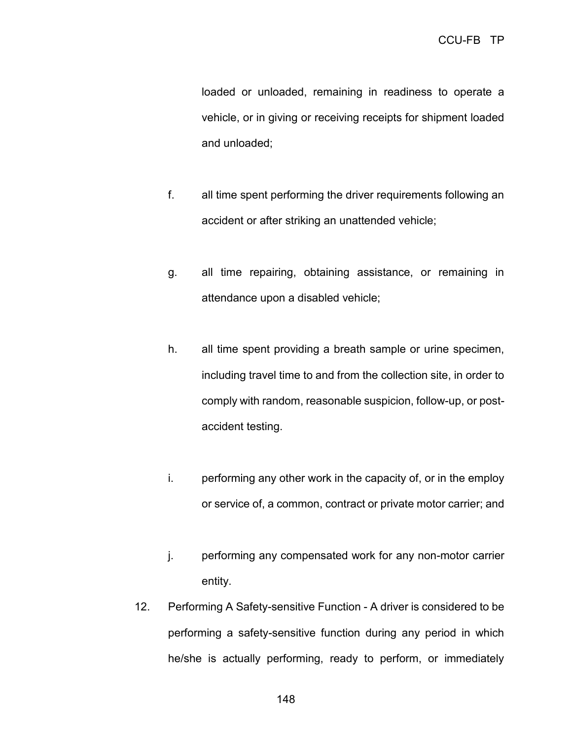loaded or unloaded, remaining in readiness to operate a vehicle, or in giving or receiving receipts for shipment loaded and unloaded;

f. all time spent performing the driver requirements following an accident or after striking an unattended vehicle;

g. all time repairing, obtaining assistance, or remaining in attendance upon a disabled vehicle;

h. all time spent providing a breath sample or urine specimen, including travel time to and from the collection site, in order to comply with random, reasonable suspicion, follow-up, or post-accident testing.

i. performing any other work in the capacity of, or in the employ or service of, a common, contract or private motor carrier; and

j. performing any compensated work for any non-motor carrier entity.

12. Performing A Safety-sensitive Function - A driver is considered to be performing a safety-sensitive function during any period in which he/she is actually performing, ready to perform, or immediately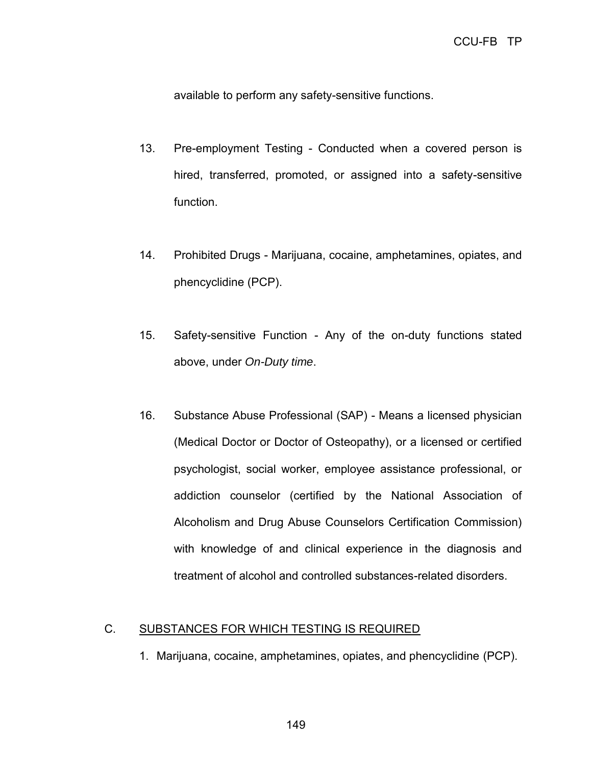available to perform any safety-sensitive functions.

13. Pre-employment Testing - Conducted when a covered person is hired, transferred, promoted, or assigned into a safety-sensitive function.

14. Prohibited Drugs - Marijuana, cocaine, amphetamines, opiates, and phencyclidine (PCP).

15. Safety-sensitive Function - Any of the on-duty functions stated above, under *On-Duty time*.

16. Substance Abuse Professional (SAP) - Means a licensed physician (Medical Doctor or Doctor of Osteopathy), or a licensed or certified psychologist, social worker, employee assistance professional, or addiction counselor (certified by the National Association of Alcoholism and Drug Abuse Counselors Certification Commission) with knowledge of and clinical experience in the diagnosis and treatment of alcohol and controlled substances-related disorders.

C. SUBSTANCES FOR WHICH TESTING IS REQUIRED

1. Marijuana, cocaine, amphetamines, opiates, and phencyclidine (PCP).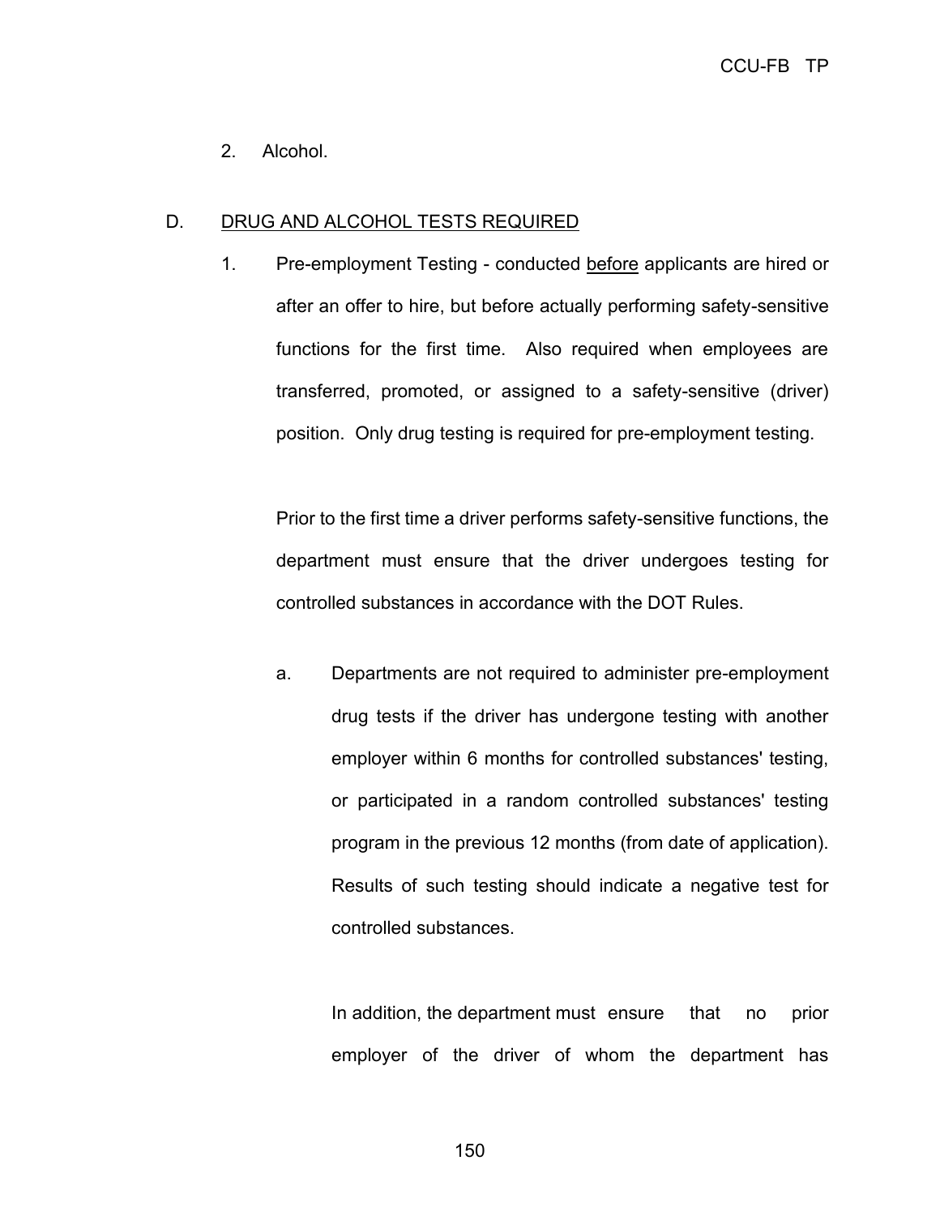2. Alcohol.

D. <u>DRUG AND ALCOHOL TESTS REQUIRED</u>

1. Pre-employment Testing - conducted <u>before</u> applicants are hired or after an offer to hire, but before actually performing safety-sensitive functions for the first time. Also required when employees are transferred, promoted, or assigned to a safety-sensitive (driver) position. Only drug testing is required for pre-employment testing.

   Prior to the first time a driver performs safety-sensitive functions, the department must ensure that the driver undergoes testing for controlled substances in accordance with the DOT Rules.

   a. Departments are not required to administer pre-employment drug tests if the driver has undergone testing with another employer within 6 months for controlled substances' testing, or participated in a random controlled substances' testing program in the previous 12 months (from date of application). Results of such testing should indicate a negative test for controlled substances.

      In addition, the department must ensure that no prior employer of the driver of whom the department has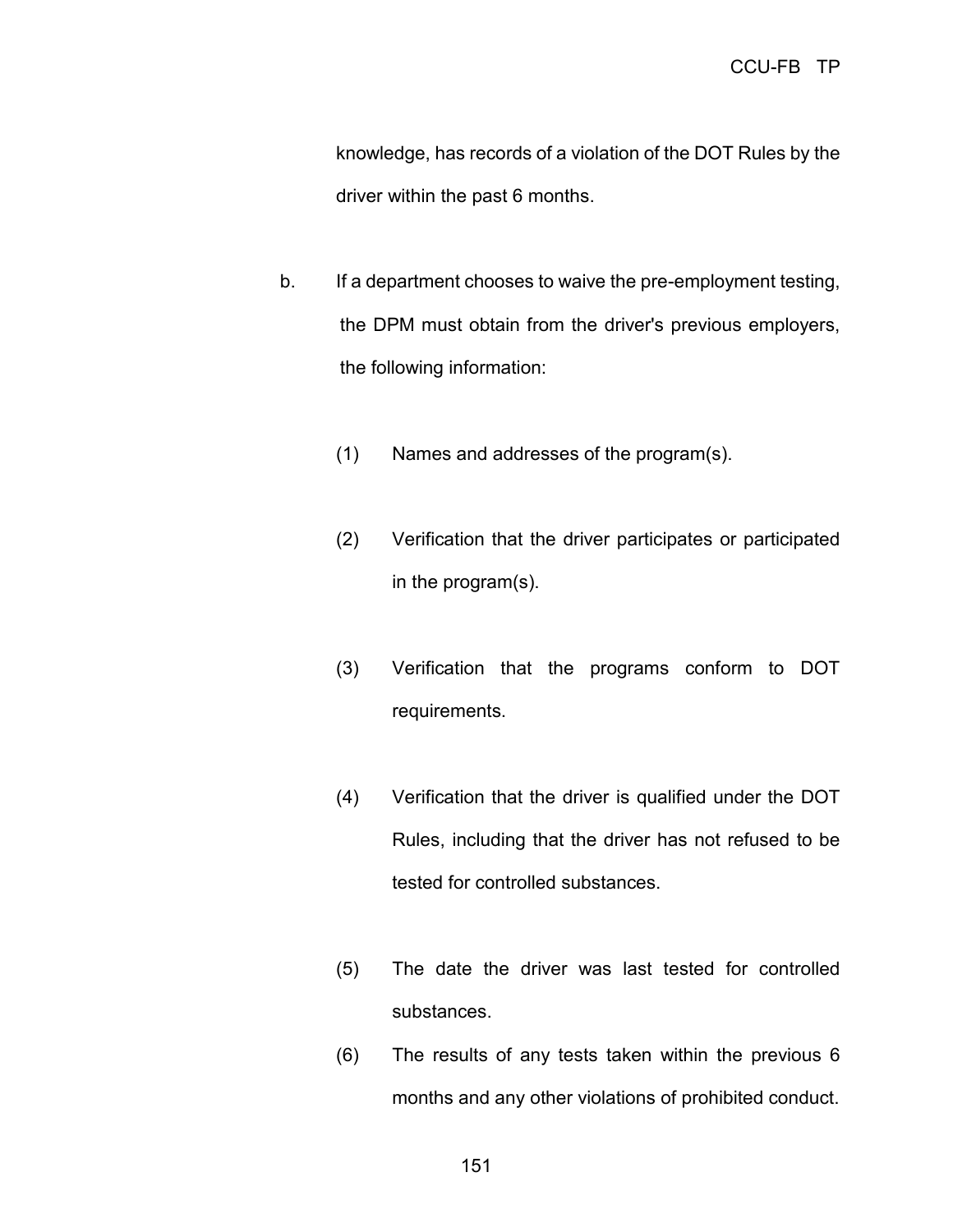knowledge, has records of a violation of the DOT Rules by the driver within the past 6 months.

b. If a department chooses to waive the pre-employment testing, the DPM must obtain from the driver's previous employers, the following information:

   (1) Names and addresses of the program(s).

   (2) Verification that the driver participates or participated in the program(s).

   (3) Verification that the programs conform to DOT requirements.

   (4) Verification that the driver is qualified under the DOT Rules, including that the driver has not refused to be tested for controlled substances.

   (5) The date the driver was last tested for controlled substances.

   (6) The results of any tests taken within the previous 6 months and any other violations of prohibited conduct.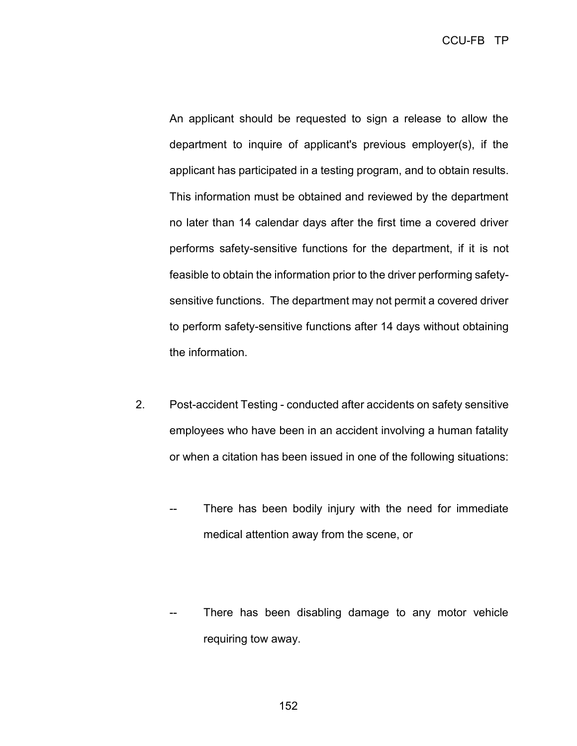An applicant should be requested to sign a release to allow the department to inquire of applicant's previous employer(s), if the applicant has participated in a testing program, and to obtain results. This information must be obtained and reviewed by the department no later than 14 calendar days after the first time a covered driver performs safety-sensitive functions for the department, if it is not feasible to obtain the information prior to the driver performing safety-sensitive functions. The department may not permit a covered driver to perform safety-sensitive functions after 14 days without obtaining the information.

2. Post-accident Testing - conducted after accidents on safety sensitive employees who have been in an accident involving a human fatality or when a citation has been issued in one of the following situations:

   -- There has been bodily injury with the need for immediate medical attention away from the scene, or

   -- There has been disabling damage to any motor vehicle requiring tow away.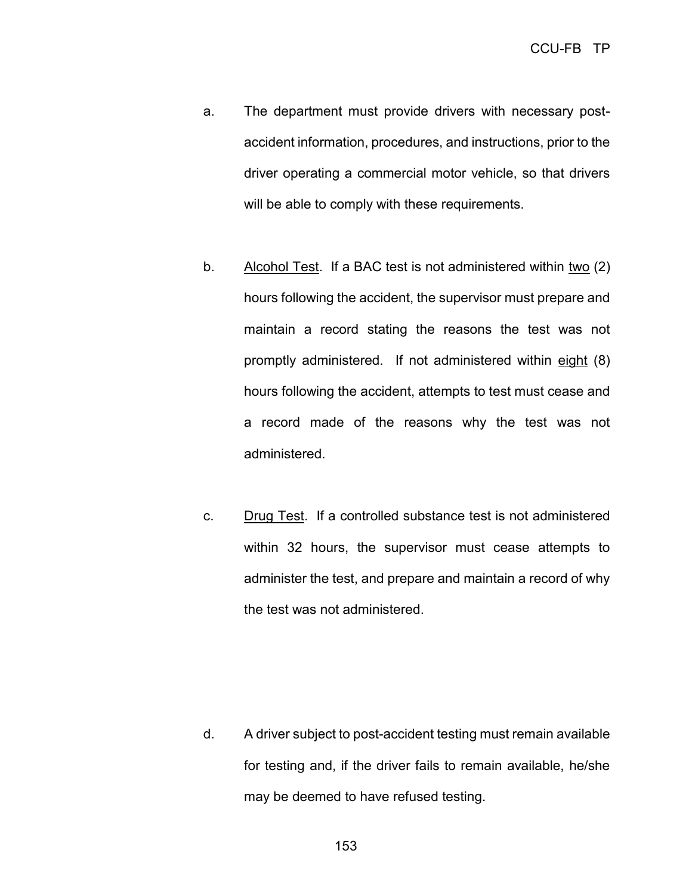a. The department must provide drivers with necessary post-accident information, procedures, and instructions, prior to the driver operating a commercial motor vehicle, so that drivers will be able to comply with these requirements.

b. <u>Alcohol Test</u>. If a BAC test is not administered within <u>two</u> (2) hours following the accident, the supervisor must prepare and maintain a record stating the reasons the test was not promptly administered. If not administered within <u>eight</u> (8) hours following the accident, attempts to test must cease and a record made of the reasons why the test was not administered.

c. <u>Drug Test</u>. If a controlled substance test is not administered within 32 hours, the supervisor must cease attempts to administer the test, and prepare and maintain a record of why the test was not administered.

d. A driver subject to post-accident testing must remain available for testing and, if the driver fails to remain available, he/she may be deemed to have refused testing.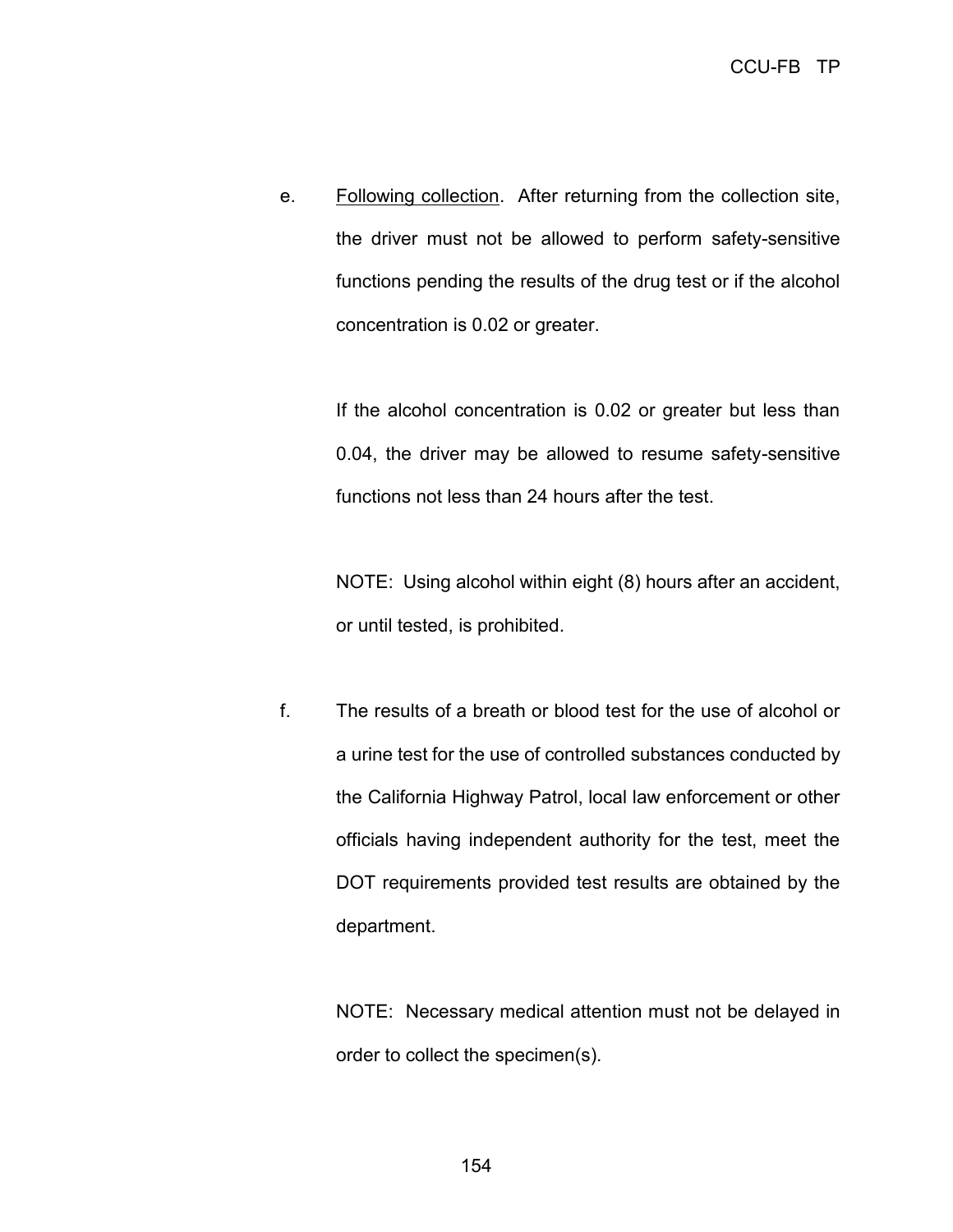e. <u>Following collection</u>. After returning from the collection site, the driver must not be allowed to perform safety-sensitive functions pending the results of the drug test or if the alcohol concentration is 0.02 or greater.

   If the alcohol concentration is 0.02 or greater but less than 0.04, the driver may be allowed to resume safety-sensitive functions not less than 24 hours after the test.

   NOTE: Using alcohol within eight (8) hours after an accident, or until tested, is prohibited.

f. The results of a breath or blood test for the use of alcohol or a urine test for the use of controlled substances conducted by the California Highway Patrol, local law enforcement or other officials having independent authority for the test, meet the DOT requirements provided test results are obtained by the department.

   NOTE: Necessary medical attention must not be delayed in order to collect the specimen(s).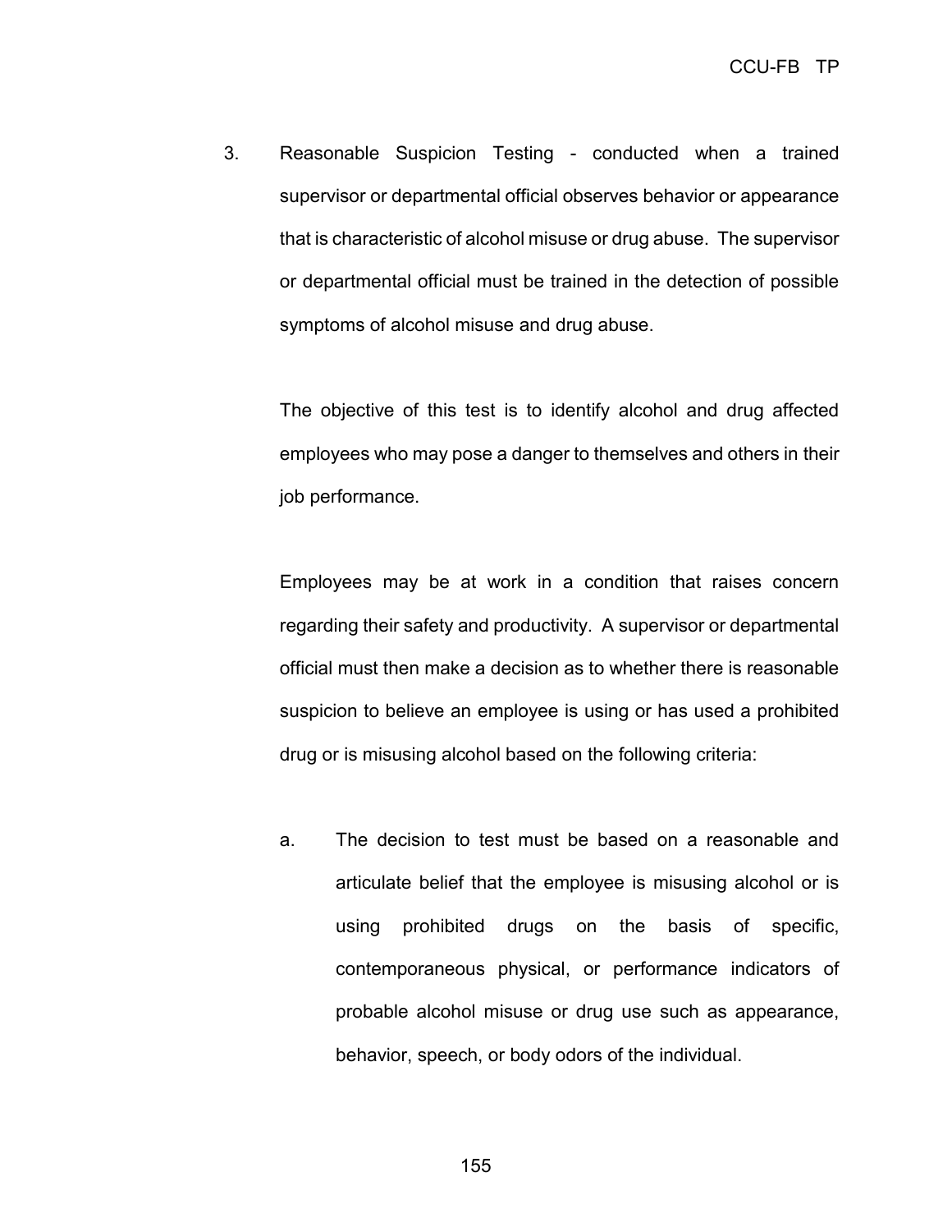3. Reasonable Suspicion Testing - conducted when a trained supervisor or departmental official observes behavior or appearance that is characteristic of alcohol misuse or drug abuse. The supervisor or departmental official must be trained in the detection of possible symptoms of alcohol misuse and drug abuse.

   The objective of this test is to identify alcohol and drug affected employees who may pose a danger to themselves and others in their job performance.

   Employees may be at work in a condition that raises concern regarding their safety and productivity. A supervisor or departmental official must then make a decision as to whether there is reasonable suspicion to believe an employee is using or has used a prohibited drug or is misusing alcohol based on the following criteria:

   a. The decision to test must be based on a reasonable and articulate belief that the employee is misusing alcohol or is using prohibited drugs on the basis of specific, contemporaneous physical, or performance indicators of probable alcohol misuse or drug use such as appearance, behavior, speech, or body odors of the individual.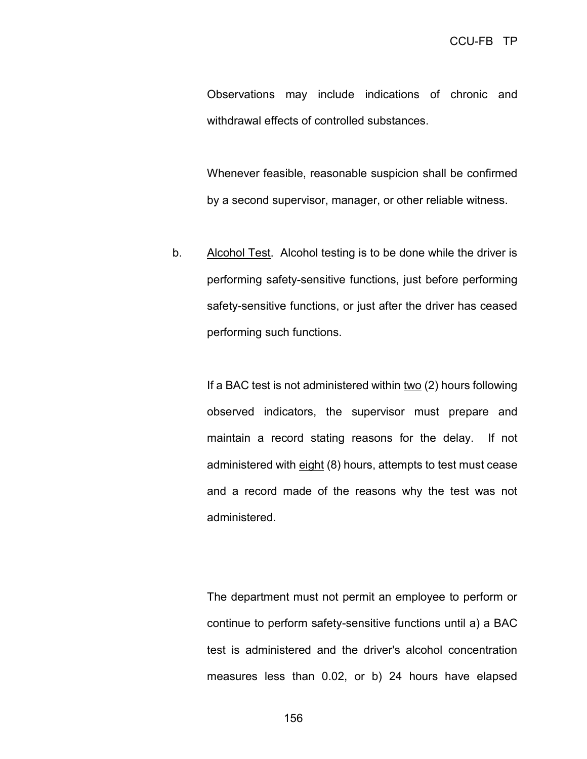Observations may include indications of chronic and withdrawal effects of controlled substances.

Whenever feasible, reasonable suspicion shall be confirmed by a second supervisor, manager, or other reliable witness.

b. Alcohol Test. Alcohol testing is to be done while the driver is performing safety-sensitive functions, just before performing safety-sensitive functions, or just after the driver has ceased performing such functions.

If a BAC test is not administered within two (2) hours following observed indicators, the supervisor must prepare and maintain a record stating reasons for the delay. If not administered with eight (8) hours, attempts to test must cease and a record made of the reasons why the test was not administered.

The department must not permit an employee to perform or continue to perform safety-sensitive functions until a) a BAC test is administered and the driver's alcohol concentration measures less than 0.02, or b) 24 hours have elapsed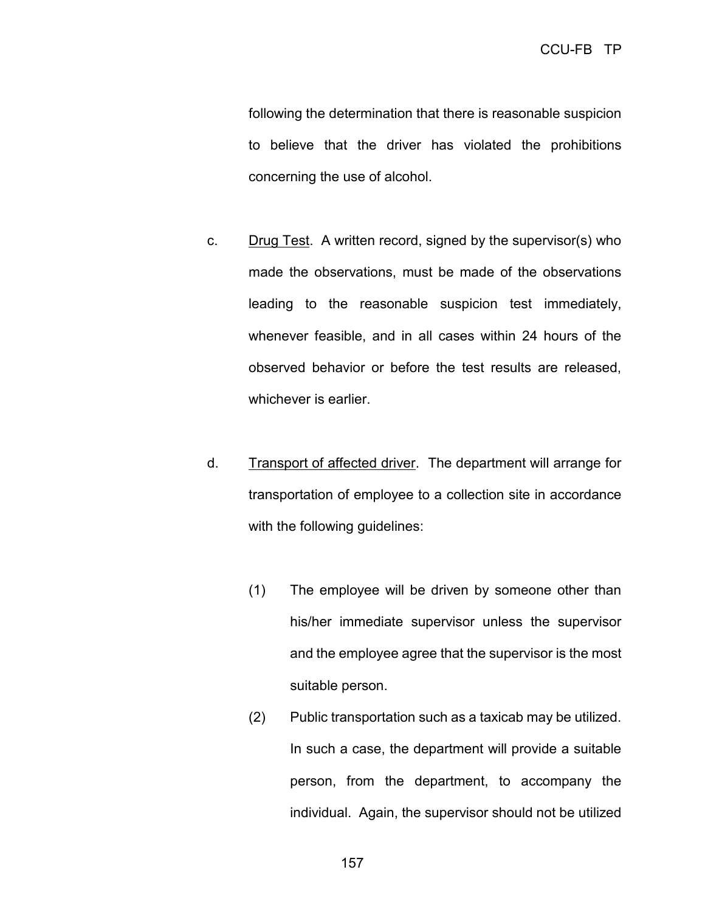following the determination that there is reasonable suspicion to believe that the driver has violated the prohibitions concerning the use of alcohol.

c. Drug Test. A written record, signed by the supervisor(s) who made the observations, must be made of the observations leading to the reasonable suspicion test immediately, whenever feasible, and in all cases within 24 hours of the observed behavior or before the test results are released, whichever is earlier.

d. Transport of affected driver. The department will arrange for transportation of employee to a collection site in accordance with the following guidelines:

   (1) The employee will be driven by someone other than his/her immediate supervisor unless the supervisor and the employee agree that the supervisor is the most suitable person.

   (2) Public transportation such as a taxicab may be utilized. In such a case, the department will provide a suitable person, from the department, to accompany the individual. Again, the supervisor should not be utilized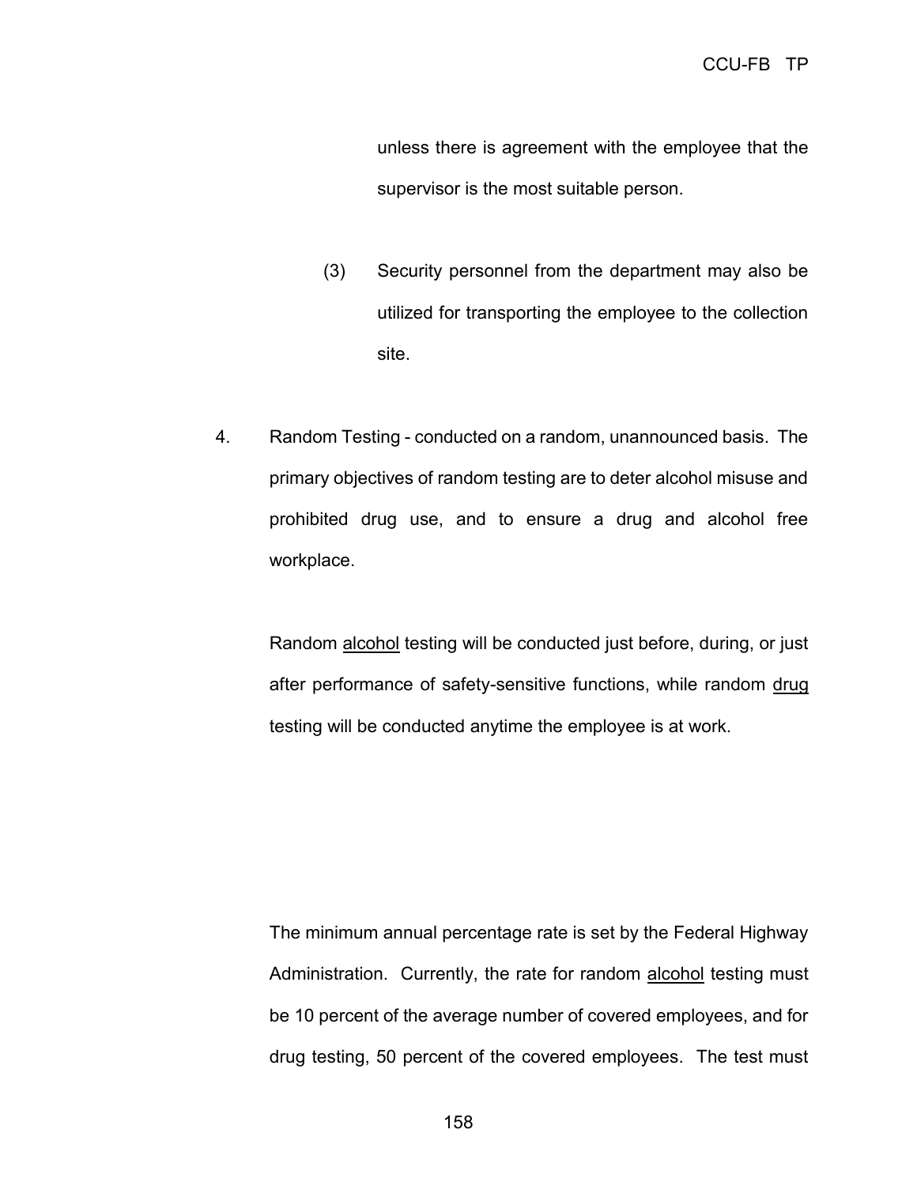unless there is agreement with the employee that the supervisor is the most suitable person.

(3) Security personnel from the department may also be utilized for transporting the employee to the collection site.

4. Random Testing - conducted on a random, unannounced basis. The primary objectives of random testing are to deter alcohol misuse and prohibited drug use, and to ensure a drug and alcohol free workplace.

   Random <u>alcohol</u> testing will be conducted just before, during, or just after performance of safety-sensitive functions, while random <u>drug</u> testing will be conducted anytime the employee is at work.

   The minimum annual percentage rate is set by the Federal Highway Administration. Currently, the rate for random <u>alcohol</u> testing must be 10 percent of the average number of covered employees, and for drug testing, 50 percent of the covered employees. The test must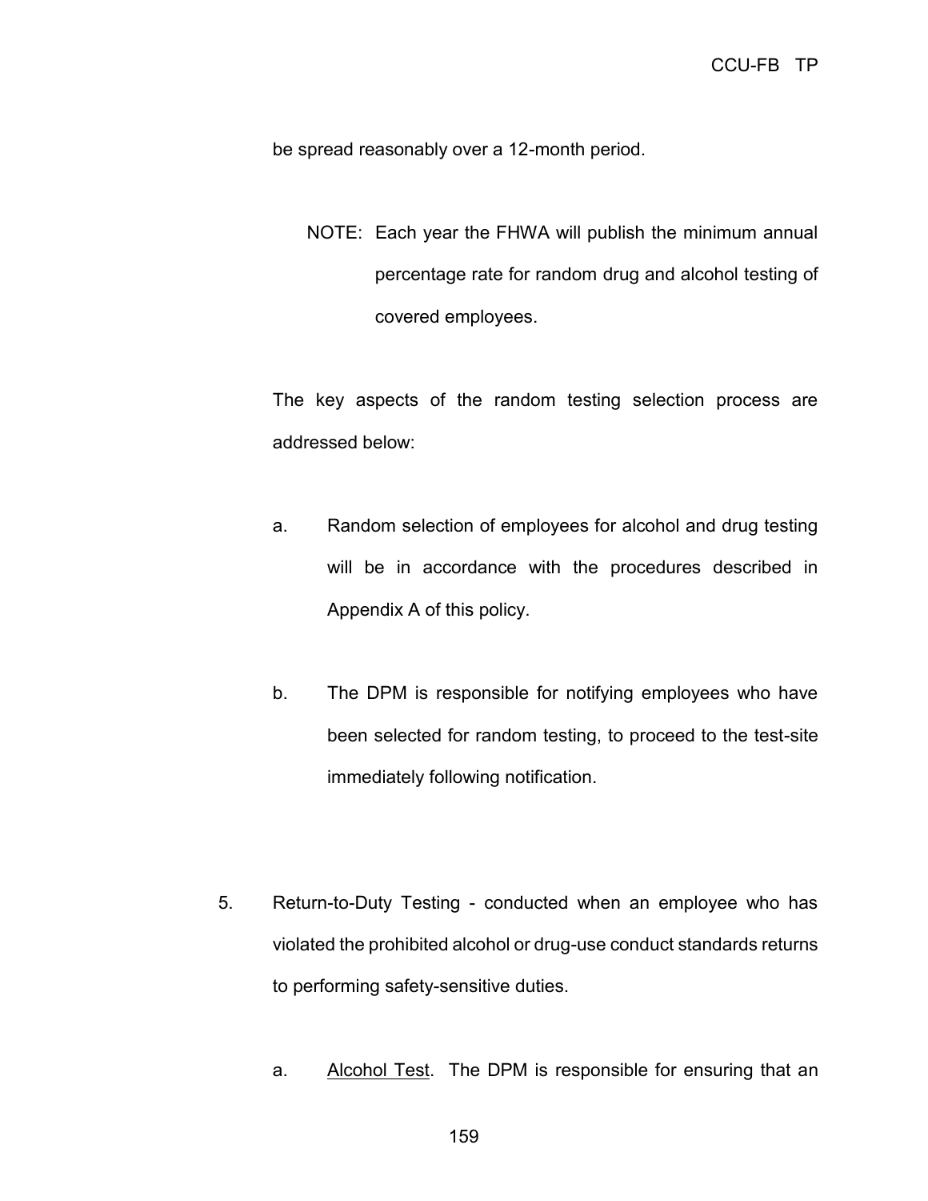be spread reasonably over a 12-month period.

NOTE: Each year the FHWA will publish the minimum annual percentage rate for random drug and alcohol testing of covered employees.

The key aspects of the random testing selection process are addressed below:

a. Random selection of employees for alcohol and drug testing will be in accordance with the procedures described in Appendix A of this policy.

b. The DPM is responsible for notifying employees who have been selected for random testing, to proceed to the test-site immediately following notification.

5. Return-to-Duty Testing - conducted when an employee who has violated the prohibited alcohol or drug-use conduct standards returns to performing safety-sensitive duties.

   a. Alcohol Test. The DPM is responsible for ensuring that an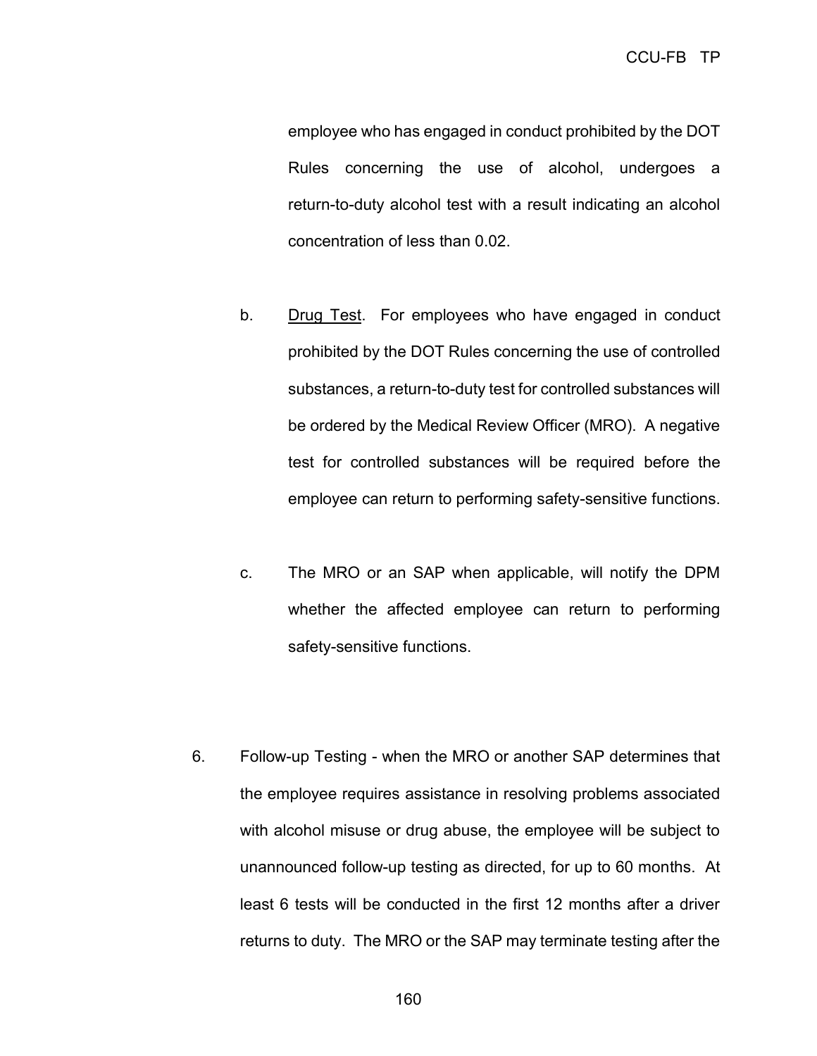employee who has engaged in conduct prohibited by the DOT Rules concerning the use of alcohol, undergoes a return-to-duty alcohol test with a result indicating an alcohol concentration of less than 0.02.

b. Drug Test. For employees who have engaged in conduct prohibited by the DOT Rules concerning the use of controlled substances, a return-to-duty test for controlled substances will be ordered by the Medical Review Officer (MRO). A negative test for controlled substances will be required before the employee can return to performing safety-sensitive functions.

c. The MRO or an SAP when applicable, will notify the DPM whether the affected employee can return to performing safety-sensitive functions.

6. Follow-up Testing - when the MRO or another SAP determines that the employee requires assistance in resolving problems associated with alcohol misuse or drug abuse, the employee will be subject to unannounced follow-up testing as directed, for up to 60 months. At least 6 tests will be conducted in the first 12 months after a driver returns to duty. The MRO or the SAP may terminate testing after the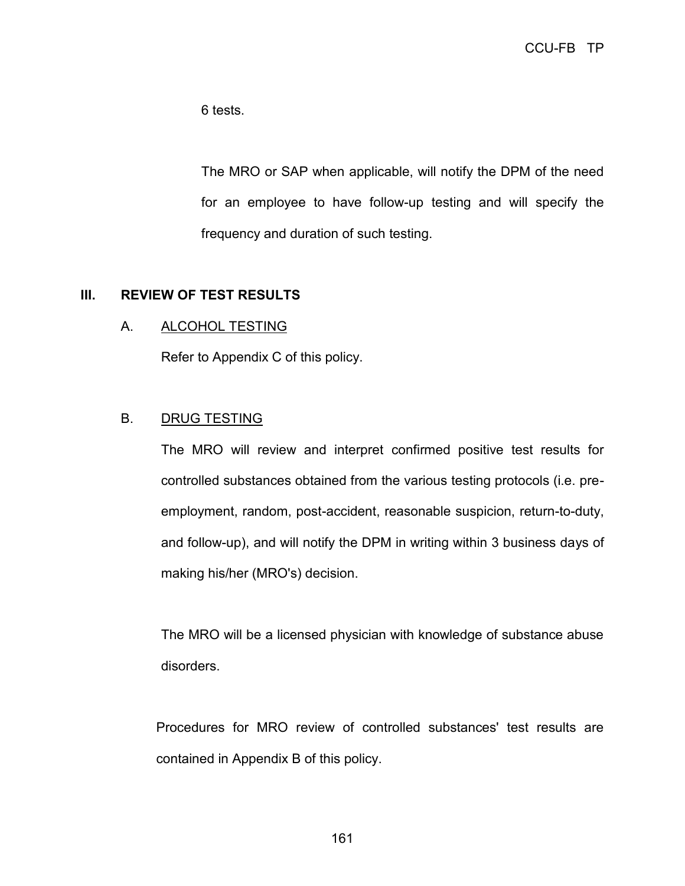6 tests.

The MRO or SAP when applicable, will notify the DPM of the need for an employee to have follow-up testing and will specify the frequency and duration of such testing.

## III. REVIEW OF TEST RESULTS

### A. ALCOHOL TESTING

Refer to Appendix C of this policy.

### B. DRUG TESTING

The MRO will review and interpret confirmed positive test results for controlled substances obtained from the various testing protocols (i.e. pre-employment, random, post-accident, reasonable suspicion, return-to-duty, and follow-up), and will notify the DPM in writing within 3 business days of making his/her (MRO's) decision.

The MRO will be a licensed physician with knowledge of substance abuse disorders.

Procedures for MRO review of controlled substances' test results are contained in Appendix B of this policy.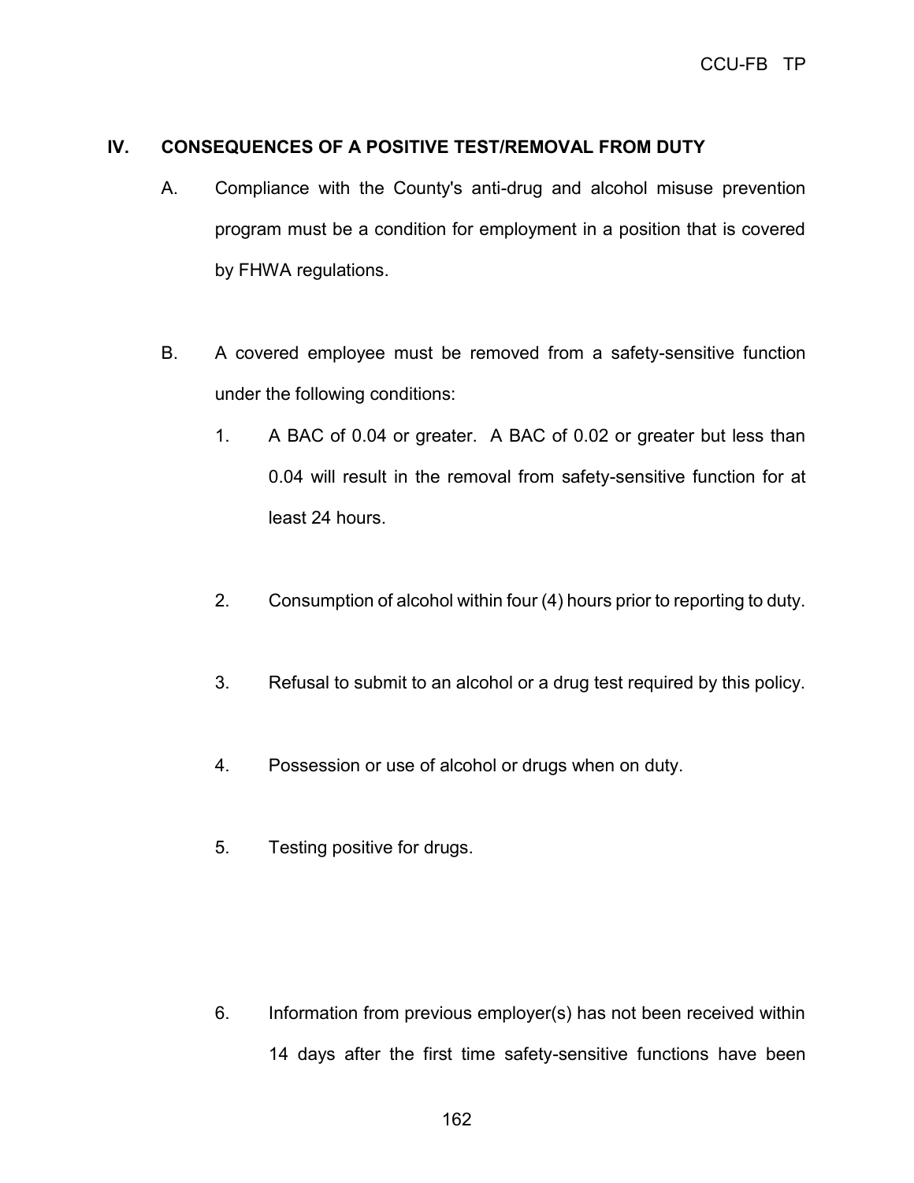## IV. CONSEQUENCES OF A POSITIVE TEST/REMOVAL FROM DUTY

A. Compliance with the County's anti-drug and alcohol misuse prevention program must be a condition for employment in a position that is covered by FHWA regulations.

B. A covered employee must be removed from a safety-sensitive function under the following conditions:

1. A BAC of 0.04 or greater. A BAC of 0.02 or greater but less than 0.04 will result in the removal from safety-sensitive function for at least 24 hours.

2. Consumption of alcohol within four (4) hours prior to reporting to duty.

3. Refusal to submit to an alcohol or a drug test required by this policy.

4. Possession or use of alcohol or drugs when on duty.

5. Testing positive for drugs.

6. Information from previous employer(s) has not been received within 14 days after the first time safety-sensitive functions have been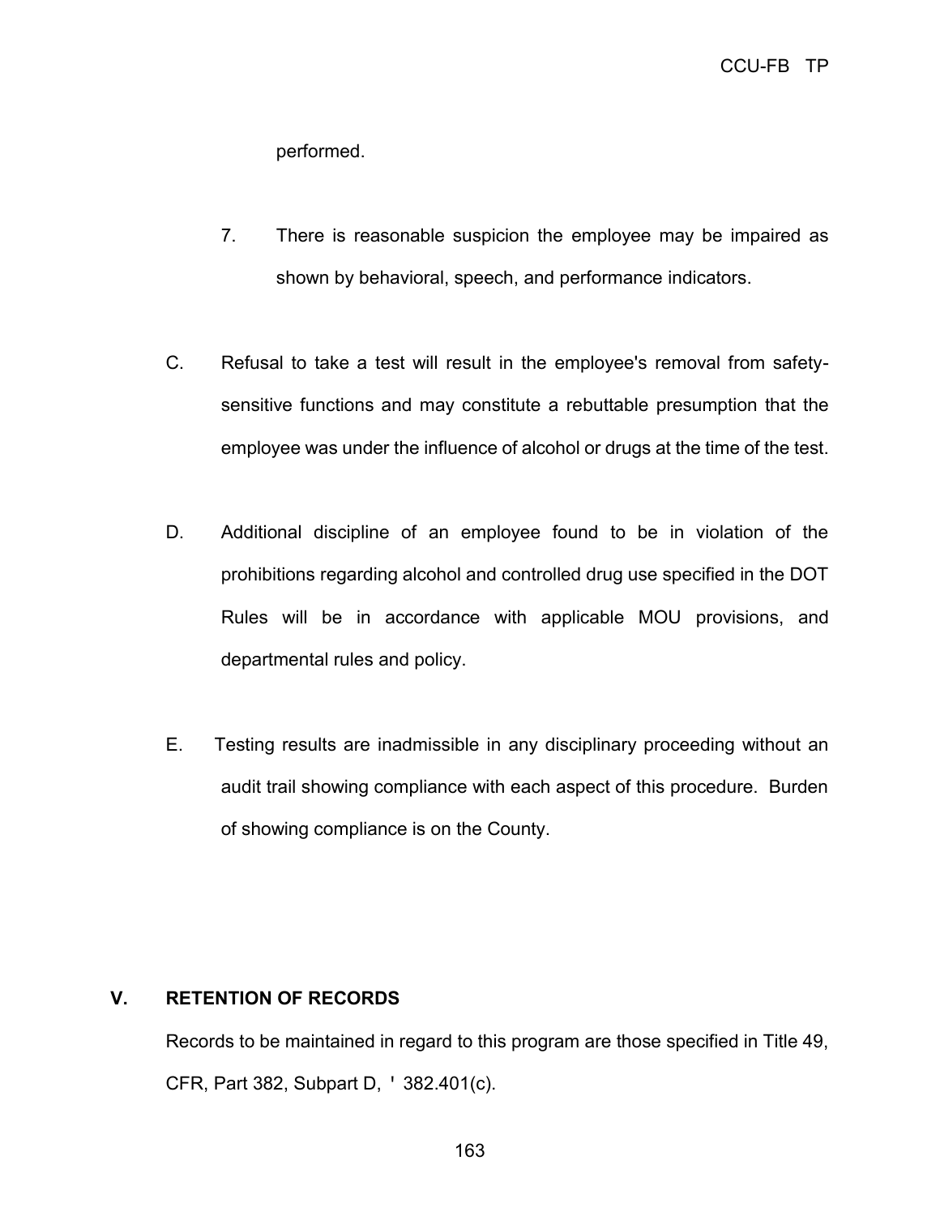performed.

7. There is reasonable suspicion the employee may be impaired as shown by behavioral, speech, and performance indicators.

C. Refusal to take a test will result in the employee's removal from safety-sensitive functions and may constitute a rebuttable presumption that the employee was under the influence of alcohol or drugs at the time of the test.

D. Additional discipline of an employee found to be in violation of the prohibitions regarding alcohol and controlled drug use specified in the DOT Rules will be in accordance with applicable MOU provisions, and departmental rules and policy.

E. Testing results are inadmissible in any disciplinary proceeding without an audit trail showing compliance with each aspect of this procedure. Burden of showing compliance is on the County.

## V. RETENTION OF RECORDS

Records to be maintained in regard to this program are those specified in Title 49, CFR, Part 382, Subpart D, ' 382.401(c).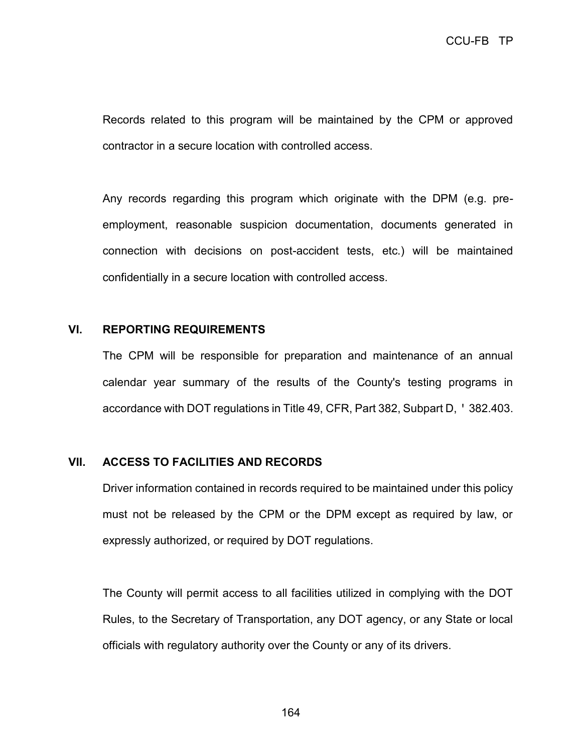Records related to this program will be maintained by the CPM or approved contractor in a secure location with controlled access.

Any records regarding this program which originate with the DPM (e.g. pre-employment, reasonable suspicion documentation, documents generated in connection with decisions on post-accident tests, etc.) will be maintained confidentially in a secure location with controlled access.

## VI. REPORTING REQUIREMENTS

The CPM will be responsible for preparation and maintenance of an annual calendar year summary of the results of the County's testing programs in accordance with DOT regulations in Title 49, CFR, Part 382, Subpart D, ' 382.403.

## VII. ACCESS TO FACILITIES AND RECORDS

Driver information contained in records required to be maintained under this policy must not be released by the CPM or the DPM except as required by law, or expressly authorized, or required by DOT regulations.

The County will permit access to all facilities utilized in complying with the DOT Rules, to the Secretary of Transportation, any DOT agency, or any State or local officials with regulatory authority over the County or any of its drivers.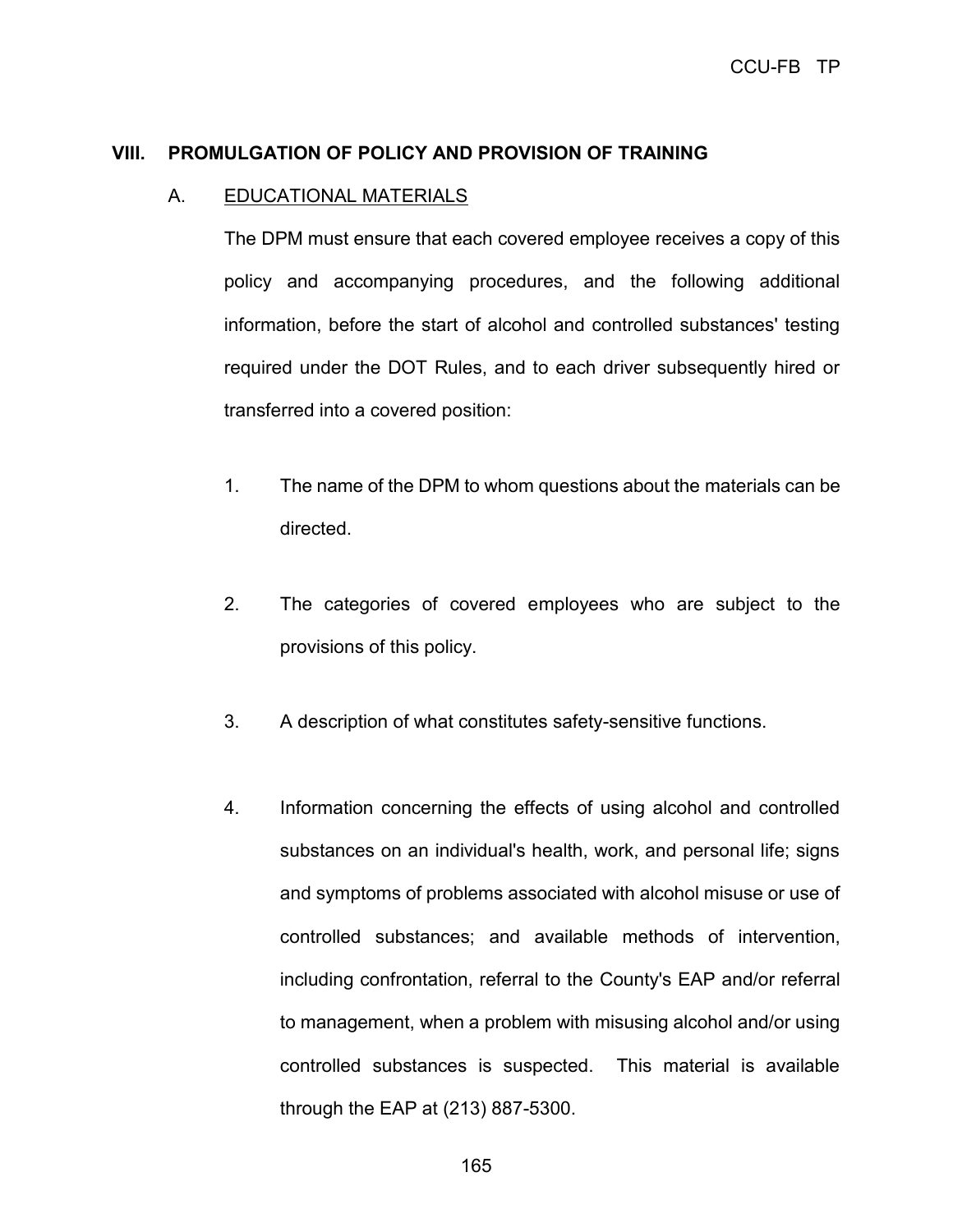## VIII. PROMULGATION OF POLICY AND PROVISION OF TRAINING

### A. EDUCATIONAL MATERIALS

The DPM must ensure that each covered employee receives a copy of this policy and accompanying procedures, and the following additional information, before the start of alcohol and controlled substances' testing required under the DOT Rules, and to each driver subsequently hired or transferred into a covered position:

1. The name of the DPM to whom questions about the materials can be directed.

2. The categories of covered employees who are subject to the provisions of this policy.

3. A description of what constitutes safety-sensitive functions.

4. Information concerning the effects of using alcohol and controlled substances on an individual's health, work, and personal life; signs and symptoms of problems associated with alcohol misuse or use of controlled substances; and available methods of intervention, including confrontation, referral to the County's EAP and/or referral to management, when a problem with misusing alcohol and/or using controlled substances is suspected. This material is available through the EAP at (213) 887-5300.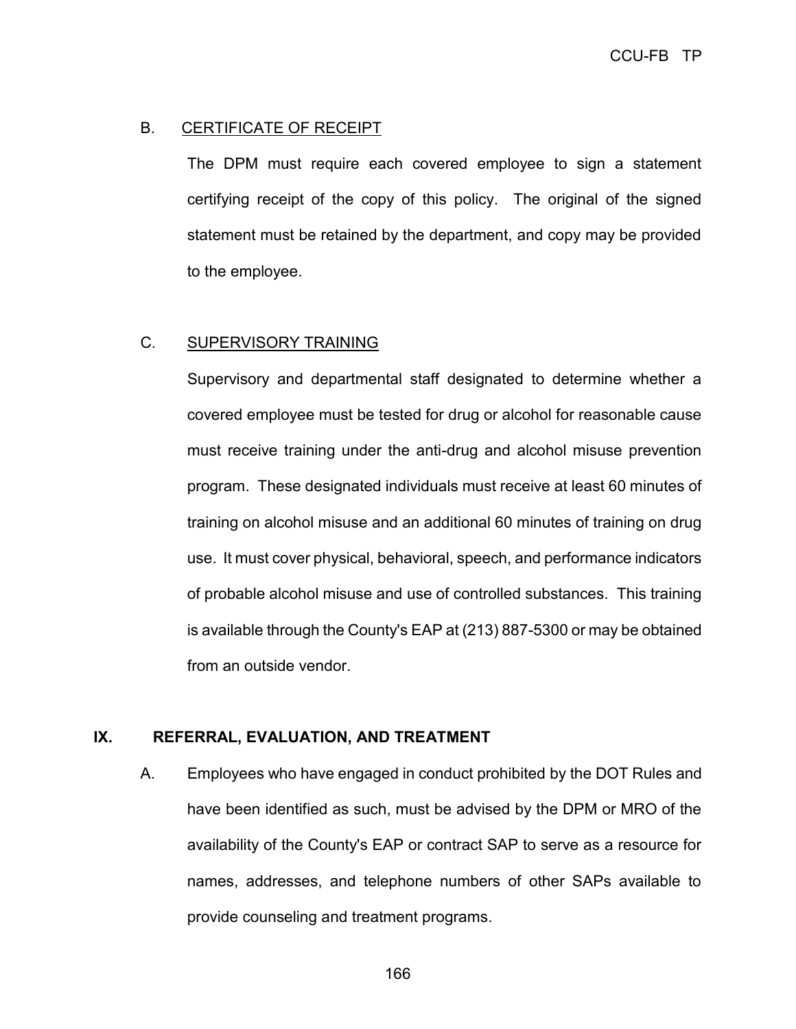### B. CERTIFICATE OF RECEIPT

The DPM must require each covered employee to sign a statement certifying receipt of the copy of this policy. The original of the signed statement must be retained by the department, and copy may be provided to the employee.

### C. SUPERVISORY TRAINING

Supervisory and departmental staff designated to determine whether a covered employee must be tested for drug or alcohol for reasonable cause must receive training under the anti-drug and alcohol misuse prevention program. These designated individuals must receive at least 60 minutes of training on alcohol misuse and an additional 60 minutes of training on drug use. It must cover physical, behavioral, speech, and performance indicators of probable alcohol misuse and use of controlled substances. This training is available through the County's EAP at (213) 887-5300 or may be obtained from an outside vendor.

## IX. REFERRAL, EVALUATION, AND TREATMENT

A. Employees who have engaged in conduct prohibited by the DOT Rules and have been identified as such, must be advised by the DPM or MRO of the availability of the County's EAP or contract SAP to serve as a resource for names, addresses, and telephone numbers of other SAPs available to provide counseling and treatment programs.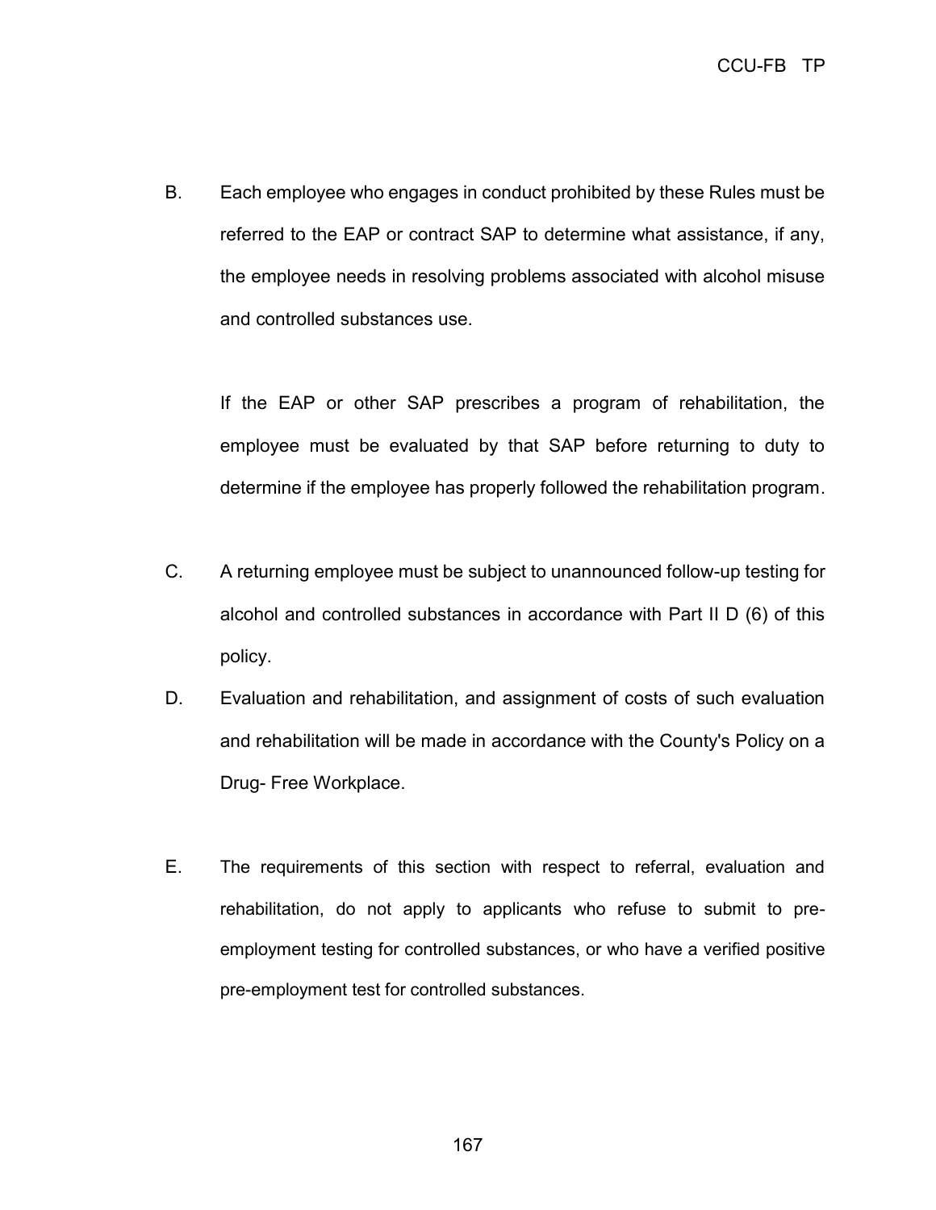B. Each employee who engages in conduct prohibited by these Rules must be referred to the EAP or contract SAP to determine what assistance, if any, the employee needs in resolving problems associated with alcohol misuse and controlled substances use.

   If the EAP or other SAP prescribes a program of rehabilitation, the employee must be evaluated by that SAP before returning to duty to determine if the employee has properly followed the rehabilitation program.

C. A returning employee must be subject to unannounced follow-up testing for alcohol and controlled substances in accordance with Part II D (6) of this policy.

D. Evaluation and rehabilitation, and assignment of costs of such evaluation and rehabilitation will be made in accordance with the County's Policy on a Drug- Free Workplace.

E. The requirements of this section with respect to referral, evaluation and rehabilitation, do not apply to applicants who refuse to submit to pre-employment testing for controlled substances, or who have a verified positive pre-employment test for controlled substances.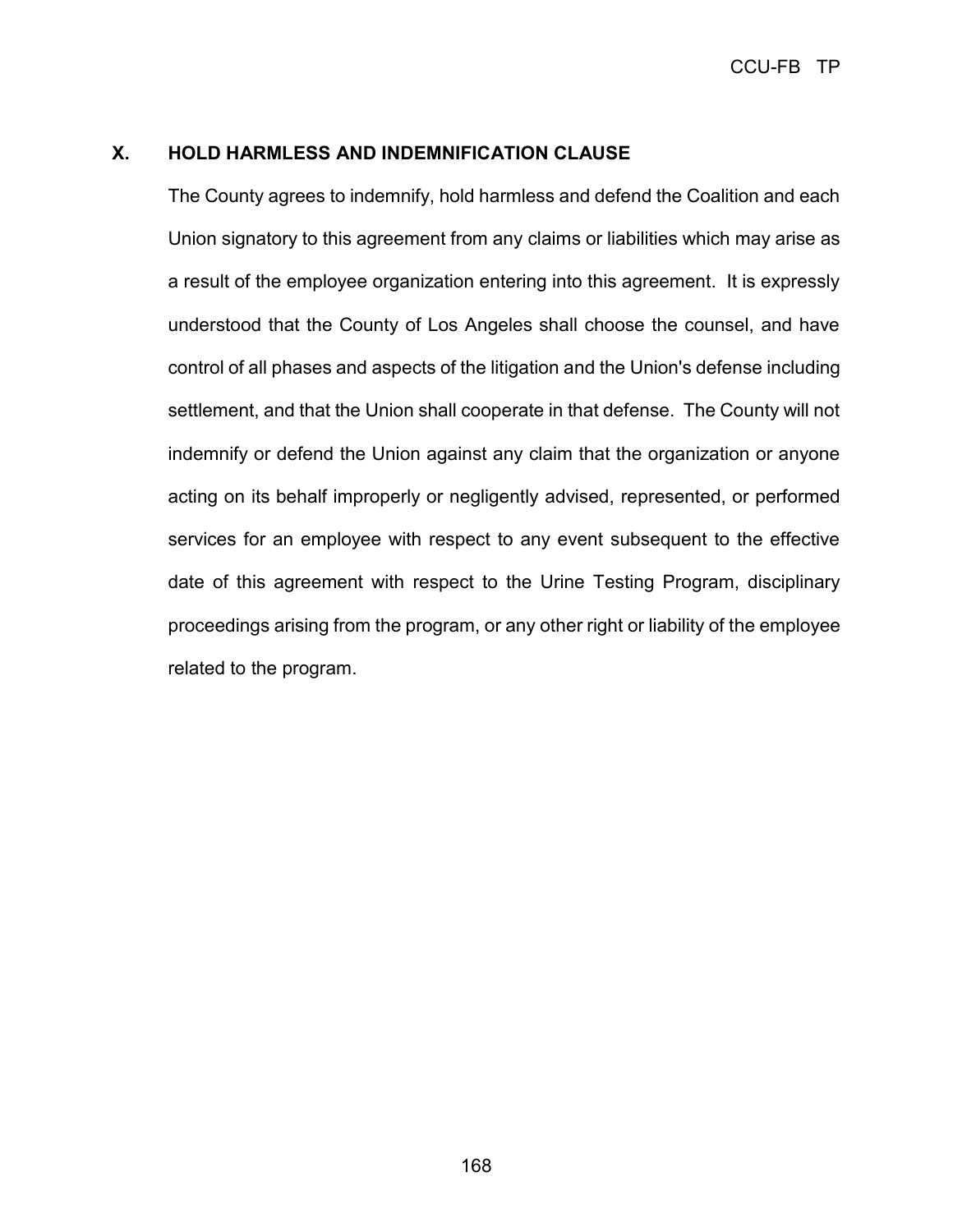## X. HOLD HARMLESS AND INDEMNIFICATION CLAUSE

The County agrees to indemnify, hold harmless and defend the Coalition and each Union signatory to this agreement from any claims or liabilities which may arise as a result of the employee organization entering into this agreement. It is expressly understood that the County of Los Angeles shall choose the counsel, and have control of all phases and aspects of the litigation and the Union's defense including settlement, and that the Union shall cooperate in that defense. The County will not indemnify or defend the Union against any claim that the organization or anyone acting on its behalf improperly or negligently advised, represented, or performed services for an employee with respect to any event subsequent to the effective date of this agreement with respect to the Urine Testing Program, disciplinary proceedings arising from the program, or any other right or liability of the employee related to the program.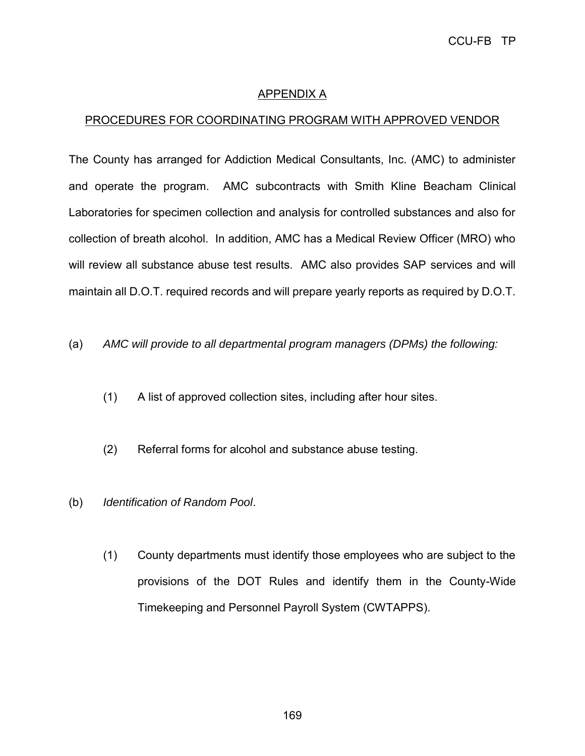## APPENDIX A

## PROCEDURES FOR COORDINATING PROGRAM WITH APPROVED VENDOR

The County has arranged for Addiction Medical Consultants, Inc. (AMC) to administer and operate the program. AMC subcontracts with Smith Kline Beacham Clinical Laboratories for specimen collection and analysis for controlled substances and also for collection of breath alcohol. In addition, AMC has a Medical Review Officer (MRO) who will review all substance abuse test results. AMC also provides SAP services and will maintain all D.O.T. required records and will prepare yearly reports as required by D.O.T.

(a) *AMC will provide to all departmental program managers (DPMs) the following:*

(1) A list of approved collection sites, including after hour sites.

(2) Referral forms for alcohol and substance abuse testing.

(b) *Identification of Random Pool*.

(1) County departments must identify those employees who are subject to the provisions of the DOT Rules and identify them in the County-Wide Timekeeping and Personnel Payroll System (CWTAPPS).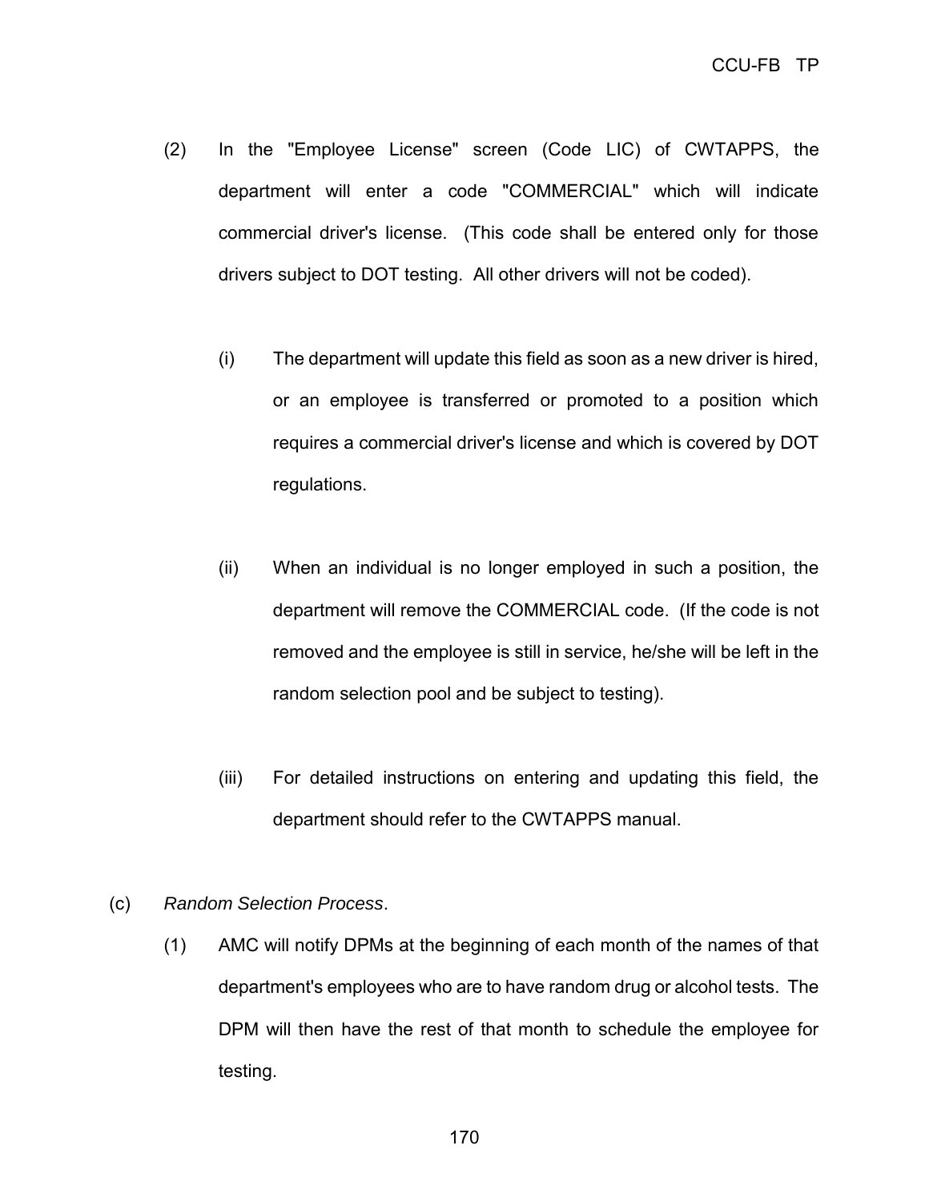(2) In the "Employee License" screen (Code LIC) of CWTAPPS, the department will enter a code "COMMERCIAL" which will indicate commercial driver's license. (This code shall be entered only for those drivers subject to DOT testing. All other drivers will not be coded).

(i) The department will update this field as soon as a new driver is hired, or an employee is transferred or promoted to a position which requires a commercial driver's license and which is covered by DOT regulations.

(ii) When an individual is no longer employed in such a position, the department will remove the COMMERCIAL code. (If the code is not removed and the employee is still in service, he/she will be left in the random selection pool and be subject to testing).

(iii) For detailed instructions on entering and updating this field, the department should refer to the CWTAPPS manual.

(c) *Random Selection Process*.

(1) AMC will notify DPMs at the beginning of each month of the names of that department's employees who are to have random drug or alcohol tests. The DPM will then have the rest of that month to schedule the employee for testing.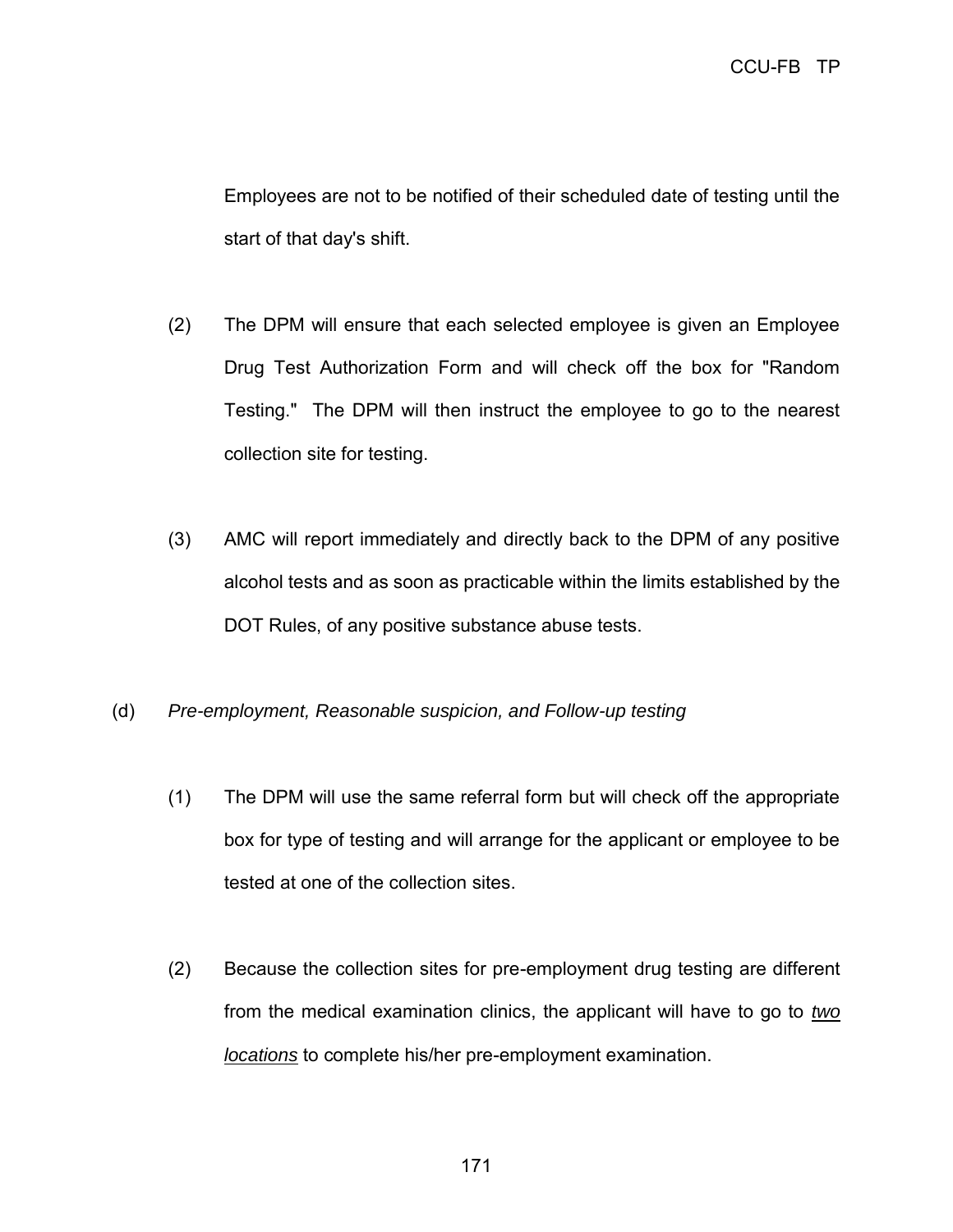Employees are not to be notified of their scheduled date of testing until the start of that day's shift.

(2) The DPM will ensure that each selected employee is given an Employee Drug Test Authorization Form and will check off the box for "Random Testing." The DPM will then instruct the employee to go to the nearest collection site for testing.

(3) AMC will report immediately and directly back to the DPM of any positive alcohol tests and as soon as practicable within the limits established by the DOT Rules, of any positive substance abuse tests.

(d) *Pre-employment, Reasonable suspicion, and Follow-up testing*

(1) The DPM will use the same referral form but will check off the appropriate box for type of testing and will arrange for the applicant or employee to be tested at one of the collection sites.

(2) Because the collection sites for pre-employment drug testing are different from the medical examination clinics, the applicant will have to go to ***two locations*** to complete his/her pre-employment examination.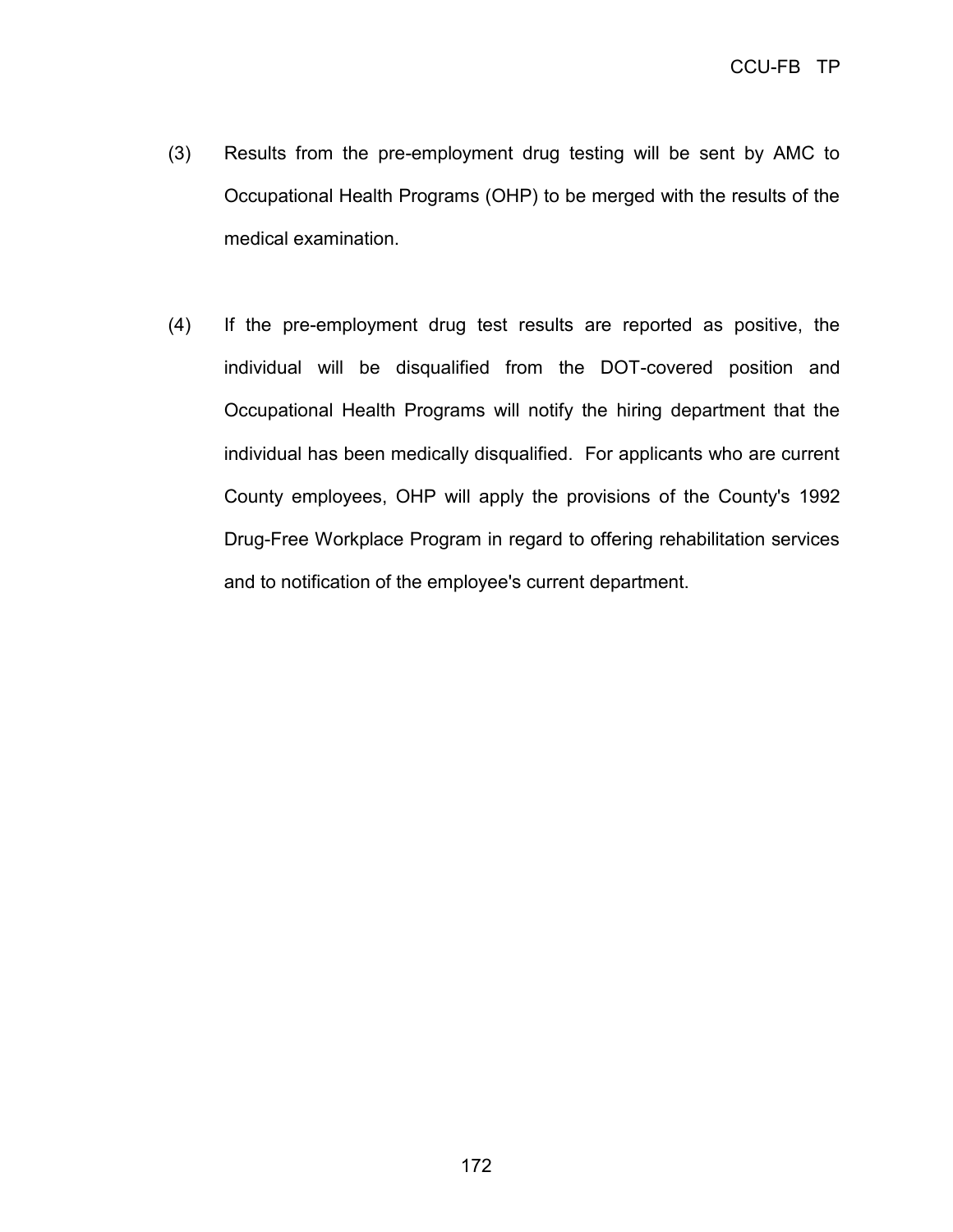(3) Results from the pre-employment drug testing will be sent by AMC to Occupational Health Programs (OHP) to be merged with the results of the medical examination.

(4) If the pre-employment drug test results are reported as positive, the individual will be disqualified from the DOT-covered position and Occupational Health Programs will notify the hiring department that the individual has been medically disqualified. For applicants who are current County employees, OHP will apply the provisions of the County's 1992 Drug-Free Workplace Program in regard to offering rehabilitation services and to notification of the employee's current department.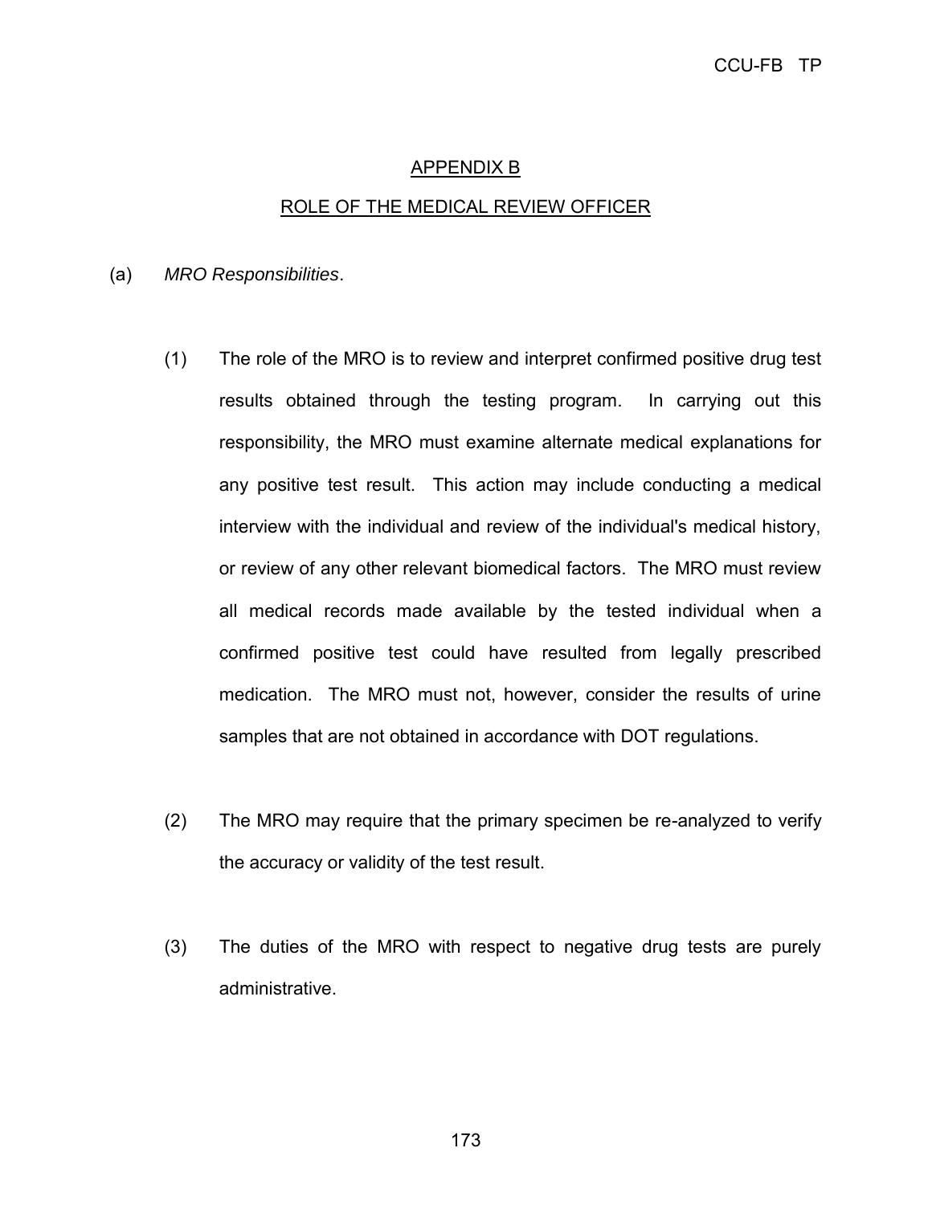## APPENDIX B

## ROLE OF THE MEDICAL REVIEW OFFICER

(a) *MRO Responsibilities*.

(1) The role of the MRO is to review and interpret confirmed positive drug test results obtained through the testing program. In carrying out this responsibility, the MRO must examine alternate medical explanations for any positive test result. This action may include conducting a medical interview with the individual and review of the individual's medical history, or review of any other relevant biomedical factors. The MRO must review all medical records made available by the tested individual when a confirmed positive test could have resulted from legally prescribed medication. The MRO must not, however, consider the results of urine samples that are not obtained in accordance with DOT regulations.

(2) The MRO may require that the primary specimen be re-analyzed to verify the accuracy or validity of the test result.

(3) The duties of the MRO with respect to negative drug tests are purely administrative.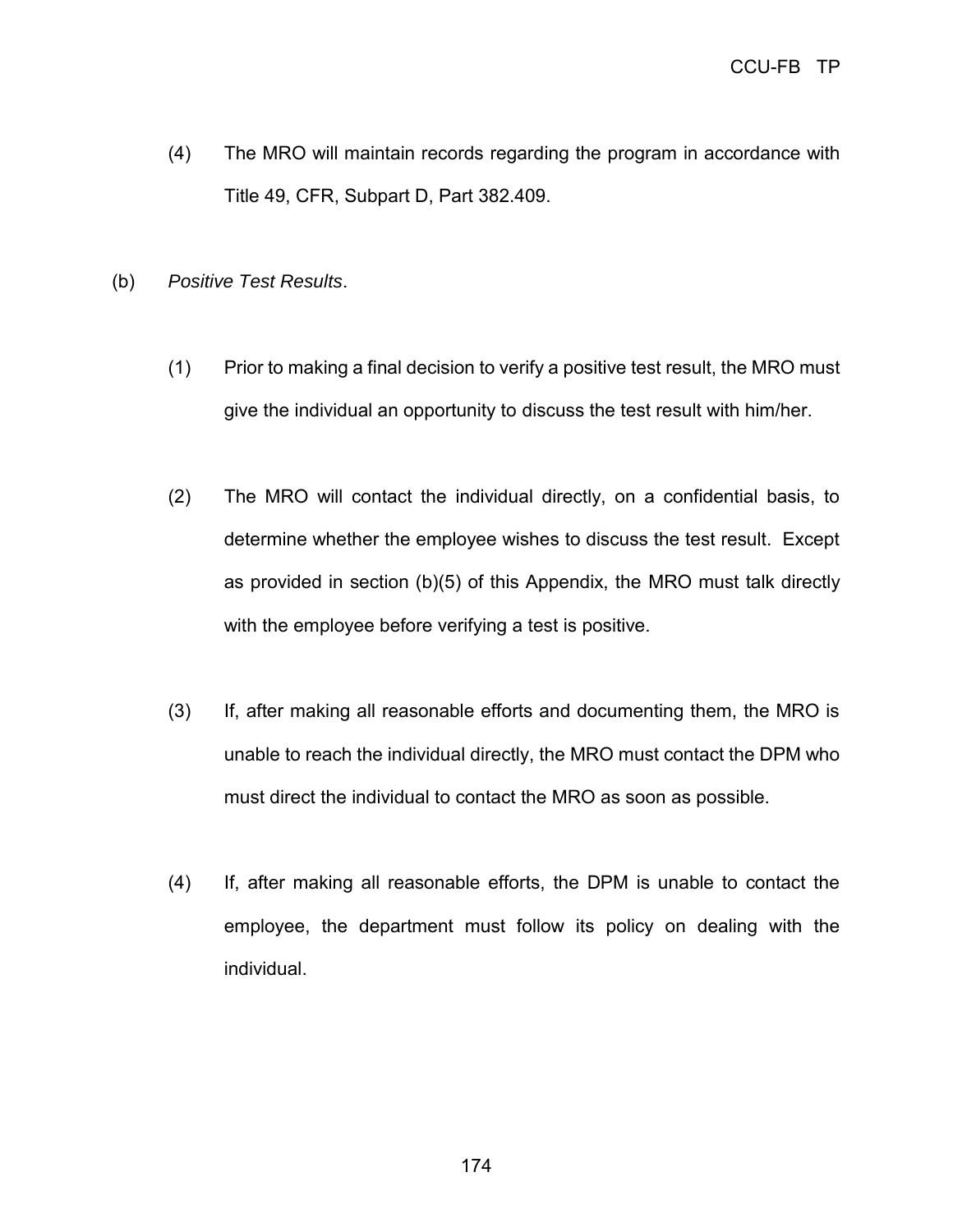(4) The MRO will maintain records regarding the program in accordance with Title 49, CFR, Subpart D, Part 382.409.

(b) *Positive Test Results*.

(1) Prior to making a final decision to verify a positive test result, the MRO must give the individual an opportunity to discuss the test result with him/her.

(2) The MRO will contact the individual directly, on a confidential basis, to determine whether the employee wishes to discuss the test result. Except as provided in section (b)(5) of this Appendix, the MRO must talk directly with the employee before verifying a test is positive.

(3) If, after making all reasonable efforts and documenting them, the MRO is unable to reach the individual directly, the MRO must contact the DPM who must direct the individual to contact the MRO as soon as possible.

(4) If, after making all reasonable efforts, the DPM is unable to contact the employee, the department must follow its policy on dealing with the individual.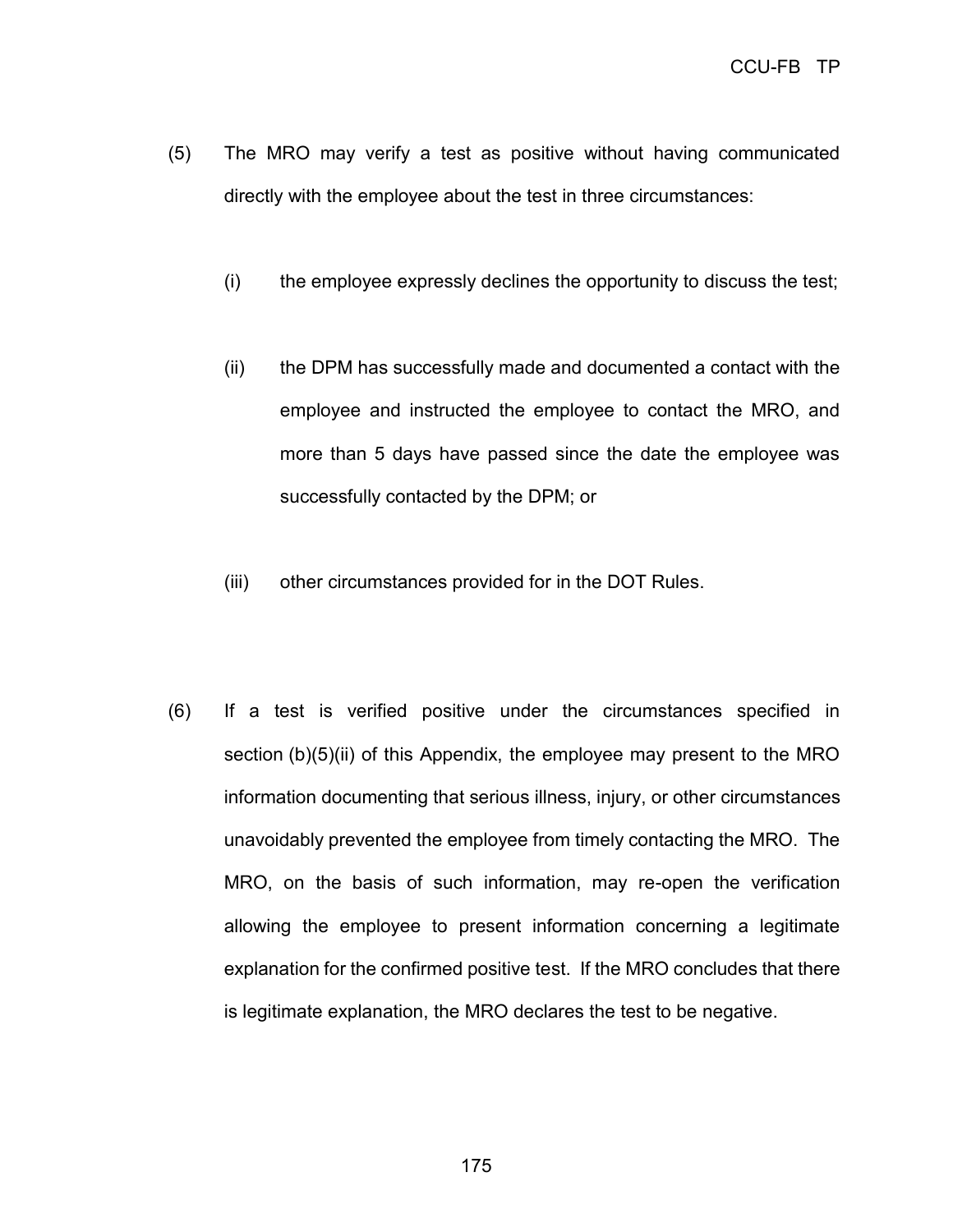(5) The MRO may verify a test as positive without having communicated directly with the employee about the test in three circumstances:

(i) the employee expressly declines the opportunity to discuss the test;

(ii) the DPM has successfully made and documented a contact with the employee and instructed the employee to contact the MRO, and more than 5 days have passed since the date the employee was successfully contacted by the DPM; or

(iii) other circumstances provided for in the DOT Rules.

(6) If a test is verified positive under the circumstances specified in section (b)(5)(ii) of this Appendix, the employee may present to the MRO information documenting that serious illness, injury, or other circumstances unavoidably prevented the employee from timely contacting the MRO. The MRO, on the basis of such information, may re-open the verification allowing the employee to present information concerning a legitimate explanation for the confirmed positive test. If the MRO concludes that there is legitimate explanation, the MRO declares the test to be negative.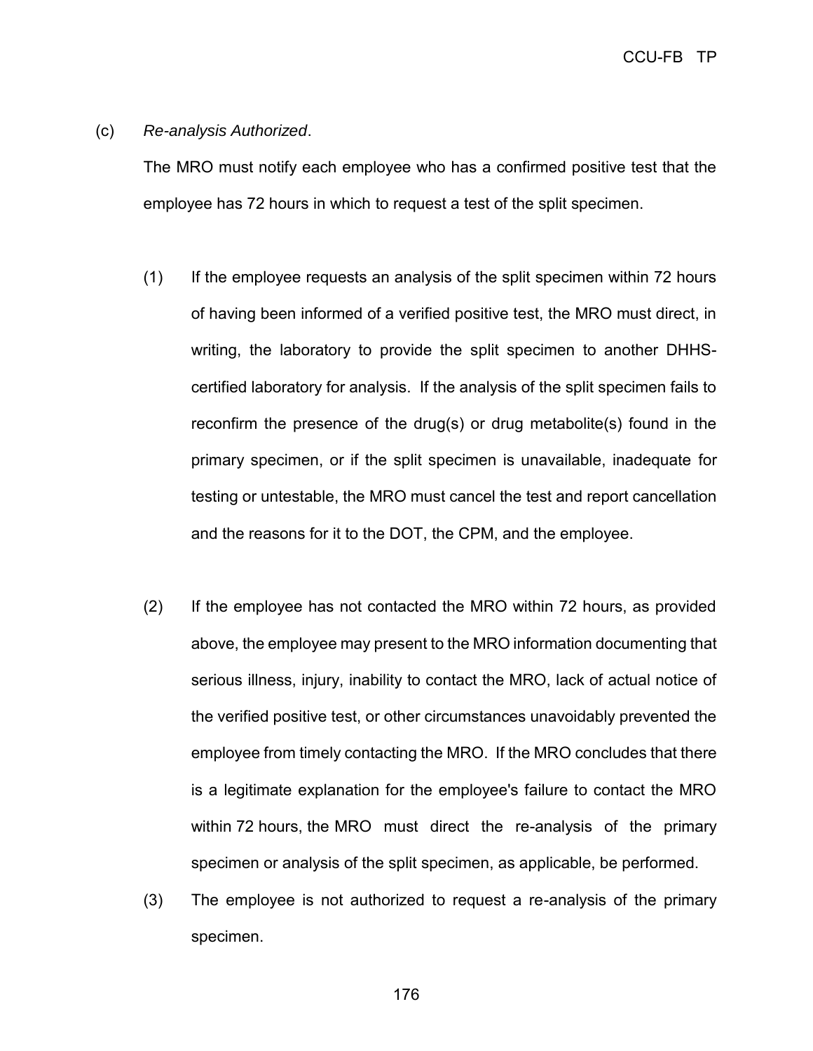(c) *Re-analysis Authorized*.

The MRO must notify each employee who has a confirmed positive test that the employee has 72 hours in which to request a test of the split specimen.

(1) If the employee requests an analysis of the split specimen within 72 hours of having been informed of a verified positive test, the MRO must direct, in writing, the laboratory to provide the split specimen to another DHHS-certified laboratory for analysis. If the analysis of the split specimen fails to reconfirm the presence of the drug(s) or drug metabolite(s) found in the primary specimen, or if the split specimen is unavailable, inadequate for testing or untestable, the MRO must cancel the test and report cancellation and the reasons for it to the DOT, the CPM, and the employee.

(2) If the employee has not contacted the MRO within 72 hours, as provided above, the employee may present to the MRO information documenting that serious illness, injury, inability to contact the MRO, lack of actual notice of the verified positive test, or other circumstances unavoidably prevented the employee from timely contacting the MRO. If the MRO concludes that there is a legitimate explanation for the employee's failure to contact the MRO within 72 hours, the MRO must direct the re-analysis of the primary specimen or analysis of the split specimen, as applicable, be performed.

(3) The employee is not authorized to request a re-analysis of the primary specimen.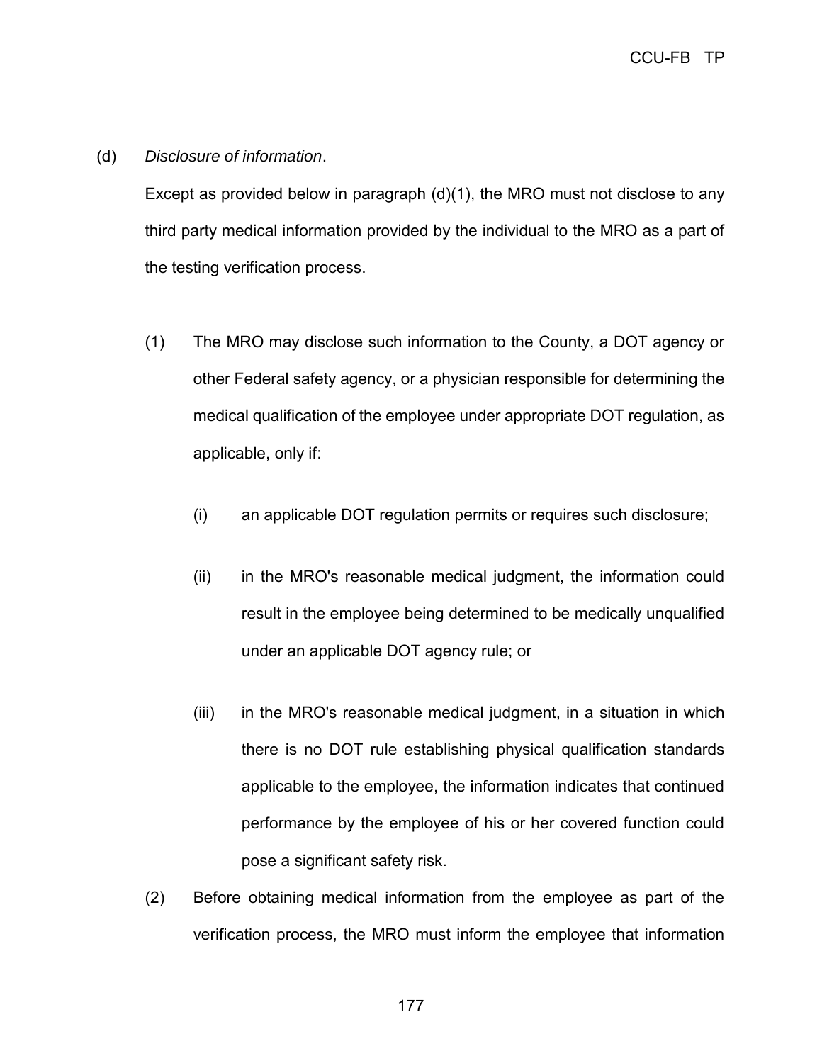(d) *Disclosure of information*.

Except as provided below in paragraph (d)(1), the MRO must not disclose to any third party medical information provided by the individual to the MRO as a part of the testing verification process.

(1) The MRO may disclose such information to the County, a DOT agency or other Federal safety agency, or a physician responsible for determining the medical qualification of the employee under appropriate DOT regulation, as applicable, only if:

(i) an applicable DOT regulation permits or requires such disclosure;

(ii) in the MRO's reasonable medical judgment, the information could result in the employee being determined to be medically unqualified under an applicable DOT agency rule; or

(iii) in the MRO's reasonable medical judgment, in a situation in which there is no DOT rule establishing physical qualification standards applicable to the employee, the information indicates that continued performance by the employee of his or her covered function could pose a significant safety risk.

(2) Before obtaining medical information from the employee as part of the verification process, the MRO must inform the employee that information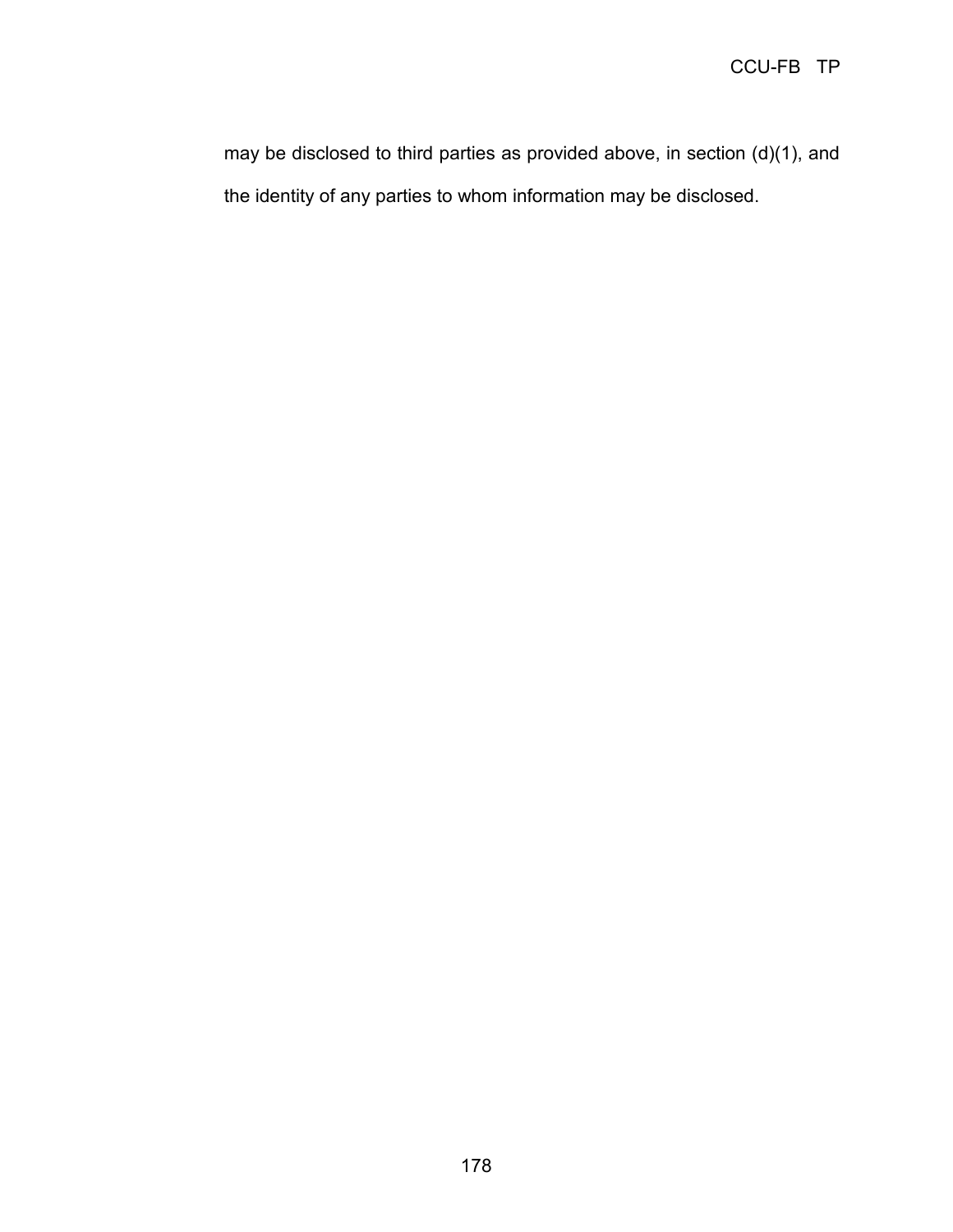may be disclosed to third parties as provided above, in section (d)(1), and the identity of any parties to whom information may be disclosed.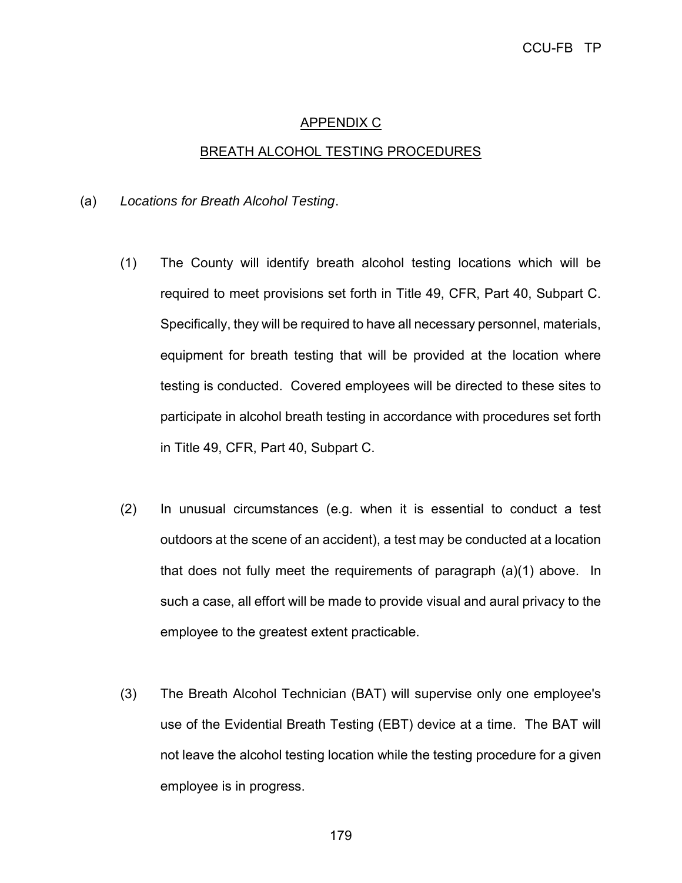# APPENDIX C

## BREATH ALCOHOL TESTING PROCEDURES

(a) *Locations for Breath Alcohol Testing*.

(1) The County will identify breath alcohol testing locations which will be required to meet provisions set forth in Title 49, CFR, Part 40, Subpart C. Specifically, they will be required to have all necessary personnel, materials, equipment for breath testing that will be provided at the location where testing is conducted. Covered employees will be directed to these sites to participate in alcohol breath testing in accordance with procedures set forth in Title 49, CFR, Part 40, Subpart C.

(2) In unusual circumstances (e.g. when it is essential to conduct a test outdoors at the scene of an accident), a test may be conducted at a location that does not fully meet the requirements of paragraph (a)(1) above. In such a case, all effort will be made to provide visual and aural privacy to the employee to the greatest extent practicable.

(3) The Breath Alcohol Technician (BAT) will supervise only one employee's use of the Evidential Breath Testing (EBT) device at a time. The BAT will not leave the alcohol testing location while the testing procedure for a given employee is in progress.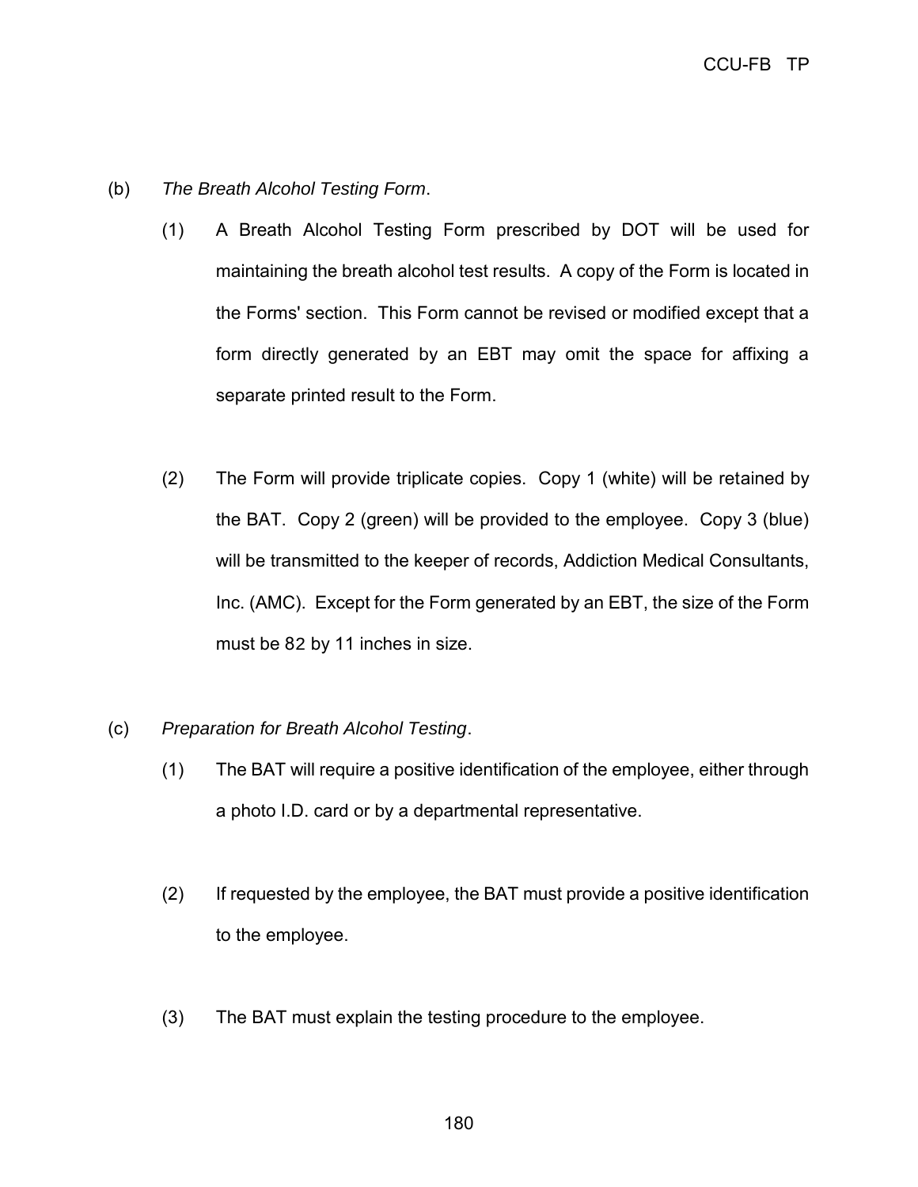(b) *The Breath Alcohol Testing Form*.

(1) A Breath Alcohol Testing Form prescribed by DOT will be used for maintaining the breath alcohol test results. A copy of the Form is located in the Forms' section. This Form cannot be revised or modified except that a form directly generated by an EBT may omit the space for affixing a separate printed result to the Form.

(2) The Form will provide triplicate copies. Copy 1 (white) will be retained by the BAT. Copy 2 (green) will be provided to the employee. Copy 3 (blue) will be transmitted to the keeper of records, Addiction Medical Consultants, Inc. (AMC). Except for the Form generated by an EBT, the size of the Form must be 82 by 11 inches in size.

(c) *Preparation for Breath Alcohol Testing*.

(1) The BAT will require a positive identification of the employee, either through a photo I.D. card or by a departmental representative.

(2) If requested by the employee, the BAT must provide a positive identification to the employee.

(3) The BAT must explain the testing procedure to the employee.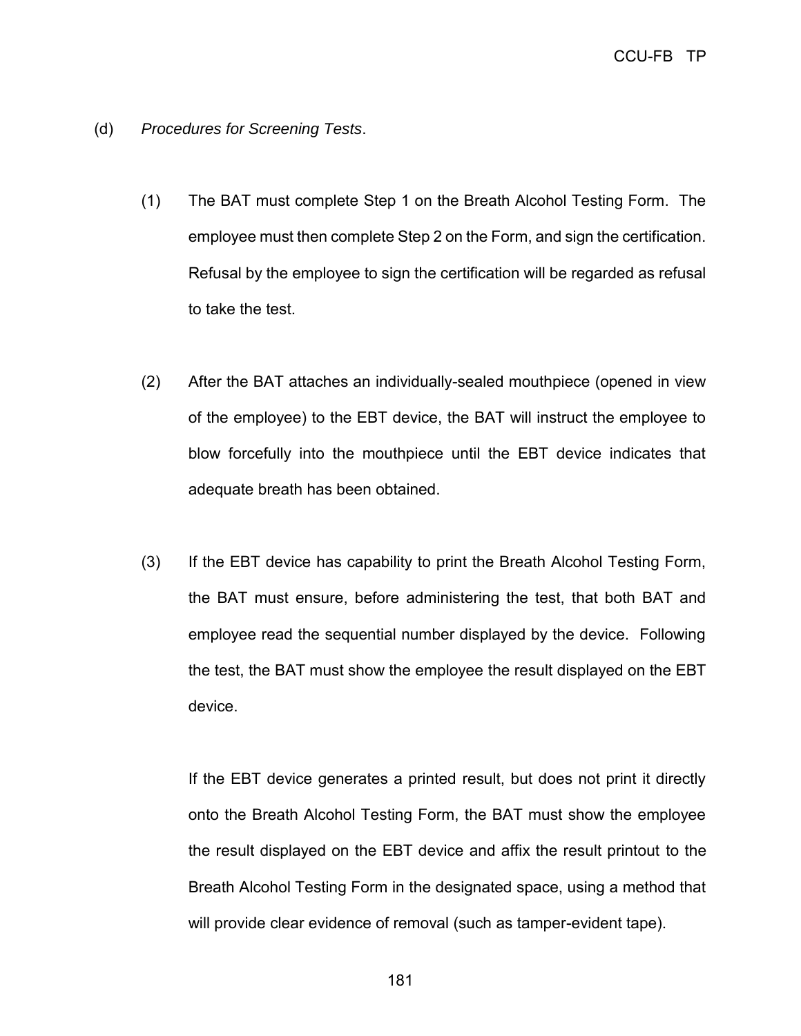(d) *Procedures for Screening Tests*.

(1) The BAT must complete Step 1 on the Breath Alcohol Testing Form. The employee must then complete Step 2 on the Form, and sign the certification. Refusal by the employee to sign the certification will be regarded as refusal to take the test.

(2) After the BAT attaches an individually-sealed mouthpiece (opened in view of the employee) to the EBT device, the BAT will instruct the employee to blow forcefully into the mouthpiece until the EBT device indicates that adequate breath has been obtained.

(3) If the EBT device has capability to print the Breath Alcohol Testing Form, the BAT must ensure, before administering the test, that both BAT and employee read the sequential number displayed by the device. Following the test, the BAT must show the employee the result displayed on the EBT device.

If the EBT device generates a printed result, but does not print it directly onto the Breath Alcohol Testing Form, the BAT must show the employee the result displayed on the EBT device and affix the result printout to the Breath Alcohol Testing Form in the designated space, using a method that will provide clear evidence of removal (such as tamper-evident tape).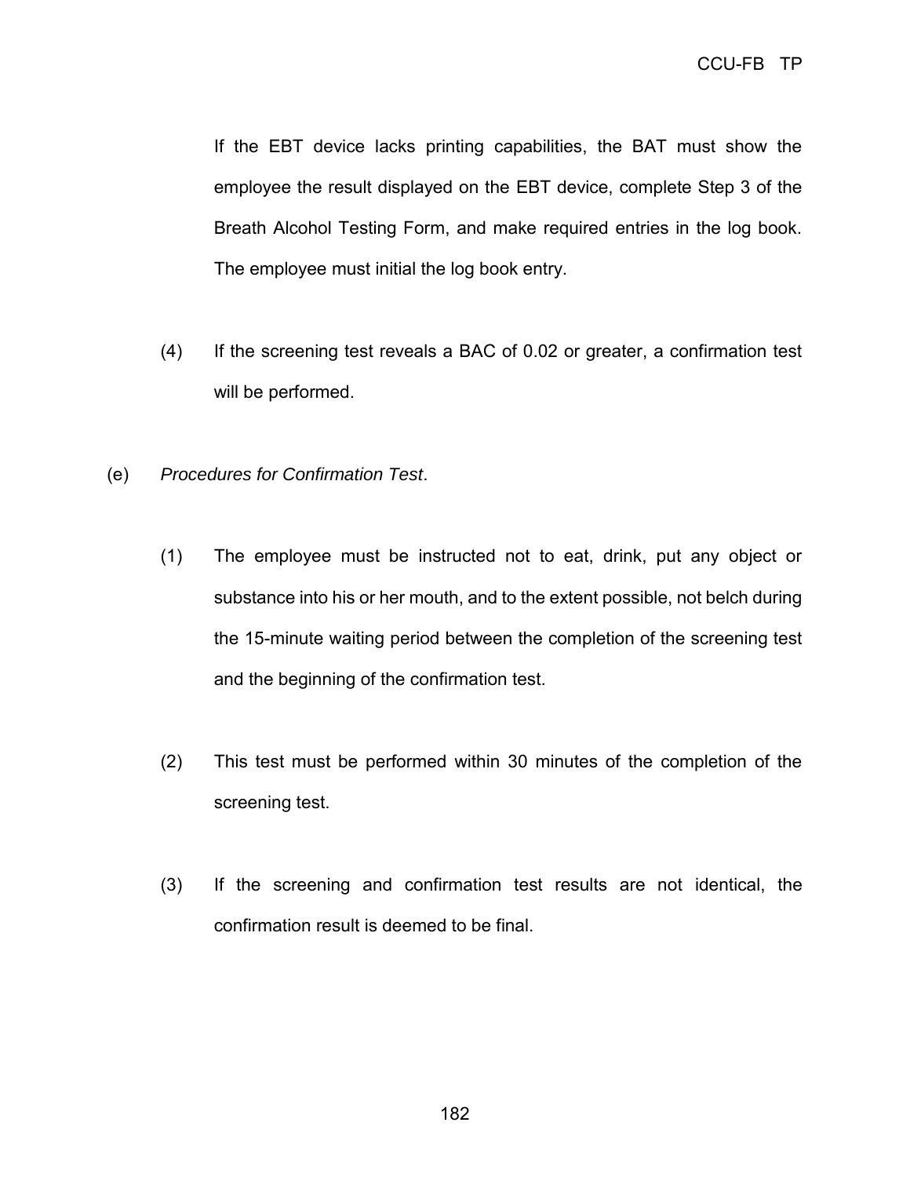If the EBT device lacks printing capabilities, the BAT must show the employee the result displayed on the EBT device, complete Step 3 of the Breath Alcohol Testing Form, and make required entries in the log book. The employee must initial the log book entry.

(4) If the screening test reveals a BAC of 0.02 or greater, a confirmation test will be performed.

(e) *Procedures for Confirmation Test*.

(1) The employee must be instructed not to eat, drink, put any object or substance into his or her mouth, and to the extent possible, not belch during the 15-minute waiting period between the completion of the screening test and the beginning of the confirmation test.

(2) This test must be performed within 30 minutes of the completion of the screening test.

(3) If the screening and confirmation test results are not identical, the confirmation result is deemed to be final.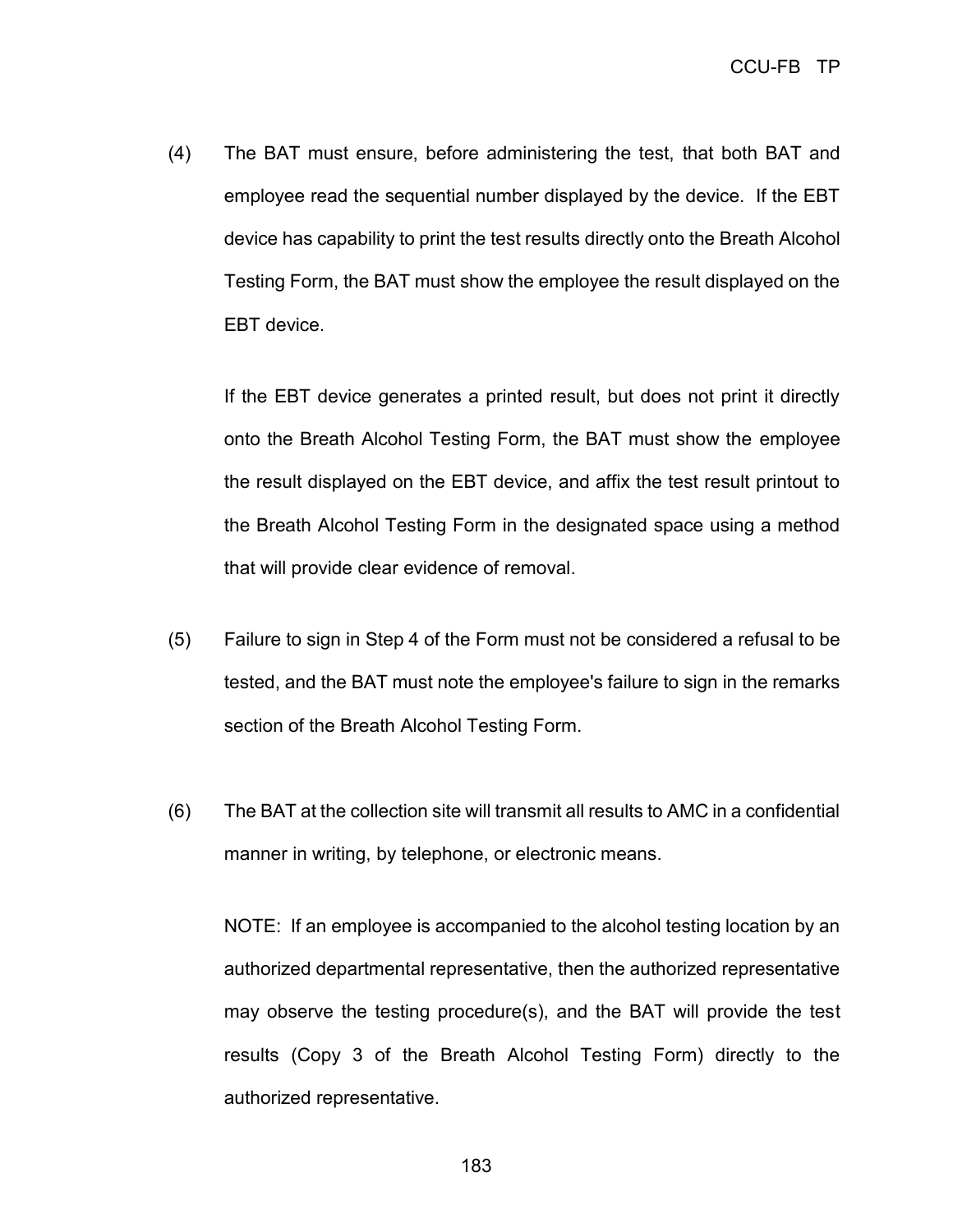(4) The BAT must ensure, before administering the test, that both BAT and employee read the sequential number displayed by the device. If the EBT device has capability to print the test results directly onto the Breath Alcohol Testing Form, the BAT must show the employee the result displayed on the EBT device.

If the EBT device generates a printed result, but does not print it directly onto the Breath Alcohol Testing Form, the BAT must show the employee the result displayed on the EBT device, and affix the test result printout to the Breath Alcohol Testing Form in the designated space using a method that will provide clear evidence of removal.

(5) Failure to sign in Step 4 of the Form must not be considered a refusal to be tested, and the BAT must note the employee's failure to sign in the remarks section of the Breath Alcohol Testing Form.

(6) The BAT at the collection site will transmit all results to AMC in a confidential manner in writing, by telephone, or electronic means.

NOTE: If an employee is accompanied to the alcohol testing location by an authorized departmental representative, then the authorized representative may observe the testing procedure(s), and the BAT will provide the test results (Copy 3 of the Breath Alcohol Testing Form) directly to the authorized representative.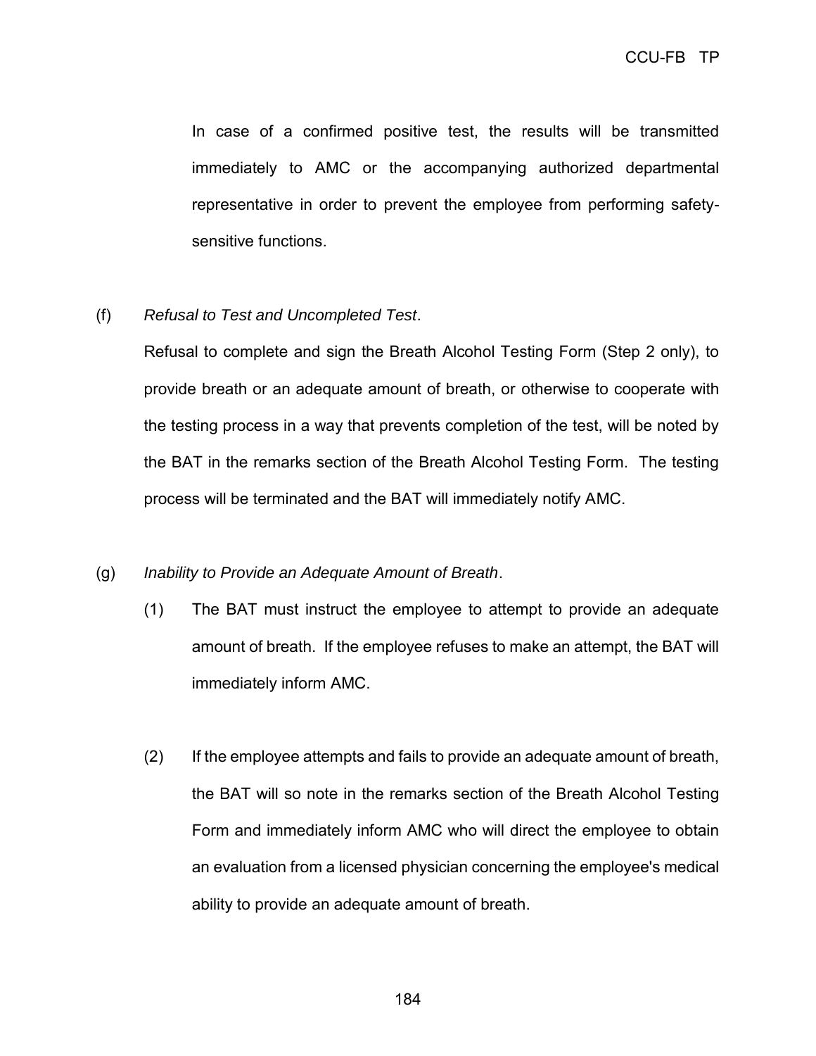In case of a confirmed positive test, the results will be transmitted immediately to AMC or the accompanying authorized departmental representative in order to prevent the employee from performing safety-sensitive functions.

(f) *Refusal to Test and Uncompleted Test*.

Refusal to complete and sign the Breath Alcohol Testing Form (Step 2 only), to provide breath or an adequate amount of breath, or otherwise to cooperate with the testing process in a way that prevents completion of the test, will be noted by the BAT in the remarks section of the Breath Alcohol Testing Form. The testing process will be terminated and the BAT will immediately notify AMC.

(g) *Inability to Provide an Adequate Amount of Breath*.

(1) The BAT must instruct the employee to attempt to provide an adequate amount of breath. If the employee refuses to make an attempt, the BAT will immediately inform AMC.

(2) If the employee attempts and fails to provide an adequate amount of breath, the BAT will so note in the remarks section of the Breath Alcohol Testing Form and immediately inform AMC who will direct the employee to obtain an evaluation from a licensed physician concerning the employee's medical ability to provide an adequate amount of breath.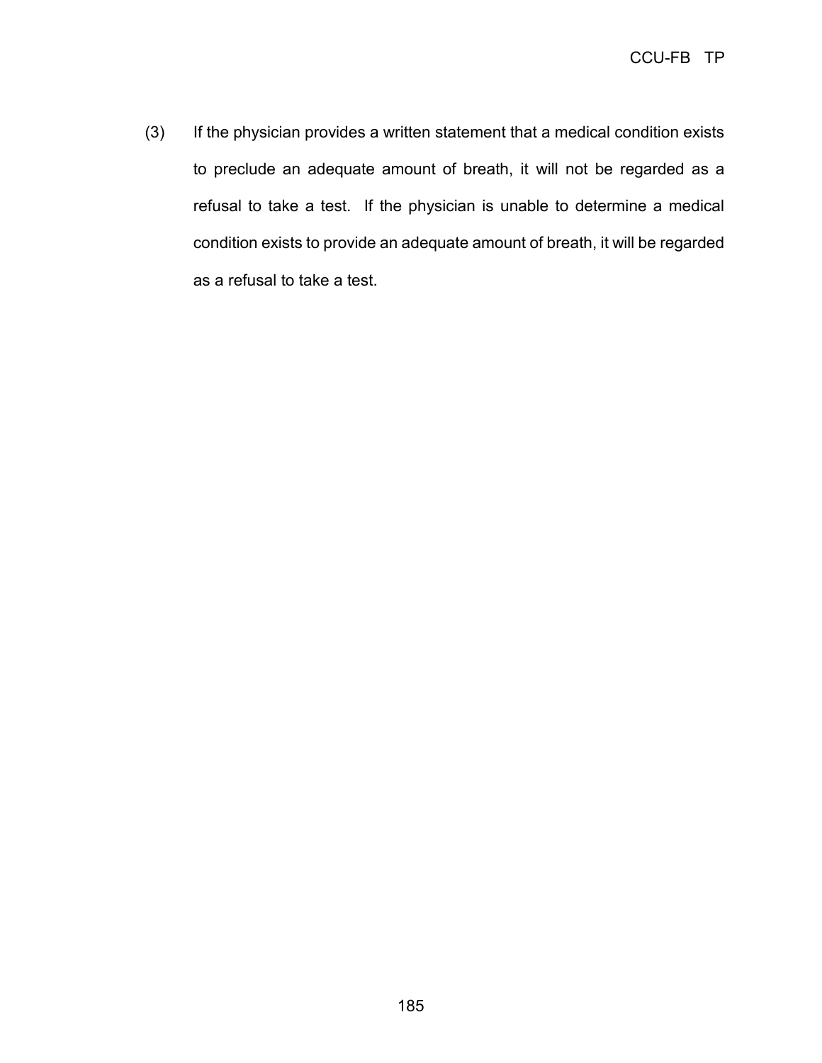(3) If the physician provides a written statement that a medical condition exists to preclude an adequate amount of breath, it will not be regarded as a refusal to take a test. If the physician is unable to determine a medical condition exists to provide an adequate amount of breath, it will be regarded as a refusal to take a test.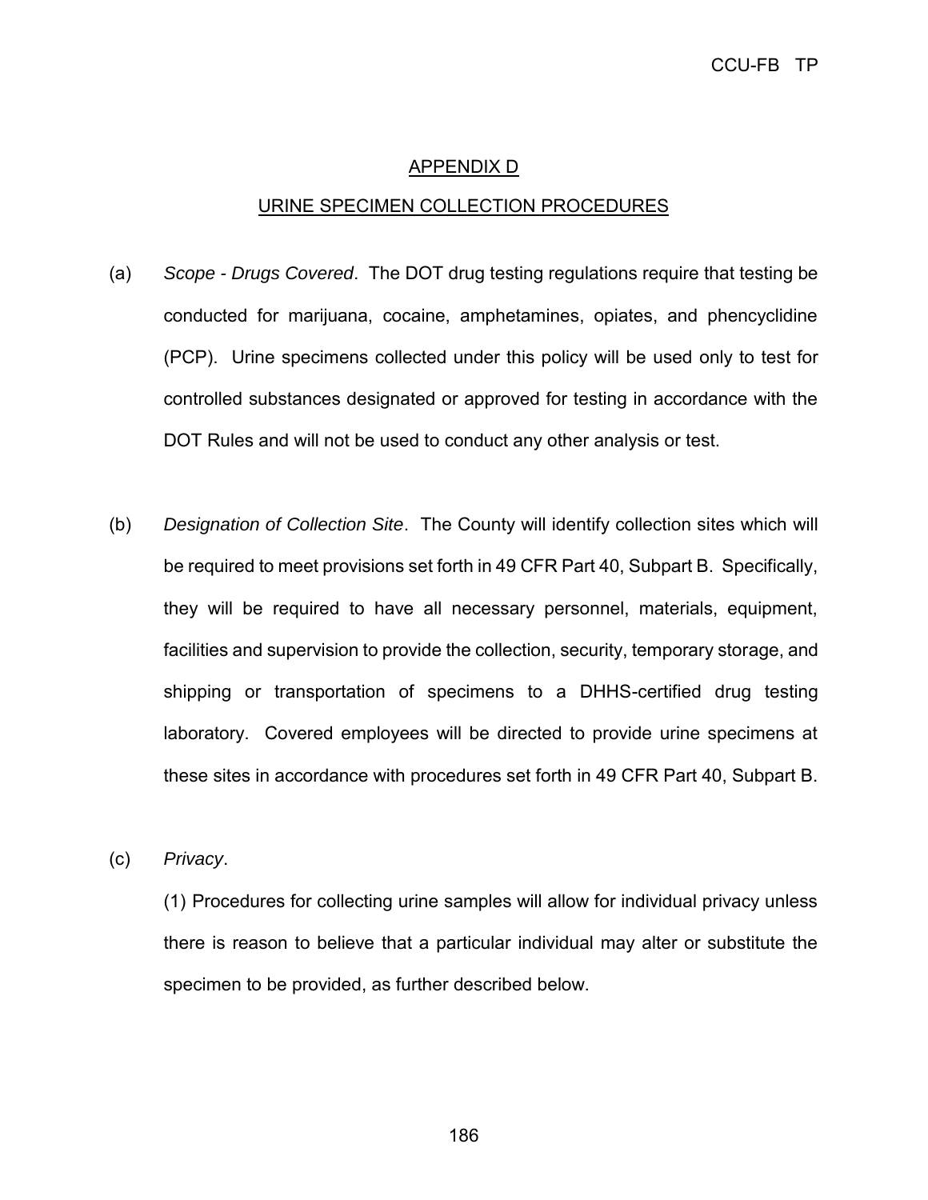## APPENDIX D

## URINE SPECIMEN COLLECTION PROCEDURES

(a) *Scope - Drugs Covered*. The DOT drug testing regulations require that testing be conducted for marijuana, cocaine, amphetamines, opiates, and phencyclidine (PCP). Urine specimens collected under this policy will be used only to test for controlled substances designated or approved for testing in accordance with the DOT Rules and will not be used to conduct any other analysis or test.

(b) *Designation of Collection Site*. The County will identify collection sites which will be required to meet provisions set forth in 49 CFR Part 40, Subpart B. Specifically, they will be required to have all necessary personnel, materials, equipment, facilities and supervision to provide the collection, security, temporary storage, and shipping or transportation of specimens to a DHHS-certified drug testing laboratory. Covered employees will be directed to provide urine specimens at these sites in accordance with procedures set forth in 49 CFR Part 40, Subpart B.

(c) *Privacy*.

(1) Procedures for collecting urine samples will allow for individual privacy unless there is reason to believe that a particular individual may alter or substitute the specimen to be provided, as further described below.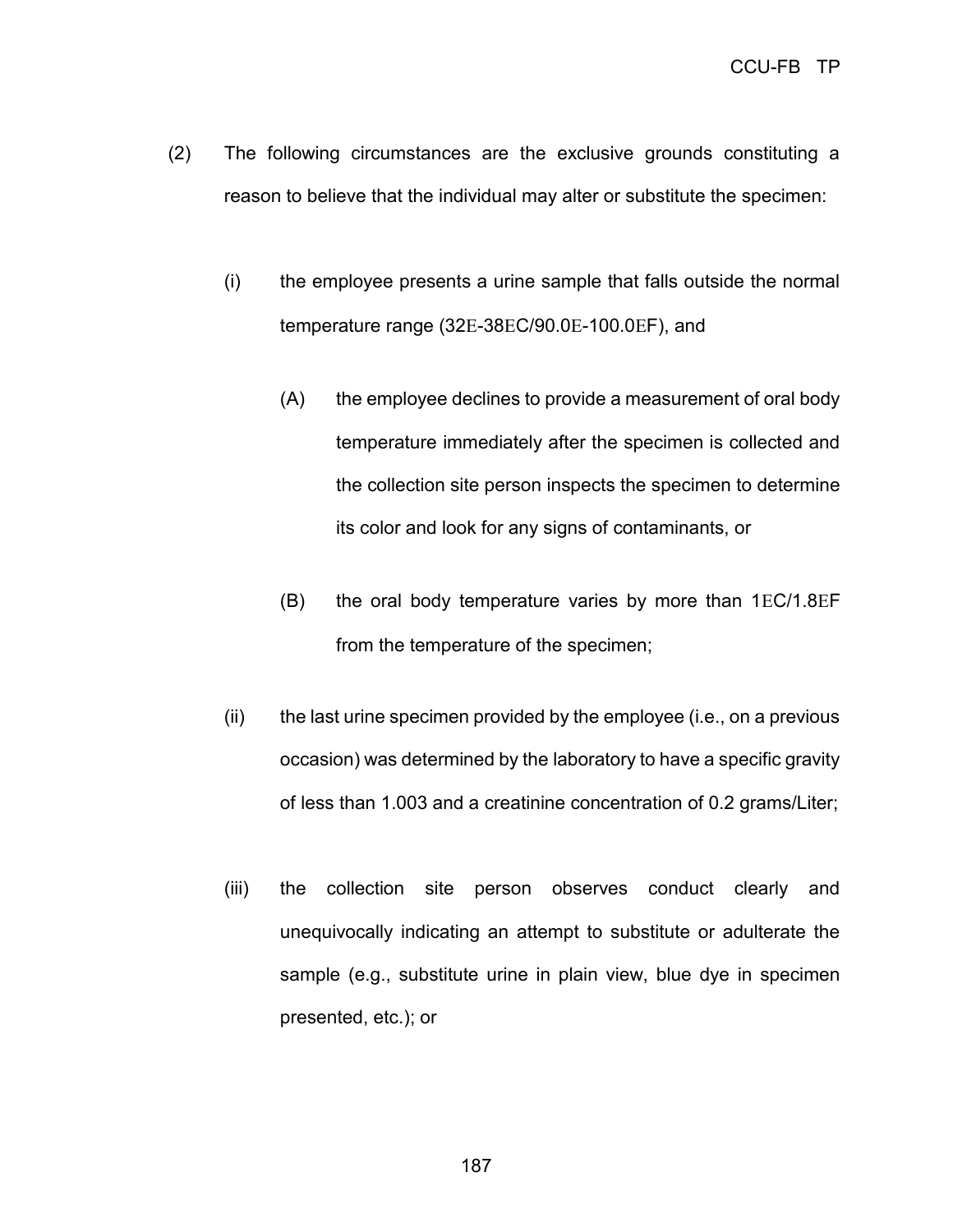(2) The following circumstances are the exclusive grounds constituting a reason to believe that the individual may alter or substitute the specimen:

   (i) the employee presents a urine sample that falls outside the normal temperature range (32E-38EC/90.0E-100.0EF), and

      (A) the employee declines to provide a measurement of oral body temperature immediately after the specimen is collected and the collection site person inspects the specimen to determine its color and look for any signs of contaminants, or

      (B) the oral body temperature varies by more than 1EC/1.8EF from the temperature of the specimen;

   (ii) the last urine specimen provided by the employee (i.e., on a previous occasion) was determined by the laboratory to have a specific gravity of less than 1.003 and a creatinine concentration of 0.2 grams/Liter;

   (iii) the collection site person observes conduct clearly and unequivocally indicating an attempt to substitute or adulterate the sample (e.g., substitute urine in plain view, blue dye in specimen presented, etc.); or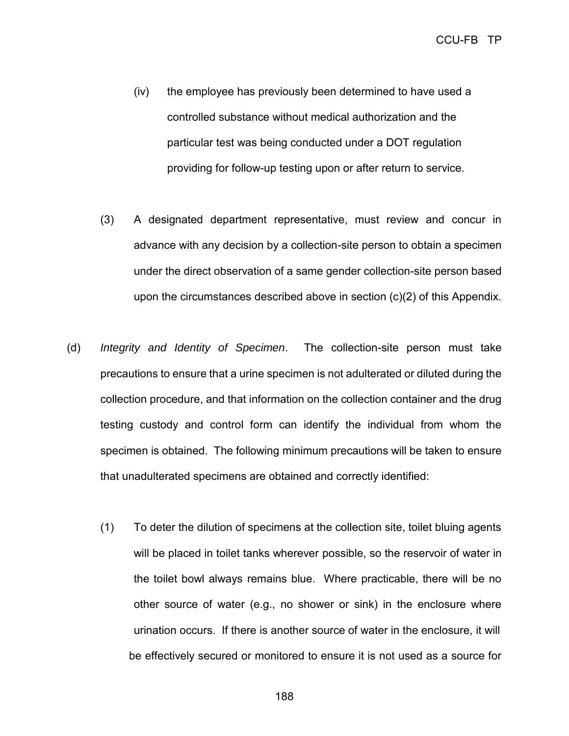(iv) the employee has previously been determined to have used a controlled substance without medical authorization and the particular test was being conducted under a DOT regulation providing for follow-up testing upon or after return to service.

(3) A designated department representative, must review and concur in advance with any decision by a collection-site person to obtain a specimen under the direct observation of a same gender collection-site person based upon the circumstances described above in section (c)(2) of this Appendix.

(d) *Integrity and Identity of Specimen*. The collection-site person must take precautions to ensure that a urine specimen is not adulterated or diluted during the collection procedure, and that information on the collection container and the drug testing custody and control form can identify the individual from whom the specimen is obtained. The following minimum precautions will be taken to ensure that unadulterated specimens are obtained and correctly identified:

(1) To deter the dilution of specimens at the collection site, toilet bluing agents will be placed in toilet tanks wherever possible, so the reservoir of water in the toilet bowl always remains blue. Where practicable, there will be no other source of water (e.g., no shower or sink) in the enclosure where urination occurs. If there is another source of water in the enclosure, it will be effectively secured or monitored to ensure it is not used as a source for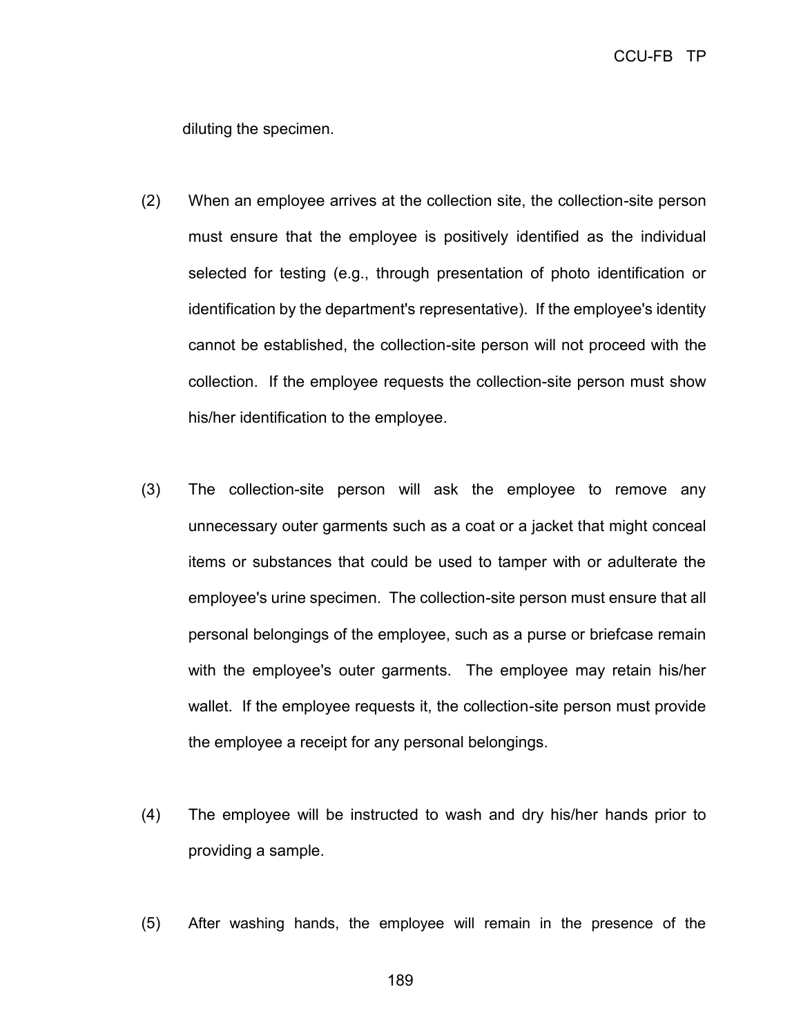diluting the specimen.

(2) When an employee arrives at the collection site, the collection-site person must ensure that the employee is positively identified as the individual selected for testing (e.g., through presentation of photo identification or identification by the department's representative). If the employee's identity cannot be established, the collection-site person will not proceed with the collection. If the employee requests the collection-site person must show his/her identification to the employee.

(3) The collection-site person will ask the employee to remove any unnecessary outer garments such as a coat or a jacket that might conceal items or substances that could be used to tamper with or adulterate the employee's urine specimen. The collection-site person must ensure that all personal belongings of the employee, such as a purse or briefcase remain with the employee's outer garments. The employee may retain his/her wallet. If the employee requests it, the collection-site person must provide the employee a receipt for any personal belongings.

(4) The employee will be instructed to wash and dry his/her hands prior to providing a sample.

(5) After washing hands, the employee will remain in the presence of the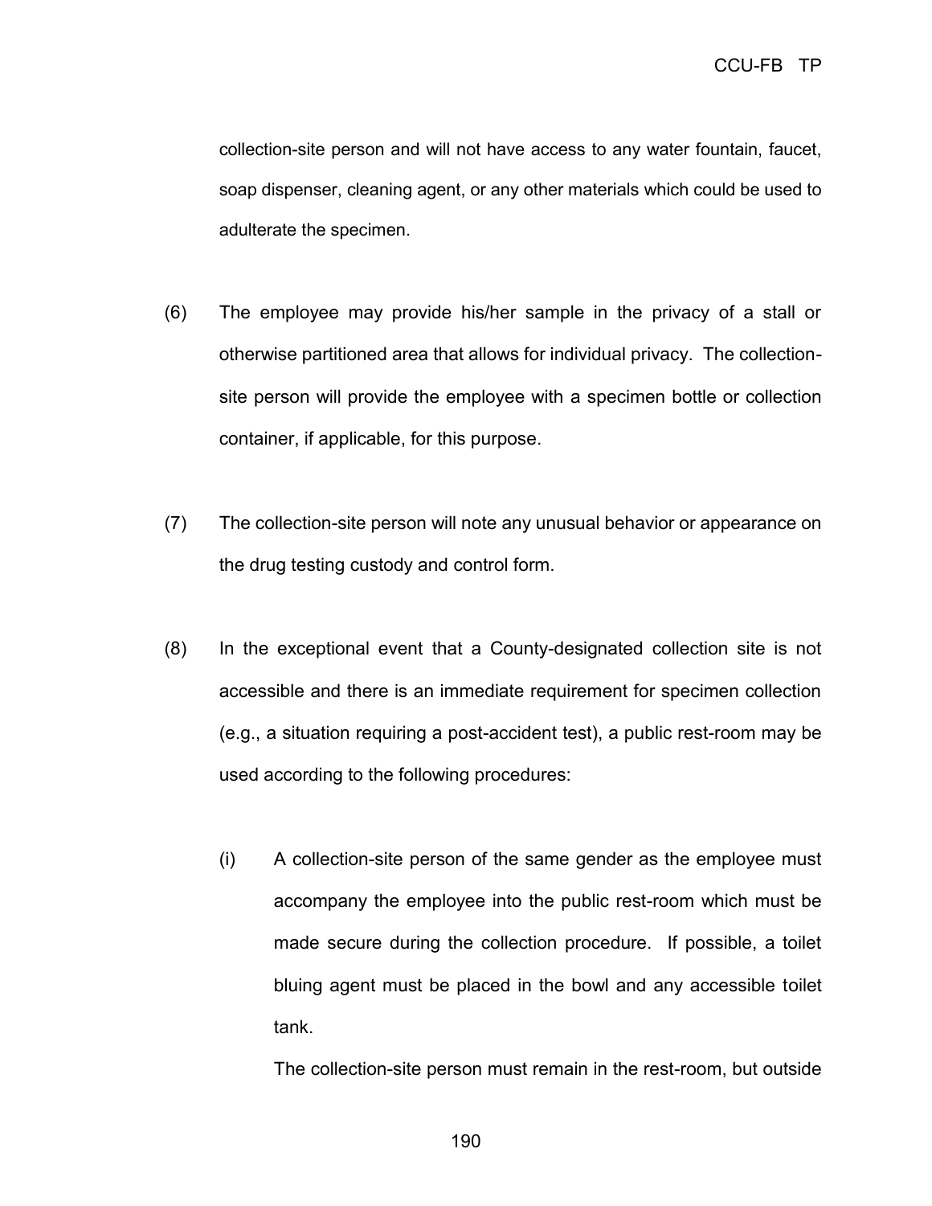collection-site person and will not have access to any water fountain, faucet, soap dispenser, cleaning agent, or any other materials which could be used to adulterate the specimen.

(6) The employee may provide his/her sample in the privacy of a stall or otherwise partitioned area that allows for individual privacy. The collection-site person will provide the employee with a specimen bottle or collection container, if applicable, for this purpose.

(7) The collection-site person will note any unusual behavior or appearance on the drug testing custody and control form.

(8) In the exceptional event that a County-designated collection site is not accessible and there is an immediate requirement for specimen collection (e.g., a situation requiring a post-accident test), a public rest-room may be used according to the following procedures:

(i) A collection-site person of the same gender as the employee must accompany the employee into the public rest-room which must be made secure during the collection procedure. If possible, a toilet bluing agent must be placed in the bowl and any accessible toilet tank.

The collection-site person must remain in the rest-room, but outside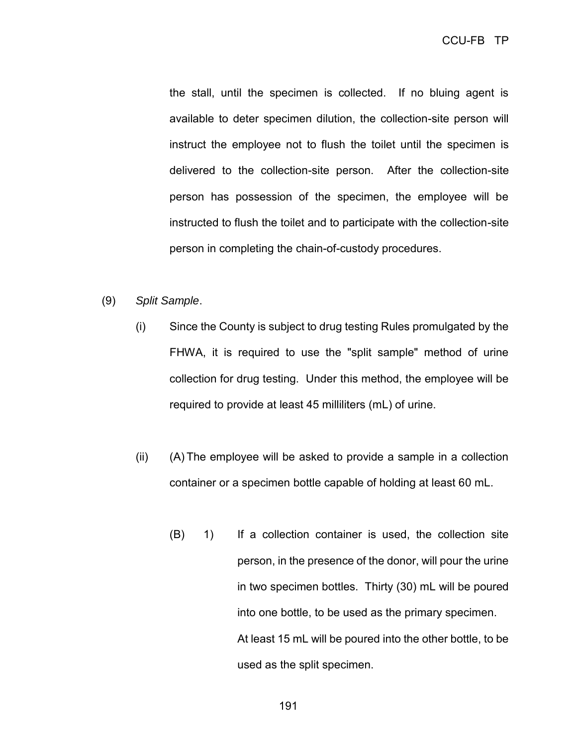the stall, until the specimen is collected. If no bluing agent is available to deter specimen dilution, the collection-site person will instruct the employee not to flush the toilet until the specimen is delivered to the collection-site person. After the collection-site person has possession of the specimen, the employee will be instructed to flush the toilet and to participate with the collection-site person in completing the chain-of-custody procedures.

(9) *Split Sample*.

(i) Since the County is subject to drug testing Rules promulgated by the FHWA, it is required to use the "split sample" method of urine collection for drug testing. Under this method, the employee will be required to provide at least 45 milliliters (mL) of urine.

(ii) (A) The employee will be asked to provide a sample in a collection container or a specimen bottle capable of holding at least 60 mL.

(B) 1) If a collection container is used, the collection site person, in the presence of the donor, will pour the urine in two specimen bottles. Thirty (30) mL will be poured into one bottle, to be used as the primary specimen. At least 15 mL will be poured into the other bottle, to be used as the split specimen.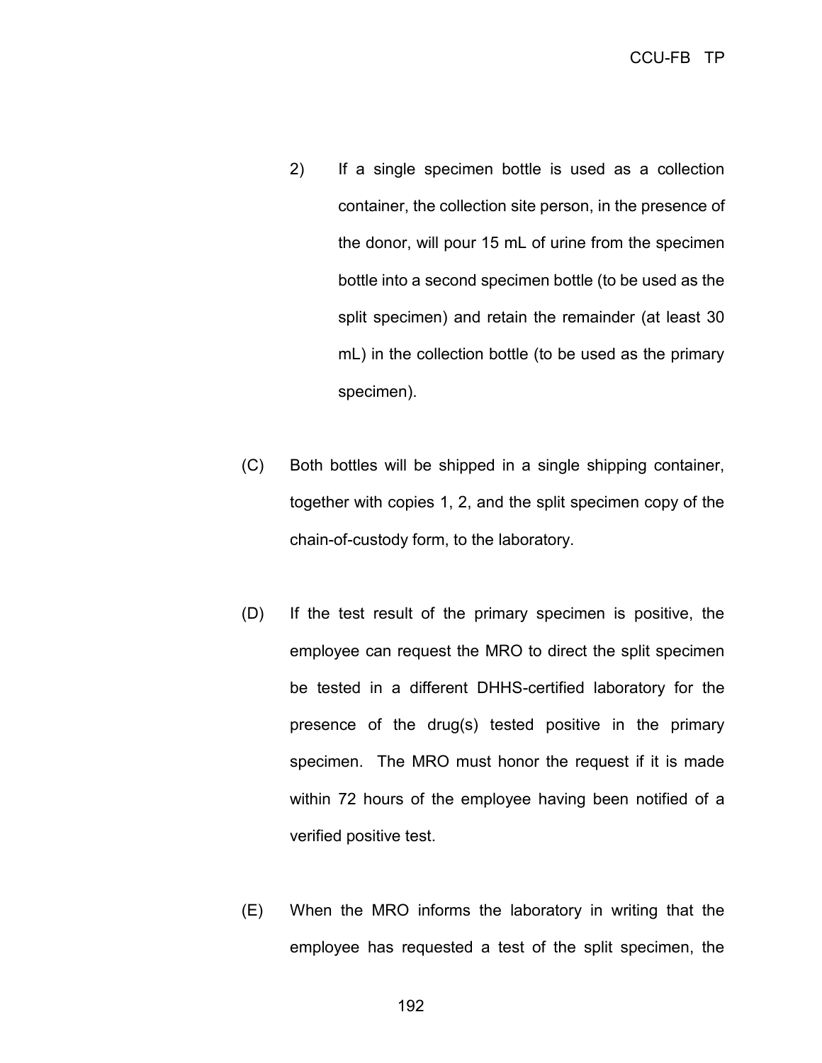2) If a single specimen bottle is used as a collection container, the collection site person, in the presence of the donor, will pour 15 mL of urine from the specimen bottle into a second specimen bottle (to be used as the split specimen) and retain the remainder (at least 30 mL) in the collection bottle (to be used as the primary specimen).

(C) Both bottles will be shipped in a single shipping container, together with copies 1, 2, and the split specimen copy of the chain-of-custody form, to the laboratory.

(D) If the test result of the primary specimen is positive, the employee can request the MRO to direct the split specimen be tested in a different DHHS-certified laboratory for the presence of the drug(s) tested positive in the primary specimen. The MRO must honor the request if it is made within 72 hours of the employee having been notified of a verified positive test.

(E) When the MRO informs the laboratory in writing that the employee has requested a test of the split specimen, the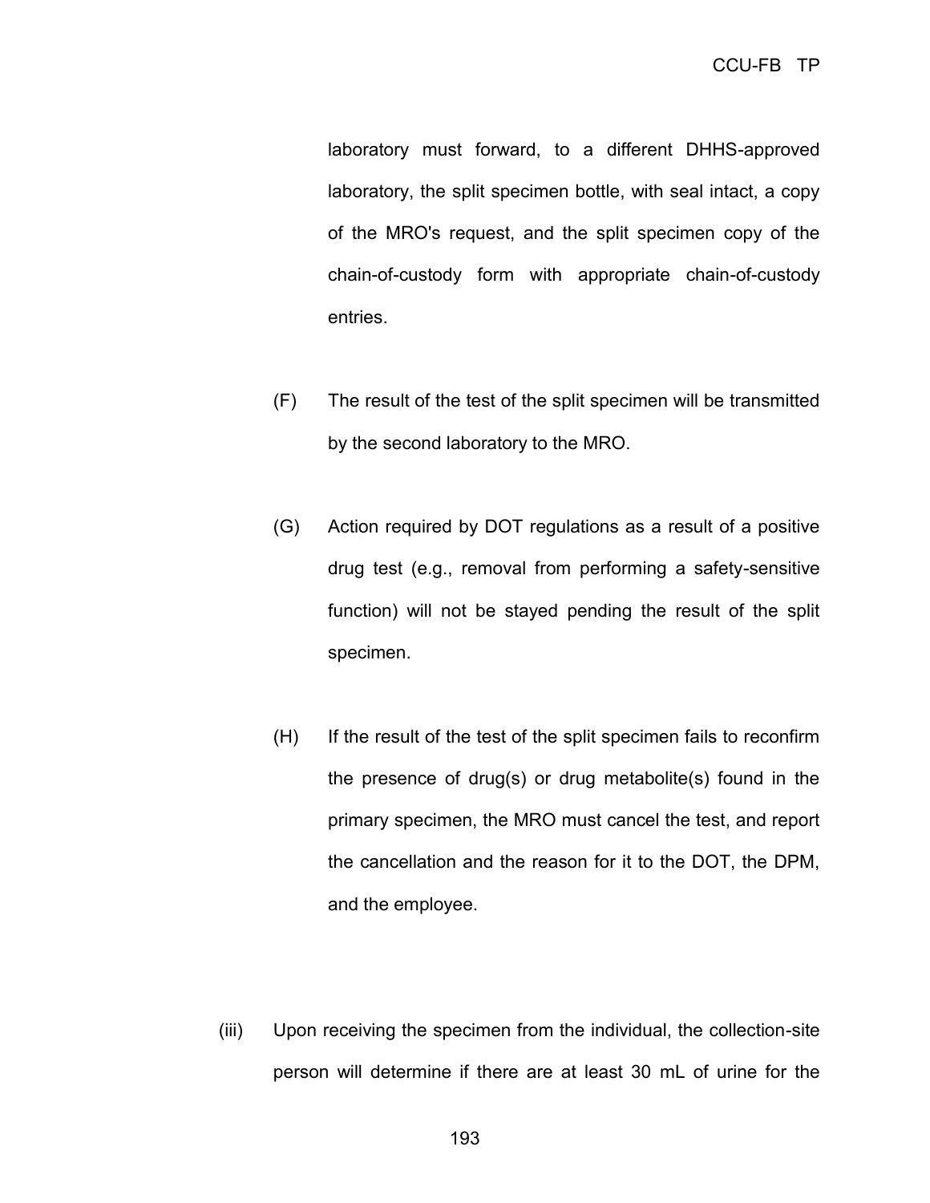laboratory must forward, to a different DHHS-approved laboratory, the split specimen bottle, with seal intact, a copy of the MRO's request, and the split specimen copy of the chain-of-custody form with appropriate chain-of-custody entries.

(F) The result of the test of the split specimen will be transmitted by the second laboratory to the MRO.

(G) Action required by DOT regulations as a result of a positive drug test (e.g., removal from performing a safety-sensitive function) will not be stayed pending the result of the split specimen.

(H) If the result of the test of the split specimen fails to reconfirm the presence of drug(s) or drug metabolite(s) found in the primary specimen, the MRO must cancel the test, and report the cancellation and the reason for it to the DOT, the DPM, and the employee.

(iii) Upon receiving the specimen from the individual, the collection-site person will determine if there are at least 30 mL of urine for the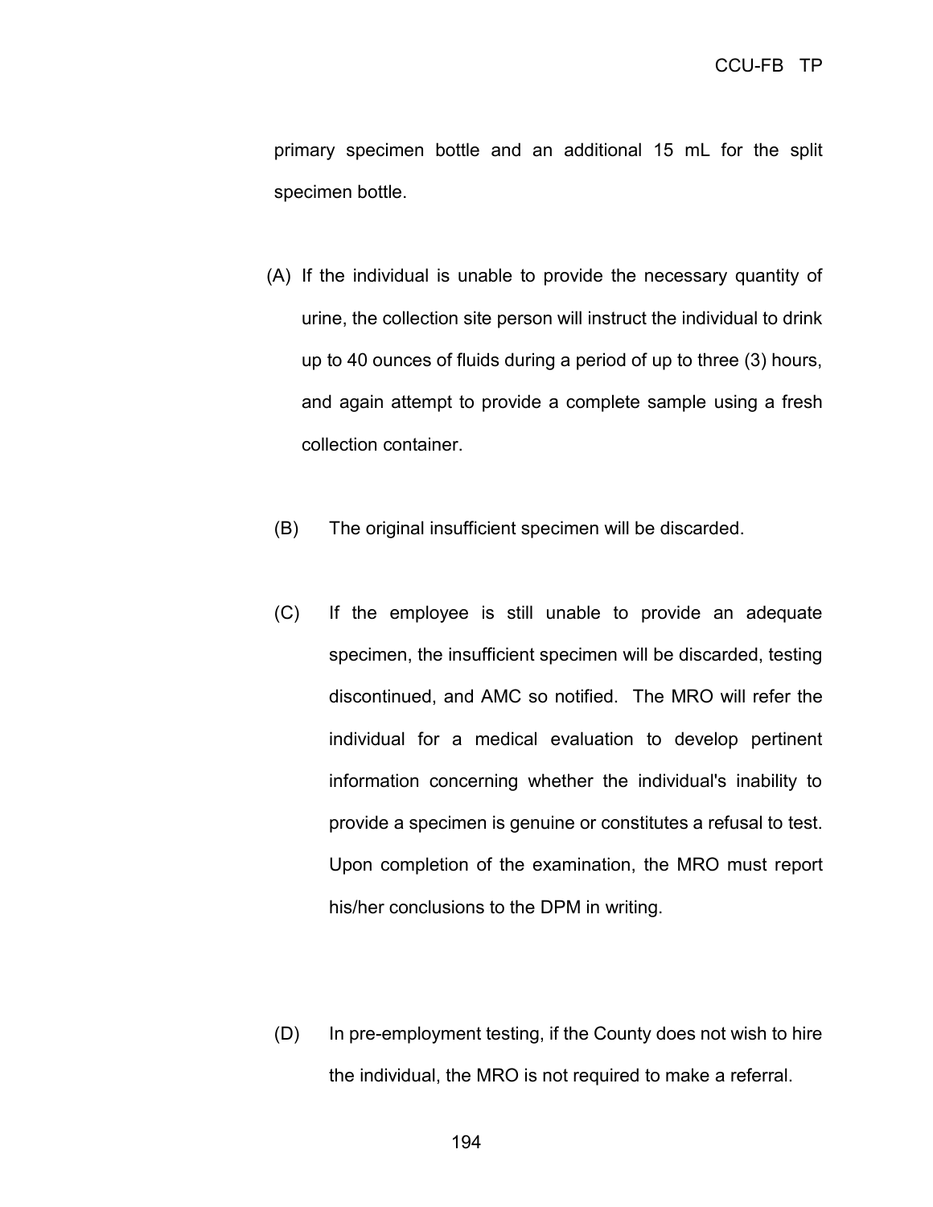primary specimen bottle and an additional 15 mL for the split specimen bottle.

(A) If the individual is unable to provide the necessary quantity of urine, the collection site person will instruct the individual to drink up to 40 ounces of fluids during a period of up to three (3) hours, and again attempt to provide a complete sample using a fresh collection container.

(B) The original insufficient specimen will be discarded.

(C) If the employee is still unable to provide an adequate specimen, the insufficient specimen will be discarded, testing discontinued, and AMC so notified. The MRO will refer the individual for a medical evaluation to develop pertinent information concerning whether the individual's inability to provide a specimen is genuine or constitutes a refusal to test. Upon completion of the examination, the MRO must report his/her conclusions to the DPM in writing.

(D) In pre-employment testing, if the County does not wish to hire the individual, the MRO is not required to make a referral.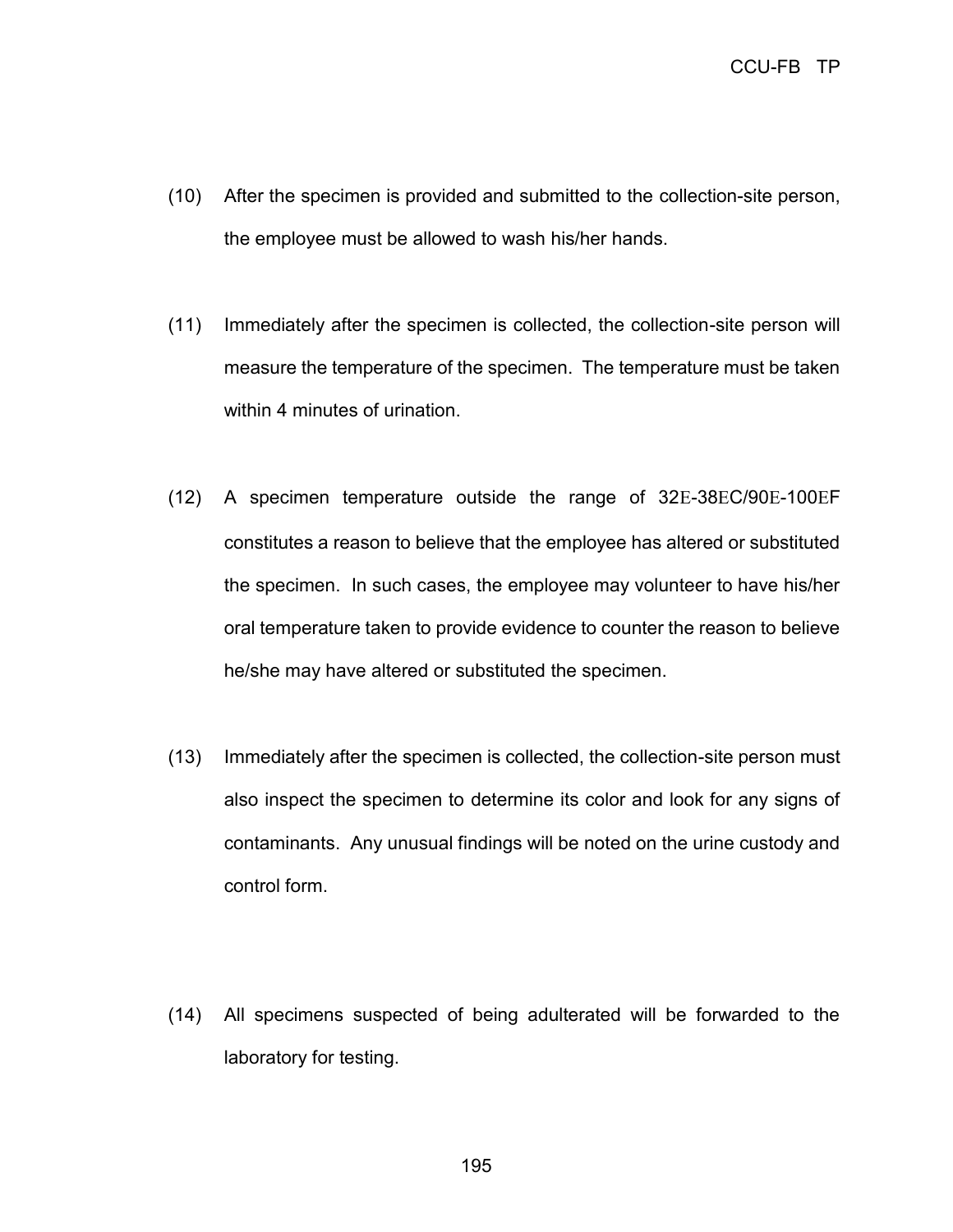(10) After the specimen is provided and submitted to the collection-site person, the employee must be allowed to wash his/her hands.

(11) Immediately after the specimen is collected, the collection-site person will measure the temperature of the specimen. The temperature must be taken within 4 minutes of urination.

(12) A specimen temperature outside the range of 32E-38EC/90E-100EF constitutes a reason to believe that the employee has altered or substituted the specimen. In such cases, the employee may volunteer to have his/her oral temperature taken to provide evidence to counter the reason to believe he/she may have altered or substituted the specimen.

(13) Immediately after the specimen is collected, the collection-site person must also inspect the specimen to determine its color and look for any signs of contaminants. Any unusual findings will be noted on the urine custody and control form.

(14) All specimens suspected of being adulterated will be forwarded to the laboratory for testing.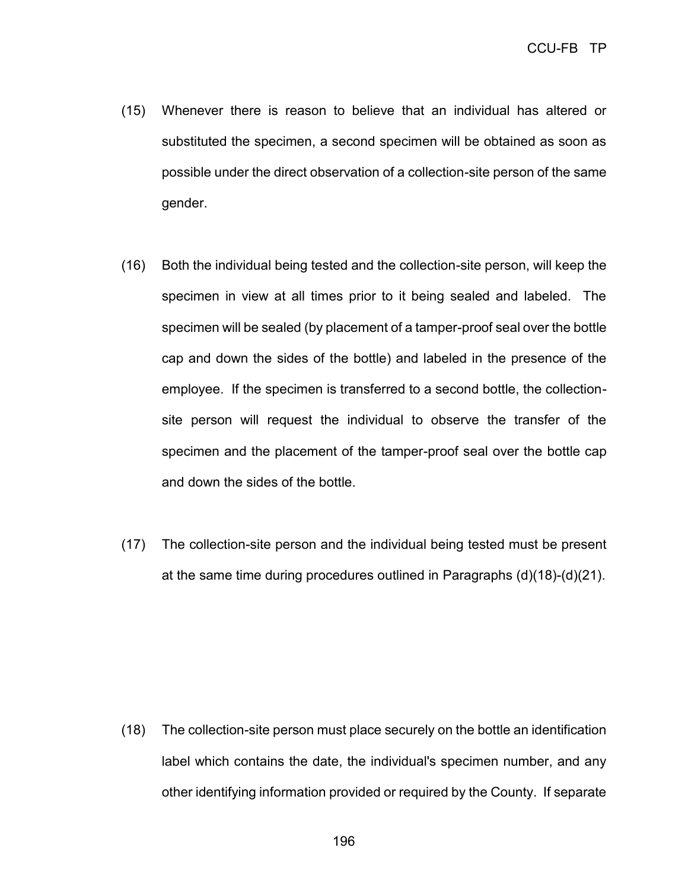(15) Whenever there is reason to believe that an individual has altered or substituted the specimen, a second specimen will be obtained as soon as possible under the direct observation of a collection-site person of the same gender.

(16) Both the individual being tested and the collection-site person, will keep the specimen in view at all times prior to it being sealed and labeled. The specimen will be sealed (by placement of a tamper-proof seal over the bottle cap and down the sides of the bottle) and labeled in the presence of the employee. If the specimen is transferred to a second bottle, the collection-site person will request the individual to observe the transfer of the specimen and the placement of the tamper-proof seal over the bottle cap and down the sides of the bottle.

(17) The collection-site person and the individual being tested must be present at the same time during procedures outlined in Paragraphs (d)(18)-(d)(21).

(18) The collection-site person must place securely on the bottle an identification label which contains the date, the individual's specimen number, and any other identifying information provided or required by the County. If separate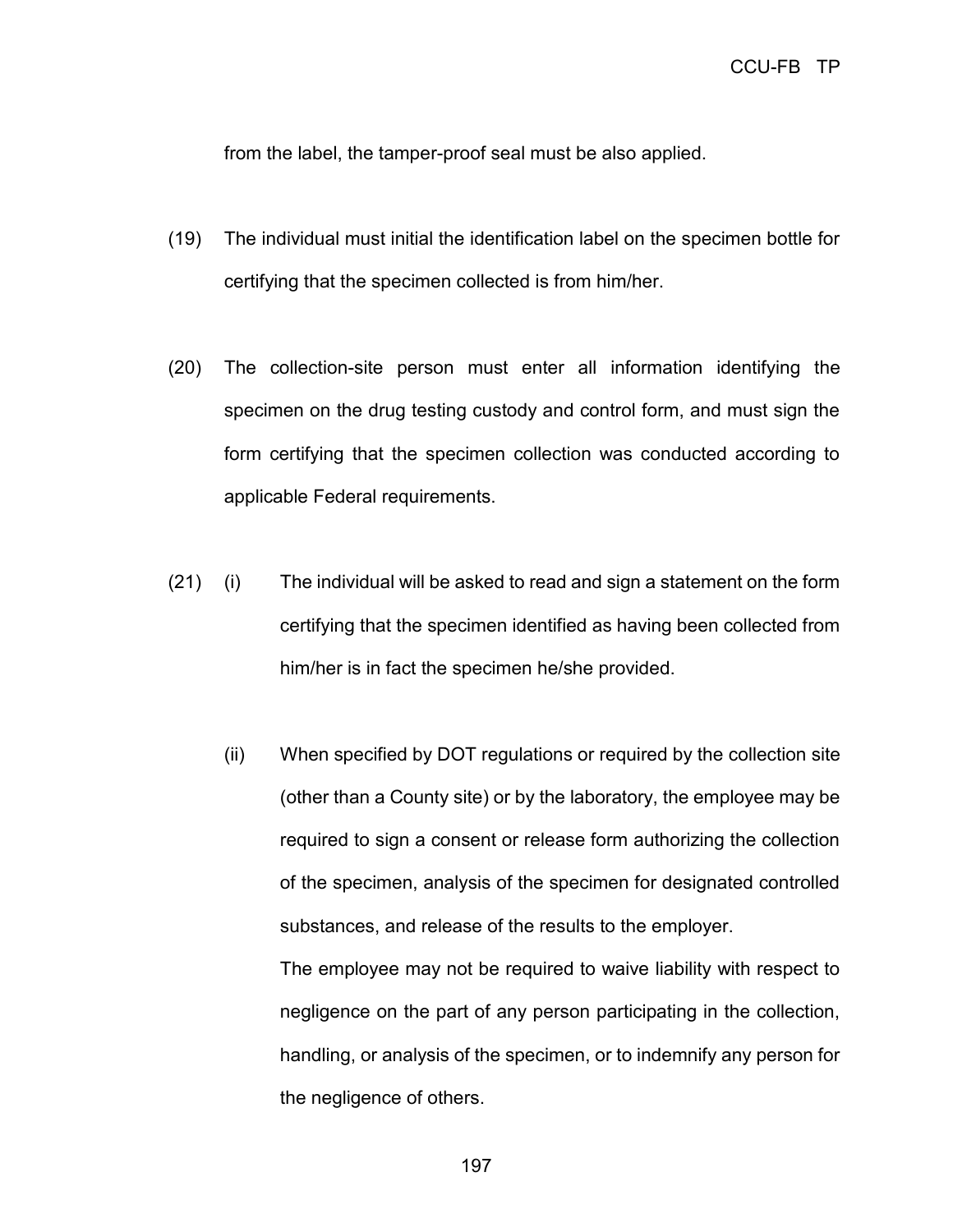from the label, the tamper-proof seal must be also applied.

(19) The individual must initial the identification label on the specimen bottle for certifying that the specimen collected is from him/her.

(20) The collection-site person must enter all information identifying the specimen on the drug testing custody and control form, and must sign the form certifying that the specimen collection was conducted according to applicable Federal requirements.

(21) (i) The individual will be asked to read and sign a statement on the form certifying that the specimen identified as having been collected from him/her is in fact the specimen he/she provided.

(ii) When specified by DOT regulations or required by the collection site (other than a County site) or by the laboratory, the employee may be required to sign a consent or release form authorizing the collection of the specimen, analysis of the specimen for designated controlled substances, and release of the results to the employer.
The employee may not be required to waive liability with respect to negligence on the part of any person participating in the collection, handling, or analysis of the specimen, or to indemnify any person for the negligence of others.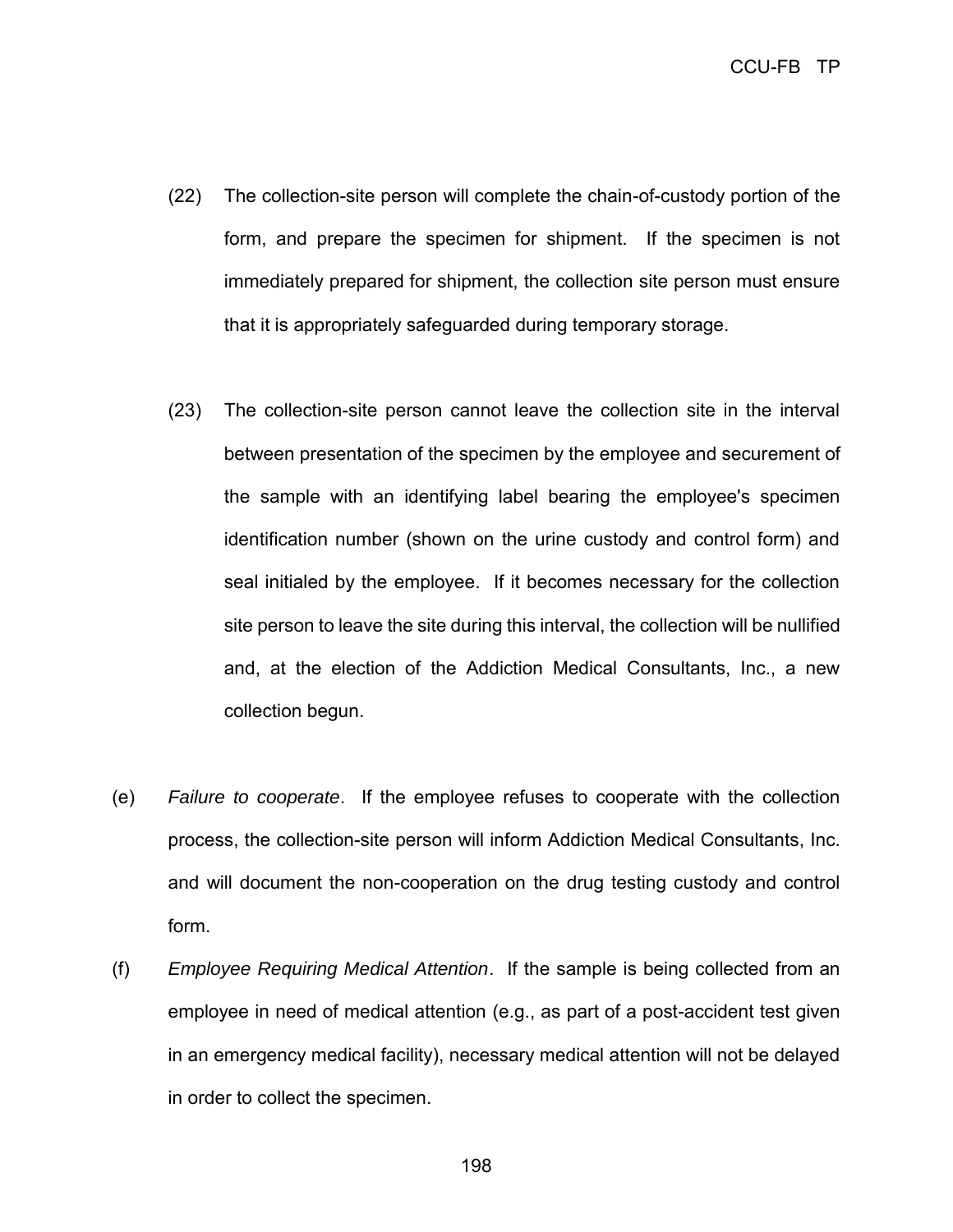(22) The collection-site person will complete the chain-of-custody portion of the form, and prepare the specimen for shipment. If the specimen is not immediately prepared for shipment, the collection site person must ensure that it is appropriately safeguarded during temporary storage.

(23) The collection-site person cannot leave the collection site in the interval between presentation of the specimen by the employee and securement of the sample with an identifying label bearing the employee's specimen identification number (shown on the urine custody and control form) and seal initialed by the employee. If it becomes necessary for the collection site person to leave the site during this interval, the collection will be nullified and, at the election of the Addiction Medical Consultants, Inc., a new collection begun.

(e) *Failure to cooperate*. If the employee refuses to cooperate with the collection process, the collection-site person will inform Addiction Medical Consultants, Inc. and will document the non-cooperation on the drug testing custody and control form.

(f) *Employee Requiring Medical Attention*. If the sample is being collected from an employee in need of medical attention (e.g., as part of a post-accident test given in an emergency medical facility), necessary medical attention will not be delayed in order to collect the specimen.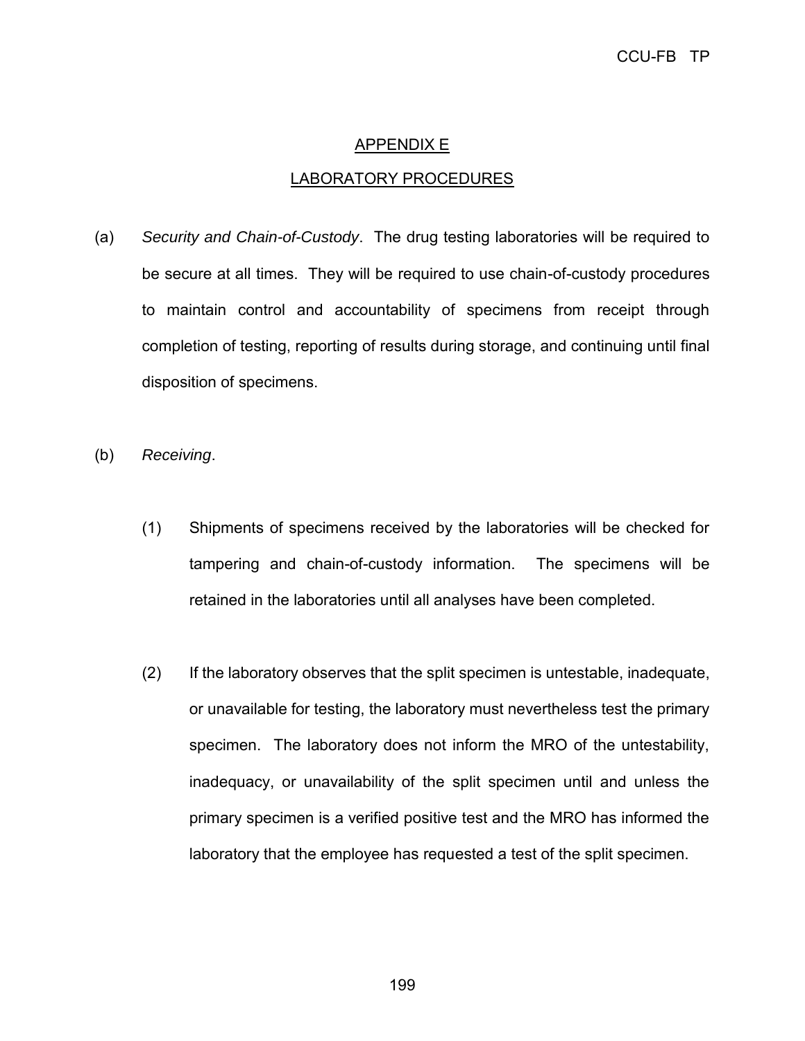## APPENDIX E

## LABORATORY PROCEDURES

(a) *Security and Chain-of-Custody*. The drug testing laboratories will be required to be secure at all times. They will be required to use chain-of-custody procedures to maintain control and accountability of specimens from receipt through completion of testing, reporting of results during storage, and continuing until final disposition of specimens.

(b) *Receiving*.

(1) Shipments of specimens received by the laboratories will be checked for tampering and chain-of-custody information. The specimens will be retained in the laboratories until all analyses have been completed.

(2) If the laboratory observes that the split specimen is untestable, inadequate, or unavailable for testing, the laboratory must nevertheless test the primary specimen. The laboratory does not inform the MRO of the untestability, inadequacy, or unavailability of the split specimen until and unless the primary specimen is a verified positive test and the MRO has informed the laboratory that the employee has requested a test of the split specimen.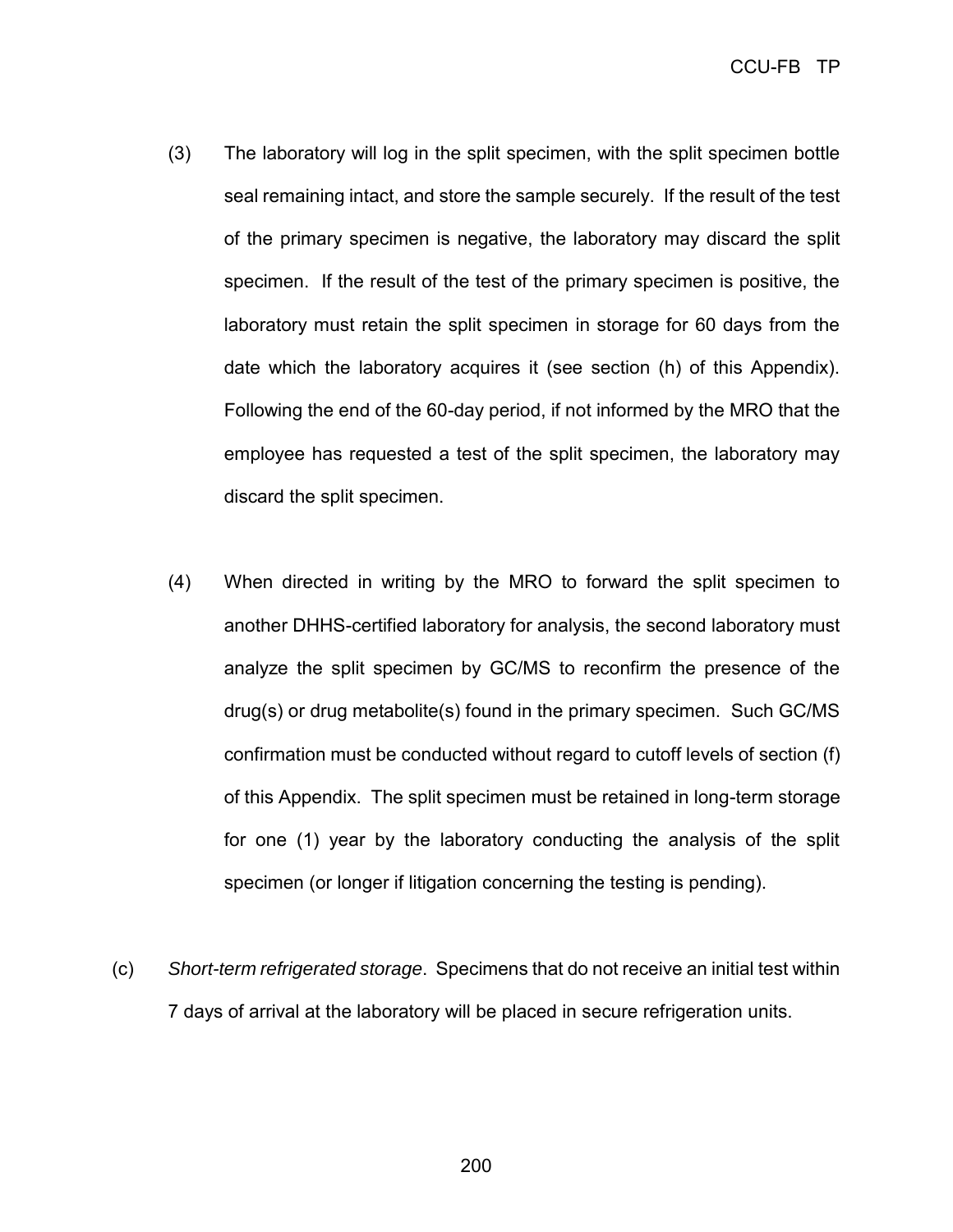(3) The laboratory will log in the split specimen, with the split specimen bottle seal remaining intact, and store the sample securely. If the result of the test of the primary specimen is negative, the laboratory may discard the split specimen. If the result of the test of the primary specimen is positive, the laboratory must retain the split specimen in storage for 60 days from the date which the laboratory acquires it (see section (h) of this Appendix). Following the end of the 60-day period, if not informed by the MRO that the employee has requested a test of the split specimen, the laboratory may discard the split specimen.

(4) When directed in writing by the MRO to forward the split specimen to another DHHS-certified laboratory for analysis, the second laboratory must analyze the split specimen by GC/MS to reconfirm the presence of the drug(s) or drug metabolite(s) found in the primary specimen. Such GC/MS confirmation must be conducted without regard to cutoff levels of section (f) of this Appendix. The split specimen must be retained in long-term storage for one (1) year by the laboratory conducting the analysis of the split specimen (or longer if litigation concerning the testing is pending).

(c) *Short-term refrigerated storage*. Specimens that do not receive an initial test within 7 days of arrival at the laboratory will be placed in secure refrigeration units.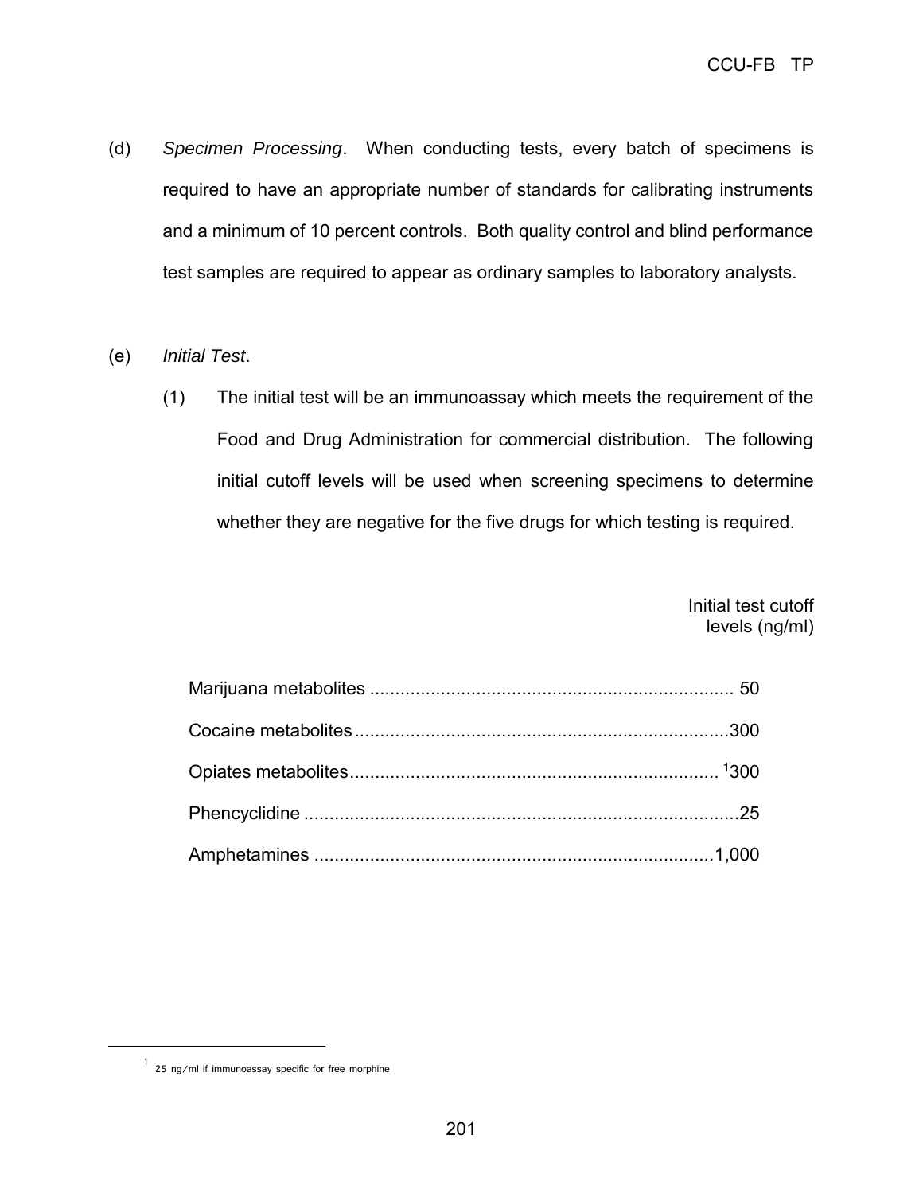(d) *Specimen Processing*. When conducting tests, every batch of specimens is required to have an appropriate number of standards for calibrating instruments and a minimum of 10 percent controls. Both quality control and blind performance test samples are required to appear as ordinary samples to laboratory analysts.

(e) *Initial Test*.

(1) The initial test will be an immunoassay which meets the requirement of the Food and Drug Administration for commercial distribution. The following initial cutoff levels will be used when screening specimens to determine whether they are negative for the five drugs for which testing is required.

| | Initial test cutoff levels (ng/ml) |
|---|---|
| Marijuana metabolites | 50 |
| Cocaine metabolites | 300 |
| Opiates metabolites | [1]300 |
| Phencyclidine | 25 |
| Amphetamines | 1,000 |

[1] 25 ng/ml if immunoassay specific for free morphine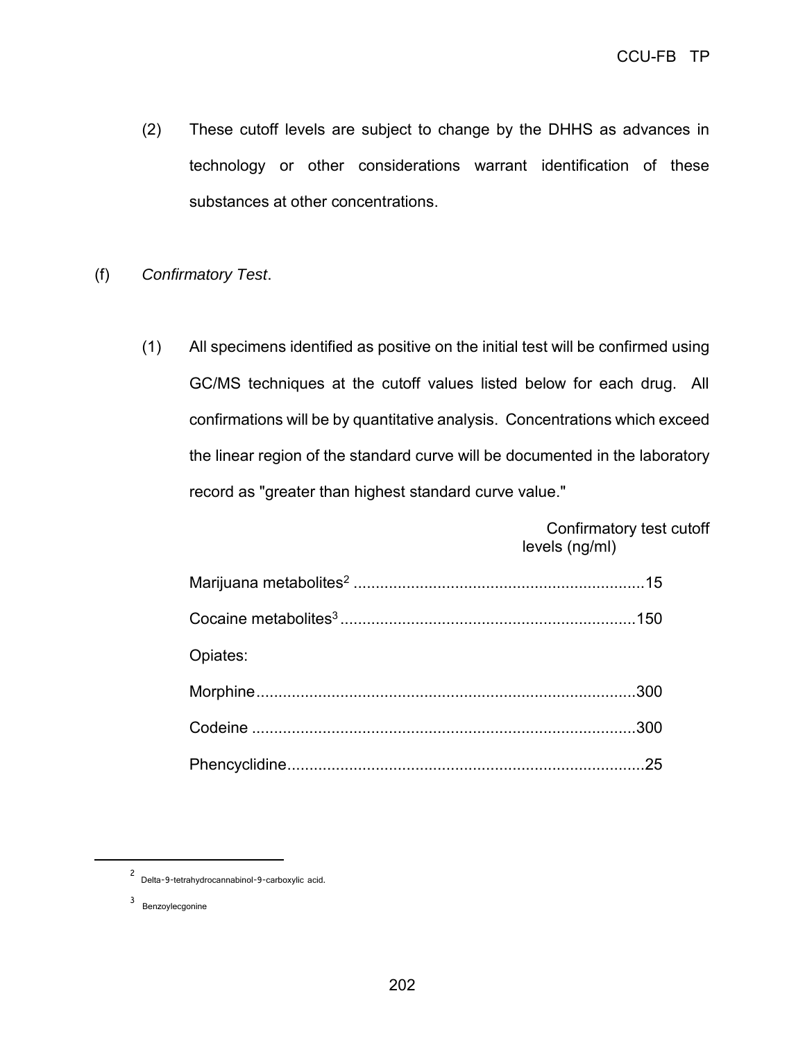(2) These cutoff levels are subject to change by the DHHS as advances in technology or other considerations warrant identification of these substances at other concentrations.

(f) *Confirmatory Test*.

(1) All specimens identified as positive on the initial test will be confirmed using GC/MS techniques at the cutoff values listed below for each drug. All confirmations will be by quantitative analysis. Concentrations which exceed the linear region of the standard curve will be documented in the laboratory record as "greater than highest standard curve value."

| | Confirmatory test cutoff levels (ng/ml) |
|---|---|
| Marijuana metabolites[2] | 15 |
| Cocaine metabolites[3] | 150 |
| Opiates: | |
| Morphine | 300 |
| Codeine | 300 |
| Phencyclidine | 25 |

---

[2] Delta-9-tetrahydrocannabinol-9-carboxylic acid.

[3] Benzoylecgonine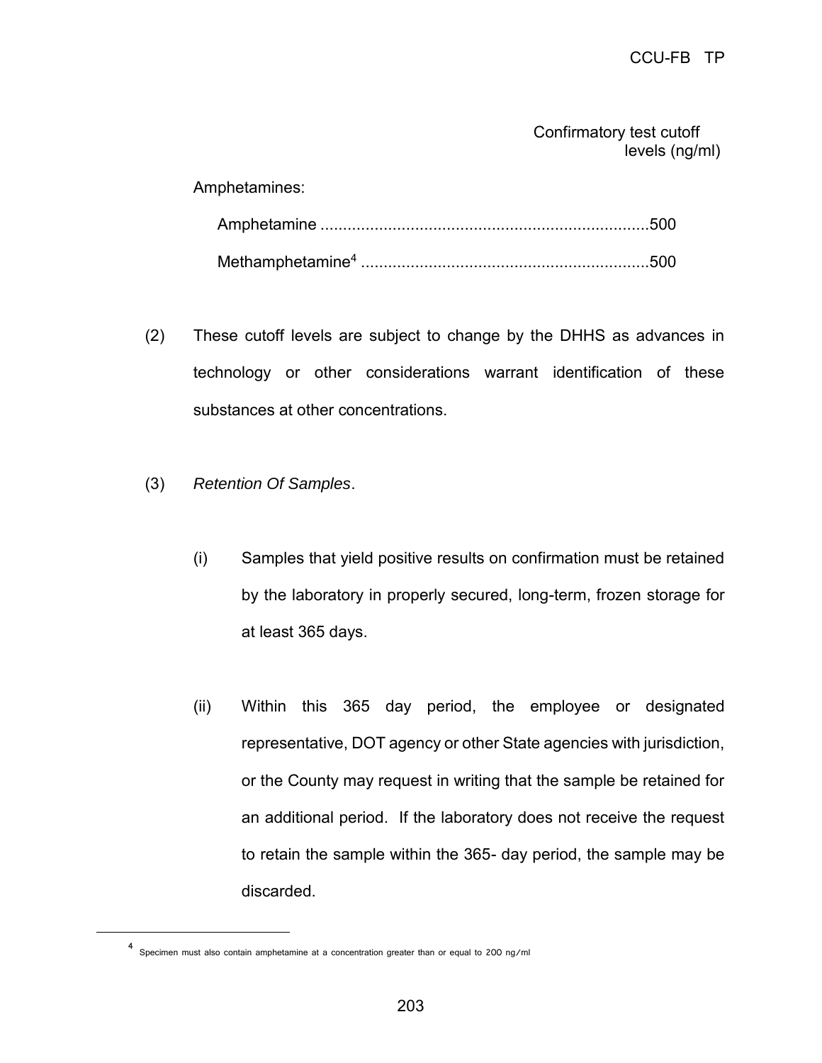| | Confirmatory test cutoff levels (ng/ml) |
|---|---|
| Amphetamines: | |
| Amphetamine | 500 |
| Methamphetamine[4] | 500 |

(2) These cutoff levels are subject to change by the DHHS as advances in technology or other considerations warrant identification of these substances at other concentrations.

(3) *Retention Of Samples*.

(i) Samples that yield positive results on confirmation must be retained by the laboratory in properly secured, long-term, frozen storage for at least 365 days.

(ii) Within this 365 day period, the employee or designated representative, DOT agency or other State agencies with jurisdiction, or the County may request in writing that the sample be retained for an additional period. If the laboratory does not receive the request to retain the sample within the 365- day period, the sample may be discarded.

---

[4] Specimen must also contain amphetamine at a concentration greater than or equal to 200 ng/ml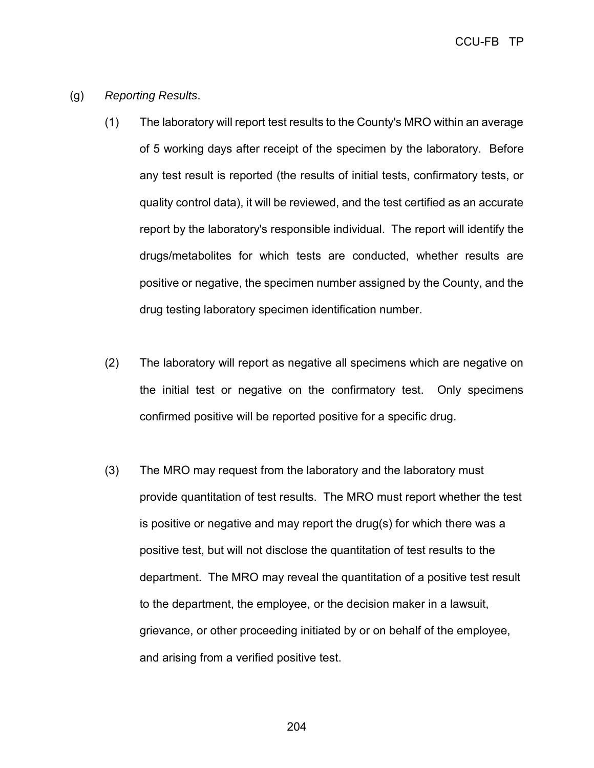(g) *Reporting Results*.

(1) The laboratory will report test results to the County's MRO within an average of 5 working days after receipt of the specimen by the laboratory. Before any test result is reported (the results of initial tests, confirmatory tests, or quality control data), it will be reviewed, and the test certified as an accurate report by the laboratory's responsible individual. The report will identify the drugs/metabolites for which tests are conducted, whether results are positive or negative, the specimen number assigned by the County, and the drug testing laboratory specimen identification number.

(2) The laboratory will report as negative all specimens which are negative on the initial test or negative on the confirmatory test. Only specimens confirmed positive will be reported positive for a specific drug.

(3) The MRO may request from the laboratory and the laboratory must provide quantitation of test results. The MRO must report whether the test is positive or negative and may report the drug(s) for which there was a positive test, but will not disclose the quantitation of test results to the department. The MRO may reveal the quantitation of a positive test result to the department, the employee, or the decision maker in a lawsuit, grievance, or other proceeding initiated by or on behalf of the employee, and arising from a verified positive test.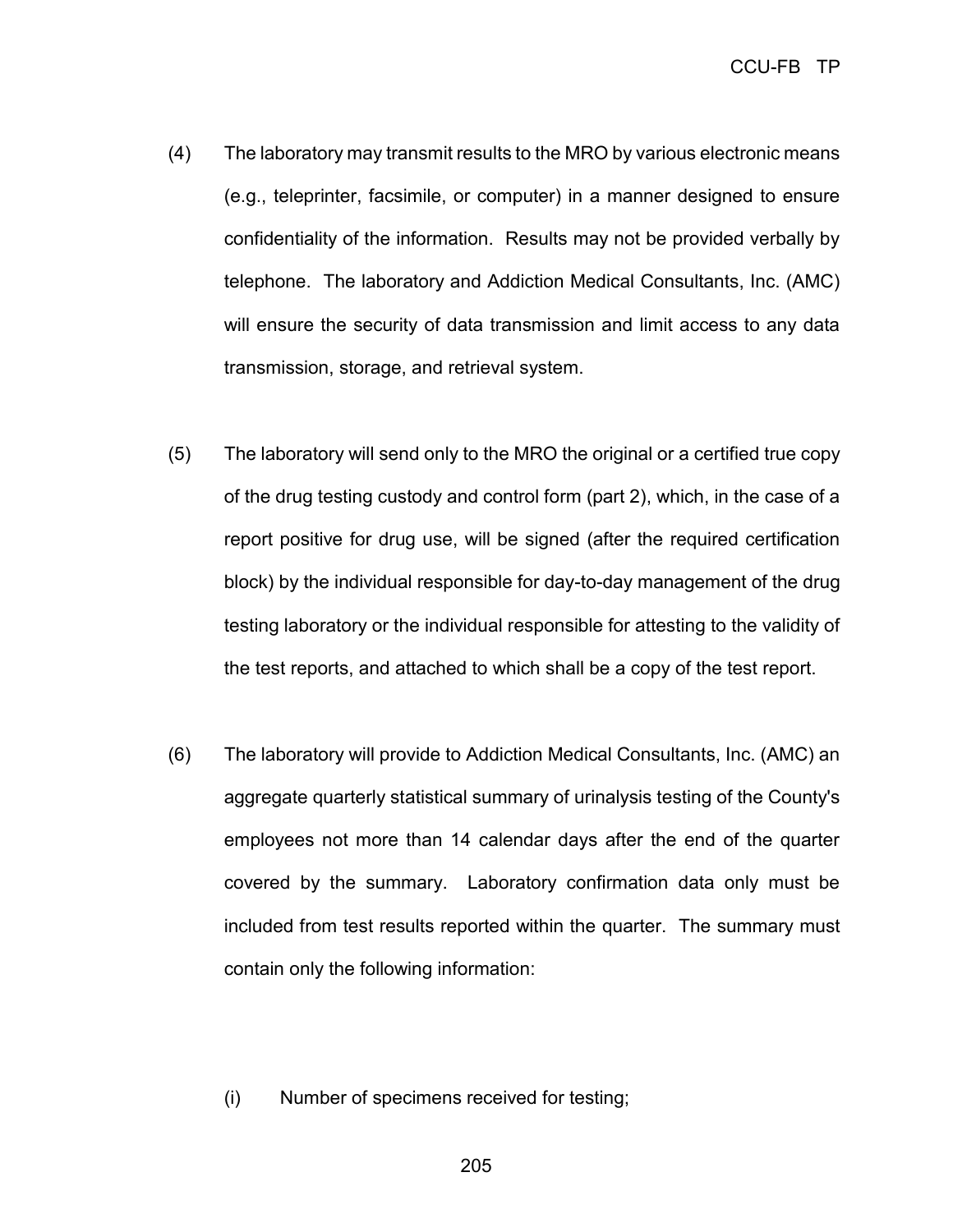(4) The laboratory may transmit results to the MRO by various electronic means (e.g., teleprinter, facsimile, or computer) in a manner designed to ensure confidentiality of the information. Results may not be provided verbally by telephone. The laboratory and Addiction Medical Consultants, Inc. (AMC) will ensure the security of data transmission and limit access to any data transmission, storage, and retrieval system.

(5) The laboratory will send only to the MRO the original or a certified true copy of the drug testing custody and control form (part 2), which, in the case of a report positive for drug use, will be signed (after the required certification block) by the individual responsible for day-to-day management of the drug testing laboratory or the individual responsible for attesting to the validity of the test reports, and attached to which shall be a copy of the test report.

(6) The laboratory will provide to Addiction Medical Consultants, Inc. (AMC) an aggregate quarterly statistical summary of urinalysis testing of the County's employees not more than 14 calendar days after the end of the quarter covered by the summary. Laboratory confirmation data only must be included from test results reported within the quarter. The summary must contain only the following information:

(i) Number of specimens received for testing;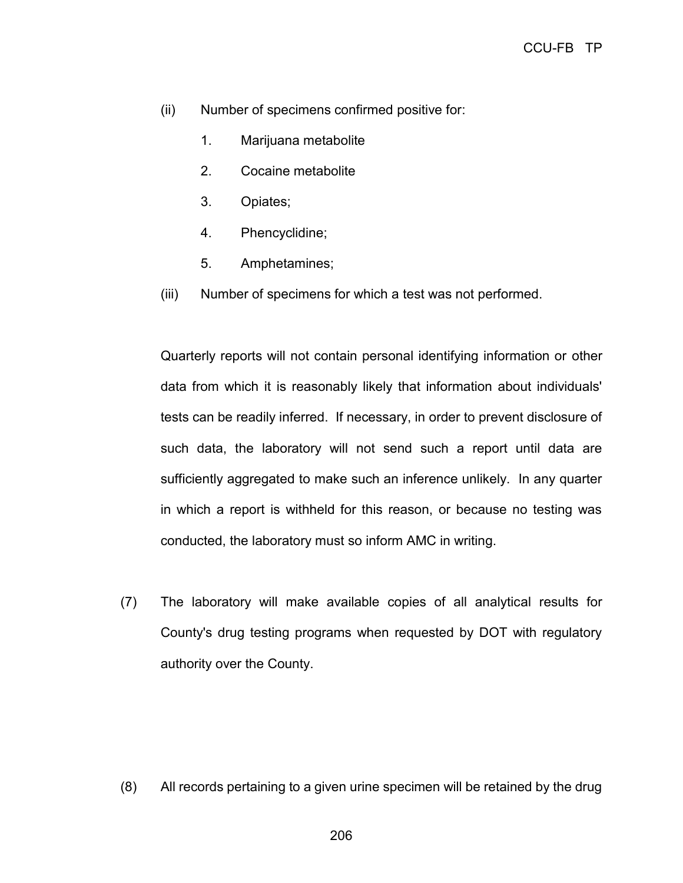(ii) Number of specimens confirmed positive for:

1. Marijuana metabolite
2. Cocaine metabolite
3. Opiates;
4. Phencyclidine;
5. Amphetamines;

(iii) Number of specimens for which a test was not performed.

Quarterly reports will not contain personal identifying information or other data from which it is reasonably likely that information about individuals' tests can be readily inferred. If necessary, in order to prevent disclosure of such data, the laboratory will not send such a report until data are sufficiently aggregated to make such an inference unlikely. In any quarter in which a report is withheld for this reason, or because no testing was conducted, the laboratory must so inform AMC in writing.

(7) The laboratory will make available copies of all analytical results for County's drug testing programs when requested by DOT with regulatory authority over the County.

(8) All records pertaining to a given urine specimen will be retained by the drug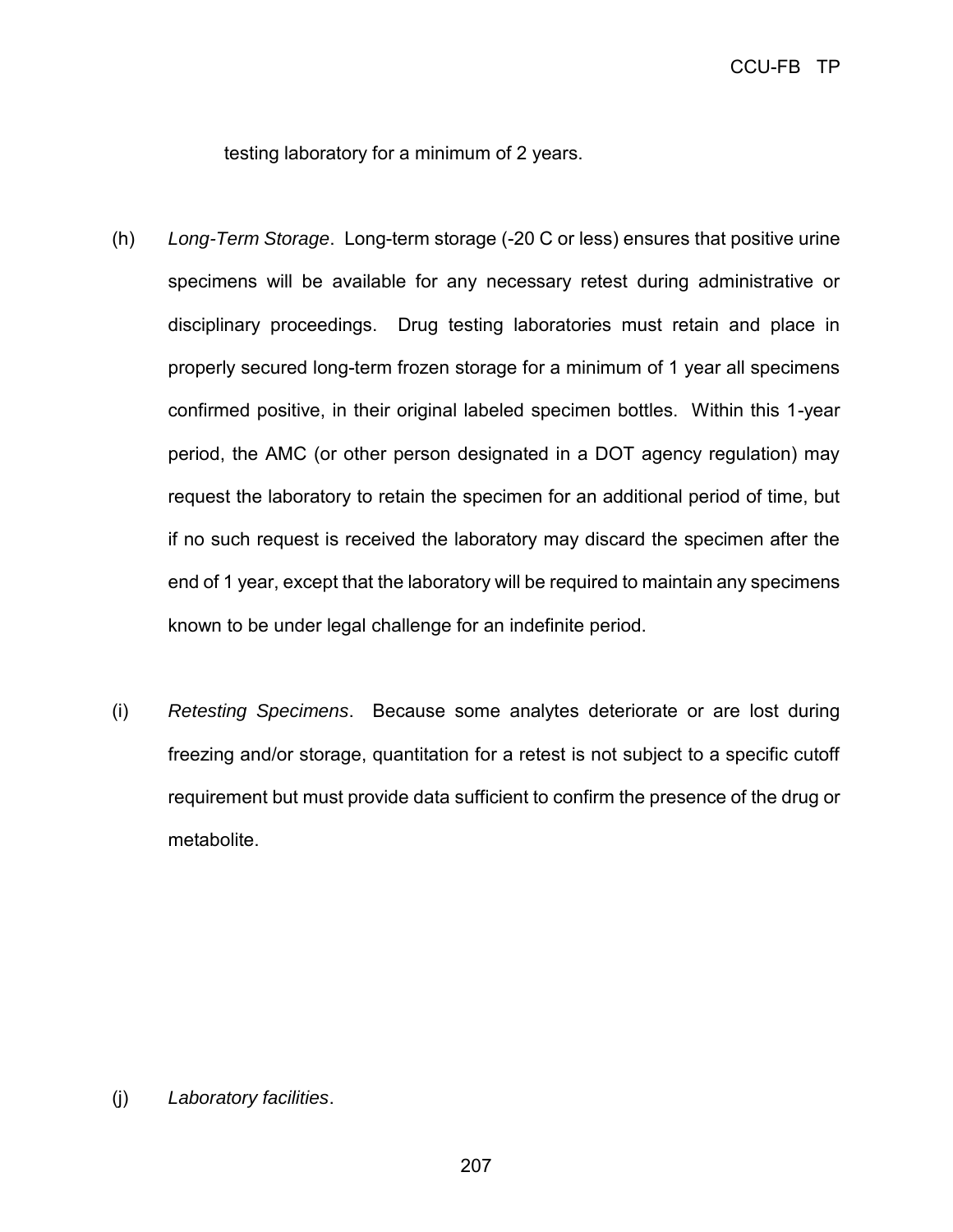testing laboratory for a minimum of 2 years.

(h) *Long-Term Storage*. Long-term storage (-20 C or less) ensures that positive urine specimens will be available for any necessary retest during administrative or disciplinary proceedings. Drug testing laboratories must retain and place in properly secured long-term frozen storage for a minimum of 1 year all specimens confirmed positive, in their original labeled specimen bottles. Within this 1-year period, the AMC (or other person designated in a DOT agency regulation) may request the laboratory to retain the specimen for an additional period of time, but if no such request is received the laboratory may discard the specimen after the end of 1 year, except that the laboratory will be required to maintain any specimens known to be under legal challenge for an indefinite period.

(i) *Retesting Specimens*. Because some analytes deteriorate or are lost during freezing and/or storage, quantitation for a retest is not subject to a specific cutoff requirement but must provide data sufficient to confirm the presence of the drug or metabolite.

(j) *Laboratory facilities*.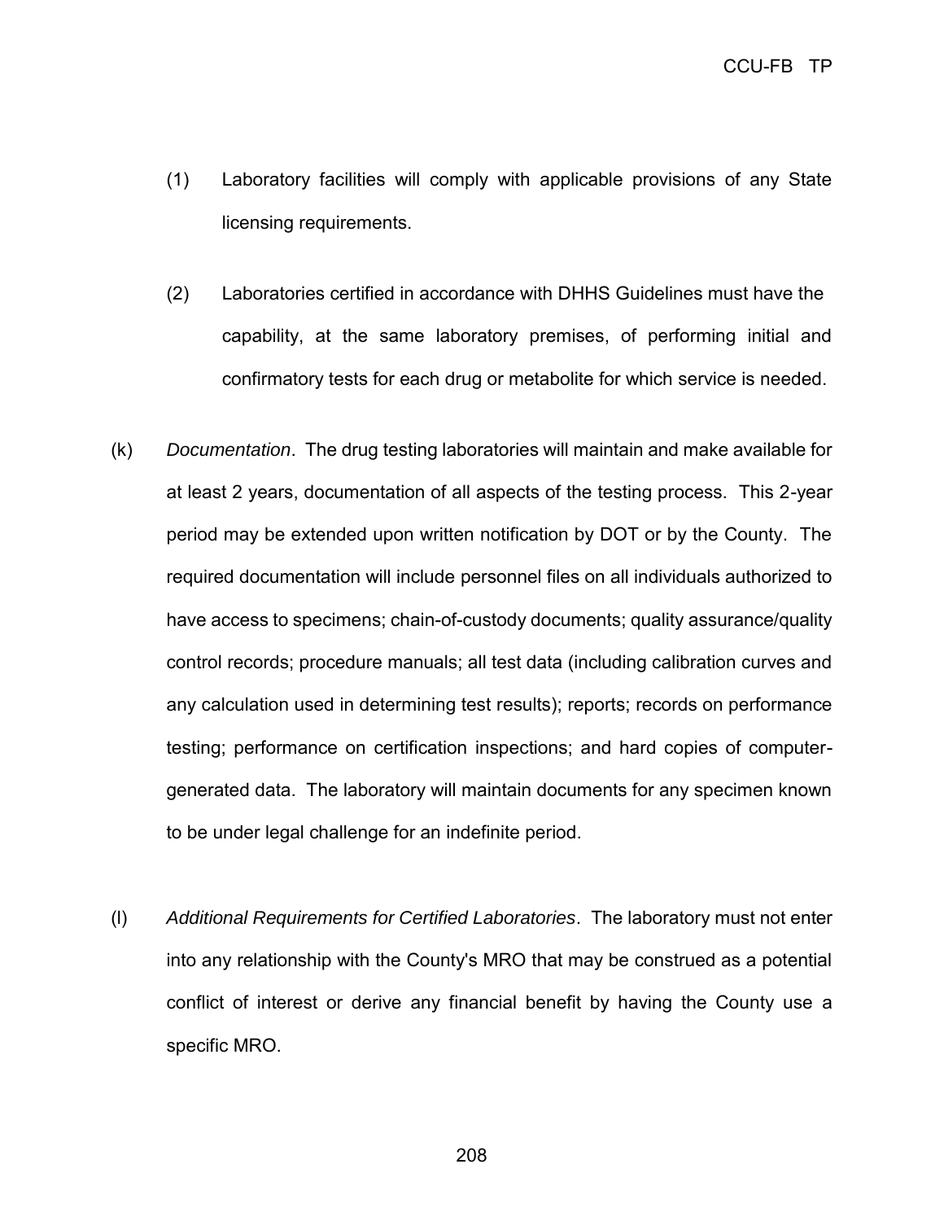(1) Laboratory facilities will comply with applicable provisions of any State licensing requirements.

(2) Laboratories certified in accordance with DHHS Guidelines must have the capability, at the same laboratory premises, of performing initial and confirmatory tests for each drug or metabolite for which service is needed.

(k) *Documentation*. The drug testing laboratories will maintain and make available for at least 2 years, documentation of all aspects of the testing process. This 2-year period may be extended upon written notification by DOT or by the County. The required documentation will include personnel files on all individuals authorized to have access to specimens; chain-of-custody documents; quality assurance/quality control records; procedure manuals; all test data (including calibration curves and any calculation used in determining test results); reports; records on performance testing; performance on certification inspections; and hard copies of computer-generated data. The laboratory will maintain documents for any specimen known to be under legal challenge for an indefinite period.

(l) *Additional Requirements for Certified Laboratories*. The laboratory must not enter into any relationship with the County's MRO that may be construed as a potential conflict of interest or derive any financial benefit by having the County use a specific MRO.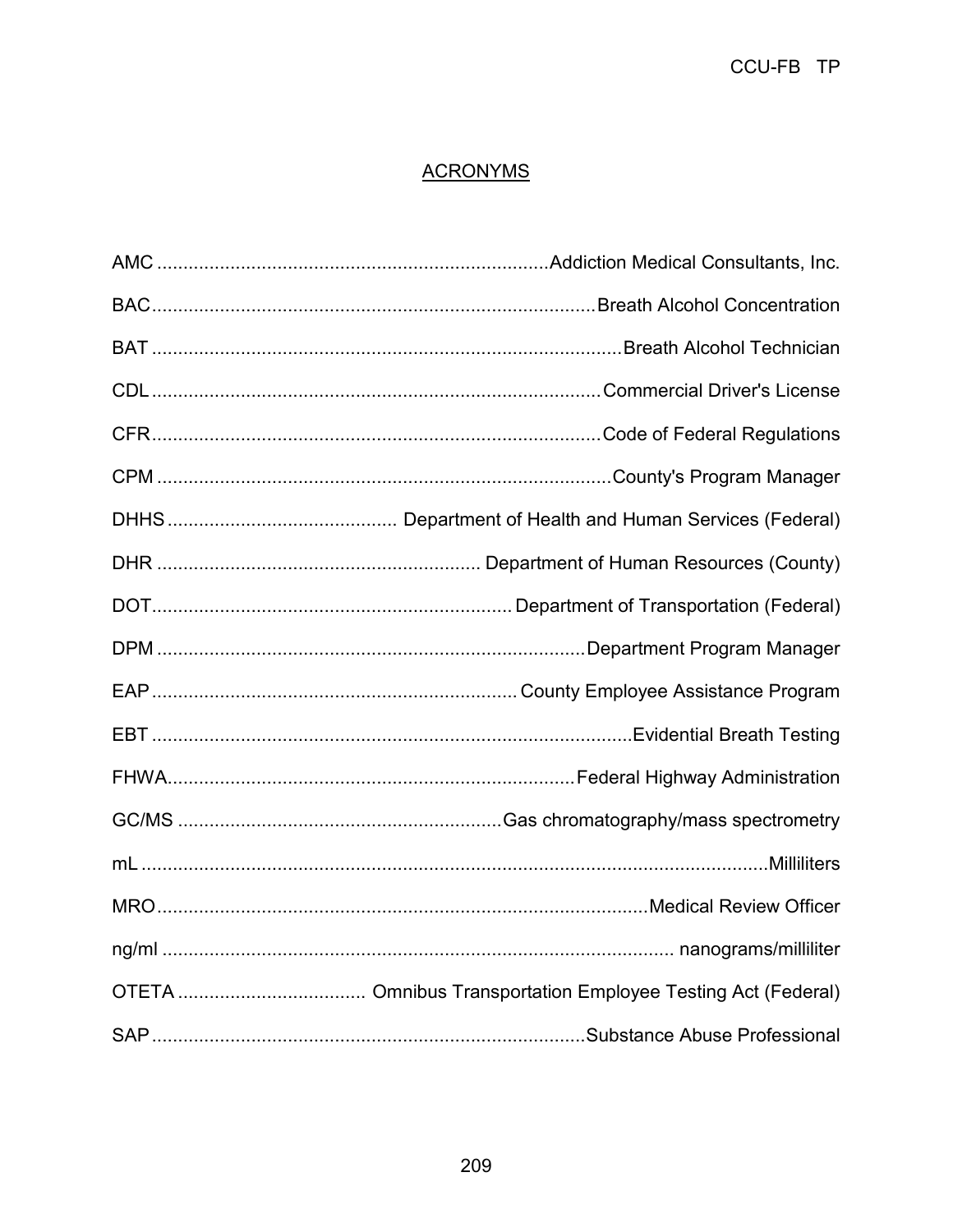## ACRONYMS

AMC ........................................................................Addiction Medical Consultants, Inc.

BAC...................................................................................Breath Alcohol Concentration

BAT ........................................................................................Breath Alcohol Technician

CDL .....................................................................................Commercial Driver's License

CFR.....................................................................................Code of Federal Regulations

CPM .......................................................................................County's Program Manager

DHHS ............................................ Department of Health and Human Services (Federal)

DHR ............................................................. Department of Human Resources (County)

DOT.................................................................... Department of Transportation (Federal)

DPM ..................................................................................Department Program Manager

EAP .................................................................... County Employee Assistance Program

EBT ..........................................................................................Evidential Breath Testing

FHWA..............................................................................Federal Highway Administration

GC/MS ..............................................................Gas chromatography/mass spectrometry

mL ....................................................................................................................Milliliters

MRO...............................................................................................Medical Review Officer

ng/ml ................................................................................................. nanograms/milliliter

OTETA ................................... Omnibus Transportation Employee Testing Act (Federal)

SAP..................................................................................Substance Abuse Professional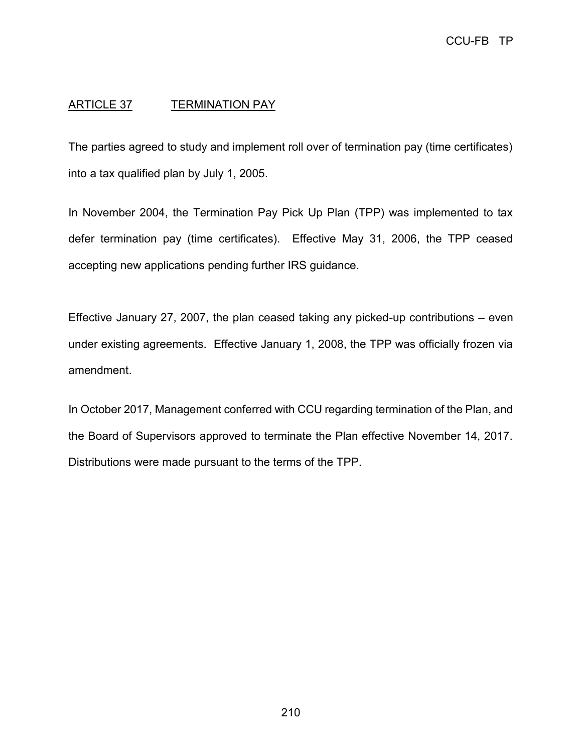## ARTICLE 37 TERMINATION PAY

The parties agreed to study and implement roll over of termination pay (time certificates) into a tax qualified plan by July 1, 2005.

In November 2004, the Termination Pay Pick Up Plan (TPP) was implemented to tax defer termination pay (time certificates). Effective May 31, 2006, the TPP ceased accepting new applications pending further IRS guidance.

Effective January 27, 2007, the plan ceased taking any picked-up contributions – even under existing agreements. Effective January 1, 2008, the TPP was officially frozen via amendment.

In October 2017, Management conferred with CCU regarding termination of the Plan, and the Board of Supervisors approved to terminate the Plan effective November 14, 2017. Distributions were made pursuant to the terms of the TPP.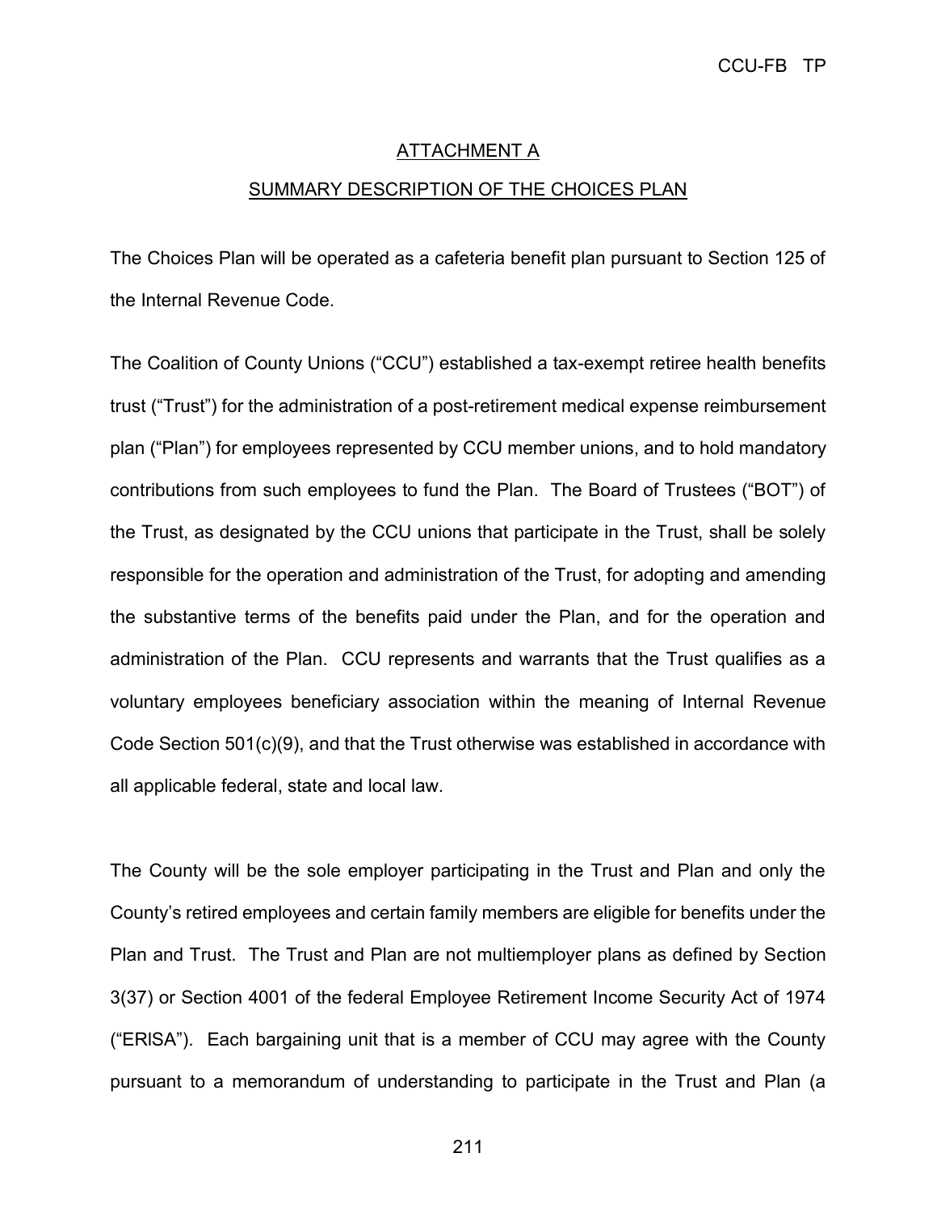## ATTACHMENT A

## SUMMARY DESCRIPTION OF THE CHOICES PLAN

The Choices Plan will be operated as a cafeteria benefit plan pursuant to Section 125 of the Internal Revenue Code.

The Coalition of County Unions ("CCU") established a tax-exempt retiree health benefits trust ("Trust") for the administration of a post-retirement medical expense reimbursement plan ("Plan") for employees represented by CCU member unions, and to hold mandatory contributions from such employees to fund the Plan. The Board of Trustees ("BOT") of the Trust, as designated by the CCU unions that participate in the Trust, shall be solely responsible for the operation and administration of the Trust, for adopting and amending the substantive terms of the benefits paid under the Plan, and for the operation and administration of the Plan. CCU represents and warrants that the Trust qualifies as a voluntary employees beneficiary association within the meaning of Internal Revenue Code Section 501(c)(9), and that the Trust otherwise was established in accordance with all applicable federal, state and local law.

The County will be the sole employer participating in the Trust and Plan and only the County's retired employees and certain family members are eligible for benefits under the Plan and Trust. The Trust and Plan are not multiemployer plans as defined by Section 3(37) or Section 4001 of the federal Employee Retirement Income Security Act of 1974 ("ERISA"). Each bargaining unit that is a member of CCU may agree with the County pursuant to a memorandum of understanding to participate in the Trust and Plan (a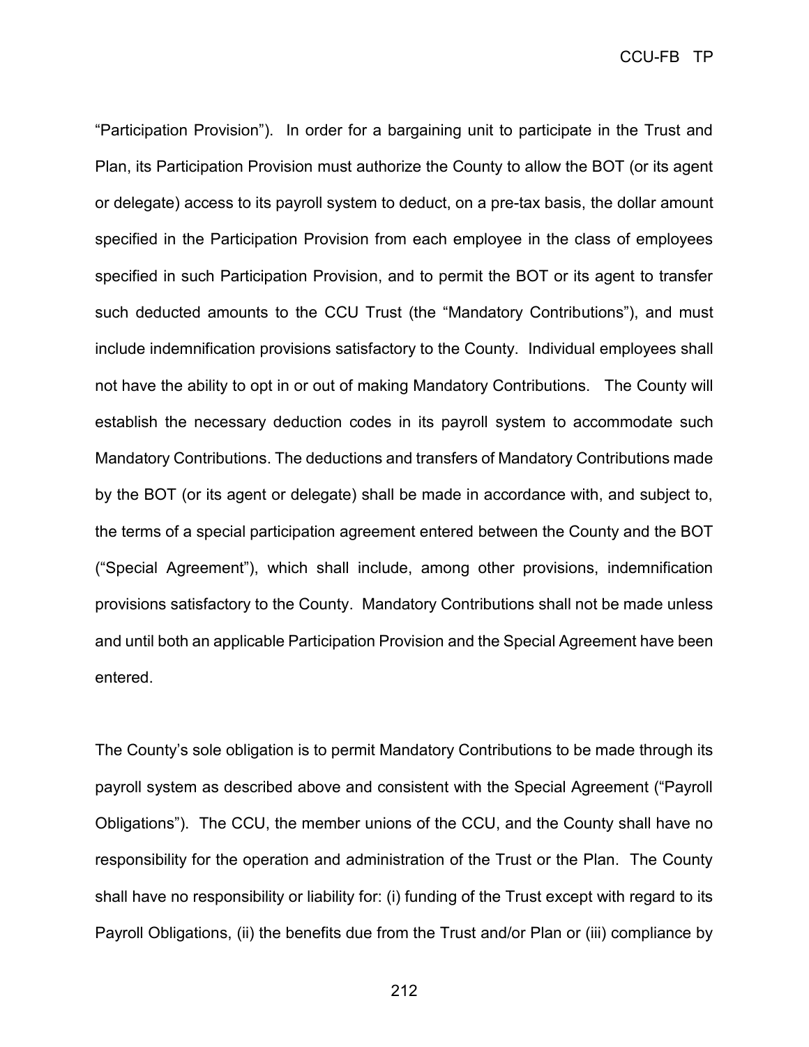"Participation Provision"). In order for a bargaining unit to participate in the Trust and Plan, its Participation Provision must authorize the County to allow the BOT (or its agent or delegate) access to its payroll system to deduct, on a pre-tax basis, the dollar amount specified in the Participation Provision from each employee in the class of employees specified in such Participation Provision, and to permit the BOT or its agent to transfer such deducted amounts to the CCU Trust (the "Mandatory Contributions"), and must include indemnification provisions satisfactory to the County. Individual employees shall not have the ability to opt in or out of making Mandatory Contributions. The County will establish the necessary deduction codes in its payroll system to accommodate such Mandatory Contributions. The deductions and transfers of Mandatory Contributions made by the BOT (or its agent or delegate) shall be made in accordance with, and subject to, the terms of a special participation agreement entered between the County and the BOT ("Special Agreement"), which shall include, among other provisions, indemnification provisions satisfactory to the County. Mandatory Contributions shall not be made unless and until both an applicable Participation Provision and the Special Agreement have been entered.

The County's sole obligation is to permit Mandatory Contributions to be made through its payroll system as described above and consistent with the Special Agreement ("Payroll Obligations"). The CCU, the member unions of the CCU, and the County shall have no responsibility for the operation and administration of the Trust or the Plan. The County shall have no responsibility or liability for: (i) funding of the Trust except with regard to its Payroll Obligations, (ii) the benefits due from the Trust and/or Plan or (iii) compliance by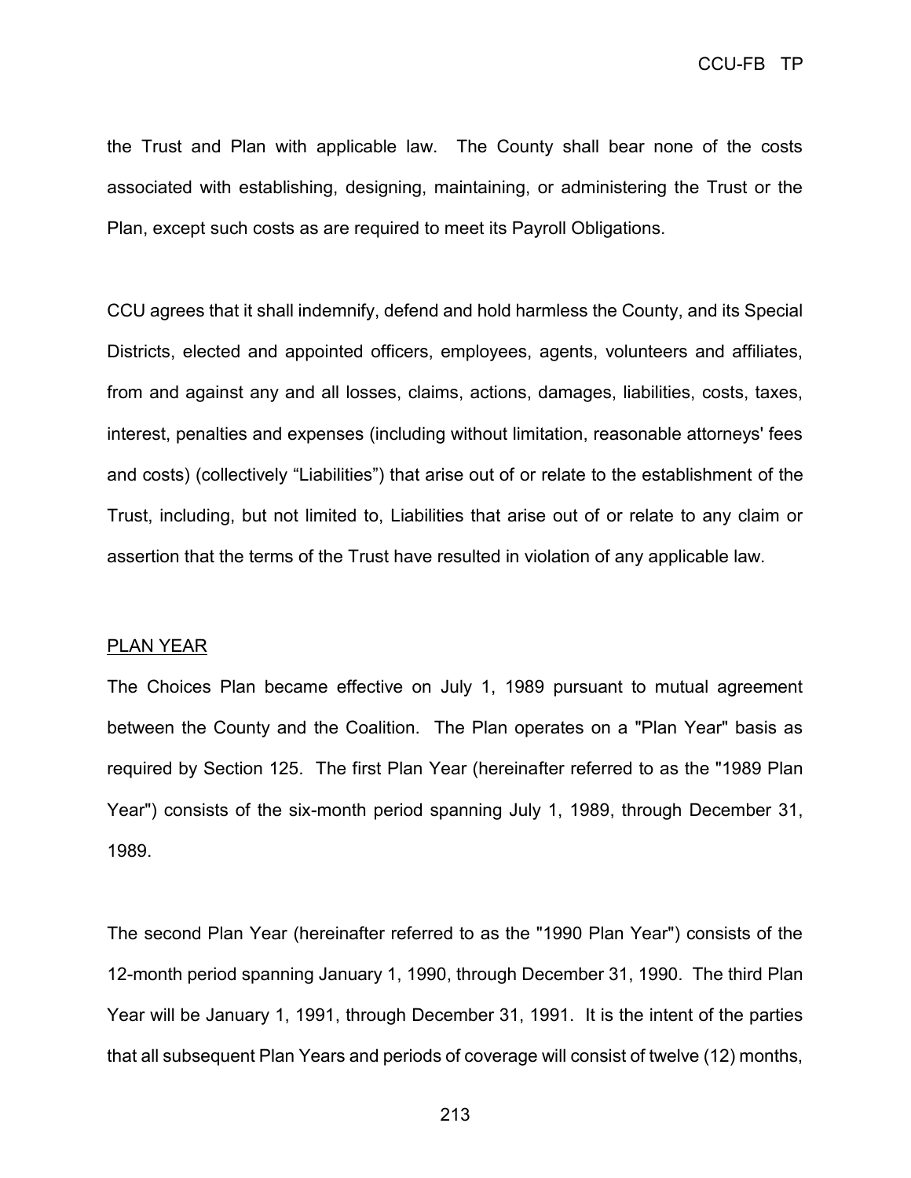the Trust and Plan with applicable law. The County shall bear none of the costs associated with establishing, designing, maintaining, or administering the Trust or the Plan, except such costs as are required to meet its Payroll Obligations.

CCU agrees that it shall indemnify, defend and hold harmless the County, and its Special Districts, elected and appointed officers, employees, agents, volunteers and affiliates, from and against any and all losses, claims, actions, damages, liabilities, costs, taxes, interest, penalties and expenses (including without limitation, reasonable attorneys' fees and costs) (collectively "Liabilities") that arise out of or relate to the establishment of the Trust, including, but not limited to, Liabilities that arise out of or relate to any claim or assertion that the terms of the Trust have resulted in violation of any applicable law.

PLAN YEAR

The Choices Plan became effective on July 1, 1989 pursuant to mutual agreement between the County and the Coalition. The Plan operates on a "Plan Year" basis as required by Section 125. The first Plan Year (hereinafter referred to as the "1989 Plan Year") consists of the six-month period spanning July 1, 1989, through December 31, 1989.

The second Plan Year (hereinafter referred to as the "1990 Plan Year") consists of the 12-month period spanning January 1, 1990, through December 31, 1990. The third Plan Year will be January 1, 1991, through December 31, 1991. It is the intent of the parties that all subsequent Plan Years and periods of coverage will consist of twelve (12) months,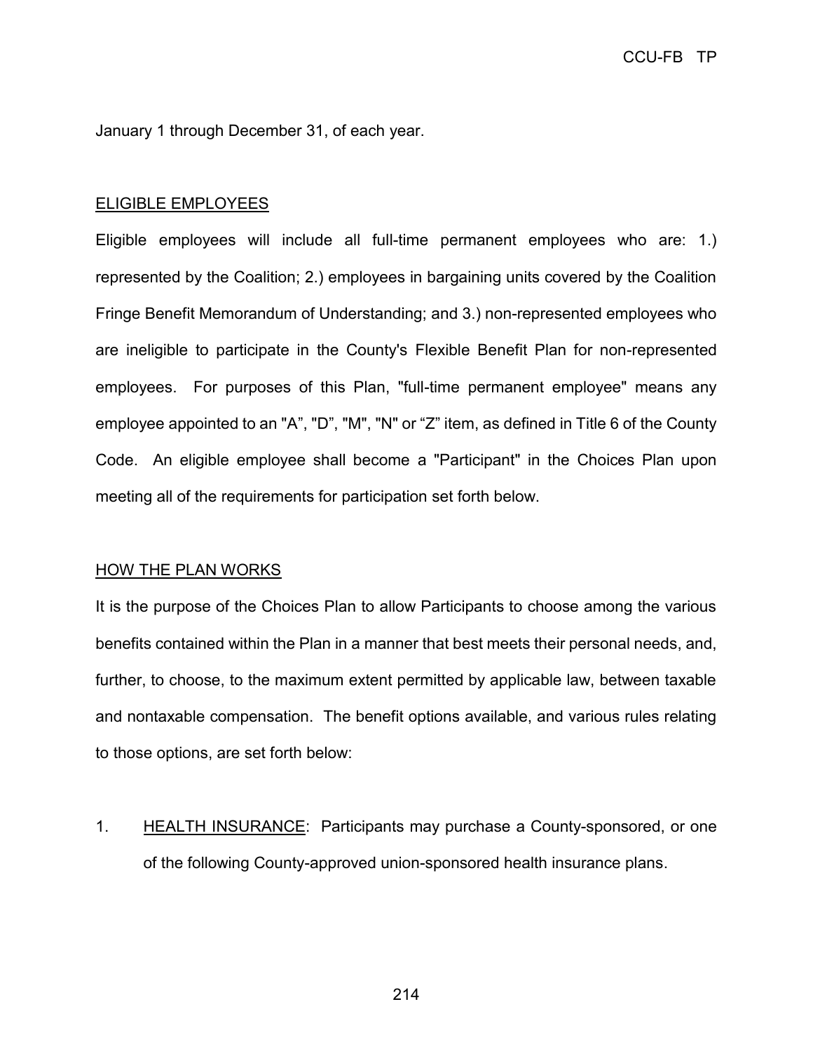January 1 through December 31, of each year.

ELIGIBLE EMPLOYEES

Eligible employees will include all full-time permanent employees who are: 1.) represented by the Coalition; 2.) employees in bargaining units covered by the Coalition Fringe Benefit Memorandum of Understanding; and 3.) non-represented employees who are ineligible to participate in the County's Flexible Benefit Plan for non-represented employees. For purposes of this Plan, "full-time permanent employee" means any employee appointed to an "A", "D", "M", "N" or "Z" item, as defined in Title 6 of the County Code. An eligible employee shall become a "Participant" in the Choices Plan upon meeting all of the requirements for participation set forth below.

HOW THE PLAN WORKS

It is the purpose of the Choices Plan to allow Participants to choose among the various benefits contained within the Plan in a manner that best meets their personal needs, and, further, to choose, to the maximum extent permitted by applicable law, between taxable and nontaxable compensation. The benefit options available, and various rules relating to those options, are set forth below:

1. HEALTH INSURANCE: Participants may purchase a County-sponsored, or one of the following County-approved union-sponsored health insurance plans.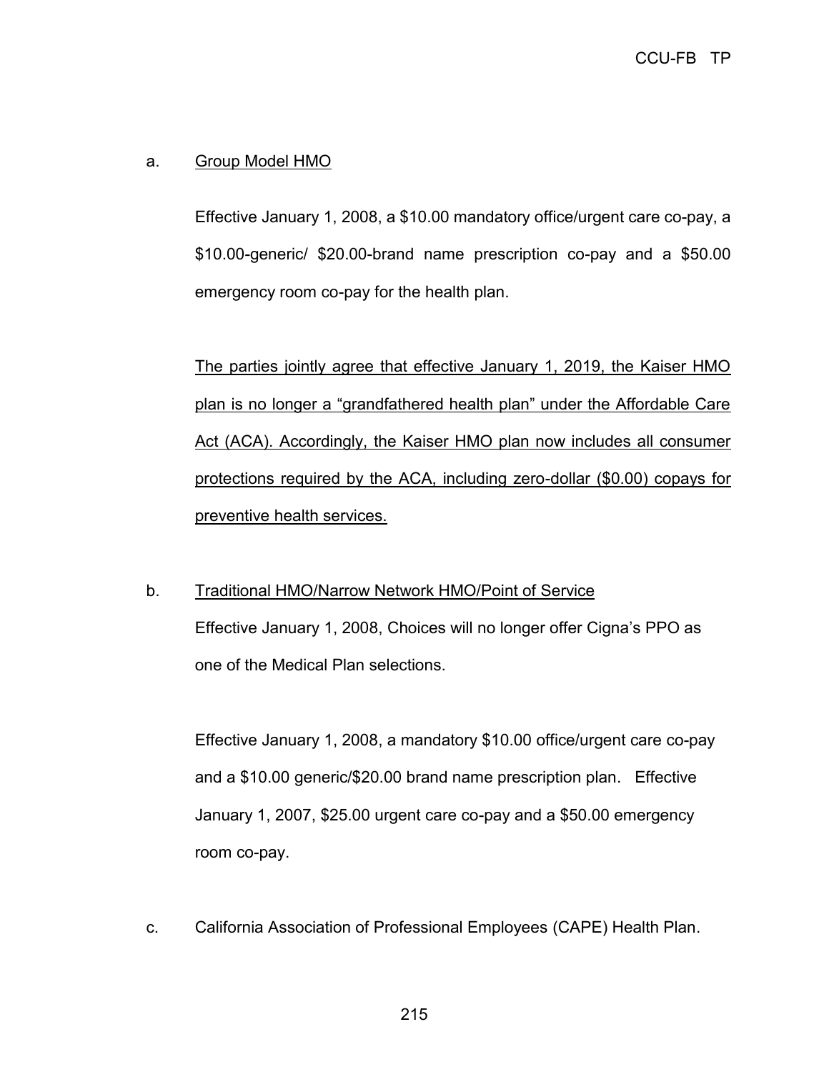a. Group Model HMO

Effective January 1, 2008, a $10.00 mandatory office/urgent care co-pay, a $10.00-generic/ $20.00-brand name prescription co-pay and a $50.00 emergency room co-pay for the health plan.

The parties jointly agree that effective January 1, 2019, the Kaiser HMO plan is no longer a “grandfathered health plan” under the Affordable Care Act (ACA). Accordingly, the Kaiser HMO plan now includes all consumer protections required by the ACA, including zero-dollar ($0.00) copays for preventive health services.

b. Traditional HMO/Narrow Network HMO/Point of Service

Effective January 1, 2008, Choices will no longer offer Cigna’s PPO as one of the Medical Plan selections.

Effective January 1, 2008, a mandatory $10.00 office/urgent care co-pay and a $10.00 generic/$20.00 brand name prescription plan. Effective January 1, 2007, $25.00 urgent care co-pay and a $50.00 emergency room co-pay.

c. California Association of Professional Employees (CAPE) Health Plan.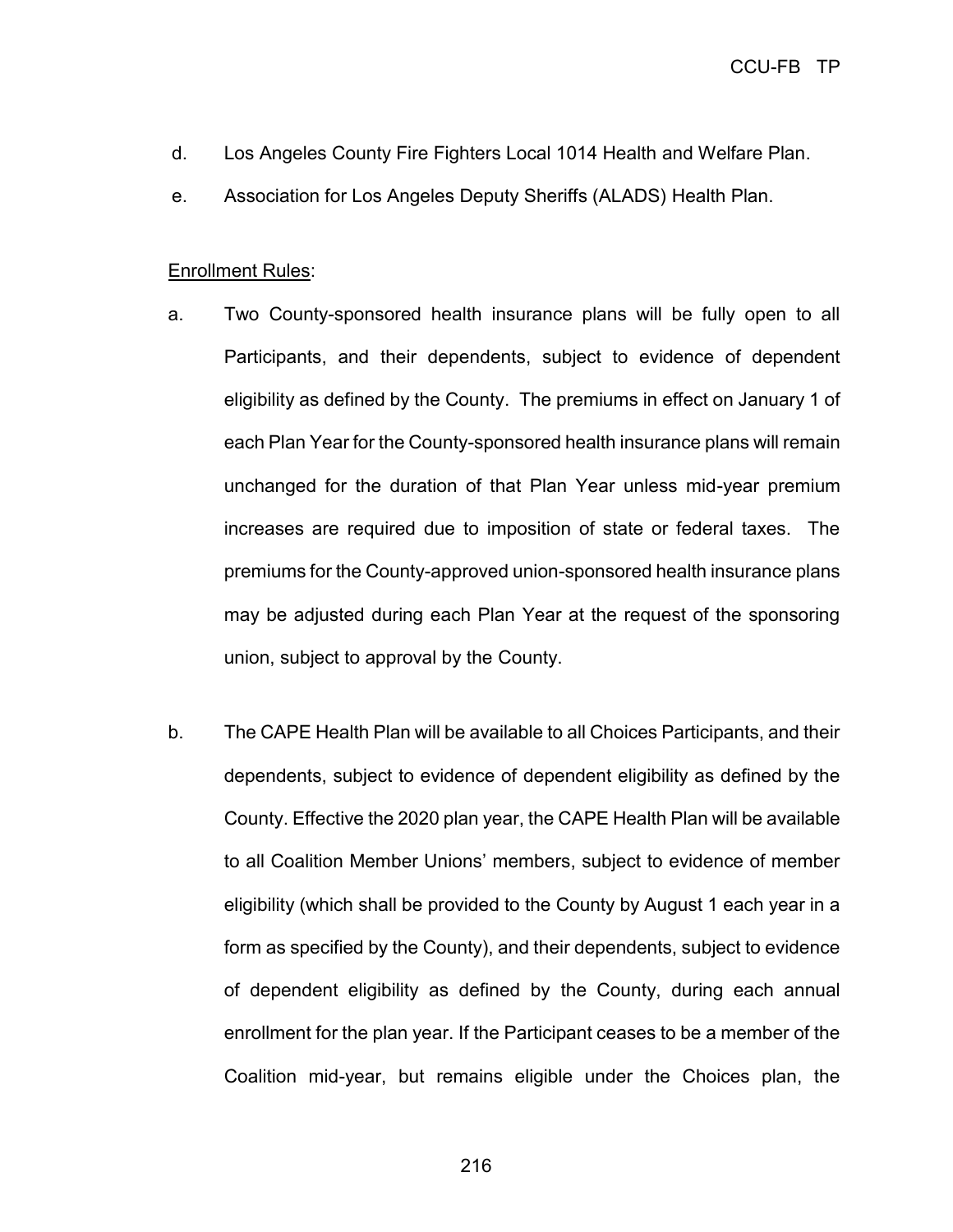d. Los Angeles County Fire Fighters Local 1014 Health and Welfare Plan.

e. Association for Los Angeles Deputy Sheriffs (ALADS) Health Plan.

Enrollment Rules:

a. Two County-sponsored health insurance plans will be fully open to all Participants, and their dependents, subject to evidence of dependent eligibility as defined by the County. The premiums in effect on January 1 of each Plan Year for the County-sponsored health insurance plans will remain unchanged for the duration of that Plan Year unless mid-year premium increases are required due to imposition of state or federal taxes. The premiums for the County-approved union-sponsored health insurance plans may be adjusted during each Plan Year at the request of the sponsoring union, subject to approval by the County.

b. The CAPE Health Plan will be available to all Choices Participants, and their dependents, subject to evidence of dependent eligibility as defined by the County. Effective the 2020 plan year, the CAPE Health Plan will be available to all Coalition Member Unions' members, subject to evidence of member eligibility (which shall be provided to the County by August 1 each year in a form as specified by the County), and their dependents, subject to evidence of dependent eligibility as defined by the County, during each annual enrollment for the plan year. If the Participant ceases to be a member of the Coalition mid-year, but remains eligible under the Choices plan, the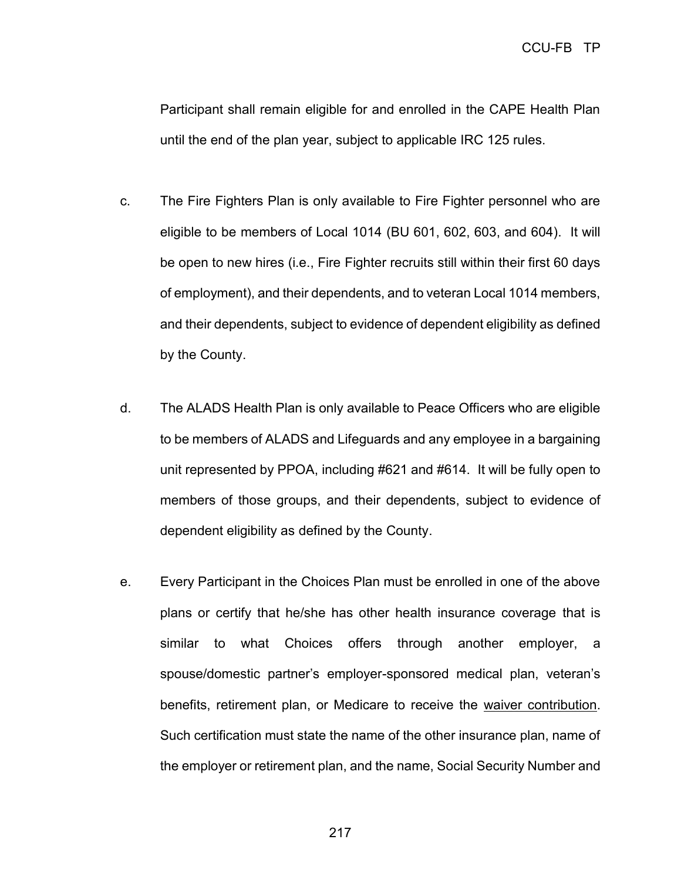Participant shall remain eligible for and enrolled in the CAPE Health Plan until the end of the plan year, subject to applicable IRC 125 rules.

c. The Fire Fighters Plan is only available to Fire Fighter personnel who are eligible to be members of Local 1014 (BU 601, 602, 603, and 604). It will be open to new hires (i.e., Fire Fighter recruits still within their first 60 days of employment), and their dependents, and to veteran Local 1014 members, and their dependents, subject to evidence of dependent eligibility as defined by the County.

d. The ALADS Health Plan is only available to Peace Officers who are eligible to be members of ALADS and Lifeguards and any employee in a bargaining unit represented by PPOA, including #621 and #614. It will be fully open to members of those groups, and their dependents, subject to evidence of dependent eligibility as defined by the County.

e. Every Participant in the Choices Plan must be enrolled in one of the above plans or certify that he/she has other health insurance coverage that is similar to what Choices offers through another employer, a spouse/domestic partner's employer-sponsored medical plan, veteran's benefits, retirement plan, or Medicare to receive the <u>waiver contribution</u>. Such certification must state the name of the other insurance plan, name of the employer or retirement plan, and the name, Social Security Number and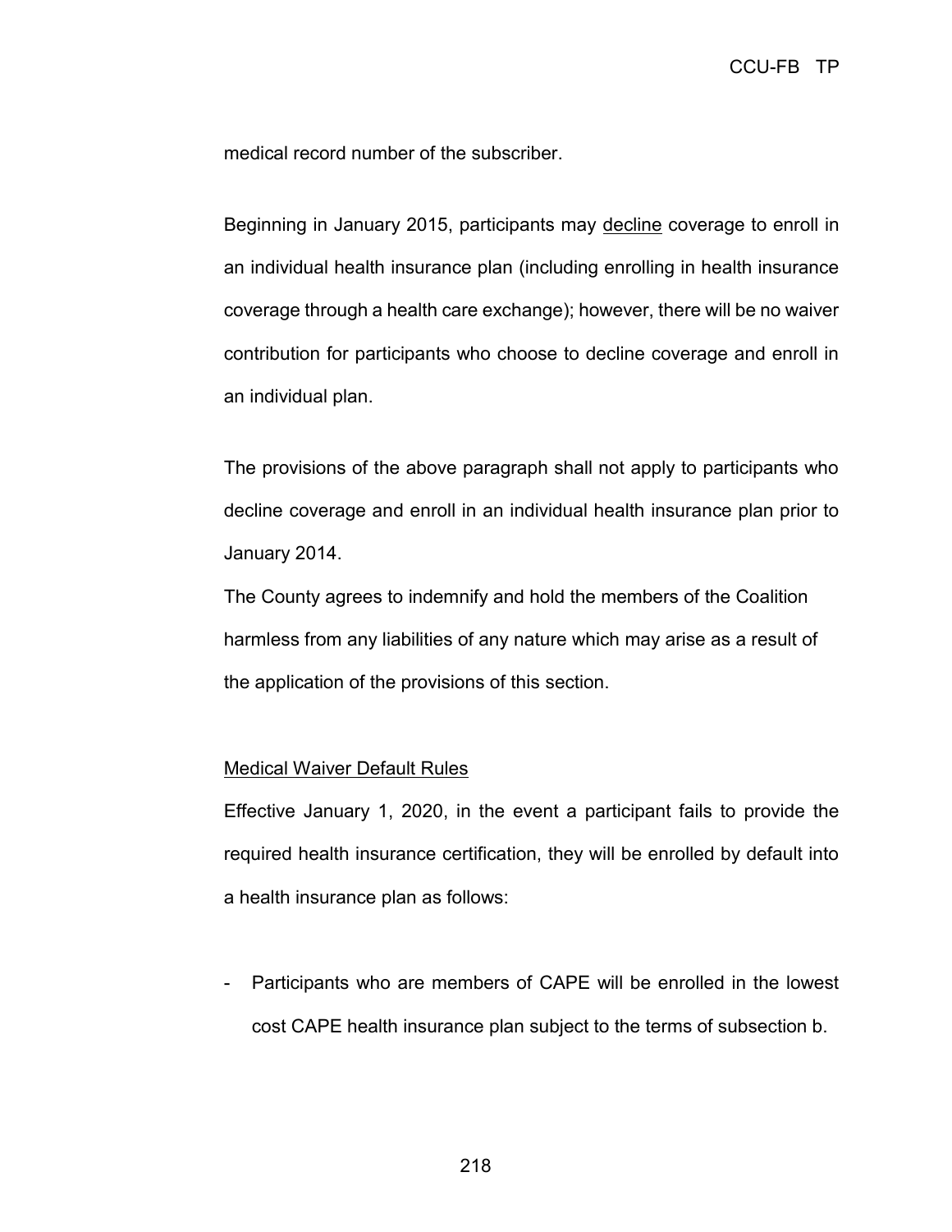medical record number of the subscriber.

Beginning in January 2015, participants may <u>decline</u> coverage to enroll in an individual health insurance plan (including enrolling in health insurance coverage through a health care exchange); however, there will be no waiver contribution for participants who choose to decline coverage and enroll in an individual plan.

The provisions of the above paragraph shall not apply to participants who decline coverage and enroll in an individual health insurance plan prior to January 2014.

The County agrees to indemnify and hold the members of the Coalition harmless from any liabilities of any nature which may arise as a result of the application of the provisions of this section.

<u>Medical Waiver Default Rules</u>

Effective January 1, 2020, in the event a participant fails to provide the required health insurance certification, they will be enrolled by default into a health insurance plan as follows:

- Participants who are members of CAPE will be enrolled in the lowest cost CAPE health insurance plan subject to the terms of subsection b.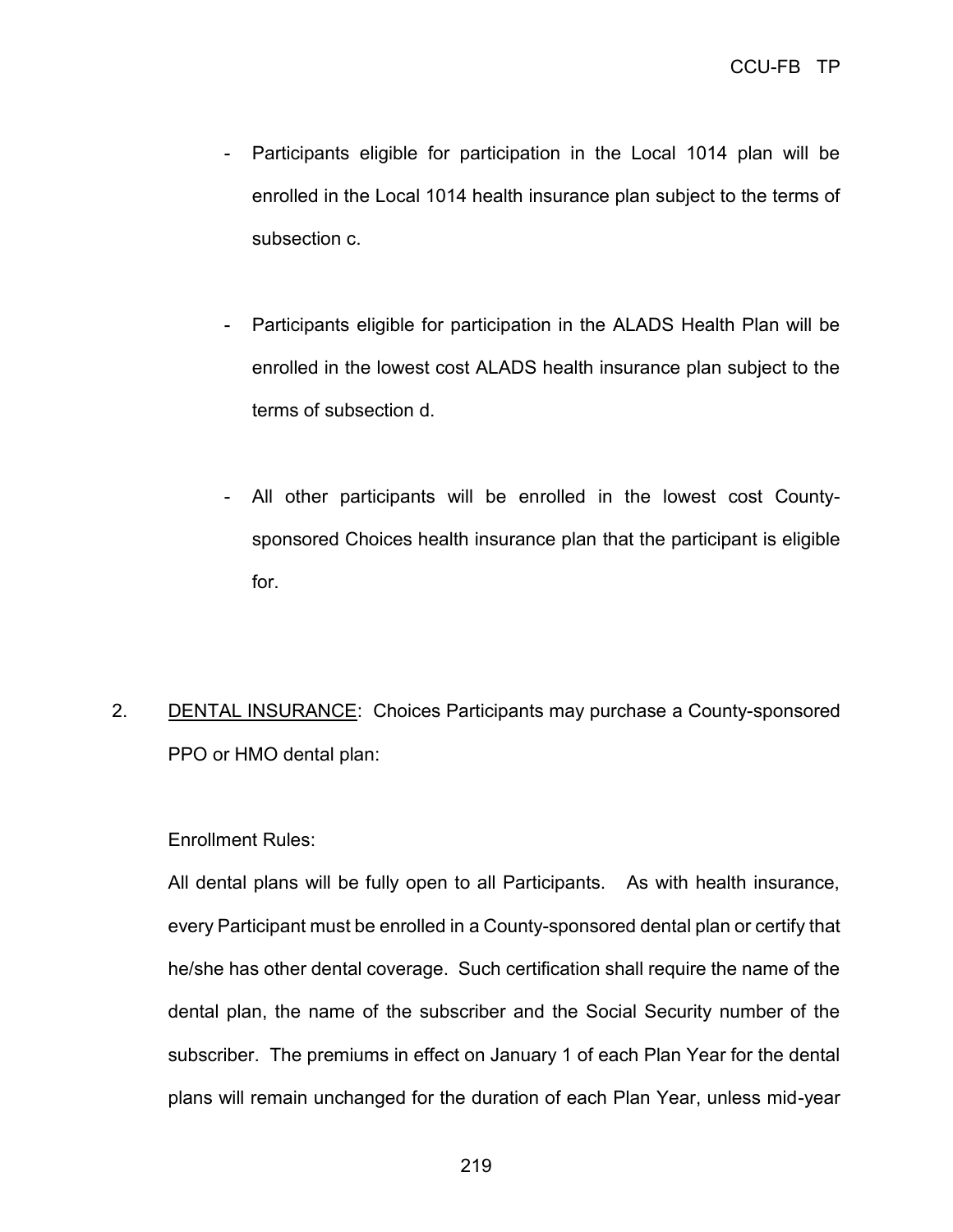- Participants eligible for participation in the Local 1014 plan will be enrolled in the Local 1014 health insurance plan subject to the terms of subsection c.

- Participants eligible for participation in the ALADS Health Plan will be enrolled in the lowest cost ALADS health insurance plan subject to the terms of subsection d.

- All other participants will be enrolled in the lowest cost County-sponsored Choices health insurance plan that the participant is eligible for.

2. <u>DENTAL INSURANCE</u>: Choices Participants may purchase a County-sponsored PPO or HMO dental plan:

   Enrollment Rules:

   All dental plans will be fully open to all Participants. As with health insurance, every Participant must be enrolled in a County-sponsored dental plan or certify that he/she has other dental coverage. Such certification shall require the name of the dental plan, the name of the subscriber and the Social Security number of the subscriber. The premiums in effect on January 1 of each Plan Year for the dental plans will remain unchanged for the duration of each Plan Year, unless mid-year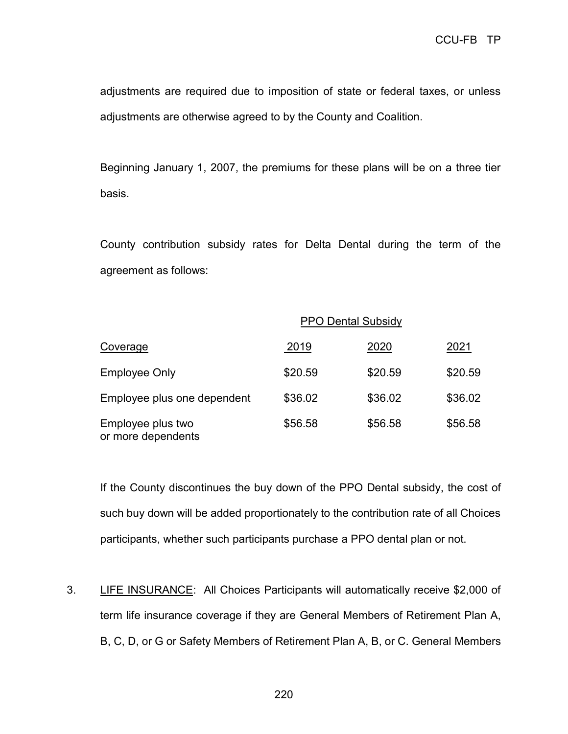adjustments are required due to imposition of state or federal taxes, or unless adjustments are otherwise agreed to by the County and Coalition.

Beginning January 1, 2007, the premiums for these plans will be on a three tier basis.

County contribution subsidy rates for Delta Dental during the term of the agreement as follows:

| | PPO Dental Subsidy | | |
|---|---|---|---|
| Coverage | 2019 | 2020 | 2021 |
| Employee Only | \$20.59 | \$20.59 | \$20.59 |
| Employee plus one dependent | \$36.02 | \$36.02 | \$36.02 |
| Employee plus two or more dependents | \$56.58 | \$56.58 | \$56.58 |

If the County discontinues the buy down of the PPO Dental subsidy, the cost of such buy down will be added proportionately to the contribution rate of all Choices participants, whether such participants purchase a PPO dental plan or not.

3. LIFE INSURANCE: All Choices Participants will automatically receive \$2,000 of term life insurance coverage if they are General Members of Retirement Plan A, B, C, D, or G or Safety Members of Retirement Plan A, B, or C. General Members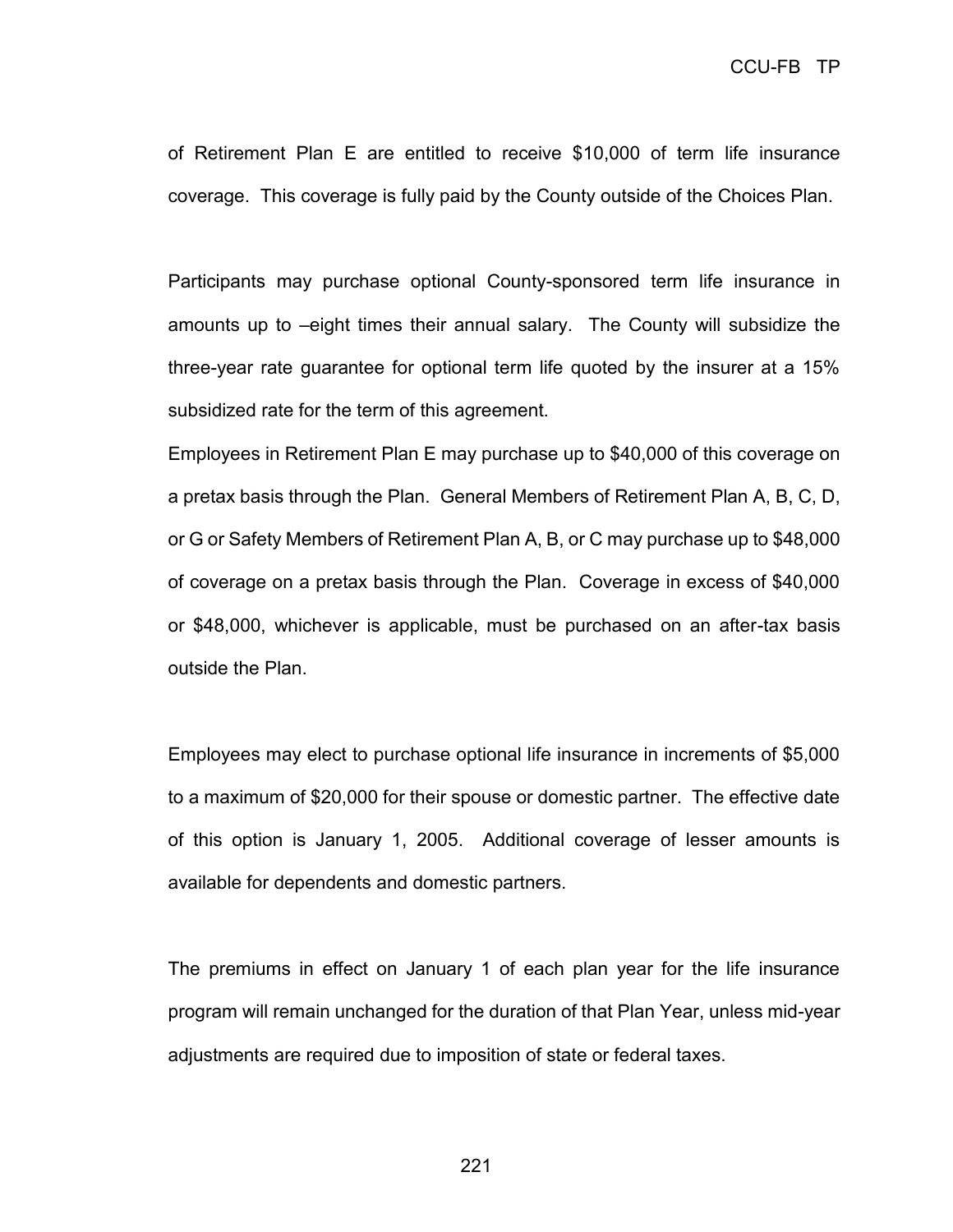of Retirement Plan E are entitled to receive $10,000 of term life insurance coverage. This coverage is fully paid by the County outside of the Choices Plan.

Participants may purchase optional County-sponsored term life insurance in amounts up to –eight times their annual salary. The County will subsidize the three-year rate guarantee for optional term life quoted by the insurer at a 15% subsidized rate for the term of this agreement.

Employees in Retirement Plan E may purchase up to $40,000 of this coverage on a pretax basis through the Plan. General Members of Retirement Plan A, B, C, D, or G or Safety Members of Retirement Plan A, B, or C may purchase up to $48,000 of coverage on a pretax basis through the Plan. Coverage in excess of $40,000 or $48,000, whichever is applicable, must be purchased on an after-tax basis outside the Plan.

Employees may elect to purchase optional life insurance in increments of $5,000 to a maximum of $20,000 for their spouse or domestic partner. The effective date of this option is January 1, 2005. Additional coverage of lesser amounts is available for dependents and domestic partners.

The premiums in effect on January 1 of each plan year for the life insurance program will remain unchanged for the duration of that Plan Year, unless mid-year adjustments are required due to imposition of state or federal taxes.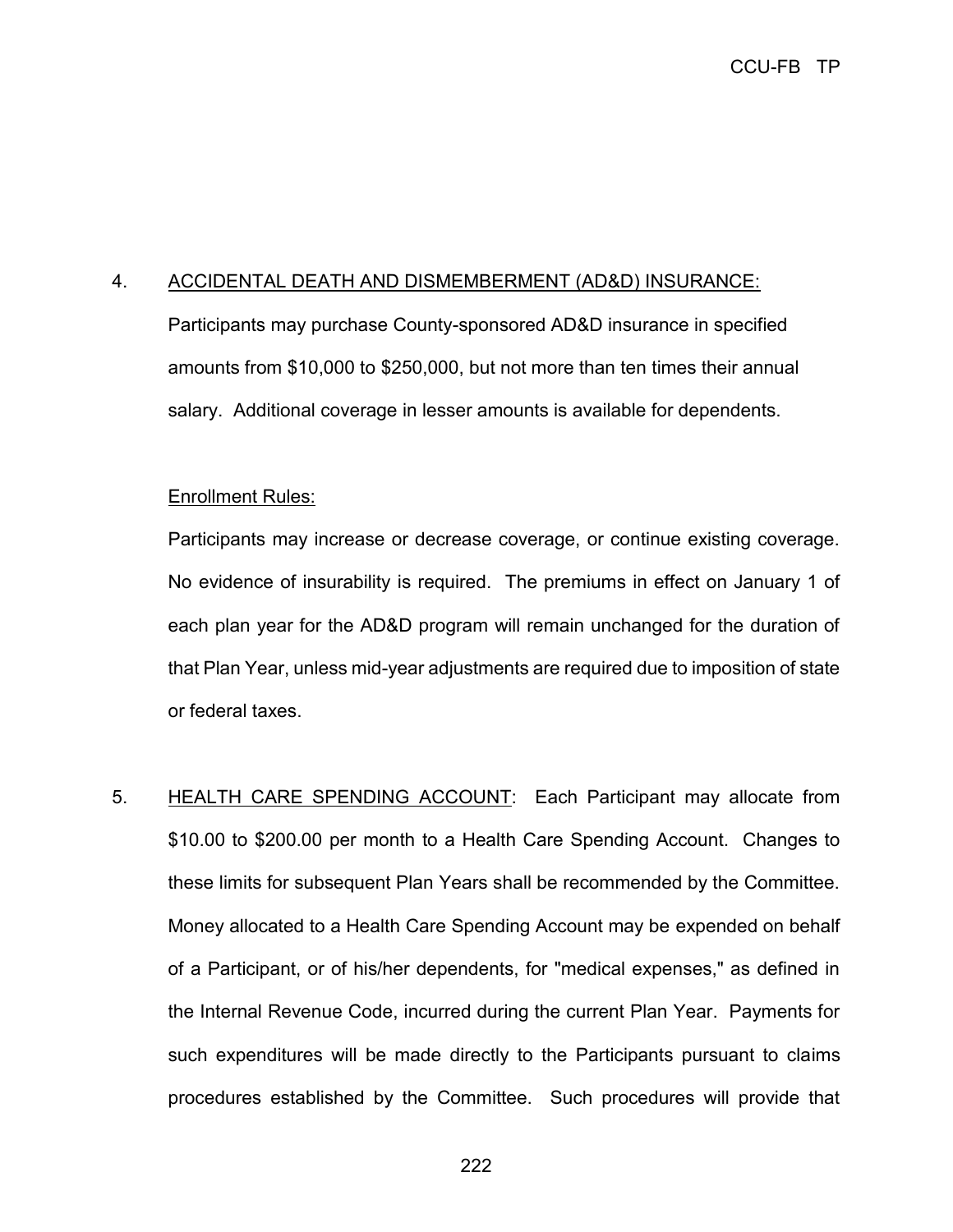4. ACCIDENTAL DEATH AND DISMEMBERMENT (AD&D) INSURANCE:

Participants may purchase County-sponsored AD&D insurance in specified amounts from $10,000 to $250,000, but not more than ten times their annual salary. Additional coverage in lesser amounts is available for dependents.

Enrollment Rules:

Participants may increase or decrease coverage, or continue existing coverage. No evidence of insurability is required. The premiums in effect on January 1 of each plan year for the AD&D program will remain unchanged for the duration of that Plan Year, unless mid-year adjustments are required due to imposition of state or federal taxes.

5. HEALTH CARE SPENDING ACCOUNT: Each Participant may allocate from $10.00 to $200.00 per month to a Health Care Spending Account. Changes to these limits for subsequent Plan Years shall be recommended by the Committee. Money allocated to a Health Care Spending Account may be expended on behalf of a Participant, or of his/her dependents, for "medical expenses," as defined in the Internal Revenue Code, incurred during the current Plan Year. Payments for such expenditures will be made directly to the Participants pursuant to claims procedures established by the Committee. Such procedures will provide that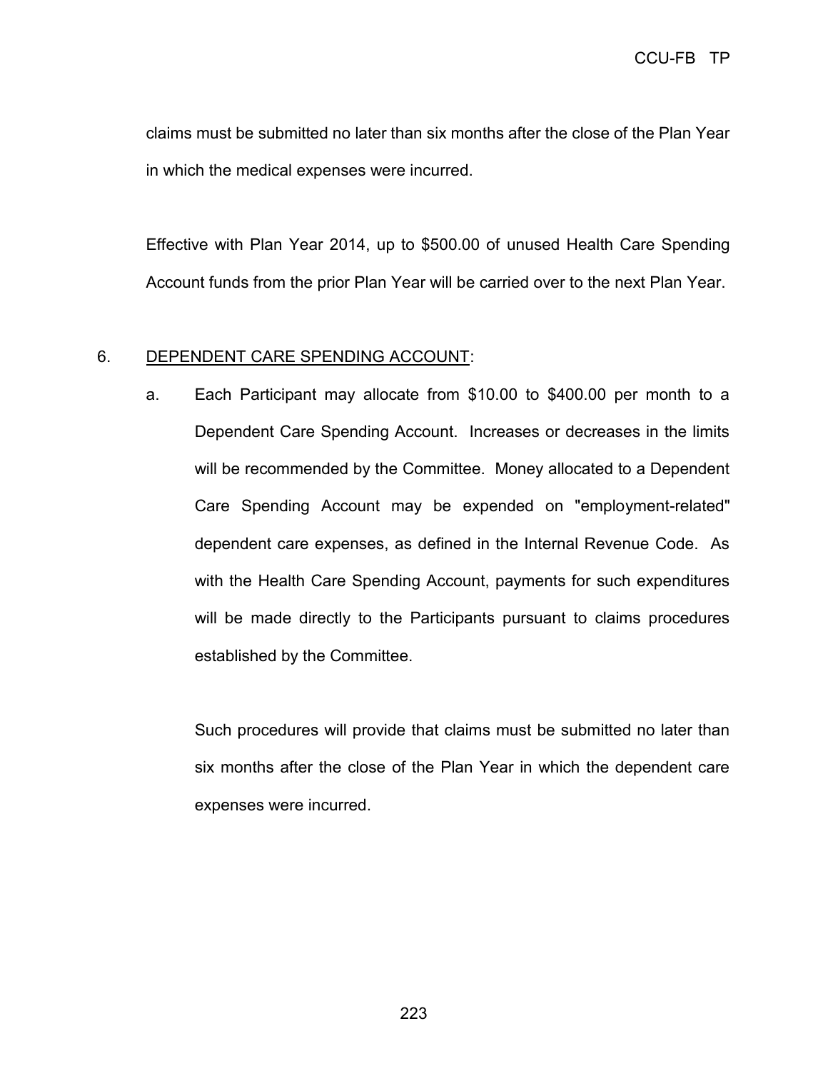claims must be submitted no later than six months after the close of the Plan Year in which the medical expenses were incurred.

Effective with Plan Year 2014, up to $500.00 of unused Health Care Spending Account funds from the prior Plan Year will be carried over to the next Plan Year.

6. <u>DEPENDENT CARE SPENDING ACCOUNT</u>:

   a. Each Participant may allocate from $10.00 to $400.00 per month to a Dependent Care Spending Account. Increases or decreases in the limits will be recommended by the Committee. Money allocated to a Dependent Care Spending Account may be expended on "employment-related" dependent care expenses, as defined in the Internal Revenue Code. As with the Health Care Spending Account, payments for such expenditures will be made directly to the Participants pursuant to claims procedures established by the Committee.

      Such procedures will provide that claims must be submitted no later than six months after the close of the Plan Year in which the dependent care expenses were incurred.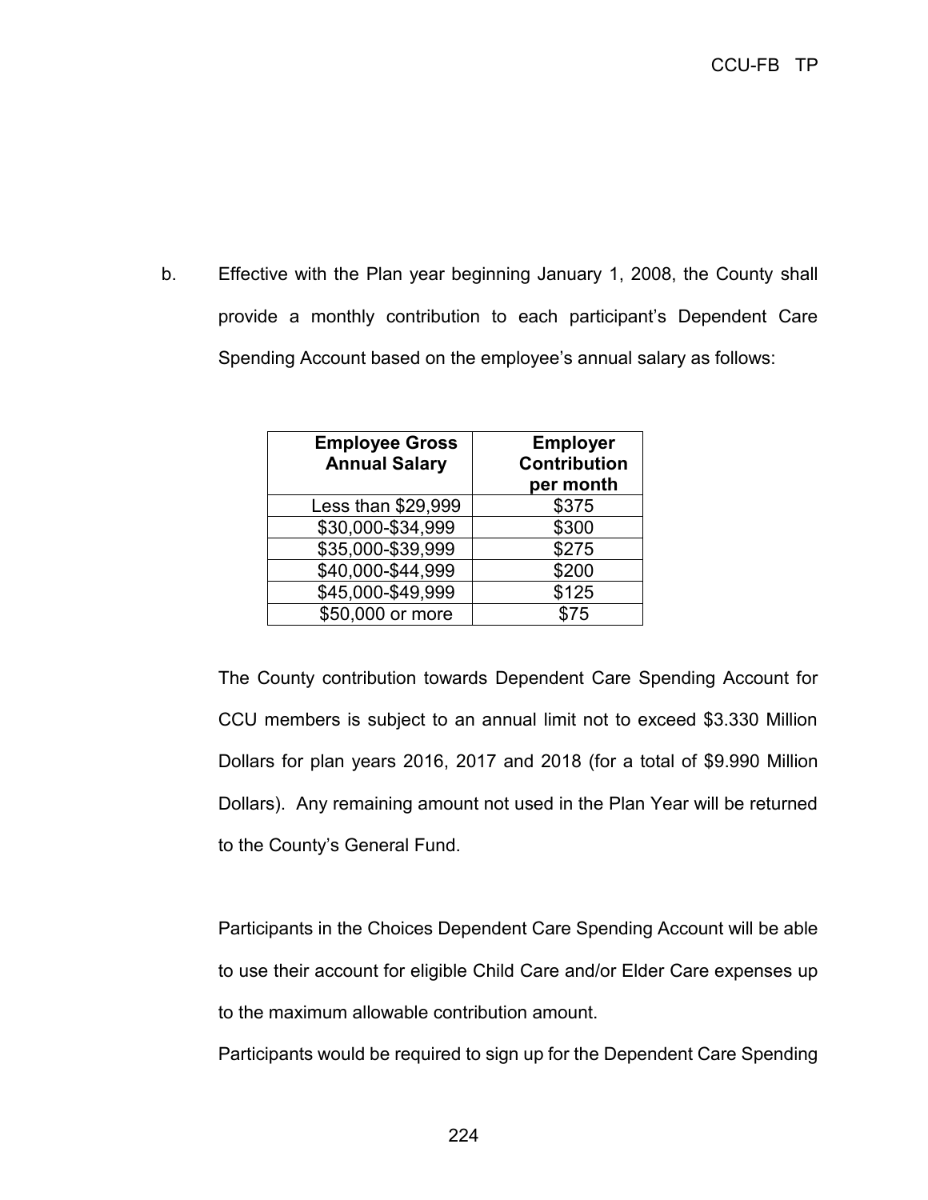b. Effective with the Plan year beginning January 1, 2008, the County shall provide a monthly contribution to each participant's Dependent Care Spending Account based on the employee's annual salary as follows:

| Employee Gross Annual Salary | Employer Contribution per month |
|---|---|
| Less than $29,999 | $375 |
| $30,000-$34,999 | $300 |
| $35,000-$39,999 | $275 |
| $40,000-$44,999 | $200 |
| $45,000-$49,999 | $125 |
| $50,000 or more | $75 |

The County contribution towards Dependent Care Spending Account for CCU members is subject to an annual limit not to exceed $3.330 Million Dollars for plan years 2016, 2017 and 2018 (for a total of $9.990 Million Dollars). Any remaining amount not used in the Plan Year will be returned to the County's General Fund.

Participants in the Choices Dependent Care Spending Account will be able to use their account for eligible Child Care and/or Elder Care expenses up to the maximum allowable contribution amount.

Participants would be required to sign up for the Dependent Care Spending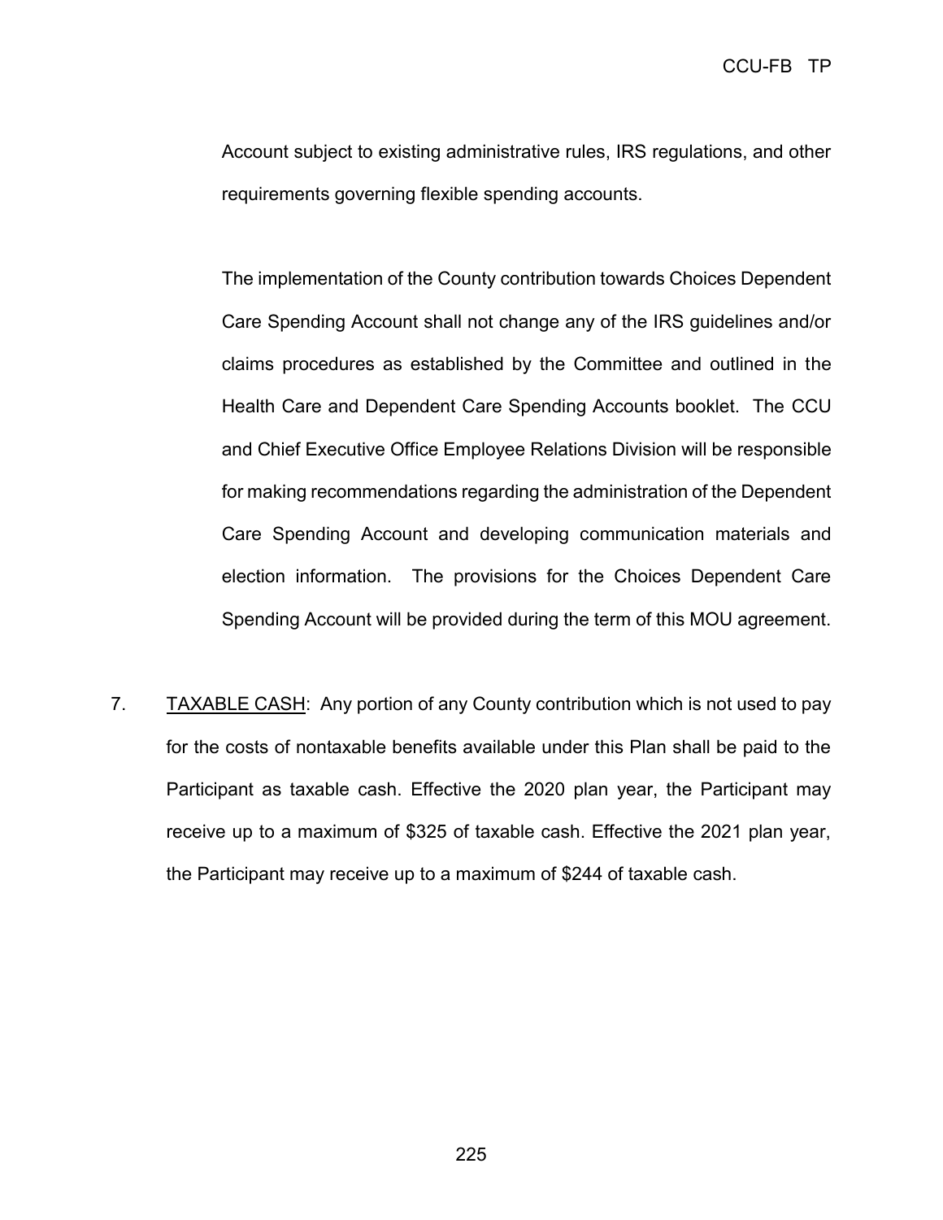Account subject to existing administrative rules, IRS regulations, and other requirements governing flexible spending accounts.

The implementation of the County contribution towards Choices Dependent Care Spending Account shall not change any of the IRS guidelines and/or claims procedures as established by the Committee and outlined in the Health Care and Dependent Care Spending Accounts booklet. The CCU and Chief Executive Office Employee Relations Division will be responsible for making recommendations regarding the administration of the Dependent Care Spending Account and developing communication materials and election information. The provisions for the Choices Dependent Care Spending Account will be provided during the term of this MOU agreement.

7. TAXABLE CASH: Any portion of any County contribution which is not used to pay for the costs of nontaxable benefits available under this Plan shall be paid to the Participant as taxable cash. Effective the 2020 plan year, the Participant may receive up to a maximum of $325 of taxable cash. Effective the 2021 plan year, the Participant may receive up to a maximum of $244 of taxable cash.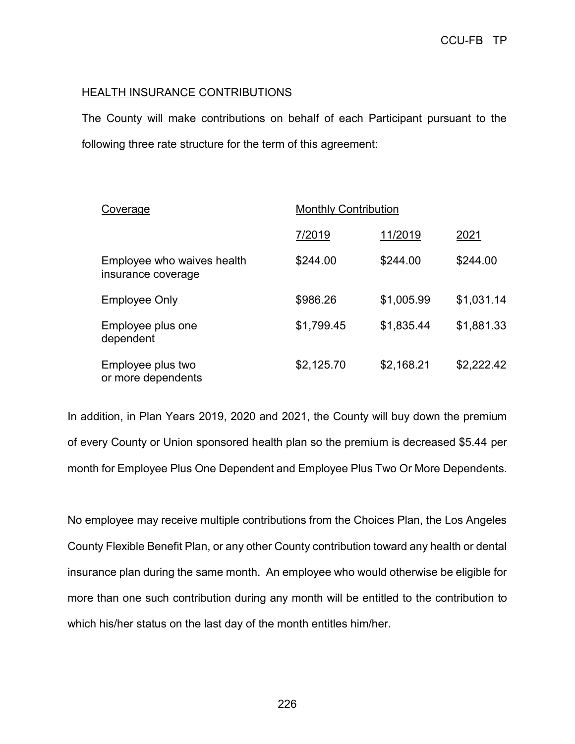## HEALTH INSURANCE CONTRIBUTIONS

The County will make contributions on behalf of each Participant pursuant to the following three rate structure for the term of this agreement:

| Coverage | Monthly Contribution | | |
|---|---|---|---|
| | 7/2019 | 11/2019 | 2021 |
| Employee who waives health insurance coverage | $244.00 | $244.00 | $244.00 |
| Employee Only | $986.26 | $1,005.99 | $1,031.14 |
| Employee plus one dependent | $1,799.45 | $1,835.44 | $1,881.33 |
| Employee plus two or more dependents | $2,125.70 | $2,168.21 | $2,222.42 |

In addition, in Plan Years 2019, 2020 and 2021, the County will buy down the premium of every County or Union sponsored health plan so the premium is decreased $5.44 per month for Employee Plus One Dependent and Employee Plus Two Or More Dependents.

No employee may receive multiple contributions from the Choices Plan, the Los Angeles County Flexible Benefit Plan, or any other County contribution toward any health or dental insurance plan during the same month. An employee who would otherwise be eligible for more than one such contribution during any month will be entitled to the contribution to which his/her status on the last day of the month entitles him/her.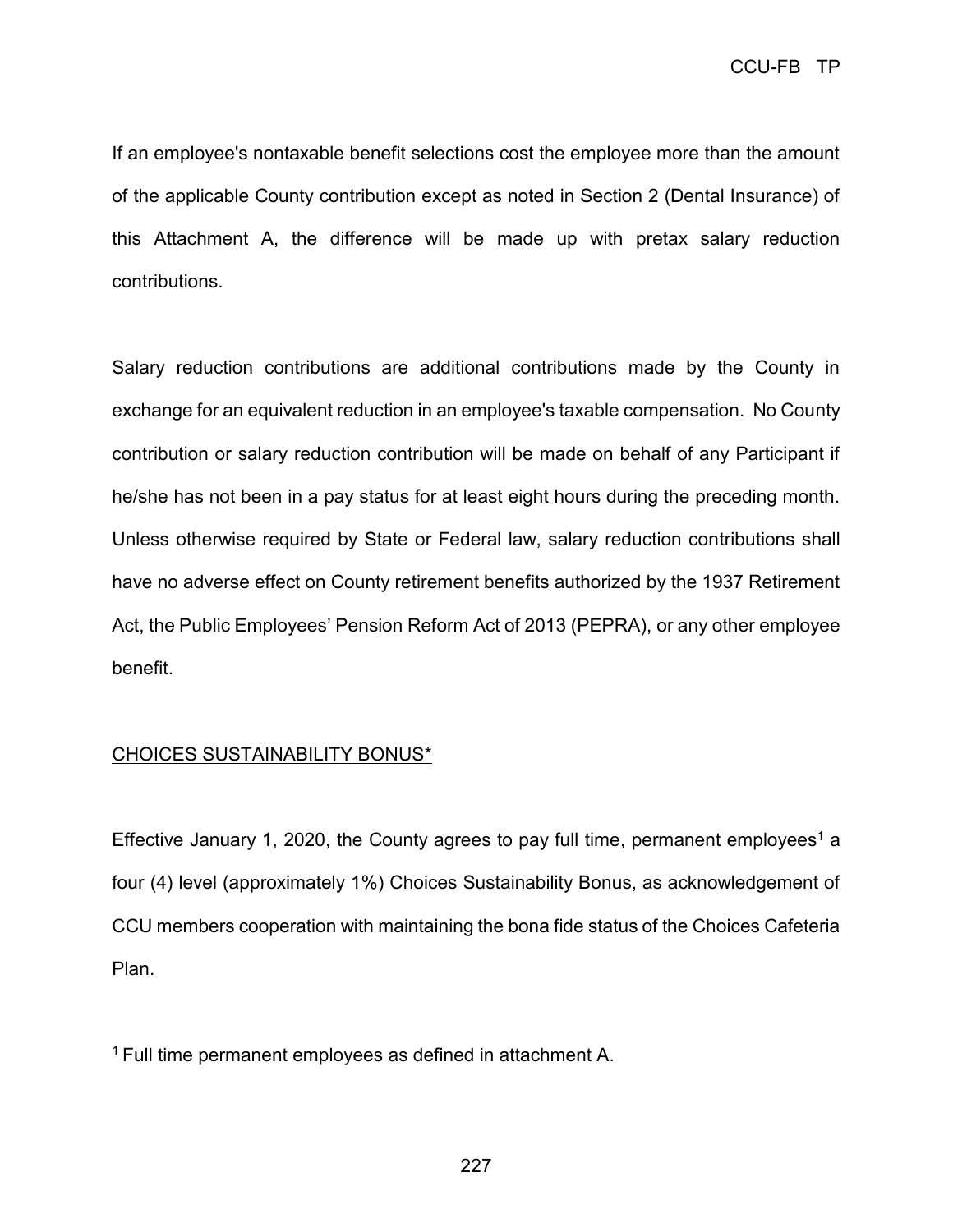If an employee's nontaxable benefit selections cost the employee more than the amount of the applicable County contribution except as noted in Section 2 (Dental Insurance) of this Attachment A, the difference will be made up with pretax salary reduction contributions.

Salary reduction contributions are additional contributions made by the County in exchange for an equivalent reduction in an employee's taxable compensation. No County contribution or salary reduction contribution will be made on behalf of any Participant if he/she has not been in a pay status for at least eight hours during the preceding month. Unless otherwise required by State or Federal law, salary reduction contributions shall have no adverse effect on County retirement benefits authorized by the 1937 Retirement Act, the Public Employees' Pension Reform Act of 2013 (PEPRA), or any other employee benefit.

<u>CHOICES SUSTAINABILITY BONUS*</u>

Effective January 1, 2020, the County agrees to pay full time, permanent employees[1] a four (4) level (approximately 1%) Choices Sustainability Bonus, as acknowledgement of CCU members cooperation with maintaining the bona fide status of the Choices Cafeteria Plan.

[1] Full time permanent employees as defined in attachment A.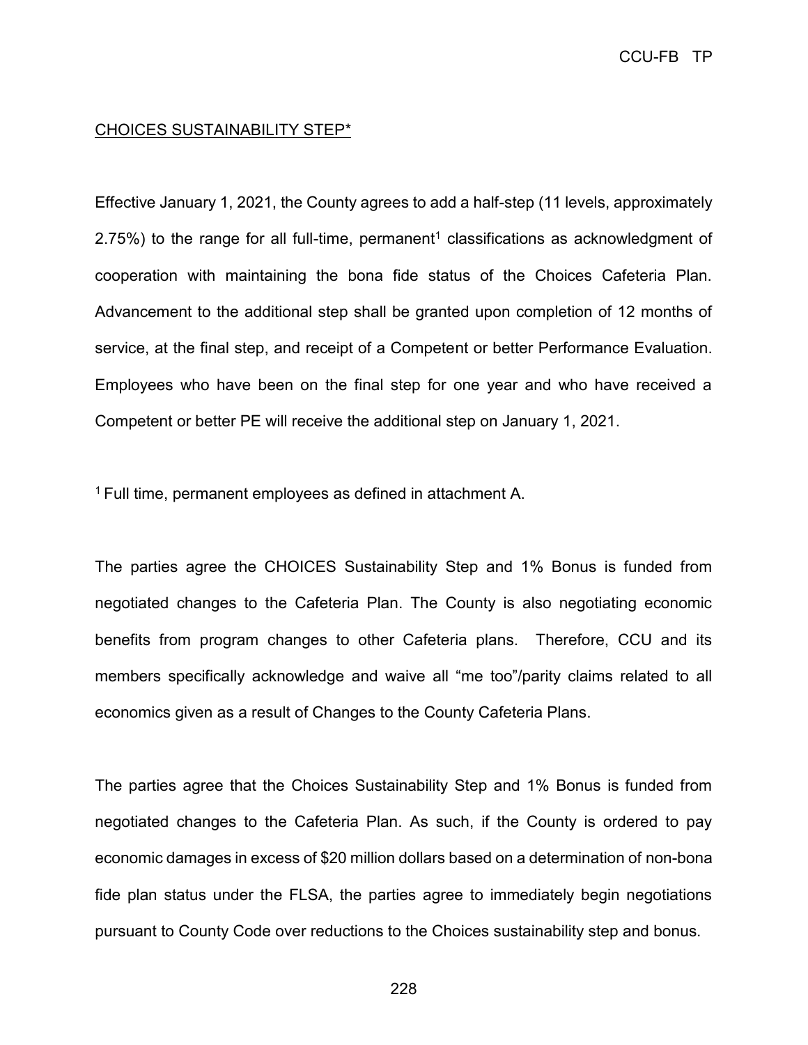CHOICES SUSTAINABILITY STEP*

Effective January 1, 2021, the County agrees to add a half-step (11 levels, approximately 2.75%) to the range for all full-time, permanent[1] classifications as acknowledgment of cooperation with maintaining the bona fide status of the Choices Cafeteria Plan. Advancement to the additional step shall be granted upon completion of 12 months of service, at the final step, and receipt of a Competent or better Performance Evaluation. Employees who have been on the final step for one year and who have received a Competent or better PE will receive the additional step on January 1, 2021.

[1] Full time, permanent employees as defined in attachment A.

The parties agree the CHOICES Sustainability Step and 1% Bonus is funded from negotiated changes to the Cafeteria Plan. The County is also negotiating economic benefits from program changes to other Cafeteria plans. Therefore, CCU and its members specifically acknowledge and waive all "me too"/parity claims related to all economics given as a result of Changes to the County Cafeteria Plans.

The parties agree that the Choices Sustainability Step and 1% Bonus is funded from negotiated changes to the Cafeteria Plan. As such, if the County is ordered to pay economic damages in excess of $20 million dollars based on a determination of non-bona fide plan status under the FLSA, the parties agree to immediately begin negotiations pursuant to County Code over reductions to the Choices sustainability step and bonus.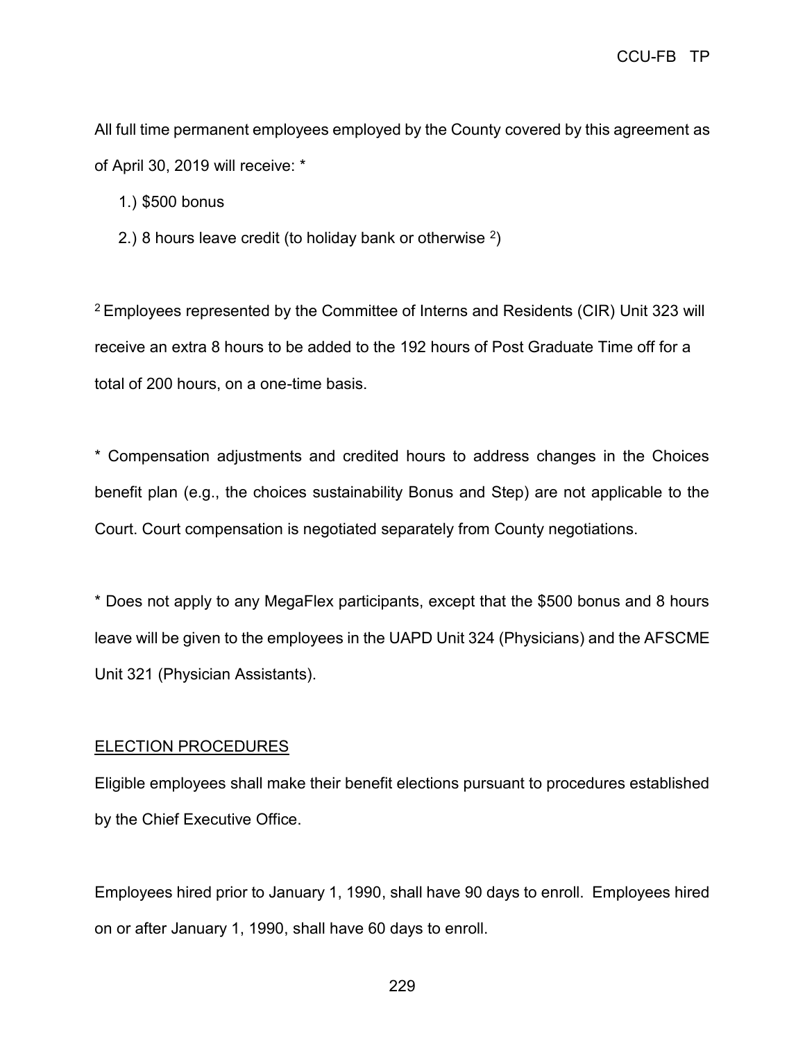All full time permanent employees employed by the County covered by this agreement as of April 30, 2019 will receive: *

1.) $500 bonus

2.) 8 hours leave credit (to holiday bank or otherwise [2])

[2] Employees represented by the Committee of Interns and Residents (CIR) Unit 323 will receive an extra 8 hours to be added to the 192 hours of Post Graduate Time off for a total of 200 hours, on a one-time basis.

* Compensation adjustments and credited hours to address changes in the Choices benefit plan (e.g., the choices sustainability Bonus and Step) are not applicable to the Court. Court compensation is negotiated separately from County negotiations.

* Does not apply to any MegaFlex participants, except that the $500 bonus and 8 hours leave will be given to the employees in the UAPD Unit 324 (Physicians) and the AFSCME Unit 321 (Physician Assistants).

ELECTION PROCEDURES

Eligible employees shall make their benefit elections pursuant to procedures established by the Chief Executive Office.

Employees hired prior to January 1, 1990, shall have 90 days to enroll. Employees hired on or after January 1, 1990, shall have 60 days to enroll.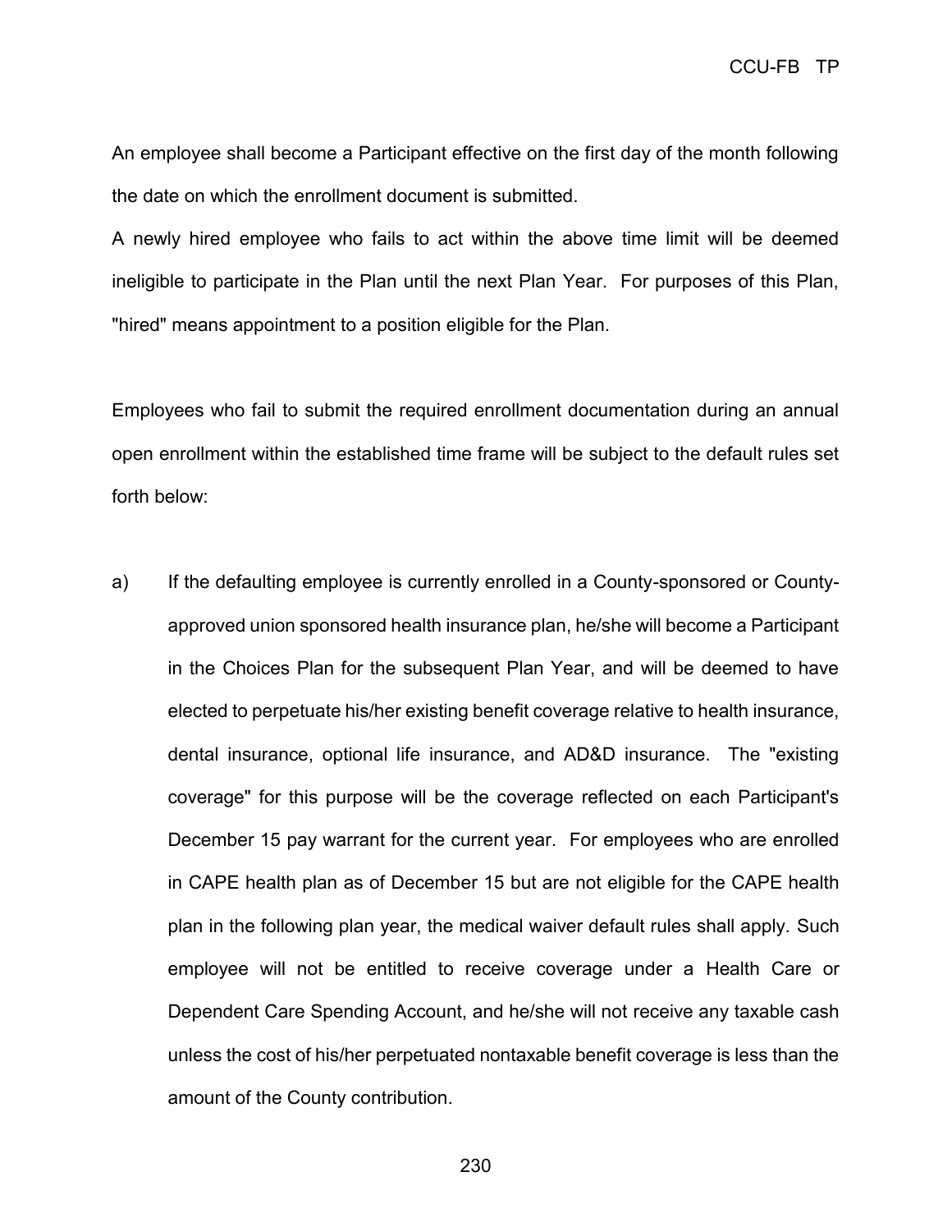An employee shall become a Participant effective on the first day of the month following the date on which the enrollment document is submitted.

A newly hired employee who fails to act within the above time limit will be deemed ineligible to participate in the Plan until the next Plan Year. For purposes of this Plan, "hired" means appointment to a position eligible for the Plan.

Employees who fail to submit the required enrollment documentation during an annual open enrollment within the established time frame will be subject to the default rules set forth below:

a) If the defaulting employee is currently enrolled in a County-sponsored or County-approved union sponsored health insurance plan, he/she will become a Participant in the Choices Plan for the subsequent Plan Year, and will be deemed to have elected to perpetuate his/her existing benefit coverage relative to health insurance, dental insurance, optional life insurance, and AD&D insurance. The "existing coverage" for this purpose will be the coverage reflected on each Participant's December 15 pay warrant for the current year. For employees who are enrolled in CAPE health plan as of December 15 but are not eligible for the CAPE health plan in the following plan year, the medical waiver default rules shall apply. Such employee will not be entitled to receive coverage under a Health Care or Dependent Care Spending Account, and he/she will not receive any taxable cash unless the cost of his/her perpetuated nontaxable benefit coverage is less than the amount of the County contribution.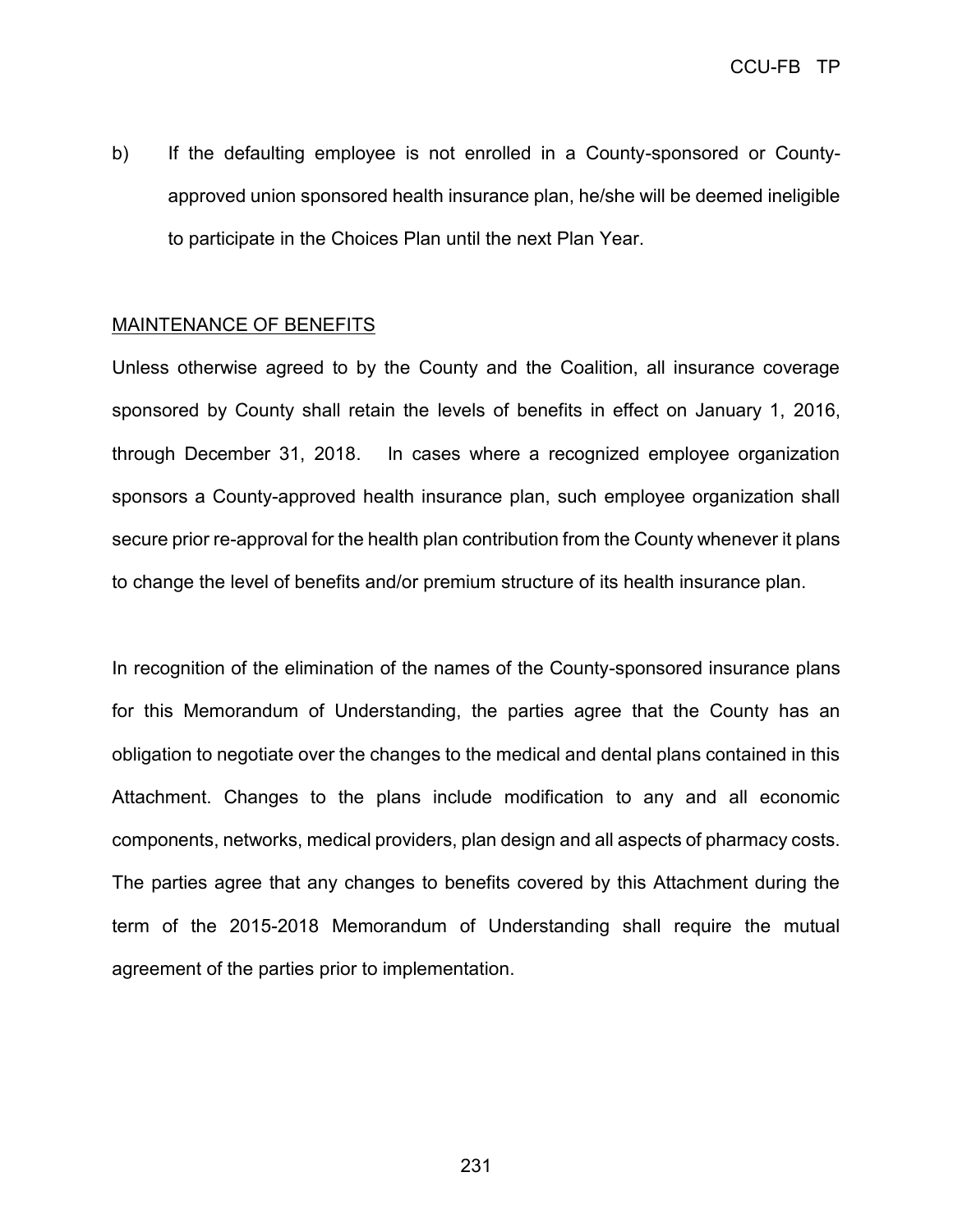b) If the defaulting employee is not enrolled in a County-sponsored or County-approved union sponsored health insurance plan, he/she will be deemed ineligible to participate in the Choices Plan until the next Plan Year.

## MAINTENANCE OF BENEFITS

Unless otherwise agreed to by the County and the Coalition, all insurance coverage sponsored by County shall retain the levels of benefits in effect on January 1, 2016, through December 31, 2018. In cases where a recognized employee organization sponsors a County-approved health insurance plan, such employee organization shall secure prior re-approval for the health plan contribution from the County whenever it plans to change the level of benefits and/or premium structure of its health insurance plan.

In recognition of the elimination of the names of the County-sponsored insurance plans for this Memorandum of Understanding, the parties agree that the County has an obligation to negotiate over the changes to the medical and dental plans contained in this Attachment. Changes to the plans include modification to any and all economic components, networks, medical providers, plan design and all aspects of pharmacy costs. The parties agree that any changes to benefits covered by this Attachment during the term of the 2015-2018 Memorandum of Understanding shall require the mutual agreement of the parties prior to implementation.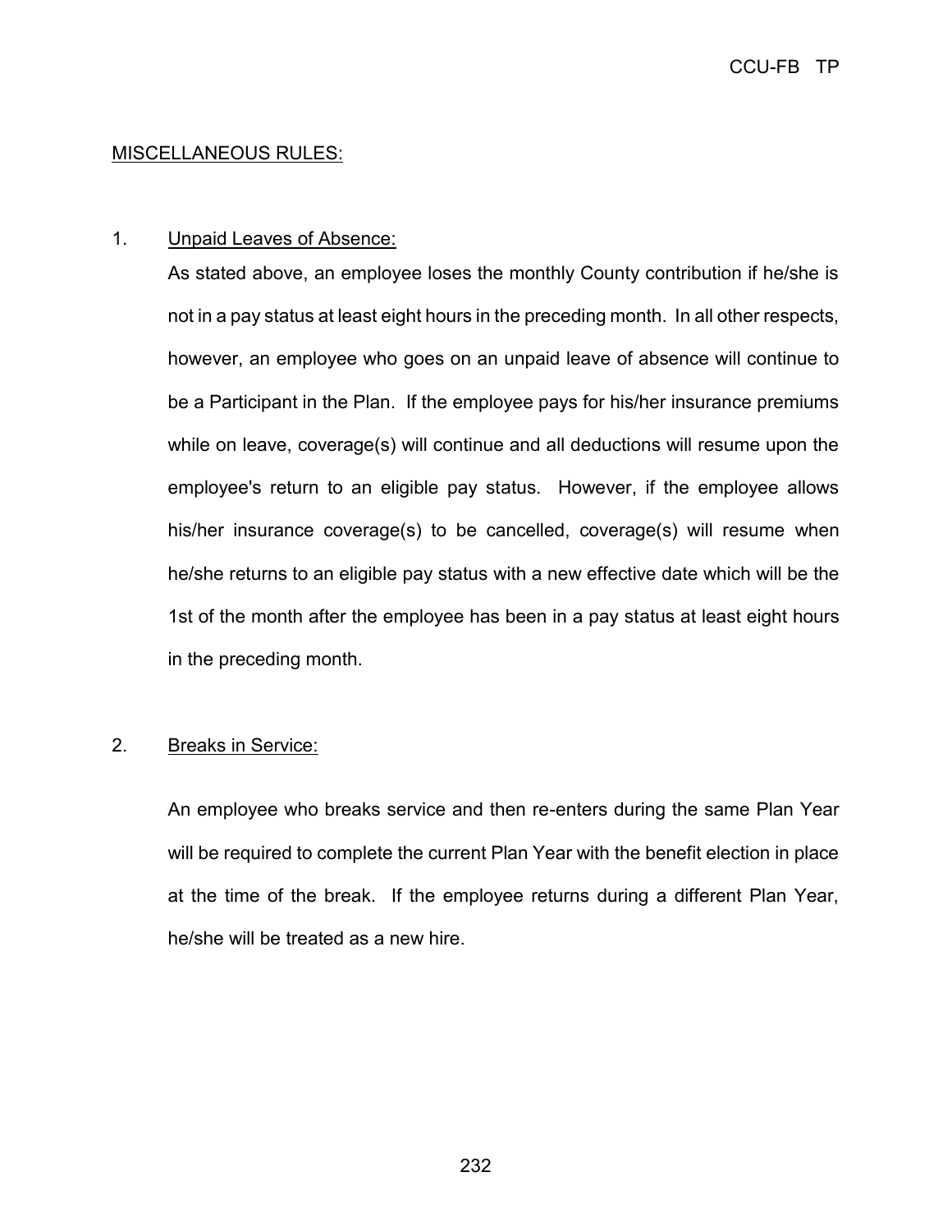MISCELLANEOUS RULES:

1. Unpaid Leaves of Absence:

   As stated above, an employee loses the monthly County contribution if he/she is not in a pay status at least eight hours in the preceding month. In all other respects, however, an employee who goes on an unpaid leave of absence will continue to be a Participant in the Plan. If the employee pays for his/her insurance premiums while on leave, coverage(s) will continue and all deductions will resume upon the employee's return to an eligible pay status. However, if the employee allows his/her insurance coverage(s) to be cancelled, coverage(s) will resume when he/she returns to an eligible pay status with a new effective date which will be the 1st of the month after the employee has been in a pay status at least eight hours in the preceding month.

2. Breaks in Service:

   An employee who breaks service and then re-enters during the same Plan Year will be required to complete the current Plan Year with the benefit election in place at the time of the break. If the employee returns during a different Plan Year, he/she will be treated as a new hire.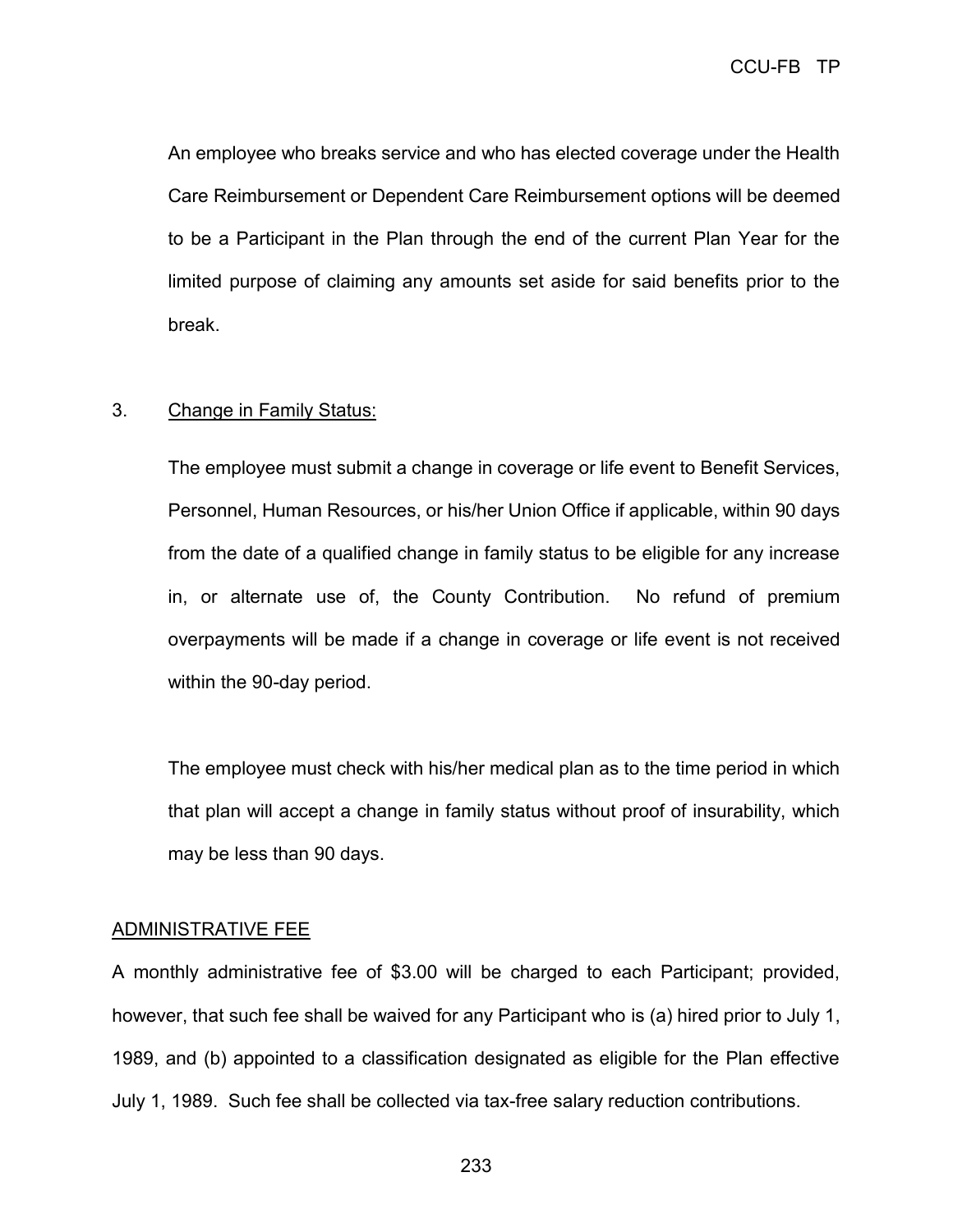An employee who breaks service and who has elected coverage under the Health Care Reimbursement or Dependent Care Reimbursement options will be deemed to be a Participant in the Plan through the end of the current Plan Year for the limited purpose of claiming any amounts set aside for said benefits prior to the break.

3. Change in Family Status:

   The employee must submit a change in coverage or life event to Benefit Services, Personnel, Human Resources, or his/her Union Office if applicable, within 90 days from the date of a qualified change in family status to be eligible for any increase in, or alternate use of, the County Contribution. No refund of premium overpayments will be made if a change in coverage or life event is not received within the 90-day period.

   The employee must check with his/her medical plan as to the time period in which that plan will accept a change in family status without proof of insurability, which may be less than 90 days.

ADMINISTRATIVE FEE

A monthly administrative fee of $3.00 will be charged to each Participant; provided, however, that such fee shall be waived for any Participant who is (a) hired prior to July 1, 1989, and (b) appointed to a classification designated as eligible for the Plan effective July 1, 1989. Such fee shall be collected via tax-free salary reduction contributions.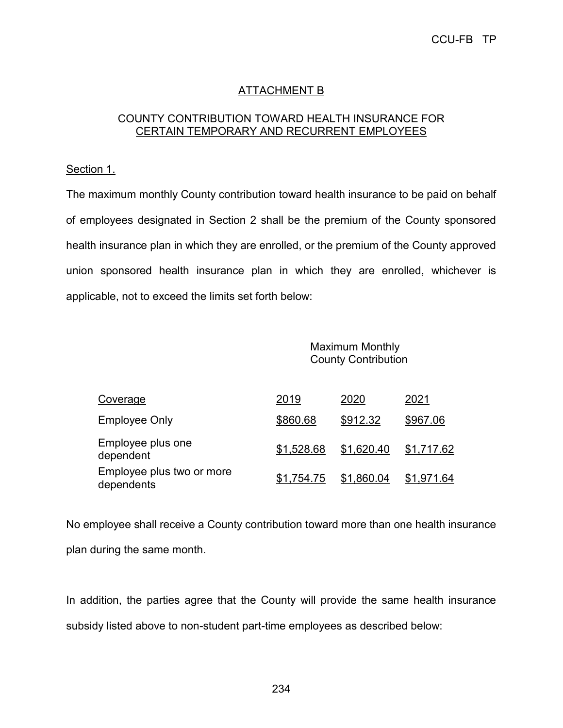## ATTACHMENT B

## COUNTY CONTRIBUTION TOWARD HEALTH INSURANCE FOR CERTAIN TEMPORARY AND RECURRENT EMPLOYEES

Section 1.

The maximum monthly County contribution toward health insurance to be paid on behalf of employees designated in Section 2 shall be the premium of the County sponsored health insurance plan in which they are enrolled, or the premium of the County approved union sponsored health insurance plan in which they are enrolled, whichever is applicable, not to exceed the limits set forth below:

| | Maximum Monthly County Contribution | | |
|---|---|---|---|
| Coverage | 2019 | 2020 | 2021 |
| Employee Only | $860.68 | $912.32 | $967.06 |
| Employee plus one dependent | $1,528.68 | $1,620.40 | $1,717.62 |
| Employee plus two or more dependents | $1,754.75 | $1,860.04 | $1,971.64 |

No employee shall receive a County contribution toward more than one health insurance plan during the same month.

In addition, the parties agree that the County will provide the same health insurance subsidy listed above to non-student part-time employees as described below: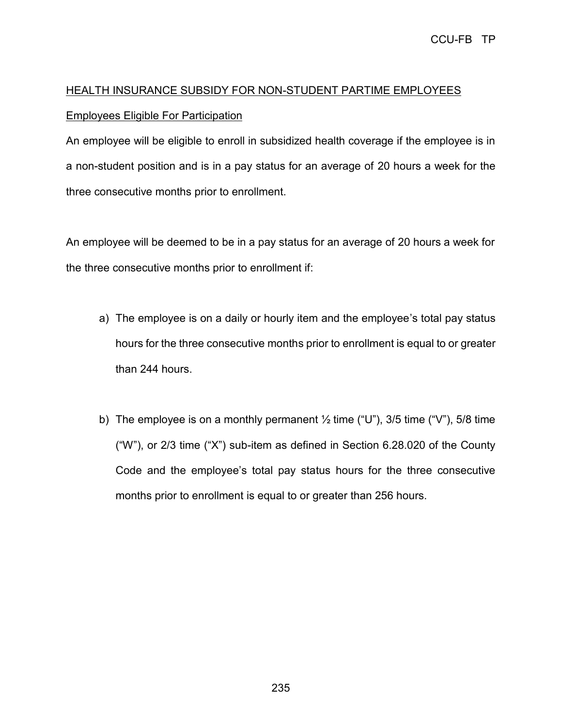## HEALTH INSURANCE SUBSIDY FOR NON-STUDENT PARTIME EMPLOYEES

### Employees Eligible For Participation

An employee will be eligible to enroll in subsidized health coverage if the employee is in a non-student position and is in a pay status for an average of 20 hours a week for the three consecutive months prior to enrollment.

An employee will be deemed to be in a pay status for an average of 20 hours a week for the three consecutive months prior to enrollment if:

a) The employee is on a daily or hourly item and the employee's total pay status hours for the three consecutive months prior to enrollment is equal to or greater than 244 hours.

b) The employee is on a monthly permanent ½ time ("U"), 3/5 time ("V"), 5/8 time ("W"), or 2/3 time ("X") sub-item as defined in Section 6.28.020 of the County Code and the employee's total pay status hours for the three consecutive months prior to enrollment is equal to or greater than 256 hours.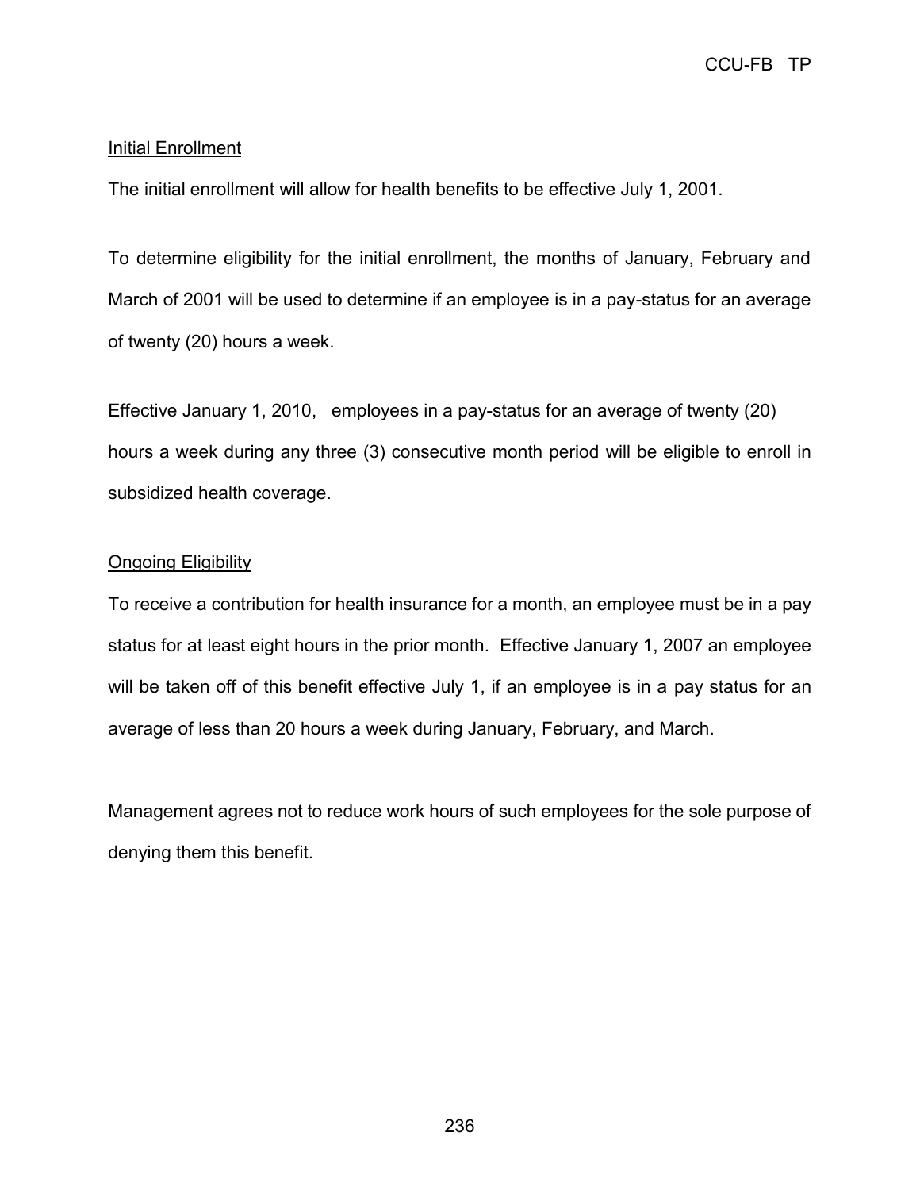<u>Initial Enrollment</u>

The initial enrollment will allow for health benefits to be effective July 1, 2001.

To determine eligibility for the initial enrollment, the months of January, February and March of 2001 will be used to determine if an employee is in a pay-status for an average of twenty (20) hours a week.

Effective January 1, 2010, employees in a pay-status for an average of twenty (20) hours a week during any three (3) consecutive month period will be eligible to enroll in subsidized health coverage.

<u>Ongoing Eligibility</u>

To receive a contribution for health insurance for a month, an employee must be in a pay status for at least eight hours in the prior month. Effective January 1, 2007 an employee will be taken off of this benefit effective July 1, if an employee is in a pay status for an average of less than 20 hours a week during January, February, and March.

Management agrees not to reduce work hours of such employees for the sole purpose of denying them this benefit.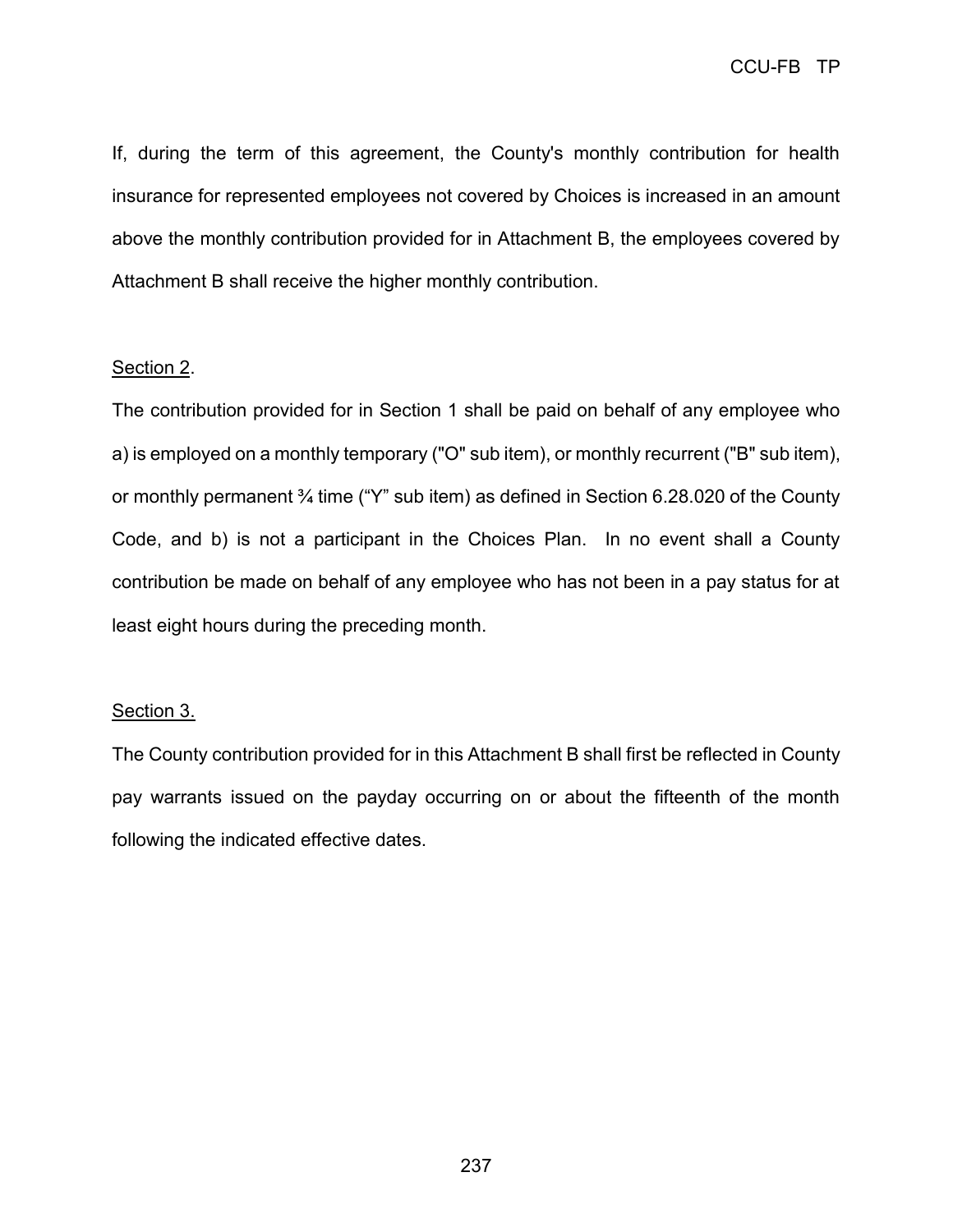If, during the term of this agreement, the County's monthly contribution for health insurance for represented employees not covered by Choices is increased in an amount above the monthly contribution provided for in Attachment B, the employees covered by Attachment B shall receive the higher monthly contribution.

Section 2.

The contribution provided for in Section 1 shall be paid on behalf of any employee who a) is employed on a monthly temporary ("O" sub item), or monthly recurrent ("B" sub item), or monthly permanent ¾ time (“Y” sub item) as defined in Section 6.28.020 of the County Code, and b) is not a participant in the Choices Plan. In no event shall a County contribution be made on behalf of any employee who has not been in a pay status for at least eight hours during the preceding month.

Section 3.

The County contribution provided for in this Attachment B shall first be reflected in County pay warrants issued on the payday occurring on or about the fifteenth of the month following the indicated effective dates.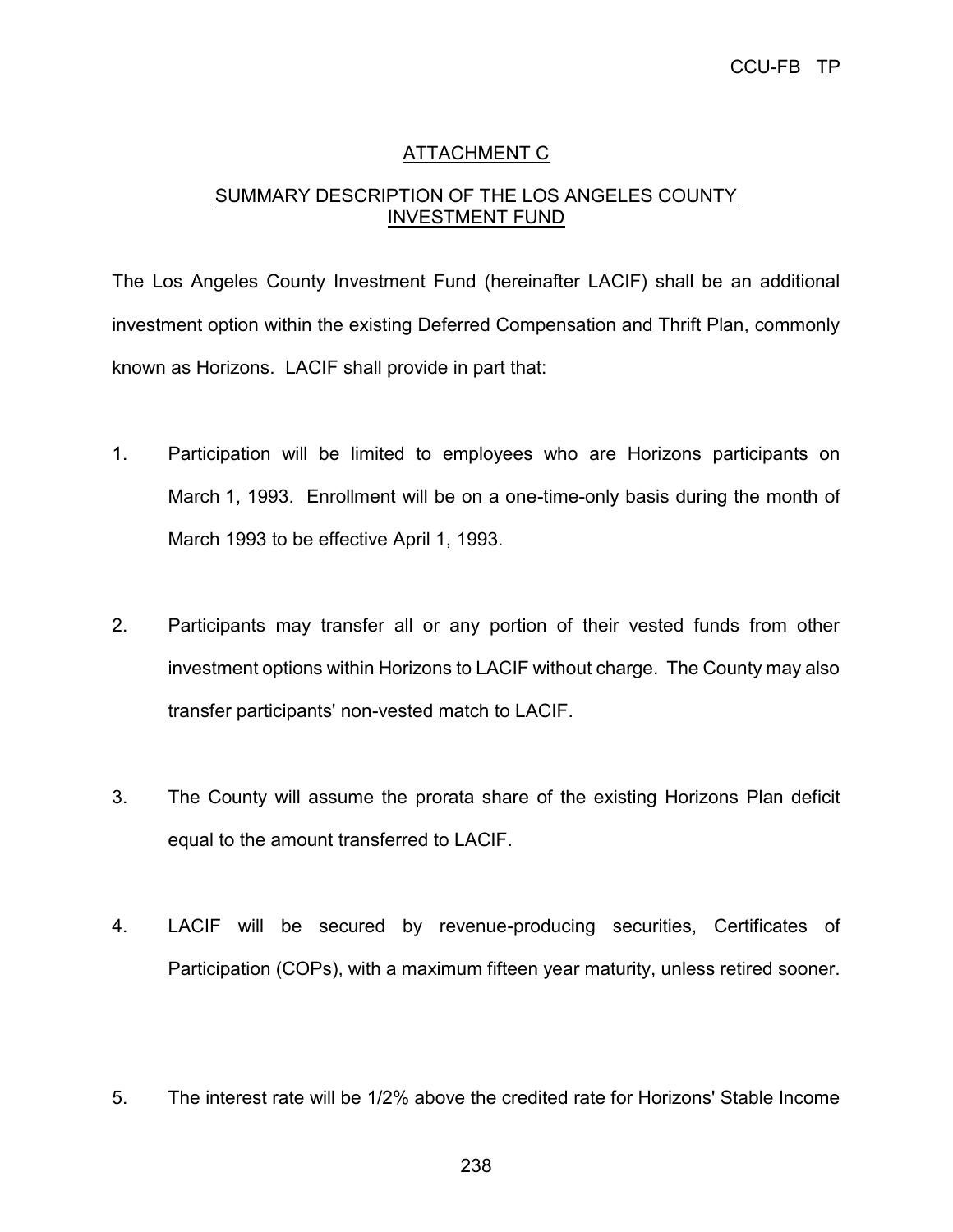## ATTACHMENT C

## SUMMARY DESCRIPTION OF THE LOS ANGELES COUNTY INVESTMENT FUND

The Los Angeles County Investment Fund (hereinafter LACIF) shall be an additional investment option within the existing Deferred Compensation and Thrift Plan, commonly known as Horizons. LACIF shall provide in part that:

1. Participation will be limited to employees who are Horizons participants on March 1, 1993. Enrollment will be on a one-time-only basis during the month of March 1993 to be effective April 1, 1993.

2. Participants may transfer all or any portion of their vested funds from other investment options within Horizons to LACIF without charge. The County may also transfer participants' non-vested match to LACIF.

3. The County will assume the prorata share of the existing Horizons Plan deficit equal to the amount transferred to LACIF.

4. LACIF will be secured by revenue-producing securities, Certificates of Participation (COPs), with a maximum fifteen year maturity, unless retired sooner.

5. The interest rate will be 1/2% above the credited rate for Horizons' Stable Income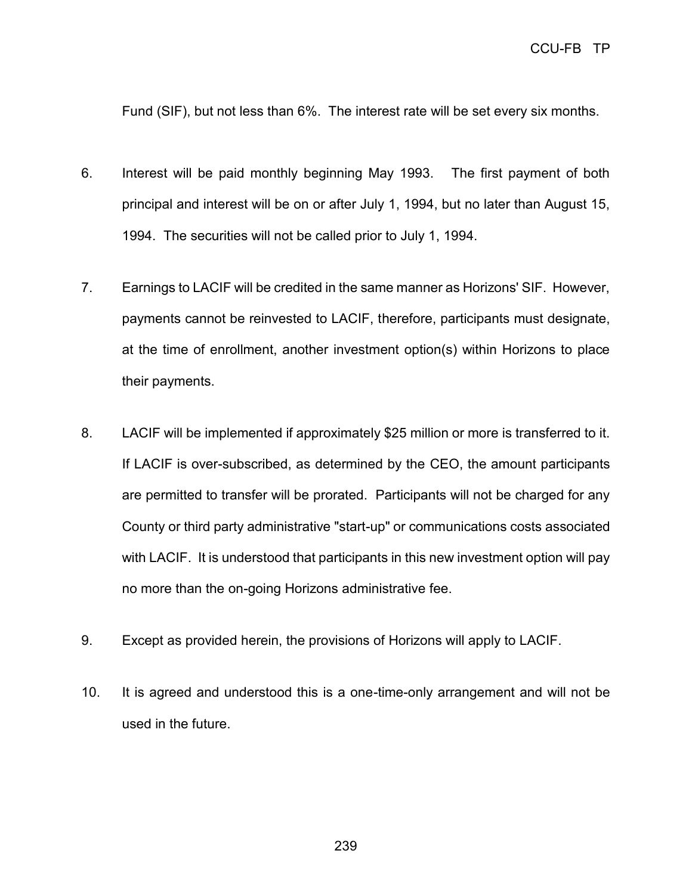Fund (SIF), but not less than 6%. The interest rate will be set every six months.

6. Interest will be paid monthly beginning May 1993. The first payment of both principal and interest will be on or after July 1, 1994, but no later than August 15, 1994. The securities will not be called prior to July 1, 1994.

7. Earnings to LACIF will be credited in the same manner as Horizons' SIF. However, payments cannot be reinvested to LACIF, therefore, participants must designate, at the time of enrollment, another investment option(s) within Horizons to place their payments.

8. LACIF will be implemented if approximately $25 million or more is transferred to it. If LACIF is over-subscribed, as determined by the CEO, the amount participants are permitted to transfer will be prorated. Participants will not be charged for any County or third party administrative "start-up" or communications costs associated with LACIF. It is understood that participants in this new investment option will pay no more than the on-going Horizons administrative fee.

9. Except as provided herein, the provisions of Horizons will apply to LACIF.

10. It is agreed and understood this is a one-time-only arrangement and will not be used in the future.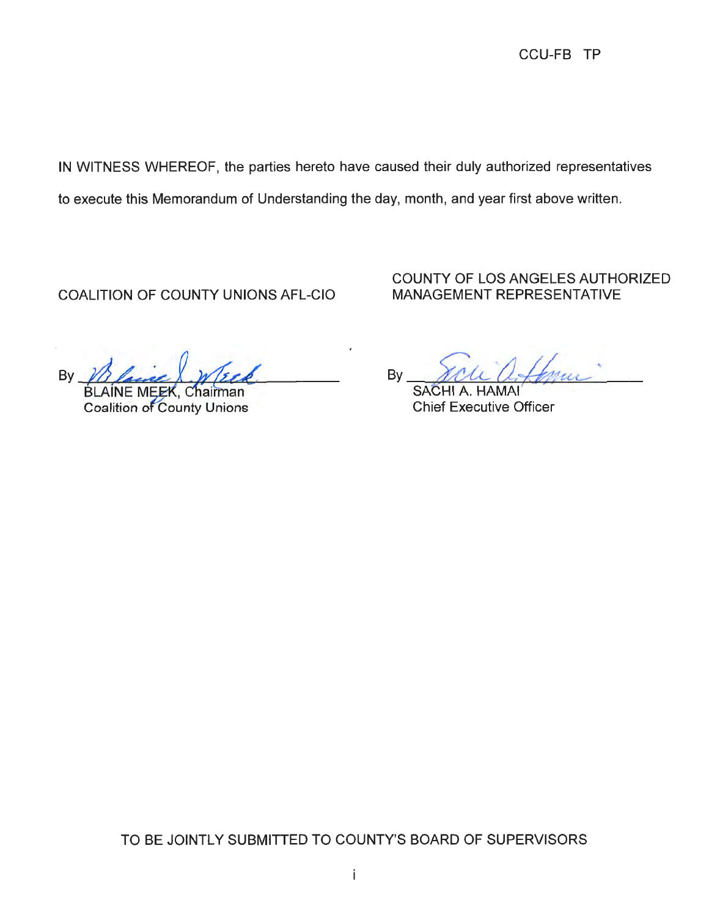CCU-FB TP

IN WITNESS WHEREOF, the parties hereto have caused their duly authorized representatives to execute this Memorandum of Understanding the day, month, and year first above written.

| COALITION OF COUNTY UNIONS AFL-CIO | COUNTY OF LOS ANGELES AUTHORIZED MANAGEMENT REPRESENTATIVE |
| --- | --- |
| By ______________________ | By ______________________ |
| BLAINE MEEK, Chairman | SACHI A. HAMAI |
| Coalition of County Unions | Chief Executive Officer |

TO BE JOINTLY SUBMITTED TO COUNTY'S BOARD OF SUPERVISORS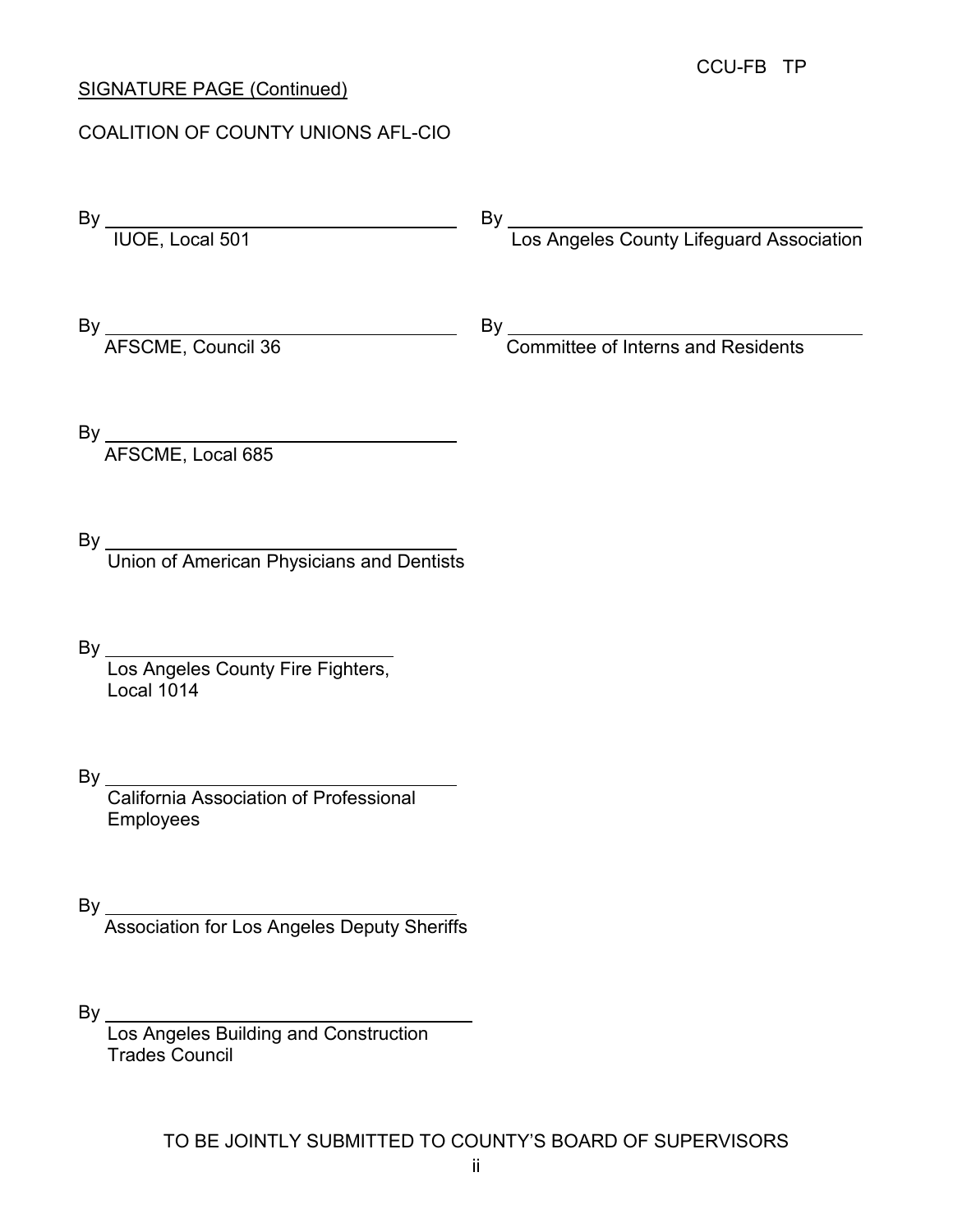SIGNATURE PAGE (Continued)

COALITION OF COUNTY UNIONS AFL-CIO

By ______________________________
IUOE, Local 501

By ______________________________
Los Angeles County Lifeguard Association

By ______________________________
AFSCME, Council 36

By ______________________________
Committee of Interns and Residents

By ______________________________
AFSCME, Local 685

By ______________________________
Union of American Physicians and Dentists

By ______________________________
Los Angeles County Fire Fighters, Local 1014

By ______________________________
California Association of Professional Employees

By ______________________________
Association for Los Angeles Deputy Sheriffs

By ______________________________
Los Angeles Building and Construction Trades Council

TO BE JOINTLY SUBMITTED TO COUNTY'S BOARD OF SUPERVISORS